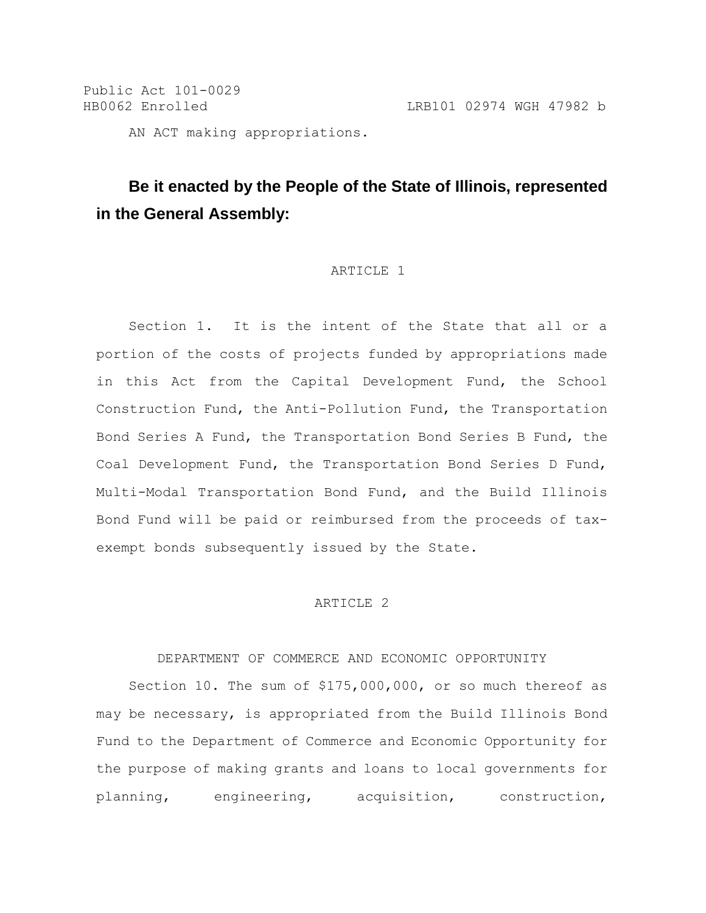Public Act 101-0029
HB0062 Enrolled LRB101 02974 WGH 47982 b

AN ACT making appropriations.

**Be it enacted by the People of the State of Illinois, represented in the General Assembly:**

ARTICLE 1

Section 1. It is the intent of the State that all or a portion of the costs of projects funded by appropriations made in this Act from the Capital Development Fund, the School Construction Fund, the Anti-Pollution Fund, the Transportation Bond Series A Fund, the Transportation Bond Series B Fund, the Coal Development Fund, the Transportation Bond Series D Fund, Multi-Modal Transportation Bond Fund, and the Build Illinois Bond Fund will be paid or reimbursed from the proceeds of tax-exempt bonds subsequently issued by the State.

ARTICLE 2

DEPARTMENT OF COMMERCE AND ECONOMIC OPPORTUNITY

Section 10. The sum of $175,000,000, or so much thereof as may be necessary, is appropriated from the Build Illinois Bond Fund to the Department of Commerce and Economic Opportunity for the purpose of making grants and loans to local governments for planning, engineering, acquisition, construction,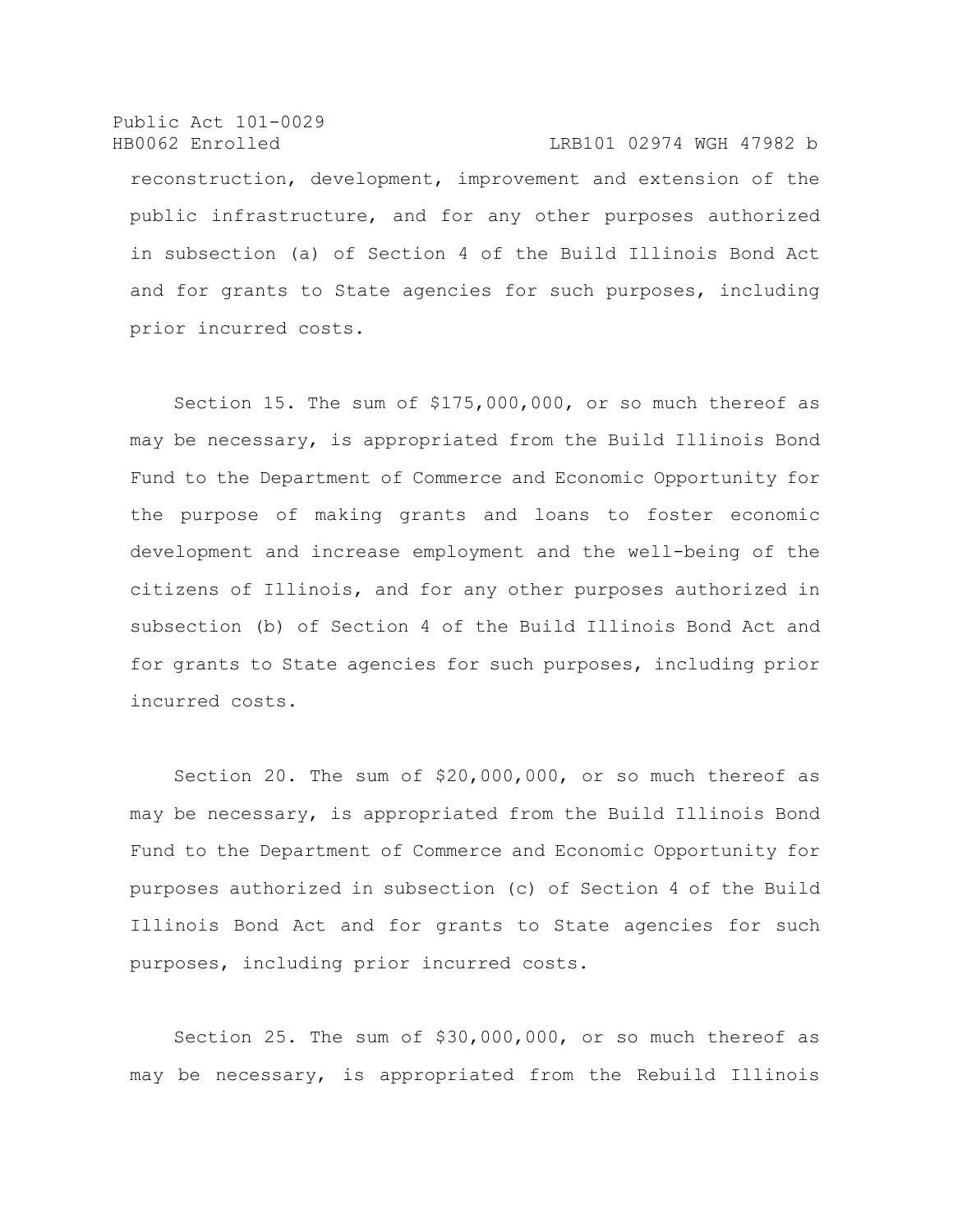reconstruction, development, improvement and extension of the public infrastructure, and for any other purposes authorized in subsection (a) of Section 4 of the Build Illinois Bond Act and for grants to State agencies for such purposes, including prior incurred costs.

Section 15. The sum of $175,000,000, or so much thereof as may be necessary, is appropriated from the Build Illinois Bond Fund to the Department of Commerce and Economic Opportunity for the purpose of making grants and loans to foster economic development and increase employment and the well-being of the citizens of Illinois, and for any other purposes authorized in subsection (b) of Section 4 of the Build Illinois Bond Act and for grants to State agencies for such purposes, including prior incurred costs.

Section 20. The sum of $20,000,000, or so much thereof as may be necessary, is appropriated from the Build Illinois Bond Fund to the Department of Commerce and Economic Opportunity for purposes authorized in subsection (c) of Section 4 of the Build Illinois Bond Act and for grants to State agencies for such purposes, including prior incurred costs.

Section 25. The sum of $30,000,000, or so much thereof as may be necessary, is appropriated from the Rebuild Illinois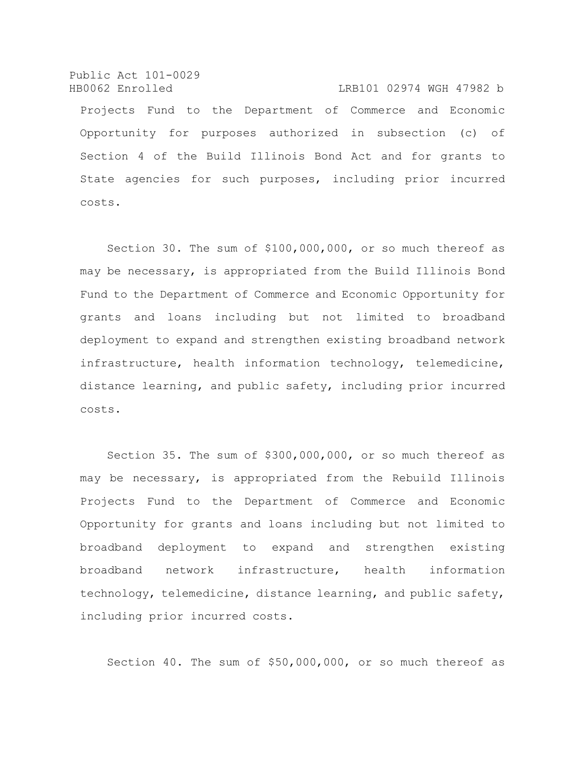Projects Fund to the Department of Commerce and Economic Opportunity for purposes authorized in subsection (c) of Section 4 of the Build Illinois Bond Act and for grants to State agencies for such purposes, including prior incurred costs.

Section 30. The sum of $100,000,000, or so much thereof as may be necessary, is appropriated from the Build Illinois Bond Fund to the Department of Commerce and Economic Opportunity for grants and loans including but not limited to broadband deployment to expand and strengthen existing broadband network infrastructure, health information technology, telemedicine, distance learning, and public safety, including prior incurred costs.

Section 35. The sum of $300,000,000, or so much thereof as may be necessary, is appropriated from the Rebuild Illinois Projects Fund to the Department of Commerce and Economic Opportunity for grants and loans including but not limited to broadband deployment to expand and strengthen existing broadband network infrastructure, health information technology, telemedicine, distance learning, and public safety, including prior incurred costs.

Section 40. The sum of $50,000,000, or so much thereof as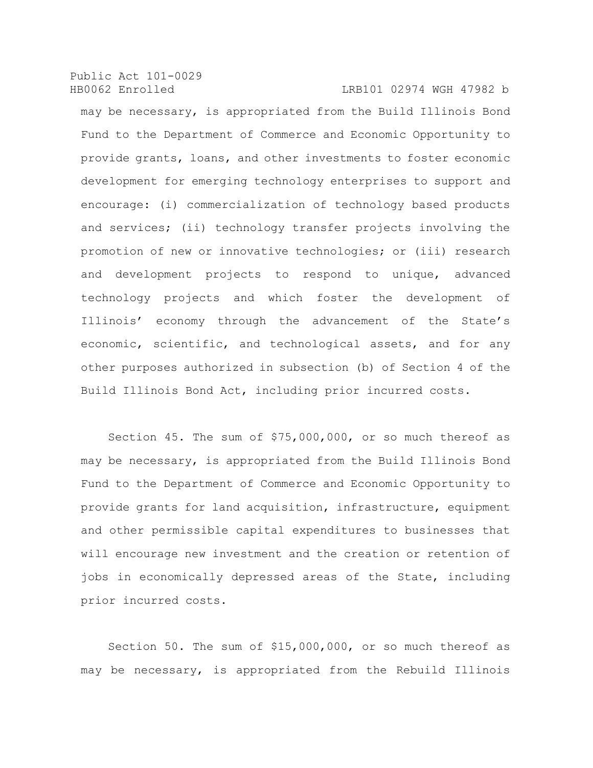may be necessary, is appropriated from the Build Illinois Bond Fund to the Department of Commerce and Economic Opportunity to provide grants, loans, and other investments to foster economic development for emerging technology enterprises to support and encourage: (i) commercialization of technology based products and services; (ii) technology transfer projects involving the promotion of new or innovative technologies; or (iii) research and development projects to respond to unique, advanced technology projects and which foster the development of Illinois' economy through the advancement of the State's economic, scientific, and technological assets, and for any other purposes authorized in subsection (b) of Section 4 of the Build Illinois Bond Act, including prior incurred costs.

Section 45. The sum of $75,000,000, or so much thereof as may be necessary, is appropriated from the Build Illinois Bond Fund to the Department of Commerce and Economic Opportunity to provide grants for land acquisition, infrastructure, equipment and other permissible capital expenditures to businesses that will encourage new investment and the creation or retention of jobs in economically depressed areas of the State, including prior incurred costs.

Section 50. The sum of $15,000,000, or so much thereof as may be necessary, is appropriated from the Rebuild Illinois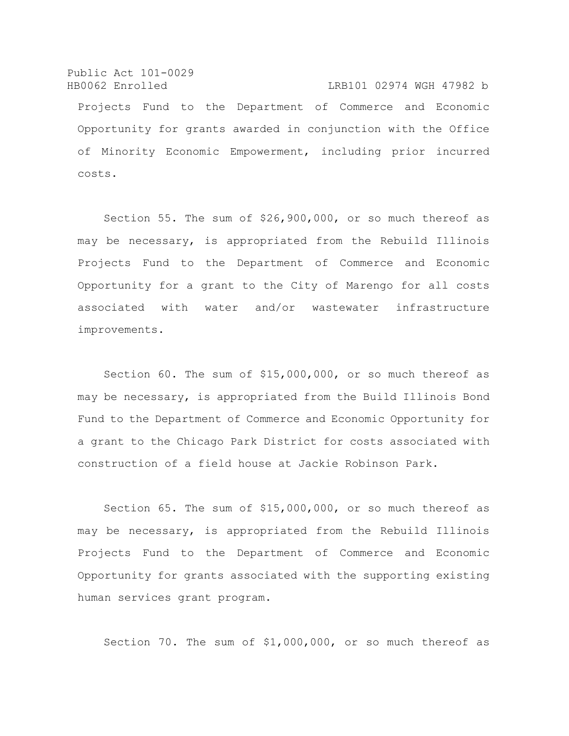Projects Fund to the Department of Commerce and Economic Opportunity for grants awarded in conjunction with the Office of Minority Economic Empowerment, including prior incurred costs.

Section 55. The sum of $26,900,000, or so much thereof as may be necessary, is appropriated from the Rebuild Illinois Projects Fund to the Department of Commerce and Economic Opportunity for a grant to the City of Marengo for all costs associated with water and/or wastewater infrastructure improvements.

Section 60. The sum of $15,000,000, or so much thereof as may be necessary, is appropriated from the Build Illinois Bond Fund to the Department of Commerce and Economic Opportunity for a grant to the Chicago Park District for costs associated with construction of a field house at Jackie Robinson Park.

Section 65. The sum of $15,000,000, or so much thereof as may be necessary, is appropriated from the Rebuild Illinois Projects Fund to the Department of Commerce and Economic Opportunity for grants associated with the supporting existing human services grant program.

Section 70. The sum of $1,000,000, or so much thereof as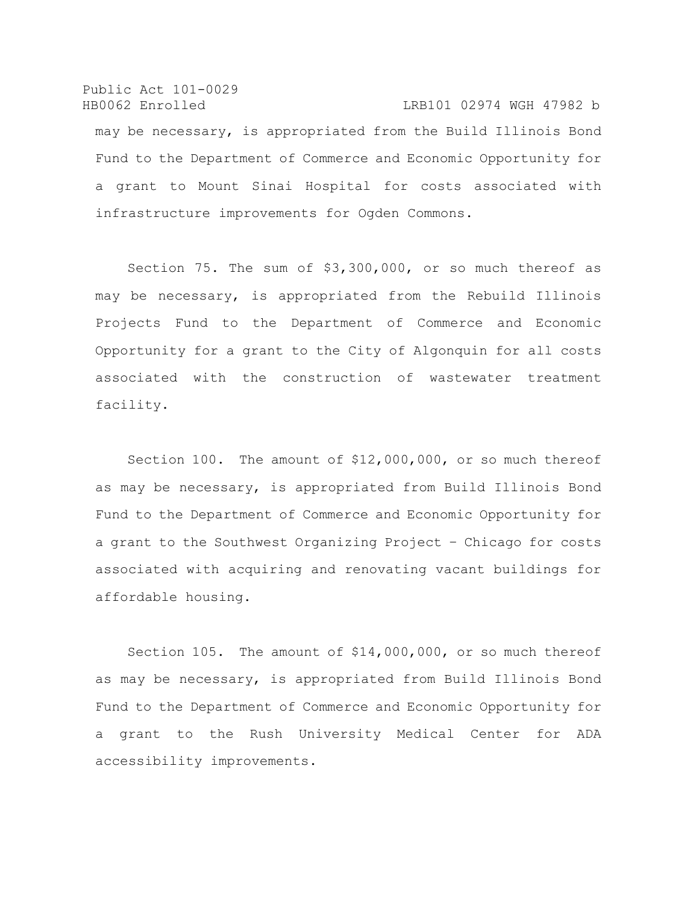may be necessary, is appropriated from the Build Illinois Bond Fund to the Department of Commerce and Economic Opportunity for a grant to Mount Sinai Hospital for costs associated with infrastructure improvements for Ogden Commons.

Section 75. The sum of $3,300,000, or so much thereof as may be necessary, is appropriated from the Rebuild Illinois Projects Fund to the Department of Commerce and Economic Opportunity for a grant to the City of Algonquin for all costs associated with the construction of wastewater treatment facility.

Section 100. The amount of $12,000,000, or so much thereof as may be necessary, is appropriated from Build Illinois Bond Fund to the Department of Commerce and Economic Opportunity for a grant to the Southwest Organizing Project – Chicago for costs associated with acquiring and renovating vacant buildings for affordable housing.

Section 105. The amount of $14,000,000, or so much thereof as may be necessary, is appropriated from Build Illinois Bond Fund to the Department of Commerce and Economic Opportunity for a grant to the Rush University Medical Center for ADA accessibility improvements.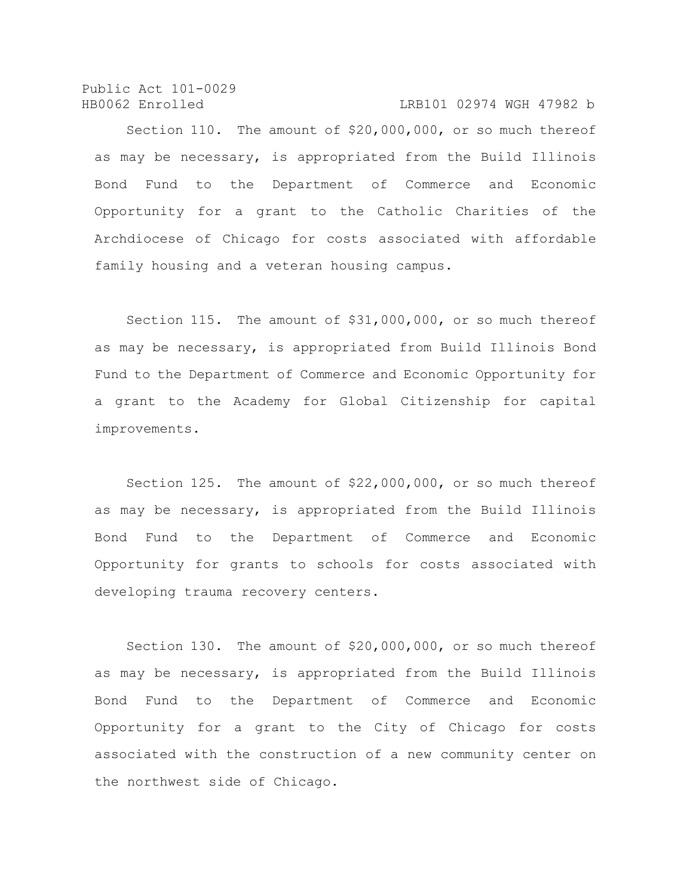Section 110. The amount of $20,000,000, or so much thereof as may be necessary, is appropriated from the Build Illinois Bond Fund to the Department of Commerce and Economic Opportunity for a grant to the Catholic Charities of the Archdiocese of Chicago for costs associated with affordable family housing and a veteran housing campus.

Section 115. The amount of $31,000,000, or so much thereof as may be necessary, is appropriated from Build Illinois Bond Fund to the Department of Commerce and Economic Opportunity for a grant to the Academy for Global Citizenship for capital improvements.

Section 125. The amount of $22,000,000, or so much thereof as may be necessary, is appropriated from the Build Illinois Bond Fund to the Department of Commerce and Economic Opportunity for grants to schools for costs associated with developing trauma recovery centers.

Section 130. The amount of $20,000,000, or so much thereof as may be necessary, is appropriated from the Build Illinois Bond Fund to the Department of Commerce and Economic Opportunity for a grant to the City of Chicago for costs associated with the construction of a new community center on the northwest side of Chicago.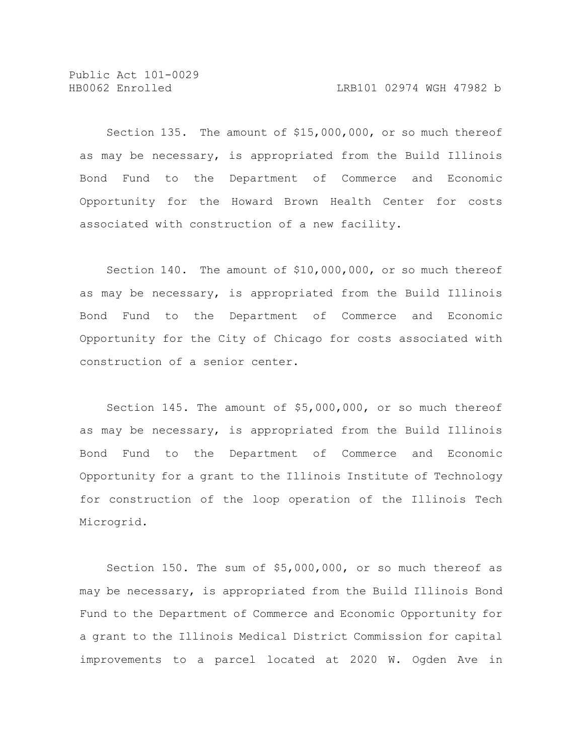Section 135. The amount of $15,000,000, or so much thereof as may be necessary, is appropriated from the Build Illinois Bond Fund to the Department of Commerce and Economic Opportunity for the Howard Brown Health Center for costs associated with construction of a new facility.

Section 140. The amount of $10,000,000, or so much thereof as may be necessary, is appropriated from the Build Illinois Bond Fund to the Department of Commerce and Economic Opportunity for the City of Chicago for costs associated with construction of a senior center.

Section 145. The amount of $5,000,000, or so much thereof as may be necessary, is appropriated from the Build Illinois Bond Fund to the Department of Commerce and Economic Opportunity for a grant to the Illinois Institute of Technology for construction of the loop operation of the Illinois Tech Microgrid.

Section 150. The sum of $5,000,000, or so much thereof as may be necessary, is appropriated from the Build Illinois Bond Fund to the Department of Commerce and Economic Opportunity for a grant to the Illinois Medical District Commission for capital improvements to a parcel located at 2020 W. Ogden Ave in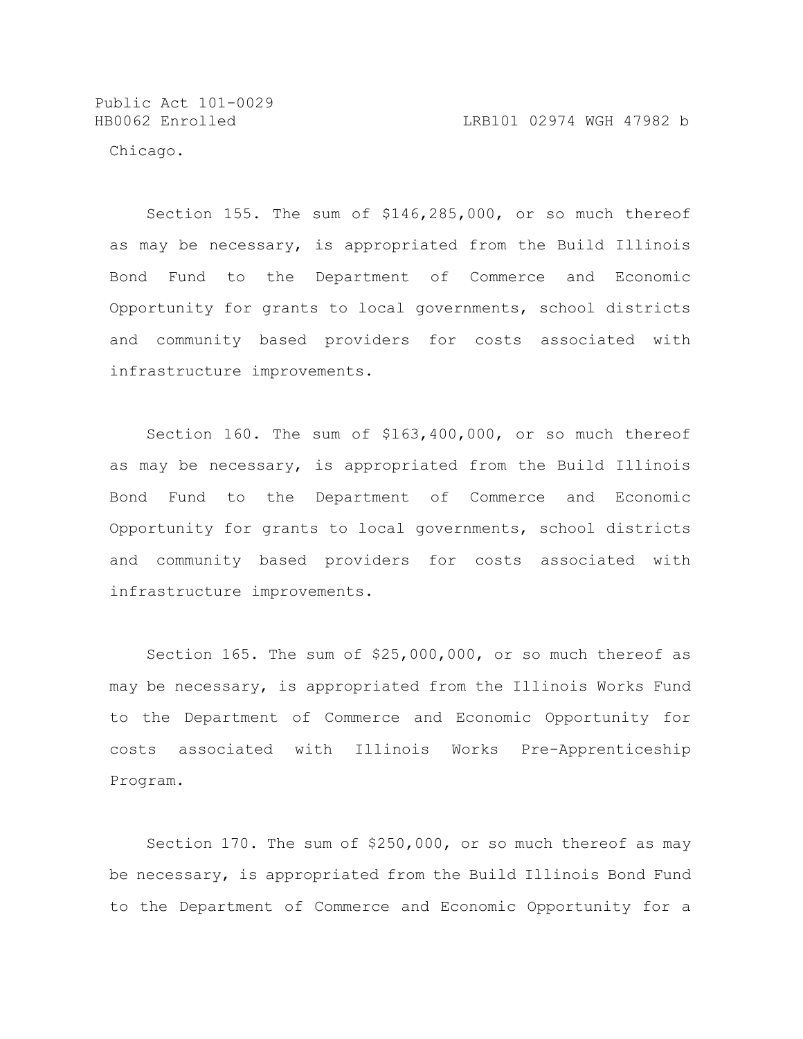Chicago.

Section 155. The sum of $146,285,000, or so much thereof as may be necessary, is appropriated from the Build Illinois Bond Fund to the Department of Commerce and Economic Opportunity for grants to local governments, school districts and community based providers for costs associated with infrastructure improvements.

Section 160. The sum of $163,400,000, or so much thereof as may be necessary, is appropriated from the Build Illinois Bond Fund to the Department of Commerce and Economic Opportunity for grants to local governments, school districts and community based providers for costs associated with infrastructure improvements.

Section 165. The sum of $25,000,000, or so much thereof as may be necessary, is appropriated from the Illinois Works Fund to the Department of Commerce and Economic Opportunity for costs associated with Illinois Works Pre-Apprenticeship Program.

Section 170. The sum of $250,000, or so much thereof as may be necessary, is appropriated from the Build Illinois Bond Fund to the Department of Commerce and Economic Opportunity for a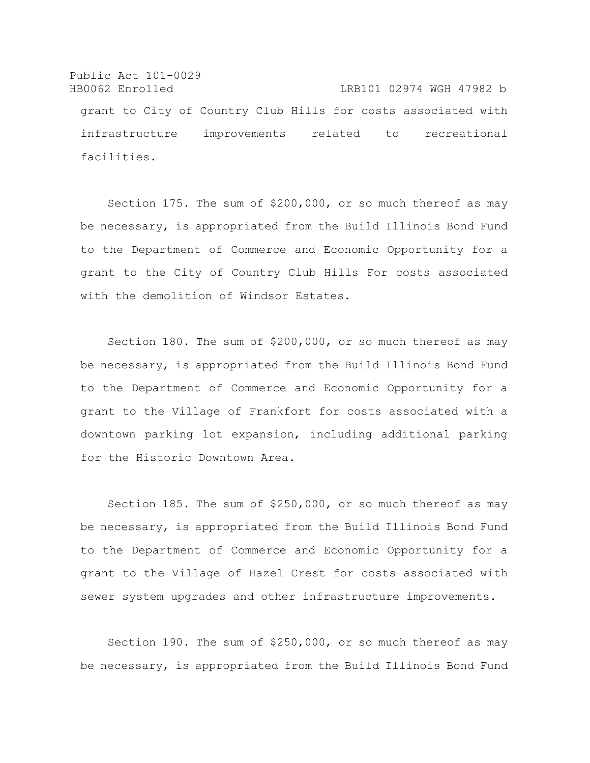grant to City of Country Club Hills for costs associated with infrastructure improvements related to recreational facilities.

Section 175. The sum of $200,000, or so much thereof as may be necessary, is appropriated from the Build Illinois Bond Fund to the Department of Commerce and Economic Opportunity for a grant to the City of Country Club Hills For costs associated with the demolition of Windsor Estates.

Section 180. The sum of $200,000, or so much thereof as may be necessary, is appropriated from the Build Illinois Bond Fund to the Department of Commerce and Economic Opportunity for a grant to the Village of Frankfort for costs associated with a downtown parking lot expansion, including additional parking for the Historic Downtown Area.

Section 185. The sum of $250,000, or so much thereof as may be necessary, is appropriated from the Build Illinois Bond Fund to the Department of Commerce and Economic Opportunity for a grant to the Village of Hazel Crest for costs associated with sewer system upgrades and other infrastructure improvements.

Section 190. The sum of $250,000, or so much thereof as may be necessary, is appropriated from the Build Illinois Bond Fund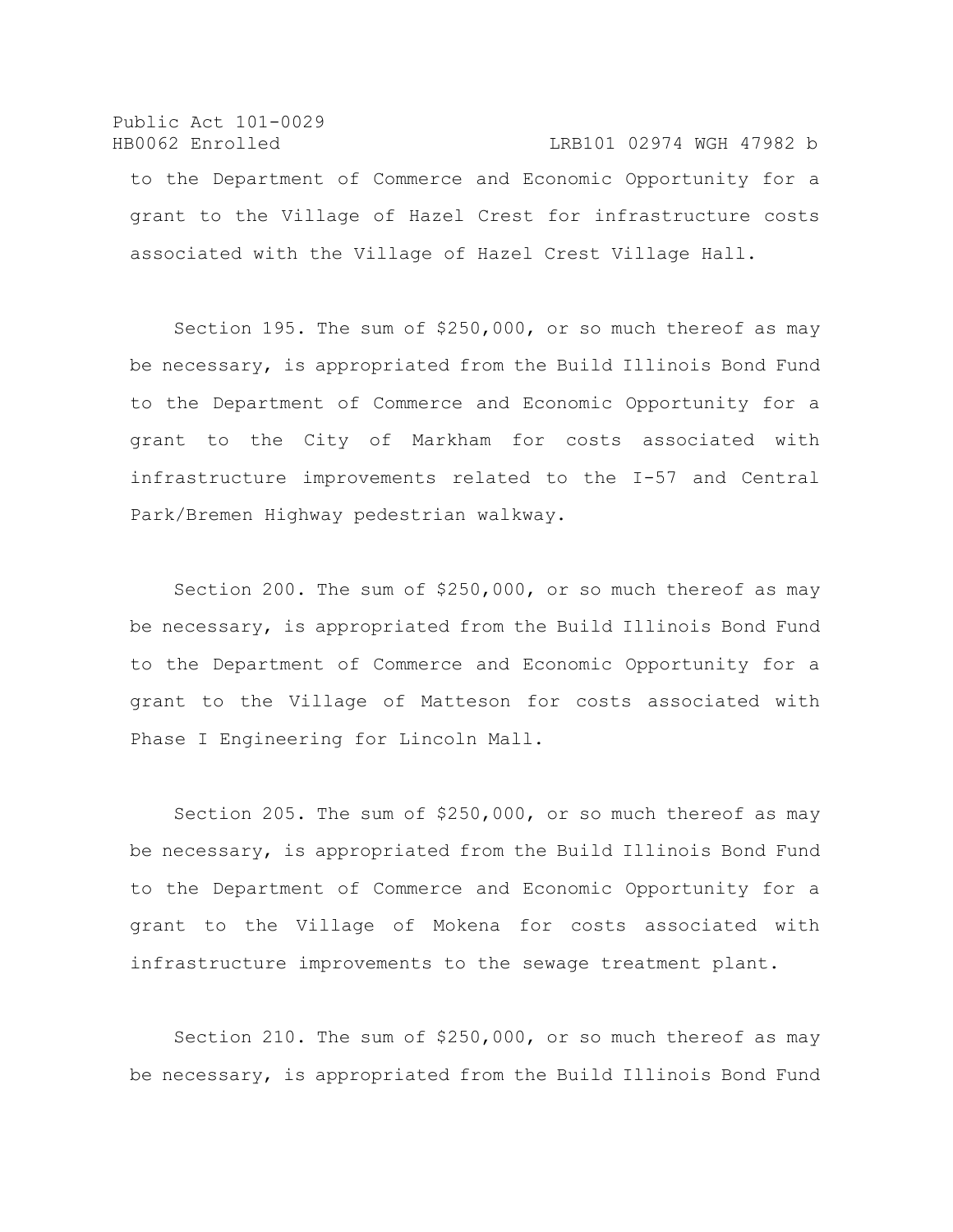to the Department of Commerce and Economic Opportunity for a grant to the Village of Hazel Crest for infrastructure costs associated with the Village of Hazel Crest Village Hall.

Section 195. The sum of $250,000, or so much thereof as may be necessary, is appropriated from the Build Illinois Bond Fund to the Department of Commerce and Economic Opportunity for a grant to the City of Markham for costs associated with infrastructure improvements related to the I-57 and Central Park/Bremen Highway pedestrian walkway.

Section 200. The sum of $250,000, or so much thereof as may be necessary, is appropriated from the Build Illinois Bond Fund to the Department of Commerce and Economic Opportunity for a grant to the Village of Matteson for costs associated with Phase I Engineering for Lincoln Mall.

Section 205. The sum of $250,000, or so much thereof as may be necessary, is appropriated from the Build Illinois Bond Fund to the Department of Commerce and Economic Opportunity for a grant to the Village of Mokena for costs associated with infrastructure improvements to the sewage treatment plant.

Section 210. The sum of $250,000, or so much thereof as may be necessary, is appropriated from the Build Illinois Bond Fund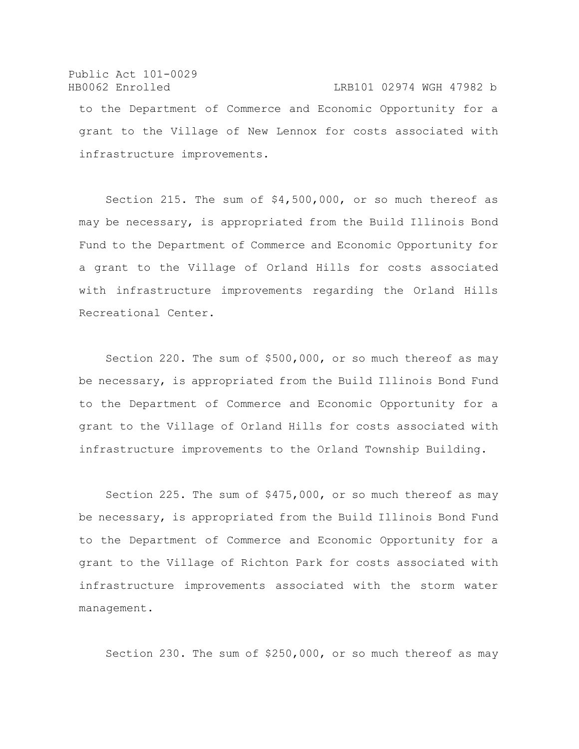to the Department of Commerce and Economic Opportunity for a grant to the Village of New Lennox for costs associated with infrastructure improvements.

Section 215. The sum of $4,500,000, or so much thereof as may be necessary, is appropriated from the Build Illinois Bond Fund to the Department of Commerce and Economic Opportunity for a grant to the Village of Orland Hills for costs associated with infrastructure improvements regarding the Orland Hills Recreational Center.

Section 220. The sum of $500,000, or so much thereof as may be necessary, is appropriated from the Build Illinois Bond Fund to the Department of Commerce and Economic Opportunity for a grant to the Village of Orland Hills for costs associated with infrastructure improvements to the Orland Township Building.

Section 225. The sum of $475,000, or so much thereof as may be necessary, is appropriated from the Build Illinois Bond Fund to the Department of Commerce and Economic Opportunity for a grant to the Village of Richton Park for costs associated with infrastructure improvements associated with the storm water management.

Section 230. The sum of $250,000, or so much thereof as may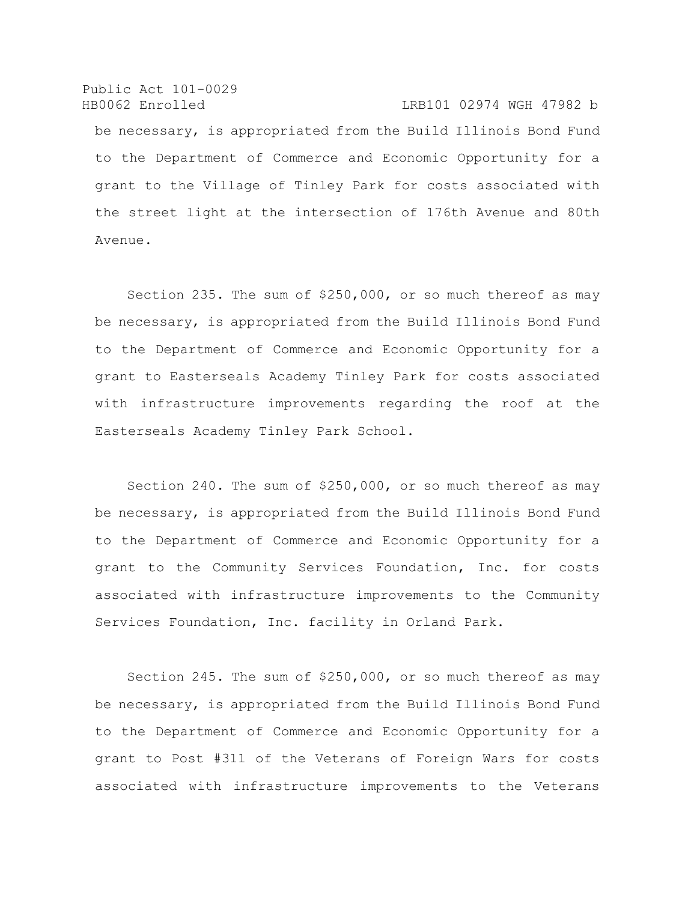be necessary, is appropriated from the Build Illinois Bond Fund to the Department of Commerce and Economic Opportunity for a grant to the Village of Tinley Park for costs associated with the street light at the intersection of 176th Avenue and 80th Avenue.

Section 235. The sum of $250,000, or so much thereof as may be necessary, is appropriated from the Build Illinois Bond Fund to the Department of Commerce and Economic Opportunity for a grant to Easterseals Academy Tinley Park for costs associated with infrastructure improvements regarding the roof at the Easterseals Academy Tinley Park School.

Section 240. The sum of $250,000, or so much thereof as may be necessary, is appropriated from the Build Illinois Bond Fund to the Department of Commerce and Economic Opportunity for a grant to the Community Services Foundation, Inc. for costs associated with infrastructure improvements to the Community Services Foundation, Inc. facility in Orland Park.

Section 245. The sum of $250,000, or so much thereof as may be necessary, is appropriated from the Build Illinois Bond Fund to the Department of Commerce and Economic Opportunity for a grant to Post #311 of the Veterans of Foreign Wars for costs associated with infrastructure improvements to the Veterans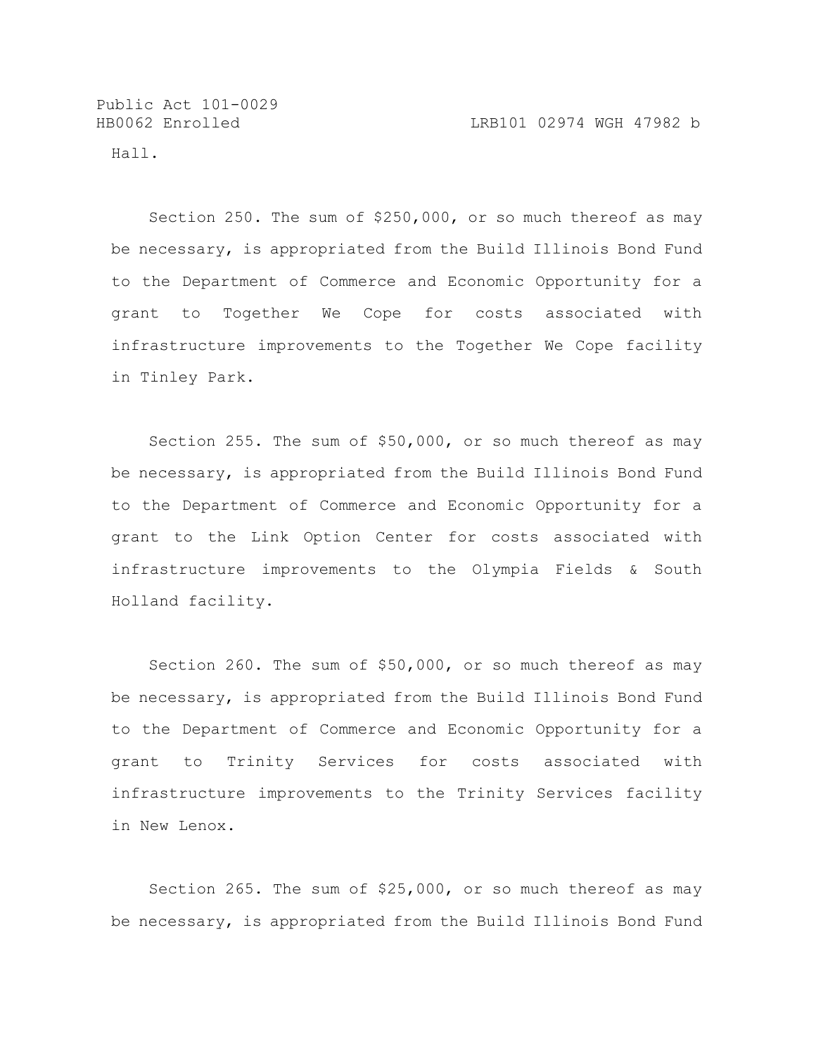Hall.

Section 250. The sum of $250,000, or so much thereof as may be necessary, is appropriated from the Build Illinois Bond Fund to the Department of Commerce and Economic Opportunity for a grant to Together We Cope for costs associated with infrastructure improvements to the Together We Cope facility in Tinley Park.

Section 255. The sum of $50,000, or so much thereof as may be necessary, is appropriated from the Build Illinois Bond Fund to the Department of Commerce and Economic Opportunity for a grant to the Link Option Center for costs associated with infrastructure improvements to the Olympia Fields & South Holland facility.

Section 260. The sum of $50,000, or so much thereof as may be necessary, is appropriated from the Build Illinois Bond Fund to the Department of Commerce and Economic Opportunity for a grant to Trinity Services for costs associated with infrastructure improvements to the Trinity Services facility in New Lenox.

Section 265. The sum of $25,000, or so much thereof as may be necessary, is appropriated from the Build Illinois Bond Fund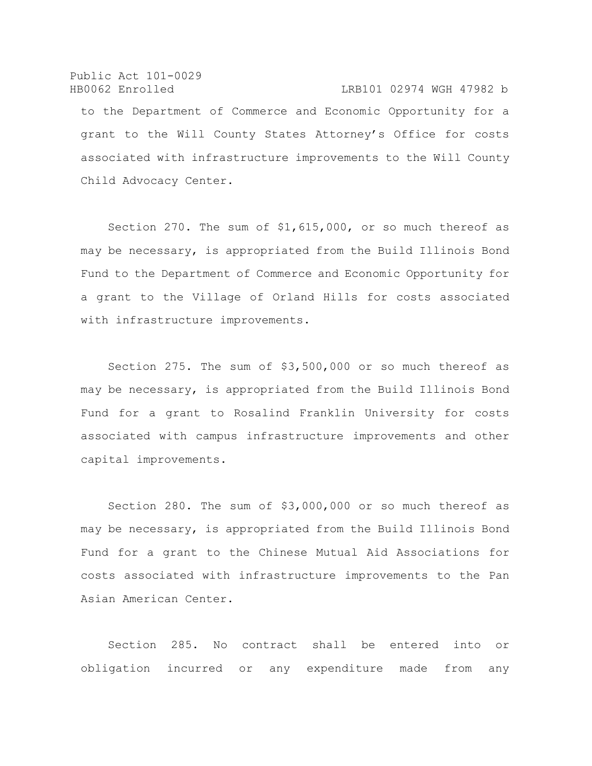to the Department of Commerce and Economic Opportunity for a grant to the Will County States Attorney's Office for costs associated with infrastructure improvements to the Will County Child Advocacy Center.

Section 270. The sum of $1,615,000, or so much thereof as may be necessary, is appropriated from the Build Illinois Bond Fund to the Department of Commerce and Economic Opportunity for a grant to the Village of Orland Hills for costs associated with infrastructure improvements.

Section 275. The sum of $3,500,000 or so much thereof as may be necessary, is appropriated from the Build Illinois Bond Fund for a grant to Rosalind Franklin University for costs associated with campus infrastructure improvements and other capital improvements.

Section 280. The sum of $3,000,000 or so much thereof as may be necessary, is appropriated from the Build Illinois Bond Fund for a grant to the Chinese Mutual Aid Associations for costs associated with infrastructure improvements to the Pan Asian American Center.

Section 285. No contract shall be entered into or obligation incurred or any expenditure made from any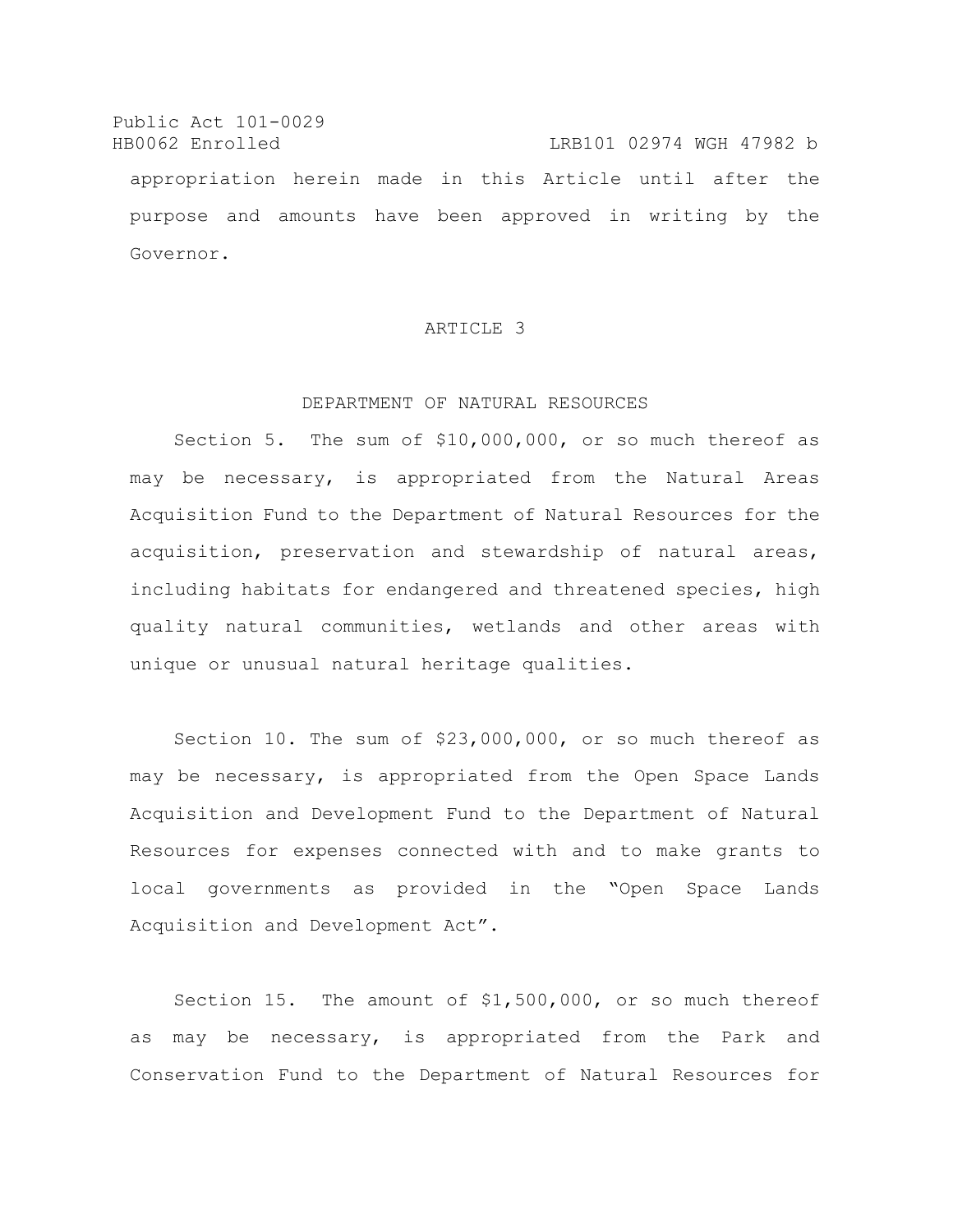appropriation herein made in this Article until after the purpose and amounts have been approved in writing by the Governor.

## ARTICLE 3

## DEPARTMENT OF NATURAL RESOURCES

Section 5. The sum of $10,000,000, or so much thereof as may be necessary, is appropriated from the Natural Areas Acquisition Fund to the Department of Natural Resources for the acquisition, preservation and stewardship of natural areas, including habitats for endangered and threatened species, high quality natural communities, wetlands and other areas with unique or unusual natural heritage qualities.

Section 10. The sum of $23,000,000, or so much thereof as may be necessary, is appropriated from the Open Space Lands Acquisition and Development Fund to the Department of Natural Resources for expenses connected with and to make grants to local governments as provided in the "Open Space Lands Acquisition and Development Act".

Section 15. The amount of $1,500,000, or so much thereof as may be necessary, is appropriated from the Park and Conservation Fund to the Department of Natural Resources for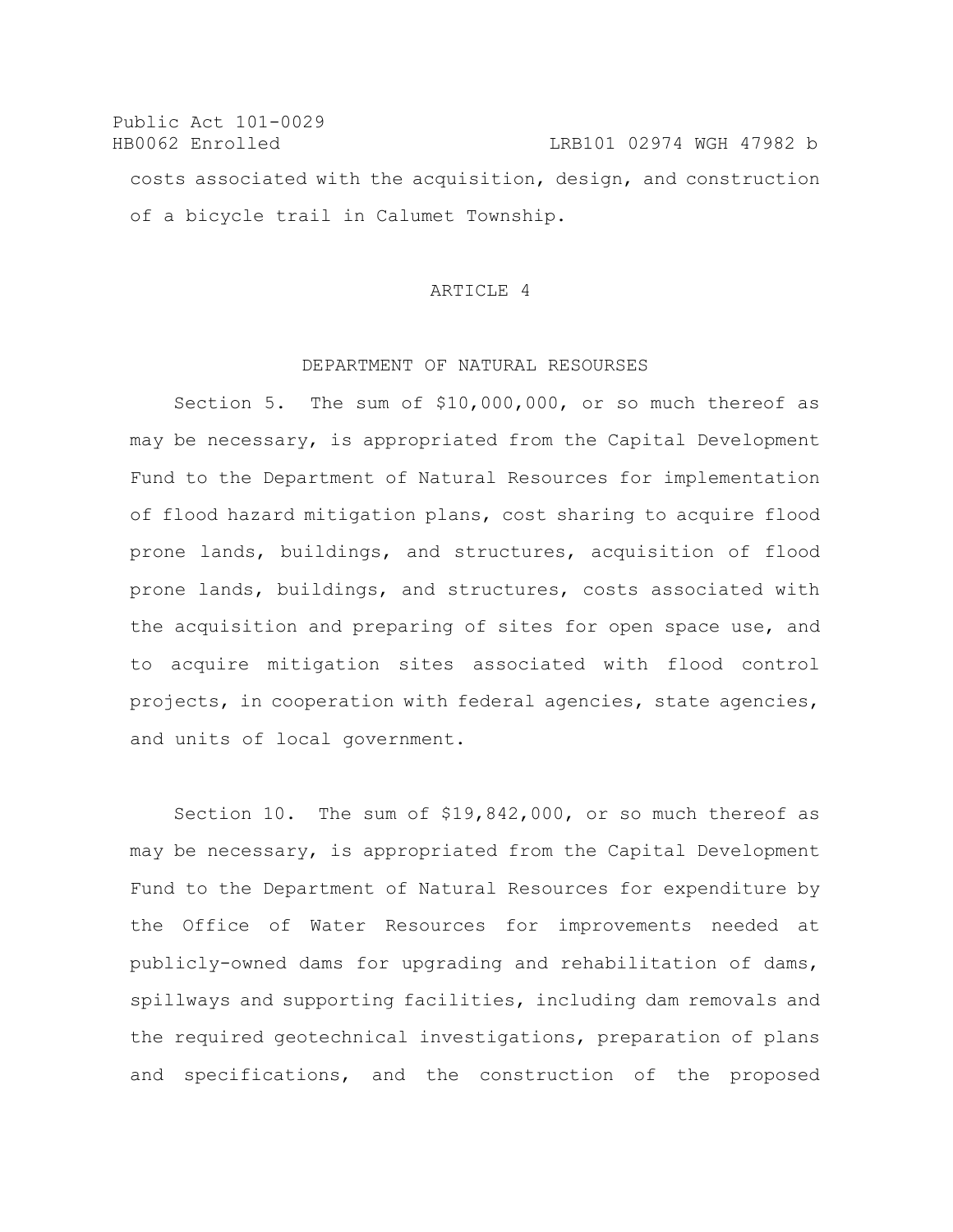costs associated with the acquisition, design, and construction of a bicycle trail in Calumet Township.

## ARTICLE 4

## DEPARTMENT OF NATURAL RESOURSES

Section 5. The sum of $10,000,000, or so much thereof as may be necessary, is appropriated from the Capital Development Fund to the Department of Natural Resources for implementation of flood hazard mitigation plans, cost sharing to acquire flood prone lands, buildings, and structures, acquisition of flood prone lands, buildings, and structures, costs associated with the acquisition and preparing of sites for open space use, and to acquire mitigation sites associated with flood control projects, in cooperation with federal agencies, state agencies, and units of local government.

Section 10. The sum of $19,842,000, or so much thereof as may be necessary, is appropriated from the Capital Development Fund to the Department of Natural Resources for expenditure by the Office of Water Resources for improvements needed at publicly-owned dams for upgrading and rehabilitation of dams, spillways and supporting facilities, including dam removals and the required geotechnical investigations, preparation of plans and specifications, and the construction of the proposed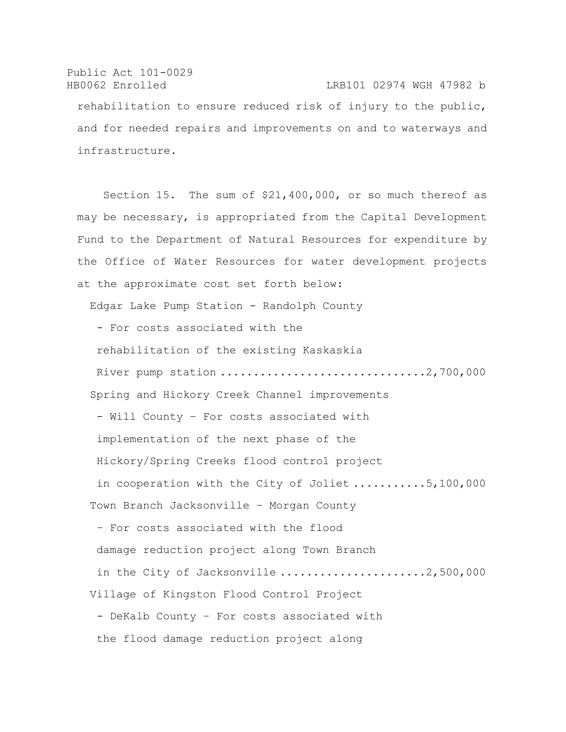rehabilitation to ensure reduced risk of injury to the public, and for needed repairs and improvements on and to waterways and infrastructure.

Section 15. The sum of $21,400,000, or so much thereof as may be necessary, is appropriated from the Capital Development Fund to the Department of Natural Resources for expenditure by the Office of Water Resources for water development projects at the approximate cost set forth below:

Edgar Lake Pump Station - Randolph County
- For costs associated with the rehabilitation of the existing Kaskaskia River pump station ..............................2,700,000

Spring and Hickory Creek Channel improvements
- Will County – For costs associated with implementation of the next phase of the Hickory/Spring Creeks flood control project in cooperation with the City of Joliet ...........5,100,000

Town Branch Jacksonville – Morgan County
– For costs associated with the flood damage reduction project along Town Branch in the City of Jacksonville ......................2,500,000

Village of Kingston Flood Control Project
- DeKalb County – For costs associated with the flood damage reduction project along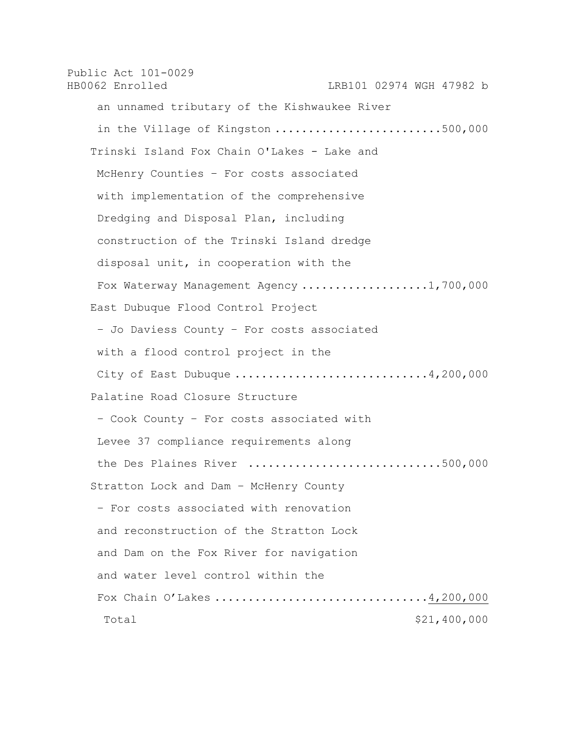an unnamed tributary of the Kishwaukee River in the Village of Kingston ........................500,000

Trinski Island Fox Chain O'Lakes - Lake and McHenry Counties – For costs associated with implementation of the comprehensive Dredging and Disposal Plan, including construction of the Trinski Island dredge disposal unit, in cooperation with the Fox Waterway Management Agency ..................1,700,000

East Dubuque Flood Control Project – Jo Daviess County – For costs associated with a flood control project in the City of East Dubuque ............................4,200,000

Palatine Road Closure Structure – Cook County – For costs associated with Levee 37 compliance requirements along the Des Plaines River ............................500,000

Stratton Lock and Dam – McHenry County – For costs associated with renovation and reconstruction of the Stratton Lock and Dam on the Fox River for navigation and water level control within the Fox Chain O'Lakes ..............................4,200,000

Total $21,400,000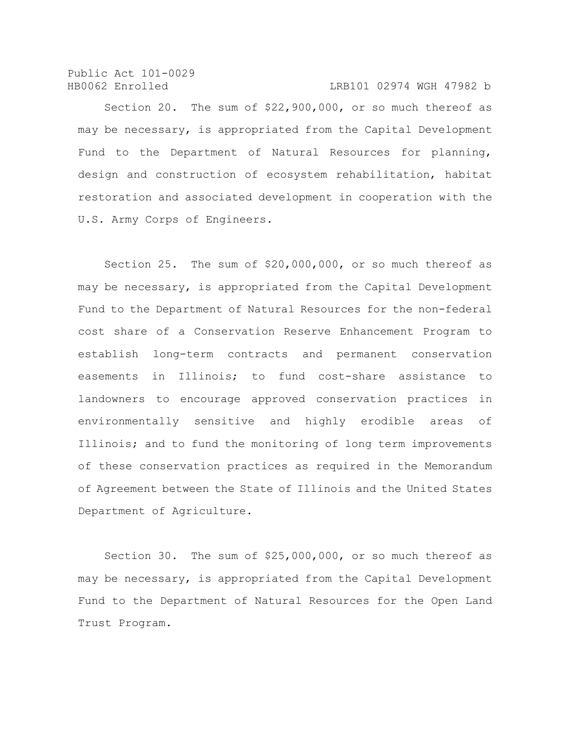Section 20. The sum of $22,900,000, or so much thereof as may be necessary, is appropriated from the Capital Development Fund to the Department of Natural Resources for planning, design and construction of ecosystem rehabilitation, habitat restoration and associated development in cooperation with the U.S. Army Corps of Engineers.

Section 25. The sum of $20,000,000, or so much thereof as may be necessary, is appropriated from the Capital Development Fund to the Department of Natural Resources for the non-federal cost share of a Conservation Reserve Enhancement Program to establish long-term contracts and permanent conservation easements in Illinois; to fund cost-share assistance to landowners to encourage approved conservation practices in environmentally sensitive and highly erodible areas of Illinois; and to fund the monitoring of long term improvements of these conservation practices as required in the Memorandum of Agreement between the State of Illinois and the United States Department of Agriculture.

Section 30. The sum of $25,000,000, or so much thereof as may be necessary, is appropriated from the Capital Development Fund to the Department of Natural Resources for the Open Land Trust Program.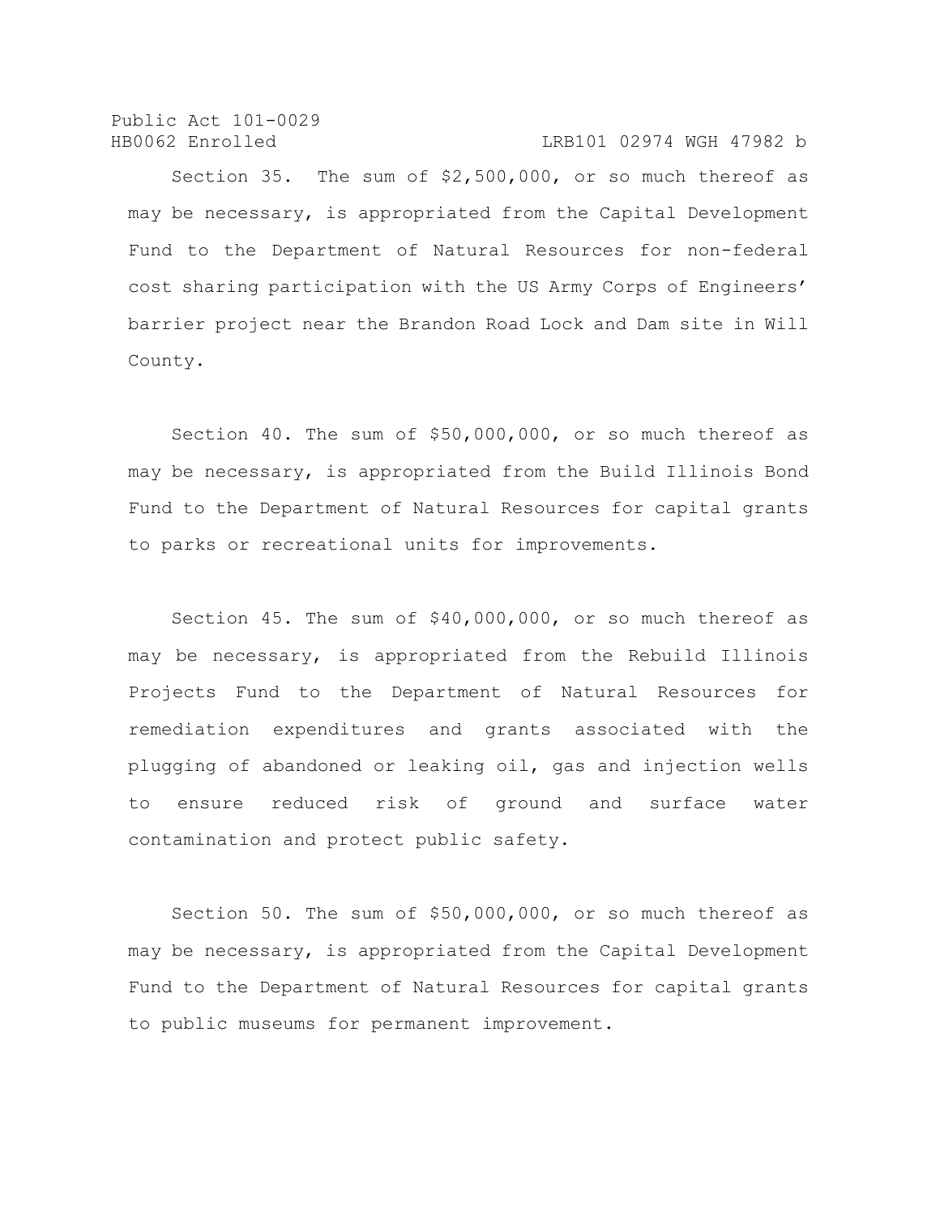Section 35. The sum of $2,500,000, or so much thereof as may be necessary, is appropriated from the Capital Development Fund to the Department of Natural Resources for non-federal cost sharing participation with the US Army Corps of Engineers' barrier project near the Brandon Road Lock and Dam site in Will County.

Section 40. The sum of $50,000,000, or so much thereof as may be necessary, is appropriated from the Build Illinois Bond Fund to the Department of Natural Resources for capital grants to parks or recreational units for improvements.

Section 45. The sum of $40,000,000, or so much thereof as may be necessary, is appropriated from the Rebuild Illinois Projects Fund to the Department of Natural Resources for remediation expenditures and grants associated with the plugging of abandoned or leaking oil, gas and injection wells to ensure reduced risk of ground and surface water contamination and protect public safety.

Section 50. The sum of $50,000,000, or so much thereof as may be necessary, is appropriated from the Capital Development Fund to the Department of Natural Resources for capital grants to public museums for permanent improvement.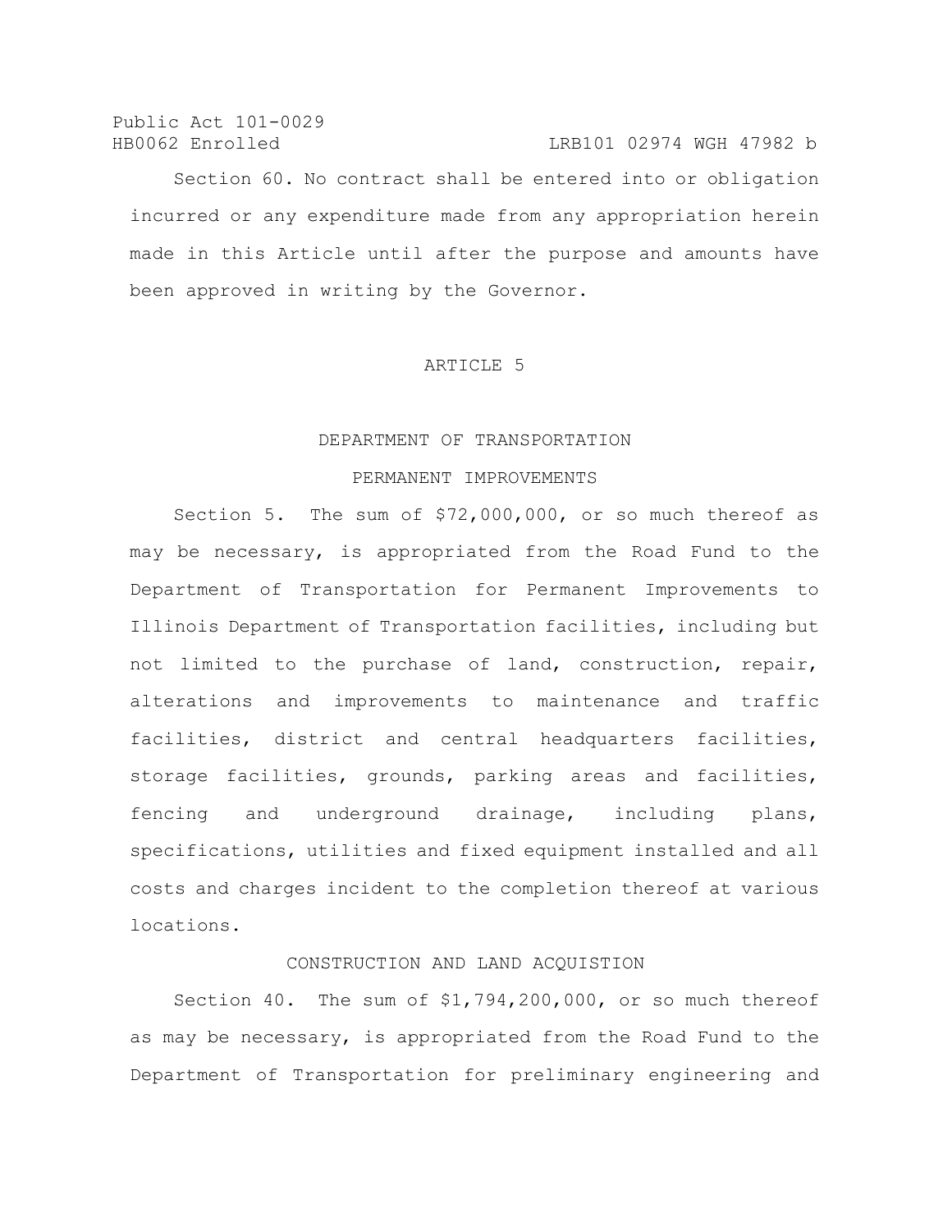Section 60. No contract shall be entered into or obligation incurred or any expenditure made from any appropriation herein made in this Article until after the purpose and amounts have been approved in writing by the Governor.

## ARTICLE 5

### DEPARTMENT OF TRANSPORTATION

### PERMANENT IMPROVEMENTS

Section 5. The sum of $72,000,000, or so much thereof as may be necessary, is appropriated from the Road Fund to the Department of Transportation for Permanent Improvements to Illinois Department of Transportation facilities, including but not limited to the purchase of land, construction, repair, alterations and improvements to maintenance and traffic facilities, district and central headquarters facilities, storage facilities, grounds, parking areas and facilities, fencing and underground drainage, including plans, specifications, utilities and fixed equipment installed and all costs and charges incident to the completion thereof at various locations.

### CONSTRUCTION AND LAND ACQUISTION

Section 40. The sum of $1,794,200,000, or so much thereof as may be necessary, is appropriated from the Road Fund to the Department of Transportation for preliminary engineering and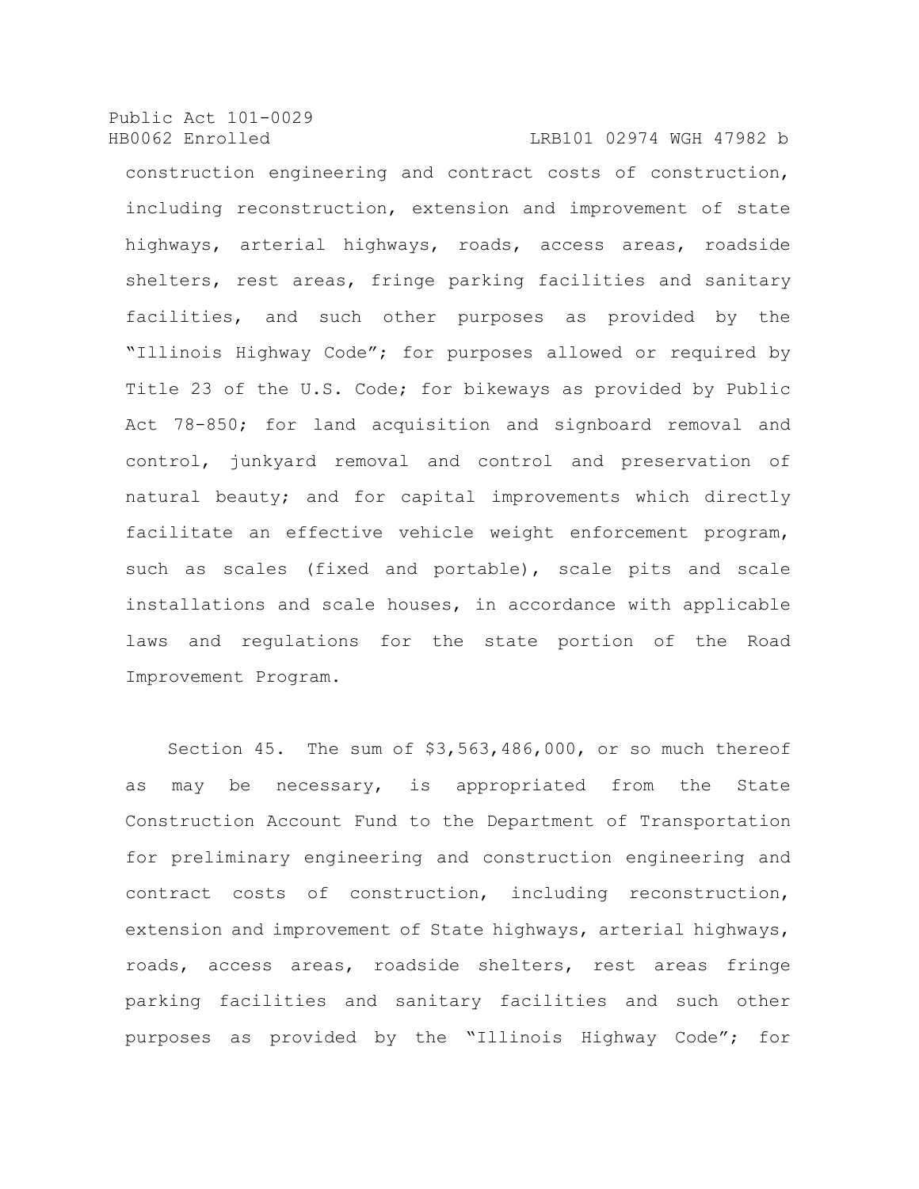construction engineering and contract costs of construction, including reconstruction, extension and improvement of state highways, arterial highways, roads, access areas, roadside shelters, rest areas, fringe parking facilities and sanitary facilities, and such other purposes as provided by the "Illinois Highway Code"; for purposes allowed or required by Title 23 of the U.S. Code; for bikeways as provided by Public Act 78-850; for land acquisition and signboard removal and control, junkyard removal and control and preservation of natural beauty; and for capital improvements which directly facilitate an effective vehicle weight enforcement program, such as scales (fixed and portable), scale pits and scale installations and scale houses, in accordance with applicable laws and regulations for the state portion of the Road Improvement Program.

Section 45. The sum of $3,563,486,000, or so much thereof as may be necessary, is appropriated from the State Construction Account Fund to the Department of Transportation for preliminary engineering and construction engineering and contract costs of construction, including reconstruction, extension and improvement of State highways, arterial highways, roads, access areas, roadside shelters, rest areas fringe parking facilities and sanitary facilities and such other purposes as provided by the "Illinois Highway Code"; for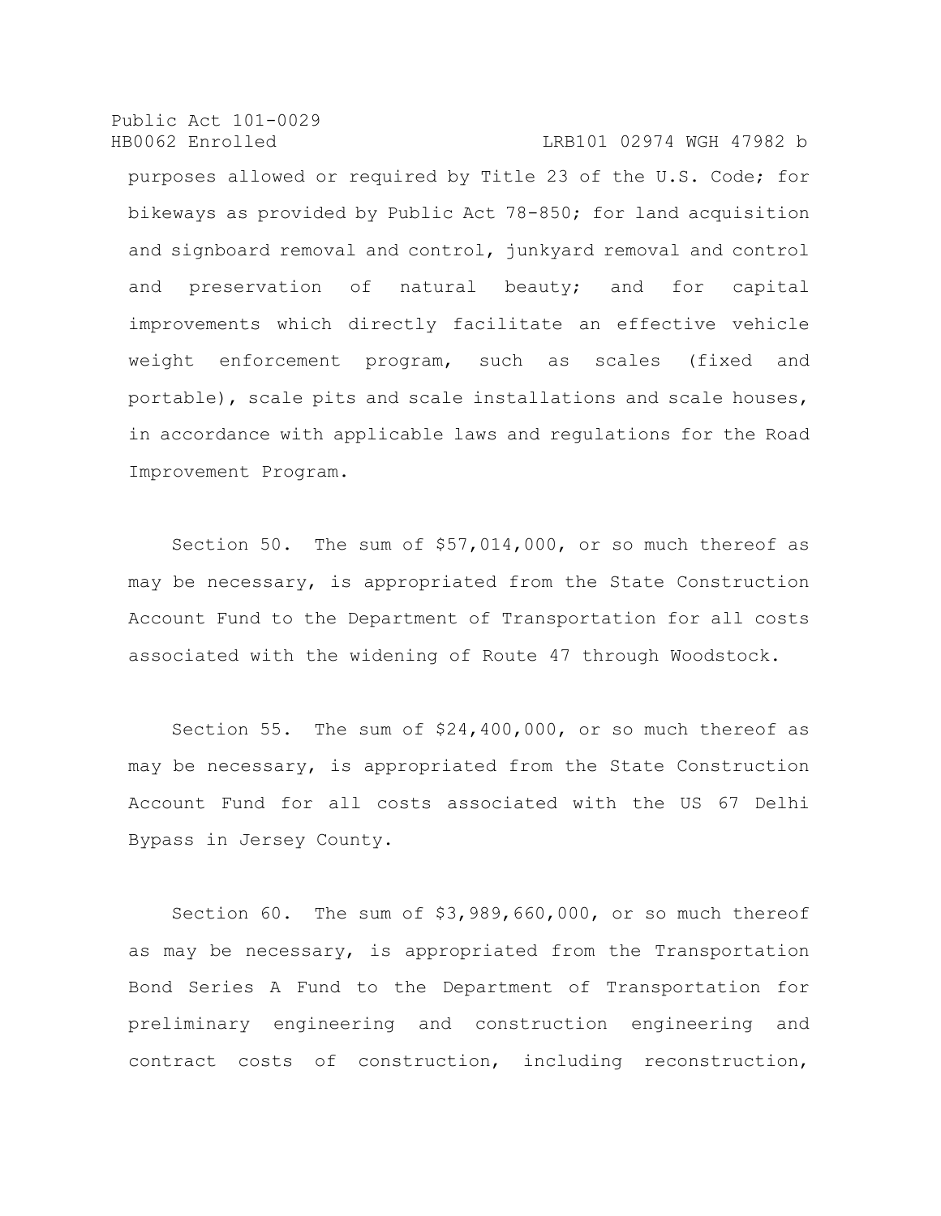purposes allowed or required by Title 23 of the U.S. Code; for bikeways as provided by Public Act 78-850; for land acquisition and signboard removal and control, junkyard removal and control and preservation of natural beauty; and for capital improvements which directly facilitate an effective vehicle weight enforcement program, such as scales (fixed and portable), scale pits and scale installations and scale houses, in accordance with applicable laws and regulations for the Road Improvement Program.

Section 50. The sum of $57,014,000, or so much thereof as may be necessary, is appropriated from the State Construction Account Fund to the Department of Transportation for all costs associated with the widening of Route 47 through Woodstock.

Section 55. The sum of $24,400,000, or so much thereof as may be necessary, is appropriated from the State Construction Account Fund for all costs associated with the US 67 Delhi Bypass in Jersey County.

Section 60. The sum of $3,989,660,000, or so much thereof as may be necessary, is appropriated from the Transportation Bond Series A Fund to the Department of Transportation for preliminary engineering and construction engineering and contract costs of construction, including reconstruction,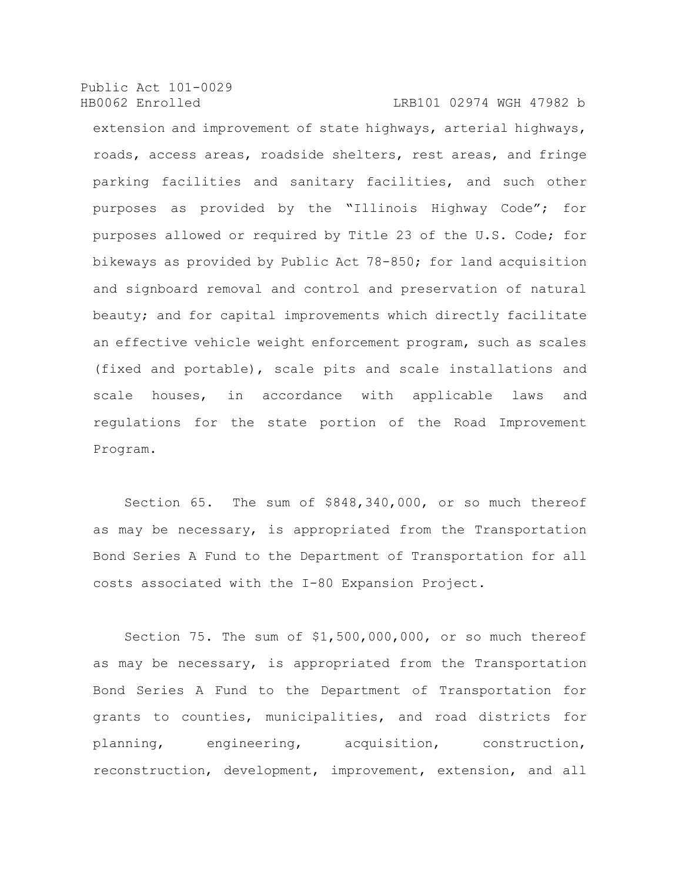extension and improvement of state highways, arterial highways, roads, access areas, roadside shelters, rest areas, and fringe parking facilities and sanitary facilities, and such other purposes as provided by the "Illinois Highway Code"; for purposes allowed or required by Title 23 of the U.S. Code; for bikeways as provided by Public Act 78-850; for land acquisition and signboard removal and control and preservation of natural beauty; and for capital improvements which directly facilitate an effective vehicle weight enforcement program, such as scales (fixed and portable), scale pits and scale installations and scale houses, in accordance with applicable laws and regulations for the state portion of the Road Improvement Program.

Section 65. The sum of $848,340,000, or so much thereof as may be necessary, is appropriated from the Transportation Bond Series A Fund to the Department of Transportation for all costs associated with the I-80 Expansion Project.

Section 75. The sum of $1,500,000,000, or so much thereof as may be necessary, is appropriated from the Transportation Bond Series A Fund to the Department of Transportation for grants to counties, municipalities, and road districts for planning, engineering, acquisition, construction, reconstruction, development, improvement, extension, and all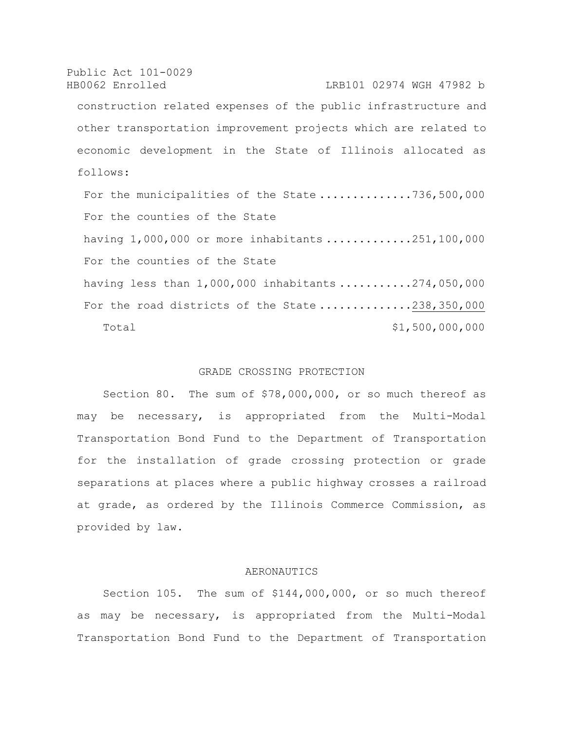construction related expenses of the public infrastructure and other transportation improvement projects which are related to economic development in the State of Illinois allocated as follows:

| | |
|---|---|
| For the municipalities of the State | 736,500,000 |
| For the counties of the State having 1,000,000 or more inhabitants | 251,100,000 |
| For the counties of the State having less than 1,000,000 inhabitants | 274,050,000 |
| For the road districts of the State | 238,350,000 |
| Total | $1,500,000,000 |

## GRADE CROSSING PROTECTION

Section 80. The sum of $78,000,000, or so much thereof as may be necessary, is appropriated from the Multi-Modal Transportation Bond Fund to the Department of Transportation for the installation of grade crossing protection or grade separations at places where a public highway crosses a railroad at grade, as ordered by the Illinois Commerce Commission, as provided by law.

## AERONAUTICS

Section 105. The sum of $144,000,000, or so much thereof as may be necessary, is appropriated from the Multi-Modal Transportation Bond Fund to the Department of Transportation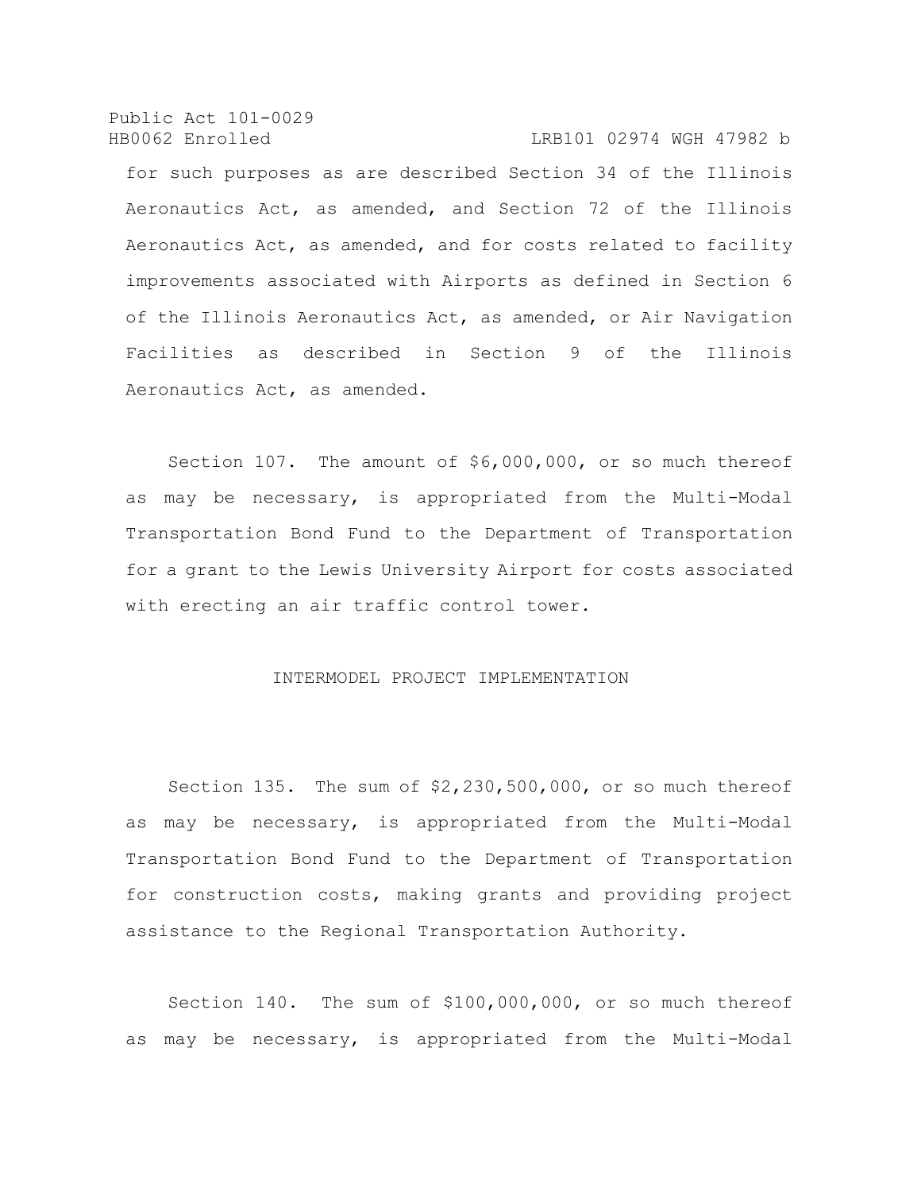for such purposes as are described Section 34 of the Illinois Aeronautics Act, as amended, and Section 72 of the Illinois Aeronautics Act, as amended, and for costs related to facility improvements associated with Airports as defined in Section 6 of the Illinois Aeronautics Act, as amended, or Air Navigation Facilities as described in Section 9 of the Illinois Aeronautics Act, as amended.

Section 107. The amount of $6,000,000, or so much thereof as may be necessary, is appropriated from the Multi-Modal Transportation Bond Fund to the Department of Transportation for a grant to the Lewis University Airport for costs associated with erecting an air traffic control tower.

INTERMODEL PROJECT IMPLEMENTATION

Section 135. The sum of $2,230,500,000, or so much thereof as may be necessary, is appropriated from the Multi-Modal Transportation Bond Fund to the Department of Transportation for construction costs, making grants and providing project assistance to the Regional Transportation Authority.

Section 140. The sum of $100,000,000, or so much thereof as may be necessary, is appropriated from the Multi-Modal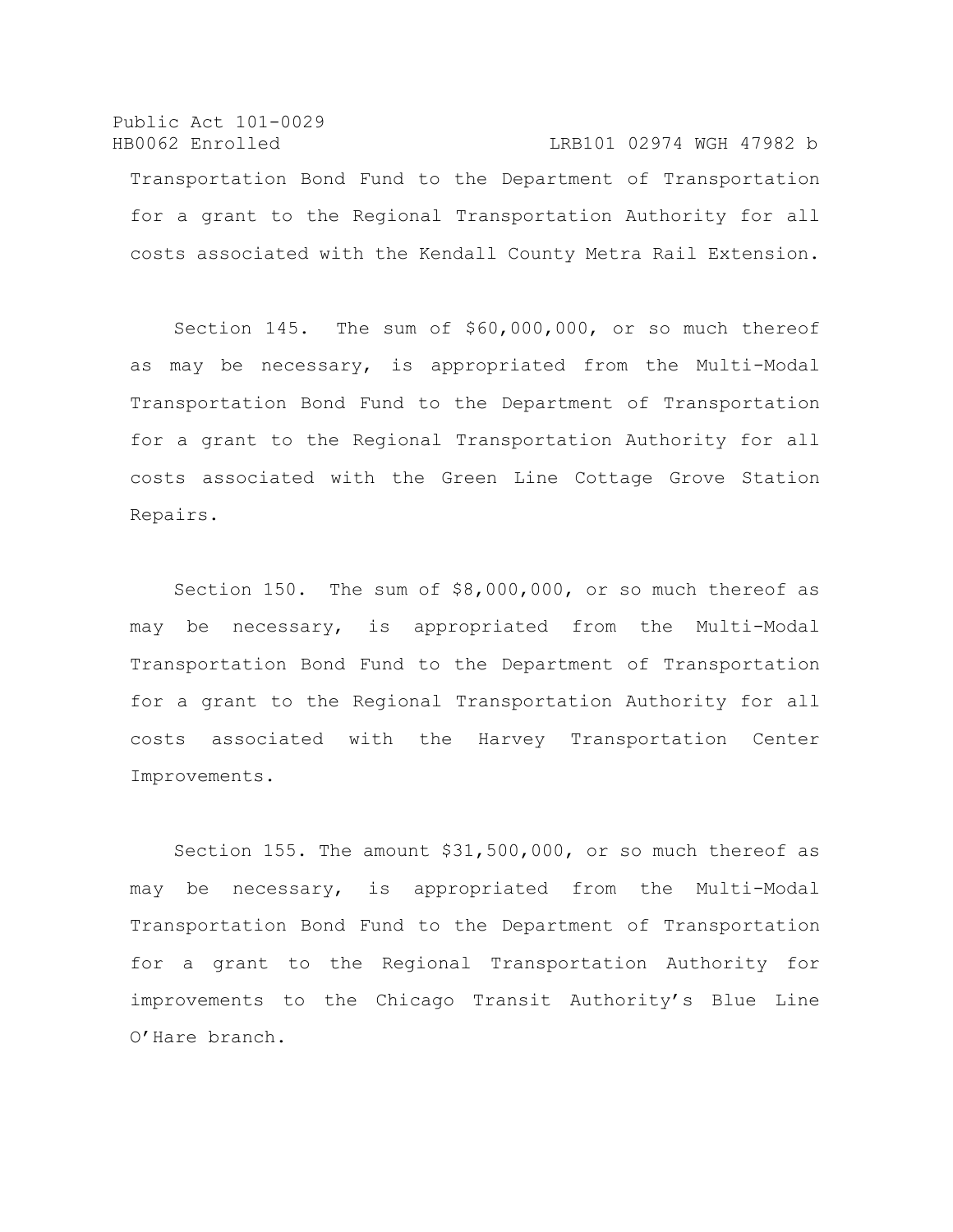Transportation Bond Fund to the Department of Transportation for a grant to the Regional Transportation Authority for all costs associated with the Kendall County Metra Rail Extension.

Section 145. The sum of $60,000,000, or so much thereof as may be necessary, is appropriated from the Multi-Modal Transportation Bond Fund to the Department of Transportation for a grant to the Regional Transportation Authority for all costs associated with the Green Line Cottage Grove Station Repairs.

Section 150. The sum of $8,000,000, or so much thereof as may be necessary, is appropriated from the Multi-Modal Transportation Bond Fund to the Department of Transportation for a grant to the Regional Transportation Authority for all costs associated with the Harvey Transportation Center Improvements.

Section 155. The amount $31,500,000, or so much thereof as may be necessary, is appropriated from the Multi-Modal Transportation Bond Fund to the Department of Transportation for a grant to the Regional Transportation Authority for improvements to the Chicago Transit Authority's Blue Line O'Hare branch.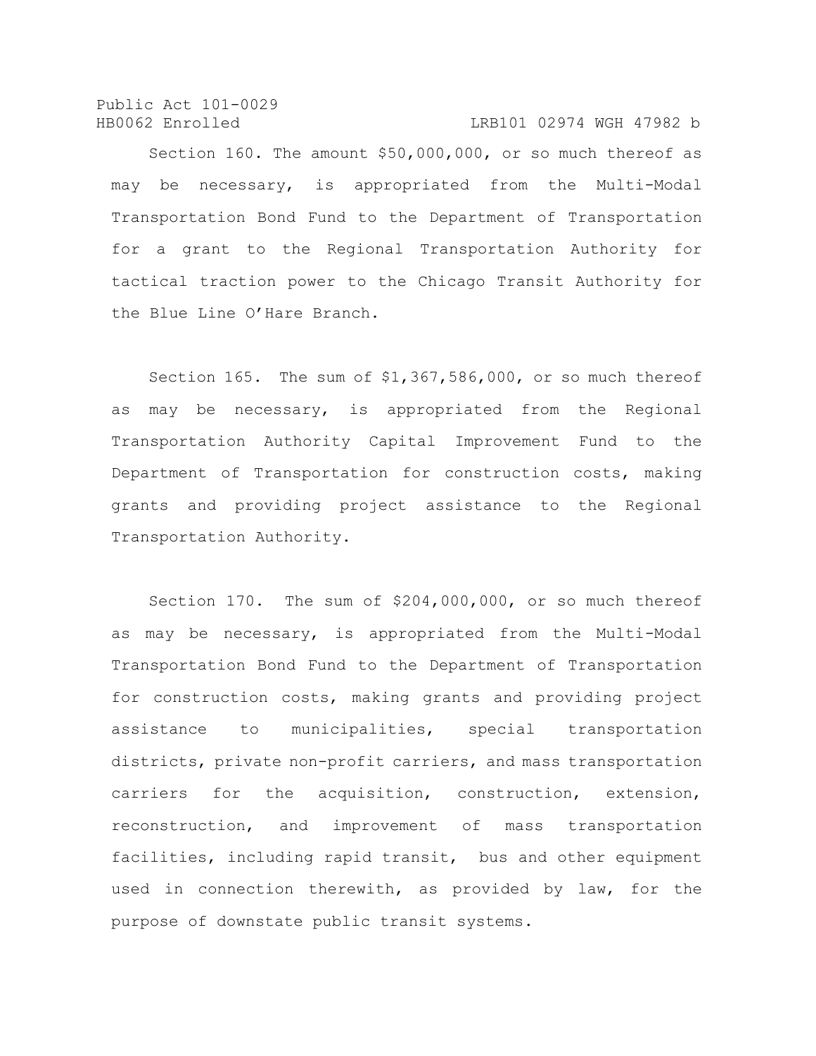Section 160. The amount $50,000,000, or so much thereof as may be necessary, is appropriated from the Multi-Modal Transportation Bond Fund to the Department of Transportation for a grant to the Regional Transportation Authority for tactical traction power to the Chicago Transit Authority for the Blue Line O'Hare Branch.

Section 165. The sum of $1,367,586,000, or so much thereof as may be necessary, is appropriated from the Regional Transportation Authority Capital Improvement Fund to the Department of Transportation for construction costs, making grants and providing project assistance to the Regional Transportation Authority.

Section 170. The sum of $204,000,000, or so much thereof as may be necessary, is appropriated from the Multi-Modal Transportation Bond Fund to the Department of Transportation for construction costs, making grants and providing project assistance to municipalities, special transportation districts, private non-profit carriers, and mass transportation carriers for the acquisition, construction, extension, reconstruction, and improvement of mass transportation facilities, including rapid transit, bus and other equipment used in connection therewith, as provided by law, for the purpose of downstate public transit systems.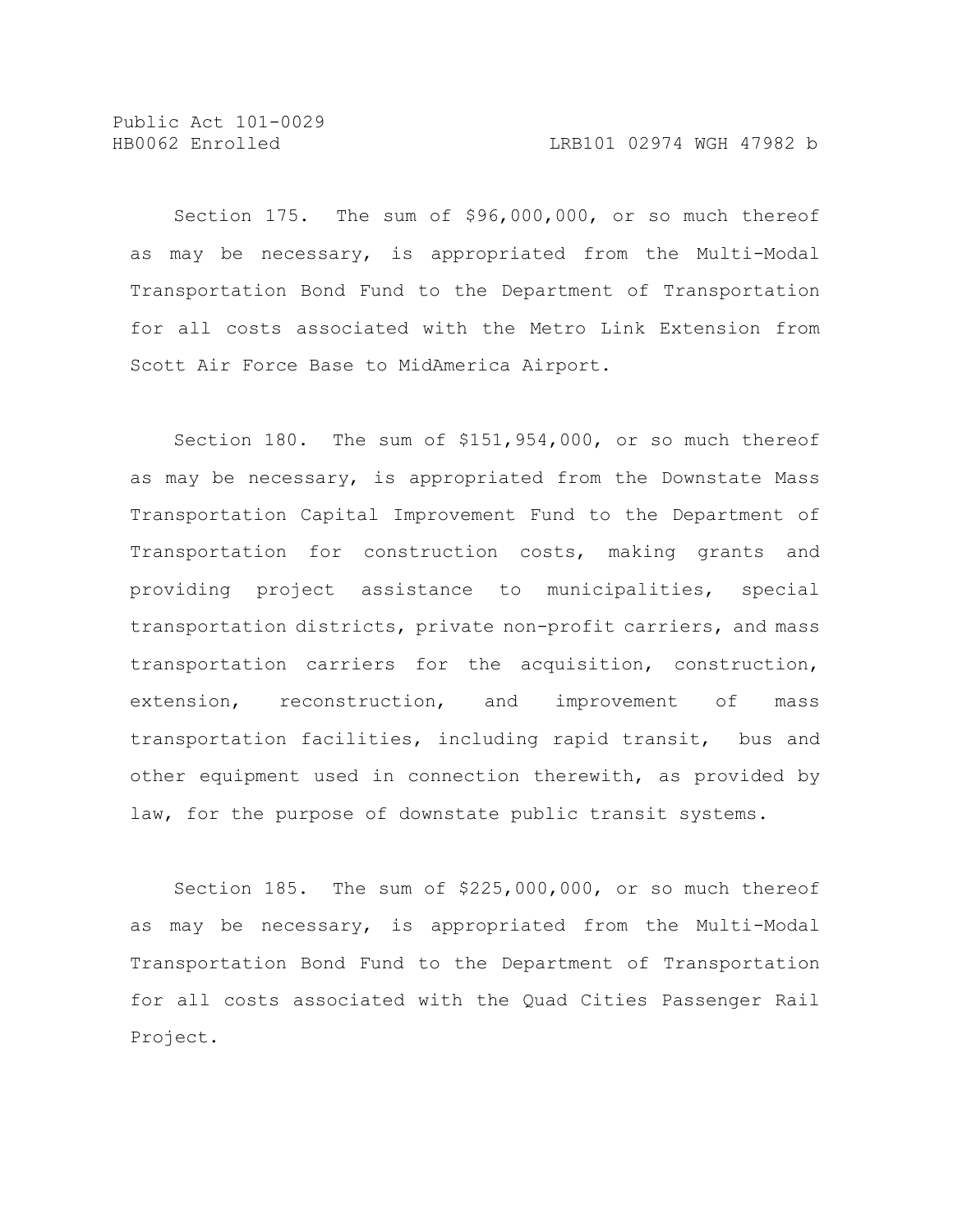Section 175. The sum of $96,000,000, or so much thereof as may be necessary, is appropriated from the Multi-Modal Transportation Bond Fund to the Department of Transportation for all costs associated with the Metro Link Extension from Scott Air Force Base to MidAmerica Airport.

Section 180. The sum of $151,954,000, or so much thereof as may be necessary, is appropriated from the Downstate Mass Transportation Capital Improvement Fund to the Department of Transportation for construction costs, making grants and providing project assistance to municipalities, special transportation districts, private non-profit carriers, and mass transportation carriers for the acquisition, construction, extension, reconstruction, and improvement of mass transportation facilities, including rapid transit, bus and other equipment used in connection therewith, as provided by law, for the purpose of downstate public transit systems.

Section 185. The sum of $225,000,000, or so much thereof as may be necessary, is appropriated from the Multi-Modal Transportation Bond Fund to the Department of Transportation for all costs associated with the Quad Cities Passenger Rail Project.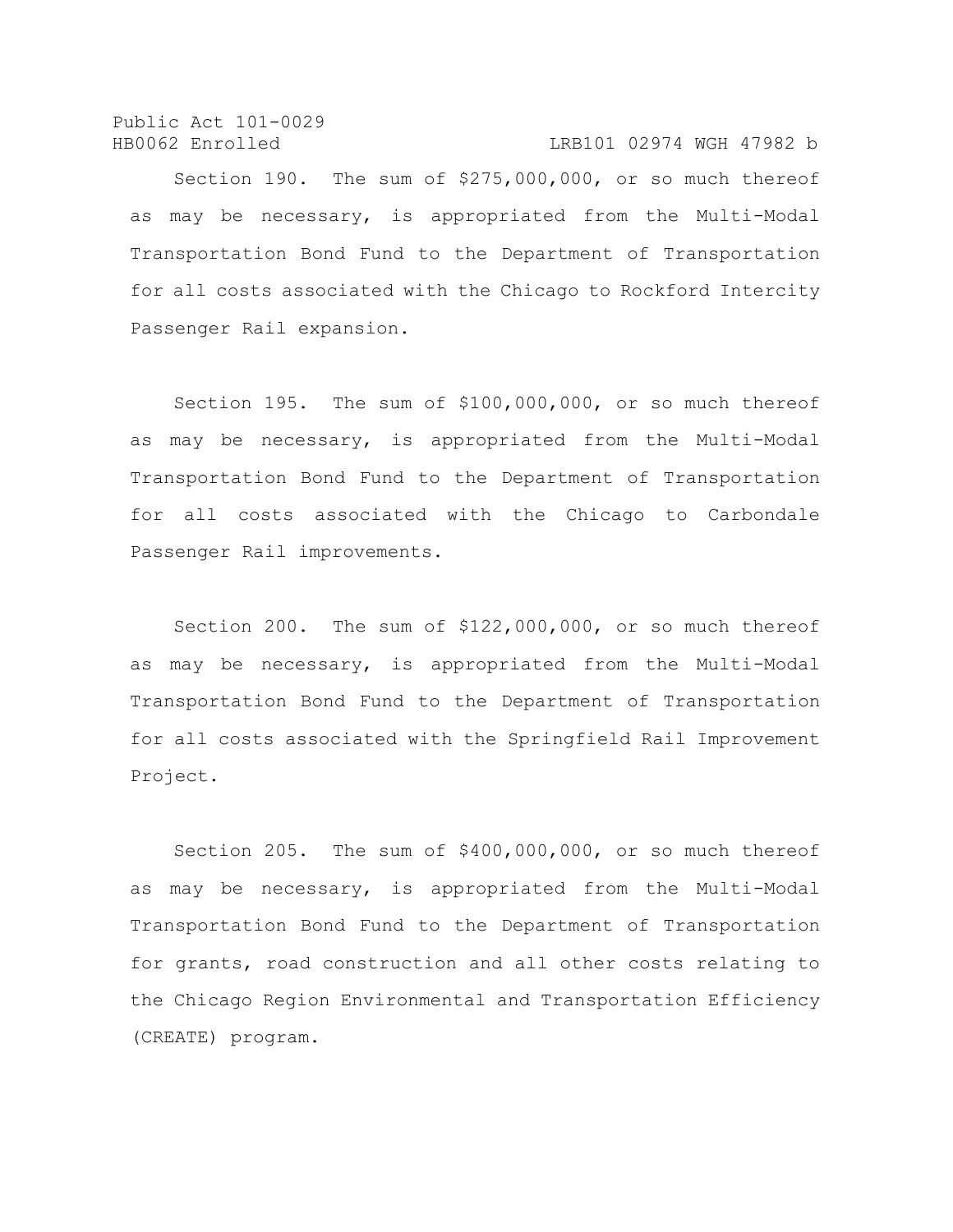Section 190. The sum of $275,000,000, or so much thereof as may be necessary, is appropriated from the Multi-Modal Transportation Bond Fund to the Department of Transportation for all costs associated with the Chicago to Rockford Intercity Passenger Rail expansion.

Section 195. The sum of $100,000,000, or so much thereof as may be necessary, is appropriated from the Multi-Modal Transportation Bond Fund to the Department of Transportation for all costs associated with the Chicago to Carbondale Passenger Rail improvements.

Section 200. The sum of $122,000,000, or so much thereof as may be necessary, is appropriated from the Multi-Modal Transportation Bond Fund to the Department of Transportation for all costs associated with the Springfield Rail Improvement Project.

Section 205. The sum of $400,000,000, or so much thereof as may be necessary, is appropriated from the Multi-Modal Transportation Bond Fund to the Department of Transportation for grants, road construction and all other costs relating to the Chicago Region Environmental and Transportation Efficiency (CREATE) program.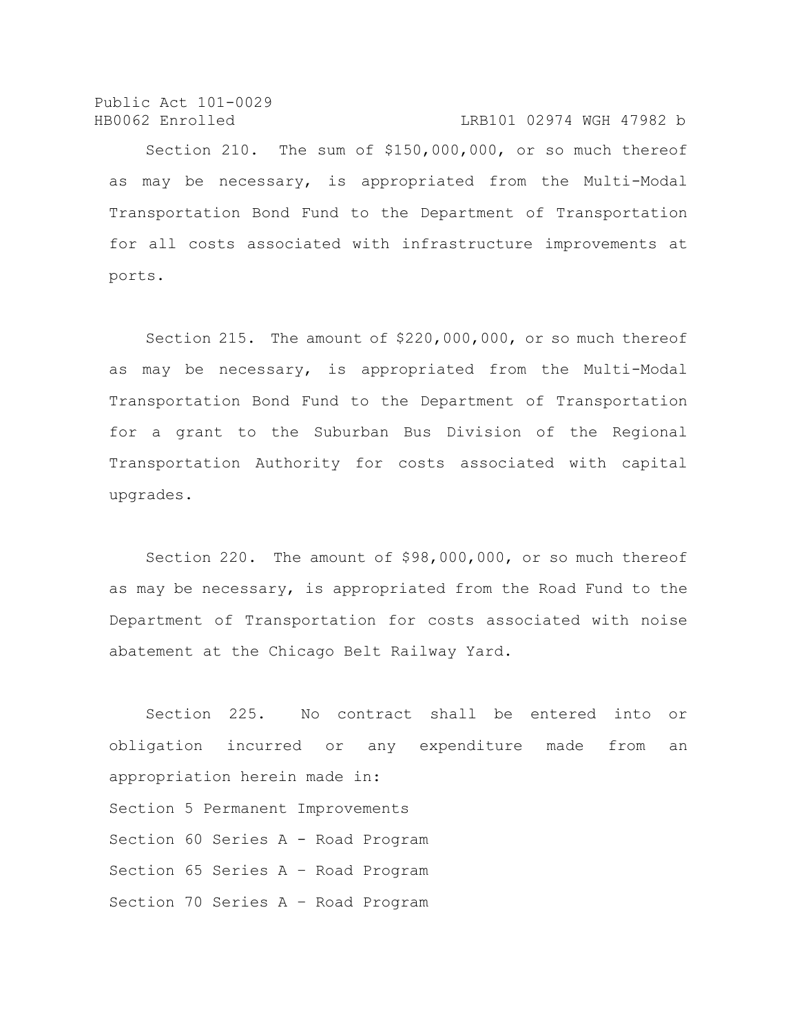Section 210. The sum of $150,000,000, or so much thereof as may be necessary, is appropriated from the Multi-Modal Transportation Bond Fund to the Department of Transportation for all costs associated with infrastructure improvements at ports.

Section 215. The amount of $220,000,000, or so much thereof as may be necessary, is appropriated from the Multi-Modal Transportation Bond Fund to the Department of Transportation for a grant to the Suburban Bus Division of the Regional Transportation Authority for costs associated with capital upgrades.

Section 220. The amount of $98,000,000, or so much thereof as may be necessary, is appropriated from the Road Fund to the Department of Transportation for costs associated with noise abatement at the Chicago Belt Railway Yard.

Section 225. No contract shall be entered into or obligation incurred or any expenditure made from an appropriation herein made in:

Section 5 Permanent Improvements

Section 60 Series A - Road Program

Section 65 Series A – Road Program

Section 70 Series A – Road Program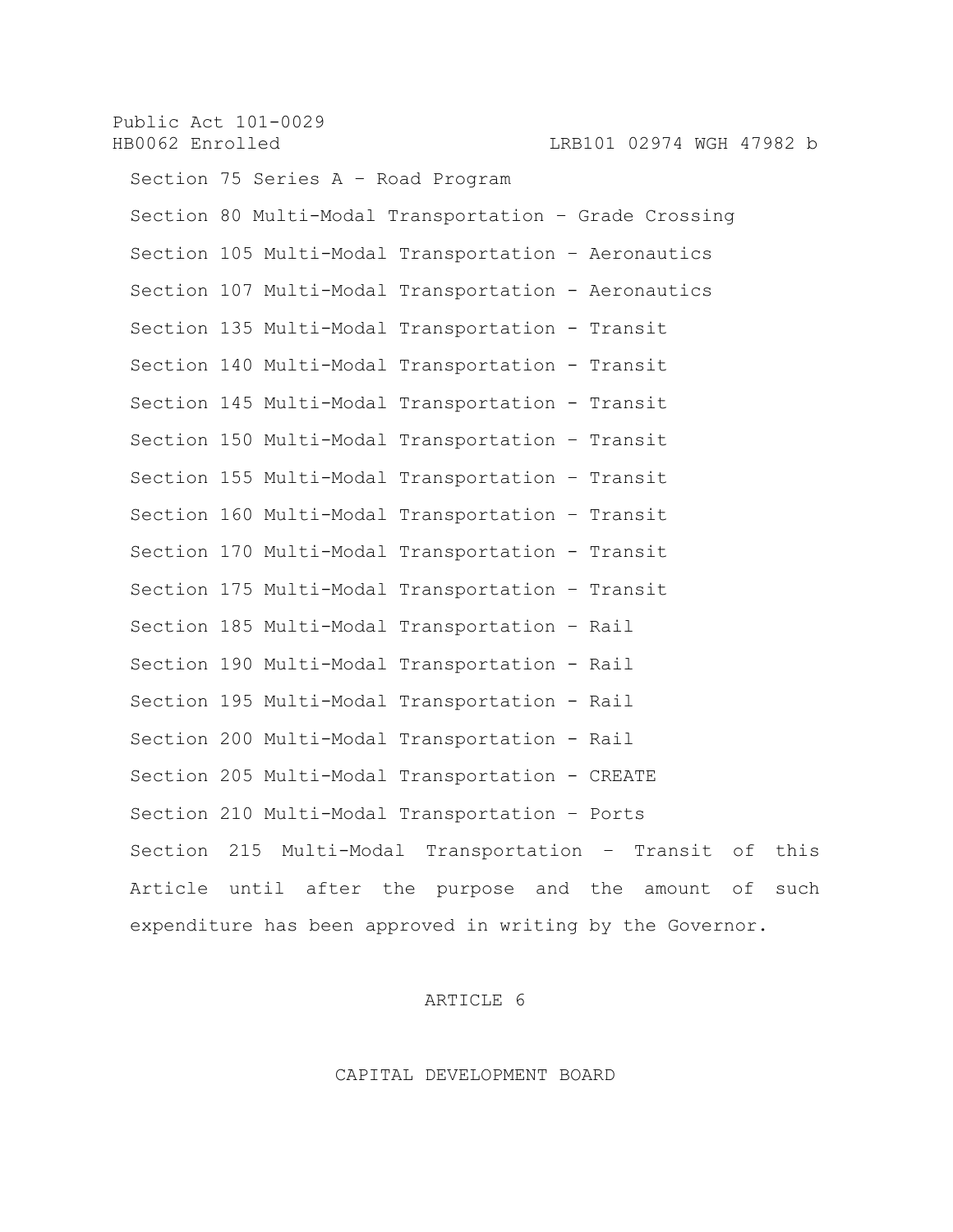Section 75 Series A – Road Program

Section 80 Multi-Modal Transportation – Grade Crossing

Section 105 Multi-Modal Transportation – Aeronautics

Section 107 Multi-Modal Transportation - Aeronautics

Section 135 Multi-Modal Transportation - Transit

Section 140 Multi-Modal Transportation - Transit

Section 145 Multi-Modal Transportation - Transit

Section 150 Multi-Modal Transportation – Transit

Section 155 Multi-Modal Transportation – Transit

Section 160 Multi-Modal Transportation – Transit

Section 170 Multi-Modal Transportation - Transit

Section 175 Multi-Modal Transportation – Transit

Section 185 Multi-Modal Transportation – Rail

Section 190 Multi-Modal Transportation - Rail

Section 195 Multi-Modal Transportation - Rail

Section 200 Multi-Modal Transportation - Rail

Section 205 Multi-Modal Transportation - CREATE

Section 210 Multi-Modal Transportation – Ports

Section 215 Multi-Modal Transportation – Transit of this Article until after the purpose and the amount of such expenditure has been approved in writing by the Governor.

ARTICLE 6

CAPITAL DEVELOPMENT BOARD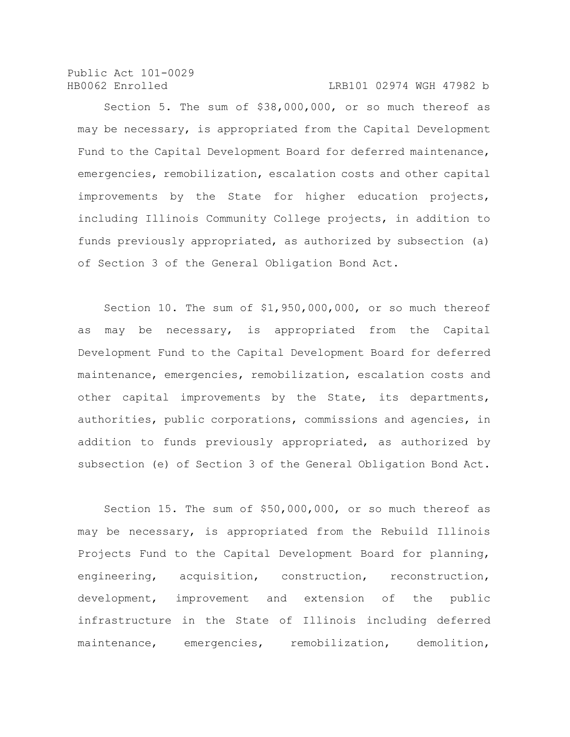Section 5. The sum of $38,000,000, or so much thereof as may be necessary, is appropriated from the Capital Development Fund to the Capital Development Board for deferred maintenance, emergencies, remobilization, escalation costs and other capital improvements by the State for higher education projects, including Illinois Community College projects, in addition to funds previously appropriated, as authorized by subsection (a) of Section 3 of the General Obligation Bond Act.

Section 10. The sum of $1,950,000,000, or so much thereof as may be necessary, is appropriated from the Capital Development Fund to the Capital Development Board for deferred maintenance, emergencies, remobilization, escalation costs and other capital improvements by the State, its departments, authorities, public corporations, commissions and agencies, in addition to funds previously appropriated, as authorized by subsection (e) of Section 3 of the General Obligation Bond Act.

Section 15. The sum of $50,000,000, or so much thereof as may be necessary, is appropriated from the Rebuild Illinois Projects Fund to the Capital Development Board for planning, engineering, acquisition, construction, reconstruction, development, improvement and extension of the public infrastructure in the State of Illinois including deferred maintenance, emergencies, remobilization, demolition,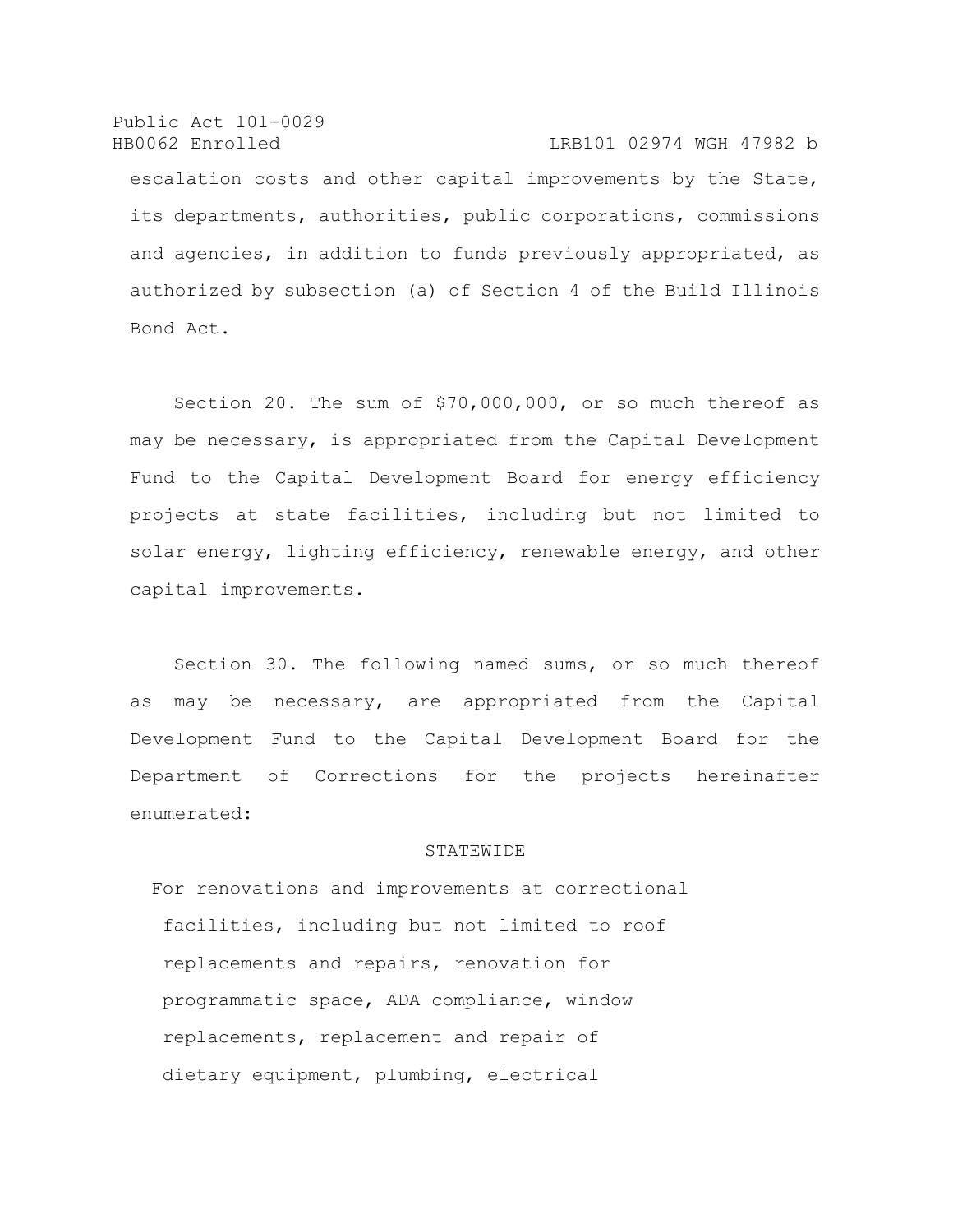escalation costs and other capital improvements by the State, its departments, authorities, public corporations, commissions and agencies, in addition to funds previously appropriated, as authorized by subsection (a) of Section 4 of the Build Illinois Bond Act.

Section 20. The sum of $70,000,000, or so much thereof as may be necessary, is appropriated from the Capital Development Fund to the Capital Development Board for energy efficiency projects at state facilities, including but not limited to solar energy, lighting efficiency, renewable energy, and other capital improvements.

Section 30. The following named sums, or so much thereof as may be necessary, are appropriated from the Capital Development Fund to the Capital Development Board for the Department of Corrections for the projects hereinafter enumerated:

STATEWIDE

For renovations and improvements at correctional facilities, including but not limited to roof replacements and repairs, renovation for programmatic space, ADA compliance, window replacements, replacement and repair of dietary equipment, plumbing, electrical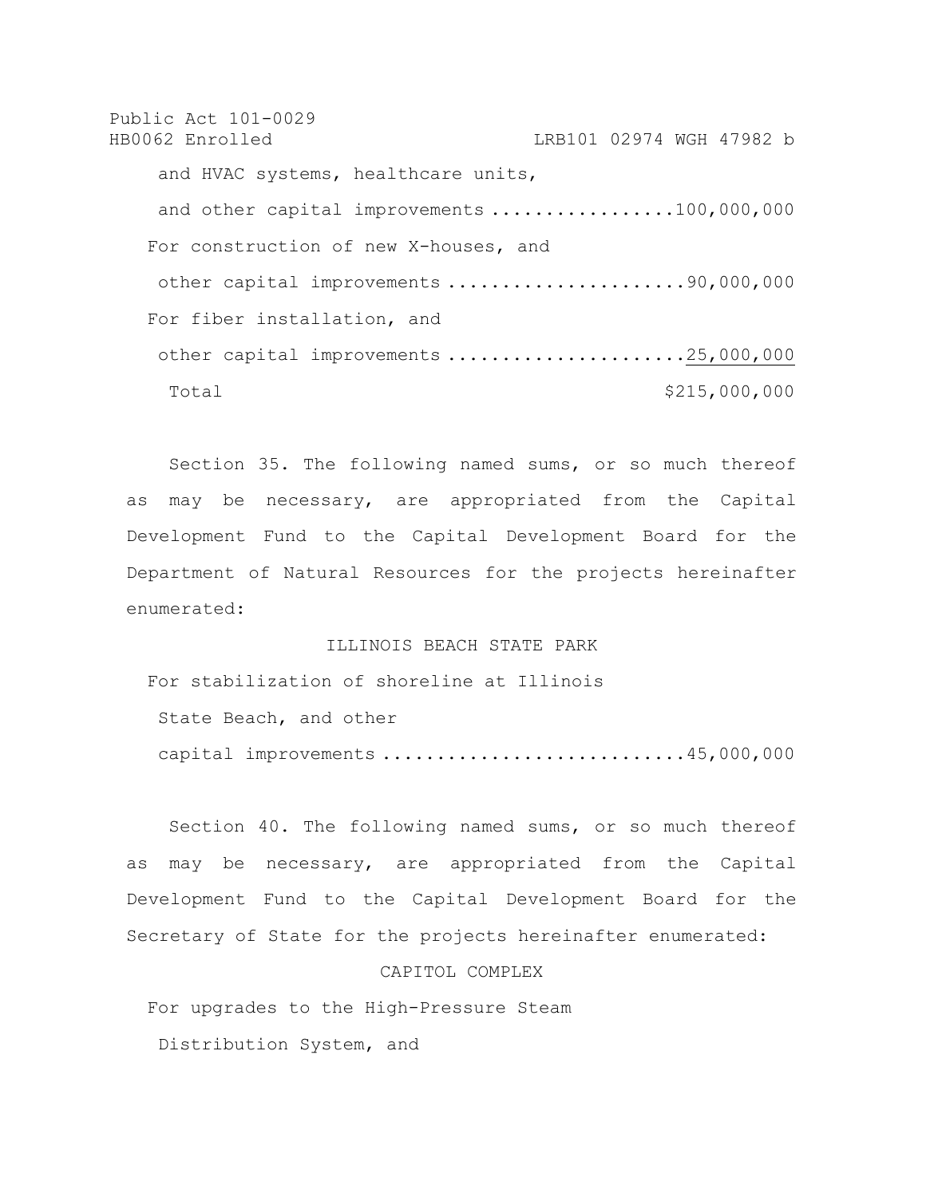and HVAC systems, healthcare units,

and other capital improvements .................100,000,000

For construction of new X-houses, and

other capital improvements ......................90,000,000

For fiber installation, and

other capital improvements ......................25,000,000

Total $215,000,000

Section 35. The following named sums, or so much thereof as may be necessary, are appropriated from the Capital Development Fund to the Capital Development Board for the Department of Natural Resources for the projects hereinafter enumerated:

ILLINOIS BEACH STATE PARK

For stabilization of shoreline at Illinois

State Beach, and other

capital improvements ...........................45,000,000

Section 40. The following named sums, or so much thereof as may be necessary, are appropriated from the Capital Development Fund to the Capital Development Board for the Secretary of State for the projects hereinafter enumerated:

CAPITOL COMPLEX

For upgrades to the High-Pressure Steam

Distribution System, and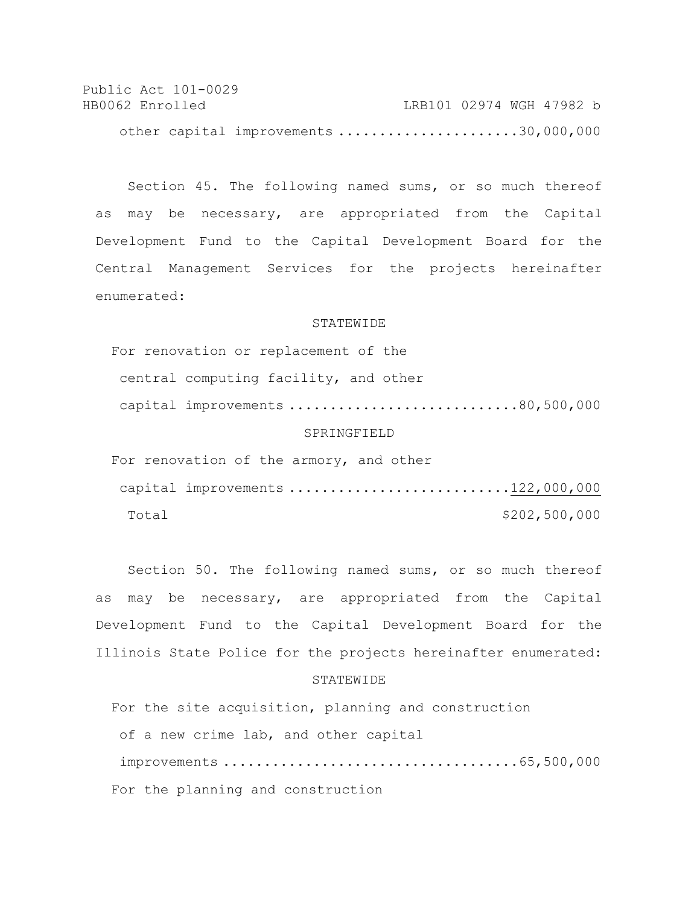other capital improvements ......................30,000,000

Section 45. The following named sums, or so much thereof as may be necessary, are appropriated from the Capital Development Fund to the Capital Development Board for the Central Management Services for the projects hereinafter enumerated:

STATEWIDE

For renovation or replacement of the central computing facility, and other capital improvements ............................80,500,000

SPRINGFIELD

For renovation of the armory, and other capital improvements ..........................122,000,000

Total $202,500,000

Section 50. The following named sums, or so much thereof as may be necessary, are appropriated from the Capital Development Fund to the Capital Development Board for the Illinois State Police for the projects hereinafter enumerated:

STATEWIDE

For the site acquisition, planning and construction of a new crime lab, and other capital improvements ..................................65,500,000

For the planning and construction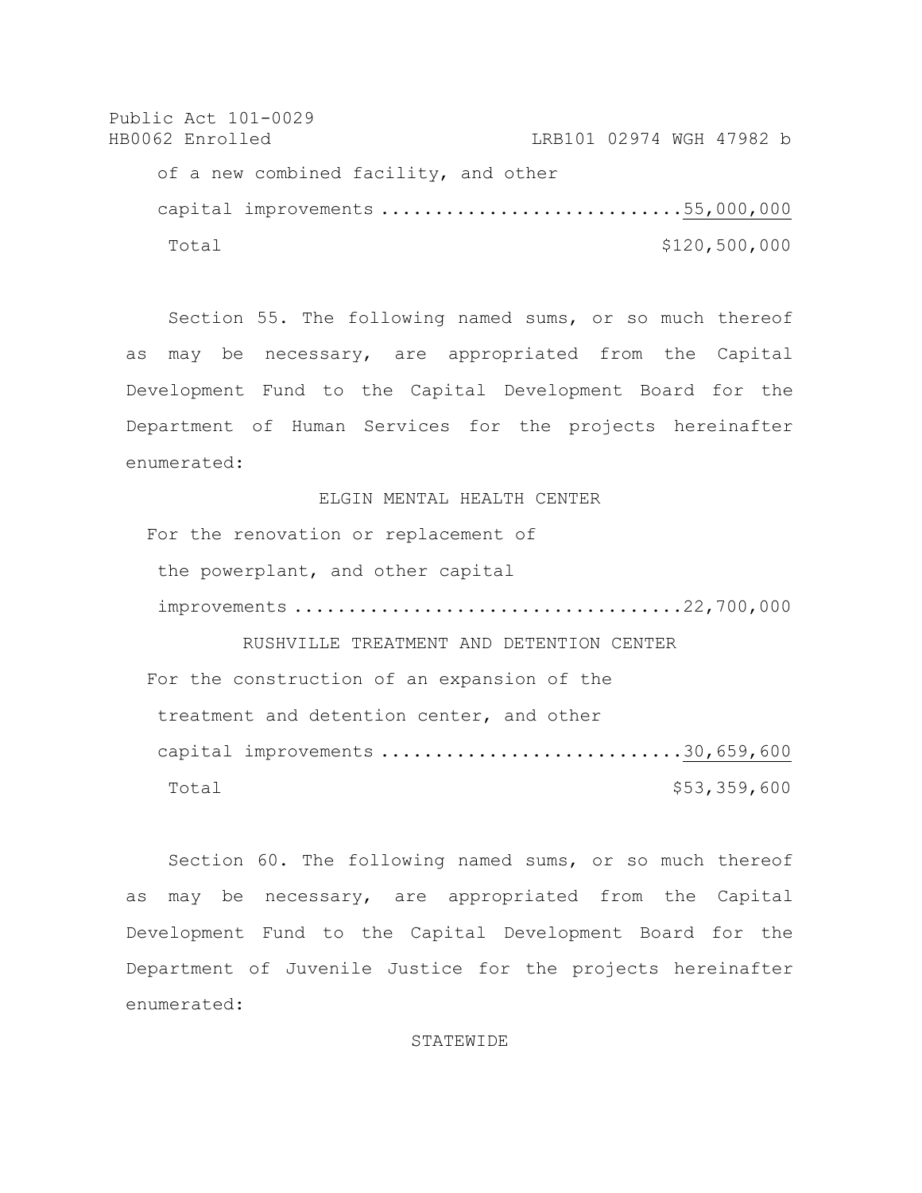of a new combined facility, and other

capital improvements ............................55,000,000

Total $120,500,000

Section 55. The following named sums, or so much thereof as may be necessary, are appropriated from the Capital Development Fund to the Capital Development Board for the Department of Human Services for the projects hereinafter enumerated:

ELGIN MENTAL HEALTH CENTER

For the renovation or replacement of the powerplant, and other capital improvements ...................................22,700,000

RUSHVILLE TREATMENT AND DETENTION CENTER

For the construction of an expansion of the treatment and detention center, and other capital improvements ............................30,659,600

Total $53,359,600

Section 60. The following named sums, or so much thereof as may be necessary, are appropriated from the Capital Development Fund to the Capital Development Board for the Department of Juvenile Justice for the projects hereinafter enumerated:

STATEWIDE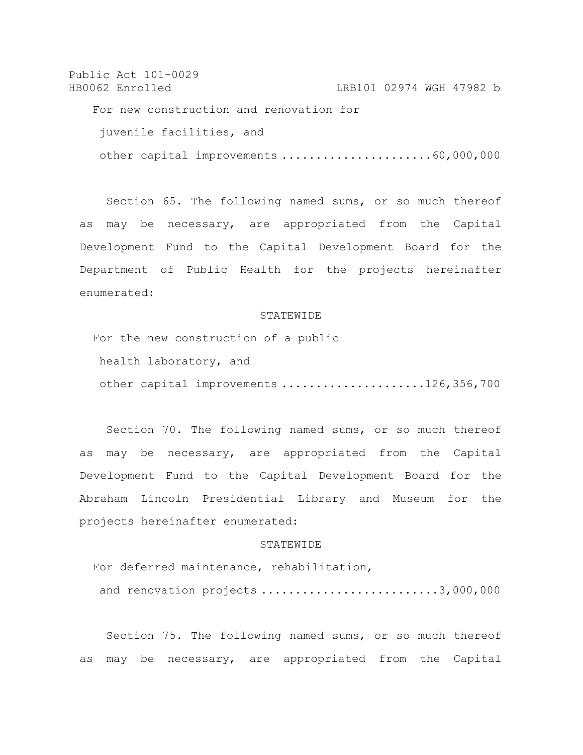For new construction and renovation for juvenile facilities, and other capital improvements ......................60,000,000

Section 65. The following named sums, or so much thereof as may be necessary, are appropriated from the Capital Development Fund to the Capital Development Board for the Department of Public Health for the projects hereinafter enumerated:

STATEWIDE

For the new construction of a public health laboratory, and other capital improvements .....................126,356,700

Section 70. The following named sums, or so much thereof as may be necessary, are appropriated from the Capital Development Fund to the Capital Development Board for the Abraham Lincoln Presidential Library and Museum for the projects hereinafter enumerated:

STATEWIDE

For deferred maintenance, rehabilitation, and renovation projects ..........................3,000,000

Section 75. The following named sums, or so much thereof as may be necessary, are appropriated from the Capital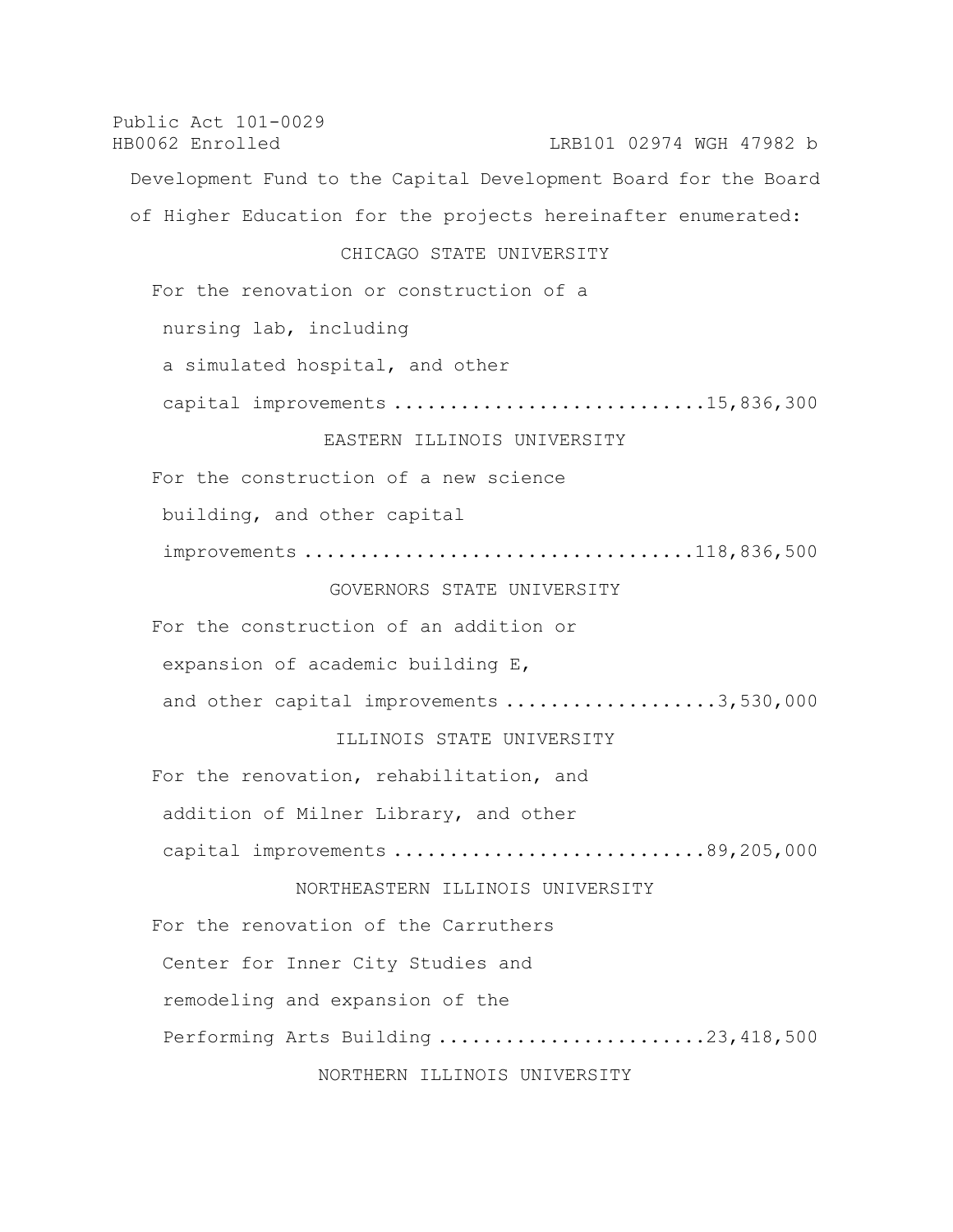Development Fund to the Capital Development Board for the Board of Higher Education for the projects hereinafter enumerated:

CHICAGO STATE UNIVERSITY

For the renovation or construction of a nursing lab, including a simulated hospital, and other capital improvements ............................15,836,300

EASTERN ILLINOIS UNIVERSITY

For the construction of a new science building, and other capital improvements ..................................118,836,500

GOVERNORS STATE UNIVERSITY

For the construction of an addition or expansion of academic building E, and other capital improvements ...................3,530,000

ILLINOIS STATE UNIVERSITY

For the renovation, rehabilitation, and addition of Milner Library, and other capital improvements ............................89,205,000

NORTHEASTERN ILLINOIS UNIVERSITY

For the renovation of the Carruthers Center for Inner City Studies and remodeling and expansion of the Performing Arts Building ........................23,418,500

NORTHERN ILLINOIS UNIVERSITY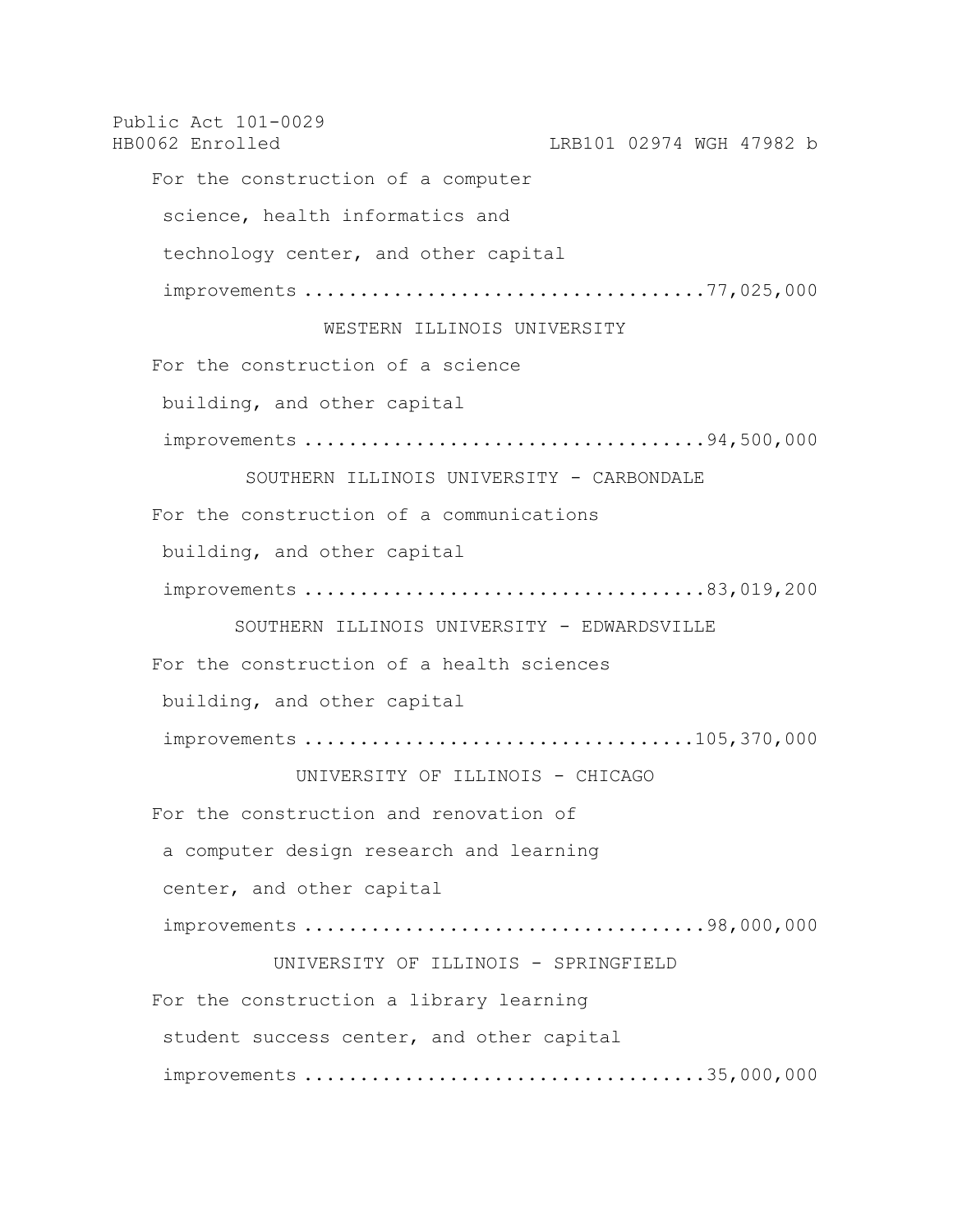For the construction of a computer science, health informatics and technology center, and other capital improvements ....................................77,025,000

WESTERN ILLINOIS UNIVERSITY

For the construction of a science building, and other capital improvements ....................................94,500,000

SOUTHERN ILLINOIS UNIVERSITY - CARBONDALE

For the construction of a communications building, and other capital improvements ....................................83,019,200

SOUTHERN ILLINOIS UNIVERSITY - EDWARDSVILLE

For the construction of a health sciences building, and other capital improvements ....................................105,370,000

UNIVERSITY OF ILLINOIS - CHICAGO

For the construction and renovation of a computer design research and learning center, and other capital improvements ....................................98,000,000

UNIVERSITY OF ILLINOIS - SPRINGFIELD

For the construction a library learning student success center, and other capital improvements ....................................35,000,000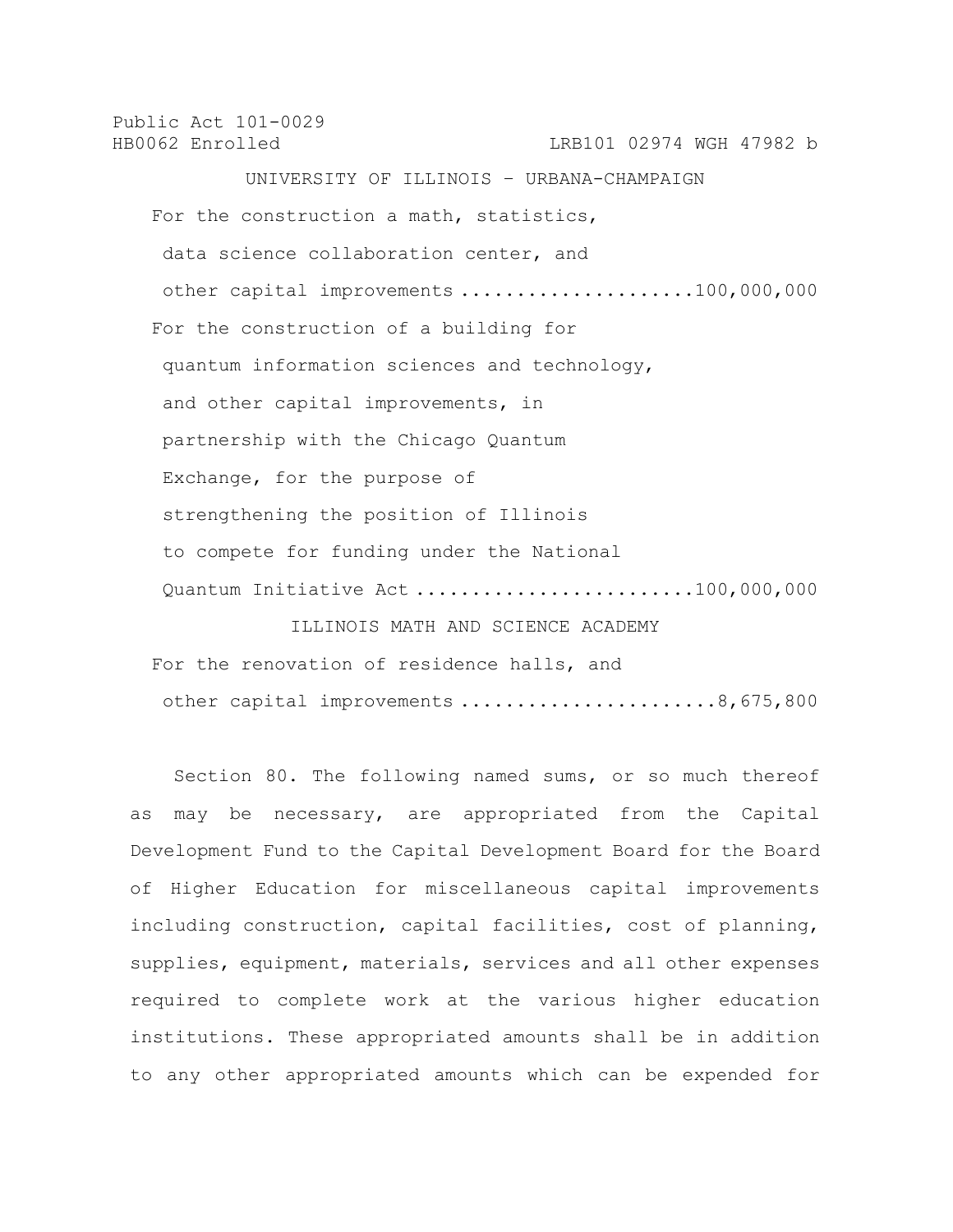UNIVERSITY OF ILLINOIS – URBANA-CHAMPAIGN

For the construction a math, statistics, data science collaboration center, and other capital improvements ..................... 100,000,000

For the construction of a building for quantum information sciences and technology, and other capital improvements, in partnership with the Chicago Quantum Exchange, for the purpose of strengthening the position of Illinois to compete for funding under the National Quantum Initiative Act ......................... 100,000,000

ILLINOIS MATH AND SCIENCE ACADEMY

For the renovation of residence halls, and other capital improvements ....................... 8,675,800

Section 80. The following named sums, or so much thereof as may be necessary, are appropriated from the Capital Development Fund to the Capital Development Board for the Board of Higher Education for miscellaneous capital improvements including construction, capital facilities, cost of planning, supplies, equipment, materials, services and all other expenses required to complete work at the various higher education institutions. These appropriated amounts shall be in addition to any other appropriated amounts which can be expended for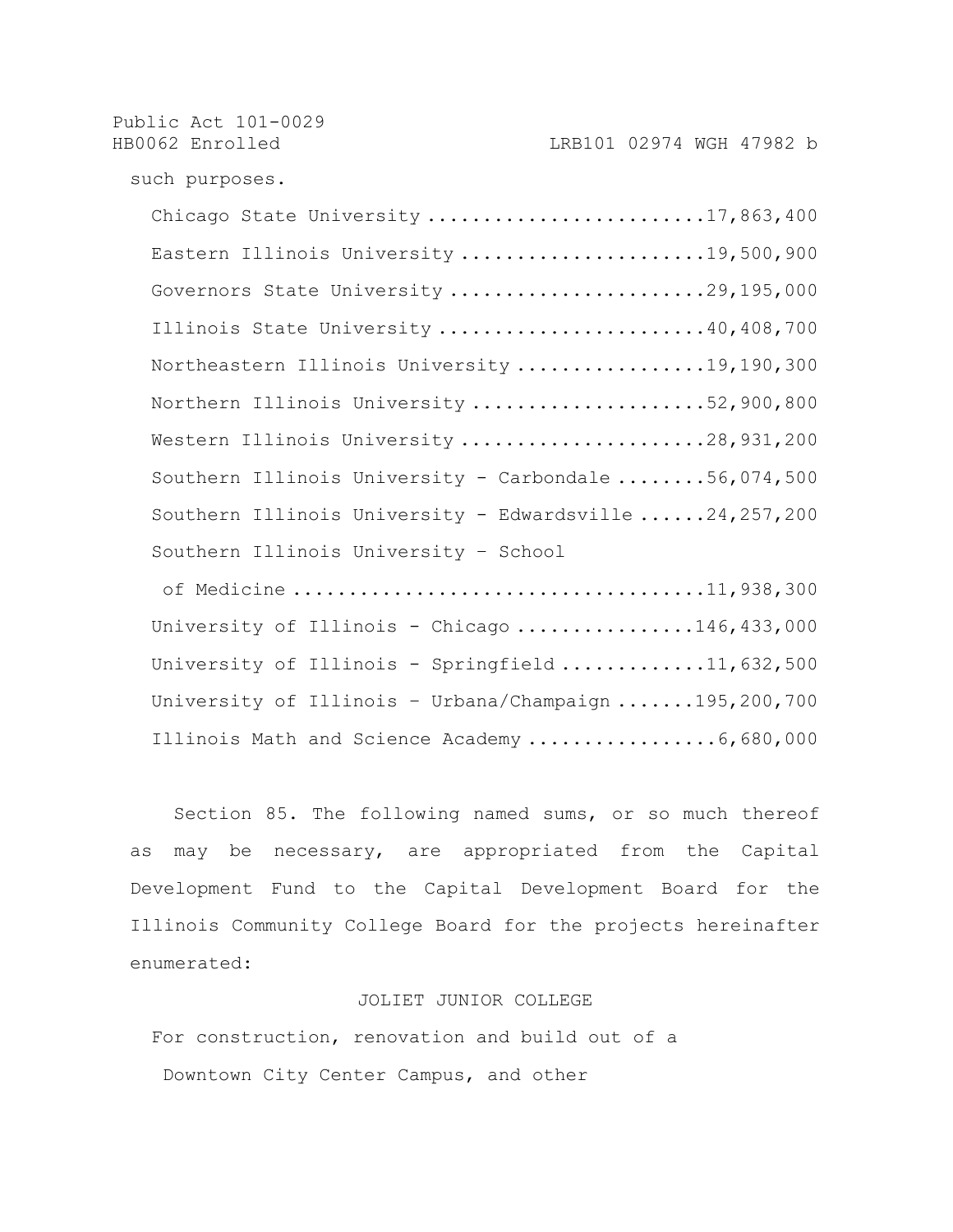such purposes.

Chicago State University ........................17,863,400

Eastern Illinois University .....................19,500,900

Governors State University ......................29,195,000

Illinois State University .......................40,408,700

Northeastern Illinois University ................19,190,300

Northern Illinois University ....................52,900,800

Western Illinois University .....................28,931,200

Southern Illinois University - Carbondale ........56,074,500

Southern Illinois University - Edwardsville ......24,257,200

Southern Illinois University – School

of Medicine ....................................11,938,300

University of Illinois - Chicago ...............146,433,000

University of Illinois - Springfield ............11,632,500

University of Illinois – Urbana/Champaign .......195,200,700

Illinois Math and Science Academy .................6,680,000

Section 85. The following named sums, or so much thereof as may be necessary, are appropriated from the Capital Development Fund to the Capital Development Board for the Illinois Community College Board for the projects hereinafter enumerated:

JOLIET JUNIOR COLLEGE

For construction, renovation and build out of a Downtown City Center Campus, and other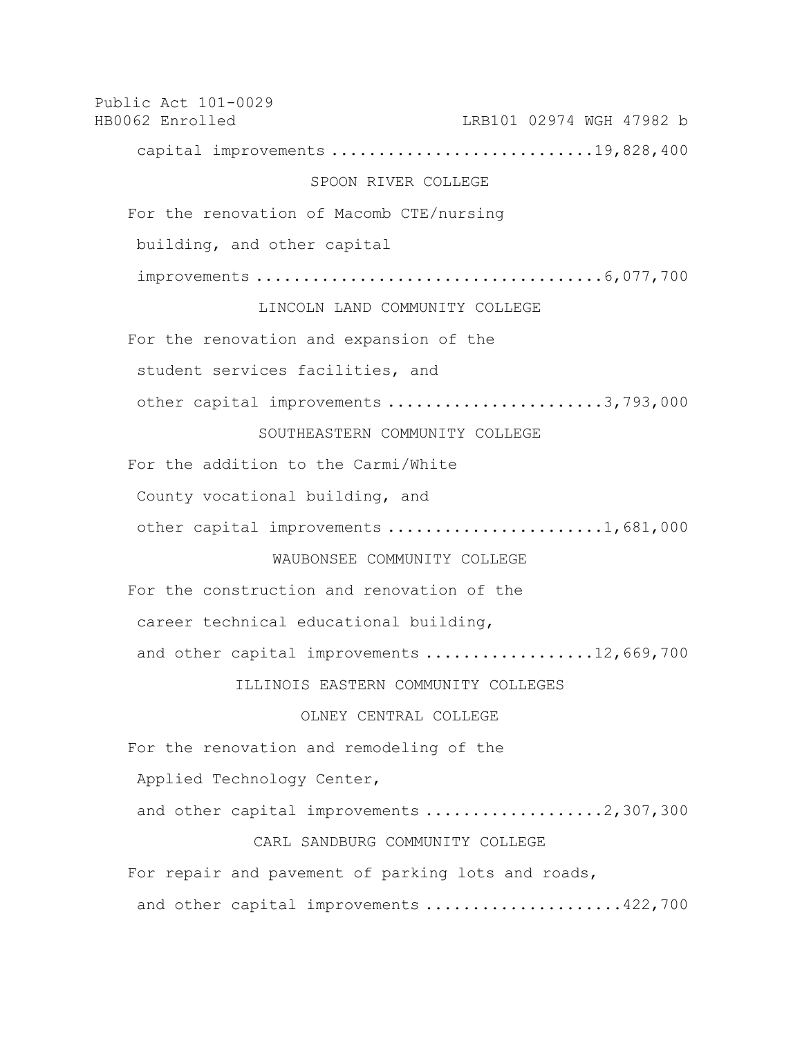capital improvements ............................19,828,400

SPOON RIVER COLLEGE

For the renovation of Macomb CTE/nursing building, and other capital improvements ....................................6,077,700

LINCOLN LAND COMMUNITY COLLEGE

For the renovation and expansion of the student services facilities, and other capital improvements .......................3,793,000

SOUTHEASTERN COMMUNITY COLLEGE

For the addition to the Carmi/White County vocational building, and other capital improvements .......................1,681,000

WAUBONSEE COMMUNITY COLLEGE

For the construction and renovation of the career technical educational building, and other capital improvements ..................12,669,700

ILLINOIS EASTERN COMMUNITY COLLEGES

OLNEY CENTRAL COLLEGE

For the renovation and remodeling of the Applied Technology Center, and other capital improvements ...................2,307,300

CARL SANDBURG COMMUNITY COLLEGE

For repair and pavement of parking lots and roads, and other capital improvements .....................422,700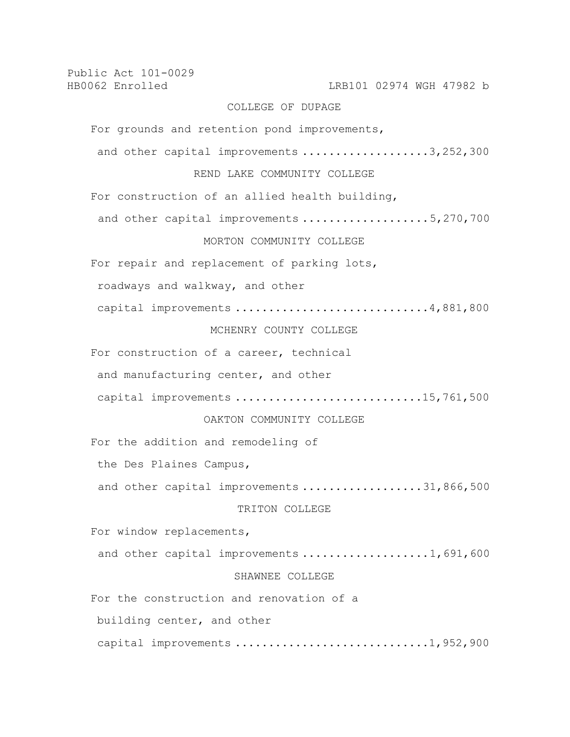COLLEGE OF DUPAGE

For grounds and retention pond improvements,
and other capital improvements ...................3,252,300

REND LAKE COMMUNITY COLLEGE

For construction of an allied health building,
and other capital improvements ...................5,270,700

MORTON COMMUNITY COLLEGE

For repair and replacement of parking lots,
roadways and walkway, and other
capital improvements ............................4,881,800

MCHENRY COUNTY COLLEGE

For construction of a career, technical
and manufacturing center, and other
capital improvements ...........................15,761,500

OAKTON COMMUNITY COLLEGE

For the addition and remodeling of
the Des Plaines Campus,
and other capital improvements ..................31,866,500

TRITON COLLEGE

For window replacements,
and other capital improvements ...................1,691,600

SHAWNEE COLLEGE

For the construction and renovation of a
building center, and other
capital improvements ............................1,952,900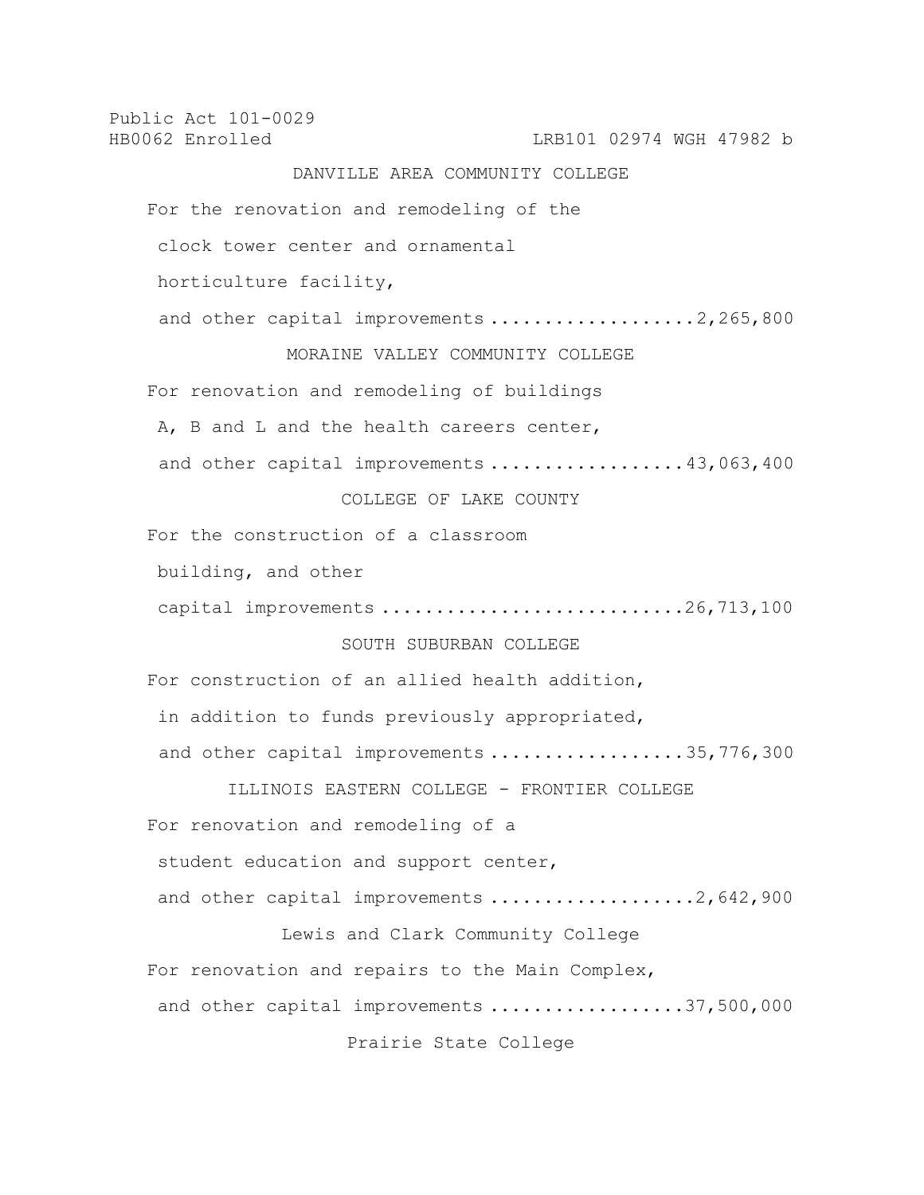DANVILLE AREA COMMUNITY COLLEGE

For the renovation and remodeling of the clock tower center and ornamental horticulture facility, and other capital improvements ...................2,265,800

MORAINE VALLEY COMMUNITY COLLEGE

For renovation and remodeling of buildings A, B and L and the health careers center, and other capital improvements ..................43,063,400

COLLEGE OF LAKE COUNTY

For the construction of a classroom building, and other capital improvements ...........................26,713,100

SOUTH SUBURBAN COLLEGE

For construction of an allied health addition, in addition to funds previously appropriated, and other capital improvements ..................35,776,300

ILLINOIS EASTERN COLLEGE - FRONTIER COLLEGE

For renovation and remodeling of a student education and support center, and other capital improvements ...................2,642,900

Lewis and Clark Community College

For renovation and repairs to the Main Complex, and other capital improvements ..................37,500,000

Prairie State College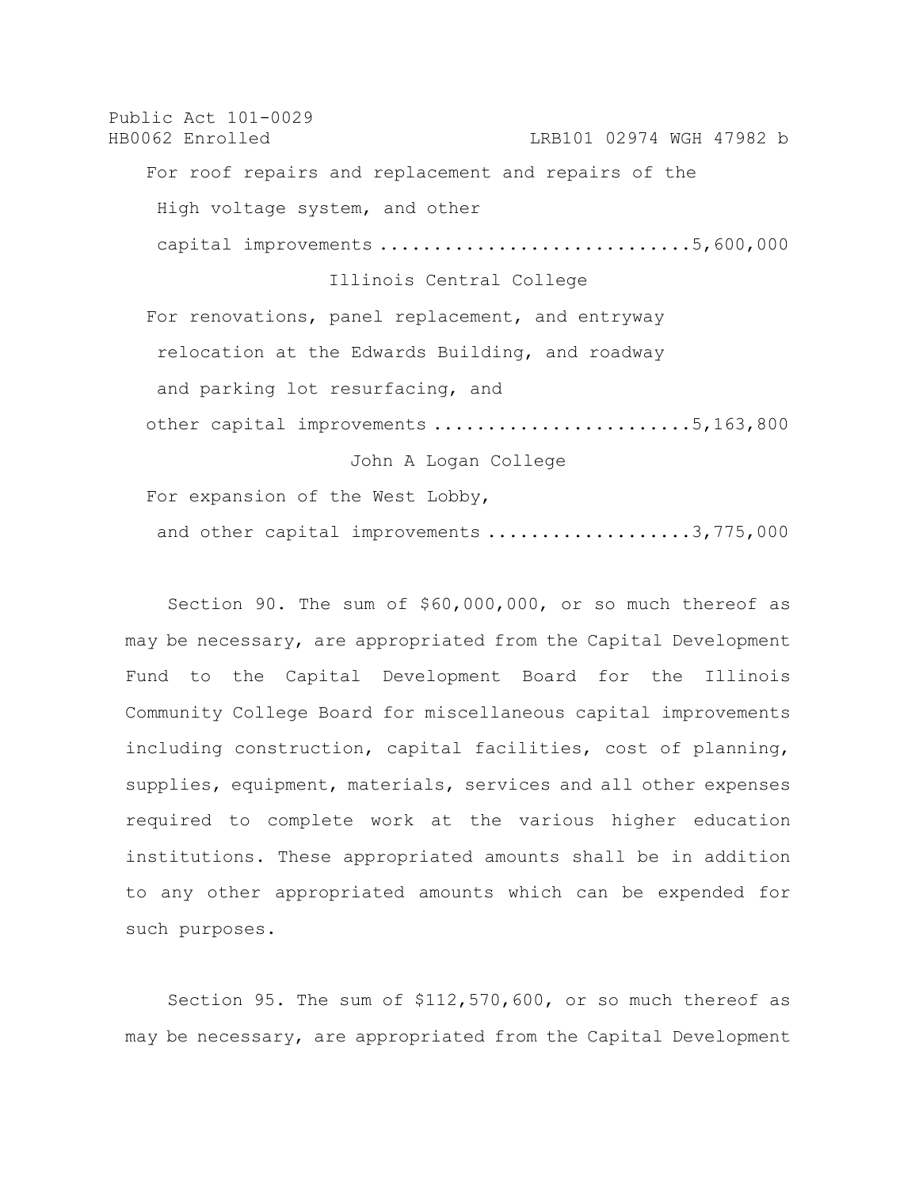For roof repairs and replacement and repairs of the High voltage system, and other capital improvements ............................5,600,000

Illinois Central College

For renovations, panel replacement, and entryway relocation at the Edwards Building, and roadway and parking lot resurfacing, and other capital improvements .......................5,163,800

John A Logan College

For expansion of the West Lobby, and other capital improvements ..................3,775,000

Section 90. The sum of $60,000,000, or so much thereof as may be necessary, are appropriated from the Capital Development Fund to the Capital Development Board for the Illinois Community College Board for miscellaneous capital improvements including construction, capital facilities, cost of planning, supplies, equipment, materials, services and all other expenses required to complete work at the various higher education institutions. These appropriated amounts shall be in addition to any other appropriated amounts which can be expended for such purposes.

Section 95. The sum of $112,570,600, or so much thereof as may be necessary, are appropriated from the Capital Development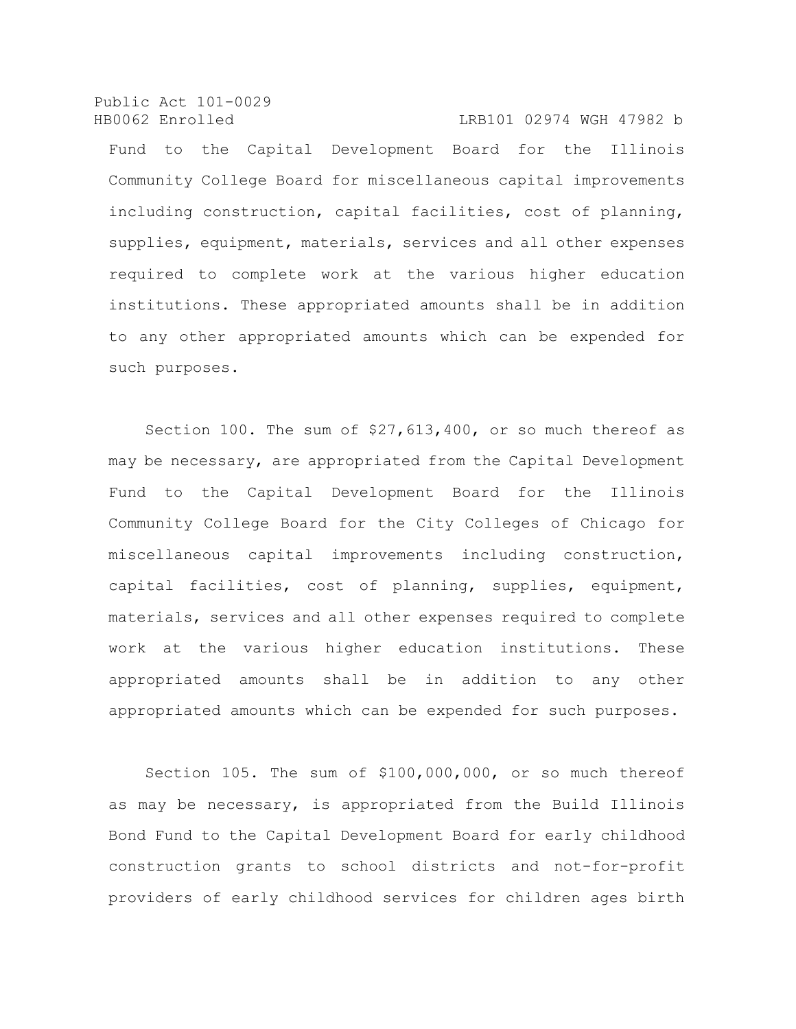Fund to the Capital Development Board for the Illinois Community College Board for miscellaneous capital improvements including construction, capital facilities, cost of planning, supplies, equipment, materials, services and all other expenses required to complete work at the various higher education institutions. These appropriated amounts shall be in addition to any other appropriated amounts which can be expended for such purposes.

Section 100. The sum of $27,613,400, or so much thereof as may be necessary, are appropriated from the Capital Development Fund to the Capital Development Board for the Illinois Community College Board for the City Colleges of Chicago for miscellaneous capital improvements including construction, capital facilities, cost of planning, supplies, equipment, materials, services and all other expenses required to complete work at the various higher education institutions. These appropriated amounts shall be in addition to any other appropriated amounts which can be expended for such purposes.

Section 105. The sum of $100,000,000, or so much thereof as may be necessary, is appropriated from the Build Illinois Bond Fund to the Capital Development Board for early childhood construction grants to school districts and not-for-profit providers of early childhood services for children ages birth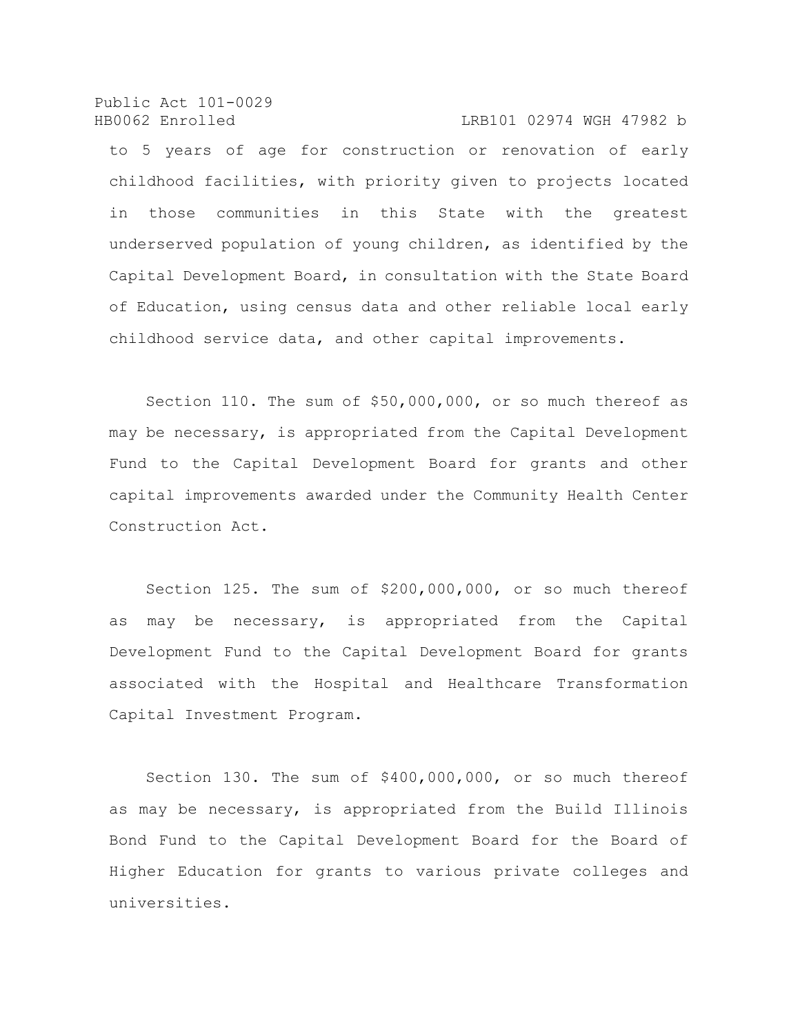to 5 years of age for construction or renovation of early childhood facilities, with priority given to projects located in those communities in this State with the greatest underserved population of young children, as identified by the Capital Development Board, in consultation with the State Board of Education, using census data and other reliable local early childhood service data, and other capital improvements.

Section 110. The sum of $50,000,000, or so much thereof as may be necessary, is appropriated from the Capital Development Fund to the Capital Development Board for grants and other capital improvements awarded under the Community Health Center Construction Act.

Section 125. The sum of $200,000,000, or so much thereof as may be necessary, is appropriated from the Capital Development Fund to the Capital Development Board for grants associated with the Hospital and Healthcare Transformation Capital Investment Program.

Section 130. The sum of $400,000,000, or so much thereof as may be necessary, is appropriated from the Build Illinois Bond Fund to the Capital Development Board for the Board of Higher Education for grants to various private colleges and universities.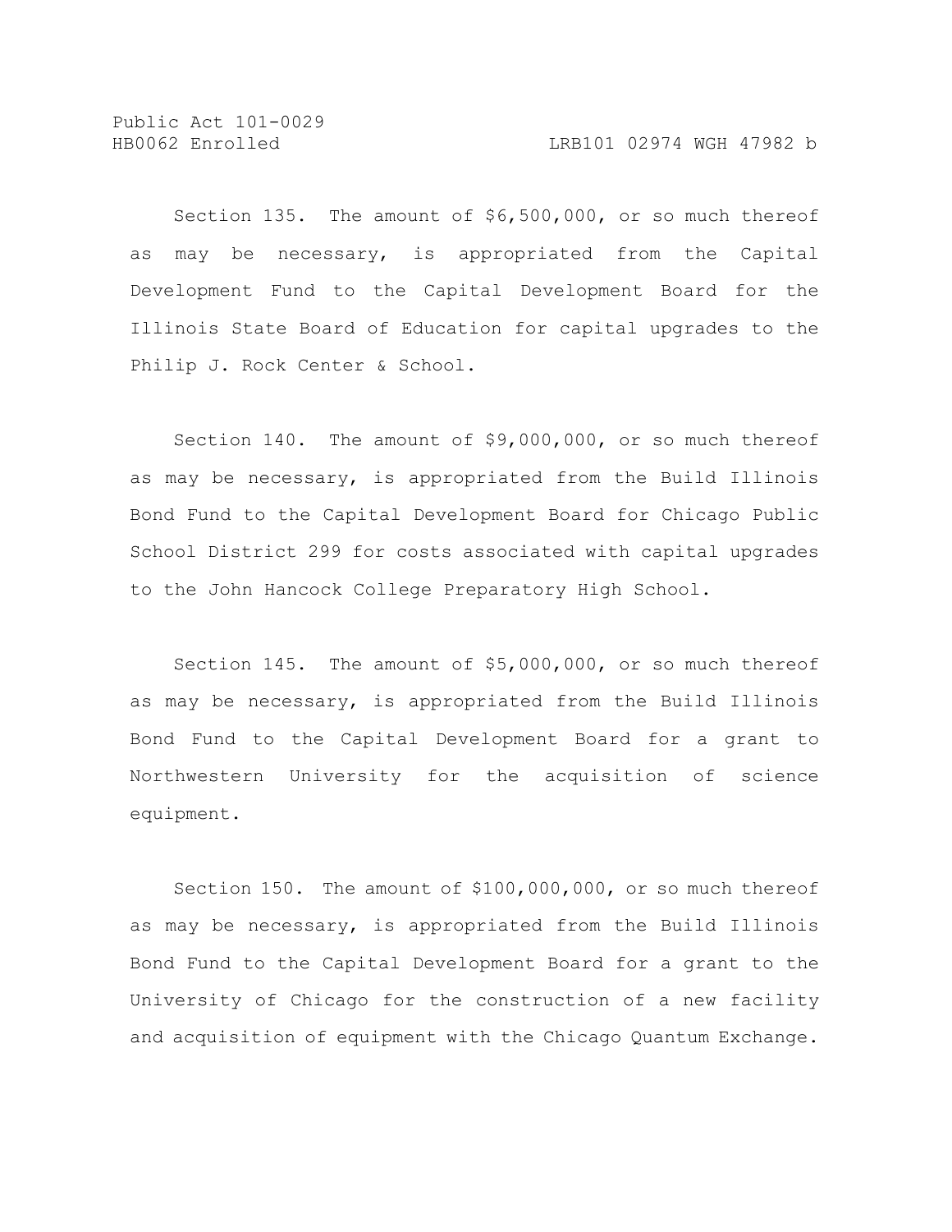Section 135. The amount of $6,500,000, or so much thereof as may be necessary, is appropriated from the Capital Development Fund to the Capital Development Board for the Illinois State Board of Education for capital upgrades to the Philip J. Rock Center & School.

Section 140. The amount of $9,000,000, or so much thereof as may be necessary, is appropriated from the Build Illinois Bond Fund to the Capital Development Board for Chicago Public School District 299 for costs associated with capital upgrades to the John Hancock College Preparatory High School.

Section 145. The amount of $5,000,000, or so much thereof as may be necessary, is appropriated from the Build Illinois Bond Fund to the Capital Development Board for a grant to Northwestern University for the acquisition of science equipment.

Section 150. The amount of $100,000,000, or so much thereof as may be necessary, is appropriated from the Build Illinois Bond Fund to the Capital Development Board for a grant to the University of Chicago for the construction of a new facility and acquisition of equipment with the Chicago Quantum Exchange.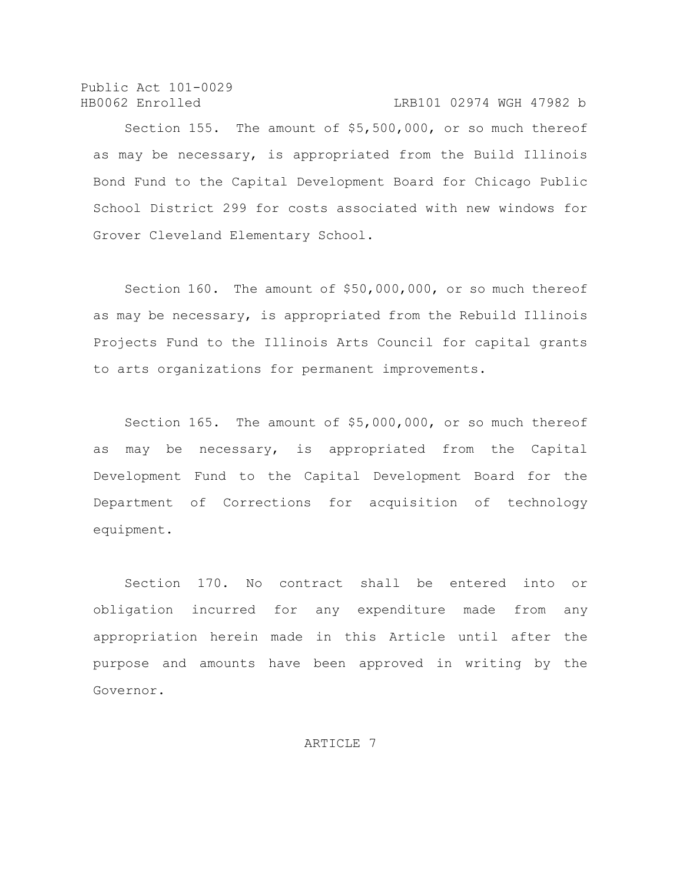Section 155. The amount of $5,500,000, or so much thereof as may be necessary, is appropriated from the Build Illinois Bond Fund to the Capital Development Board for Chicago Public School District 299 for costs associated with new windows for Grover Cleveland Elementary School.

Section 160. The amount of $50,000,000, or so much thereof as may be necessary, is appropriated from the Rebuild Illinois Projects Fund to the Illinois Arts Council for capital grants to arts organizations for permanent improvements.

Section 165. The amount of $5,000,000, or so much thereof as may be necessary, is appropriated from the Capital Development Fund to the Capital Development Board for the Department of Corrections for acquisition of technology equipment.

Section 170. No contract shall be entered into or obligation incurred for any expenditure made from any appropriation herein made in this Article until after the purpose and amounts have been approved in writing by the Governor.

ARTICLE 7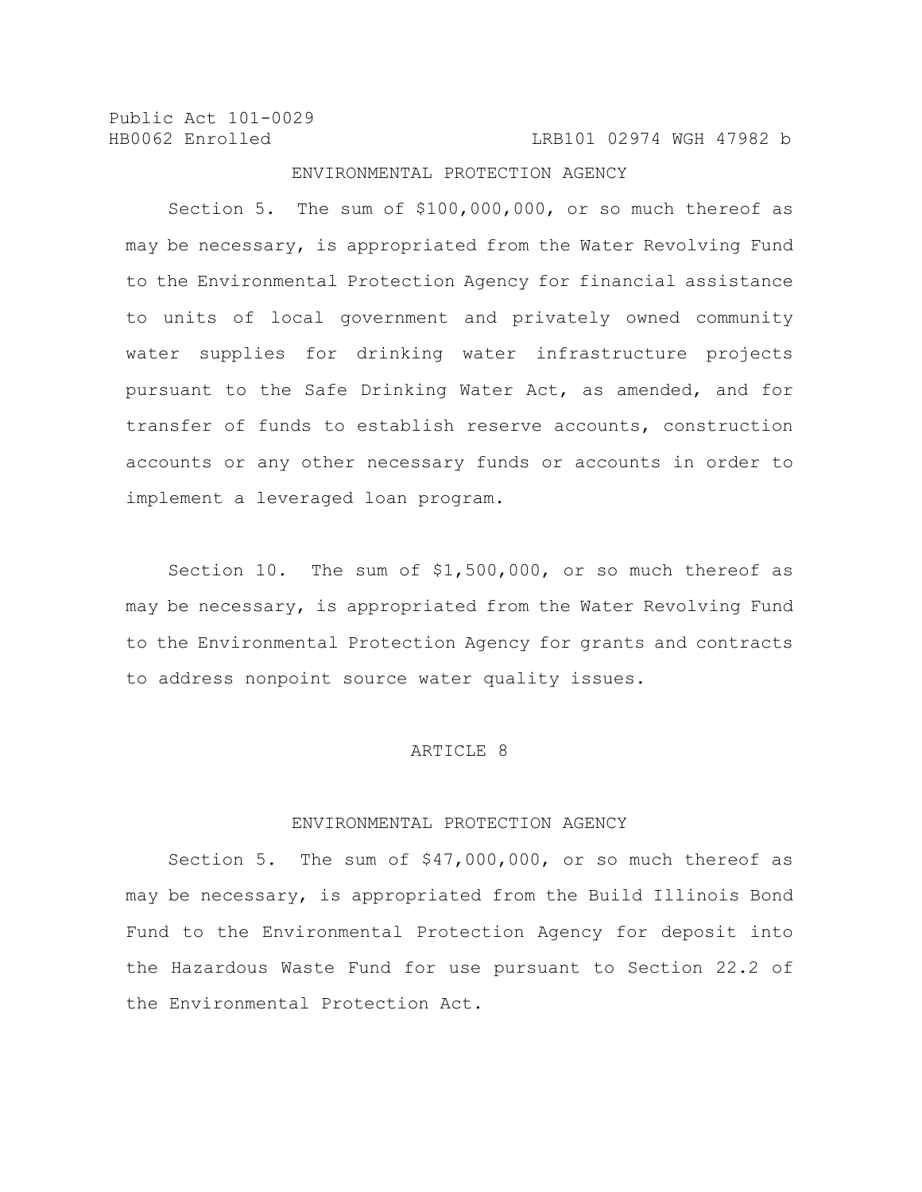## ENVIRONMENTAL PROTECTION AGENCY

Section 5. The sum of $100,000,000, or so much thereof as may be necessary, is appropriated from the Water Revolving Fund to the Environmental Protection Agency for financial assistance to units of local government and privately owned community water supplies for drinking water infrastructure projects pursuant to the Safe Drinking Water Act, as amended, and for transfer of funds to establish reserve accounts, construction accounts or any other necessary funds or accounts in order to implement a leveraged loan program.

Section 10. The sum of $1,500,000, or so much thereof as may be necessary, is appropriated from the Water Revolving Fund to the Environmental Protection Agency for grants and contracts to address nonpoint source water quality issues.

# ARTICLE 8

## ENVIRONMENTAL PROTECTION AGENCY

Section 5. The sum of $47,000,000, or so much thereof as may be necessary, is appropriated from the Build Illinois Bond Fund to the Environmental Protection Agency for deposit into the Hazardous Waste Fund for use pursuant to Section 22.2 of the Environmental Protection Act.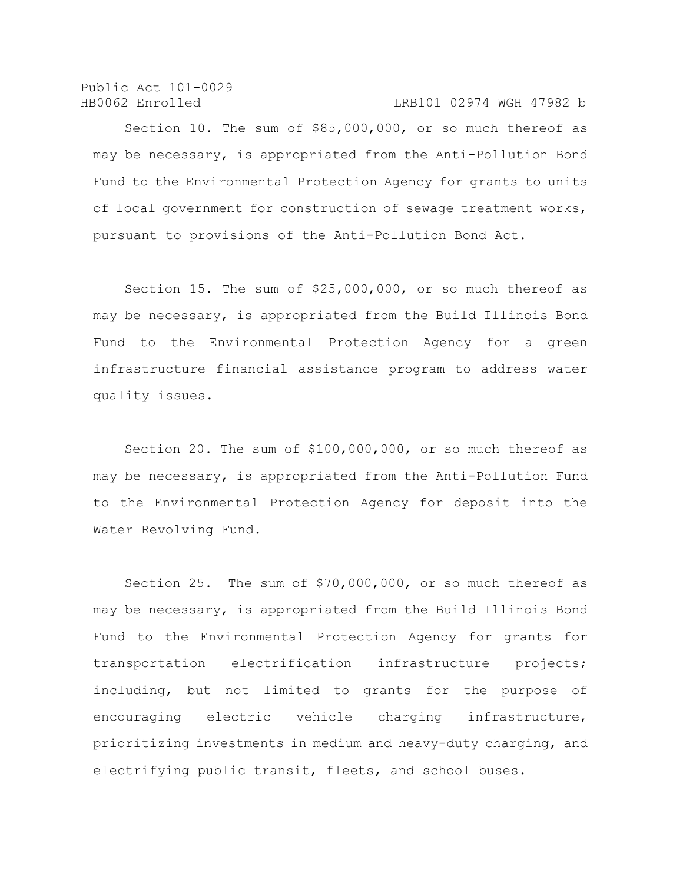Section 10. The sum of $85,000,000, or so much thereof as may be necessary, is appropriated from the Anti-Pollution Bond Fund to the Environmental Protection Agency for grants to units of local government for construction of sewage treatment works, pursuant to provisions of the Anti-Pollution Bond Act.

Section 15. The sum of $25,000,000, or so much thereof as may be necessary, is appropriated from the Build Illinois Bond Fund to the Environmental Protection Agency for a green infrastructure financial assistance program to address water quality issues.

Section 20. The sum of $100,000,000, or so much thereof as may be necessary, is appropriated from the Anti-Pollution Fund to the Environmental Protection Agency for deposit into the Water Revolving Fund.

Section 25. The sum of $70,000,000, or so much thereof as may be necessary, is appropriated from the Build Illinois Bond Fund to the Environmental Protection Agency for grants for transportation electrification infrastructure projects; including, but not limited to grants for the purpose of encouraging electric vehicle charging infrastructure, prioritizing investments in medium and heavy-duty charging, and electrifying public transit, fleets, and school buses.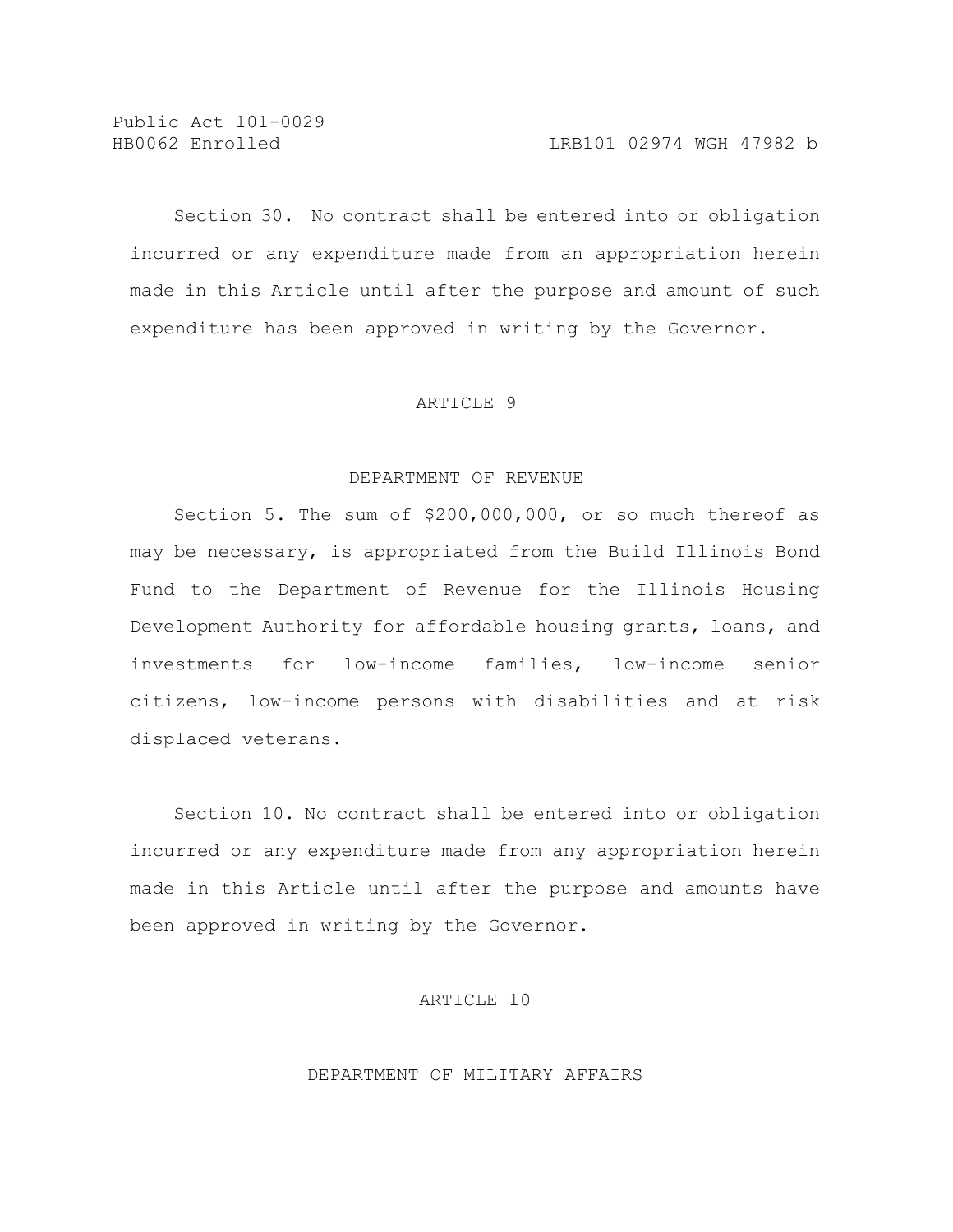Section 30. No contract shall be entered into or obligation incurred or any expenditure made from an appropriation herein made in this Article until after the purpose and amount of such expenditure has been approved in writing by the Governor.

## ARTICLE 9

### DEPARTMENT OF REVENUE

Section 5. The sum of $200,000,000, or so much thereof as may be necessary, is appropriated from the Build Illinois Bond Fund to the Department of Revenue for the Illinois Housing Development Authority for affordable housing grants, loans, and investments for low-income families, low-income senior citizens, low-income persons with disabilities and at risk displaced veterans.

Section 10. No contract shall be entered into or obligation incurred or any expenditure made from any appropriation herein made in this Article until after the purpose and amounts have been approved in writing by the Governor.

## ARTICLE 10

### DEPARTMENT OF MILITARY AFFAIRS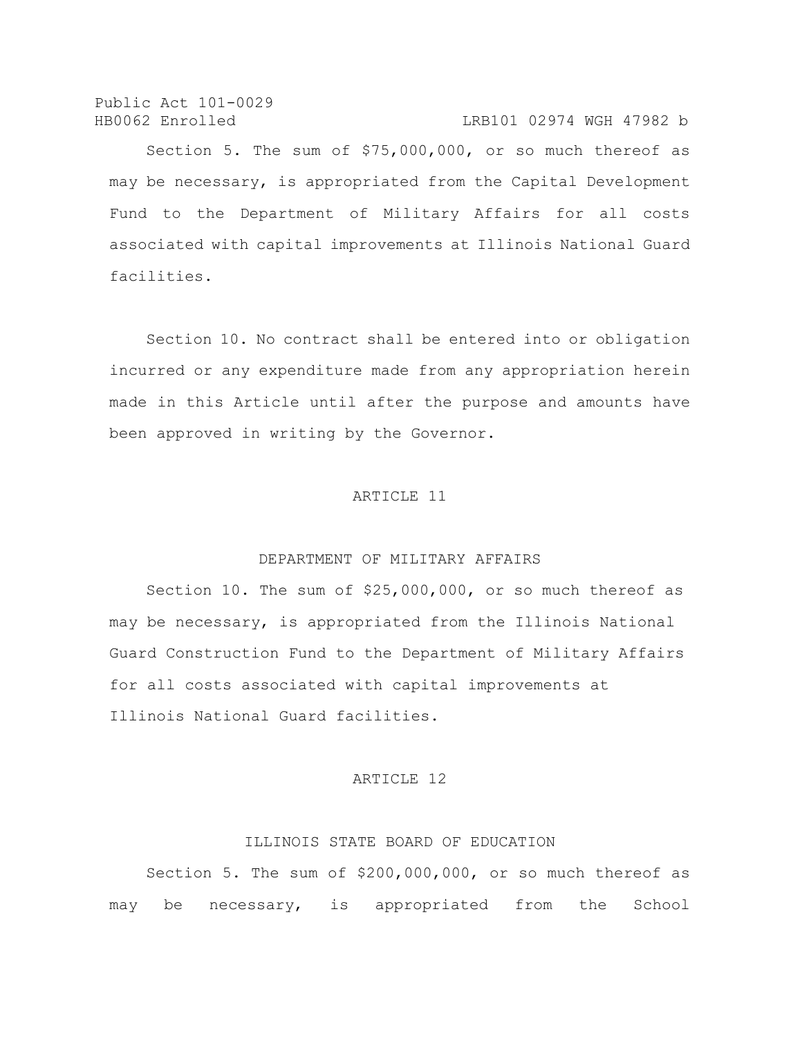Section 5. The sum of $75,000,000, or so much thereof as may be necessary, is appropriated from the Capital Development Fund to the Department of Military Affairs for all costs associated with capital improvements at Illinois National Guard facilities.

Section 10. No contract shall be entered into or obligation incurred or any expenditure made from any appropriation herein made in this Article until after the purpose and amounts have been approved in writing by the Governor.

ARTICLE 11

DEPARTMENT OF MILITARY AFFAIRS

Section 10. The sum of $25,000,000, or so much thereof as may be necessary, is appropriated from the Illinois National Guard Construction Fund to the Department of Military Affairs for all costs associated with capital improvements at Illinois National Guard facilities.

ARTICLE 12

ILLINOIS STATE BOARD OF EDUCATION

Section 5. The sum of $200,000,000, or so much thereof as may be necessary, is appropriated from the School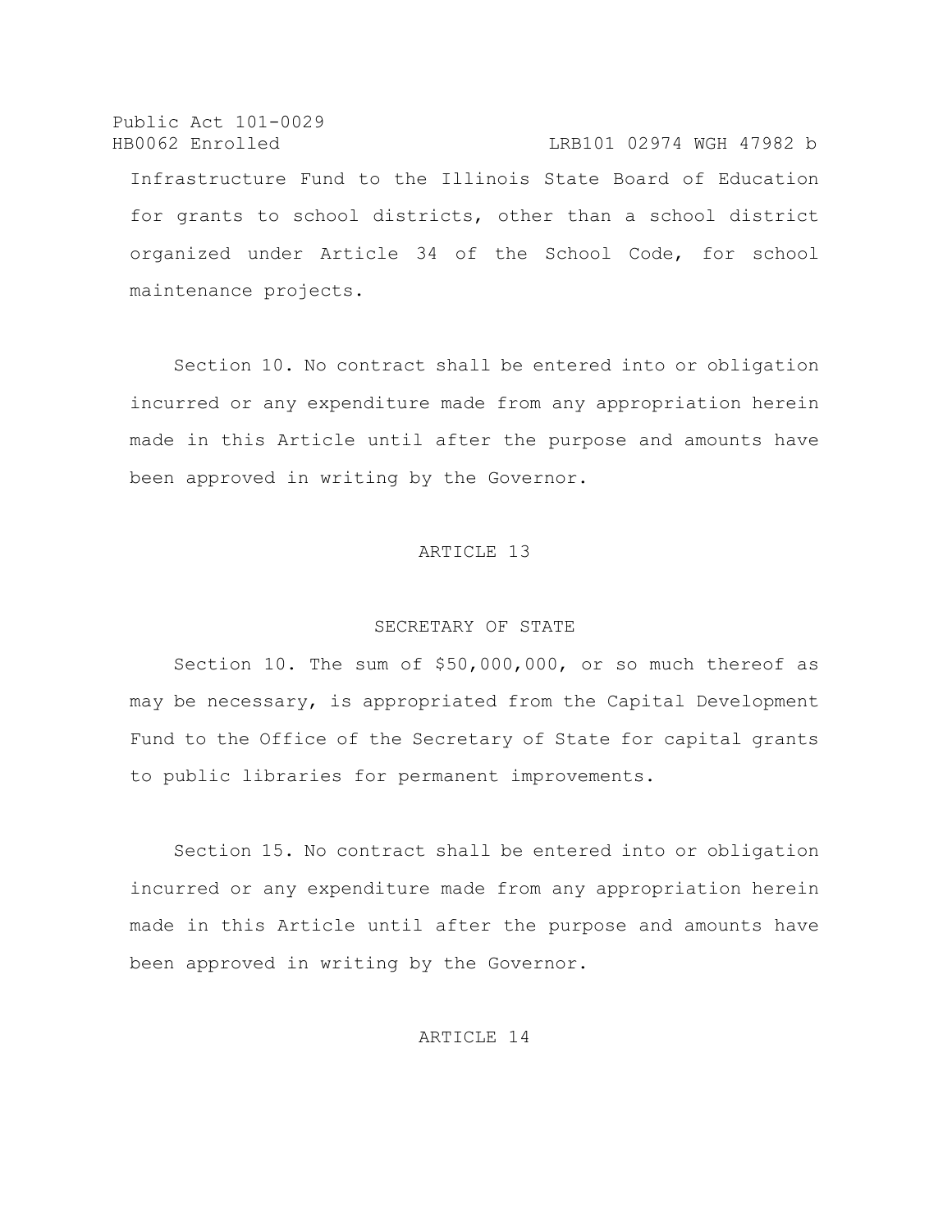Infrastructure Fund to the Illinois State Board of Education for grants to school districts, other than a school district organized under Article 34 of the School Code, for school maintenance projects.

Section 10. No contract shall be entered into or obligation incurred or any expenditure made from any appropriation herein made in this Article until after the purpose and amounts have been approved in writing by the Governor.

## ARTICLE 13

## SECRETARY OF STATE

Section 10. The sum of $50,000,000, or so much thereof as may be necessary, is appropriated from the Capital Development Fund to the Office of the Secretary of State for capital grants to public libraries for permanent improvements.

Section 15. No contract shall be entered into or obligation incurred or any expenditure made from any appropriation herein made in this Article until after the purpose and amounts have been approved in writing by the Governor.

## ARTICLE 14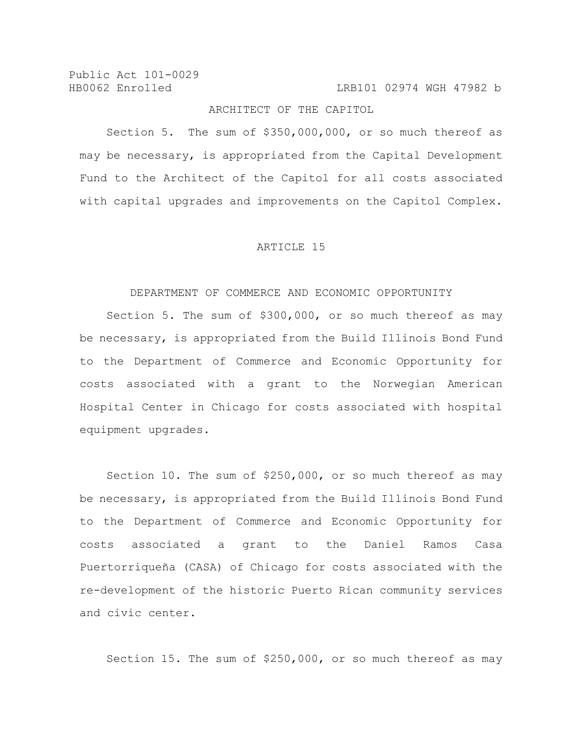ARCHITECT OF THE CAPITOL

Section 5. The sum of $350,000,000, or so much thereof as may be necessary, is appropriated from the Capital Development Fund to the Architect of the Capitol for all costs associated with capital upgrades and improvements on the Capitol Complex.

ARTICLE 15

DEPARTMENT OF COMMERCE AND ECONOMIC OPPORTUNITY

Section 5. The sum of $300,000, or so much thereof as may be necessary, is appropriated from the Build Illinois Bond Fund to the Department of Commerce and Economic Opportunity for costs associated with a grant to the Norwegian American Hospital Center in Chicago for costs associated with hospital equipment upgrades.

Section 10. The sum of $250,000, or so much thereof as may be necessary, is appropriated from the Build Illinois Bond Fund to the Department of Commerce and Economic Opportunity for costs associated a grant to the Daniel Ramos Casa Puertorriqueña (CASA) of Chicago for costs associated with the re-development of the historic Puerto Rican community services and civic center.

Section 15. The sum of $250,000, or so much thereof as may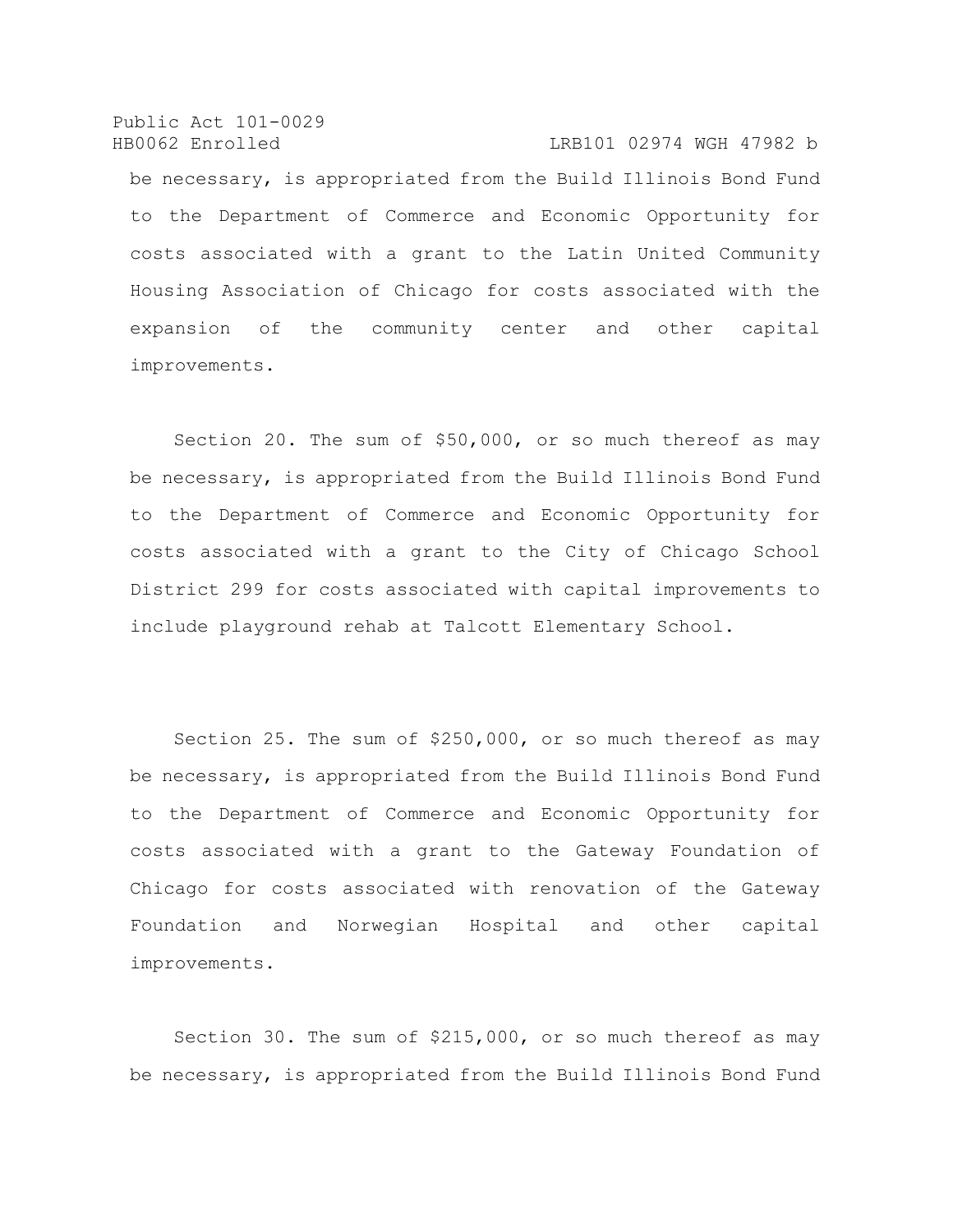be necessary, is appropriated from the Build Illinois Bond Fund to the Department of Commerce and Economic Opportunity for costs associated with a grant to the Latin United Community Housing Association of Chicago for costs associated with the expansion of the community center and other capital improvements.

Section 20. The sum of $50,000, or so much thereof as may be necessary, is appropriated from the Build Illinois Bond Fund to the Department of Commerce and Economic Opportunity for costs associated with a grant to the City of Chicago School District 299 for costs associated with capital improvements to include playground rehab at Talcott Elementary School.

Section 25. The sum of $250,000, or so much thereof as may be necessary, is appropriated from the Build Illinois Bond Fund to the Department of Commerce and Economic Opportunity for costs associated with a grant to the Gateway Foundation of Chicago for costs associated with renovation of the Gateway Foundation and Norwegian Hospital and other capital improvements.

Section 30. The sum of $215,000, or so much thereof as may be necessary, is appropriated from the Build Illinois Bond Fund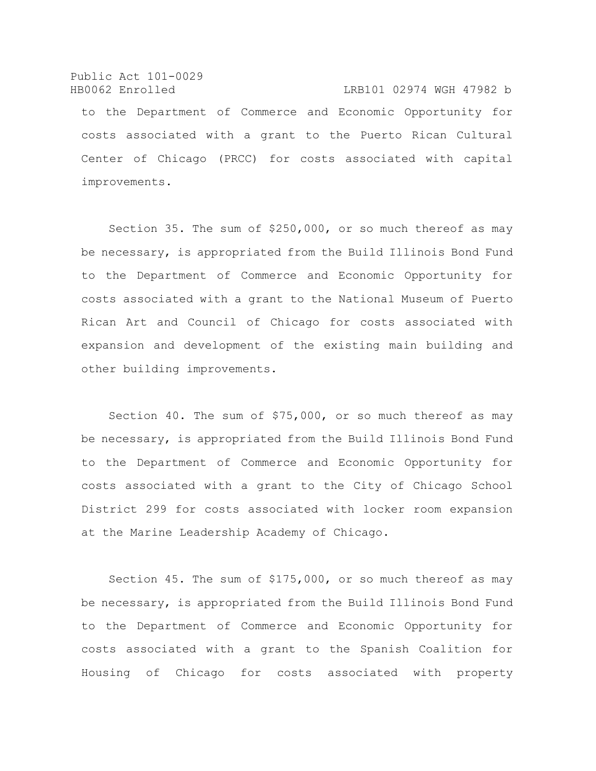to the Department of Commerce and Economic Opportunity for costs associated with a grant to the Puerto Rican Cultural Center of Chicago (PRCC) for costs associated with capital improvements.

Section 35. The sum of $250,000, or so much thereof as may be necessary, is appropriated from the Build Illinois Bond Fund to the Department of Commerce and Economic Opportunity for costs associated with a grant to the National Museum of Puerto Rican Art and Council of Chicago for costs associated with expansion and development of the existing main building and other building improvements.

Section 40. The sum of $75,000, or so much thereof as may be necessary, is appropriated from the Build Illinois Bond Fund to the Department of Commerce and Economic Opportunity for costs associated with a grant to the City of Chicago School District 299 for costs associated with locker room expansion at the Marine Leadership Academy of Chicago.

Section 45. The sum of $175,000, or so much thereof as may be necessary, is appropriated from the Build Illinois Bond Fund to the Department of Commerce and Economic Opportunity for costs associated with a grant to the Spanish Coalition for Housing of Chicago for costs associated with property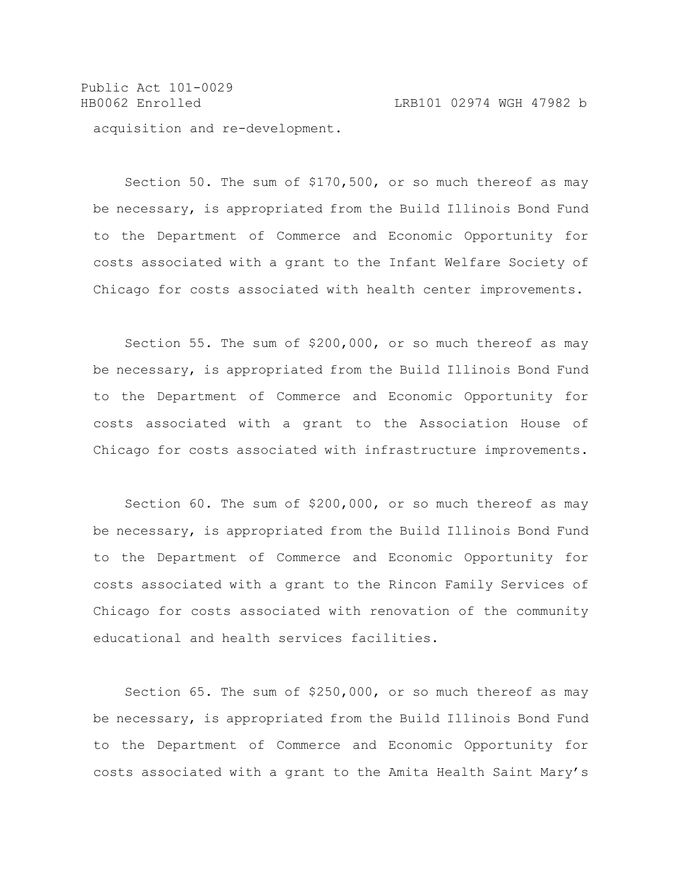acquisition and re-development.

Section 50. The sum of $170,500, or so much thereof as may be necessary, is appropriated from the Build Illinois Bond Fund to the Department of Commerce and Economic Opportunity for costs associated with a grant to the Infant Welfare Society of Chicago for costs associated with health center improvements.

Section 55. The sum of $200,000, or so much thereof as may be necessary, is appropriated from the Build Illinois Bond Fund to the Department of Commerce and Economic Opportunity for costs associated with a grant to the Association House of Chicago for costs associated with infrastructure improvements.

Section 60. The sum of $200,000, or so much thereof as may be necessary, is appropriated from the Build Illinois Bond Fund to the Department of Commerce and Economic Opportunity for costs associated with a grant to the Rincon Family Services of Chicago for costs associated with renovation of the community educational and health services facilities.

Section 65. The sum of $250,000, or so much thereof as may be necessary, is appropriated from the Build Illinois Bond Fund to the Department of Commerce and Economic Opportunity for costs associated with a grant to the Amita Health Saint Mary's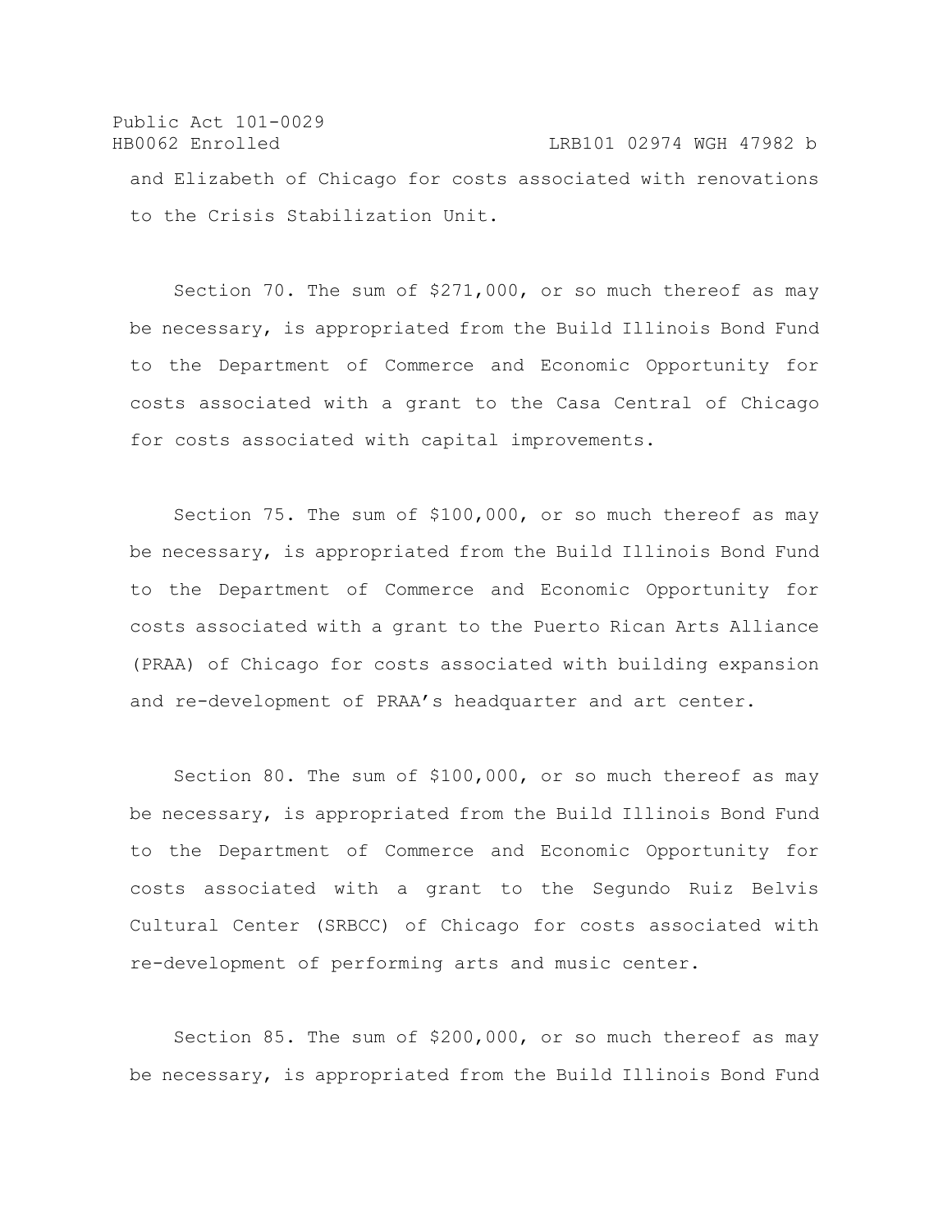and Elizabeth of Chicago for costs associated with renovations to the Crisis Stabilization Unit.

Section 70. The sum of $271,000, or so much thereof as may be necessary, is appropriated from the Build Illinois Bond Fund to the Department of Commerce and Economic Opportunity for costs associated with a grant to the Casa Central of Chicago for costs associated with capital improvements.

Section 75. The sum of $100,000, or so much thereof as may be necessary, is appropriated from the Build Illinois Bond Fund to the Department of Commerce and Economic Opportunity for costs associated with a grant to the Puerto Rican Arts Alliance (PRAA) of Chicago for costs associated with building expansion and re-development of PRAA's headquarter and art center.

Section 80. The sum of $100,000, or so much thereof as may be necessary, is appropriated from the Build Illinois Bond Fund to the Department of Commerce and Economic Opportunity for costs associated with a grant to the Segundo Ruiz Belvis Cultural Center (SRBCC) of Chicago for costs associated with re-development of performing arts and music center.

Section 85. The sum of $200,000, or so much thereof as may be necessary, is appropriated from the Build Illinois Bond Fund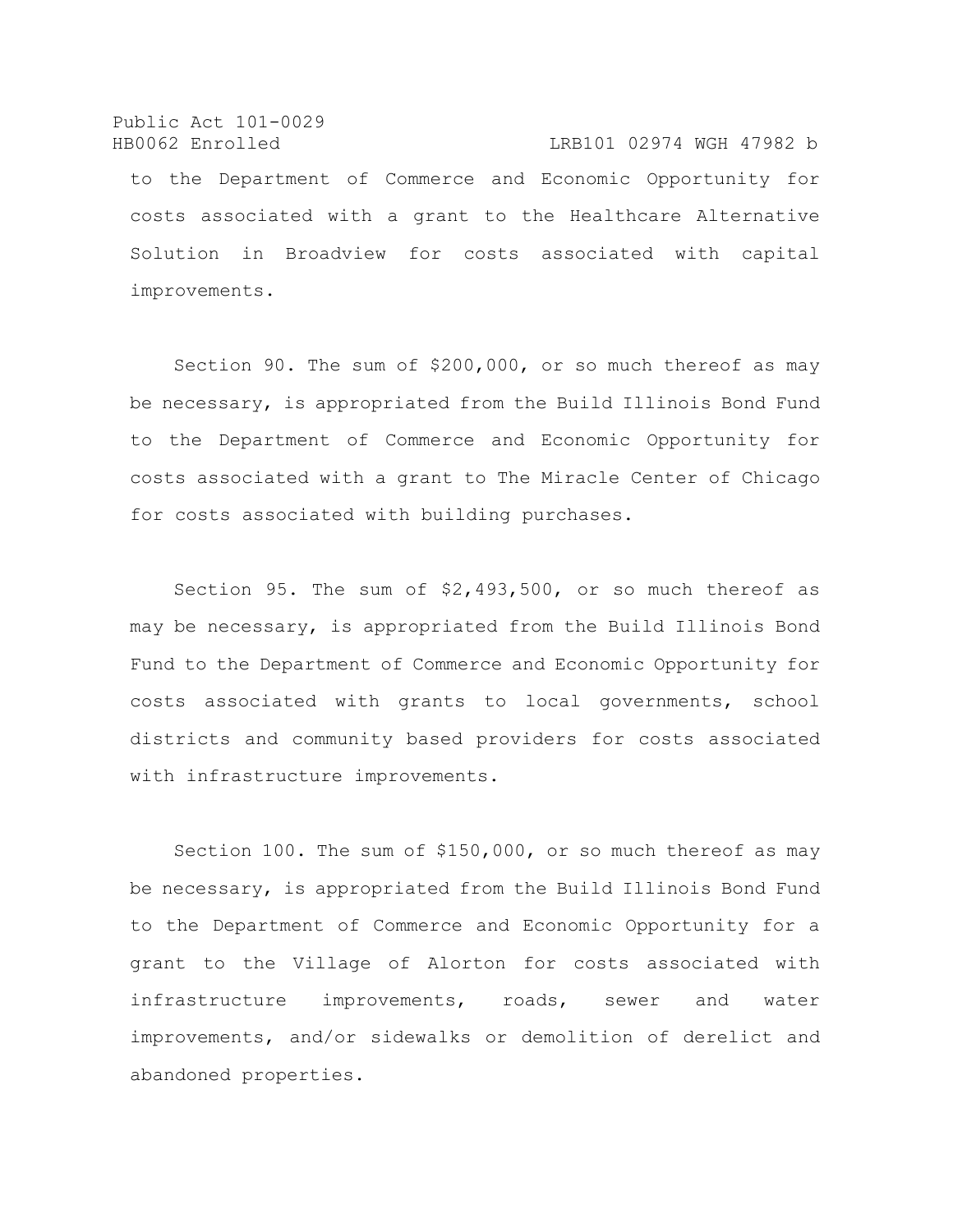to the Department of Commerce and Economic Opportunity for costs associated with a grant to the Healthcare Alternative Solution in Broadview for costs associated with capital improvements.

Section 90. The sum of $200,000, or so much thereof as may be necessary, is appropriated from the Build Illinois Bond Fund to the Department of Commerce and Economic Opportunity for costs associated with a grant to The Miracle Center of Chicago for costs associated with building purchases.

Section 95. The sum of $2,493,500, or so much thereof as may be necessary, is appropriated from the Build Illinois Bond Fund to the Department of Commerce and Economic Opportunity for costs associated with grants to local governments, school districts and community based providers for costs associated with infrastructure improvements.

Section 100. The sum of $150,000, or so much thereof as may be necessary, is appropriated from the Build Illinois Bond Fund to the Department of Commerce and Economic Opportunity for a grant to the Village of Alorton for costs associated with infrastructure improvements, roads, sewer and water improvements, and/or sidewalks or demolition of derelict and abandoned properties.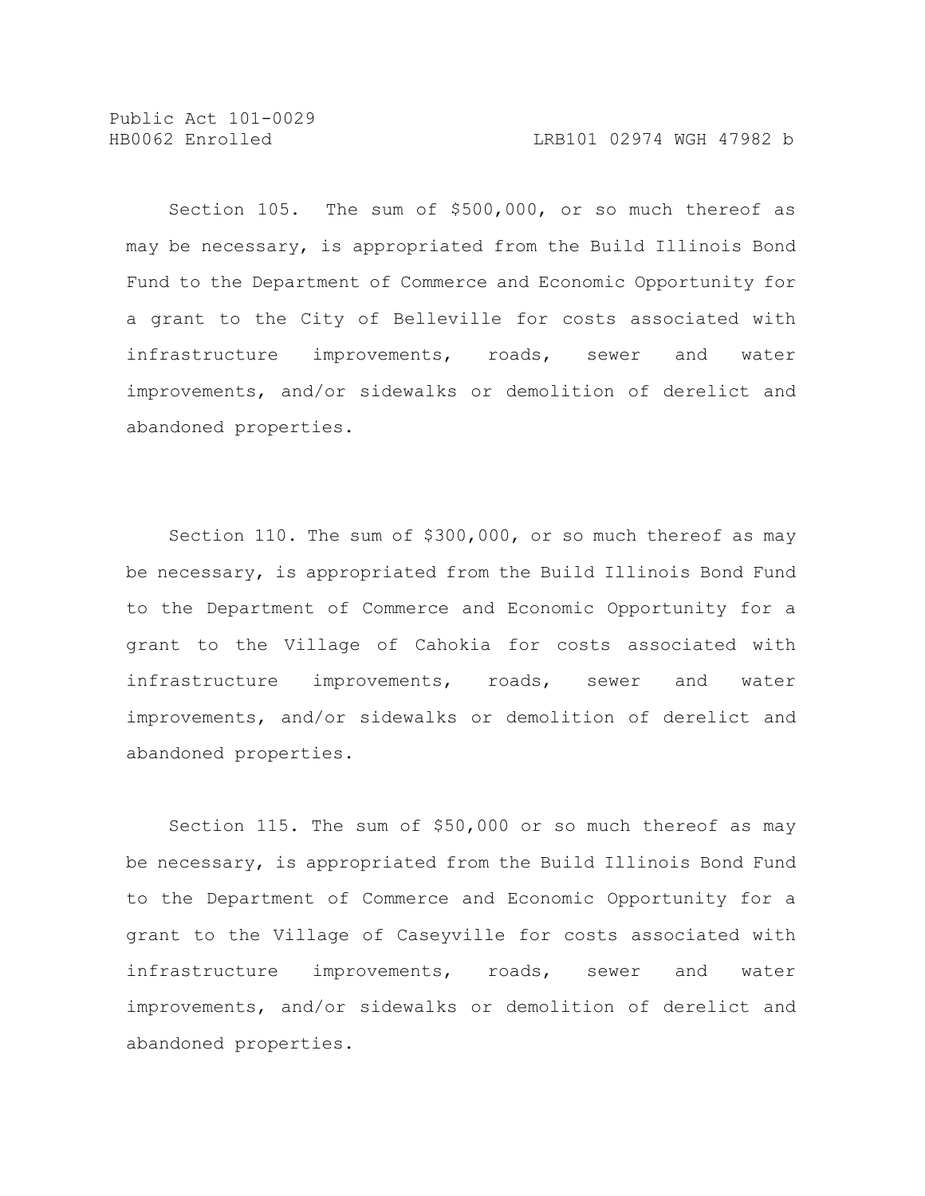Section 105. The sum of $500,000, or so much thereof as may be necessary, is appropriated from the Build Illinois Bond Fund to the Department of Commerce and Economic Opportunity for a grant to the City of Belleville for costs associated with infrastructure improvements, roads, sewer and water improvements, and/or sidewalks or demolition of derelict and abandoned properties.

Section 110. The sum of $300,000, or so much thereof as may be necessary, is appropriated from the Build Illinois Bond Fund to the Department of Commerce and Economic Opportunity for a grant to the Village of Cahokia for costs associated with infrastructure improvements, roads, sewer and water improvements, and/or sidewalks or demolition of derelict and abandoned properties.

Section 115. The sum of $50,000 or so much thereof as may be necessary, is appropriated from the Build Illinois Bond Fund to the Department of Commerce and Economic Opportunity for a grant to the Village of Caseyville for costs associated with infrastructure improvements, roads, sewer and water improvements, and/or sidewalks or demolition of derelict and abandoned properties.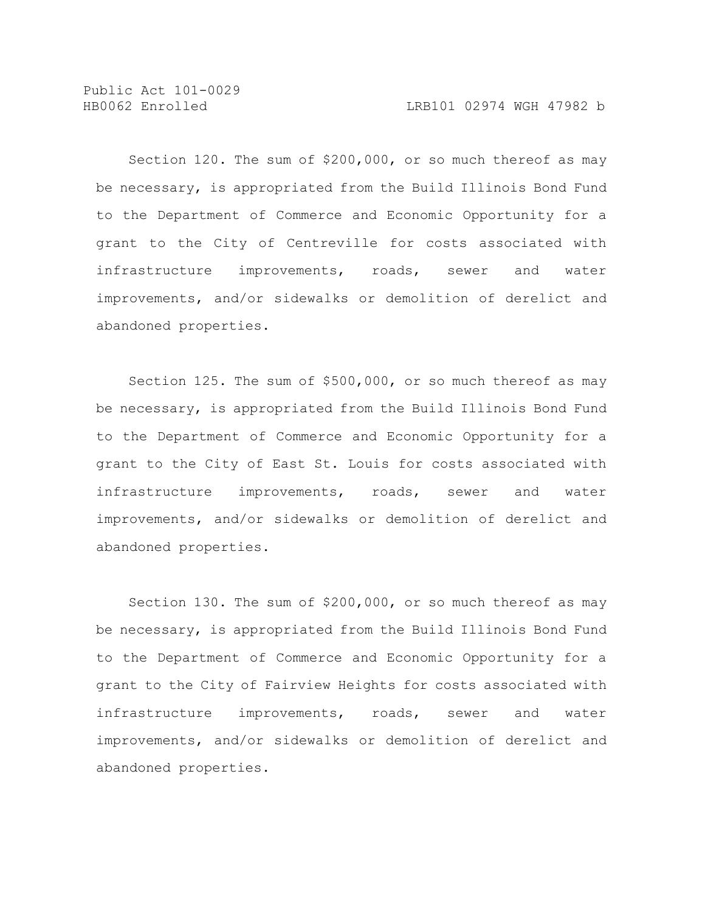Section 120. The sum of $200,000, or so much thereof as may be necessary, is appropriated from the Build Illinois Bond Fund to the Department of Commerce and Economic Opportunity for a grant to the City of Centreville for costs associated with infrastructure improvements, roads, sewer and water improvements, and/or sidewalks or demolition of derelict and abandoned properties.

Section 125. The sum of $500,000, or so much thereof as may be necessary, is appropriated from the Build Illinois Bond Fund to the Department of Commerce and Economic Opportunity for a grant to the City of East St. Louis for costs associated with infrastructure improvements, roads, sewer and water improvements, and/or sidewalks or demolition of derelict and abandoned properties.

Section 130. The sum of $200,000, or so much thereof as may be necessary, is appropriated from the Build Illinois Bond Fund to the Department of Commerce and Economic Opportunity for a grant to the City of Fairview Heights for costs associated with infrastructure improvements, roads, sewer and water improvements, and/or sidewalks or demolition of derelict and abandoned properties.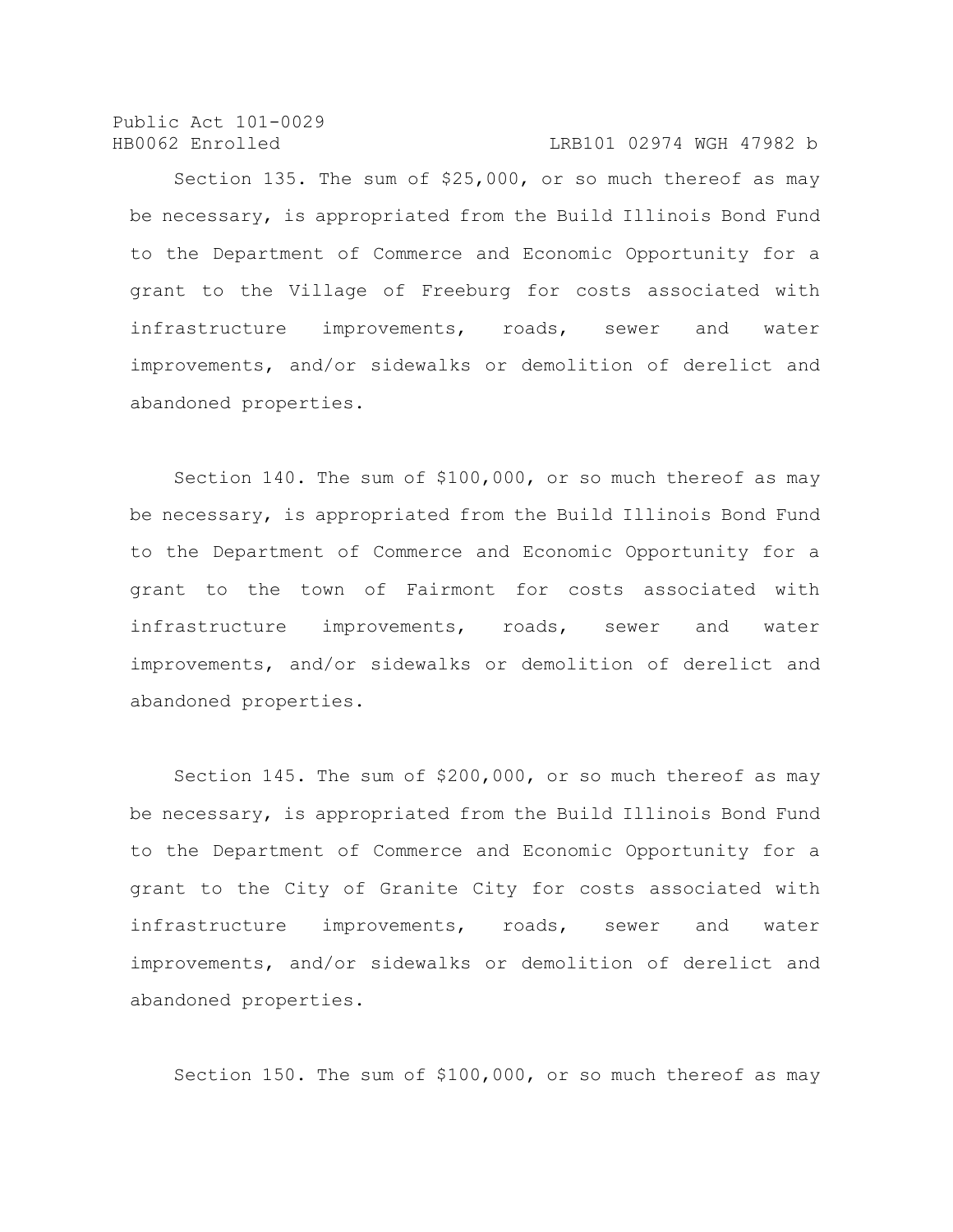Section 135. The sum of $25,000, or so much thereof as may be necessary, is appropriated from the Build Illinois Bond Fund to the Department of Commerce and Economic Opportunity for a grant to the Village of Freeburg for costs associated with infrastructure improvements, roads, sewer and water improvements, and/or sidewalks or demolition of derelict and abandoned properties.

Section 140. The sum of $100,000, or so much thereof as may be necessary, is appropriated from the Build Illinois Bond Fund to the Department of Commerce and Economic Opportunity for a grant to the town of Fairmont for costs associated with infrastructure improvements, roads, sewer and water improvements, and/or sidewalks or demolition of derelict and abandoned properties.

Section 145. The sum of $200,000, or so much thereof as may be necessary, is appropriated from the Build Illinois Bond Fund to the Department of Commerce and Economic Opportunity for a grant to the City of Granite City for costs associated with infrastructure improvements, roads, sewer and water improvements, and/or sidewalks or demolition of derelict and abandoned properties.

Section 150. The sum of $100,000, or so much thereof as may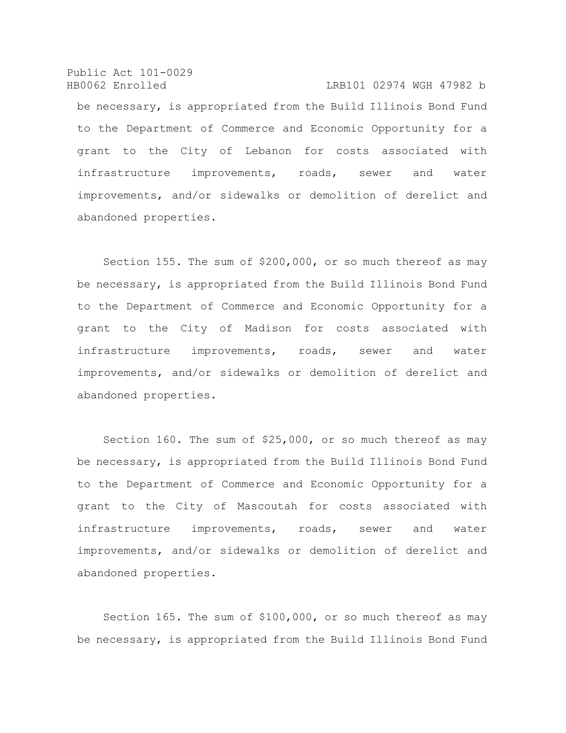be necessary, is appropriated from the Build Illinois Bond Fund to the Department of Commerce and Economic Opportunity for a grant to the City of Lebanon for costs associated with infrastructure improvements, roads, sewer and water improvements, and/or sidewalks or demolition of derelict and abandoned properties.

Section 155. The sum of $200,000, or so much thereof as may be necessary, is appropriated from the Build Illinois Bond Fund to the Department of Commerce and Economic Opportunity for a grant to the City of Madison for costs associated with infrastructure improvements, roads, sewer and water improvements, and/or sidewalks or demolition of derelict and abandoned properties.

Section 160. The sum of $25,000, or so much thereof as may be necessary, is appropriated from the Build Illinois Bond Fund to the Department of Commerce and Economic Opportunity for a grant to the City of Mascoutah for costs associated with infrastructure improvements, roads, sewer and water improvements, and/or sidewalks or demolition of derelict and abandoned properties.

Section 165. The sum of $100,000, or so much thereof as may be necessary, is appropriated from the Build Illinois Bond Fund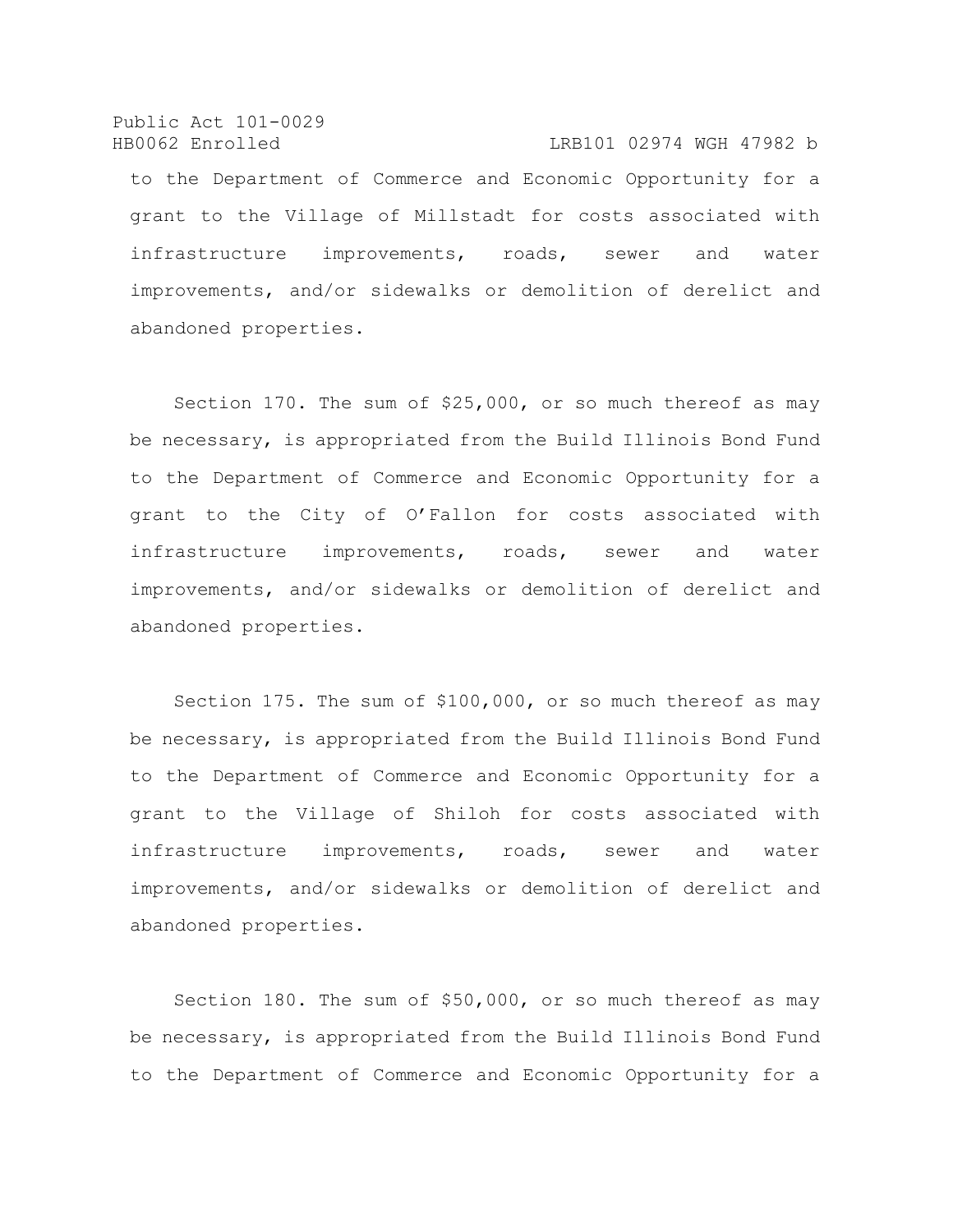to the Department of Commerce and Economic Opportunity for a grant to the Village of Millstadt for costs associated with infrastructure improvements, roads, sewer and water improvements, and/or sidewalks or demolition of derelict and abandoned properties.

Section 170. The sum of $25,000, or so much thereof as may be necessary, is appropriated from the Build Illinois Bond Fund to the Department of Commerce and Economic Opportunity for a grant to the City of O'Fallon for costs associated with infrastructure improvements, roads, sewer and water improvements, and/or sidewalks or demolition of derelict and abandoned properties.

Section 175. The sum of $100,000, or so much thereof as may be necessary, is appropriated from the Build Illinois Bond Fund to the Department of Commerce and Economic Opportunity for a grant to the Village of Shiloh for costs associated with infrastructure improvements, roads, sewer and water improvements, and/or sidewalks or demolition of derelict and abandoned properties.

Section 180. The sum of $50,000, or so much thereof as may be necessary, is appropriated from the Build Illinois Bond Fund to the Department of Commerce and Economic Opportunity for a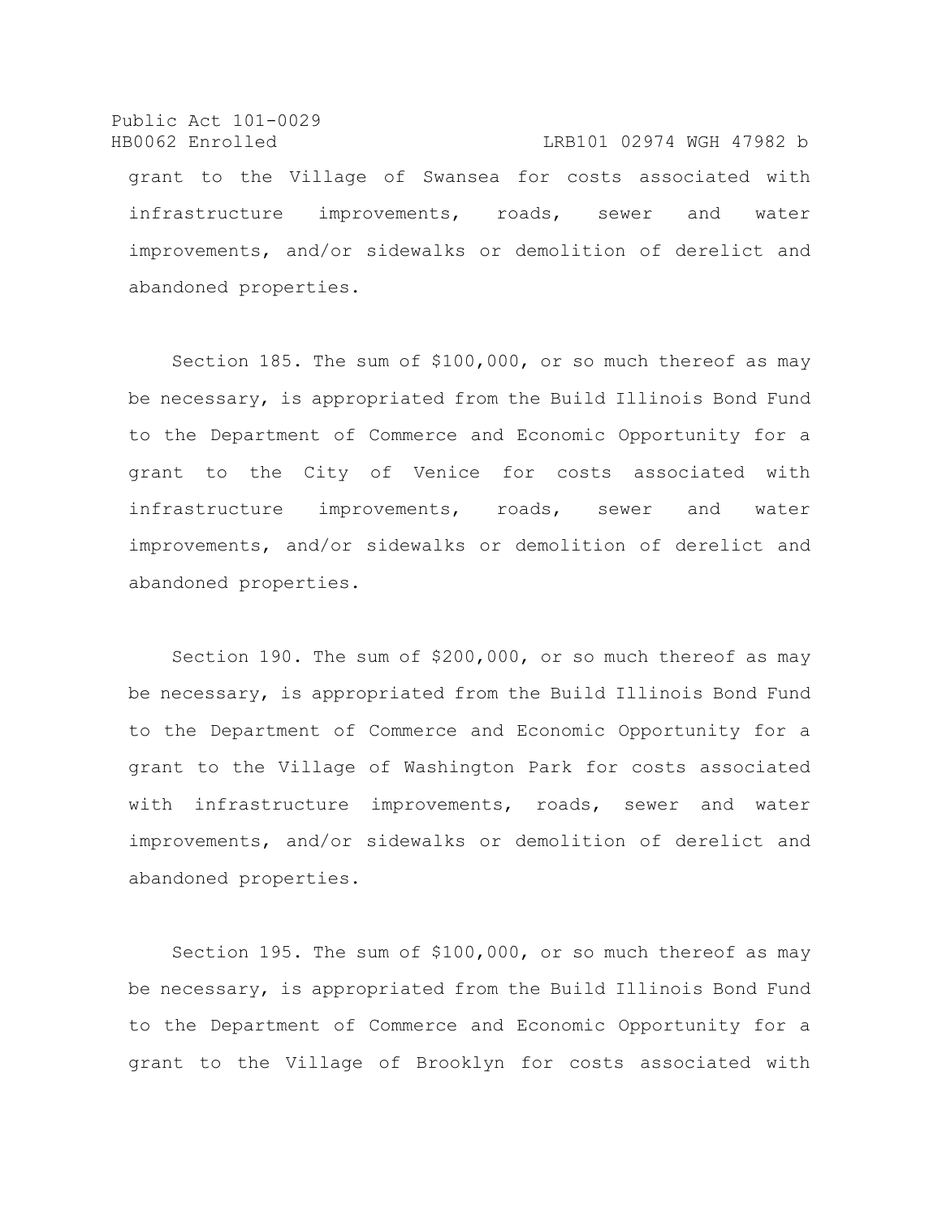grant to the Village of Swansea for costs associated with infrastructure improvements, roads, sewer and water improvements, and/or sidewalks or demolition of derelict and abandoned properties.

Section 185. The sum of $100,000, or so much thereof as may be necessary, is appropriated from the Build Illinois Bond Fund to the Department of Commerce and Economic Opportunity for a grant to the City of Venice for costs associated with infrastructure improvements, roads, sewer and water improvements, and/or sidewalks or demolition of derelict and abandoned properties.

Section 190. The sum of $200,000, or so much thereof as may be necessary, is appropriated from the Build Illinois Bond Fund to the Department of Commerce and Economic Opportunity for a grant to the Village of Washington Park for costs associated with infrastructure improvements, roads, sewer and water improvements, and/or sidewalks or demolition of derelict and abandoned properties.

Section 195. The sum of $100,000, or so much thereof as may be necessary, is appropriated from the Build Illinois Bond Fund to the Department of Commerce and Economic Opportunity for a grant to the Village of Brooklyn for costs associated with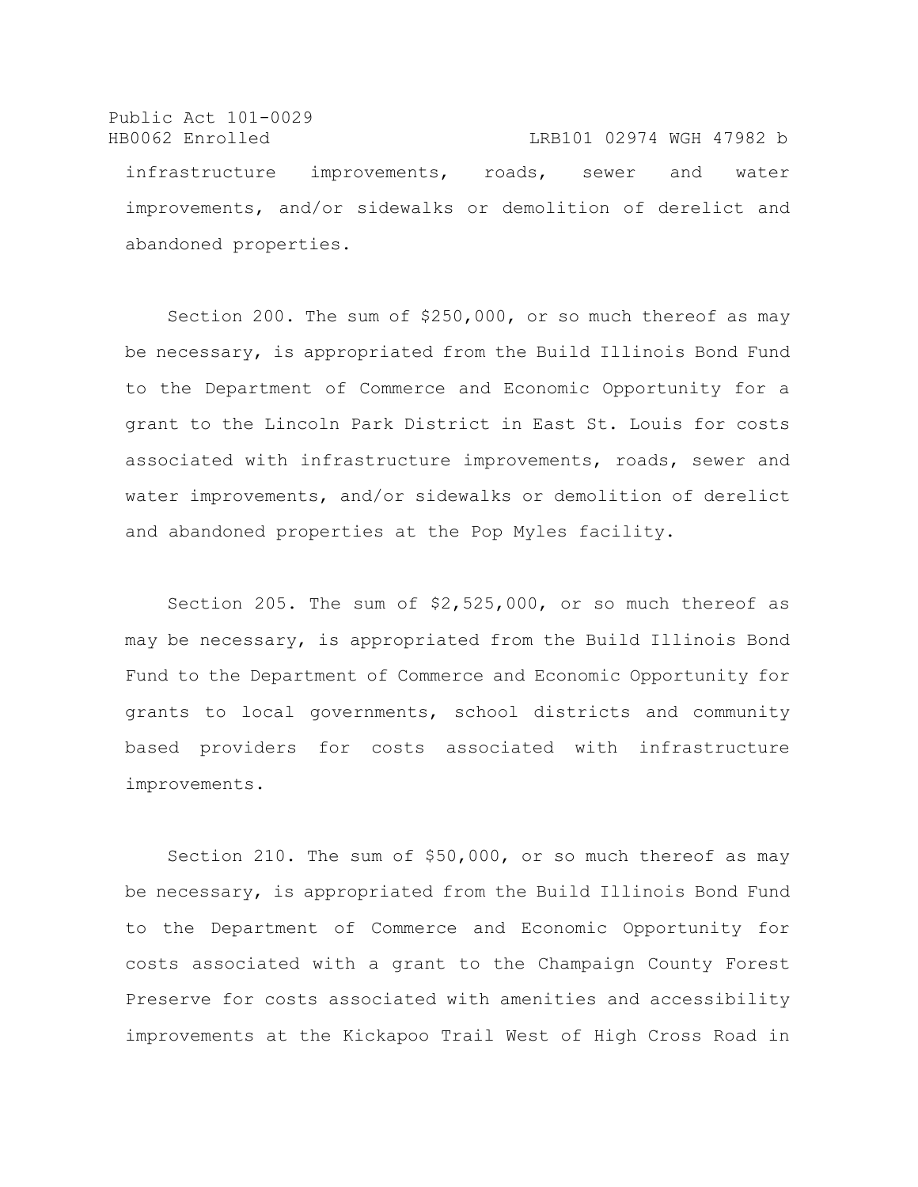infrastructure improvements, roads, sewer and water improvements, and/or sidewalks or demolition of derelict and abandoned properties.

Section 200. The sum of $250,000, or so much thereof as may be necessary, is appropriated from the Build Illinois Bond Fund to the Department of Commerce and Economic Opportunity for a grant to the Lincoln Park District in East St. Louis for costs associated with infrastructure improvements, roads, sewer and water improvements, and/or sidewalks or demolition of derelict and abandoned properties at the Pop Myles facility.

Section 205. The sum of $2,525,000, or so much thereof as may be necessary, is appropriated from the Build Illinois Bond Fund to the Department of Commerce and Economic Opportunity for grants to local governments, school districts and community based providers for costs associated with infrastructure improvements.

Section 210. The sum of $50,000, or so much thereof as may be necessary, is appropriated from the Build Illinois Bond Fund to the Department of Commerce and Economic Opportunity for costs associated with a grant to the Champaign County Forest Preserve for costs associated with amenities and accessibility improvements at the Kickapoo Trail West of High Cross Road in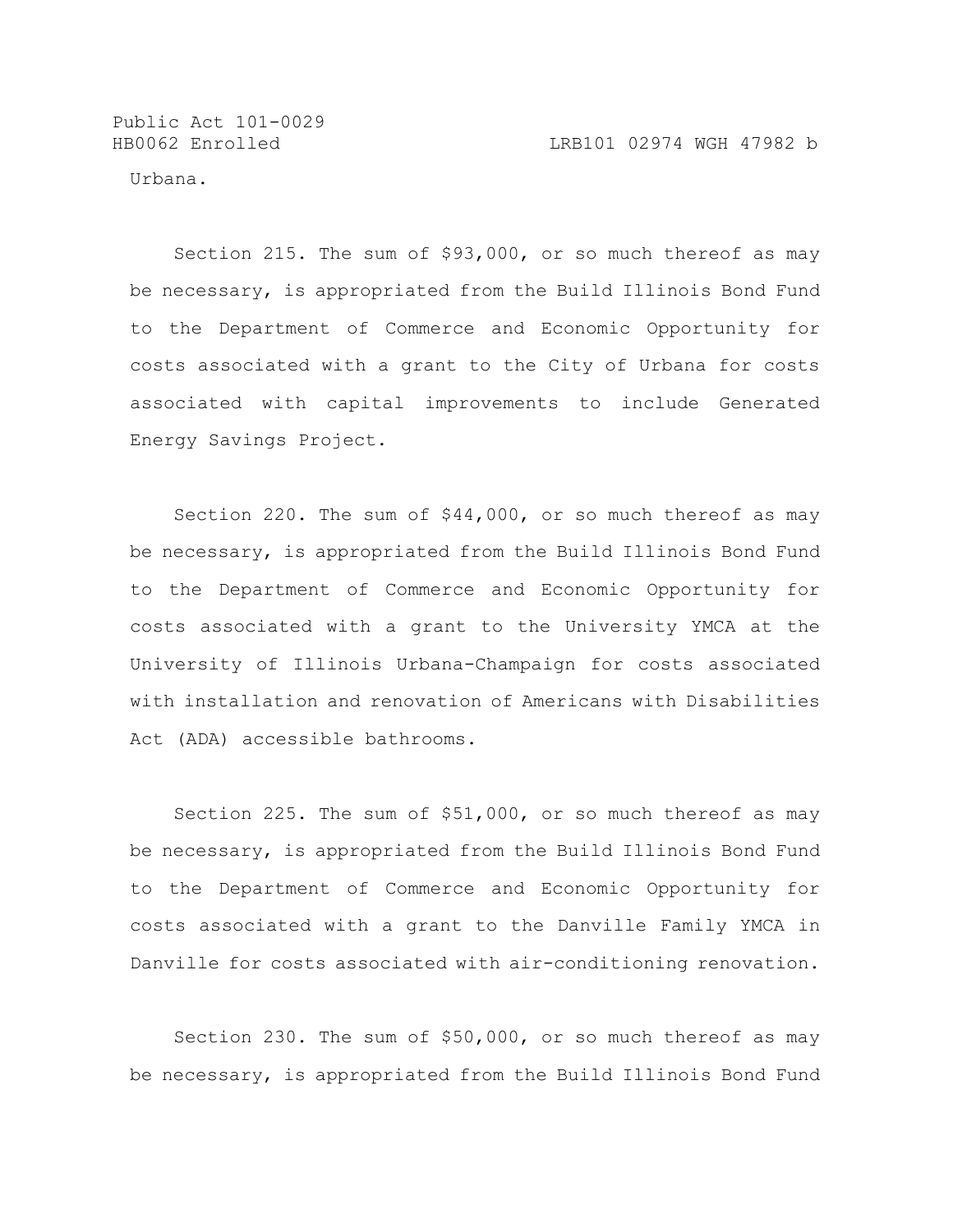Urbana.

Section 215. The sum of $93,000, or so much thereof as may be necessary, is appropriated from the Build Illinois Bond Fund to the Department of Commerce and Economic Opportunity for costs associated with a grant to the City of Urbana for costs associated with capital improvements to include Generated Energy Savings Project.

Section 220. The sum of $44,000, or so much thereof as may be necessary, is appropriated from the Build Illinois Bond Fund to the Department of Commerce and Economic Opportunity for costs associated with a grant to the University YMCA at the University of Illinois Urbana-Champaign for costs associated with installation and renovation of Americans with Disabilities Act (ADA) accessible bathrooms.

Section 225. The sum of $51,000, or so much thereof as may be necessary, is appropriated from the Build Illinois Bond Fund to the Department of Commerce and Economic Opportunity for costs associated with a grant to the Danville Family YMCA in Danville for costs associated with air-conditioning renovation.

Section 230. The sum of $50,000, or so much thereof as may be necessary, is appropriated from the Build Illinois Bond Fund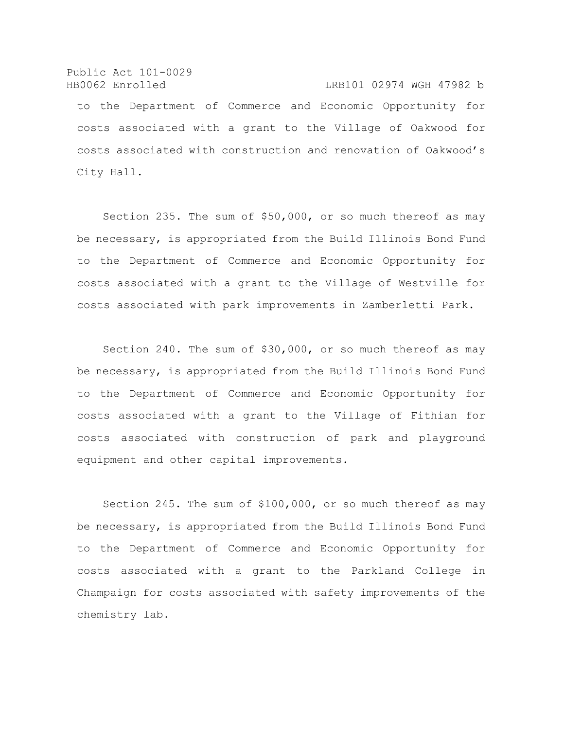to the Department of Commerce and Economic Opportunity for costs associated with a grant to the Village of Oakwood for costs associated with construction and renovation of Oakwood's City Hall.

Section 235. The sum of $50,000, or so much thereof as may be necessary, is appropriated from the Build Illinois Bond Fund to the Department of Commerce and Economic Opportunity for costs associated with a grant to the Village of Westville for costs associated with park improvements in Zamberletti Park.

Section 240. The sum of $30,000, or so much thereof as may be necessary, is appropriated from the Build Illinois Bond Fund to the Department of Commerce and Economic Opportunity for costs associated with a grant to the Village of Fithian for costs associated with construction of park and playground equipment and other capital improvements.

Section 245. The sum of $100,000, or so much thereof as may be necessary, is appropriated from the Build Illinois Bond Fund to the Department of Commerce and Economic Opportunity for costs associated with a grant to the Parkland College in Champaign for costs associated with safety improvements of the chemistry lab.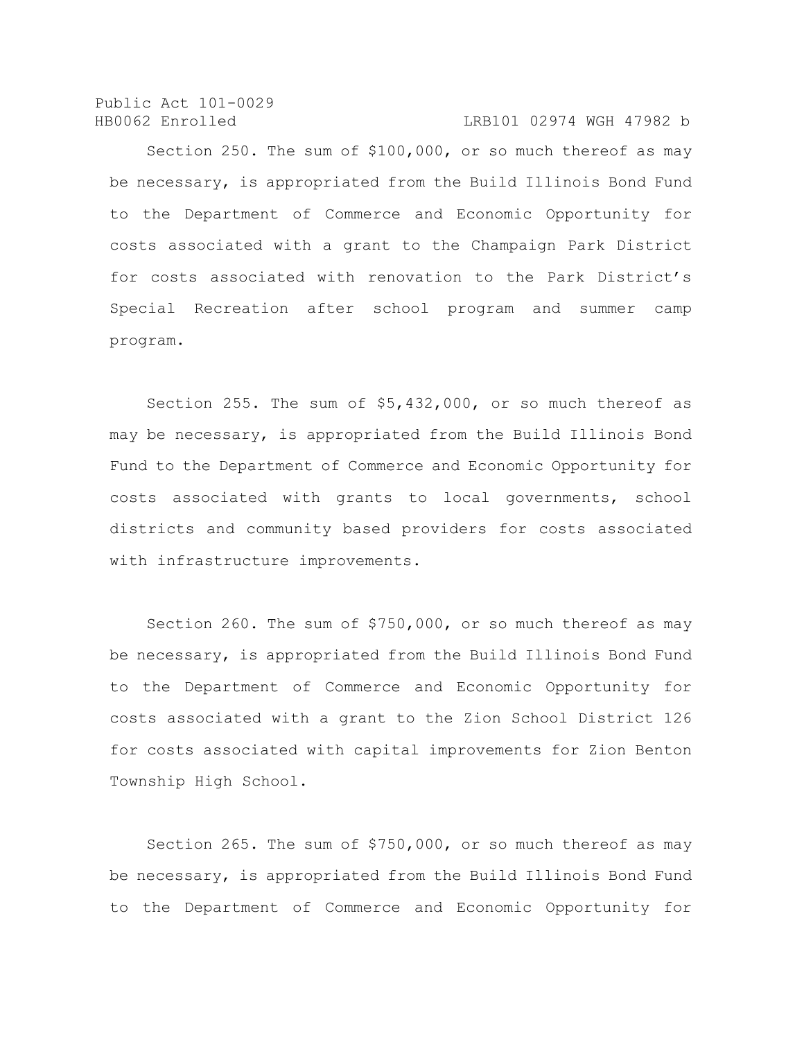Section 250. The sum of $100,000, or so much thereof as may be necessary, is appropriated from the Build Illinois Bond Fund to the Department of Commerce and Economic Opportunity for costs associated with a grant to the Champaign Park District for costs associated with renovation to the Park District's Special Recreation after school program and summer camp program.

Section 255. The sum of $5,432,000, or so much thereof as may be necessary, is appropriated from the Build Illinois Bond Fund to the Department of Commerce and Economic Opportunity for costs associated with grants to local governments, school districts and community based providers for costs associated with infrastructure improvements.

Section 260. The sum of $750,000, or so much thereof as may be necessary, is appropriated from the Build Illinois Bond Fund to the Department of Commerce and Economic Opportunity for costs associated with a grant to the Zion School District 126 for costs associated with capital improvements for Zion Benton Township High School.

Section 265. The sum of $750,000, or so much thereof as may be necessary, is appropriated from the Build Illinois Bond Fund to the Department of Commerce and Economic Opportunity for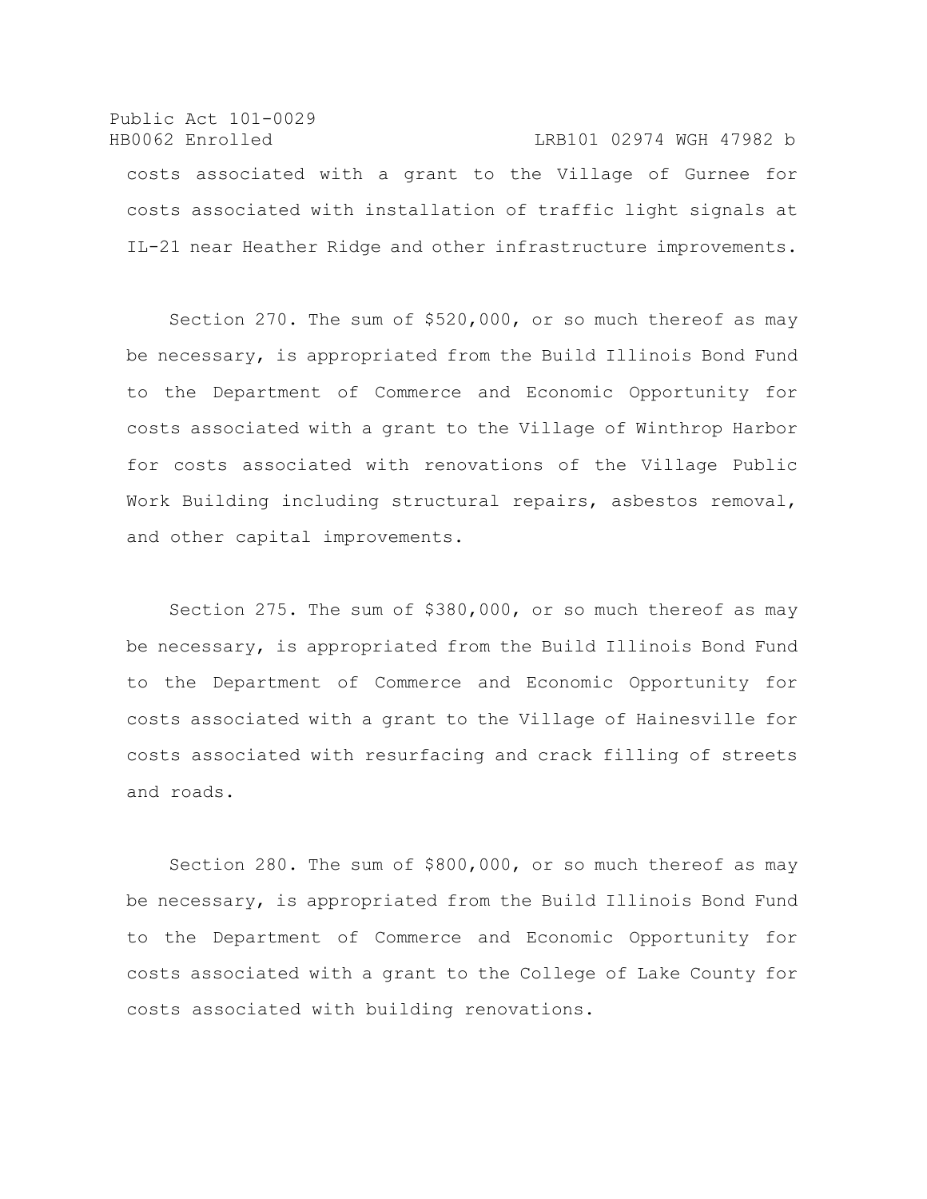costs associated with a grant to the Village of Gurnee for costs associated with installation of traffic light signals at IL-21 near Heather Ridge and other infrastructure improvements.

Section 270. The sum of $520,000, or so much thereof as may be necessary, is appropriated from the Build Illinois Bond Fund to the Department of Commerce and Economic Opportunity for costs associated with a grant to the Village of Winthrop Harbor for costs associated with renovations of the Village Public Work Building including structural repairs, asbestos removal, and other capital improvements.

Section 275. The sum of $380,000, or so much thereof as may be necessary, is appropriated from the Build Illinois Bond Fund to the Department of Commerce and Economic Opportunity for costs associated with a grant to the Village of Hainesville for costs associated with resurfacing and crack filling of streets and roads.

Section 280. The sum of $800,000, or so much thereof as may be necessary, is appropriated from the Build Illinois Bond Fund to the Department of Commerce and Economic Opportunity for costs associated with a grant to the College of Lake County for costs associated with building renovations.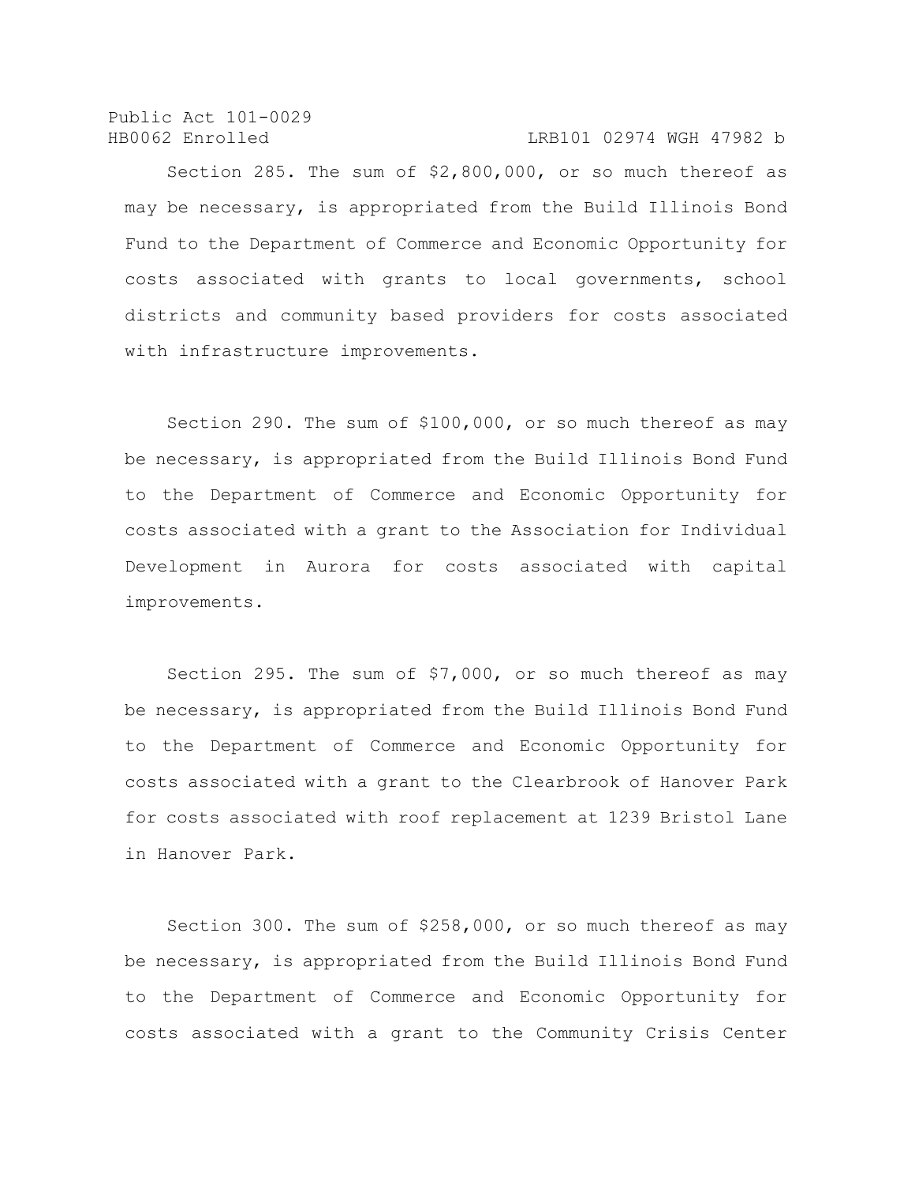Section 285. The sum of $2,800,000, or so much thereof as may be necessary, is appropriated from the Build Illinois Bond Fund to the Department of Commerce and Economic Opportunity for costs associated with grants to local governments, school districts and community based providers for costs associated with infrastructure improvements.

Section 290. The sum of $100,000, or so much thereof as may be necessary, is appropriated from the Build Illinois Bond Fund to the Department of Commerce and Economic Opportunity for costs associated with a grant to the Association for Individual Development in Aurora for costs associated with capital improvements.

Section 295. The sum of $7,000, or so much thereof as may be necessary, is appropriated from the Build Illinois Bond Fund to the Department of Commerce and Economic Opportunity for costs associated with a grant to the Clearbrook of Hanover Park for costs associated with roof replacement at 1239 Bristol Lane in Hanover Park.

Section 300. The sum of $258,000, or so much thereof as may be necessary, is appropriated from the Build Illinois Bond Fund to the Department of Commerce and Economic Opportunity for costs associated with a grant to the Community Crisis Center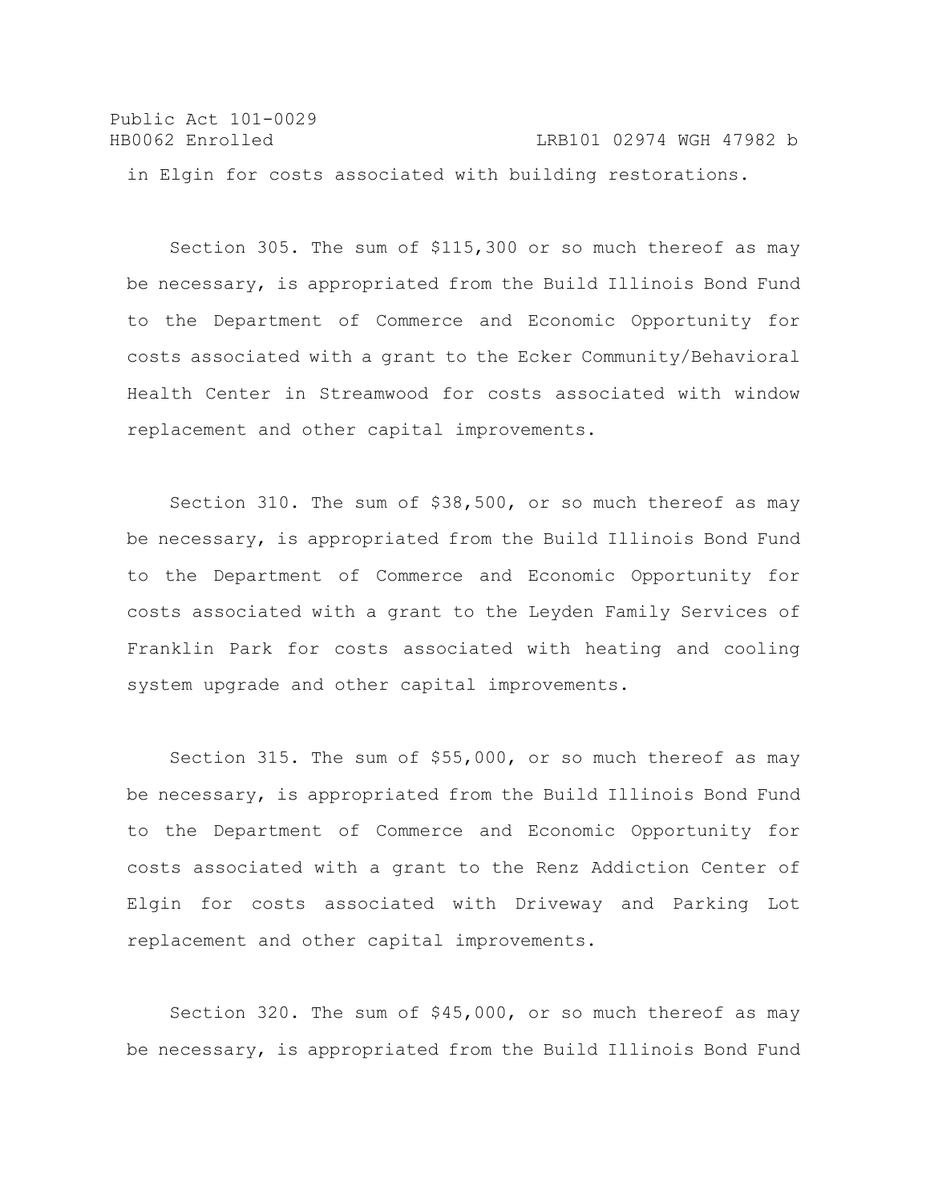in Elgin for costs associated with building restorations.

Section 305. The sum of $115,300 or so much thereof as may be necessary, is appropriated from the Build Illinois Bond Fund to the Department of Commerce and Economic Opportunity for costs associated with a grant to the Ecker Community/Behavioral Health Center in Streamwood for costs associated with window replacement and other capital improvements.

Section 310. The sum of $38,500, or so much thereof as may be necessary, is appropriated from the Build Illinois Bond Fund to the Department of Commerce and Economic Opportunity for costs associated with a grant to the Leyden Family Services of Franklin Park for costs associated with heating and cooling system upgrade and other capital improvements.

Section 315. The sum of $55,000, or so much thereof as may be necessary, is appropriated from the Build Illinois Bond Fund to the Department of Commerce and Economic Opportunity for costs associated with a grant to the Renz Addiction Center of Elgin for costs associated with Driveway and Parking Lot replacement and other capital improvements.

Section 320. The sum of $45,000, or so much thereof as may be necessary, is appropriated from the Build Illinois Bond Fund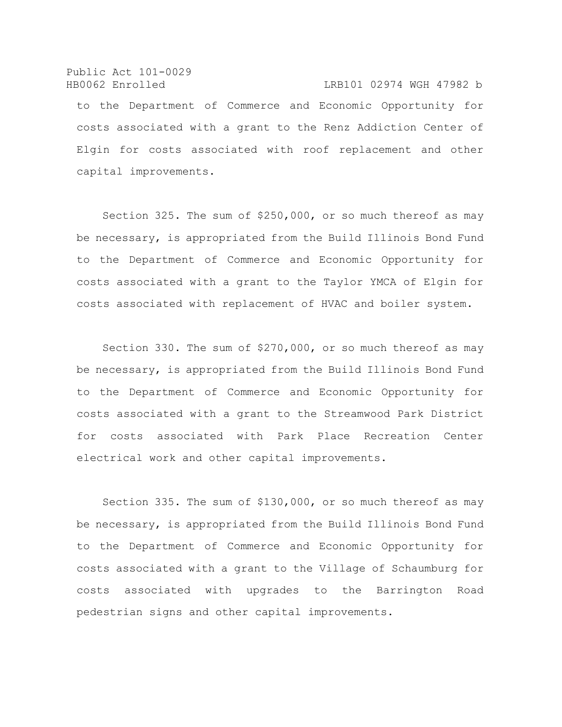to the Department of Commerce and Economic Opportunity for costs associated with a grant to the Renz Addiction Center of Elgin for costs associated with roof replacement and other capital improvements.

Section 325. The sum of $250,000, or so much thereof as may be necessary, is appropriated from the Build Illinois Bond Fund to the Department of Commerce and Economic Opportunity for costs associated with a grant to the Taylor YMCA of Elgin for costs associated with replacement of HVAC and boiler system.

Section 330. The sum of $270,000, or so much thereof as may be necessary, is appropriated from the Build Illinois Bond Fund to the Department of Commerce and Economic Opportunity for costs associated with a grant to the Streamwood Park District for costs associated with Park Place Recreation Center electrical work and other capital improvements.

Section 335. The sum of $130,000, or so much thereof as may be necessary, is appropriated from the Build Illinois Bond Fund to the Department of Commerce and Economic Opportunity for costs associated with a grant to the Village of Schaumburg for costs associated with upgrades to the Barrington Road pedestrian signs and other capital improvements.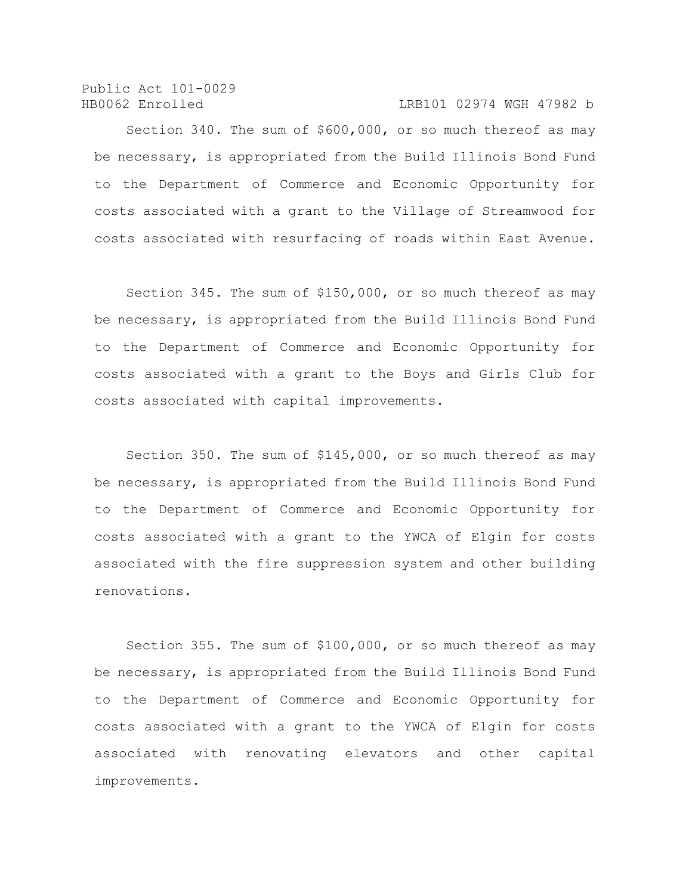Section 340. The sum of $600,000, or so much thereof as may be necessary, is appropriated from the Build Illinois Bond Fund to the Department of Commerce and Economic Opportunity for costs associated with a grant to the Village of Streamwood for costs associated with resurfacing of roads within East Avenue.

Section 345. The sum of $150,000, or so much thereof as may be necessary, is appropriated from the Build Illinois Bond Fund to the Department of Commerce and Economic Opportunity for costs associated with a grant to the Boys and Girls Club for costs associated with capital improvements.

Section 350. The sum of $145,000, or so much thereof as may be necessary, is appropriated from the Build Illinois Bond Fund to the Department of Commerce and Economic Opportunity for costs associated with a grant to the YWCA of Elgin for costs associated with the fire suppression system and other building renovations.

Section 355. The sum of $100,000, or so much thereof as may be necessary, is appropriated from the Build Illinois Bond Fund to the Department of Commerce and Economic Opportunity for costs associated with a grant to the YWCA of Elgin for costs associated with renovating elevators and other capital improvements.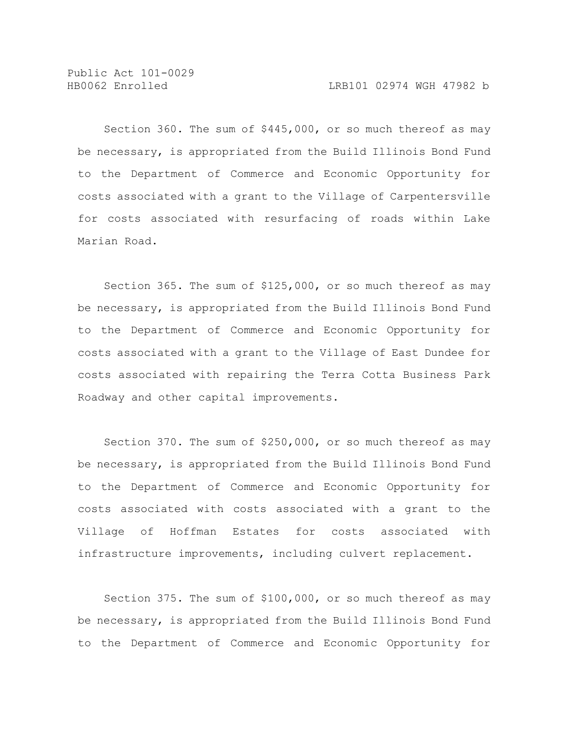Section 360. The sum of $445,000, or so much thereof as may be necessary, is appropriated from the Build Illinois Bond Fund to the Department of Commerce and Economic Opportunity for costs associated with a grant to the Village of Carpentersville for costs associated with resurfacing of roads within Lake Marian Road.

Section 365. The sum of $125,000, or so much thereof as may be necessary, is appropriated from the Build Illinois Bond Fund to the Department of Commerce and Economic Opportunity for costs associated with a grant to the Village of East Dundee for costs associated with repairing the Terra Cotta Business Park Roadway and other capital improvements.

Section 370. The sum of $250,000, or so much thereof as may be necessary, is appropriated from the Build Illinois Bond Fund to the Department of Commerce and Economic Opportunity for costs associated with costs associated with a grant to the Village of Hoffman Estates for costs associated with infrastructure improvements, including culvert replacement.

Section 375. The sum of $100,000, or so much thereof as may be necessary, is appropriated from the Build Illinois Bond Fund to the Department of Commerce and Economic Opportunity for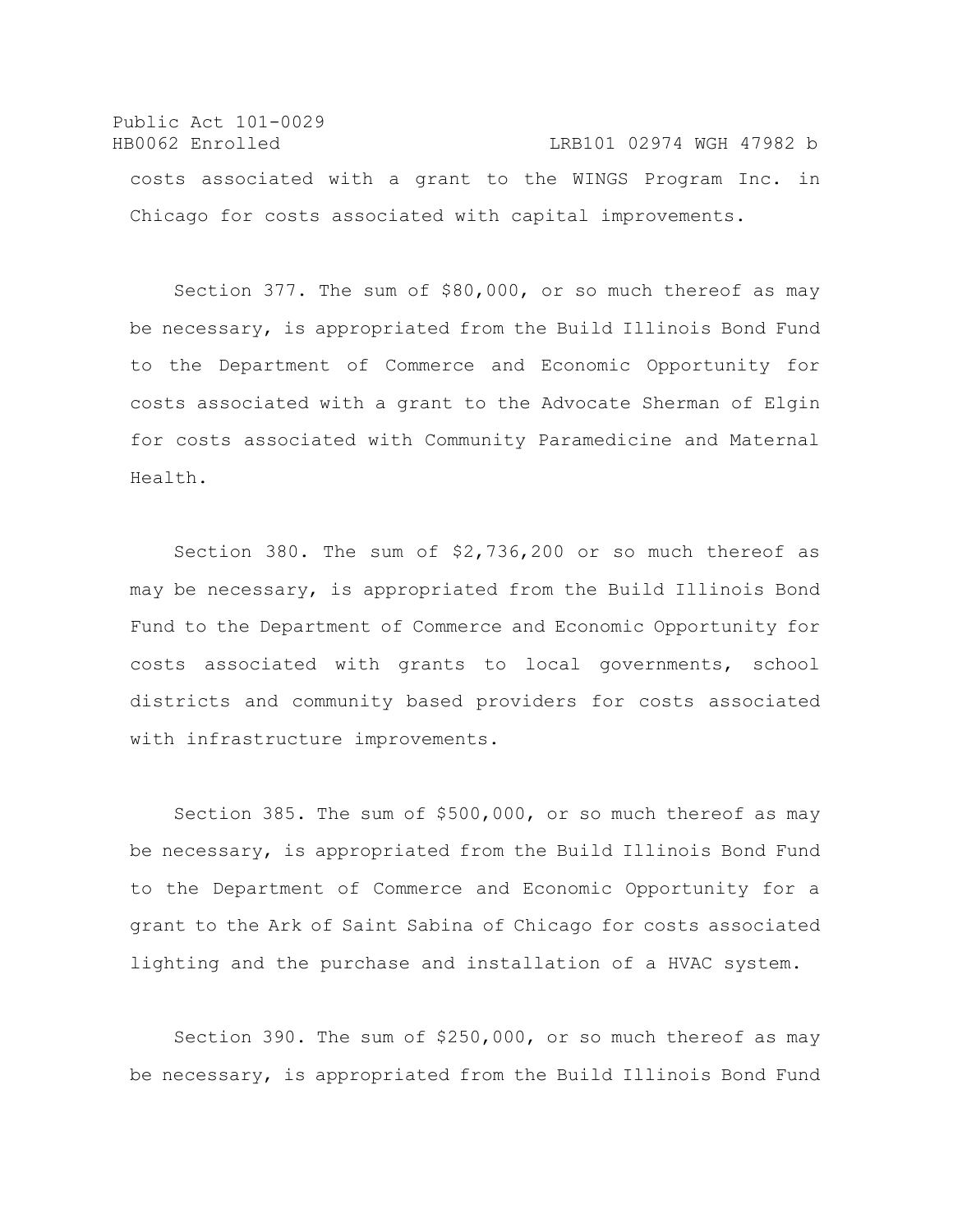costs associated with a grant to the WINGS Program Inc. in Chicago for costs associated with capital improvements.

Section 377. The sum of $80,000, or so much thereof as may be necessary, is appropriated from the Build Illinois Bond Fund to the Department of Commerce and Economic Opportunity for costs associated with a grant to the Advocate Sherman of Elgin for costs associated with Community Paramedicine and Maternal Health.

Section 380. The sum of $2,736,200 or so much thereof as may be necessary, is appropriated from the Build Illinois Bond Fund to the Department of Commerce and Economic Opportunity for costs associated with grants to local governments, school districts and community based providers for costs associated with infrastructure improvements.

Section 385. The sum of $500,000, or so much thereof as may be necessary, is appropriated from the Build Illinois Bond Fund to the Department of Commerce and Economic Opportunity for a grant to the Ark of Saint Sabina of Chicago for costs associated lighting and the purchase and installation of a HVAC system.

Section 390. The sum of $250,000, or so much thereof as may be necessary, is appropriated from the Build Illinois Bond Fund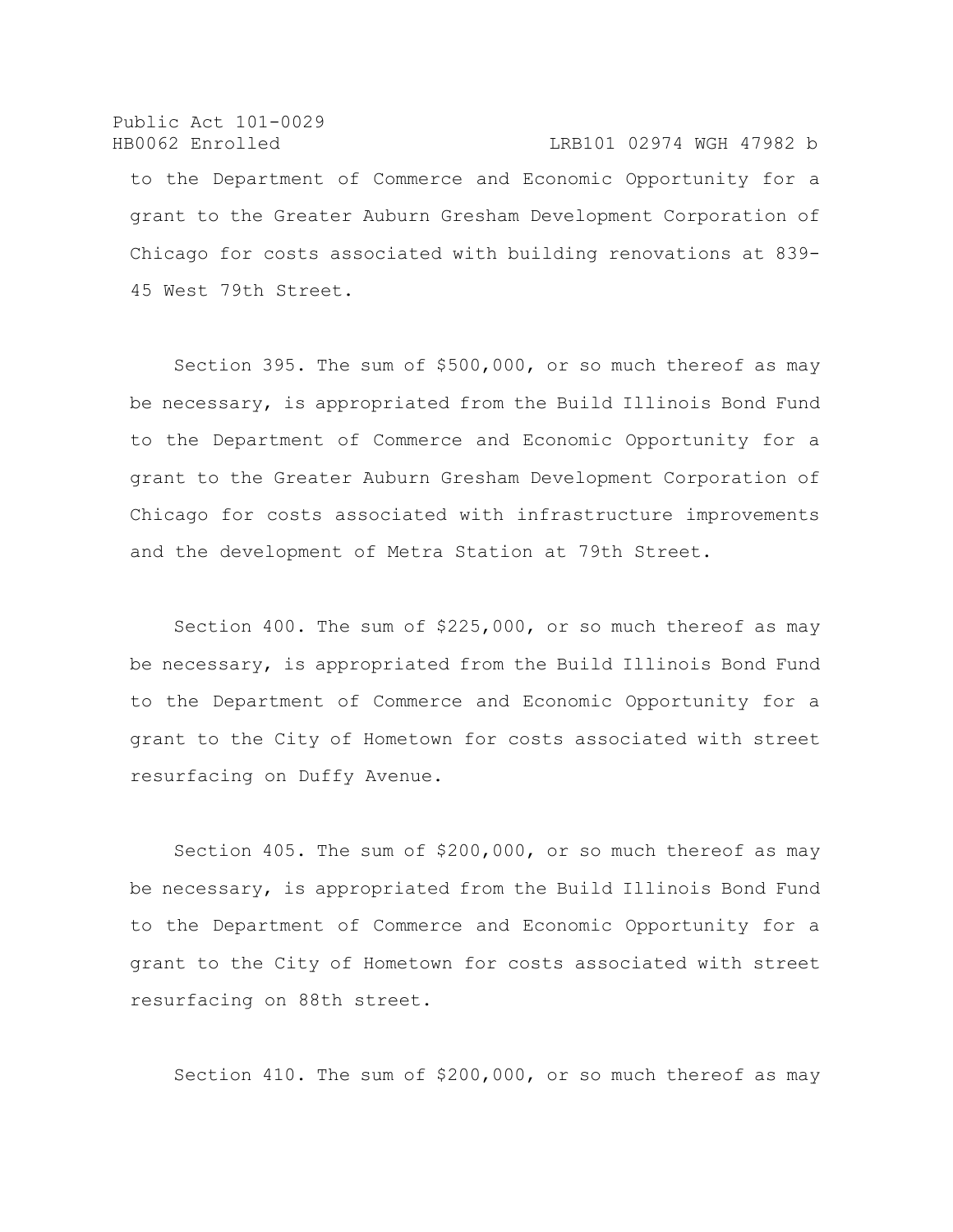to the Department of Commerce and Economic Opportunity for a grant to the Greater Auburn Gresham Development Corporation of Chicago for costs associated with building renovations at 839-45 West 79th Street.

Section 395. The sum of $500,000, or so much thereof as may be necessary, is appropriated from the Build Illinois Bond Fund to the Department of Commerce and Economic Opportunity for a grant to the Greater Auburn Gresham Development Corporation of Chicago for costs associated with infrastructure improvements and the development of Metra Station at 79th Street.

Section 400. The sum of $225,000, or so much thereof as may be necessary, is appropriated from the Build Illinois Bond Fund to the Department of Commerce and Economic Opportunity for a grant to the City of Hometown for costs associated with street resurfacing on Duffy Avenue.

Section 405. The sum of $200,000, or so much thereof as may be necessary, is appropriated from the Build Illinois Bond Fund to the Department of Commerce and Economic Opportunity for a grant to the City of Hometown for costs associated with street resurfacing on 88th street.

Section 410. The sum of $200,000, or so much thereof as may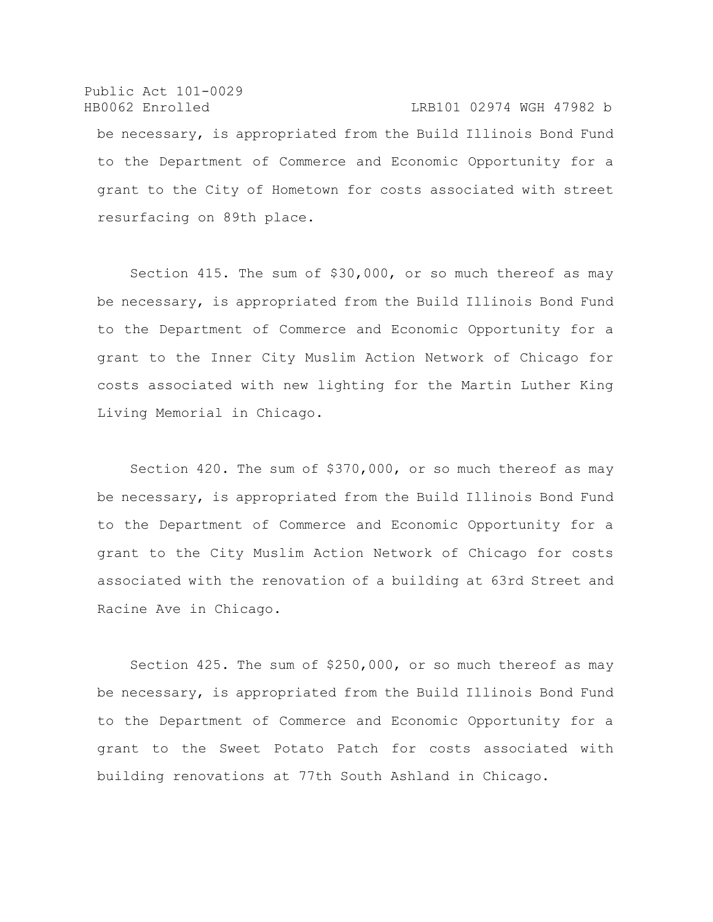be necessary, is appropriated from the Build Illinois Bond Fund to the Department of Commerce and Economic Opportunity for a grant to the City of Hometown for costs associated with street resurfacing on 89th place.

Section 415. The sum of $30,000, or so much thereof as may be necessary, is appropriated from the Build Illinois Bond Fund to the Department of Commerce and Economic Opportunity for a grant to the Inner City Muslim Action Network of Chicago for costs associated with new lighting for the Martin Luther King Living Memorial in Chicago.

Section 420. The sum of $370,000, or so much thereof as may be necessary, is appropriated from the Build Illinois Bond Fund to the Department of Commerce and Economic Opportunity for a grant to the City Muslim Action Network of Chicago for costs associated with the renovation of a building at 63rd Street and Racine Ave in Chicago.

Section 425. The sum of $250,000, or so much thereof as may be necessary, is appropriated from the Build Illinois Bond Fund to the Department of Commerce and Economic Opportunity for a grant to the Sweet Potato Patch for costs associated with building renovations at 77th South Ashland in Chicago.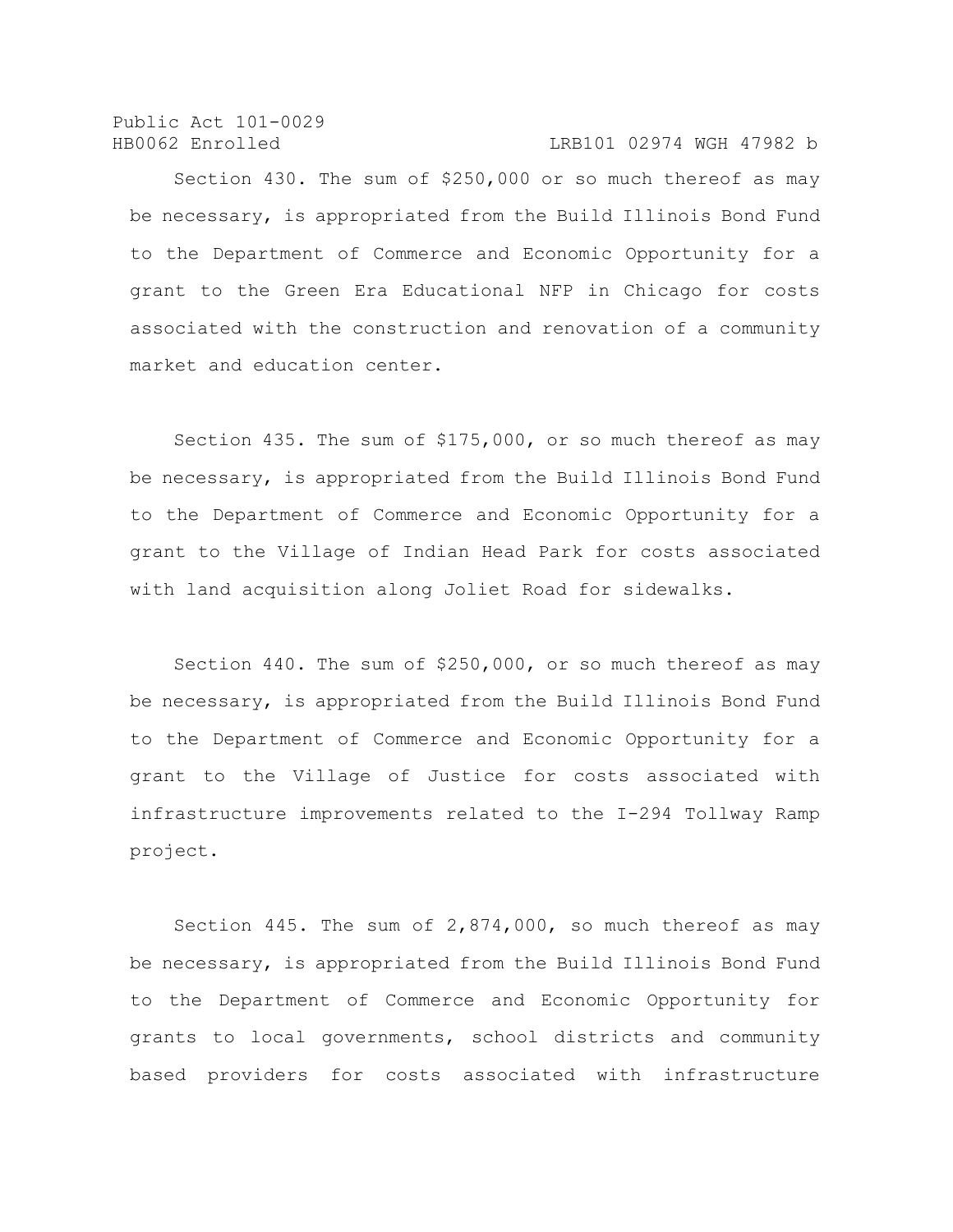Section 430. The sum of $250,000 or so much thereof as may be necessary, is appropriated from the Build Illinois Bond Fund to the Department of Commerce and Economic Opportunity for a grant to the Green Era Educational NFP in Chicago for costs associated with the construction and renovation of a community market and education center.

Section 435. The sum of $175,000, or so much thereof as may be necessary, is appropriated from the Build Illinois Bond Fund to the Department of Commerce and Economic Opportunity for a grant to the Village of Indian Head Park for costs associated with land acquisition along Joliet Road for sidewalks.

Section 440. The sum of $250,000, or so much thereof as may be necessary, is appropriated from the Build Illinois Bond Fund to the Department of Commerce and Economic Opportunity for a grant to the Village of Justice for costs associated with infrastructure improvements related to the I-294 Tollway Ramp project.

Section 445. The sum of 2,874,000, so much thereof as may be necessary, is appropriated from the Build Illinois Bond Fund to the Department of Commerce and Economic Opportunity for grants to local governments, school districts and community based providers for costs associated with infrastructure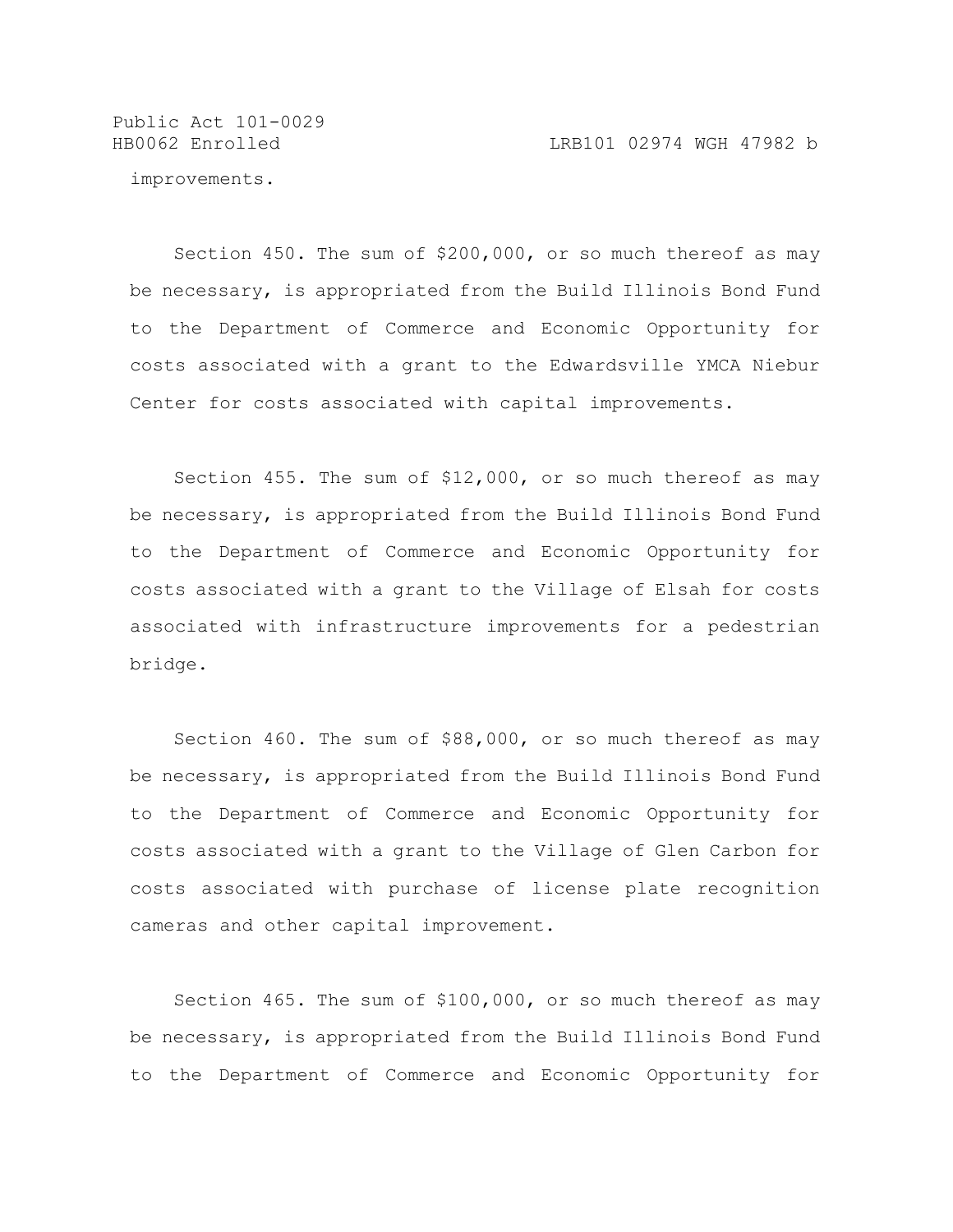improvements.

Section 450. The sum of $200,000, or so much thereof as may be necessary, is appropriated from the Build Illinois Bond Fund to the Department of Commerce and Economic Opportunity for costs associated with a grant to the Edwardsville YMCA Niebur Center for costs associated with capital improvements.

Section 455. The sum of $12,000, or so much thereof as may be necessary, is appropriated from the Build Illinois Bond Fund to the Department of Commerce and Economic Opportunity for costs associated with a grant to the Village of Elsah for costs associated with infrastructure improvements for a pedestrian bridge.

Section 460. The sum of $88,000, or so much thereof as may be necessary, is appropriated from the Build Illinois Bond Fund to the Department of Commerce and Economic Opportunity for costs associated with a grant to the Village of Glen Carbon for costs associated with purchase of license plate recognition cameras and other capital improvement.

Section 465. The sum of $100,000, or so much thereof as may be necessary, is appropriated from the Build Illinois Bond Fund to the Department of Commerce and Economic Opportunity for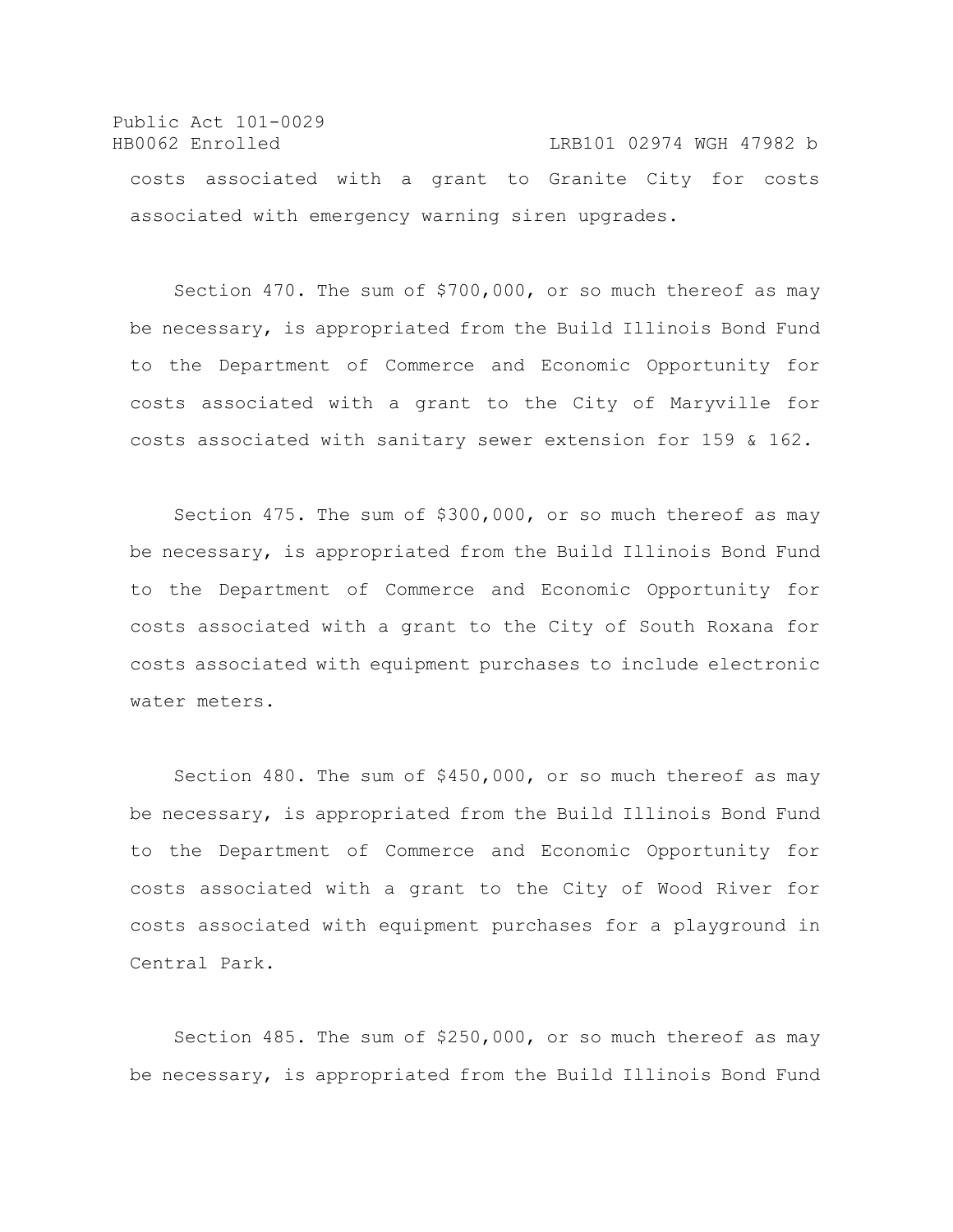costs associated with a grant to Granite City for costs associated with emergency warning siren upgrades.

Section 470. The sum of $700,000, or so much thereof as may be necessary, is appropriated from the Build Illinois Bond Fund to the Department of Commerce and Economic Opportunity for costs associated with a grant to the City of Maryville for costs associated with sanitary sewer extension for 159 & 162.

Section 475. The sum of $300,000, or so much thereof as may be necessary, is appropriated from the Build Illinois Bond Fund to the Department of Commerce and Economic Opportunity for costs associated with a grant to the City of South Roxana for costs associated with equipment purchases to include electronic water meters.

Section 480. The sum of $450,000, or so much thereof as may be necessary, is appropriated from the Build Illinois Bond Fund to the Department of Commerce and Economic Opportunity for costs associated with a grant to the City of Wood River for costs associated with equipment purchases for a playground in Central Park.

Section 485. The sum of $250,000, or so much thereof as may be necessary, is appropriated from the Build Illinois Bond Fund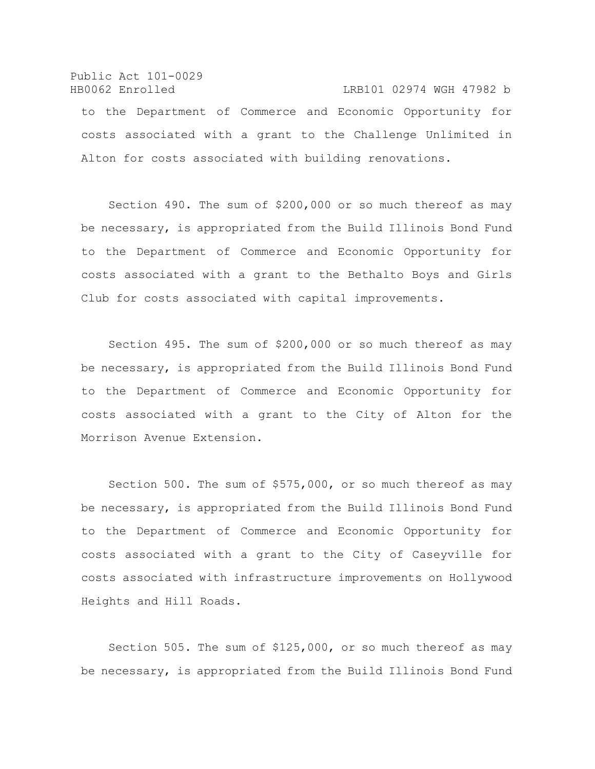to the Department of Commerce and Economic Opportunity for costs associated with a grant to the Challenge Unlimited in Alton for costs associated with building renovations.

Section 490. The sum of $200,000 or so much thereof as may be necessary, is appropriated from the Build Illinois Bond Fund to the Department of Commerce and Economic Opportunity for costs associated with a grant to the Bethalto Boys and Girls Club for costs associated with capital improvements.

Section 495. The sum of $200,000 or so much thereof as may be necessary, is appropriated from the Build Illinois Bond Fund to the Department of Commerce and Economic Opportunity for costs associated with a grant to the City of Alton for the Morrison Avenue Extension.

Section 500. The sum of $575,000, or so much thereof as may be necessary, is appropriated from the Build Illinois Bond Fund to the Department of Commerce and Economic Opportunity for costs associated with a grant to the City of Caseyville for costs associated with infrastructure improvements on Hollywood Heights and Hill Roads.

Section 505. The sum of $125,000, or so much thereof as may be necessary, is appropriated from the Build Illinois Bond Fund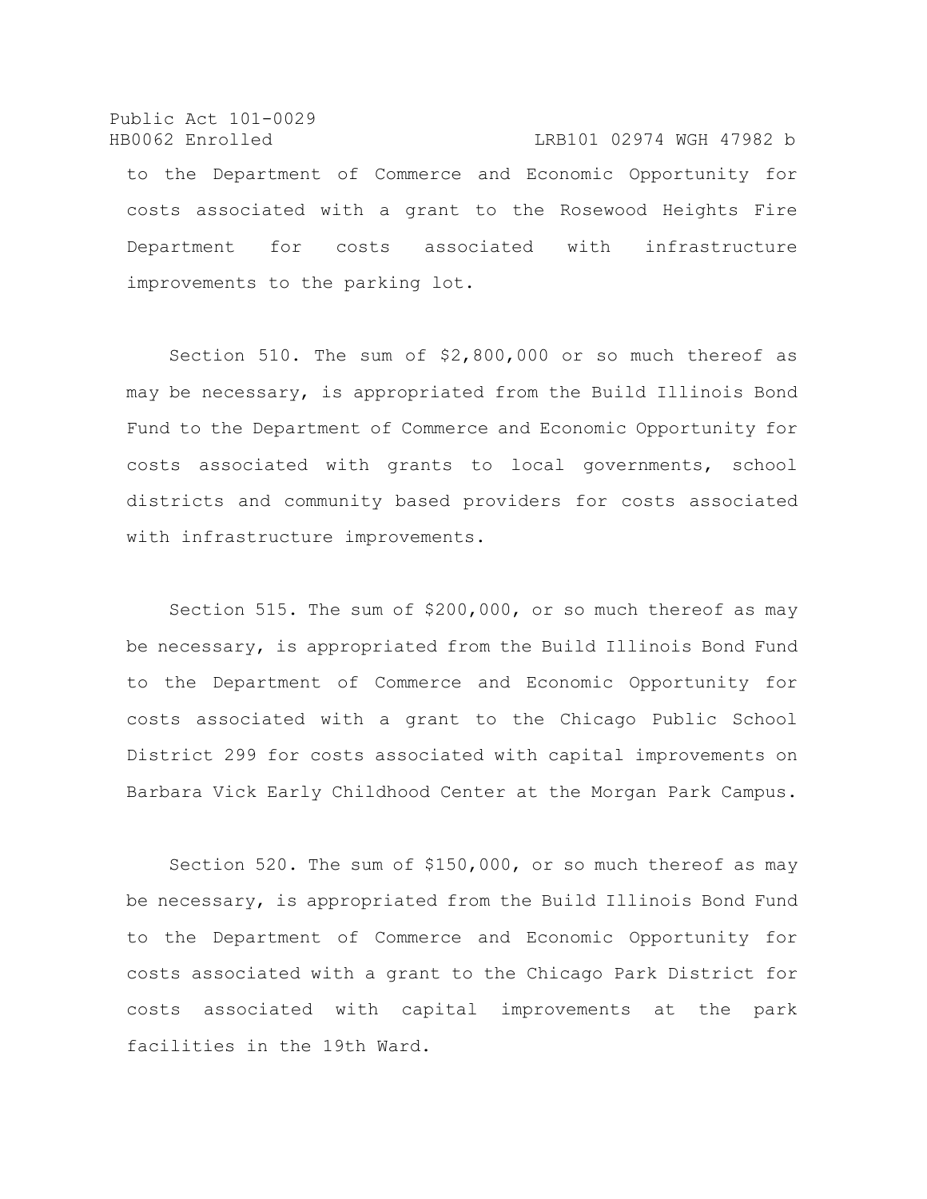to the Department of Commerce and Economic Opportunity for costs associated with a grant to the Rosewood Heights Fire Department for costs associated with infrastructure improvements to the parking lot.

Section 510. The sum of $2,800,000 or so much thereof as may be necessary, is appropriated from the Build Illinois Bond Fund to the Department of Commerce and Economic Opportunity for costs associated with grants to local governments, school districts and community based providers for costs associated with infrastructure improvements.

Section 515. The sum of $200,000, or so much thereof as may be necessary, is appropriated from the Build Illinois Bond Fund to the Department of Commerce and Economic Opportunity for costs associated with a grant to the Chicago Public School District 299 for costs associated with capital improvements on Barbara Vick Early Childhood Center at the Morgan Park Campus.

Section 520. The sum of $150,000, or so much thereof as may be necessary, is appropriated from the Build Illinois Bond Fund to the Department of Commerce and Economic Opportunity for costs associated with a grant to the Chicago Park District for costs associated with capital improvements at the park facilities in the 19th Ward.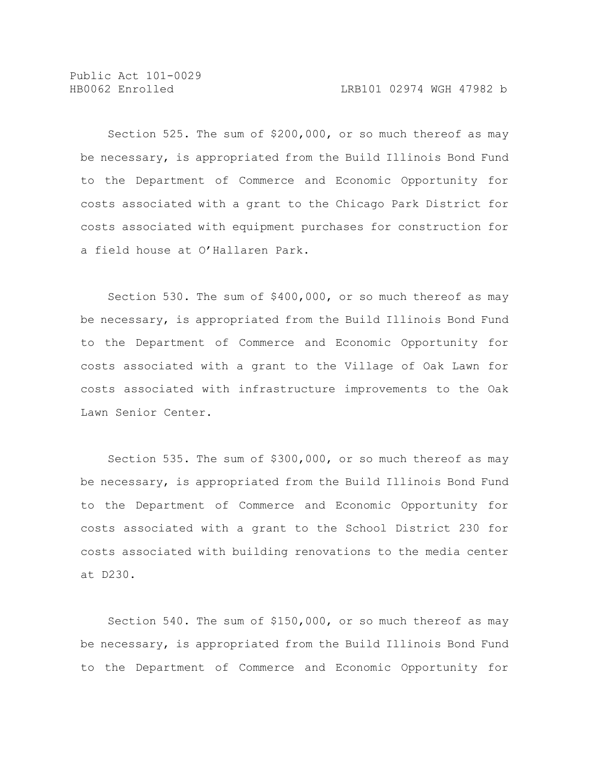Section 525. The sum of $200,000, or so much thereof as may be necessary, is appropriated from the Build Illinois Bond Fund to the Department of Commerce and Economic Opportunity for costs associated with a grant to the Chicago Park District for costs associated with equipment purchases for construction for a field house at O'Hallaren Park.

Section 530. The sum of $400,000, or so much thereof as may be necessary, is appropriated from the Build Illinois Bond Fund to the Department of Commerce and Economic Opportunity for costs associated with a grant to the Village of Oak Lawn for costs associated with infrastructure improvements to the Oak Lawn Senior Center.

Section 535. The sum of $300,000, or so much thereof as may be necessary, is appropriated from the Build Illinois Bond Fund to the Department of Commerce and Economic Opportunity for costs associated with a grant to the School District 230 for costs associated with building renovations to the media center at D230.

Section 540. The sum of $150,000, or so much thereof as may be necessary, is appropriated from the Build Illinois Bond Fund to the Department of Commerce and Economic Opportunity for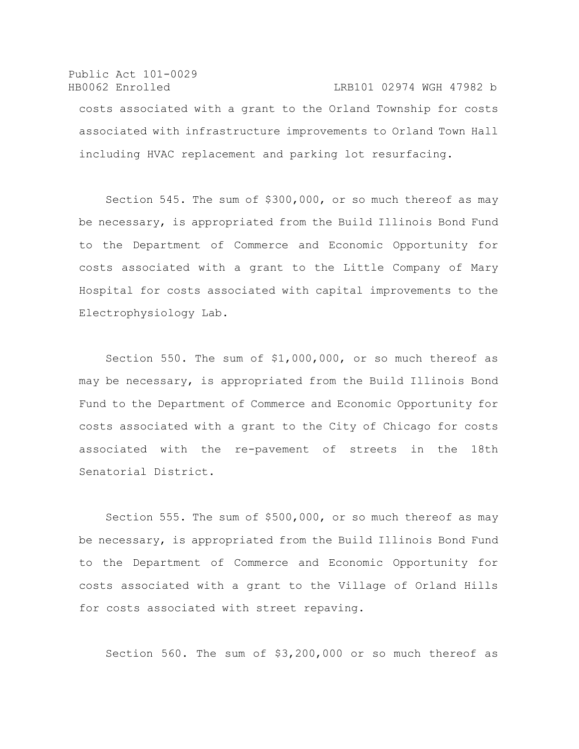costs associated with a grant to the Orland Township for costs associated with infrastructure improvements to Orland Town Hall including HVAC replacement and parking lot resurfacing.

Section 545. The sum of $300,000, or so much thereof as may be necessary, is appropriated from the Build Illinois Bond Fund to the Department of Commerce and Economic Opportunity for costs associated with a grant to the Little Company of Mary Hospital for costs associated with capital improvements to the Electrophysiology Lab.

Section 550. The sum of $1,000,000, or so much thereof as may be necessary, is appropriated from the Build Illinois Bond Fund to the Department of Commerce and Economic Opportunity for costs associated with a grant to the City of Chicago for costs associated with the re-pavement of streets in the 18th Senatorial District.

Section 555. The sum of $500,000, or so much thereof as may be necessary, is appropriated from the Build Illinois Bond Fund to the Department of Commerce and Economic Opportunity for costs associated with a grant to the Village of Orland Hills for costs associated with street repaving.

Section 560. The sum of $3,200,000 or so much thereof as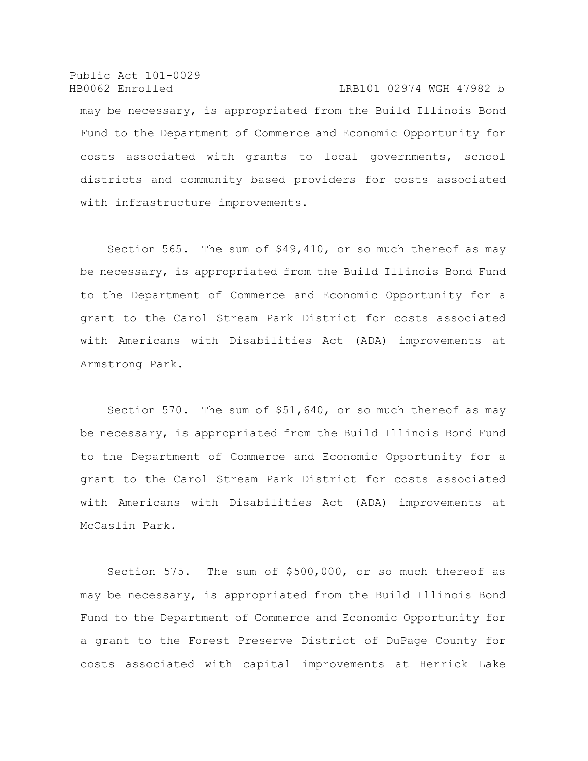may be necessary, is appropriated from the Build Illinois Bond Fund to the Department of Commerce and Economic Opportunity for costs associated with grants to local governments, school districts and community based providers for costs associated with infrastructure improvements.

Section 565. The sum of $49,410, or so much thereof as may be necessary, is appropriated from the Build Illinois Bond Fund to the Department of Commerce and Economic Opportunity for a grant to the Carol Stream Park District for costs associated with Americans with Disabilities Act (ADA) improvements at Armstrong Park.

Section 570. The sum of $51,640, or so much thereof as may be necessary, is appropriated from the Build Illinois Bond Fund to the Department of Commerce and Economic Opportunity for a grant to the Carol Stream Park District for costs associated with Americans with Disabilities Act (ADA) improvements at McCaslin Park.

Section 575. The sum of $500,000, or so much thereof as may be necessary, is appropriated from the Build Illinois Bond Fund to the Department of Commerce and Economic Opportunity for a grant to the Forest Preserve District of DuPage County for costs associated with capital improvements at Herrick Lake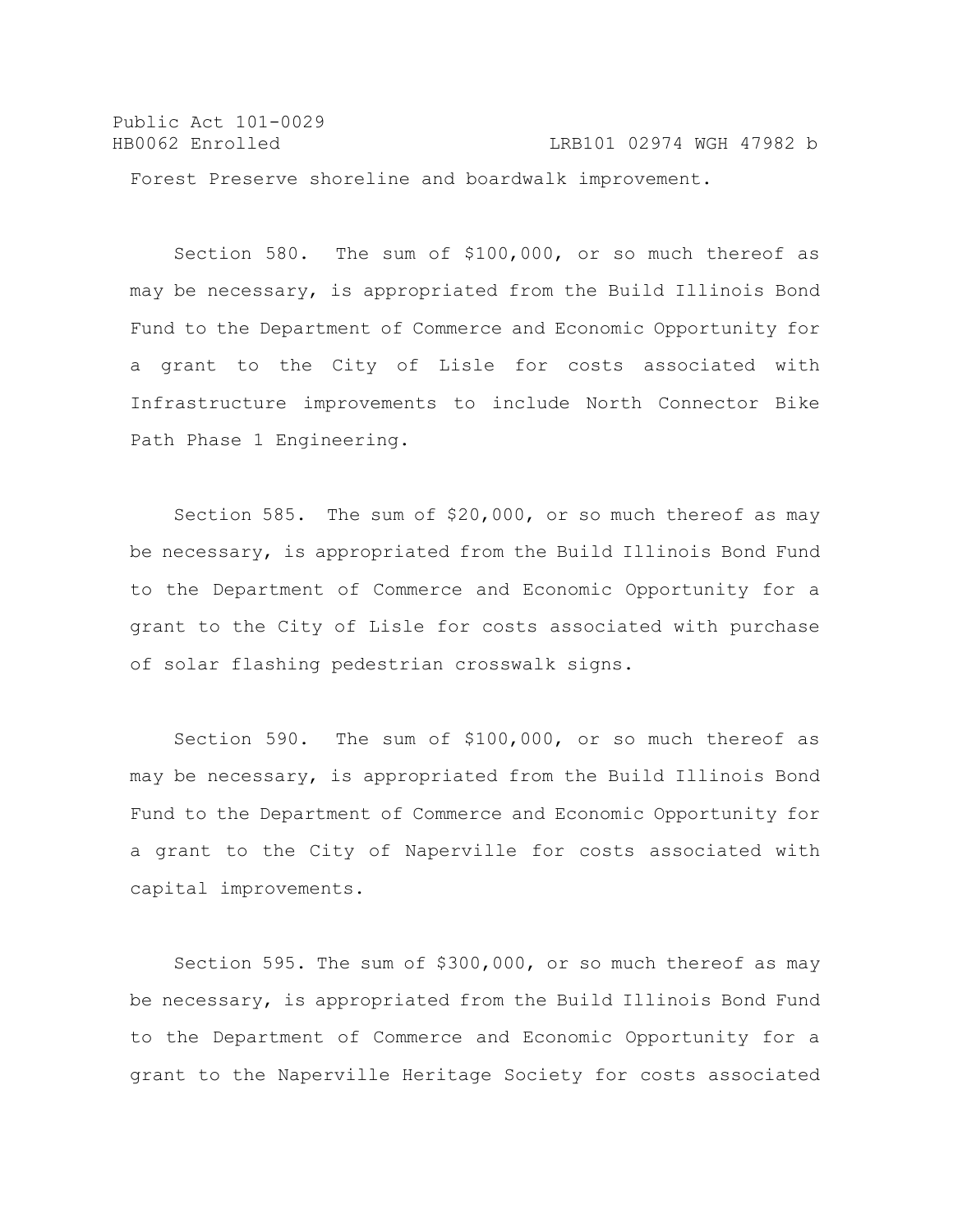Forest Preserve shoreline and boardwalk improvement.

Section 580. The sum of $100,000, or so much thereof as may be necessary, is appropriated from the Build Illinois Bond Fund to the Department of Commerce and Economic Opportunity for a grant to the City of Lisle for costs associated with Infrastructure improvements to include North Connector Bike Path Phase 1 Engineering.

Section 585. The sum of $20,000, or so much thereof as may be necessary, is appropriated from the Build Illinois Bond Fund to the Department of Commerce and Economic Opportunity for a grant to the City of Lisle for costs associated with purchase of solar flashing pedestrian crosswalk signs.

Section 590. The sum of $100,000, or so much thereof as may be necessary, is appropriated from the Build Illinois Bond Fund to the Department of Commerce and Economic Opportunity for a grant to the City of Naperville for costs associated with capital improvements.

Section 595. The sum of $300,000, or so much thereof as may be necessary, is appropriated from the Build Illinois Bond Fund to the Department of Commerce and Economic Opportunity for a grant to the Naperville Heritage Society for costs associated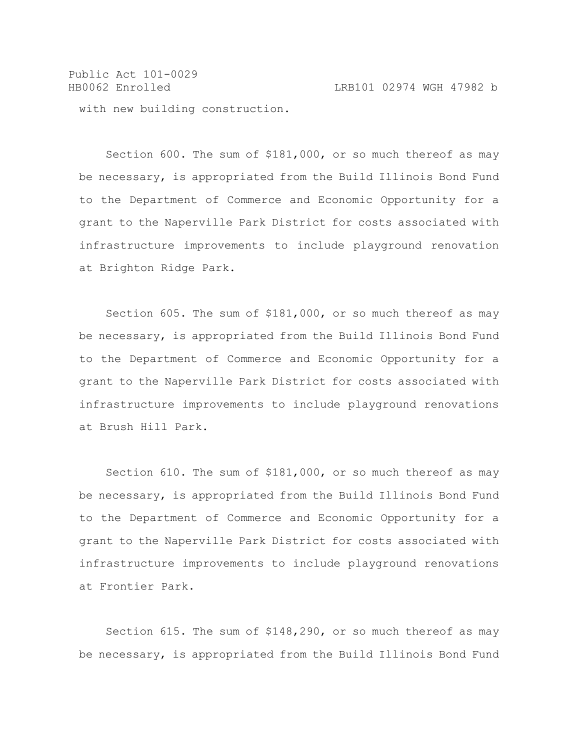with new building construction.

Section 600. The sum of $181,000, or so much thereof as may be necessary, is appropriated from the Build Illinois Bond Fund to the Department of Commerce and Economic Opportunity for a grant to the Naperville Park District for costs associated with infrastructure improvements to include playground renovation at Brighton Ridge Park.

Section 605. The sum of $181,000, or so much thereof as may be necessary, is appropriated from the Build Illinois Bond Fund to the Department of Commerce and Economic Opportunity for a grant to the Naperville Park District for costs associated with infrastructure improvements to include playground renovations at Brush Hill Park.

Section 610. The sum of $181,000, or so much thereof as may be necessary, is appropriated from the Build Illinois Bond Fund to the Department of Commerce and Economic Opportunity for a grant to the Naperville Park District for costs associated with infrastructure improvements to include playground renovations at Frontier Park.

Section 615. The sum of $148,290, or so much thereof as may be necessary, is appropriated from the Build Illinois Bond Fund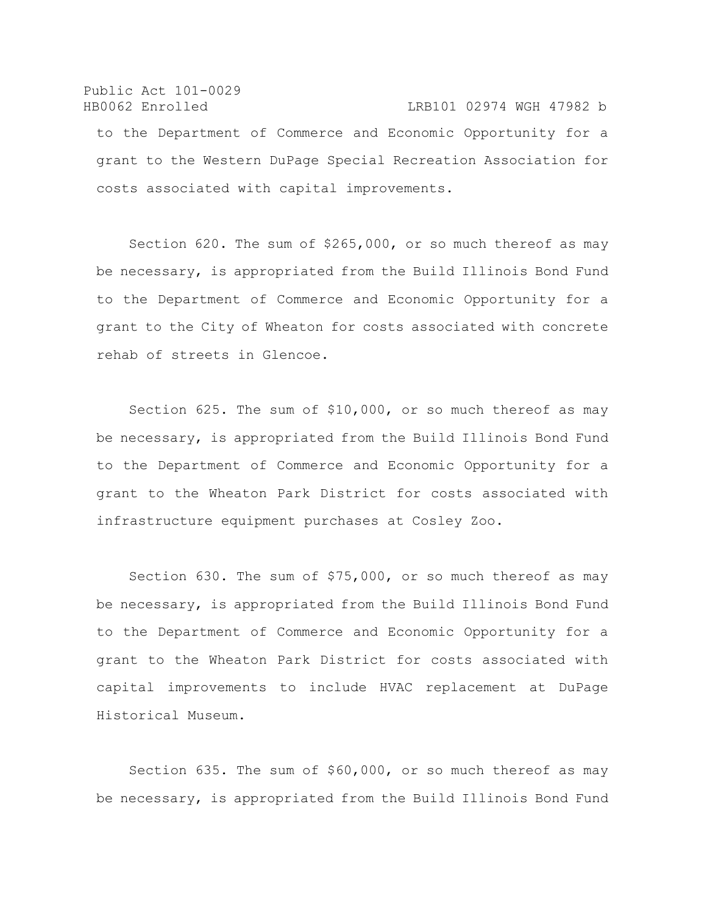to the Department of Commerce and Economic Opportunity for a grant to the Western DuPage Special Recreation Association for costs associated with capital improvements.

Section 620. The sum of $265,000, or so much thereof as may be necessary, is appropriated from the Build Illinois Bond Fund to the Department of Commerce and Economic Opportunity for a grant to the City of Wheaton for costs associated with concrete rehab of streets in Glencoe.

Section 625. The sum of $10,000, or so much thereof as may be necessary, is appropriated from the Build Illinois Bond Fund to the Department of Commerce and Economic Opportunity for a grant to the Wheaton Park District for costs associated with infrastructure equipment purchases at Cosley Zoo.

Section 630. The sum of $75,000, or so much thereof as may be necessary, is appropriated from the Build Illinois Bond Fund to the Department of Commerce and Economic Opportunity for a grant to the Wheaton Park District for costs associated with capital improvements to include HVAC replacement at DuPage Historical Museum.

Section 635. The sum of $60,000, or so much thereof as may be necessary, is appropriated from the Build Illinois Bond Fund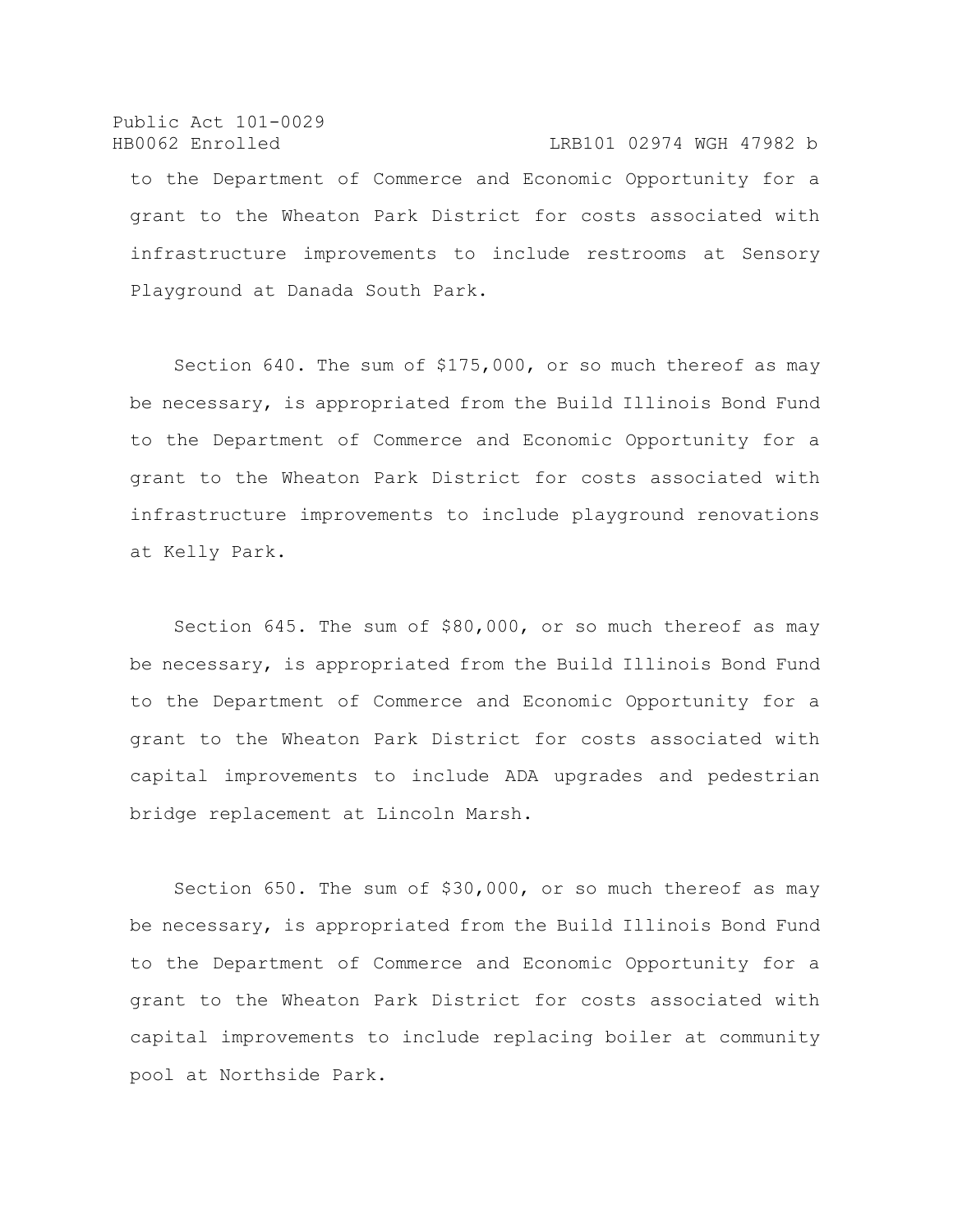to the Department of Commerce and Economic Opportunity for a grant to the Wheaton Park District for costs associated with infrastructure improvements to include restrooms at Sensory Playground at Danada South Park.

Section 640. The sum of $175,000, or so much thereof as may be necessary, is appropriated from the Build Illinois Bond Fund to the Department of Commerce and Economic Opportunity for a grant to the Wheaton Park District for costs associated with infrastructure improvements to include playground renovations at Kelly Park.

Section 645. The sum of $80,000, or so much thereof as may be necessary, is appropriated from the Build Illinois Bond Fund to the Department of Commerce and Economic Opportunity for a grant to the Wheaton Park District for costs associated with capital improvements to include ADA upgrades and pedestrian bridge replacement at Lincoln Marsh.

Section 650. The sum of $30,000, or so much thereof as may be necessary, is appropriated from the Build Illinois Bond Fund to the Department of Commerce and Economic Opportunity for a grant to the Wheaton Park District for costs associated with capital improvements to include replacing boiler at community pool at Northside Park.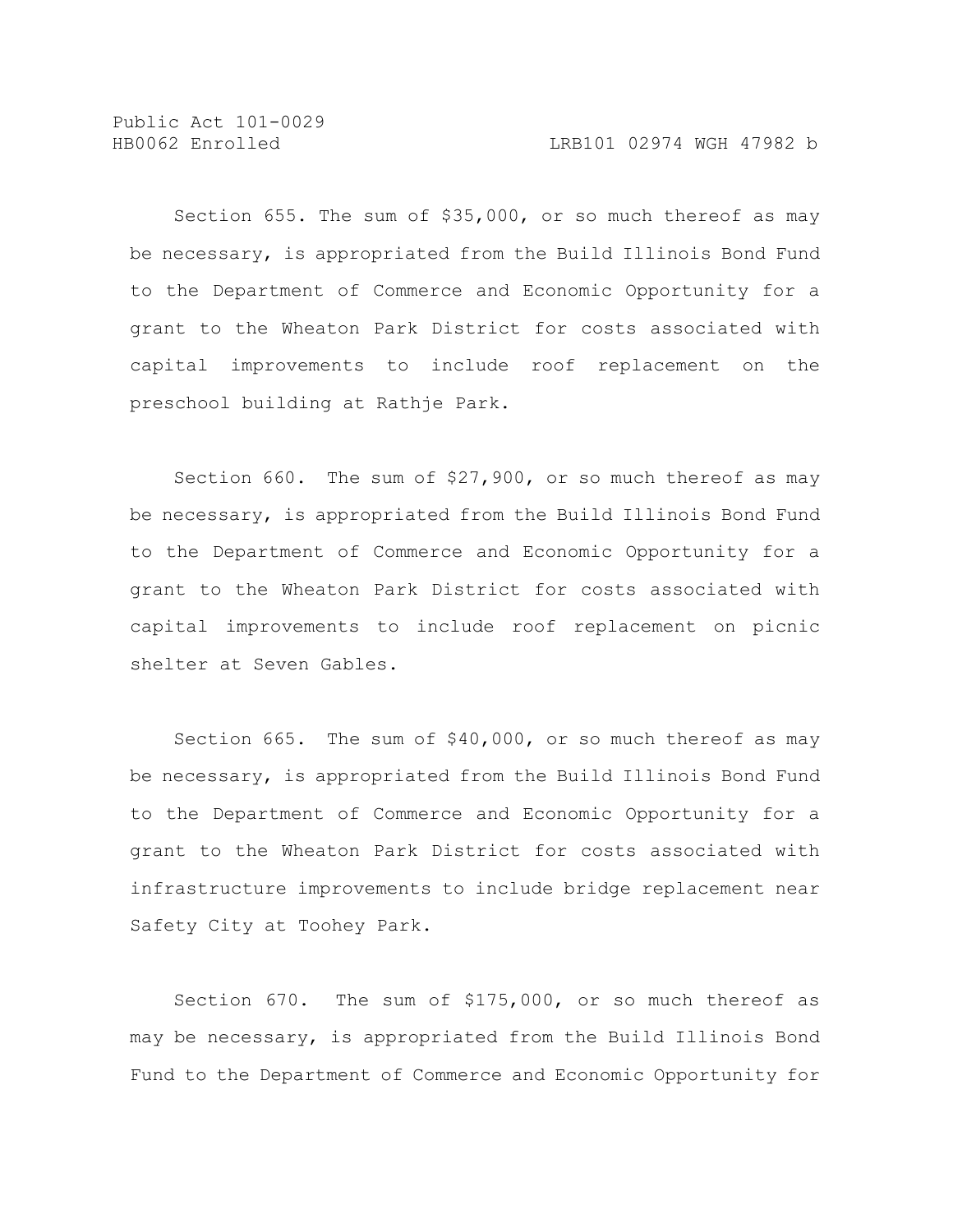Section 655. The sum of $35,000, or so much thereof as may be necessary, is appropriated from the Build Illinois Bond Fund to the Department of Commerce and Economic Opportunity for a grant to the Wheaton Park District for costs associated with capital improvements to include roof replacement on the preschool building at Rathje Park.

Section 660. The sum of $27,900, or so much thereof as may be necessary, is appropriated from the Build Illinois Bond Fund to the Department of Commerce and Economic Opportunity for a grant to the Wheaton Park District for costs associated with capital improvements to include roof replacement on picnic shelter at Seven Gables.

Section 665. The sum of $40,000, or so much thereof as may be necessary, is appropriated from the Build Illinois Bond Fund to the Department of Commerce and Economic Opportunity for a grant to the Wheaton Park District for costs associated with infrastructure improvements to include bridge replacement near Safety City at Toohey Park.

Section 670. The sum of $175,000, or so much thereof as may be necessary, is appropriated from the Build Illinois Bond Fund to the Department of Commerce and Economic Opportunity for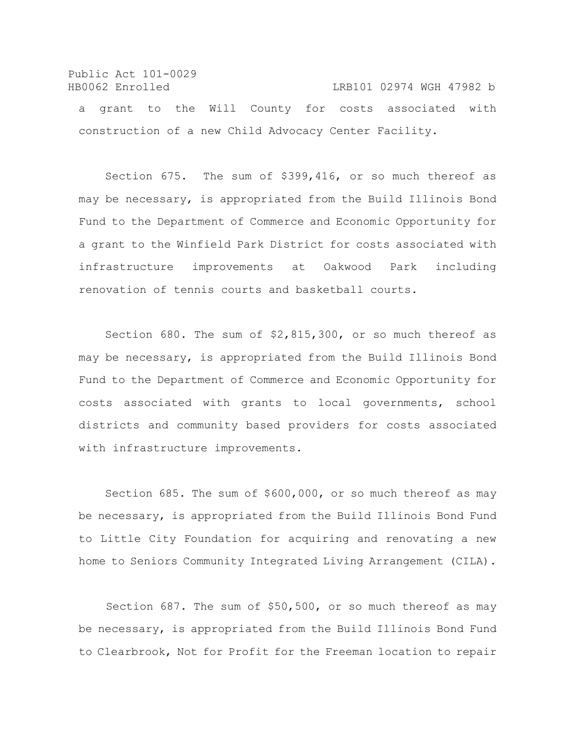a grant to the Will County for costs associated with construction of a new Child Advocacy Center Facility.

Section 675. The sum of $399,416, or so much thereof as may be necessary, is appropriated from the Build Illinois Bond Fund to the Department of Commerce and Economic Opportunity for a grant to the Winfield Park District for costs associated with infrastructure improvements at Oakwood Park including renovation of tennis courts and basketball courts.

Section 680. The sum of $2,815,300, or so much thereof as may be necessary, is appropriated from the Build Illinois Bond Fund to the Department of Commerce and Economic Opportunity for costs associated with grants to local governments, school districts and community based providers for costs associated with infrastructure improvements.

Section 685. The sum of $600,000, or so much thereof as may be necessary, is appropriated from the Build Illinois Bond Fund to Little City Foundation for acquiring and renovating a new home to Seniors Community Integrated Living Arrangement (CILA).

Section 687. The sum of $50,500, or so much thereof as may be necessary, is appropriated from the Build Illinois Bond Fund to Clearbrook, Not for Profit for the Freeman location to repair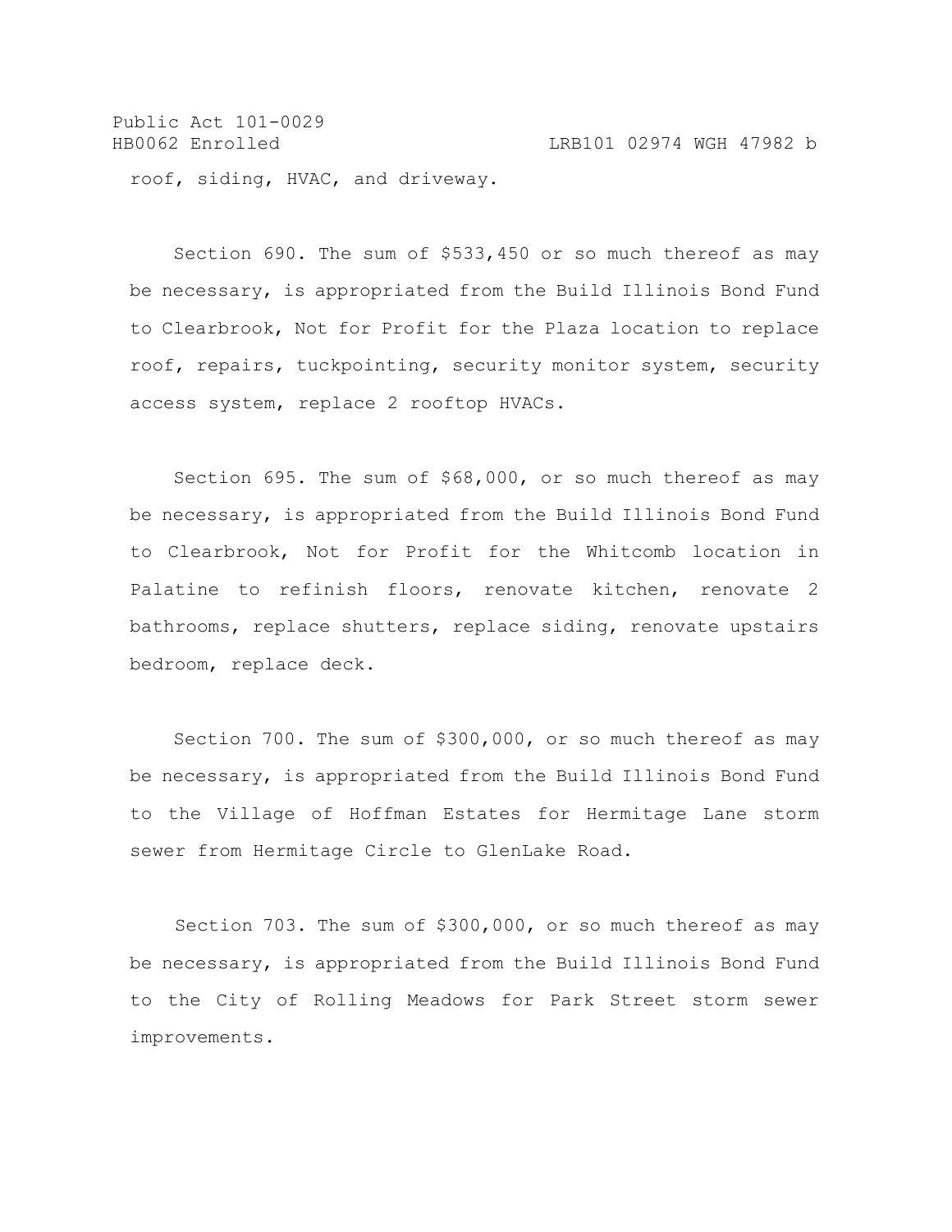roof, siding, HVAC, and driveway.

Section 690. The sum of $533,450 or so much thereof as may be necessary, is appropriated from the Build Illinois Bond Fund to Clearbrook, Not for Profit for the Plaza location to replace roof, repairs, tuckpointing, security monitor system, security access system, replace 2 rooftop HVACs.

Section 695. The sum of $68,000, or so much thereof as may be necessary, is appropriated from the Build Illinois Bond Fund to Clearbrook, Not for Profit for the Whitcomb location in Palatine to refinish floors, renovate kitchen, renovate 2 bathrooms, replace shutters, replace siding, renovate upstairs bedroom, replace deck.

Section 700. The sum of $300,000, or so much thereof as may be necessary, is appropriated from the Build Illinois Bond Fund to the Village of Hoffman Estates for Hermitage Lane storm sewer from Hermitage Circle to GlenLake Road.

Section 703. The sum of $300,000, or so much thereof as may be necessary, is appropriated from the Build Illinois Bond Fund to the City of Rolling Meadows for Park Street storm sewer improvements.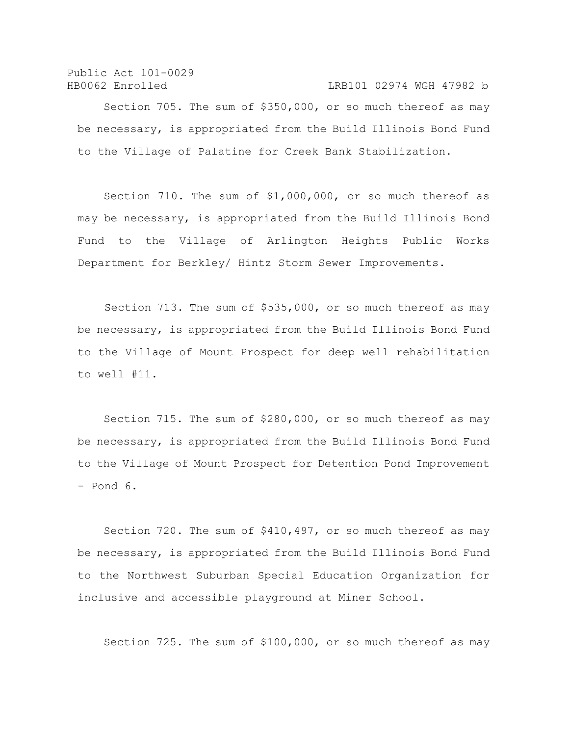Section 705. The sum of $350,000, or so much thereof as may be necessary, is appropriated from the Build Illinois Bond Fund to the Village of Palatine for Creek Bank Stabilization.

Section 710. The sum of $1,000,000, or so much thereof as may be necessary, is appropriated from the Build Illinois Bond Fund to the Village of Arlington Heights Public Works Department for Berkley/ Hintz Storm Sewer Improvements.

Section 713. The sum of $535,000, or so much thereof as may be necessary, is appropriated from the Build Illinois Bond Fund to the Village of Mount Prospect for deep well rehabilitation to well #11.

Section 715. The sum of $280,000, or so much thereof as may be necessary, is appropriated from the Build Illinois Bond Fund to the Village of Mount Prospect for Detention Pond Improvement - Pond 6.

Section 720. The sum of $410,497, or so much thereof as may be necessary, is appropriated from the Build Illinois Bond Fund to the Northwest Suburban Special Education Organization for inclusive and accessible playground at Miner School.

Section 725. The sum of $100,000, or so much thereof as may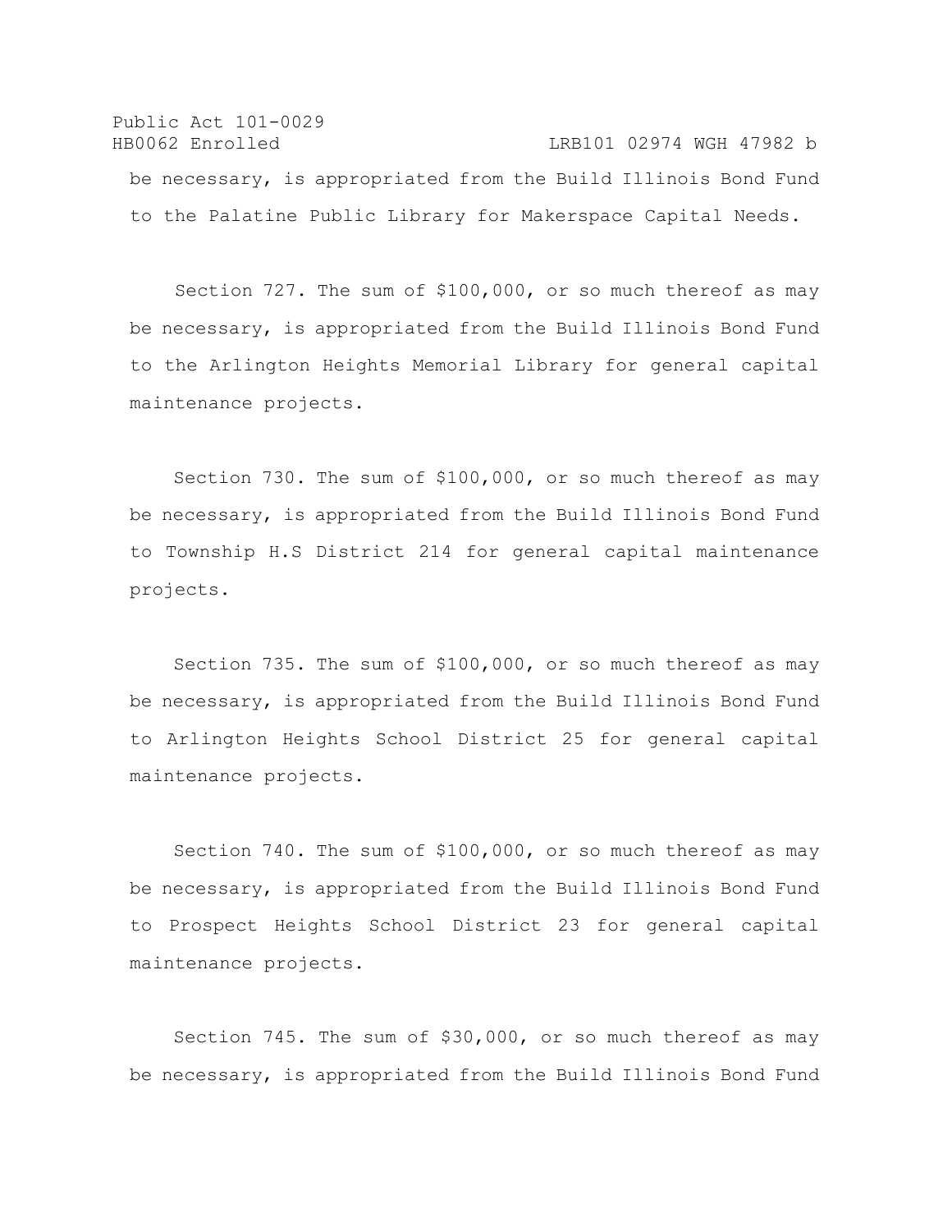be necessary, is appropriated from the Build Illinois Bond Fund to the Palatine Public Library for Makerspace Capital Needs.

Section 727. The sum of $100,000, or so much thereof as may be necessary, is appropriated from the Build Illinois Bond Fund to the Arlington Heights Memorial Library for general capital maintenance projects.

Section 730. The sum of $100,000, or so much thereof as may be necessary, is appropriated from the Build Illinois Bond Fund to Township H.S District 214 for general capital maintenance projects.

Section 735. The sum of $100,000, or so much thereof as may be necessary, is appropriated from the Build Illinois Bond Fund to Arlington Heights School District 25 for general capital maintenance projects.

Section 740. The sum of $100,000, or so much thereof as may be necessary, is appropriated from the Build Illinois Bond Fund to Prospect Heights School District 23 for general capital maintenance projects.

Section 745. The sum of $30,000, or so much thereof as may be necessary, is appropriated from the Build Illinois Bond Fund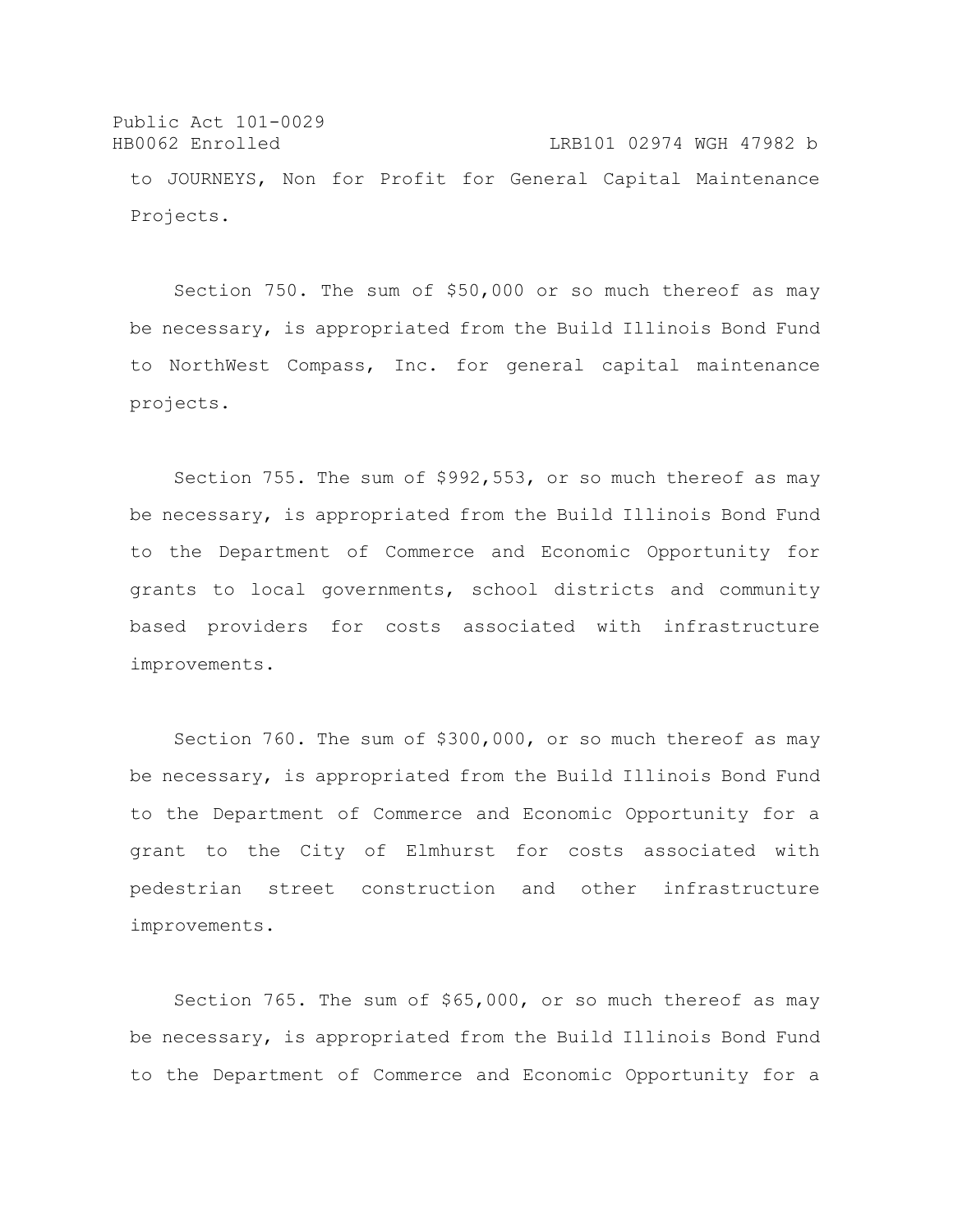to JOURNEYS, Non for Profit for General Capital Maintenance Projects.

Section 750. The sum of $50,000 or so much thereof as may be necessary, is appropriated from the Build Illinois Bond Fund to NorthWest Compass, Inc. for general capital maintenance projects.

Section 755. The sum of $992,553, or so much thereof as may be necessary, is appropriated from the Build Illinois Bond Fund to the Department of Commerce and Economic Opportunity for grants to local governments, school districts and community based providers for costs associated with infrastructure improvements.

Section 760. The sum of $300,000, or so much thereof as may be necessary, is appropriated from the Build Illinois Bond Fund to the Department of Commerce and Economic Opportunity for a grant to the City of Elmhurst for costs associated with pedestrian street construction and other infrastructure improvements.

Section 765. The sum of $65,000, or so much thereof as may be necessary, is appropriated from the Build Illinois Bond Fund to the Department of Commerce and Economic Opportunity for a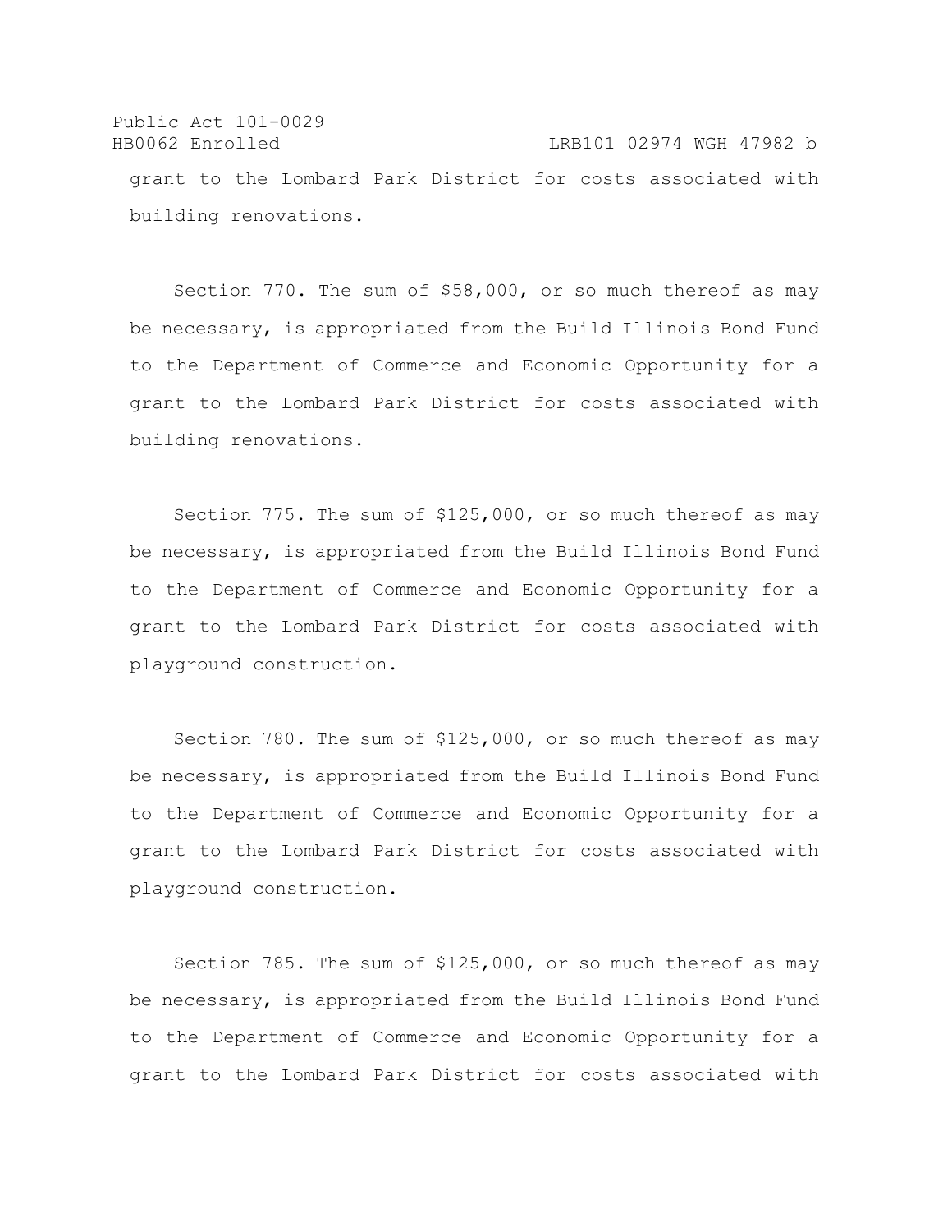grant to the Lombard Park District for costs associated with building renovations.

Section 770. The sum of $58,000, or so much thereof as may be necessary, is appropriated from the Build Illinois Bond Fund to the Department of Commerce and Economic Opportunity for a grant to the Lombard Park District for costs associated with building renovations.

Section 775. The sum of $125,000, or so much thereof as may be necessary, is appropriated from the Build Illinois Bond Fund to the Department of Commerce and Economic Opportunity for a grant to the Lombard Park District for costs associated with playground construction.

Section 780. The sum of $125,000, or so much thereof as may be necessary, is appropriated from the Build Illinois Bond Fund to the Department of Commerce and Economic Opportunity for a grant to the Lombard Park District for costs associated with playground construction.

Section 785. The sum of $125,000, or so much thereof as may be necessary, is appropriated from the Build Illinois Bond Fund to the Department of Commerce and Economic Opportunity for a grant to the Lombard Park District for costs associated with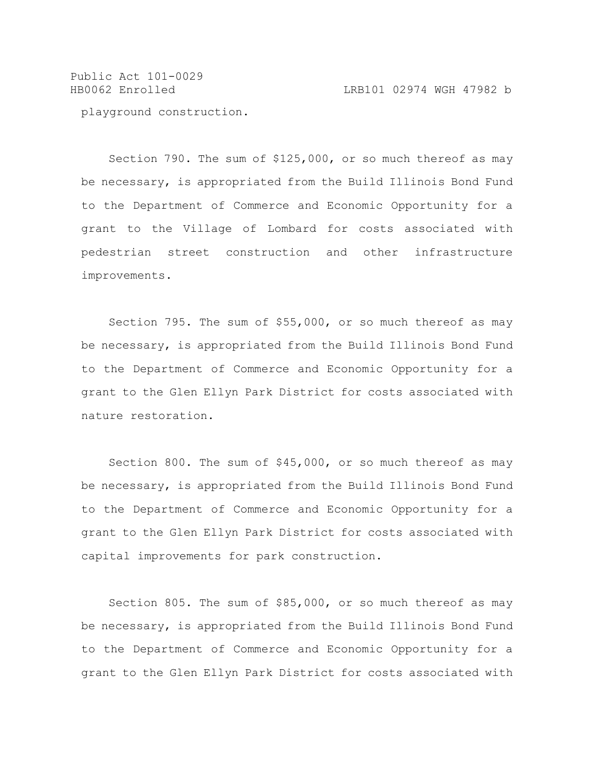playground construction.

Section 790. The sum of $125,000, or so much thereof as may be necessary, is appropriated from the Build Illinois Bond Fund to the Department of Commerce and Economic Opportunity for a grant to the Village of Lombard for costs associated with pedestrian street construction and other infrastructure improvements.

Section 795. The sum of $55,000, or so much thereof as may be necessary, is appropriated from the Build Illinois Bond Fund to the Department of Commerce and Economic Opportunity for a grant to the Glen Ellyn Park District for costs associated with nature restoration.

Section 800. The sum of $45,000, or so much thereof as may be necessary, is appropriated from the Build Illinois Bond Fund to the Department of Commerce and Economic Opportunity for a grant to the Glen Ellyn Park District for costs associated with capital improvements for park construction.

Section 805. The sum of $85,000, or so much thereof as may be necessary, is appropriated from the Build Illinois Bond Fund to the Department of Commerce and Economic Opportunity for a grant to the Glen Ellyn Park District for costs associated with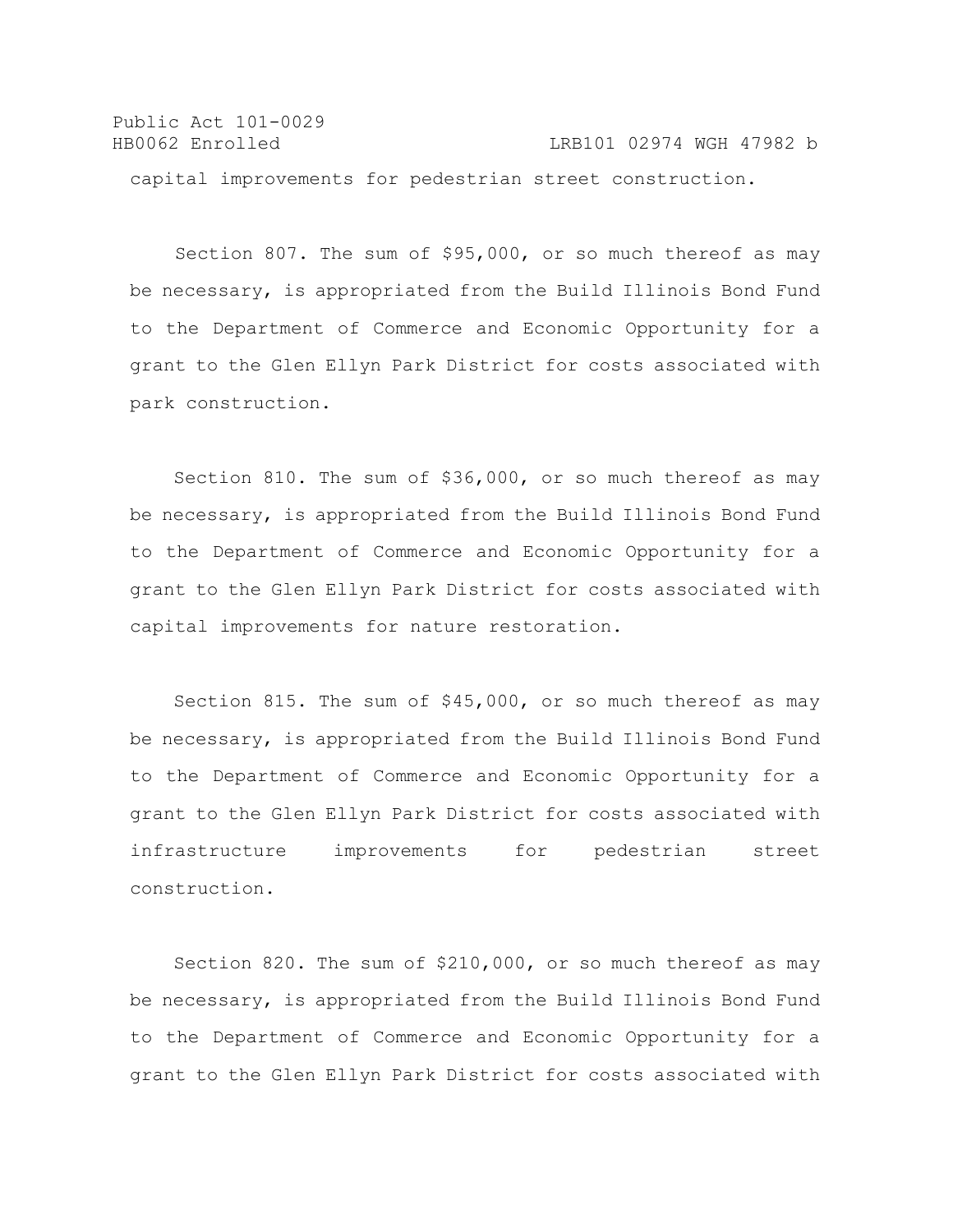capital improvements for pedestrian street construction.

Section 807. The sum of $95,000, or so much thereof as may be necessary, is appropriated from the Build Illinois Bond Fund to the Department of Commerce and Economic Opportunity for a grant to the Glen Ellyn Park District for costs associated with park construction.

Section 810. The sum of $36,000, or so much thereof as may be necessary, is appropriated from the Build Illinois Bond Fund to the Department of Commerce and Economic Opportunity for a grant to the Glen Ellyn Park District for costs associated with capital improvements for nature restoration.

Section 815. The sum of $45,000, or so much thereof as may be necessary, is appropriated from the Build Illinois Bond Fund to the Department of Commerce and Economic Opportunity for a grant to the Glen Ellyn Park District for costs associated with infrastructure improvements for pedestrian street construction.

Section 820. The sum of $210,000, or so much thereof as may be necessary, is appropriated from the Build Illinois Bond Fund to the Department of Commerce and Economic Opportunity for a grant to the Glen Ellyn Park District for costs associated with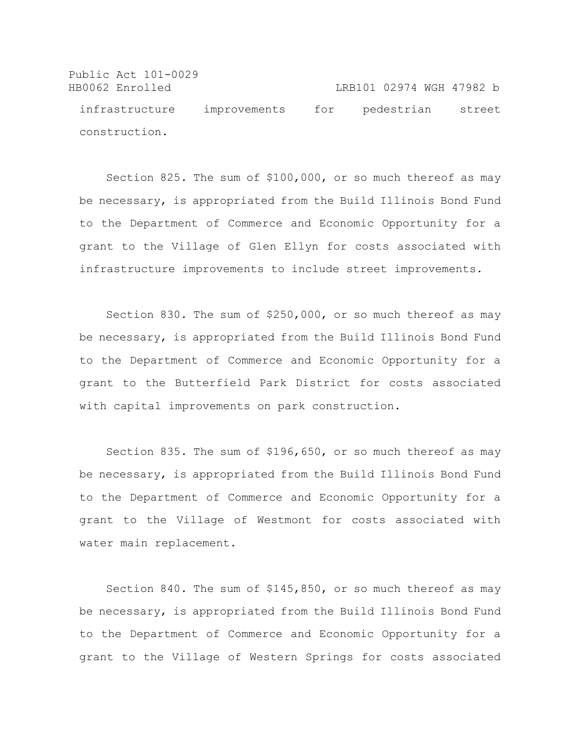infrastructure improvements for pedestrian street construction.

Section 825. The sum of $100,000, or so much thereof as may be necessary, is appropriated from the Build Illinois Bond Fund to the Department of Commerce and Economic Opportunity for a grant to the Village of Glen Ellyn for costs associated with infrastructure improvements to include street improvements.

Section 830. The sum of $250,000, or so much thereof as may be necessary, is appropriated from the Build Illinois Bond Fund to the Department of Commerce and Economic Opportunity for a grant to the Butterfield Park District for costs associated with capital improvements on park construction.

Section 835. The sum of $196,650, or so much thereof as may be necessary, is appropriated from the Build Illinois Bond Fund to the Department of Commerce and Economic Opportunity for a grant to the Village of Westmont for costs associated with water main replacement.

Section 840. The sum of $145,850, or so much thereof as may be necessary, is appropriated from the Build Illinois Bond Fund to the Department of Commerce and Economic Opportunity for a grant to the Village of Western Springs for costs associated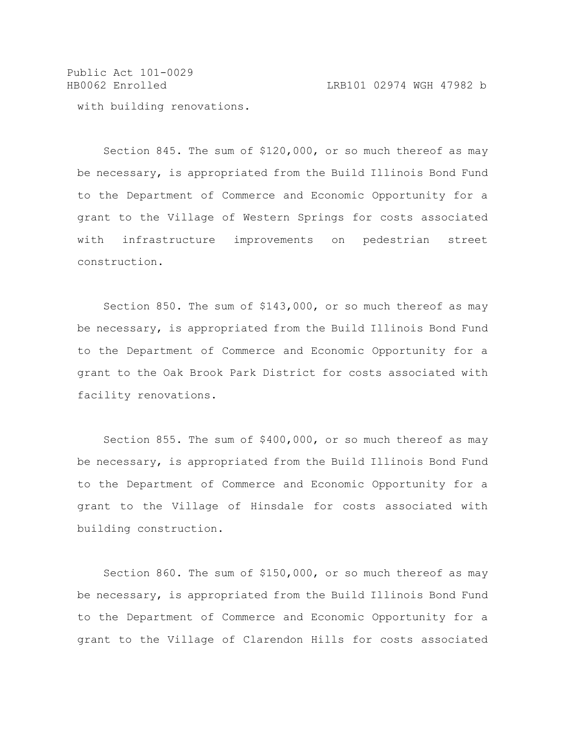with building renovations.

Section 845. The sum of $120,000, or so much thereof as may be necessary, is appropriated from the Build Illinois Bond Fund to the Department of Commerce and Economic Opportunity for a grant to the Village of Western Springs for costs associated with infrastructure improvements on pedestrian street construction.

Section 850. The sum of $143,000, or so much thereof as may be necessary, is appropriated from the Build Illinois Bond Fund to the Department of Commerce and Economic Opportunity for a grant to the Oak Brook Park District for costs associated with facility renovations.

Section 855. The sum of $400,000, or so much thereof as may be necessary, is appropriated from the Build Illinois Bond Fund to the Department of Commerce and Economic Opportunity for a grant to the Village of Hinsdale for costs associated with building construction.

Section 860. The sum of $150,000, or so much thereof as may be necessary, is appropriated from the Build Illinois Bond Fund to the Department of Commerce and Economic Opportunity for a grant to the Village of Clarendon Hills for costs associated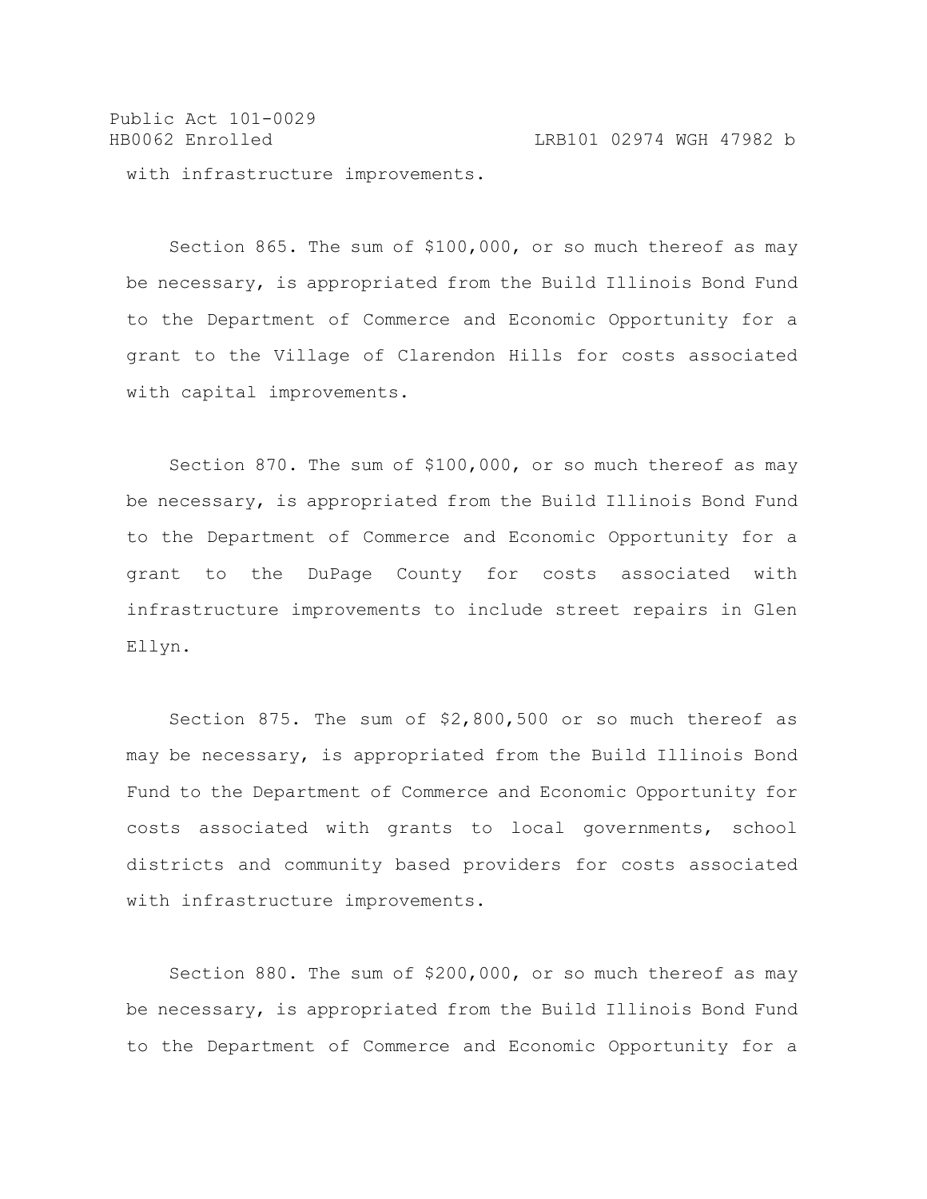with infrastructure improvements.

Section 865. The sum of $100,000, or so much thereof as may be necessary, is appropriated from the Build Illinois Bond Fund to the Department of Commerce and Economic Opportunity for a grant to the Village of Clarendon Hills for costs associated with capital improvements.

Section 870. The sum of $100,000, or so much thereof as may be necessary, is appropriated from the Build Illinois Bond Fund to the Department of Commerce and Economic Opportunity for a grant to the DuPage County for costs associated with infrastructure improvements to include street repairs in Glen Ellyn.

Section 875. The sum of $2,800,500 or so much thereof as may be necessary, is appropriated from the Build Illinois Bond Fund to the Department of Commerce and Economic Opportunity for costs associated with grants to local governments, school districts and community based providers for costs associated with infrastructure improvements.

Section 880. The sum of $200,000, or so much thereof as may be necessary, is appropriated from the Build Illinois Bond Fund to the Department of Commerce and Economic Opportunity for a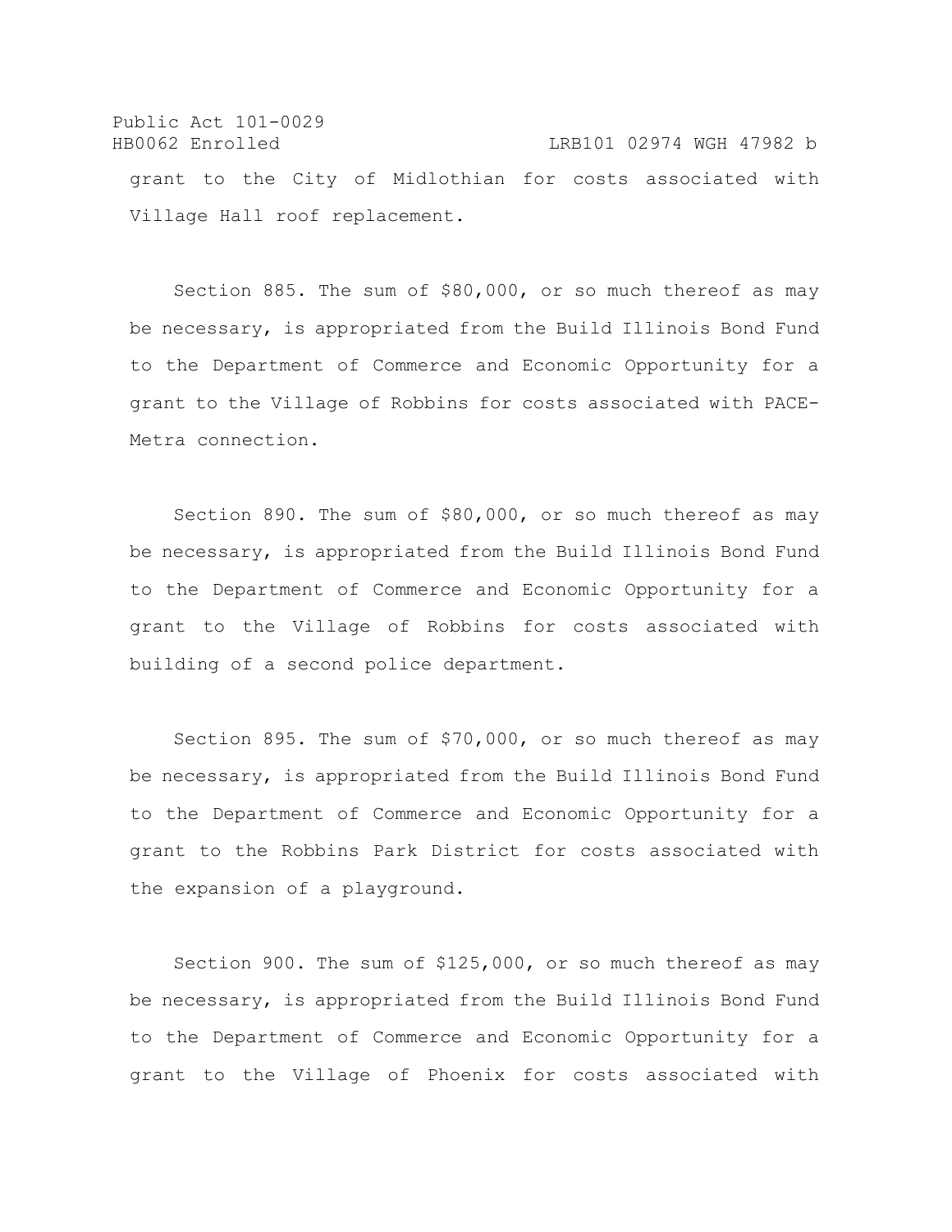grant to the City of Midlothian for costs associated with Village Hall roof replacement.

Section 885. The sum of $80,000, or so much thereof as may be necessary, is appropriated from the Build Illinois Bond Fund to the Department of Commerce and Economic Opportunity for a grant to the Village of Robbins for costs associated with PACE-Metra connection.

Section 890. The sum of $80,000, or so much thereof as may be necessary, is appropriated from the Build Illinois Bond Fund to the Department of Commerce and Economic Opportunity for a grant to the Village of Robbins for costs associated with building of a second police department.

Section 895. The sum of $70,000, or so much thereof as may be necessary, is appropriated from the Build Illinois Bond Fund to the Department of Commerce and Economic Opportunity for a grant to the Robbins Park District for costs associated with the expansion of a playground.

Section 900. The sum of $125,000, or so much thereof as may be necessary, is appropriated from the Build Illinois Bond Fund to the Department of Commerce and Economic Opportunity for a grant to the Village of Phoenix for costs associated with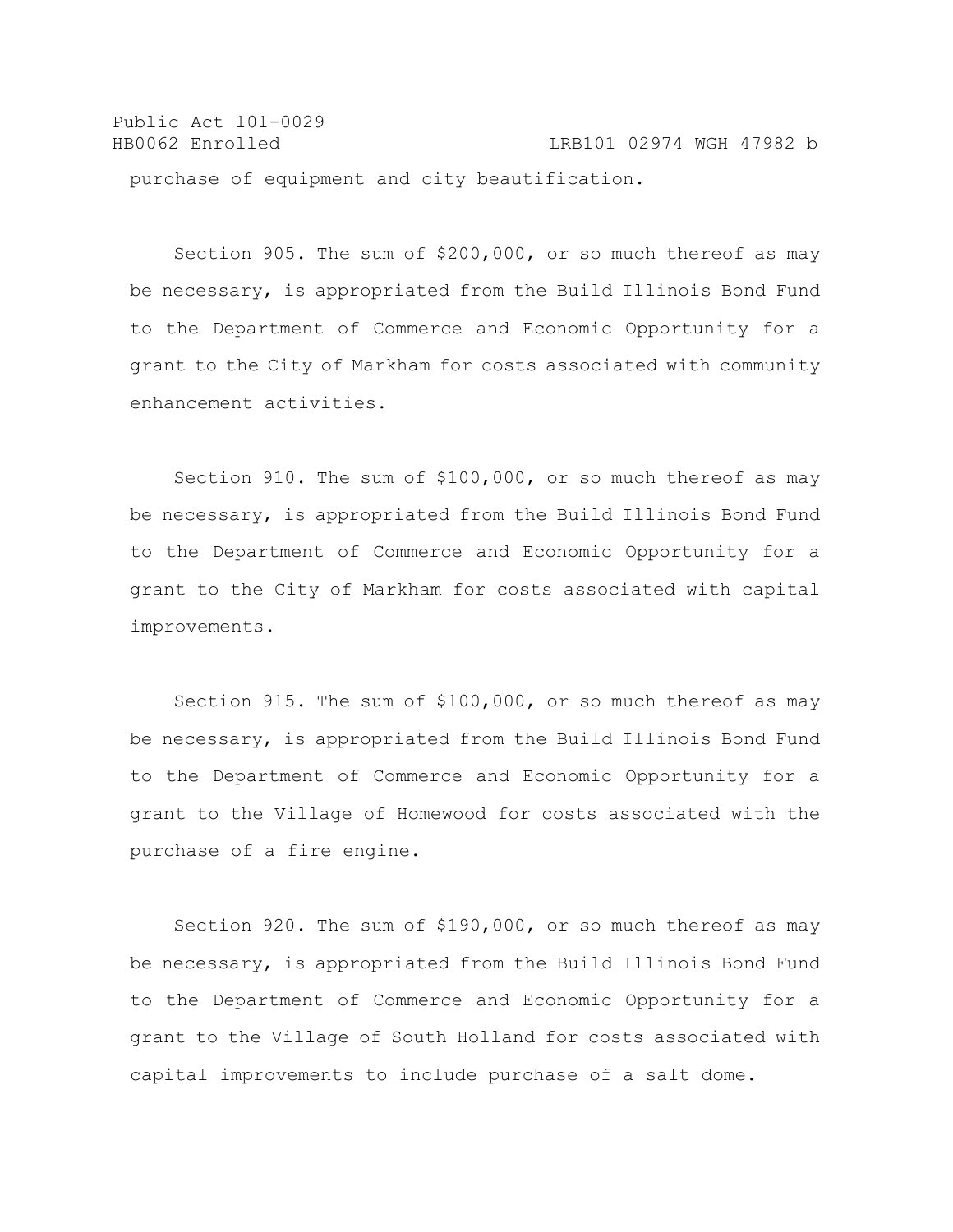purchase of equipment and city beautification.

Section 905. The sum of $200,000, or so much thereof as may be necessary, is appropriated from the Build Illinois Bond Fund to the Department of Commerce and Economic Opportunity for a grant to the City of Markham for costs associated with community enhancement activities.

Section 910. The sum of $100,000, or so much thereof as may be necessary, is appropriated from the Build Illinois Bond Fund to the Department of Commerce and Economic Opportunity for a grant to the City of Markham for costs associated with capital improvements.

Section 915. The sum of $100,000, or so much thereof as may be necessary, is appropriated from the Build Illinois Bond Fund to the Department of Commerce and Economic Opportunity for a grant to the Village of Homewood for costs associated with the purchase of a fire engine.

Section 920. The sum of $190,000, or so much thereof as may be necessary, is appropriated from the Build Illinois Bond Fund to the Department of Commerce and Economic Opportunity for a grant to the Village of South Holland for costs associated with capital improvements to include purchase of a salt dome.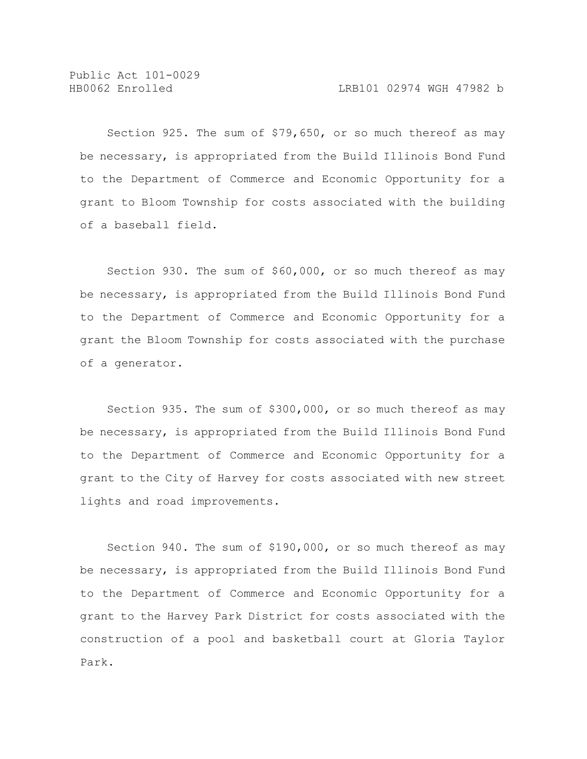Section 925. The sum of $79,650, or so much thereof as may be necessary, is appropriated from the Build Illinois Bond Fund to the Department of Commerce and Economic Opportunity for a grant to Bloom Township for costs associated with the building of a baseball field.

Section 930. The sum of $60,000, or so much thereof as may be necessary, is appropriated from the Build Illinois Bond Fund to the Department of Commerce and Economic Opportunity for a grant the Bloom Township for costs associated with the purchase of a generator.

Section 935. The sum of $300,000, or so much thereof as may be necessary, is appropriated from the Build Illinois Bond Fund to the Department of Commerce and Economic Opportunity for a grant to the City of Harvey for costs associated with new street lights and road improvements.

Section 940. The sum of $190,000, or so much thereof as may be necessary, is appropriated from the Build Illinois Bond Fund to the Department of Commerce and Economic Opportunity for a grant to the Harvey Park District for costs associated with the construction of a pool and basketball court at Gloria Taylor Park.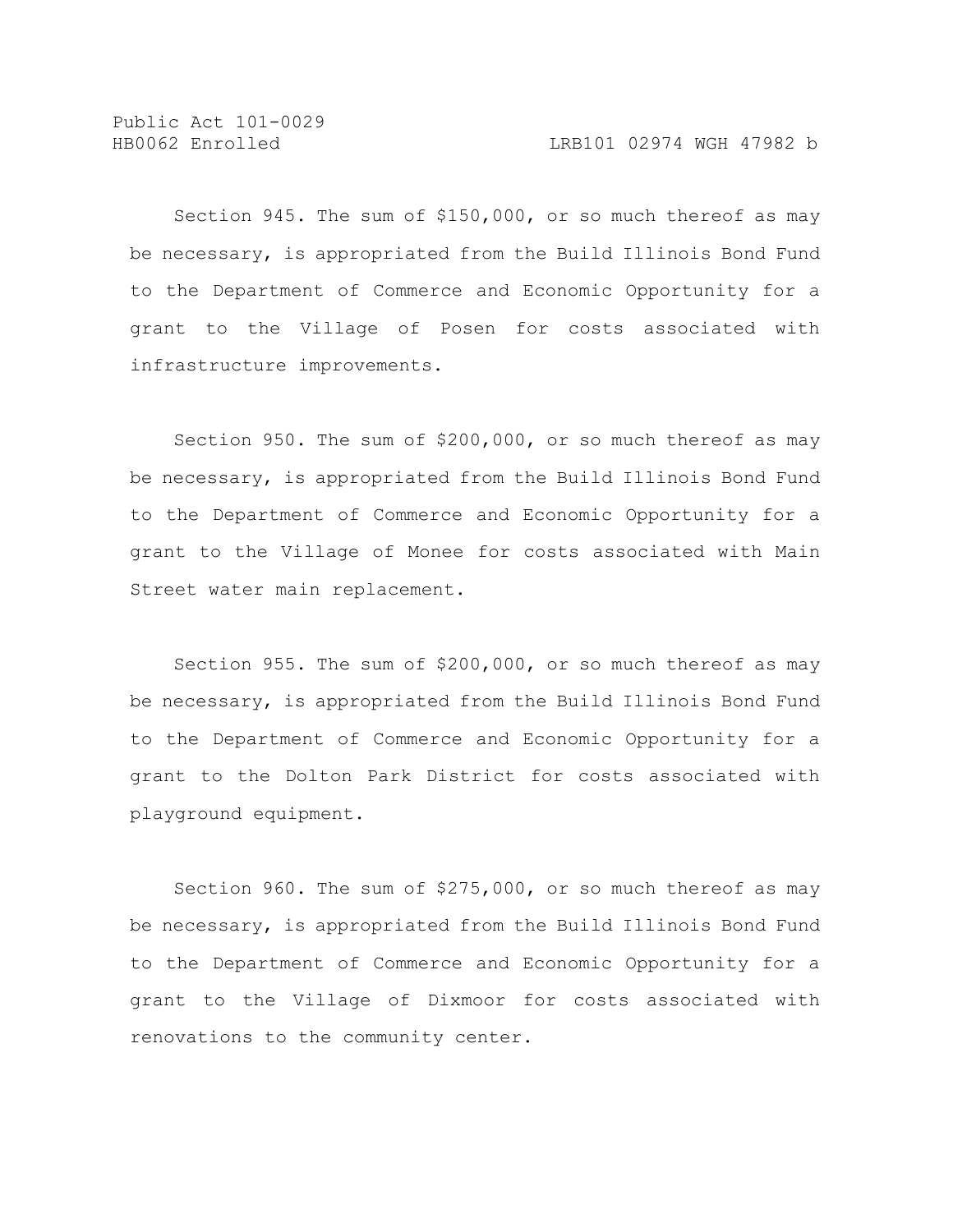Section 945. The sum of $150,000, or so much thereof as may be necessary, is appropriated from the Build Illinois Bond Fund to the Department of Commerce and Economic Opportunity for a grant to the Village of Posen for costs associated with infrastructure improvements.

Section 950. The sum of $200,000, or so much thereof as may be necessary, is appropriated from the Build Illinois Bond Fund to the Department of Commerce and Economic Opportunity for a grant to the Village of Monee for costs associated with Main Street water main replacement.

Section 955. The sum of $200,000, or so much thereof as may be necessary, is appropriated from the Build Illinois Bond Fund to the Department of Commerce and Economic Opportunity for a grant to the Dolton Park District for costs associated with playground equipment.

Section 960. The sum of $275,000, or so much thereof as may be necessary, is appropriated from the Build Illinois Bond Fund to the Department of Commerce and Economic Opportunity for a grant to the Village of Dixmoor for costs associated with renovations to the community center.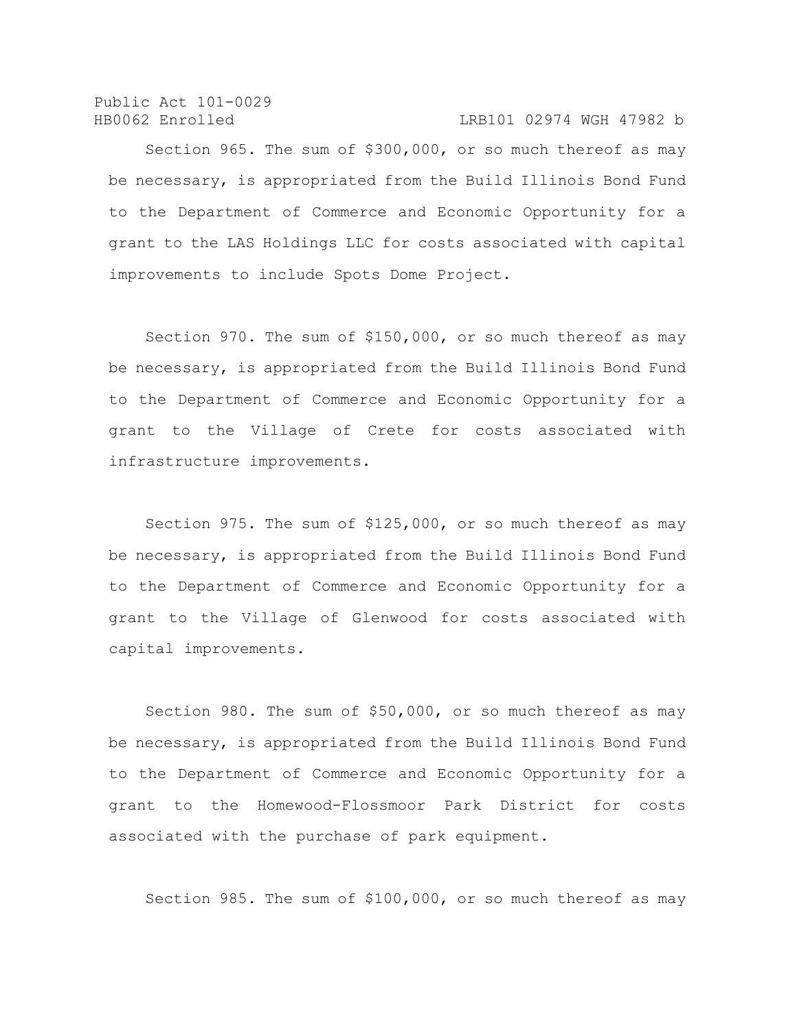Section 965. The sum of $300,000, or so much thereof as may be necessary, is appropriated from the Build Illinois Bond Fund to the Department of Commerce and Economic Opportunity for a grant to the LAS Holdings LLC for costs associated with capital improvements to include Spots Dome Project.

Section 970. The sum of $150,000, or so much thereof as may be necessary, is appropriated from the Build Illinois Bond Fund to the Department of Commerce and Economic Opportunity for a grant to the Village of Crete for costs associated with infrastructure improvements.

Section 975. The sum of $125,000, or so much thereof as may be necessary, is appropriated from the Build Illinois Bond Fund to the Department of Commerce and Economic Opportunity for a grant to the Village of Glenwood for costs associated with capital improvements.

Section 980. The sum of $50,000, or so much thereof as may be necessary, is appropriated from the Build Illinois Bond Fund to the Department of Commerce and Economic Opportunity for a grant to the Homewood-Flossmoor Park District for costs associated with the purchase of park equipment.

Section 985. The sum of $100,000, or so much thereof as may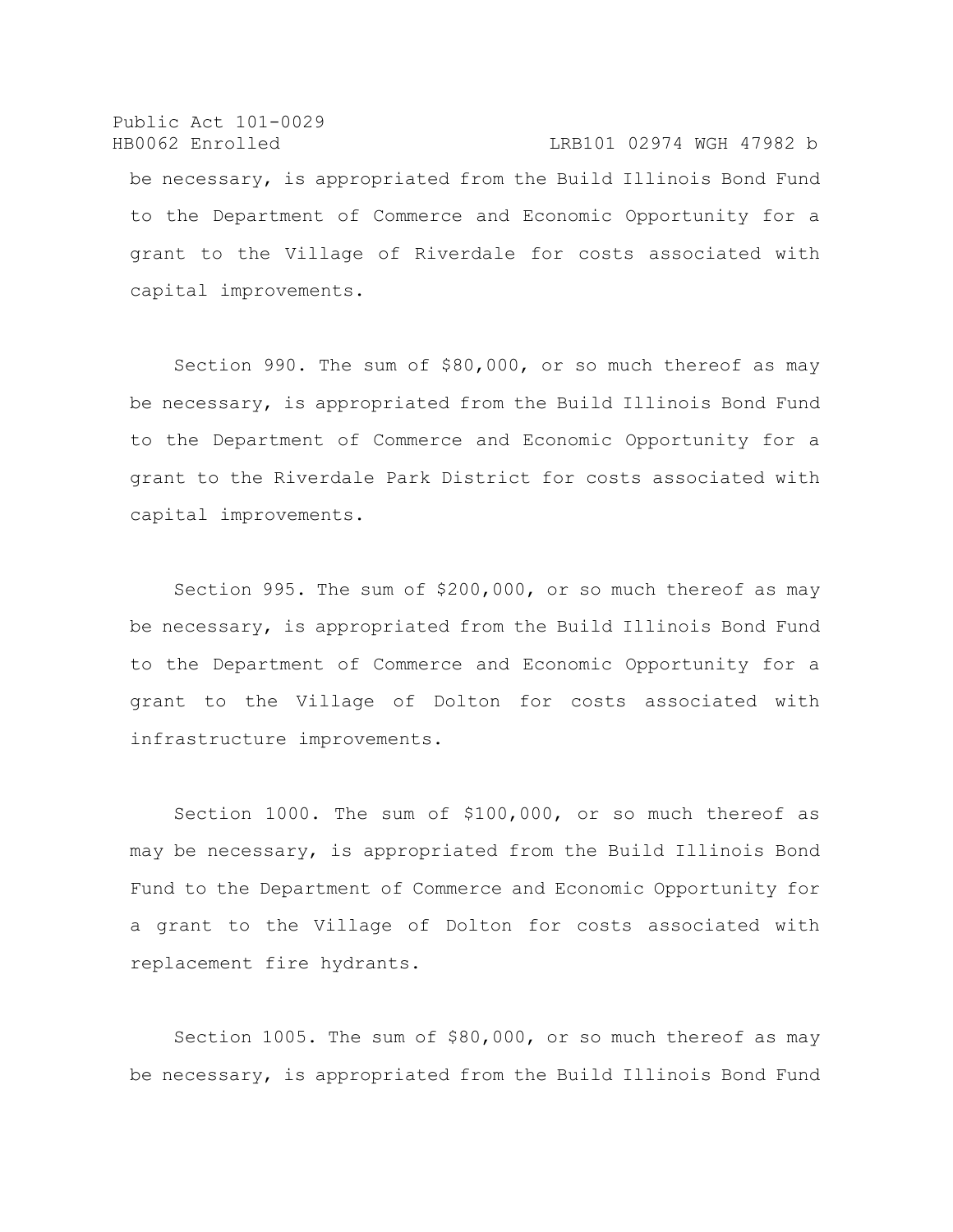be necessary, is appropriated from the Build Illinois Bond Fund to the Department of Commerce and Economic Opportunity for a grant to the Village of Riverdale for costs associated with capital improvements.

Section 990. The sum of $80,000, or so much thereof as may be necessary, is appropriated from the Build Illinois Bond Fund to the Department of Commerce and Economic Opportunity for a grant to the Riverdale Park District for costs associated with capital improvements.

Section 995. The sum of $200,000, or so much thereof as may be necessary, is appropriated from the Build Illinois Bond Fund to the Department of Commerce and Economic Opportunity for a grant to the Village of Dolton for costs associated with infrastructure improvements.

Section 1000. The sum of $100,000, or so much thereof as may be necessary, is appropriated from the Build Illinois Bond Fund to the Department of Commerce and Economic Opportunity for a grant to the Village of Dolton for costs associated with replacement fire hydrants.

Section 1005. The sum of $80,000, or so much thereof as may be necessary, is appropriated from the Build Illinois Bond Fund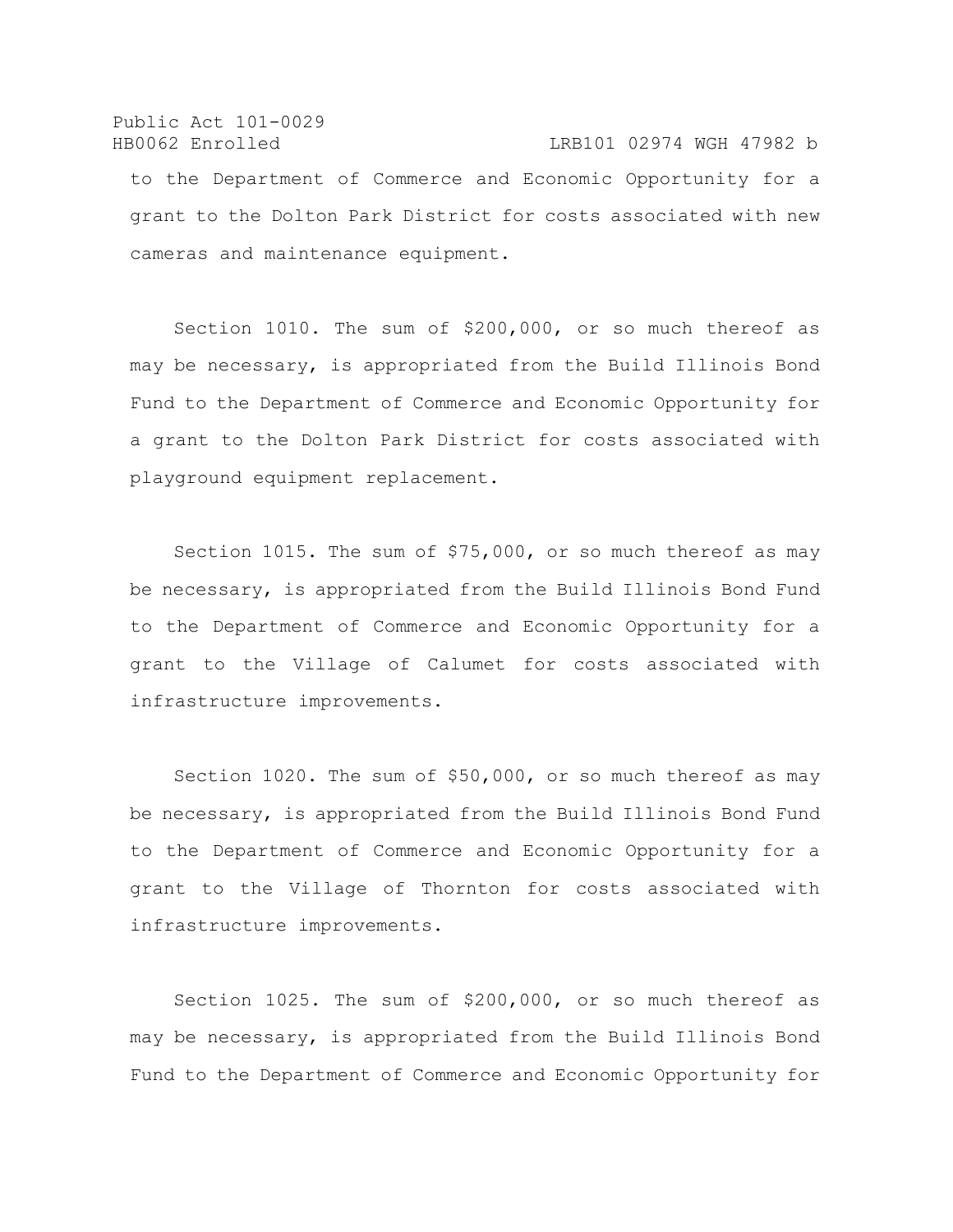to the Department of Commerce and Economic Opportunity for a grant to the Dolton Park District for costs associated with new cameras and maintenance equipment.

Section 1010. The sum of $200,000, or so much thereof as may be necessary, is appropriated from the Build Illinois Bond Fund to the Department of Commerce and Economic Opportunity for a grant to the Dolton Park District for costs associated with playground equipment replacement.

Section 1015. The sum of $75,000, or so much thereof as may be necessary, is appropriated from the Build Illinois Bond Fund to the Department of Commerce and Economic Opportunity for a grant to the Village of Calumet for costs associated with infrastructure improvements.

Section 1020. The sum of $50,000, or so much thereof as may be necessary, is appropriated from the Build Illinois Bond Fund to the Department of Commerce and Economic Opportunity for a grant to the Village of Thornton for costs associated with infrastructure improvements.

Section 1025. The sum of $200,000, or so much thereof as may be necessary, is appropriated from the Build Illinois Bond Fund to the Department of Commerce and Economic Opportunity for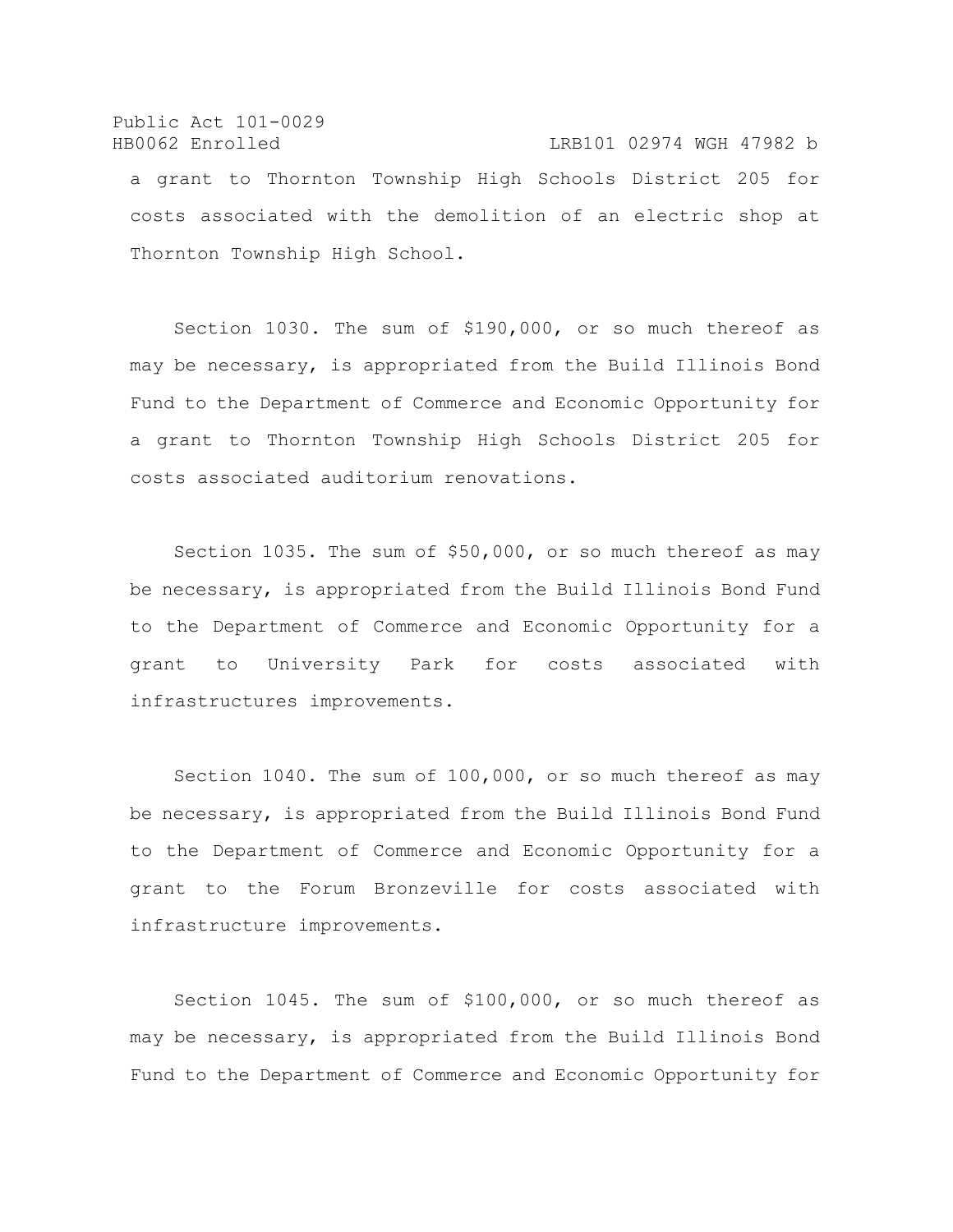a grant to Thornton Township High Schools District 205 for costs associated with the demolition of an electric shop at Thornton Township High School.

Section 1030. The sum of $190,000, or so much thereof as may be necessary, is appropriated from the Build Illinois Bond Fund to the Department of Commerce and Economic Opportunity for a grant to Thornton Township High Schools District 205 for costs associated auditorium renovations.

Section 1035. The sum of $50,000, or so much thereof as may be necessary, is appropriated from the Build Illinois Bond Fund to the Department of Commerce and Economic Opportunity for a grant to University Park for costs associated with infrastructures improvements.

Section 1040. The sum of 100,000, or so much thereof as may be necessary, is appropriated from the Build Illinois Bond Fund to the Department of Commerce and Economic Opportunity for a grant to the Forum Bronzeville for costs associated with infrastructure improvements.

Section 1045. The sum of $100,000, or so much thereof as may be necessary, is appropriated from the Build Illinois Bond Fund to the Department of Commerce and Economic Opportunity for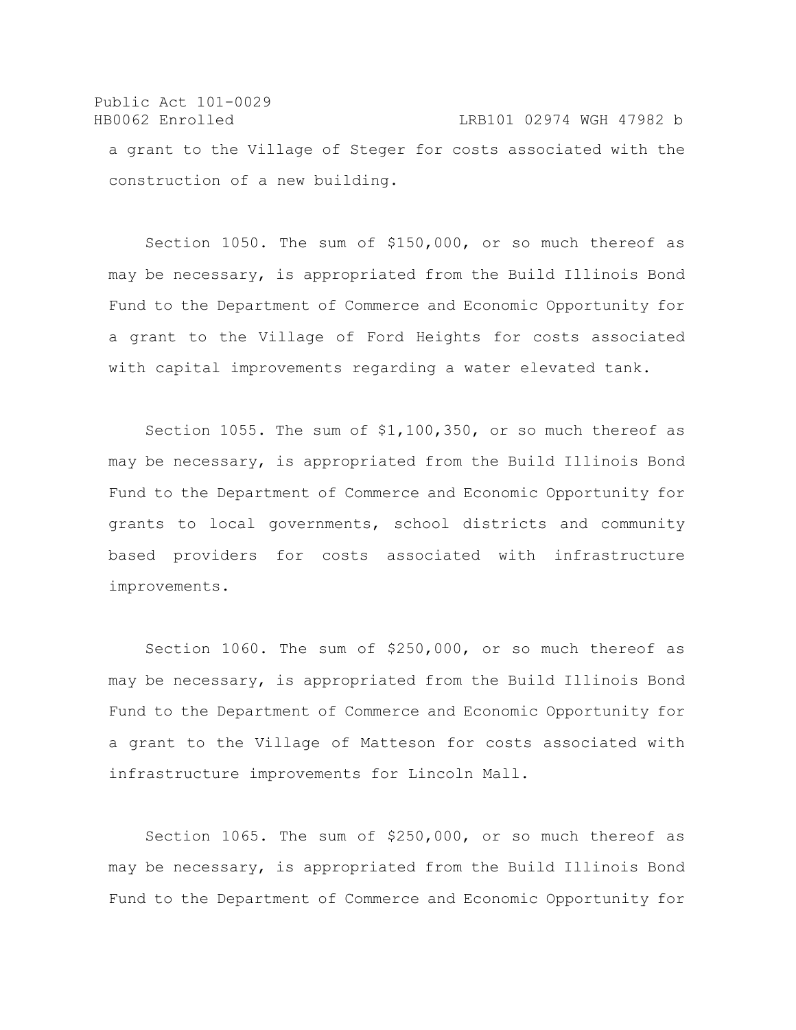a grant to the Village of Steger for costs associated with the construction of a new building.

Section 1050. The sum of $150,000, or so much thereof as may be necessary, is appropriated from the Build Illinois Bond Fund to the Department of Commerce and Economic Opportunity for a grant to the Village of Ford Heights for costs associated with capital improvements regarding a water elevated tank.

Section 1055. The sum of $1,100,350, or so much thereof as may be necessary, is appropriated from the Build Illinois Bond Fund to the Department of Commerce and Economic Opportunity for grants to local governments, school districts and community based providers for costs associated with infrastructure improvements.

Section 1060. The sum of $250,000, or so much thereof as may be necessary, is appropriated from the Build Illinois Bond Fund to the Department of Commerce and Economic Opportunity for a grant to the Village of Matteson for costs associated with infrastructure improvements for Lincoln Mall.

Section 1065. The sum of $250,000, or so much thereof as may be necessary, is appropriated from the Build Illinois Bond Fund to the Department of Commerce and Economic Opportunity for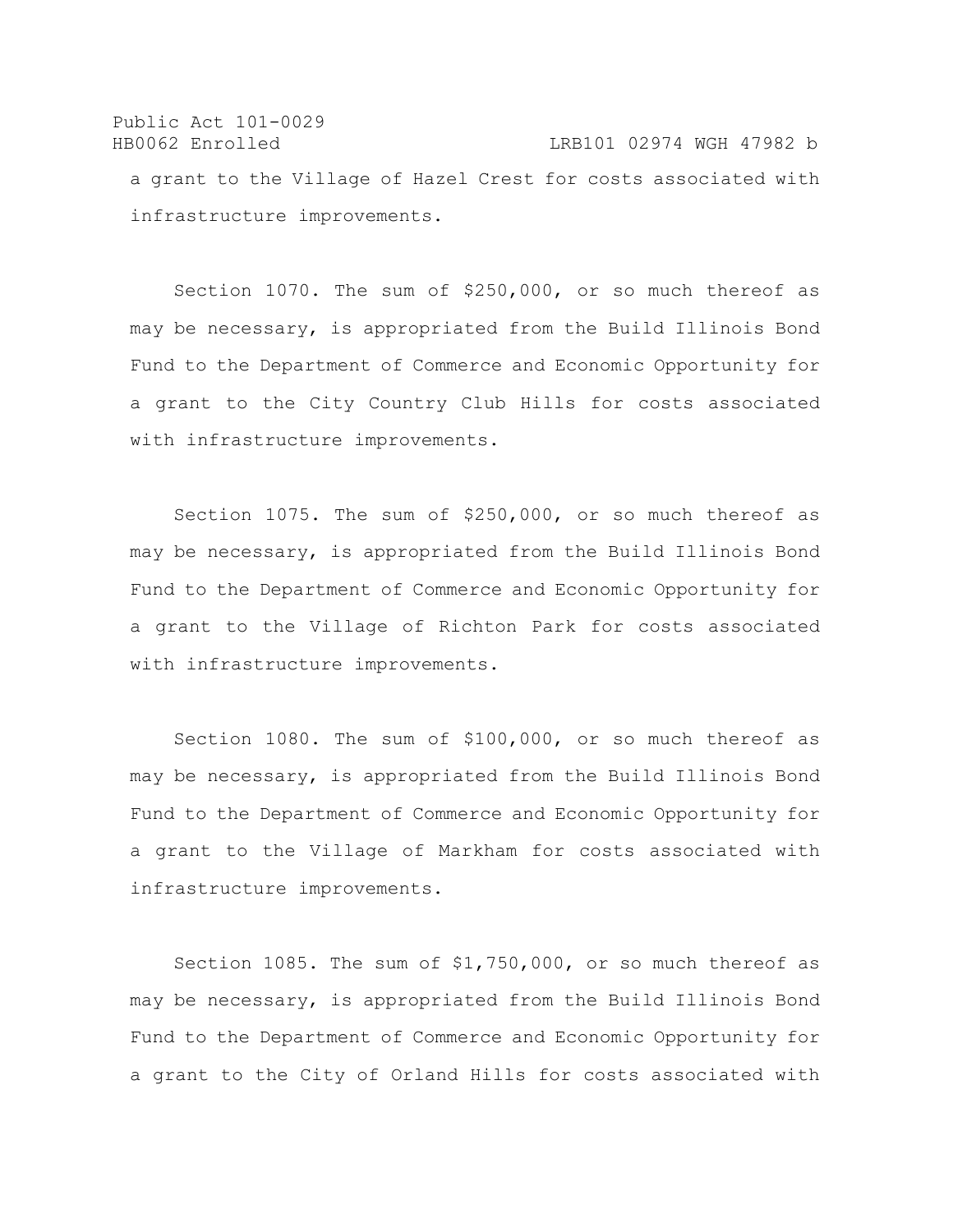a grant to the Village of Hazel Crest for costs associated with infrastructure improvements.

Section 1070. The sum of $250,000, or so much thereof as may be necessary, is appropriated from the Build Illinois Bond Fund to the Department of Commerce and Economic Opportunity for a grant to the City Country Club Hills for costs associated with infrastructure improvements.

Section 1075. The sum of $250,000, or so much thereof as may be necessary, is appropriated from the Build Illinois Bond Fund to the Department of Commerce and Economic Opportunity for a grant to the Village of Richton Park for costs associated with infrastructure improvements.

Section 1080. The sum of $100,000, or so much thereof as may be necessary, is appropriated from the Build Illinois Bond Fund to the Department of Commerce and Economic Opportunity for a grant to the Village of Markham for costs associated with infrastructure improvements.

Section 1085. The sum of $1,750,000, or so much thereof as may be necessary, is appropriated from the Build Illinois Bond Fund to the Department of Commerce and Economic Opportunity for a grant to the City of Orland Hills for costs associated with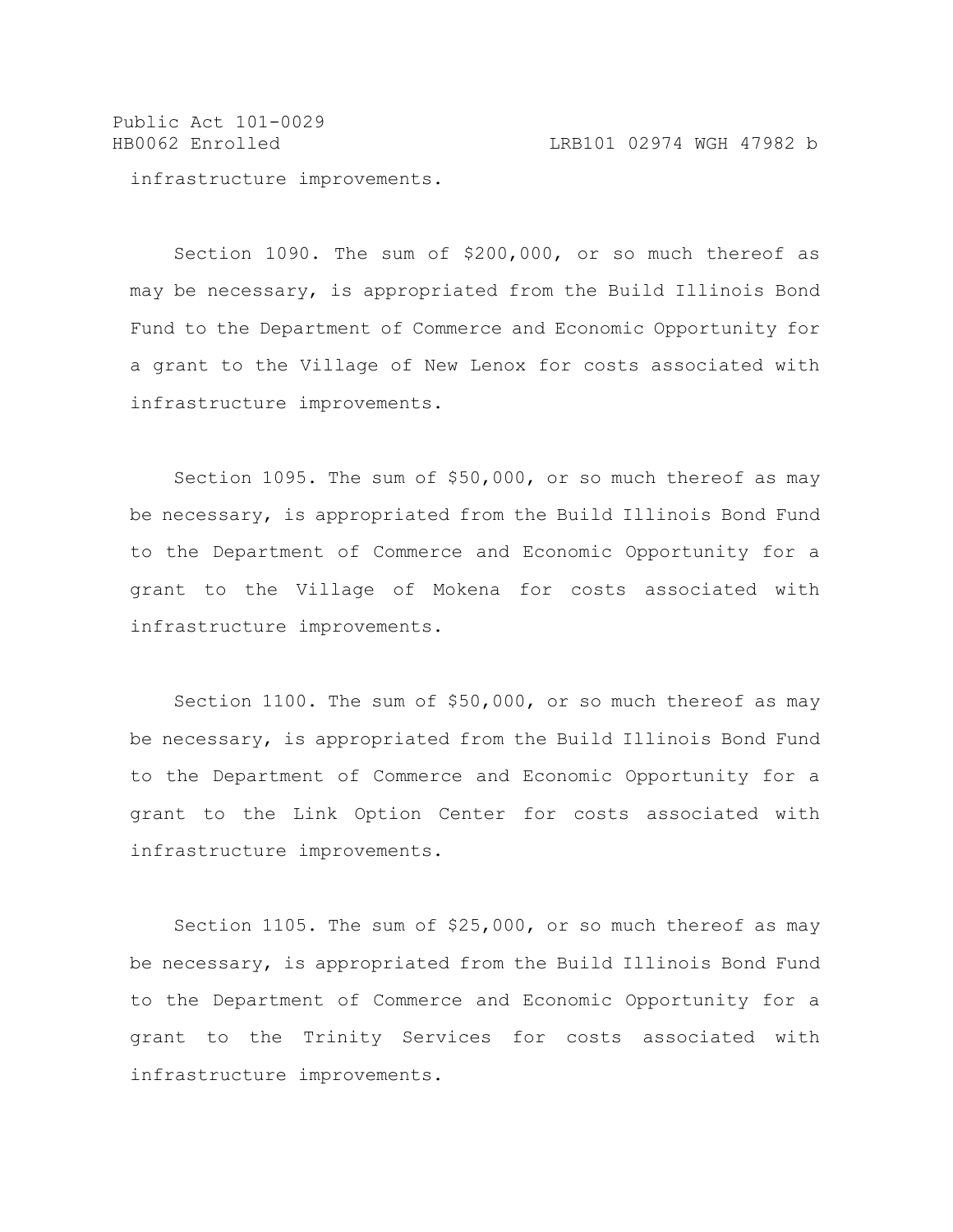infrastructure improvements.

Section 1090. The sum of $200,000, or so much thereof as may be necessary, is appropriated from the Build Illinois Bond Fund to the Department of Commerce and Economic Opportunity for a grant to the Village of New Lenox for costs associated with infrastructure improvements.

Section 1095. The sum of $50,000, or so much thereof as may be necessary, is appropriated from the Build Illinois Bond Fund to the Department of Commerce and Economic Opportunity for a grant to the Village of Mokena for costs associated with infrastructure improvements.

Section 1100. The sum of $50,000, or so much thereof as may be necessary, is appropriated from the Build Illinois Bond Fund to the Department of Commerce and Economic Opportunity for a grant to the Link Option Center for costs associated with infrastructure improvements.

Section 1105. The sum of $25,000, or so much thereof as may be necessary, is appropriated from the Build Illinois Bond Fund to the Department of Commerce and Economic Opportunity for a grant to the Trinity Services for costs associated with infrastructure improvements.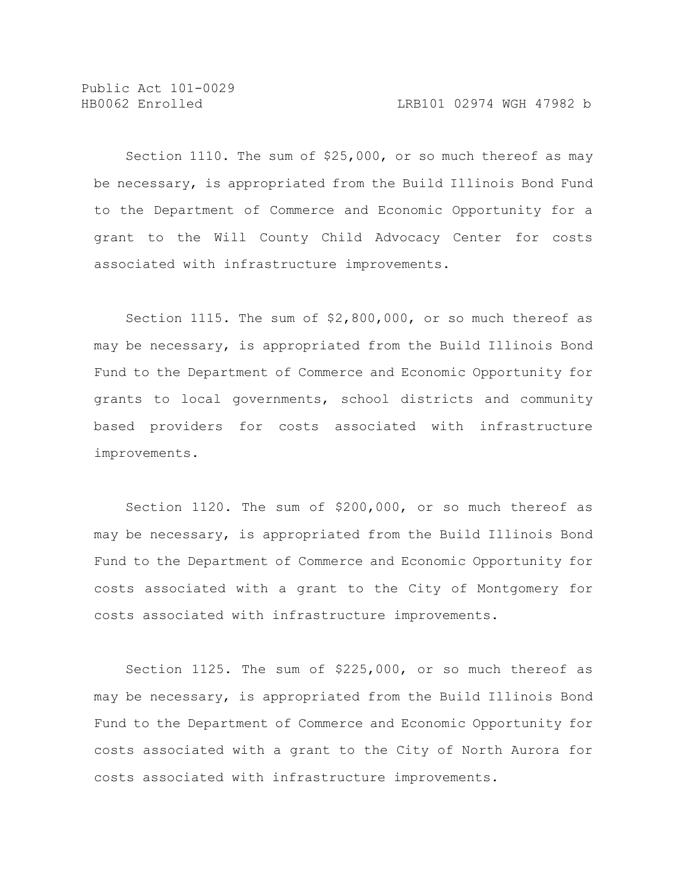Section 1110. The sum of $25,000, or so much thereof as may be necessary, is appropriated from the Build Illinois Bond Fund to the Department of Commerce and Economic Opportunity for a grant to the Will County Child Advocacy Center for costs associated with infrastructure improvements.

Section 1115. The sum of $2,800,000, or so much thereof as may be necessary, is appropriated from the Build Illinois Bond Fund to the Department of Commerce and Economic Opportunity for grants to local governments, school districts and community based providers for costs associated with infrastructure improvements.

Section 1120. The sum of $200,000, or so much thereof as may be necessary, is appropriated from the Build Illinois Bond Fund to the Department of Commerce and Economic Opportunity for costs associated with a grant to the City of Montgomery for costs associated with infrastructure improvements.

Section 1125. The sum of $225,000, or so much thereof as may be necessary, is appropriated from the Build Illinois Bond Fund to the Department of Commerce and Economic Opportunity for costs associated with a grant to the City of North Aurora for costs associated with infrastructure improvements.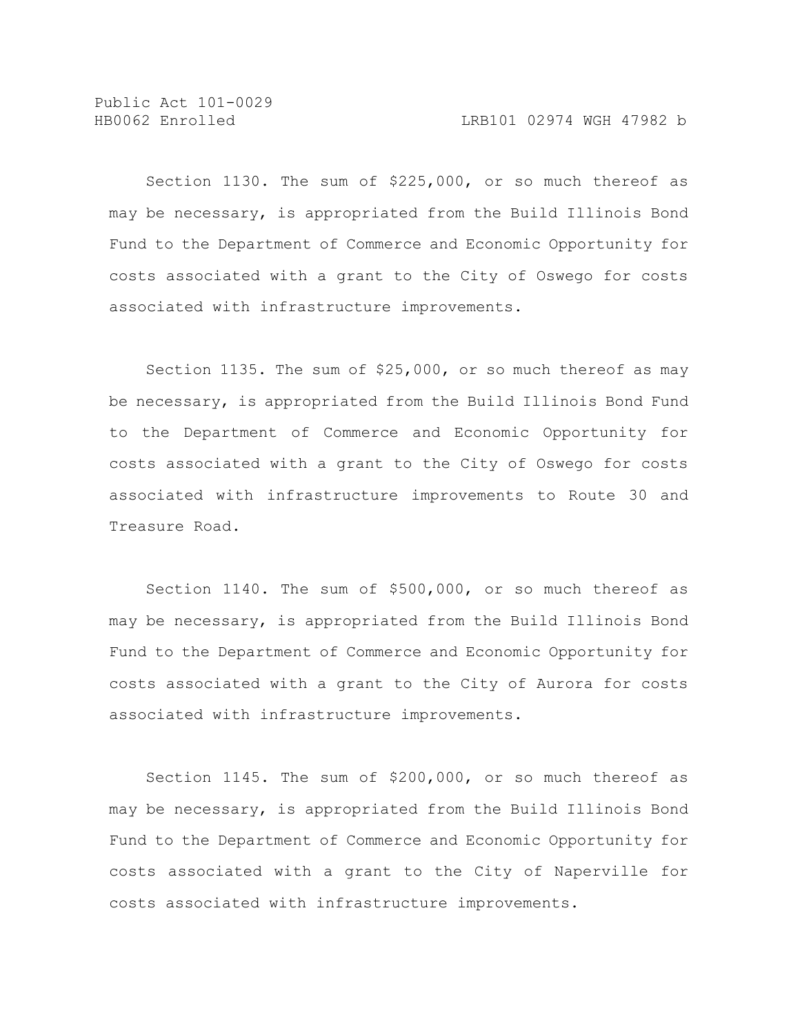Section 1130. The sum of $225,000, or so much thereof as may be necessary, is appropriated from the Build Illinois Bond Fund to the Department of Commerce and Economic Opportunity for costs associated with a grant to the City of Oswego for costs associated with infrastructure improvements.

Section 1135. The sum of $25,000, or so much thereof as may be necessary, is appropriated from the Build Illinois Bond Fund to the Department of Commerce and Economic Opportunity for costs associated with a grant to the City of Oswego for costs associated with infrastructure improvements to Route 30 and Treasure Road.

Section 1140. The sum of $500,000, or so much thereof as may be necessary, is appropriated from the Build Illinois Bond Fund to the Department of Commerce and Economic Opportunity for costs associated with a grant to the City of Aurora for costs associated with infrastructure improvements.

Section 1145. The sum of $200,000, or so much thereof as may be necessary, is appropriated from the Build Illinois Bond Fund to the Department of Commerce and Economic Opportunity for costs associated with a grant to the City of Naperville for costs associated with infrastructure improvements.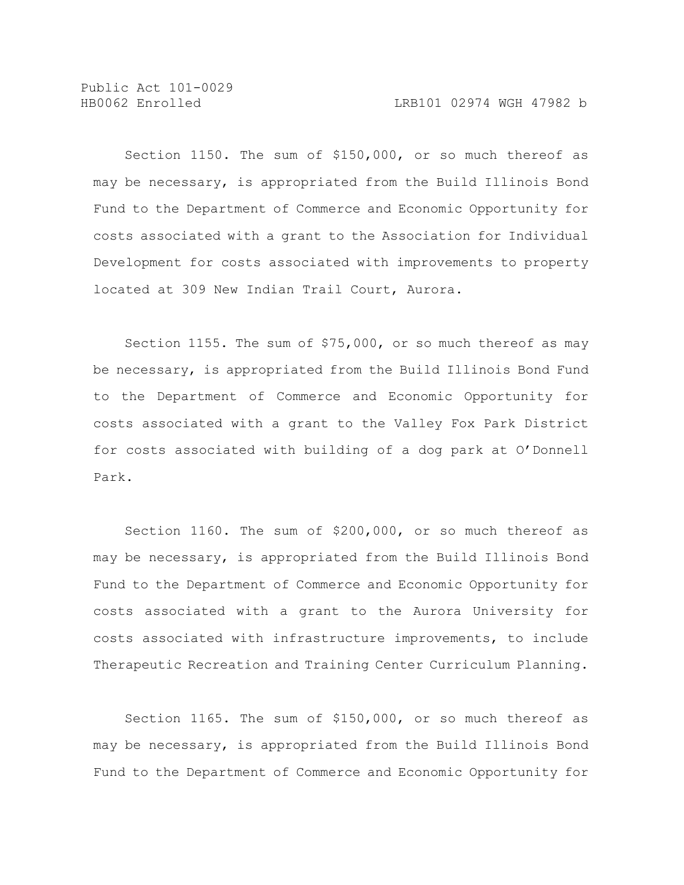Section 1150. The sum of $150,000, or so much thereof as may be necessary, is appropriated from the Build Illinois Bond Fund to the Department of Commerce and Economic Opportunity for costs associated with a grant to the Association for Individual Development for costs associated with improvements to property located at 309 New Indian Trail Court, Aurora.

Section 1155. The sum of $75,000, or so much thereof as may be necessary, is appropriated from the Build Illinois Bond Fund to the Department of Commerce and Economic Opportunity for costs associated with a grant to the Valley Fox Park District for costs associated with building of a dog park at O'Donnell Park.

Section 1160. The sum of $200,000, or so much thereof as may be necessary, is appropriated from the Build Illinois Bond Fund to the Department of Commerce and Economic Opportunity for costs associated with a grant to the Aurora University for costs associated with infrastructure improvements, to include Therapeutic Recreation and Training Center Curriculum Planning.

Section 1165. The sum of $150,000, or so much thereof as may be necessary, is appropriated from the Build Illinois Bond Fund to the Department of Commerce and Economic Opportunity for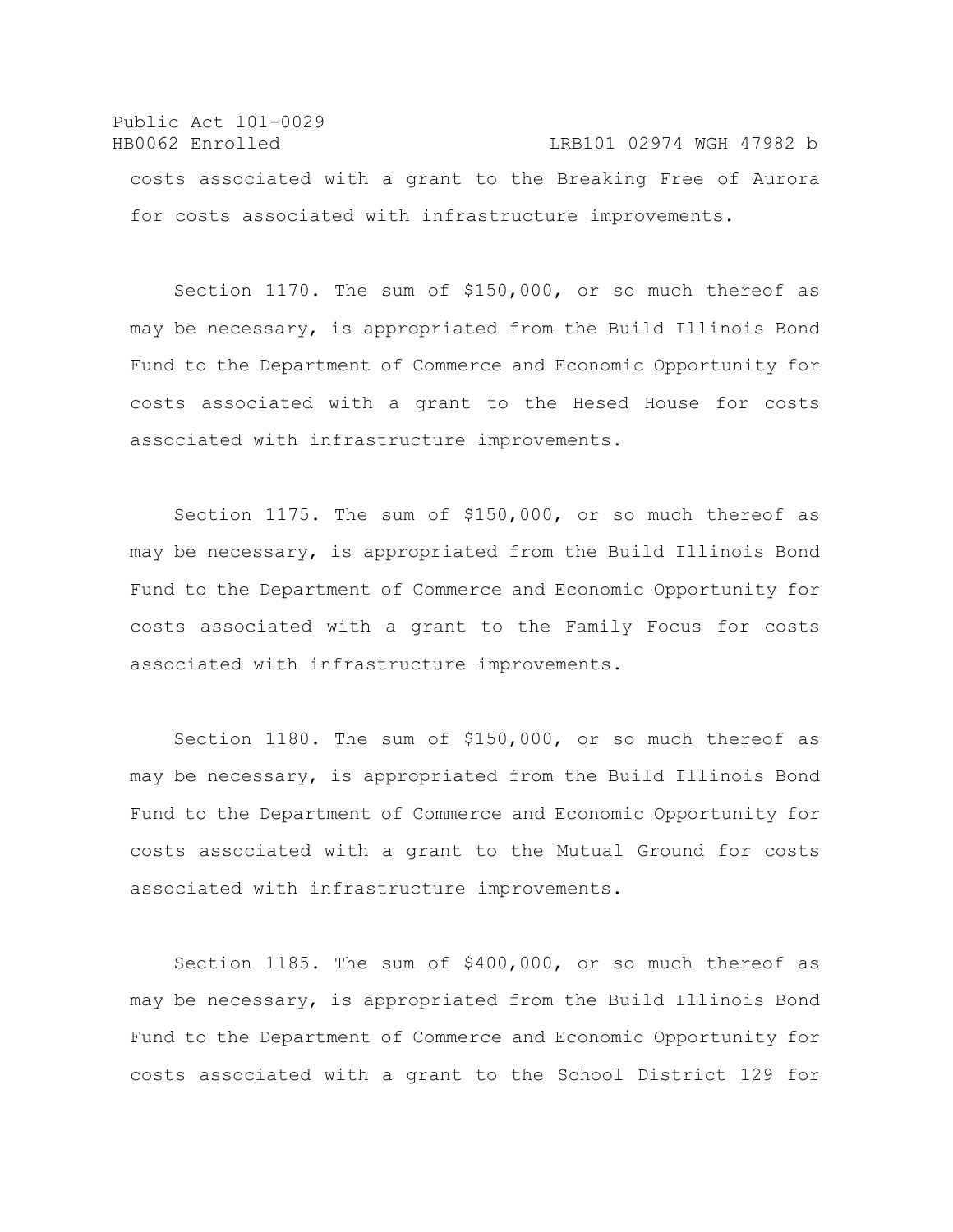costs associated with a grant to the Breaking Free of Aurora for costs associated with infrastructure improvements.

Section 1170. The sum of $150,000, or so much thereof as may be necessary, is appropriated from the Build Illinois Bond Fund to the Department of Commerce and Economic Opportunity for costs associated with a grant to the Hesed House for costs associated with infrastructure improvements.

Section 1175. The sum of $150,000, or so much thereof as may be necessary, is appropriated from the Build Illinois Bond Fund to the Department of Commerce and Economic Opportunity for costs associated with a grant to the Family Focus for costs associated with infrastructure improvements.

Section 1180. The sum of $150,000, or so much thereof as may be necessary, is appropriated from the Build Illinois Bond Fund to the Department of Commerce and Economic Opportunity for costs associated with a grant to the Mutual Ground for costs associated with infrastructure improvements.

Section 1185. The sum of $400,000, or so much thereof as may be necessary, is appropriated from the Build Illinois Bond Fund to the Department of Commerce and Economic Opportunity for costs associated with a grant to the School District 129 for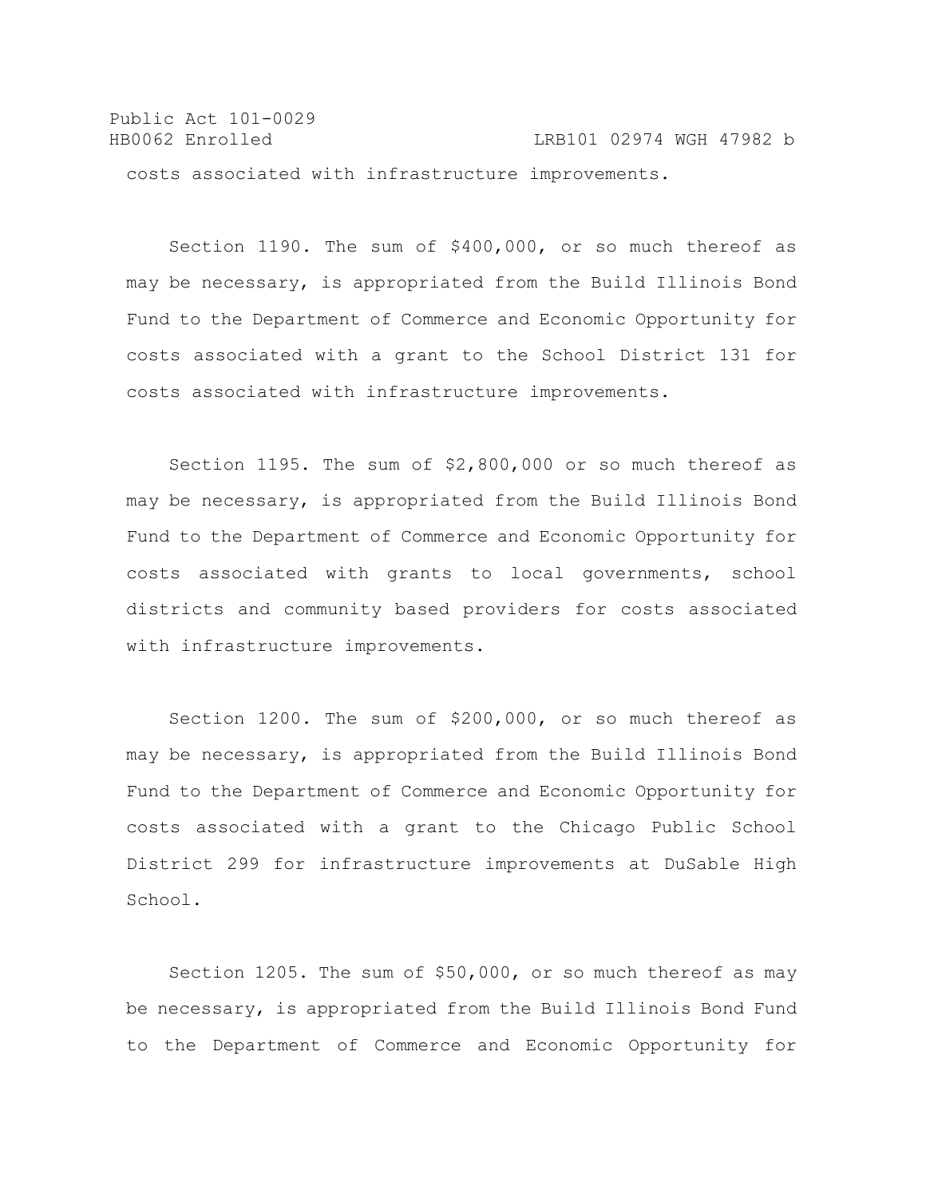costs associated with infrastructure improvements.

Section 1190. The sum of $400,000, or so much thereof as may be necessary, is appropriated from the Build Illinois Bond Fund to the Department of Commerce and Economic Opportunity for costs associated with a grant to the School District 131 for costs associated with infrastructure improvements.

Section 1195. The sum of $2,800,000 or so much thereof as may be necessary, is appropriated from the Build Illinois Bond Fund to the Department of Commerce and Economic Opportunity for costs associated with grants to local governments, school districts and community based providers for costs associated with infrastructure improvements.

Section 1200. The sum of $200,000, or so much thereof as may be necessary, is appropriated from the Build Illinois Bond Fund to the Department of Commerce and Economic Opportunity for costs associated with a grant to the Chicago Public School District 299 for infrastructure improvements at DuSable High School.

Section 1205. The sum of $50,000, or so much thereof as may be necessary, is appropriated from the Build Illinois Bond Fund to the Department of Commerce and Economic Opportunity for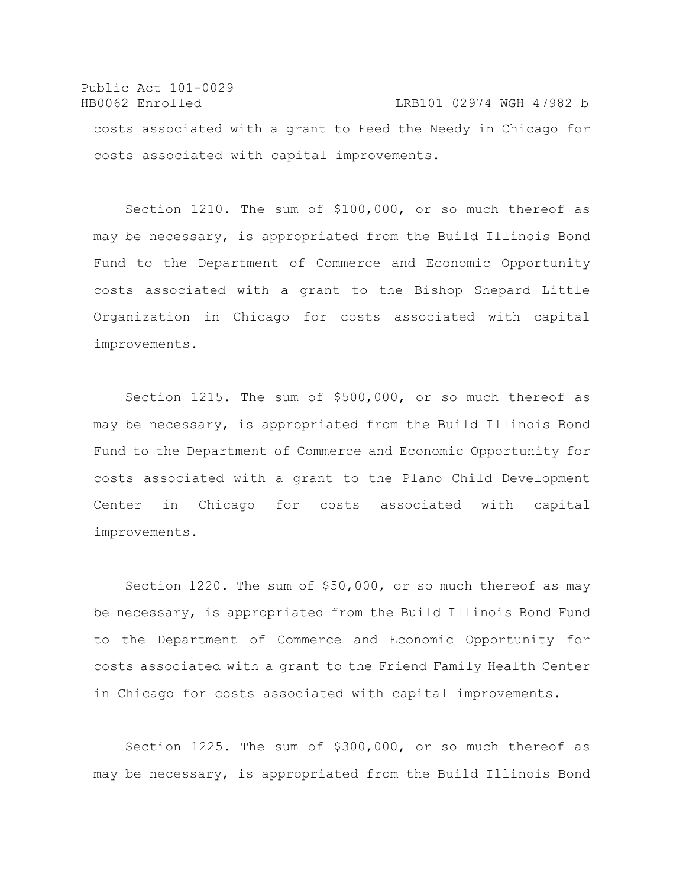costs associated with a grant to Feed the Needy in Chicago for costs associated with capital improvements.

Section 1210. The sum of $100,000, or so much thereof as may be necessary, is appropriated from the Build Illinois Bond Fund to the Department of Commerce and Economic Opportunity costs associated with a grant to the Bishop Shepard Little Organization in Chicago for costs associated with capital improvements.

Section 1215. The sum of $500,000, or so much thereof as may be necessary, is appropriated from the Build Illinois Bond Fund to the Department of Commerce and Economic Opportunity for costs associated with a grant to the Plano Child Development Center in Chicago for costs associated with capital improvements.

Section 1220. The sum of $50,000, or so much thereof as may be necessary, is appropriated from the Build Illinois Bond Fund to the Department of Commerce and Economic Opportunity for costs associated with a grant to the Friend Family Health Center in Chicago for costs associated with capital improvements.

Section 1225. The sum of $300,000, or so much thereof as may be necessary, is appropriated from the Build Illinois Bond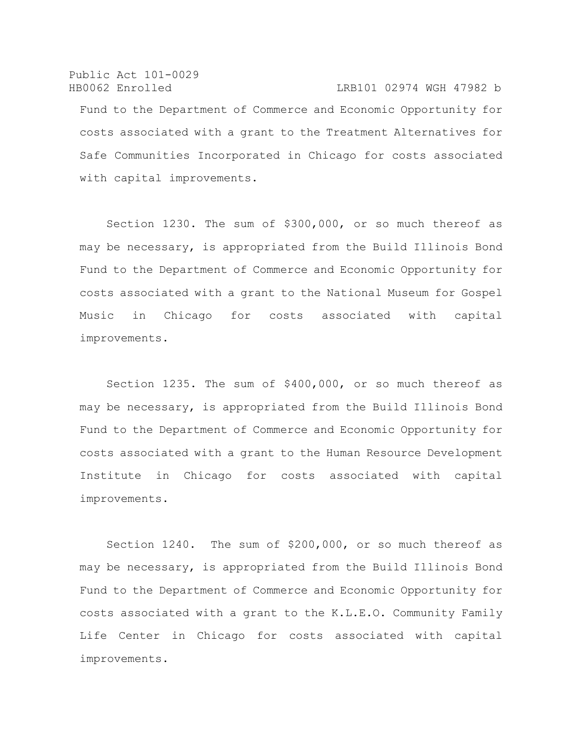Fund to the Department of Commerce and Economic Opportunity for costs associated with a grant to the Treatment Alternatives for Safe Communities Incorporated in Chicago for costs associated with capital improvements.

Section 1230. The sum of $300,000, or so much thereof as may be necessary, is appropriated from the Build Illinois Bond Fund to the Department of Commerce and Economic Opportunity for costs associated with a grant to the National Museum for Gospel Music in Chicago for costs associated with capital improvements.

Section 1235. The sum of $400,000, or so much thereof as may be necessary, is appropriated from the Build Illinois Bond Fund to the Department of Commerce and Economic Opportunity for costs associated with a grant to the Human Resource Development Institute in Chicago for costs associated with capital improvements.

Section 1240. The sum of $200,000, or so much thereof as may be necessary, is appropriated from the Build Illinois Bond Fund to the Department of Commerce and Economic Opportunity for costs associated with a grant to the K.L.E.O. Community Family Life Center in Chicago for costs associated with capital improvements.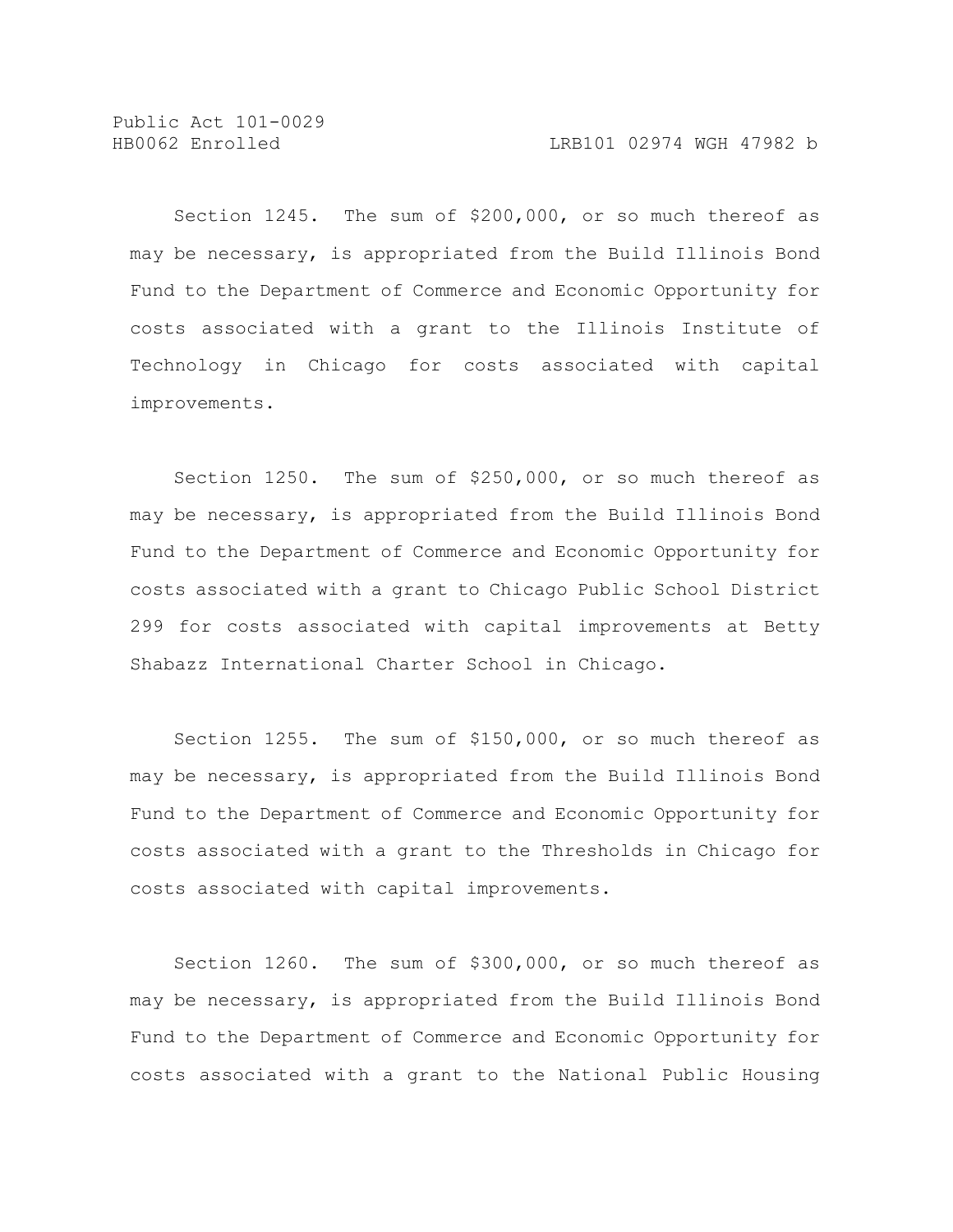Section 1245. The sum of $200,000, or so much thereof as may be necessary, is appropriated from the Build Illinois Bond Fund to the Department of Commerce and Economic Opportunity for costs associated with a grant to the Illinois Institute of Technology in Chicago for costs associated with capital improvements.

Section 1250. The sum of $250,000, or so much thereof as may be necessary, is appropriated from the Build Illinois Bond Fund to the Department of Commerce and Economic Opportunity for costs associated with a grant to Chicago Public School District 299 for costs associated with capital improvements at Betty Shabazz International Charter School in Chicago.

Section 1255. The sum of $150,000, or so much thereof as may be necessary, is appropriated from the Build Illinois Bond Fund to the Department of Commerce and Economic Opportunity for costs associated with a grant to the Thresholds in Chicago for costs associated with capital improvements.

Section 1260. The sum of $300,000, or so much thereof as may be necessary, is appropriated from the Build Illinois Bond Fund to the Department of Commerce and Economic Opportunity for costs associated with a grant to the National Public Housing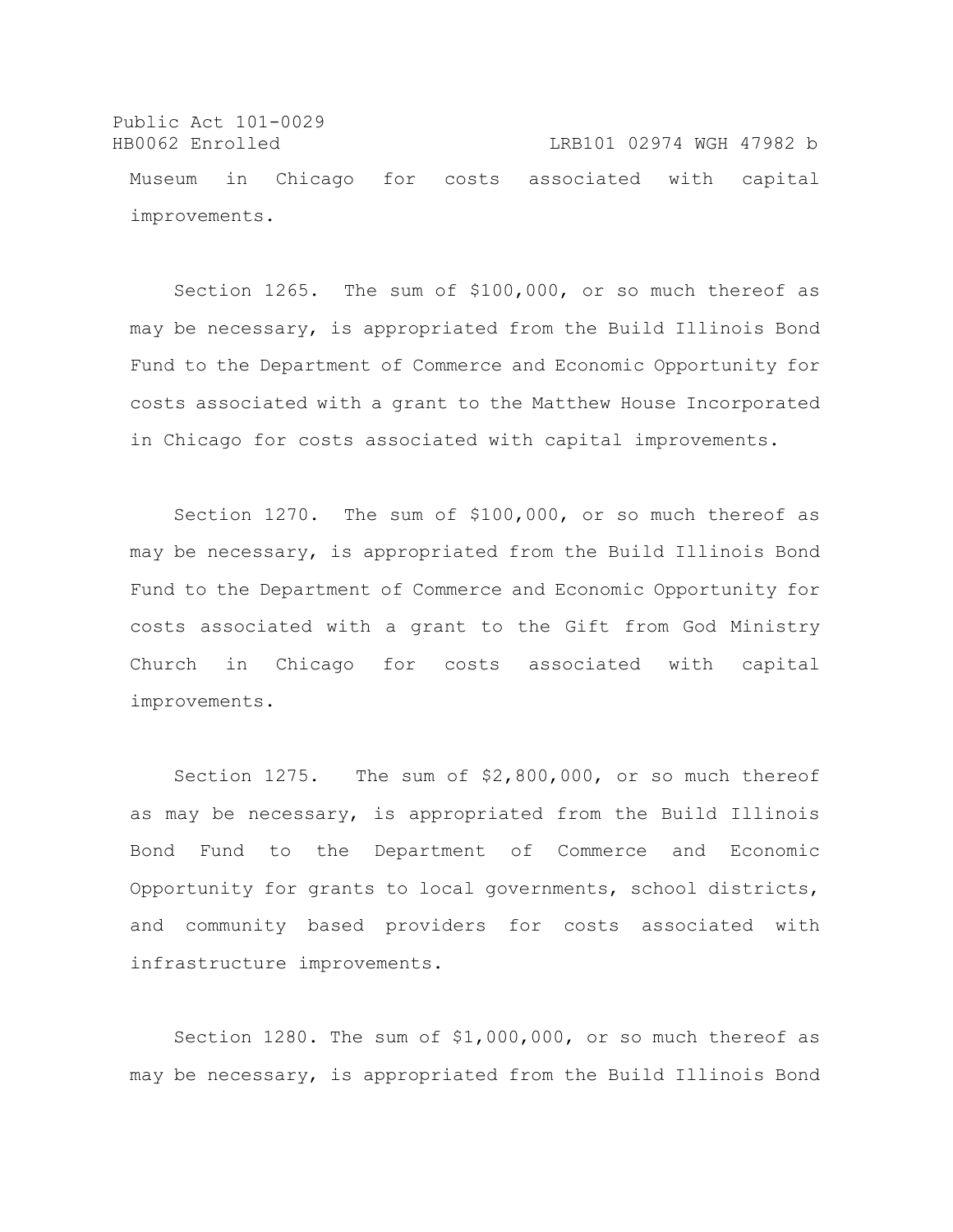Museum in Chicago for costs associated with capital improvements.

Section 1265. The sum of $100,000, or so much thereof as may be necessary, is appropriated from the Build Illinois Bond Fund to the Department of Commerce and Economic Opportunity for costs associated with a grant to the Matthew House Incorporated in Chicago for costs associated with capital improvements.

Section 1270. The sum of $100,000, or so much thereof as may be necessary, is appropriated from the Build Illinois Bond Fund to the Department of Commerce and Economic Opportunity for costs associated with a grant to the Gift from God Ministry Church in Chicago for costs associated with capital improvements.

Section 1275. The sum of $2,800,000, or so much thereof as may be necessary, is appropriated from the Build Illinois Bond Fund to the Department of Commerce and Economic Opportunity for grants to local governments, school districts, and community based providers for costs associated with infrastructure improvements.

Section 1280. The sum of $1,000,000, or so much thereof as may be necessary, is appropriated from the Build Illinois Bond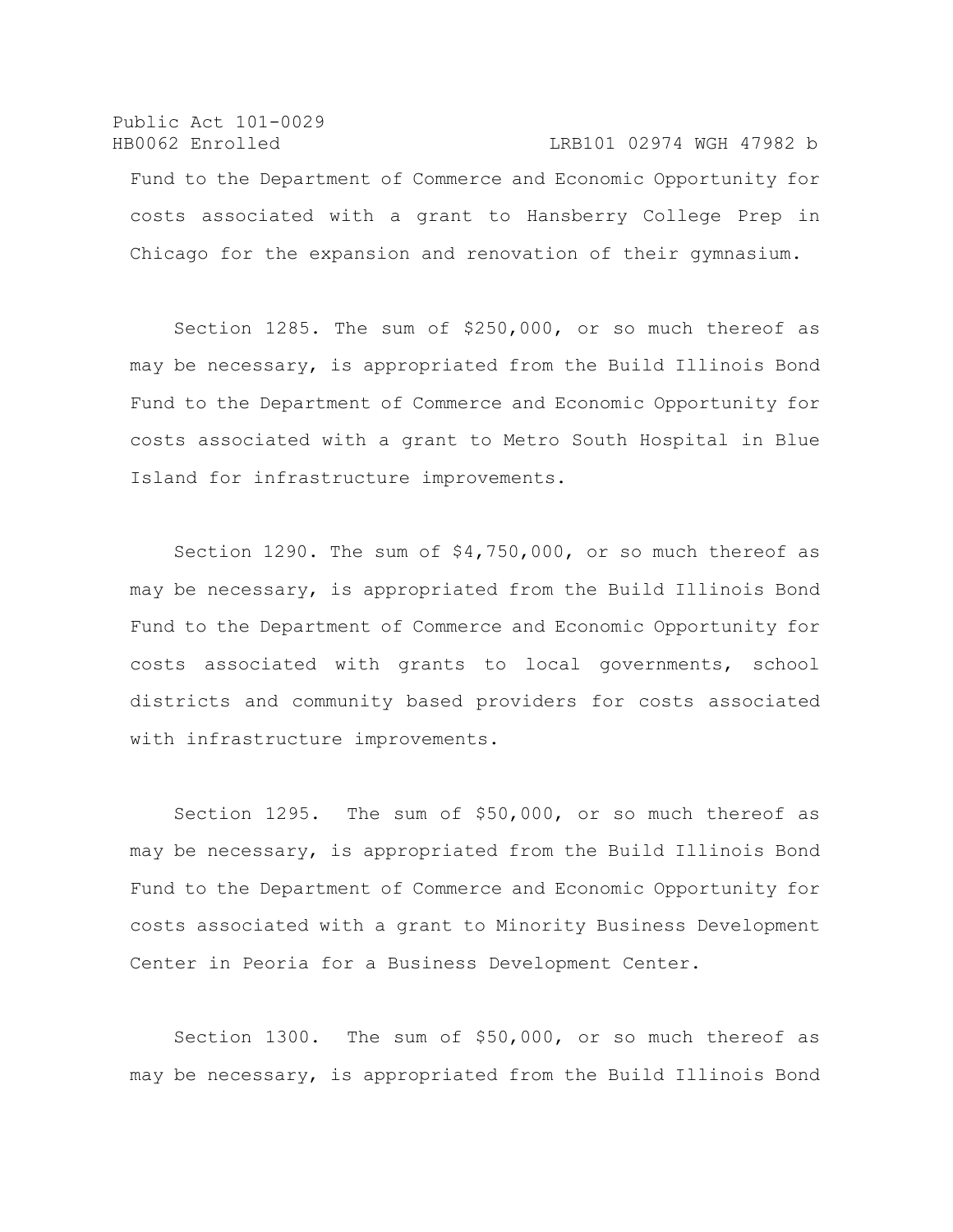Fund to the Department of Commerce and Economic Opportunity for costs associated with a grant to Hansberry College Prep in Chicago for the expansion and renovation of their gymnasium.

Section 1285. The sum of $250,000, or so much thereof as may be necessary, is appropriated from the Build Illinois Bond Fund to the Department of Commerce and Economic Opportunity for costs associated with a grant to Metro South Hospital in Blue Island for infrastructure improvements.

Section 1290. The sum of $4,750,000, or so much thereof as may be necessary, is appropriated from the Build Illinois Bond Fund to the Department of Commerce and Economic Opportunity for costs associated with grants to local governments, school districts and community based providers for costs associated with infrastructure improvements.

Section 1295. The sum of $50,000, or so much thereof as may be necessary, is appropriated from the Build Illinois Bond Fund to the Department of Commerce and Economic Opportunity for costs associated with a grant to Minority Business Development Center in Peoria for a Business Development Center.

Section 1300. The sum of $50,000, or so much thereof as may be necessary, is appropriated from the Build Illinois Bond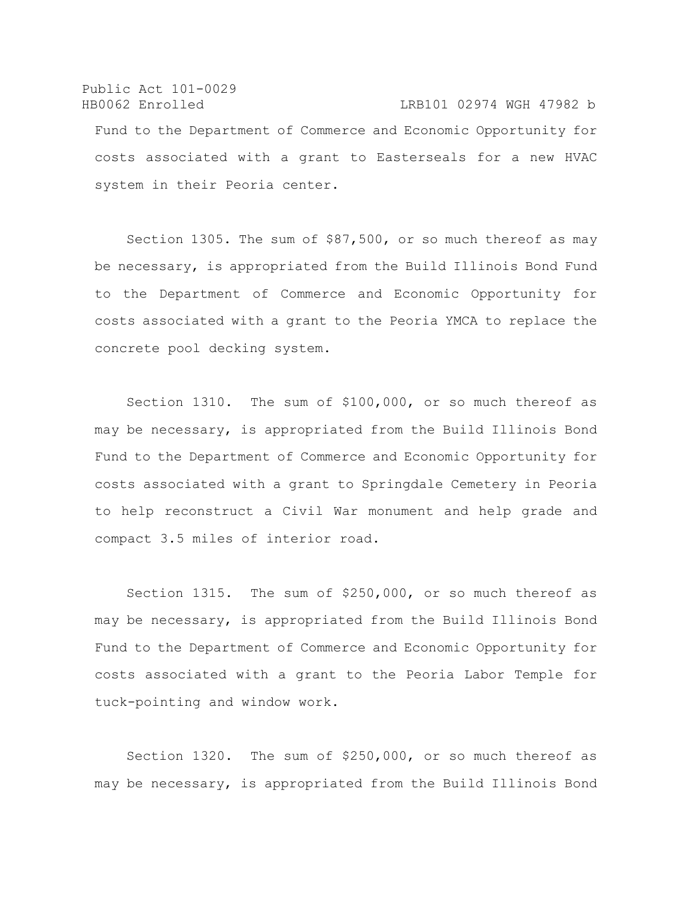Fund to the Department of Commerce and Economic Opportunity for costs associated with a grant to Easterseals for a new HVAC system in their Peoria center.

Section 1305. The sum of $87,500, or so much thereof as may be necessary, is appropriated from the Build Illinois Bond Fund to the Department of Commerce and Economic Opportunity for costs associated with a grant to the Peoria YMCA to replace the concrete pool decking system.

Section 1310. The sum of $100,000, or so much thereof as may be necessary, is appropriated from the Build Illinois Bond Fund to the Department of Commerce and Economic Opportunity for costs associated with a grant to Springdale Cemetery in Peoria to help reconstruct a Civil War monument and help grade and compact 3.5 miles of interior road.

Section 1315. The sum of $250,000, or so much thereof as may be necessary, is appropriated from the Build Illinois Bond Fund to the Department of Commerce and Economic Opportunity for costs associated with a grant to the Peoria Labor Temple for tuck-pointing and window work.

Section 1320. The sum of $250,000, or so much thereof as may be necessary, is appropriated from the Build Illinois Bond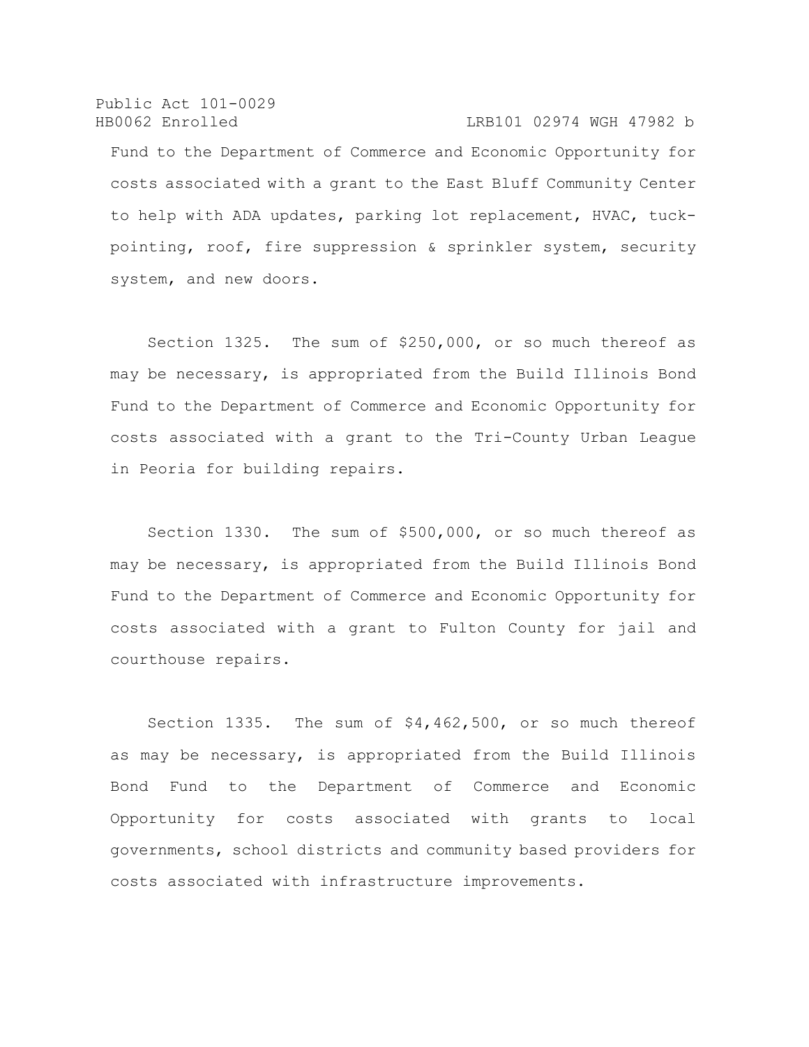Fund to the Department of Commerce and Economic Opportunity for costs associated with a grant to the East Bluff Community Center to help with ADA updates, parking lot replacement, HVAC, tuck-pointing, roof, fire suppression & sprinkler system, security system, and new doors.

Section 1325. The sum of $250,000, or so much thereof as may be necessary, is appropriated from the Build Illinois Bond Fund to the Department of Commerce and Economic Opportunity for costs associated with a grant to the Tri-County Urban League in Peoria for building repairs.

Section 1330. The sum of $500,000, or so much thereof as may be necessary, is appropriated from the Build Illinois Bond Fund to the Department of Commerce and Economic Opportunity for costs associated with a grant to Fulton County for jail and courthouse repairs.

Section 1335. The sum of $4,462,500, or so much thereof as may be necessary, is appropriated from the Build Illinois Bond Fund to the Department of Commerce and Economic Opportunity for costs associated with grants to local governments, school districts and community based providers for costs associated with infrastructure improvements.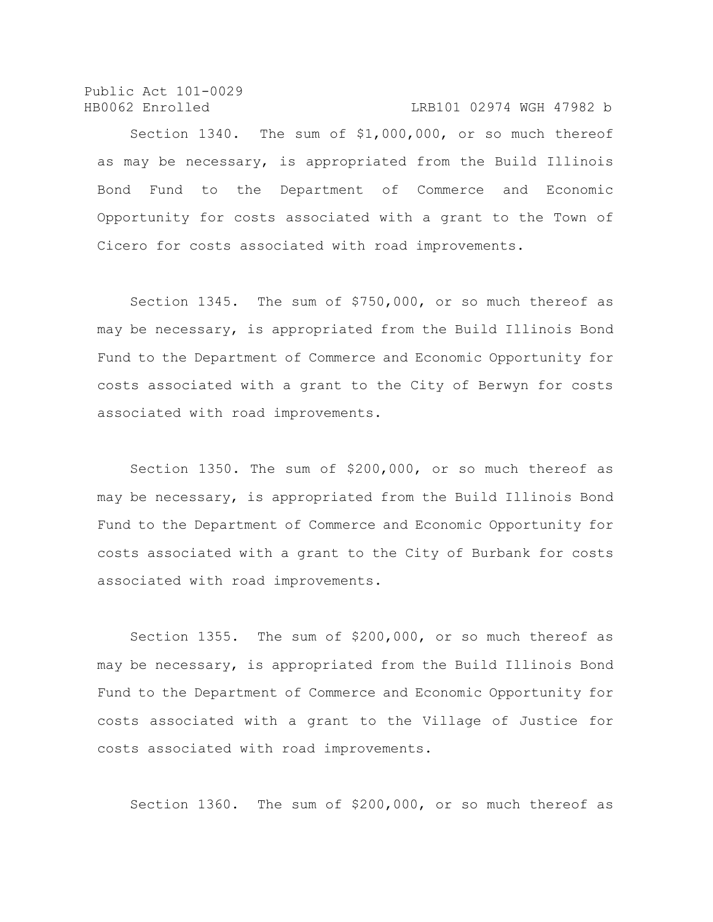Section 1340. The sum of $1,000,000, or so much thereof as may be necessary, is appropriated from the Build Illinois Bond Fund to the Department of Commerce and Economic Opportunity for costs associated with a grant to the Town of Cicero for costs associated with road improvements.

Section 1345. The sum of $750,000, or so much thereof as may be necessary, is appropriated from the Build Illinois Bond Fund to the Department of Commerce and Economic Opportunity for costs associated with a grant to the City of Berwyn for costs associated with road improvements.

Section 1350. The sum of $200,000, or so much thereof as may be necessary, is appropriated from the Build Illinois Bond Fund to the Department of Commerce and Economic Opportunity for costs associated with a grant to the City of Burbank for costs associated with road improvements.

Section 1355. The sum of $200,000, or so much thereof as may be necessary, is appropriated from the Build Illinois Bond Fund to the Department of Commerce and Economic Opportunity for costs associated with a grant to the Village of Justice for costs associated with road improvements.

Section 1360. The sum of $200,000, or so much thereof as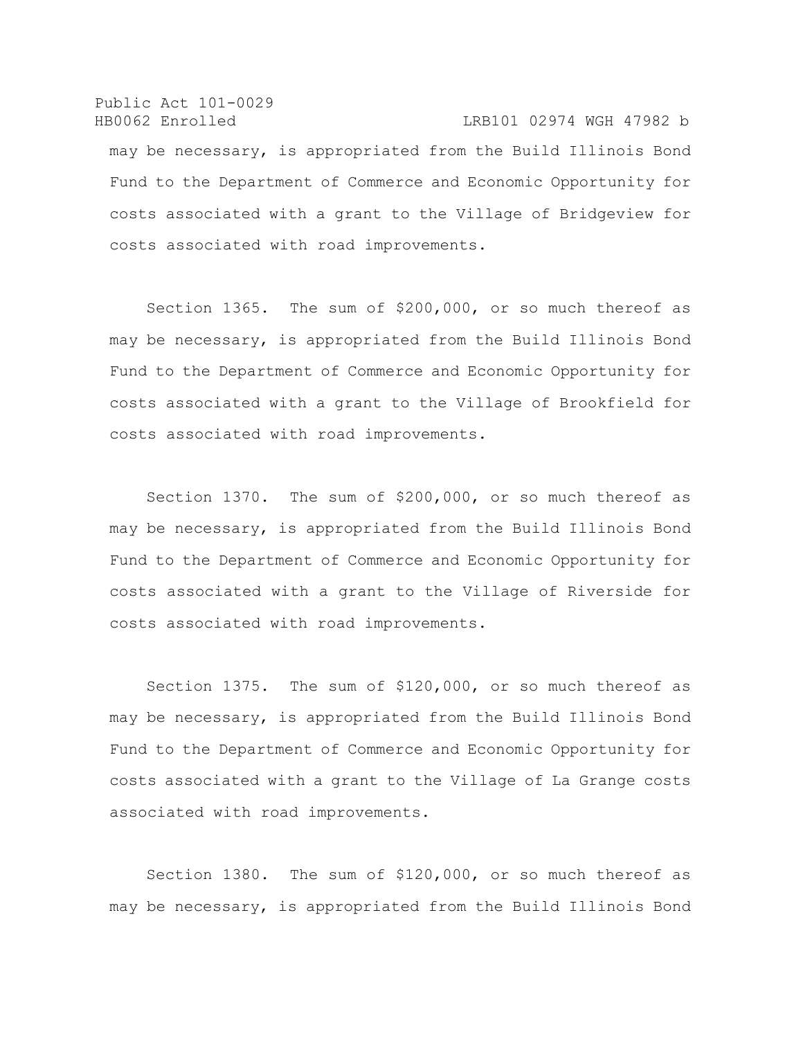may be necessary, is appropriated from the Build Illinois Bond Fund to the Department of Commerce and Economic Opportunity for costs associated with a grant to the Village of Bridgeview for costs associated with road improvements.

Section 1365. The sum of $200,000, or so much thereof as may be necessary, is appropriated from the Build Illinois Bond Fund to the Department of Commerce and Economic Opportunity for costs associated with a grant to the Village of Brookfield for costs associated with road improvements.

Section 1370. The sum of $200,000, or so much thereof as may be necessary, is appropriated from the Build Illinois Bond Fund to the Department of Commerce and Economic Opportunity for costs associated with a grant to the Village of Riverside for costs associated with road improvements.

Section 1375. The sum of $120,000, or so much thereof as may be necessary, is appropriated from the Build Illinois Bond Fund to the Department of Commerce and Economic Opportunity for costs associated with a grant to the Village of La Grange costs associated with road improvements.

Section 1380. The sum of $120,000, or so much thereof as may be necessary, is appropriated from the Build Illinois Bond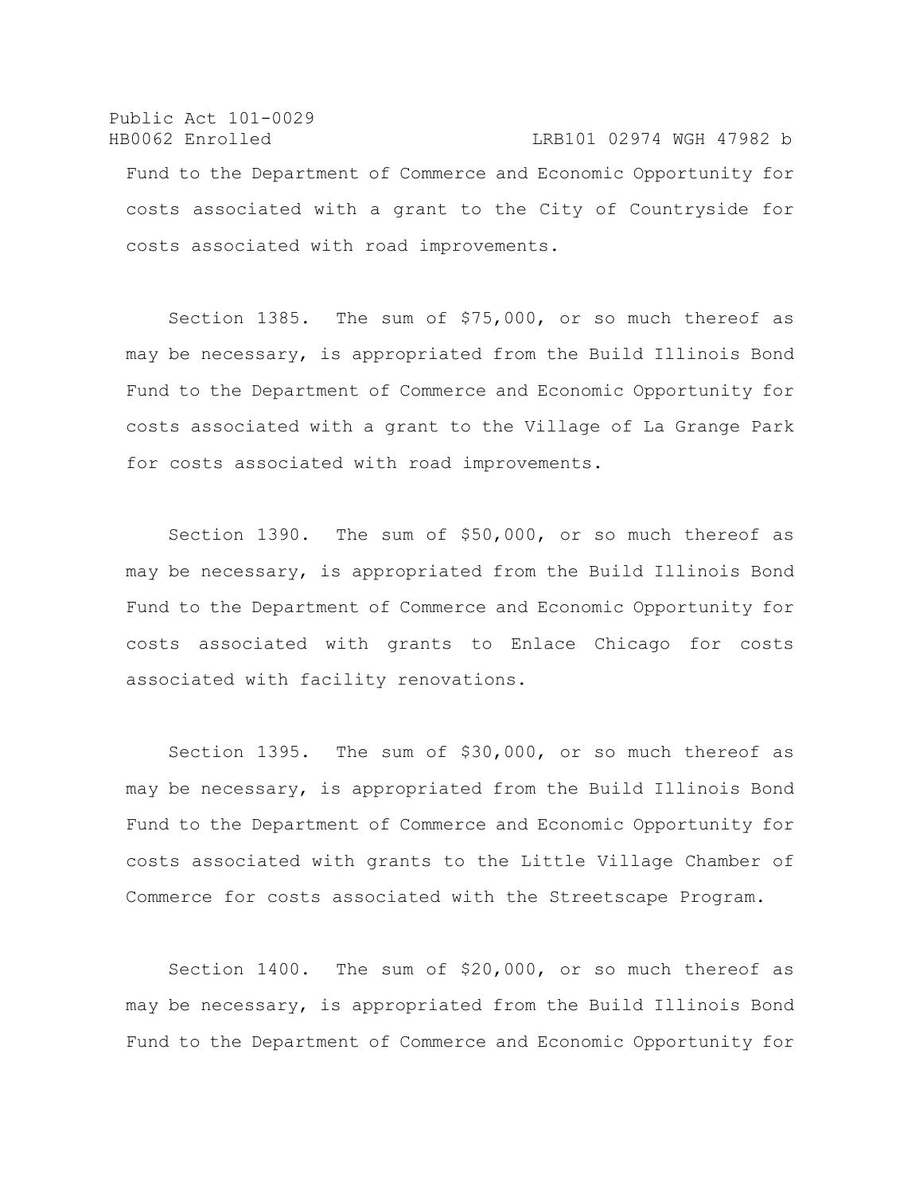Fund to the Department of Commerce and Economic Opportunity for costs associated with a grant to the City of Countryside for costs associated with road improvements.

Section 1385. The sum of $75,000, or so much thereof as may be necessary, is appropriated from the Build Illinois Bond Fund to the Department of Commerce and Economic Opportunity for costs associated with a grant to the Village of La Grange Park for costs associated with road improvements.

Section 1390. The sum of $50,000, or so much thereof as may be necessary, is appropriated from the Build Illinois Bond Fund to the Department of Commerce and Economic Opportunity for costs associated with grants to Enlace Chicago for costs associated with facility renovations.

Section 1395. The sum of $30,000, or so much thereof as may be necessary, is appropriated from the Build Illinois Bond Fund to the Department of Commerce and Economic Opportunity for costs associated with grants to the Little Village Chamber of Commerce for costs associated with the Streetscape Program.

Section 1400. The sum of $20,000, or so much thereof as may be necessary, is appropriated from the Build Illinois Bond Fund to the Department of Commerce and Economic Opportunity for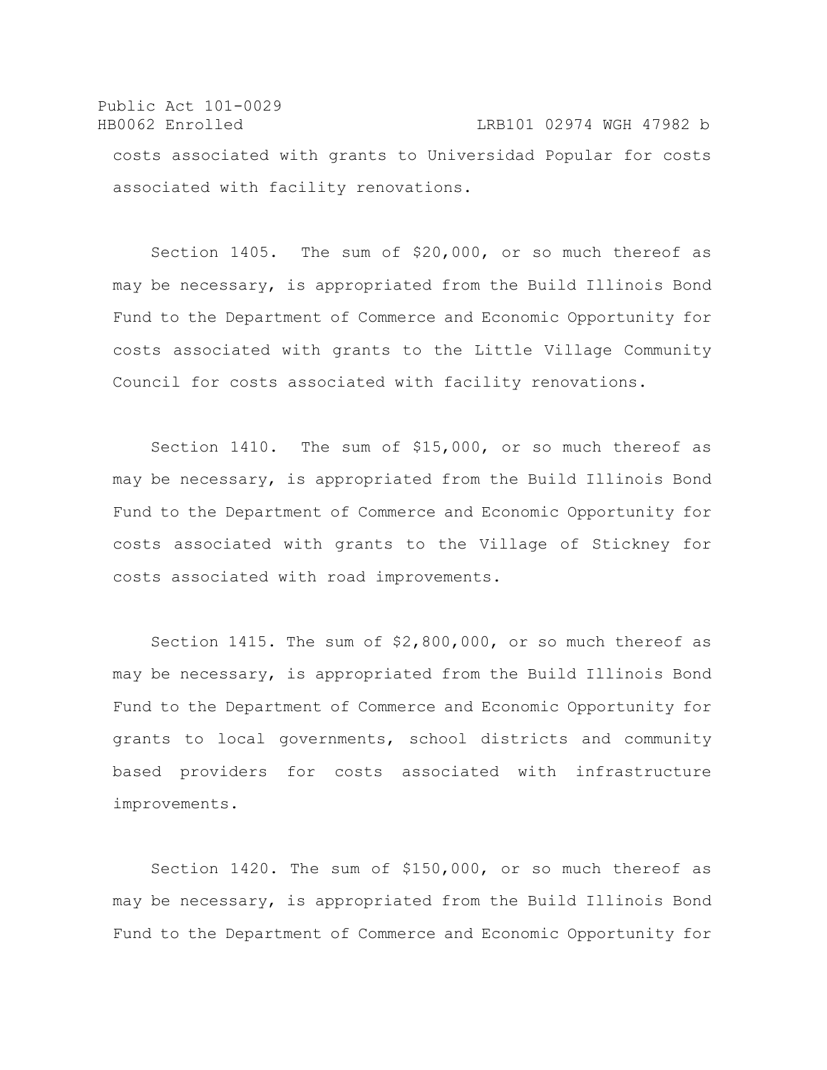costs associated with grants to Universidad Popular for costs associated with facility renovations.

Section 1405. The sum of $20,000, or so much thereof as may be necessary, is appropriated from the Build Illinois Bond Fund to the Department of Commerce and Economic Opportunity for costs associated with grants to the Little Village Community Council for costs associated with facility renovations.

Section 1410. The sum of $15,000, or so much thereof as may be necessary, is appropriated from the Build Illinois Bond Fund to the Department of Commerce and Economic Opportunity for costs associated with grants to the Village of Stickney for costs associated with road improvements.

Section 1415. The sum of $2,800,000, or so much thereof as may be necessary, is appropriated from the Build Illinois Bond Fund to the Department of Commerce and Economic Opportunity for grants to local governments, school districts and community based providers for costs associated with infrastructure improvements.

Section 1420. The sum of $150,000, or so much thereof as may be necessary, is appropriated from the Build Illinois Bond Fund to the Department of Commerce and Economic Opportunity for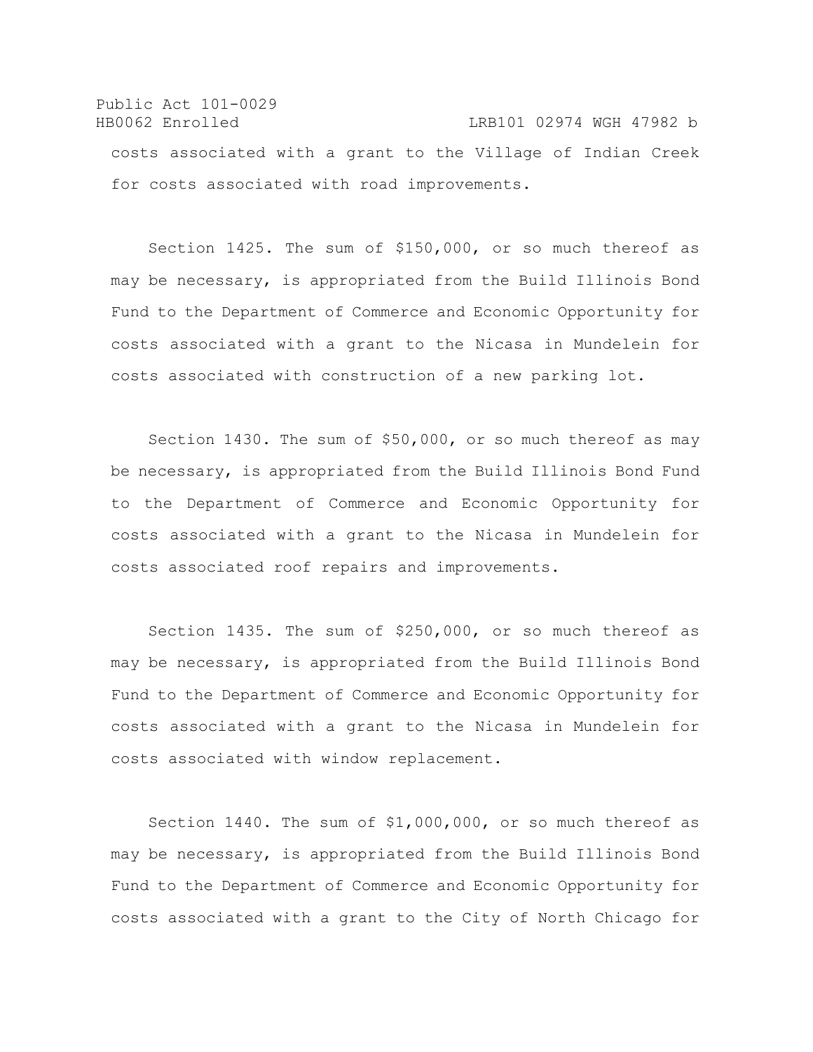costs associated with a grant to the Village of Indian Creek for costs associated with road improvements.

Section 1425. The sum of $150,000, or so much thereof as may be necessary, is appropriated from the Build Illinois Bond Fund to the Department of Commerce and Economic Opportunity for costs associated with a grant to the Nicasa in Mundelein for costs associated with construction of a new parking lot.

Section 1430. The sum of $50,000, or so much thereof as may be necessary, is appropriated from the Build Illinois Bond Fund to the Department of Commerce and Economic Opportunity for costs associated with a grant to the Nicasa in Mundelein for costs associated roof repairs and improvements.

Section 1435. The sum of $250,000, or so much thereof as may be necessary, is appropriated from the Build Illinois Bond Fund to the Department of Commerce and Economic Opportunity for costs associated with a grant to the Nicasa in Mundelein for costs associated with window replacement.

Section 1440. The sum of $1,000,000, or so much thereof as may be necessary, is appropriated from the Build Illinois Bond Fund to the Department of Commerce and Economic Opportunity for costs associated with a grant to the City of North Chicago for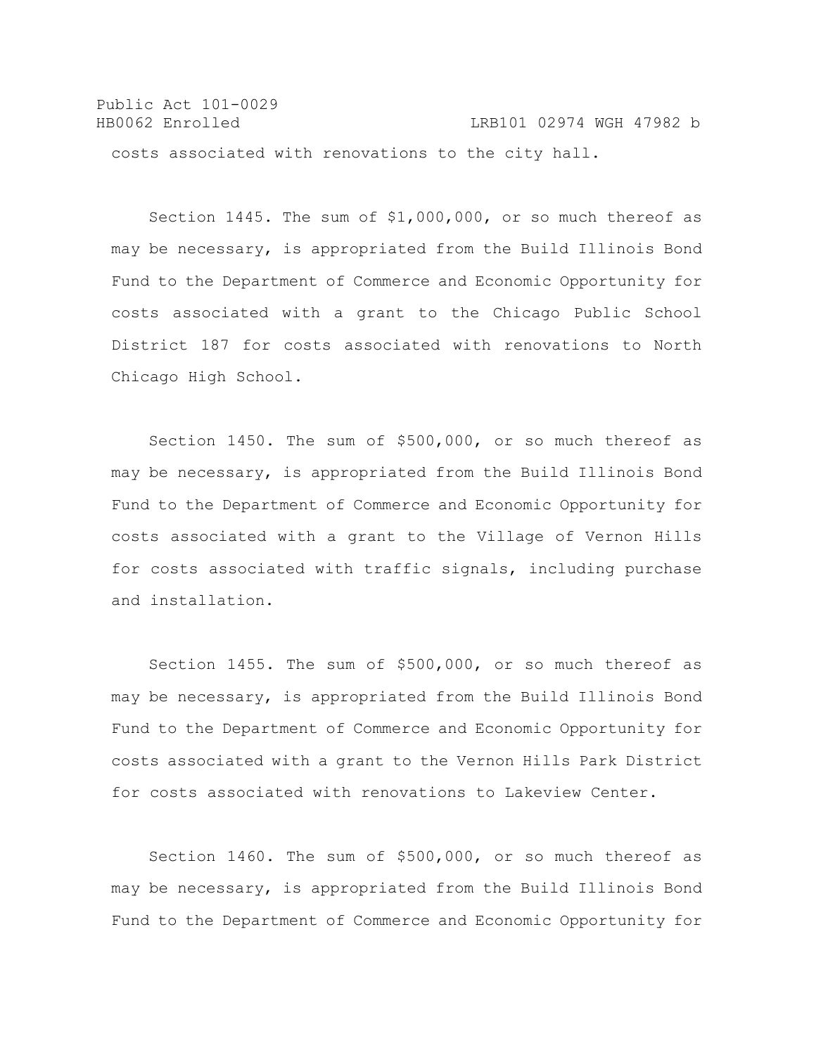costs associated with renovations to the city hall.

Section 1445. The sum of $1,000,000, or so much thereof as may be necessary, is appropriated from the Build Illinois Bond Fund to the Department of Commerce and Economic Opportunity for costs associated with a grant to the Chicago Public School District 187 for costs associated with renovations to North Chicago High School.

Section 1450. The sum of $500,000, or so much thereof as may be necessary, is appropriated from the Build Illinois Bond Fund to the Department of Commerce and Economic Opportunity for costs associated with a grant to the Village of Vernon Hills for costs associated with traffic signals, including purchase and installation.

Section 1455. The sum of $500,000, or so much thereof as may be necessary, is appropriated from the Build Illinois Bond Fund to the Department of Commerce and Economic Opportunity for costs associated with a grant to the Vernon Hills Park District for costs associated with renovations to Lakeview Center.

Section 1460. The sum of $500,000, or so much thereof as may be necessary, is appropriated from the Build Illinois Bond Fund to the Department of Commerce and Economic Opportunity for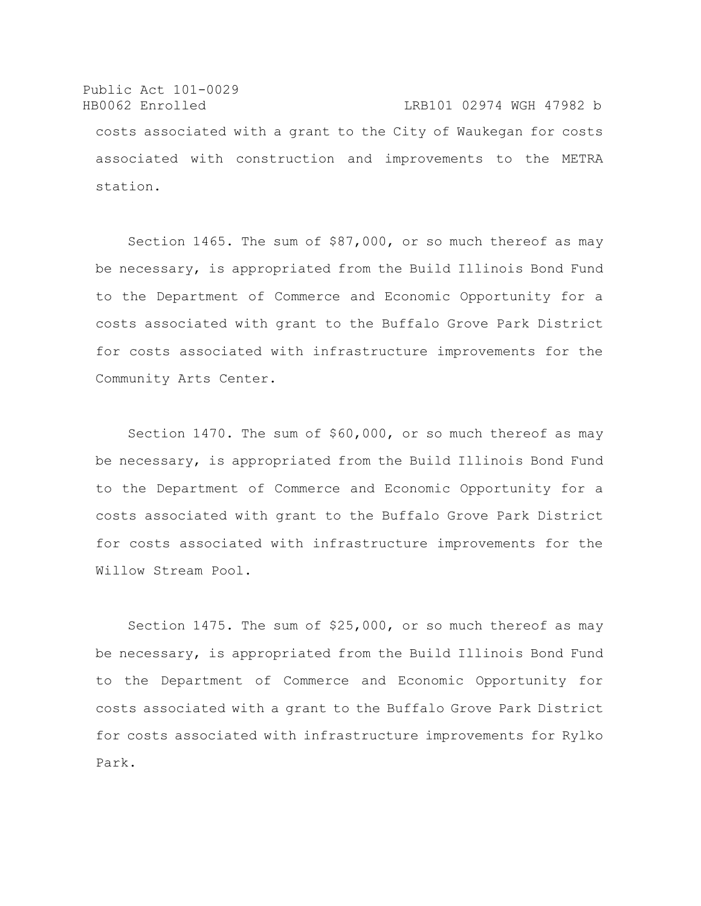costs associated with a grant to the City of Waukegan for costs associated with construction and improvements to the METRA station.

Section 1465. The sum of $87,000, or so much thereof as may be necessary, is appropriated from the Build Illinois Bond Fund to the Department of Commerce and Economic Opportunity for a costs associated with grant to the Buffalo Grove Park District for costs associated with infrastructure improvements for the Community Arts Center.

Section 1470. The sum of $60,000, or so much thereof as may be necessary, is appropriated from the Build Illinois Bond Fund to the Department of Commerce and Economic Opportunity for a costs associated with grant to the Buffalo Grove Park District for costs associated with infrastructure improvements for the Willow Stream Pool.

Section 1475. The sum of $25,000, or so much thereof as may be necessary, is appropriated from the Build Illinois Bond Fund to the Department of Commerce and Economic Opportunity for costs associated with a grant to the Buffalo Grove Park District for costs associated with infrastructure improvements for Rylko Park.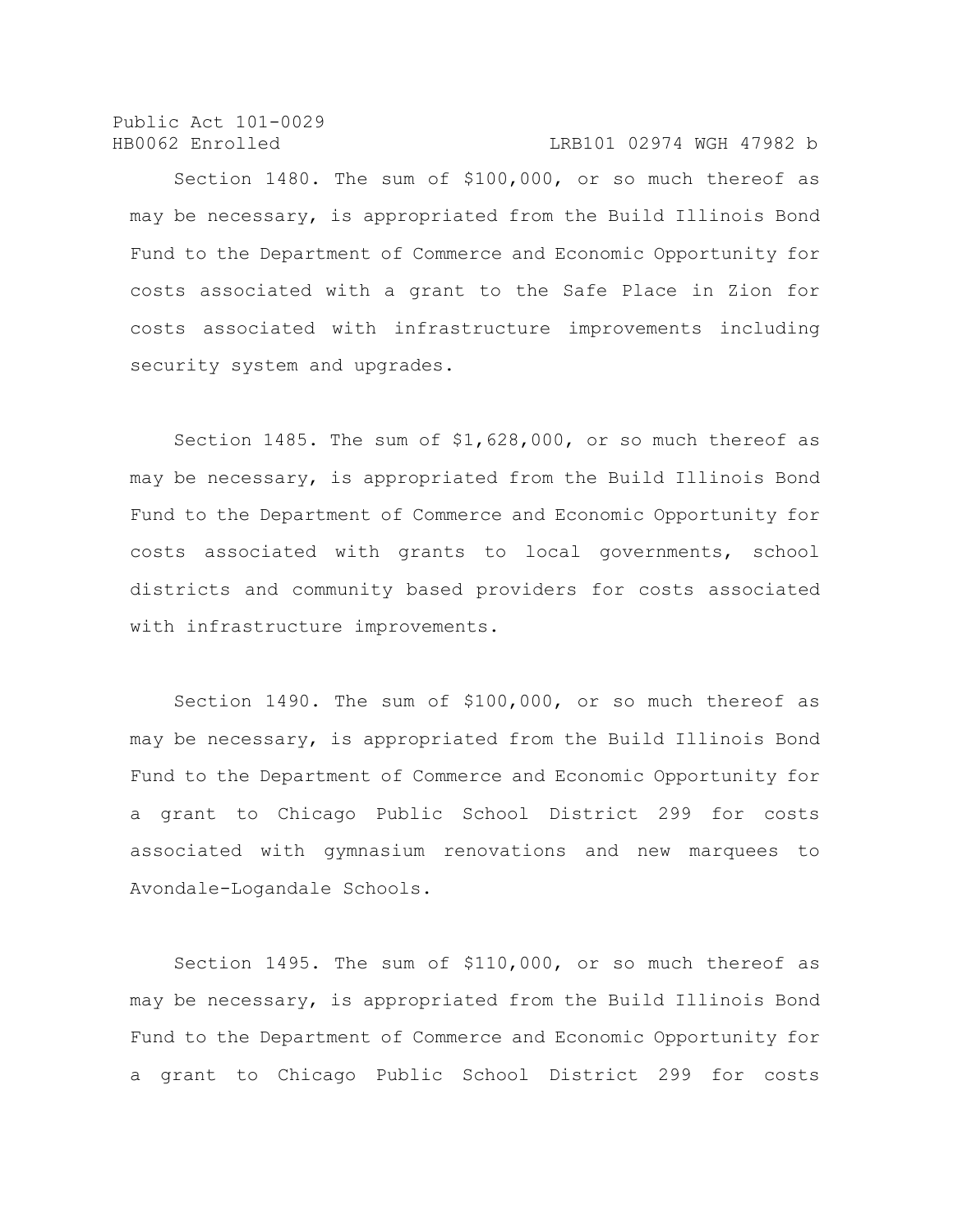Section 1480. The sum of $100,000, or so much thereof as may be necessary, is appropriated from the Build Illinois Bond Fund to the Department of Commerce and Economic Opportunity for costs associated with a grant to the Safe Place in Zion for costs associated with infrastructure improvements including security system and upgrades.

Section 1485. The sum of $1,628,000, or so much thereof as may be necessary, is appropriated from the Build Illinois Bond Fund to the Department of Commerce and Economic Opportunity for costs associated with grants to local governments, school districts and community based providers for costs associated with infrastructure improvements.

Section 1490. The sum of $100,000, or so much thereof as may be necessary, is appropriated from the Build Illinois Bond Fund to the Department of Commerce and Economic Opportunity for a grant to Chicago Public School District 299 for costs associated with gymnasium renovations and new marquees to Avondale-Logandale Schools.

Section 1495. The sum of $110,000, or so much thereof as may be necessary, is appropriated from the Build Illinois Bond Fund to the Department of Commerce and Economic Opportunity for a grant to Chicago Public School District 299 for costs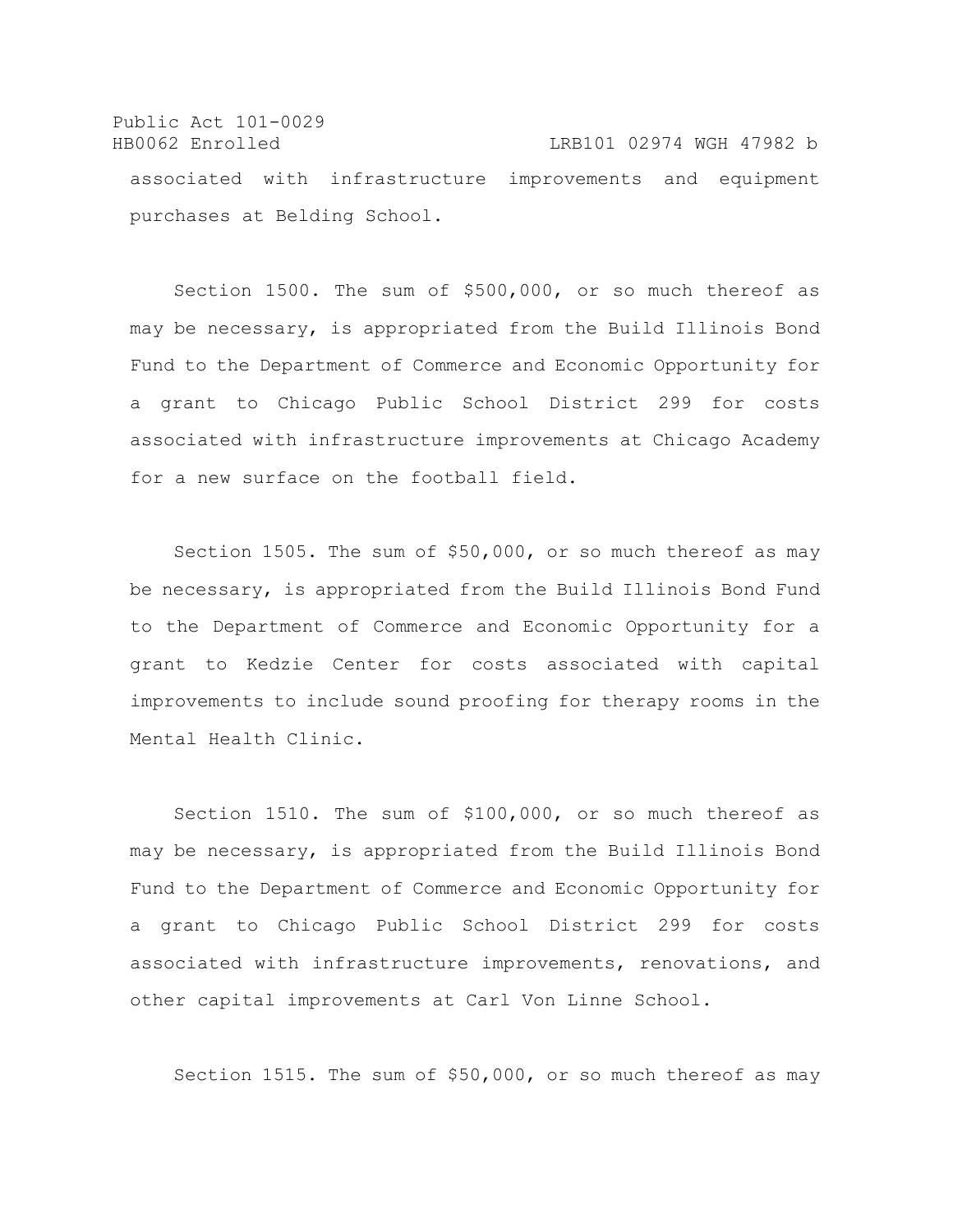associated with infrastructure improvements and equipment purchases at Belding School.

Section 1500. The sum of $500,000, or so much thereof as may be necessary, is appropriated from the Build Illinois Bond Fund to the Department of Commerce and Economic Opportunity for a grant to Chicago Public School District 299 for costs associated with infrastructure improvements at Chicago Academy for a new surface on the football field.

Section 1505. The sum of $50,000, or so much thereof as may be necessary, is appropriated from the Build Illinois Bond Fund to the Department of Commerce and Economic Opportunity for a grant to Kedzie Center for costs associated with capital improvements to include sound proofing for therapy rooms in the Mental Health Clinic.

Section 1510. The sum of $100,000, or so much thereof as may be necessary, is appropriated from the Build Illinois Bond Fund to the Department of Commerce and Economic Opportunity for a grant to Chicago Public School District 299 for costs associated with infrastructure improvements, renovations, and other capital improvements at Carl Von Linne School.

Section 1515. The sum of $50,000, or so much thereof as may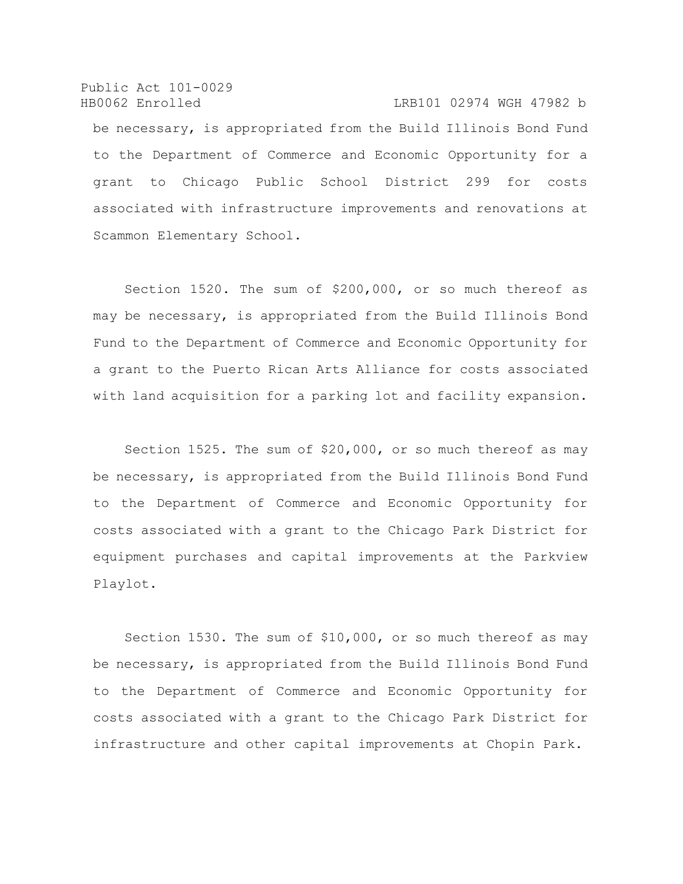be necessary, is appropriated from the Build Illinois Bond Fund to the Department of Commerce and Economic Opportunity for a grant to Chicago Public School District 299 for costs associated with infrastructure improvements and renovations at Scammon Elementary School.

Section 1520. The sum of $200,000, or so much thereof as may be necessary, is appropriated from the Build Illinois Bond Fund to the Department of Commerce and Economic Opportunity for a grant to the Puerto Rican Arts Alliance for costs associated with land acquisition for a parking lot and facility expansion.

Section 1525. The sum of $20,000, or so much thereof as may be necessary, is appropriated from the Build Illinois Bond Fund to the Department of Commerce and Economic Opportunity for costs associated with a grant to the Chicago Park District for equipment purchases and capital improvements at the Parkview Playlot.

Section 1530. The sum of $10,000, or so much thereof as may be necessary, is appropriated from the Build Illinois Bond Fund to the Department of Commerce and Economic Opportunity for costs associated with a grant to the Chicago Park District for infrastructure and other capital improvements at Chopin Park.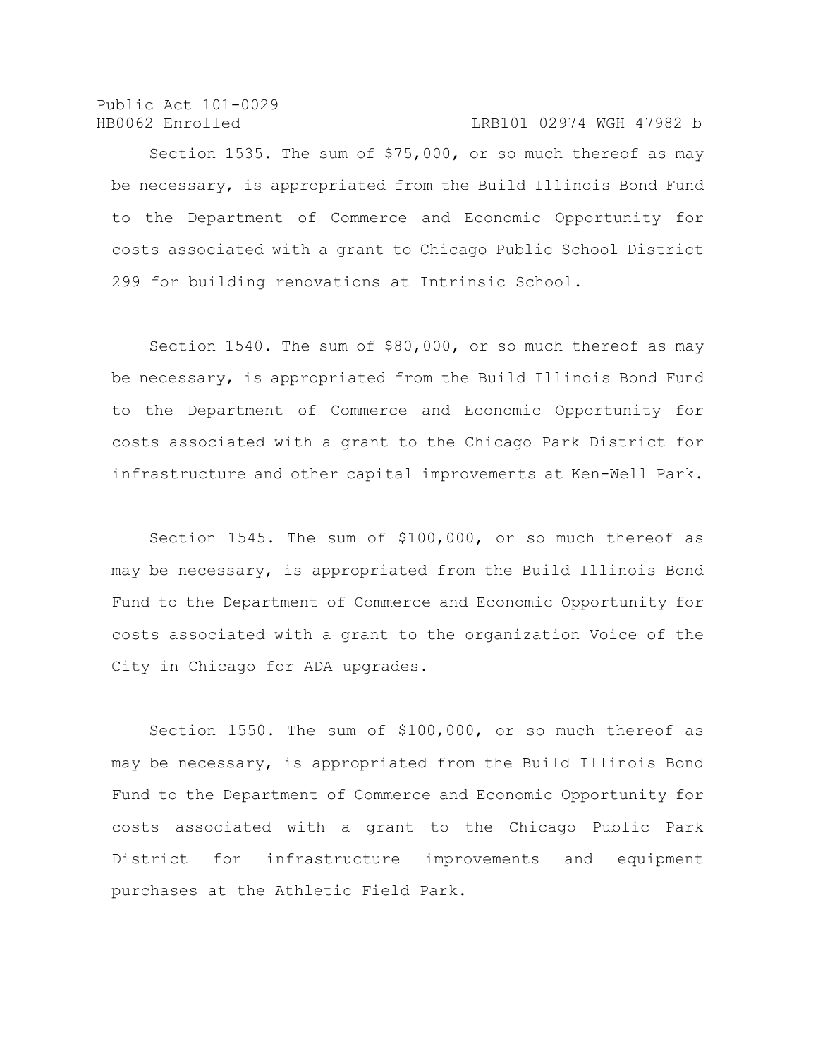Section 1535. The sum of $75,000, or so much thereof as may be necessary, is appropriated from the Build Illinois Bond Fund to the Department of Commerce and Economic Opportunity for costs associated with a grant to Chicago Public School District 299 for building renovations at Intrinsic School.

Section 1540. The sum of $80,000, or so much thereof as may be necessary, is appropriated from the Build Illinois Bond Fund to the Department of Commerce and Economic Opportunity for costs associated with a grant to the Chicago Park District for infrastructure and other capital improvements at Ken-Well Park.

Section 1545. The sum of $100,000, or so much thereof as may be necessary, is appropriated from the Build Illinois Bond Fund to the Department of Commerce and Economic Opportunity for costs associated with a grant to the organization Voice of the City in Chicago for ADA upgrades.

Section 1550. The sum of $100,000, or so much thereof as may be necessary, is appropriated from the Build Illinois Bond Fund to the Department of Commerce and Economic Opportunity for costs associated with a grant to the Chicago Public Park District for infrastructure improvements and equipment purchases at the Athletic Field Park.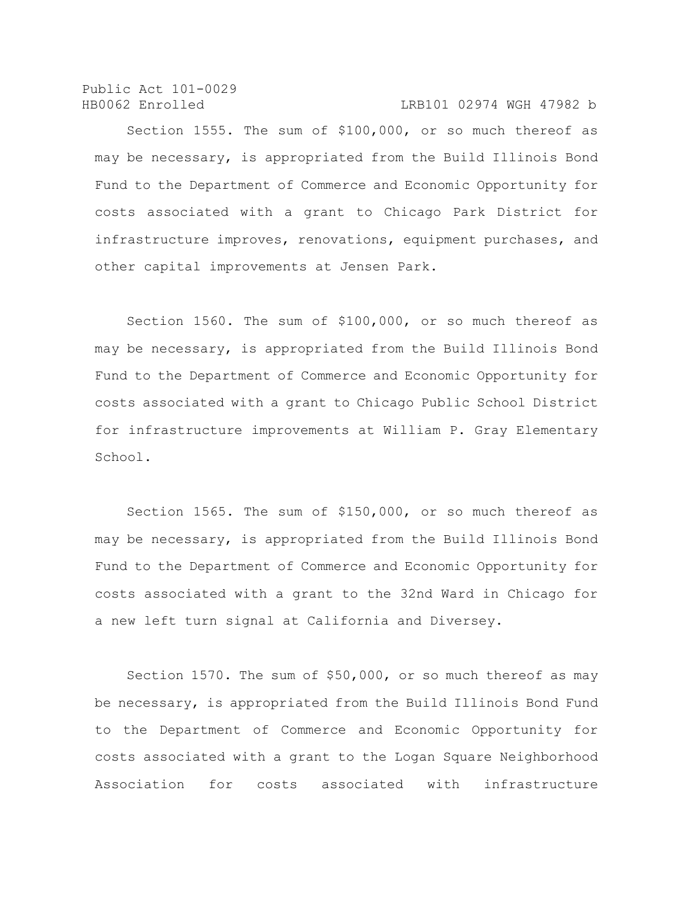Section 1555. The sum of $100,000, or so much thereof as may be necessary, is appropriated from the Build Illinois Bond Fund to the Department of Commerce and Economic Opportunity for costs associated with a grant to Chicago Park District for infrastructure improves, renovations, equipment purchases, and other capital improvements at Jensen Park.

Section 1560. The sum of $100,000, or so much thereof as may be necessary, is appropriated from the Build Illinois Bond Fund to the Department of Commerce and Economic Opportunity for costs associated with a grant to Chicago Public School District for infrastructure improvements at William P. Gray Elementary School.

Section 1565. The sum of $150,000, or so much thereof as may be necessary, is appropriated from the Build Illinois Bond Fund to the Department of Commerce and Economic Opportunity for costs associated with a grant to the 32nd Ward in Chicago for a new left turn signal at California and Diversey.

Section 1570. The sum of $50,000, or so much thereof as may be necessary, is appropriated from the Build Illinois Bond Fund to the Department of Commerce and Economic Opportunity for costs associated with a grant to the Logan Square Neighborhood Association for costs associated with infrastructure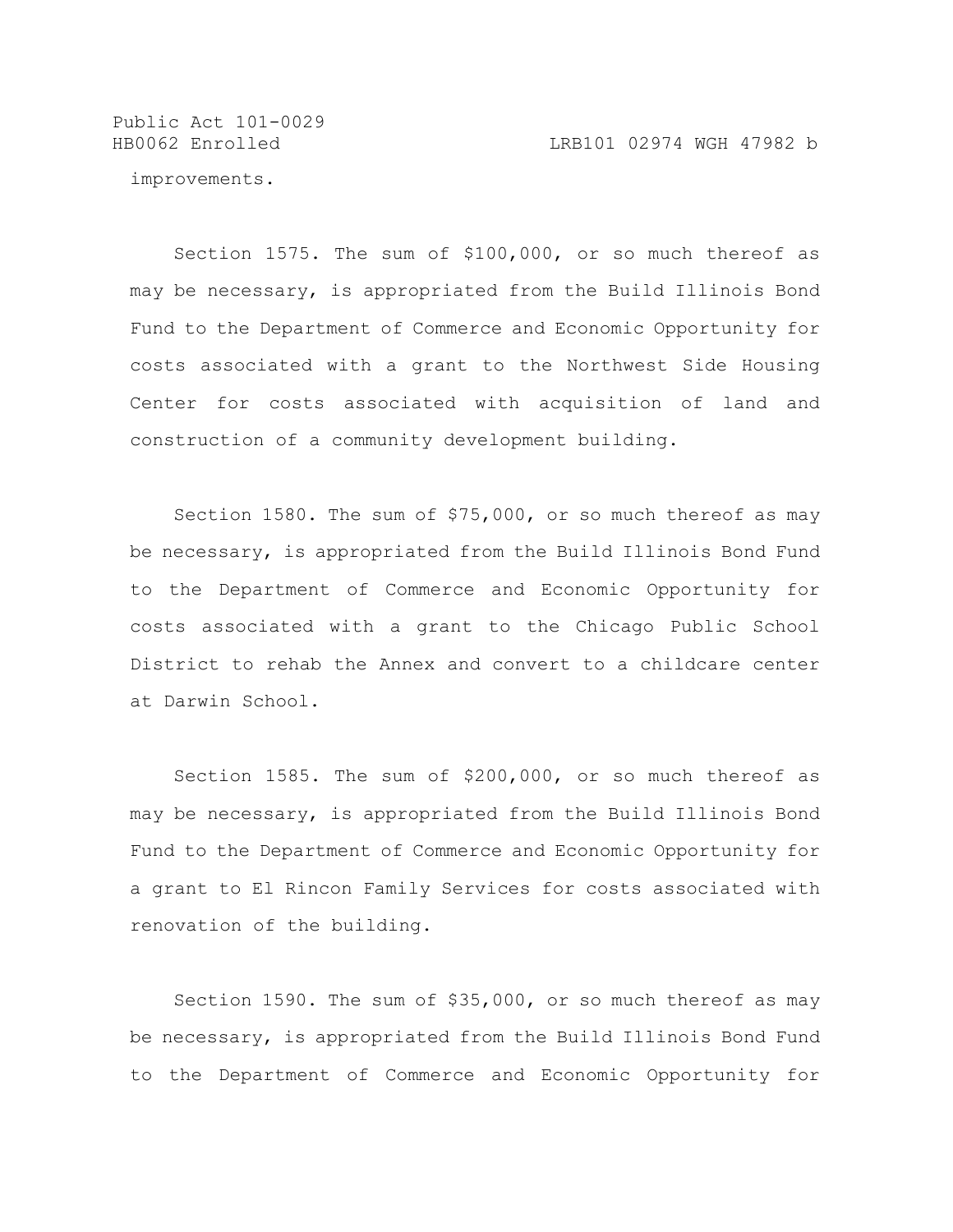improvements.

Section 1575. The sum of $100,000, or so much thereof as may be necessary, is appropriated from the Build Illinois Bond Fund to the Department of Commerce and Economic Opportunity for costs associated with a grant to the Northwest Side Housing Center for costs associated with acquisition of land and construction of a community development building.

Section 1580. The sum of $75,000, or so much thereof as may be necessary, is appropriated from the Build Illinois Bond Fund to the Department of Commerce and Economic Opportunity for costs associated with a grant to the Chicago Public School District to rehab the Annex and convert to a childcare center at Darwin School.

Section 1585. The sum of $200,000, or so much thereof as may be necessary, is appropriated from the Build Illinois Bond Fund to the Department of Commerce and Economic Opportunity for a grant to El Rincon Family Services for costs associated with renovation of the building.

Section 1590. The sum of $35,000, or so much thereof as may be necessary, is appropriated from the Build Illinois Bond Fund to the Department of Commerce and Economic Opportunity for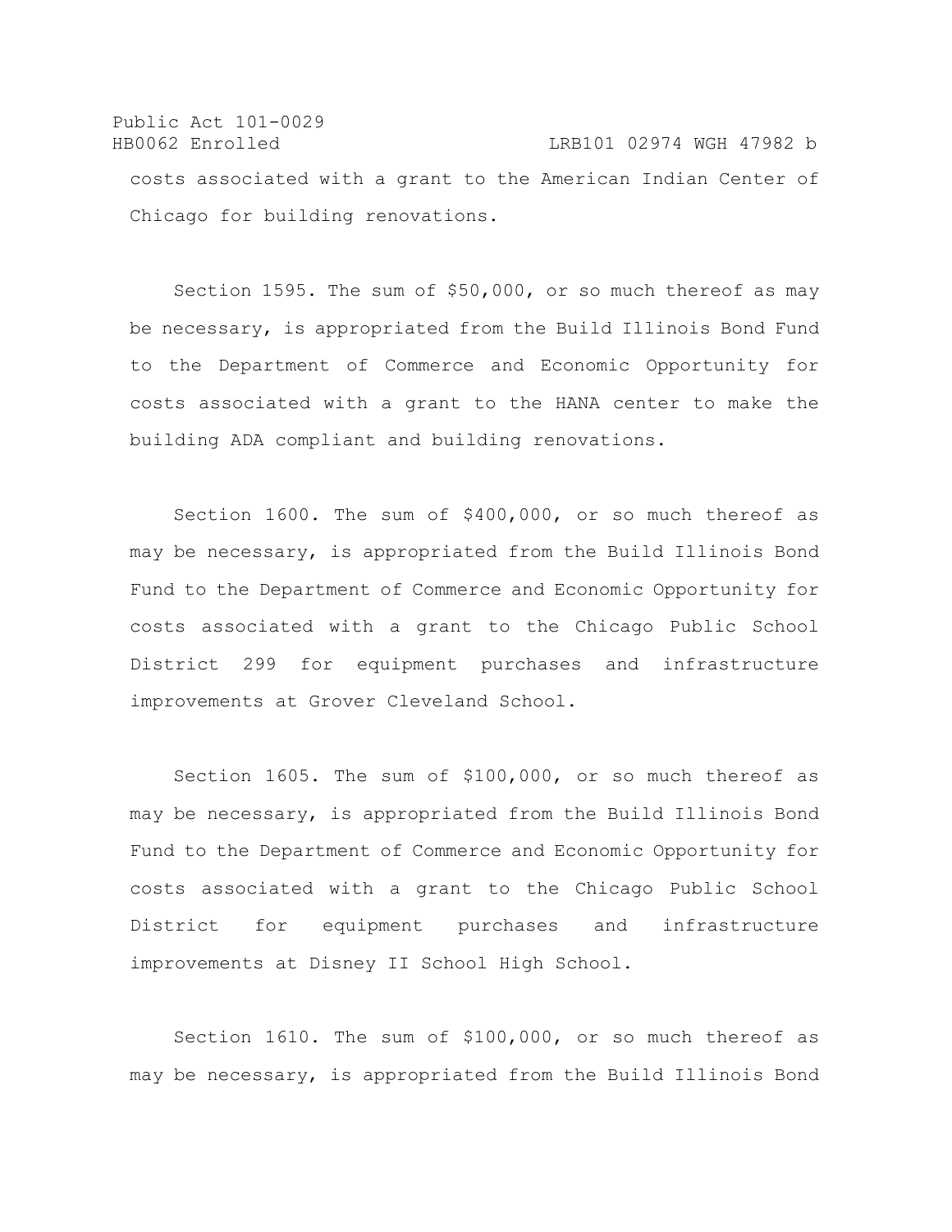costs associated with a grant to the American Indian Center of Chicago for building renovations.

Section 1595. The sum of $50,000, or so much thereof as may be necessary, is appropriated from the Build Illinois Bond Fund to the Department of Commerce and Economic Opportunity for costs associated with a grant to the HANA center to make the building ADA compliant and building renovations.

Section 1600. The sum of $400,000, or so much thereof as may be necessary, is appropriated from the Build Illinois Bond Fund to the Department of Commerce and Economic Opportunity for costs associated with a grant to the Chicago Public School District 299 for equipment purchases and infrastructure improvements at Grover Cleveland School.

Section 1605. The sum of $100,000, or so much thereof as may be necessary, is appropriated from the Build Illinois Bond Fund to the Department of Commerce and Economic Opportunity for costs associated with a grant to the Chicago Public School District for equipment purchases and infrastructure improvements at Disney II School High School.

Section 1610. The sum of $100,000, or so much thereof as may be necessary, is appropriated from the Build Illinois Bond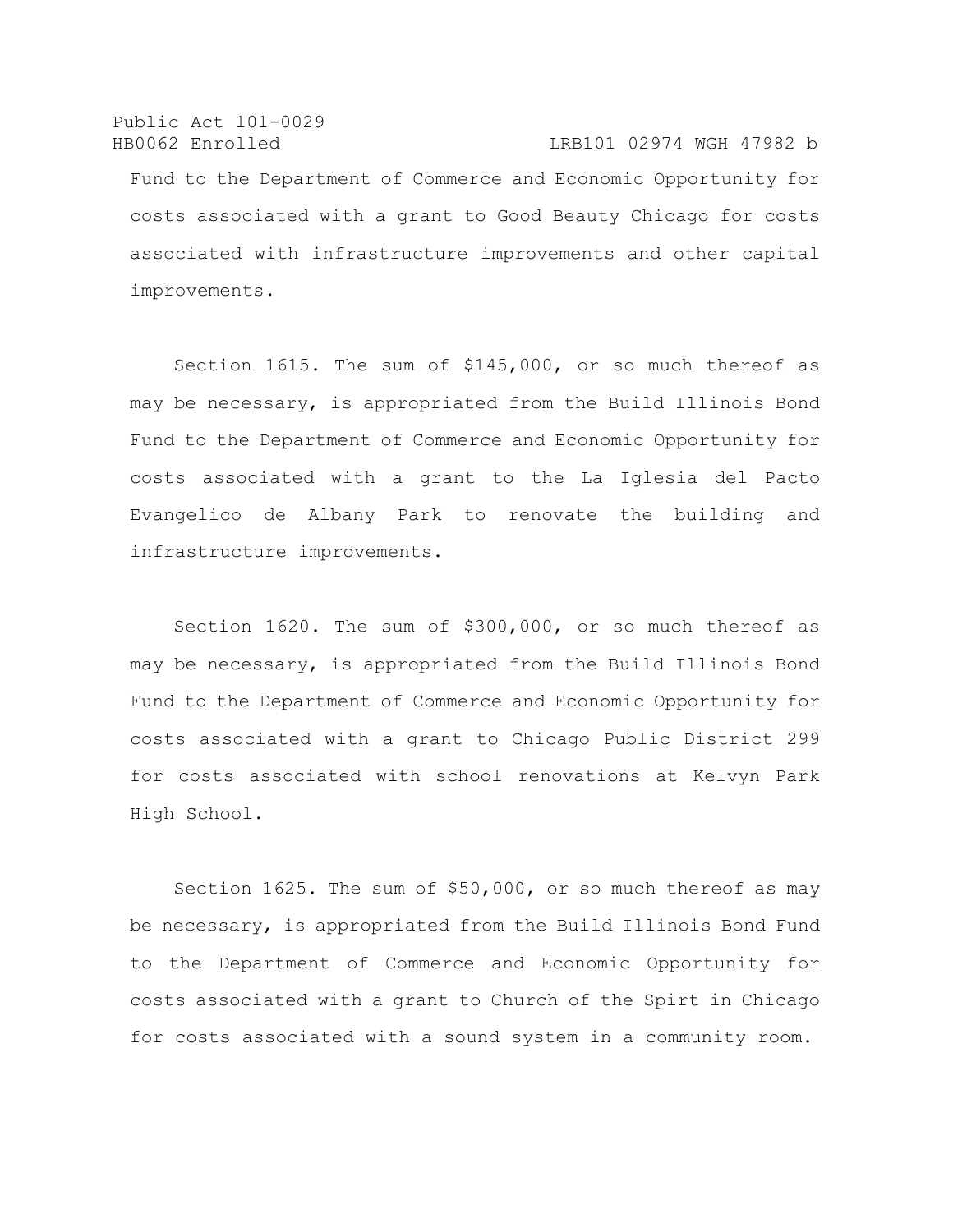Fund to the Department of Commerce and Economic Opportunity for costs associated with a grant to Good Beauty Chicago for costs associated with infrastructure improvements and other capital improvements.

Section 1615. The sum of $145,000, or so much thereof as may be necessary, is appropriated from the Build Illinois Bond Fund to the Department of Commerce and Economic Opportunity for costs associated with a grant to the La Iglesia del Pacto Evangelico de Albany Park to renovate the building and infrastructure improvements.

Section 1620. The sum of $300,000, or so much thereof as may be necessary, is appropriated from the Build Illinois Bond Fund to the Department of Commerce and Economic Opportunity for costs associated with a grant to Chicago Public District 299 for costs associated with school renovations at Kelvyn Park High School.

Section 1625. The sum of $50,000, or so much thereof as may be necessary, is appropriated from the Build Illinois Bond Fund to the Department of Commerce and Economic Opportunity for costs associated with a grant to Church of the Spirt in Chicago for costs associated with a sound system in a community room.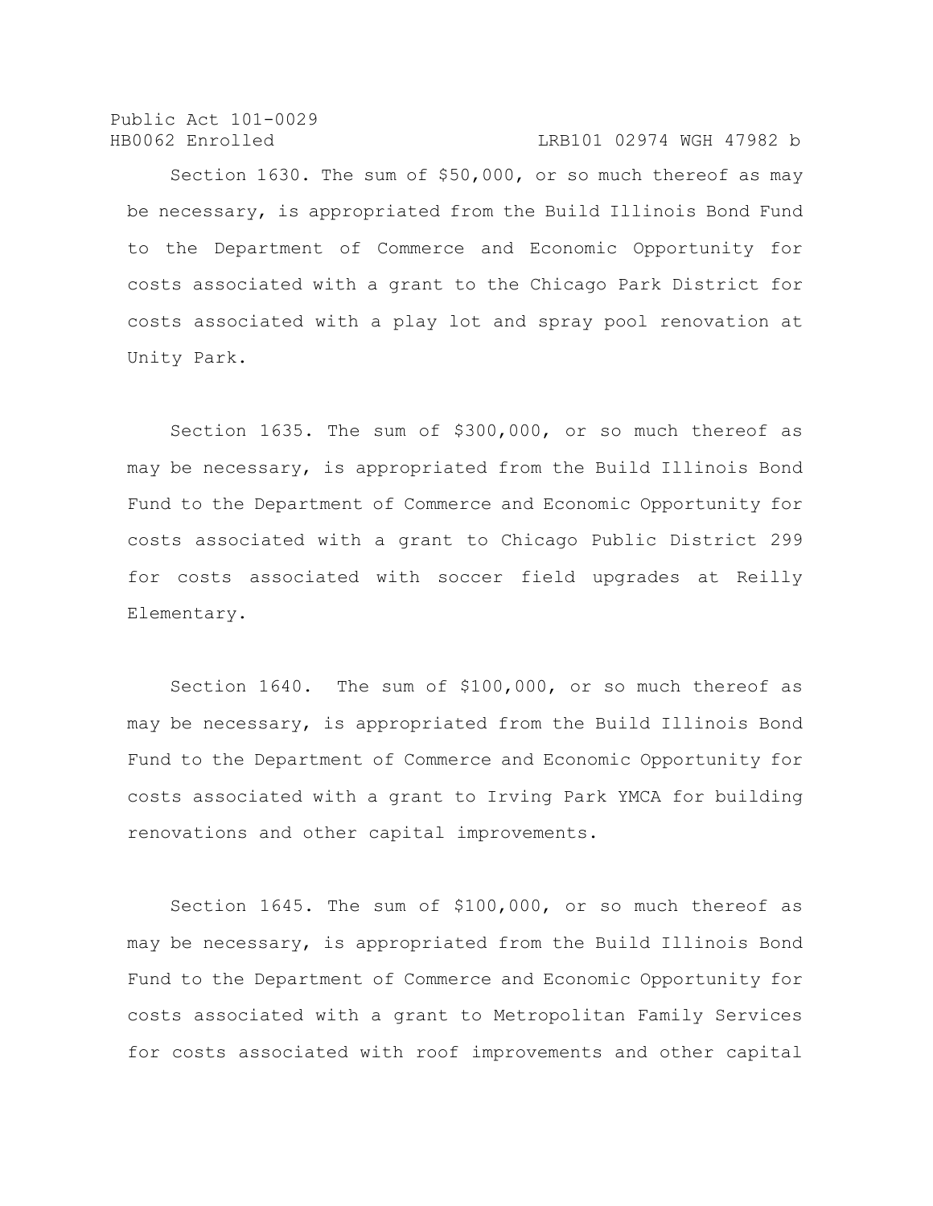Section 1630. The sum of $50,000, or so much thereof as may be necessary, is appropriated from the Build Illinois Bond Fund to the Department of Commerce and Economic Opportunity for costs associated with a grant to the Chicago Park District for costs associated with a play lot and spray pool renovation at Unity Park.

Section 1635. The sum of $300,000, or so much thereof as may be necessary, is appropriated from the Build Illinois Bond Fund to the Department of Commerce and Economic Opportunity for costs associated with a grant to Chicago Public District 299 for costs associated with soccer field upgrades at Reilly Elementary.

Section 1640. The sum of $100,000, or so much thereof as may be necessary, is appropriated from the Build Illinois Bond Fund to the Department of Commerce and Economic Opportunity for costs associated with a grant to Irving Park YMCA for building renovations and other capital improvements.

Section 1645. The sum of $100,000, or so much thereof as may be necessary, is appropriated from the Build Illinois Bond Fund to the Department of Commerce and Economic Opportunity for costs associated with a grant to Metropolitan Family Services for costs associated with roof improvements and other capital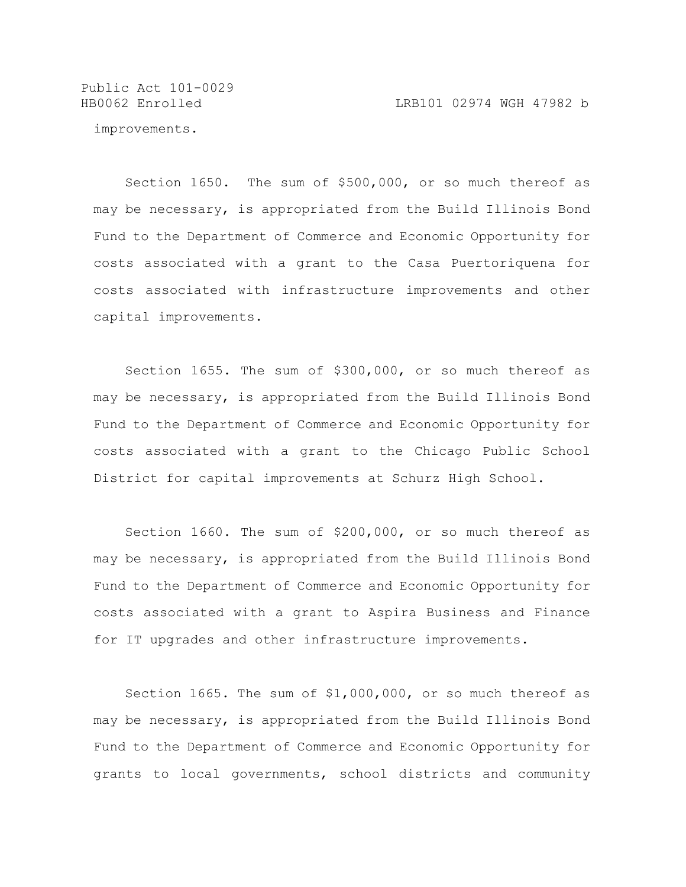improvements.

Section 1650. The sum of $500,000, or so much thereof as may be necessary, is appropriated from the Build Illinois Bond Fund to the Department of Commerce and Economic Opportunity for costs associated with a grant to the Casa Puertoriquena for costs associated with infrastructure improvements and other capital improvements.

Section 1655. The sum of $300,000, or so much thereof as may be necessary, is appropriated from the Build Illinois Bond Fund to the Department of Commerce and Economic Opportunity for costs associated with a grant to the Chicago Public School District for capital improvements at Schurz High School.

Section 1660. The sum of $200,000, or so much thereof as may be necessary, is appropriated from the Build Illinois Bond Fund to the Department of Commerce and Economic Opportunity for costs associated with a grant to Aspira Business and Finance for IT upgrades and other infrastructure improvements.

Section 1665. The sum of $1,000,000, or so much thereof as may be necessary, is appropriated from the Build Illinois Bond Fund to the Department of Commerce and Economic Opportunity for grants to local governments, school districts and community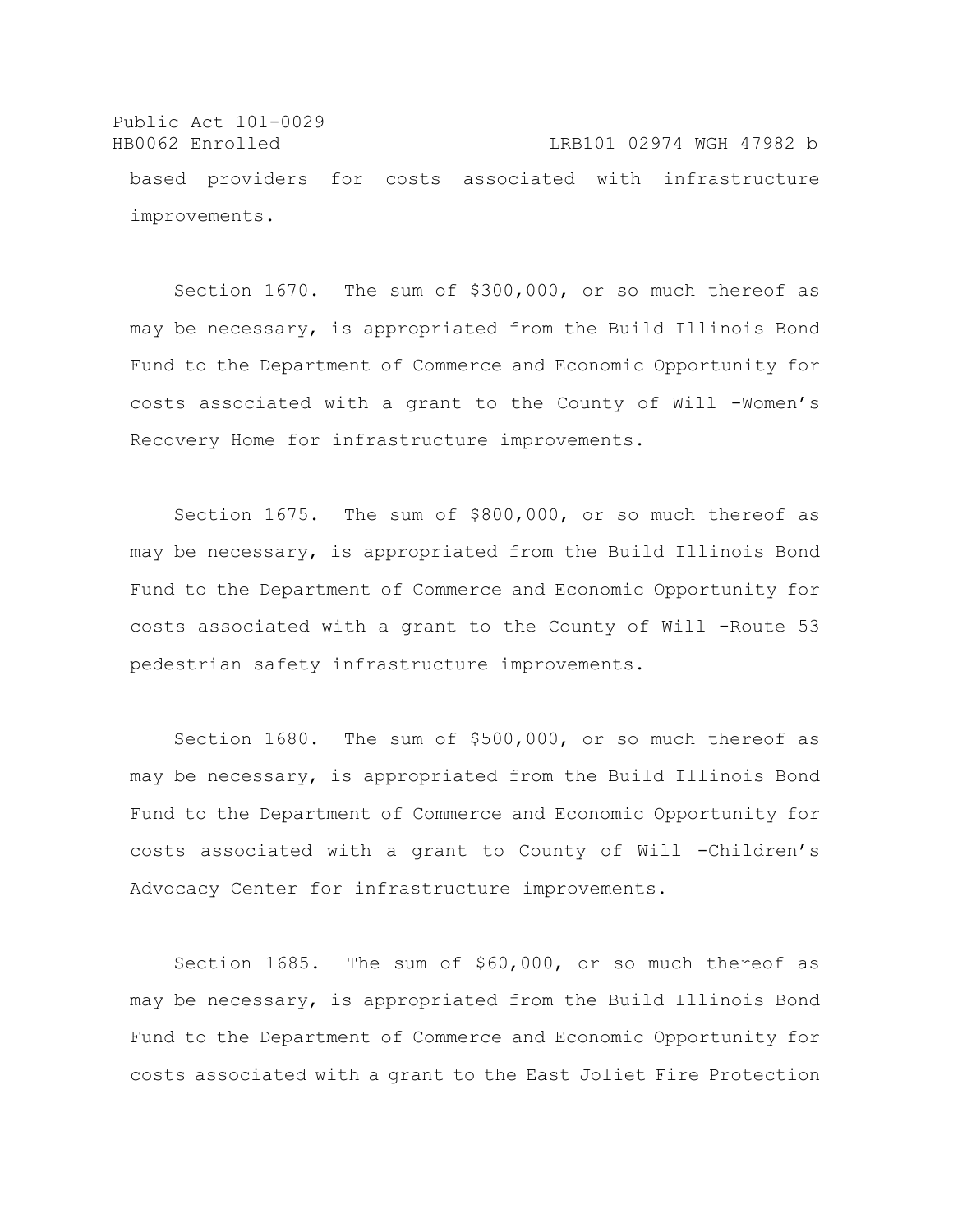based providers for costs associated with infrastructure improvements.

Section 1670. The sum of $300,000, or so much thereof as may be necessary, is appropriated from the Build Illinois Bond Fund to the Department of Commerce and Economic Opportunity for costs associated with a grant to the County of Will -Women's Recovery Home for infrastructure improvements.

Section 1675. The sum of $800,000, or so much thereof as may be necessary, is appropriated from the Build Illinois Bond Fund to the Department of Commerce and Economic Opportunity for costs associated with a grant to the County of Will -Route 53 pedestrian safety infrastructure improvements.

Section 1680. The sum of $500,000, or so much thereof as may be necessary, is appropriated from the Build Illinois Bond Fund to the Department of Commerce and Economic Opportunity for costs associated with a grant to County of Will -Children's Advocacy Center for infrastructure improvements.

Section 1685. The sum of $60,000, or so much thereof as may be necessary, is appropriated from the Build Illinois Bond Fund to the Department of Commerce and Economic Opportunity for costs associated with a grant to the East Joliet Fire Protection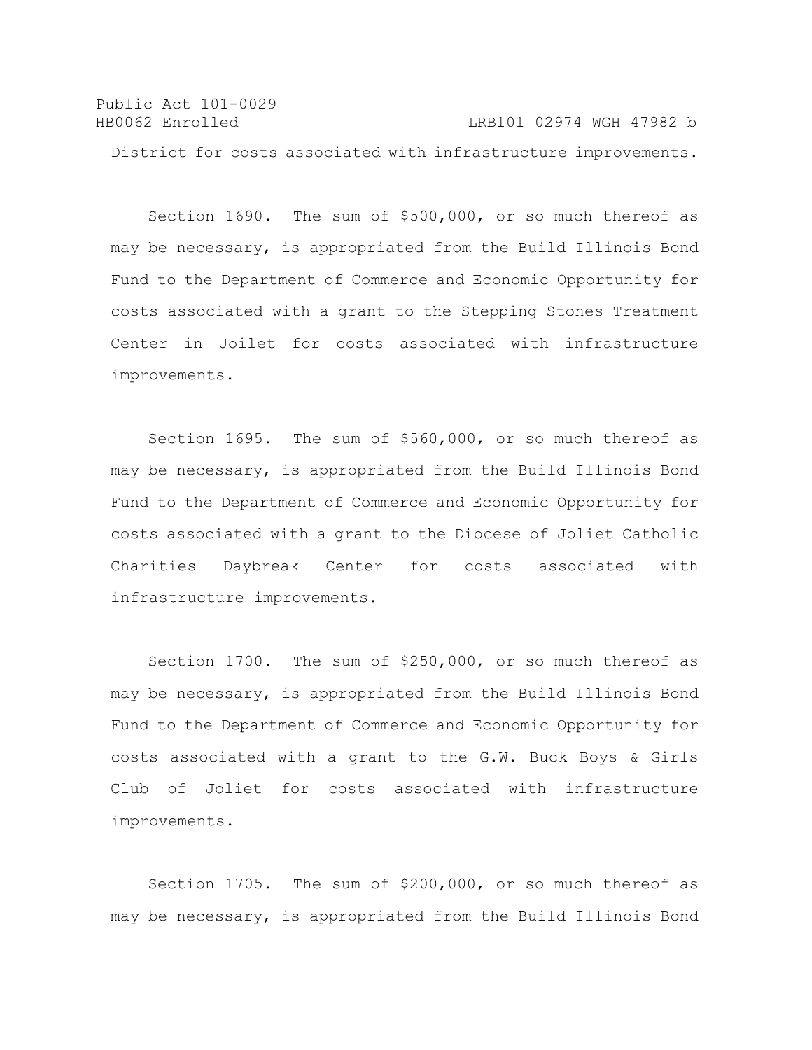District for costs associated with infrastructure improvements.

Section 1690. The sum of $500,000, or so much thereof as may be necessary, is appropriated from the Build Illinois Bond Fund to the Department of Commerce and Economic Opportunity for costs associated with a grant to the Stepping Stones Treatment Center in Joilet for costs associated with infrastructure improvements.

Section 1695. The sum of $560,000, or so much thereof as may be necessary, is appropriated from the Build Illinois Bond Fund to the Department of Commerce and Economic Opportunity for costs associated with a grant to the Diocese of Joliet Catholic Charities Daybreak Center for costs associated with infrastructure improvements.

Section 1700. The sum of $250,000, or so much thereof as may be necessary, is appropriated from the Build Illinois Bond Fund to the Department of Commerce and Economic Opportunity for costs associated with a grant to the G.W. Buck Boys & Girls Club of Joliet for costs associated with infrastructure improvements.

Section 1705. The sum of $200,000, or so much thereof as may be necessary, is appropriated from the Build Illinois Bond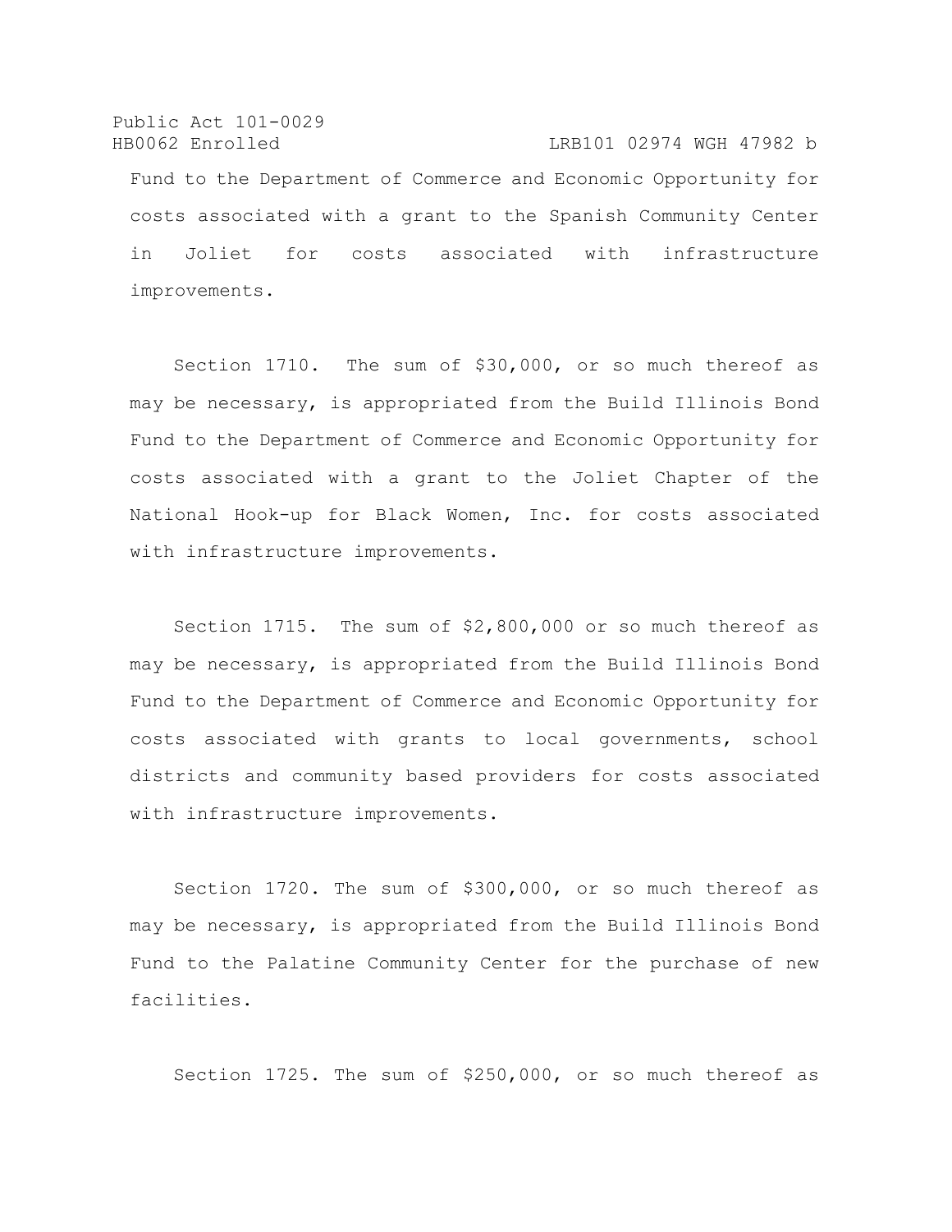Fund to the Department of Commerce and Economic Opportunity for costs associated with a grant to the Spanish Community Center in Joliet for costs associated with infrastructure improvements.

Section 1710. The sum of $30,000, or so much thereof as may be necessary, is appropriated from the Build Illinois Bond Fund to the Department of Commerce and Economic Opportunity for costs associated with a grant to the Joliet Chapter of the National Hook-up for Black Women, Inc. for costs associated with infrastructure improvements.

Section 1715. The sum of $2,800,000 or so much thereof as may be necessary, is appropriated from the Build Illinois Bond Fund to the Department of Commerce and Economic Opportunity for costs associated with grants to local governments, school districts and community based providers for costs associated with infrastructure improvements.

Section 1720. The sum of $300,000, or so much thereof as may be necessary, is appropriated from the Build Illinois Bond Fund to the Palatine Community Center for the purchase of new facilities.

Section 1725. The sum of $250,000, or so much thereof as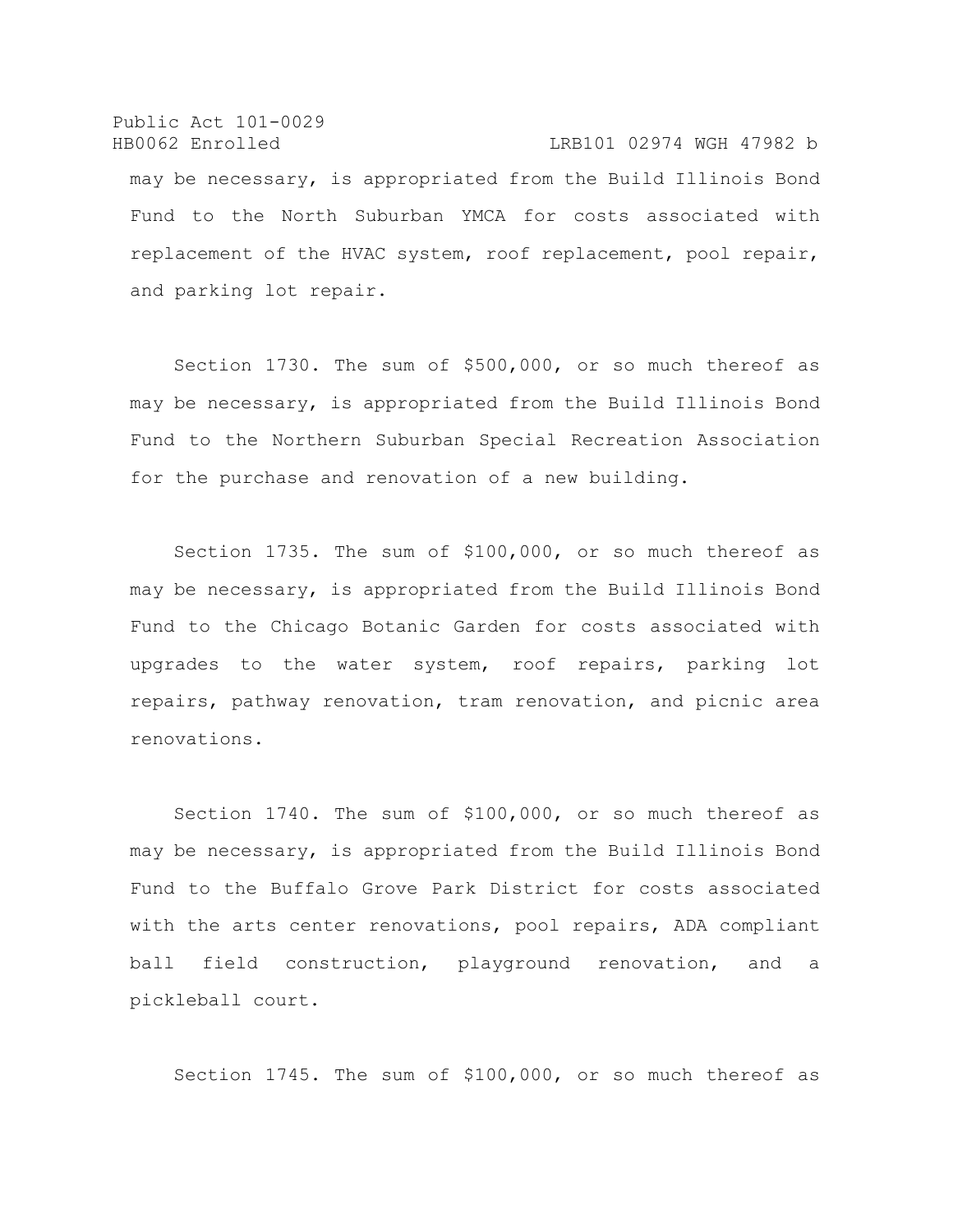may be necessary, is appropriated from the Build Illinois Bond Fund to the North Suburban YMCA for costs associated with replacement of the HVAC system, roof replacement, pool repair, and parking lot repair.

Section 1730. The sum of $500,000, or so much thereof as may be necessary, is appropriated from the Build Illinois Bond Fund to the Northern Suburban Special Recreation Association for the purchase and renovation of a new building.

Section 1735. The sum of $100,000, or so much thereof as may be necessary, is appropriated from the Build Illinois Bond Fund to the Chicago Botanic Garden for costs associated with upgrades to the water system, roof repairs, parking lot repairs, pathway renovation, tram renovation, and picnic area renovations.

Section 1740. The sum of $100,000, or so much thereof as may be necessary, is appropriated from the Build Illinois Bond Fund to the Buffalo Grove Park District for costs associated with the arts center renovations, pool repairs, ADA compliant ball field construction, playground renovation, and a pickleball court.

Section 1745. The sum of $100,000, or so much thereof as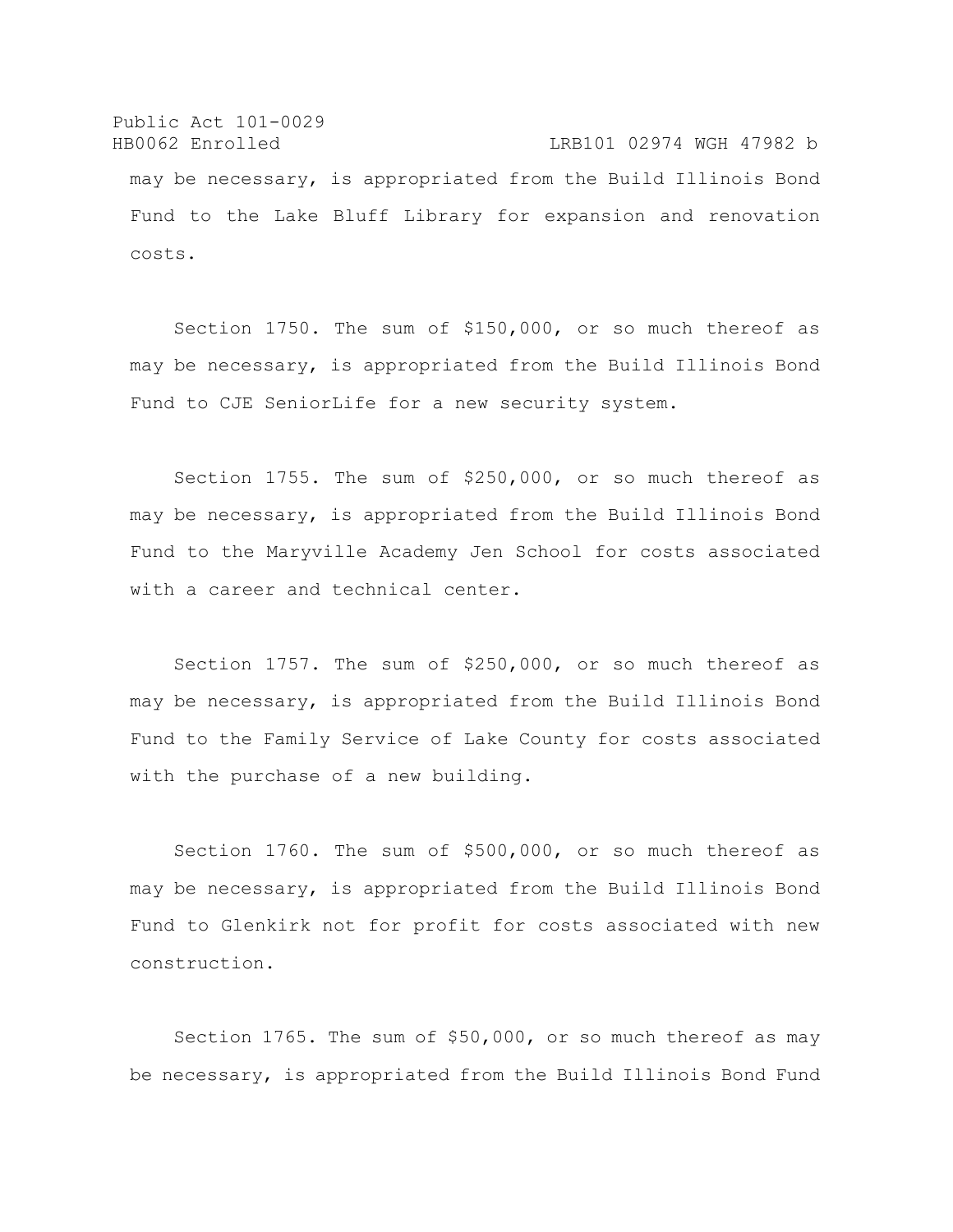may be necessary, is appropriated from the Build Illinois Bond Fund to the Lake Bluff Library for expansion and renovation costs.

Section 1750. The sum of $150,000, or so much thereof as may be necessary, is appropriated from the Build Illinois Bond Fund to CJE SeniorLife for a new security system.

Section 1755. The sum of $250,000, or so much thereof as may be necessary, is appropriated from the Build Illinois Bond Fund to the Maryville Academy Jen School for costs associated with a career and technical center.

Section 1757. The sum of $250,000, or so much thereof as may be necessary, is appropriated from the Build Illinois Bond Fund to the Family Service of Lake County for costs associated with the purchase of a new building.

Section 1760. The sum of $500,000, or so much thereof as may be necessary, is appropriated from the Build Illinois Bond Fund to Glenkirk not for profit for costs associated with new construction.

Section 1765. The sum of $50,000, or so much thereof as may be necessary, is appropriated from the Build Illinois Bond Fund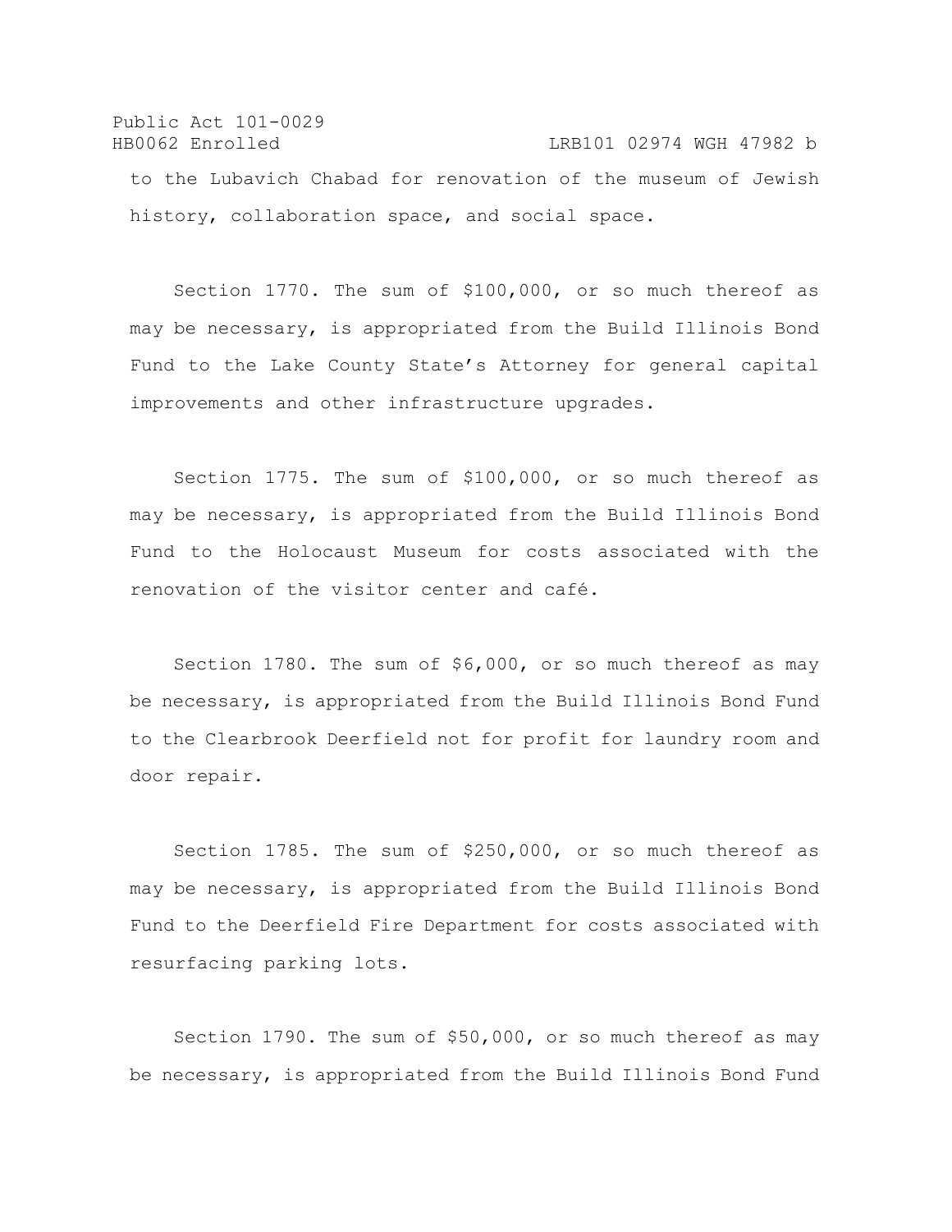to the Lubavich Chabad for renovation of the museum of Jewish history, collaboration space, and social space.

Section 1770. The sum of $100,000, or so much thereof as may be necessary, is appropriated from the Build Illinois Bond Fund to the Lake County State's Attorney for general capital improvements and other infrastructure upgrades.

Section 1775. The sum of $100,000, or so much thereof as may be necessary, is appropriated from the Build Illinois Bond Fund to the Holocaust Museum for costs associated with the renovation of the visitor center and café.

Section 1780. The sum of $6,000, or so much thereof as may be necessary, is appropriated from the Build Illinois Bond Fund to the Clearbrook Deerfield not for profit for laundry room and door repair.

Section 1785. The sum of $250,000, or so much thereof as may be necessary, is appropriated from the Build Illinois Bond Fund to the Deerfield Fire Department for costs associated with resurfacing parking lots.

Section 1790. The sum of $50,000, or so much thereof as may be necessary, is appropriated from the Build Illinois Bond Fund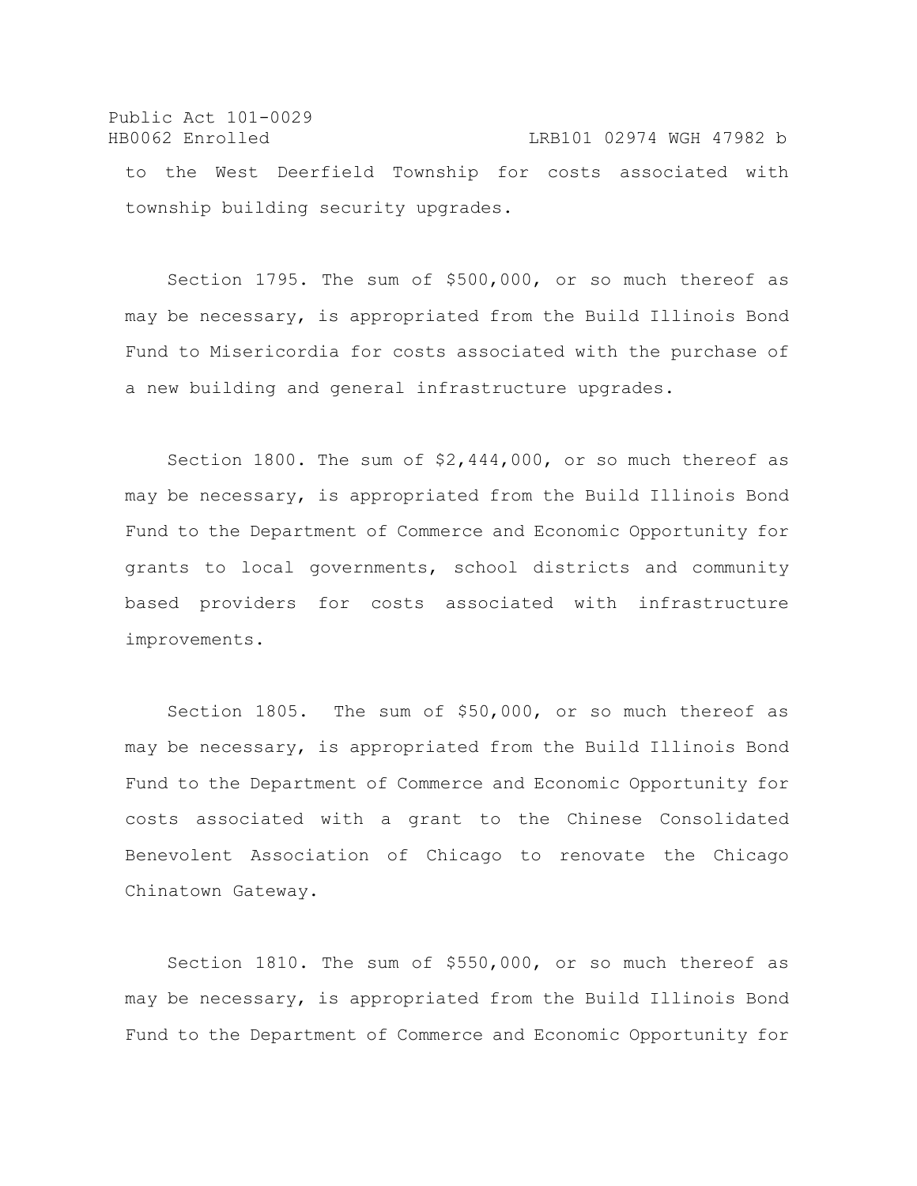to the West Deerfield Township for costs associated with township building security upgrades.

Section 1795. The sum of $500,000, or so much thereof as may be necessary, is appropriated from the Build Illinois Bond Fund to Misericordia for costs associated with the purchase of a new building and general infrastructure upgrades.

Section 1800. The sum of $2,444,000, or so much thereof as may be necessary, is appropriated from the Build Illinois Bond Fund to the Department of Commerce and Economic Opportunity for grants to local governments, school districts and community based providers for costs associated with infrastructure improvements.

Section 1805. The sum of $50,000, or so much thereof as may be necessary, is appropriated from the Build Illinois Bond Fund to the Department of Commerce and Economic Opportunity for costs associated with a grant to the Chinese Consolidated Benevolent Association of Chicago to renovate the Chicago Chinatown Gateway.

Section 1810. The sum of $550,000, or so much thereof as may be necessary, is appropriated from the Build Illinois Bond Fund to the Department of Commerce and Economic Opportunity for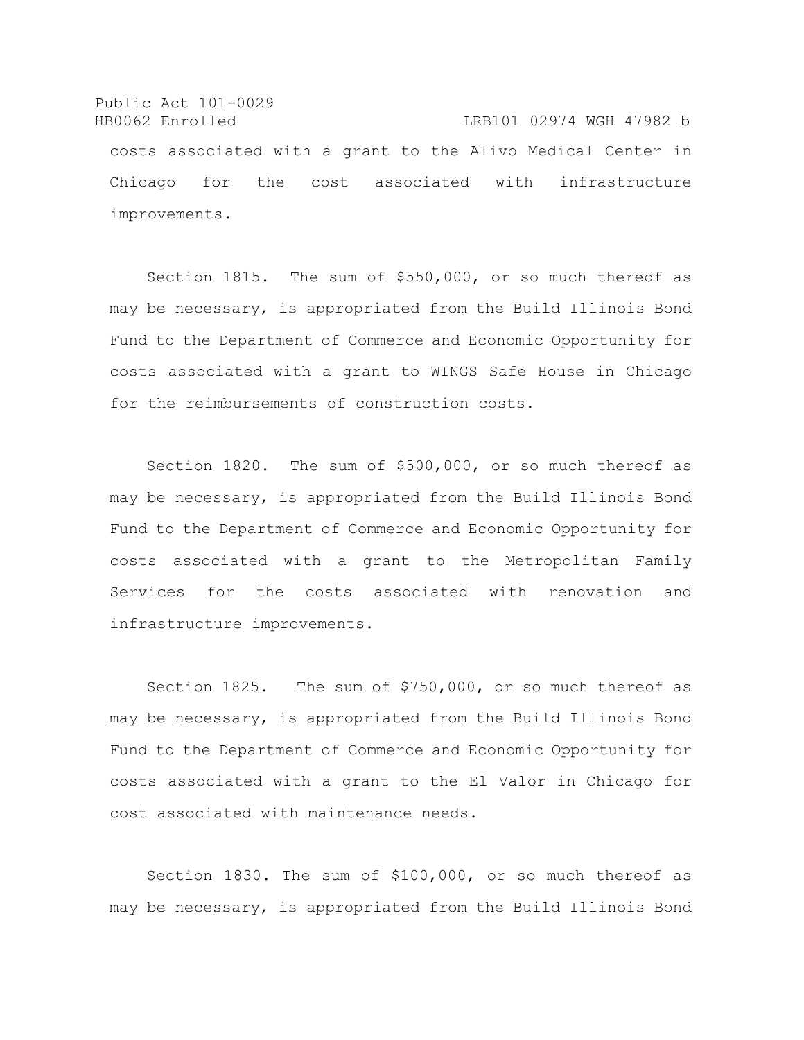costs associated with a grant to the Alivo Medical Center in Chicago for the cost associated with infrastructure improvements.

Section 1815. The sum of $550,000, or so much thereof as may be necessary, is appropriated from the Build Illinois Bond Fund to the Department of Commerce and Economic Opportunity for costs associated with a grant to WINGS Safe House in Chicago for the reimbursements of construction costs.

Section 1820. The sum of $500,000, or so much thereof as may be necessary, is appropriated from the Build Illinois Bond Fund to the Department of Commerce and Economic Opportunity for costs associated with a grant to the Metropolitan Family Services for the costs associated with renovation and infrastructure improvements.

Section 1825. The sum of $750,000, or so much thereof as may be necessary, is appropriated from the Build Illinois Bond Fund to the Department of Commerce and Economic Opportunity for costs associated with a grant to the El Valor in Chicago for cost associated with maintenance needs.

Section 1830. The sum of $100,000, or so much thereof as may be necessary, is appropriated from the Build Illinois Bond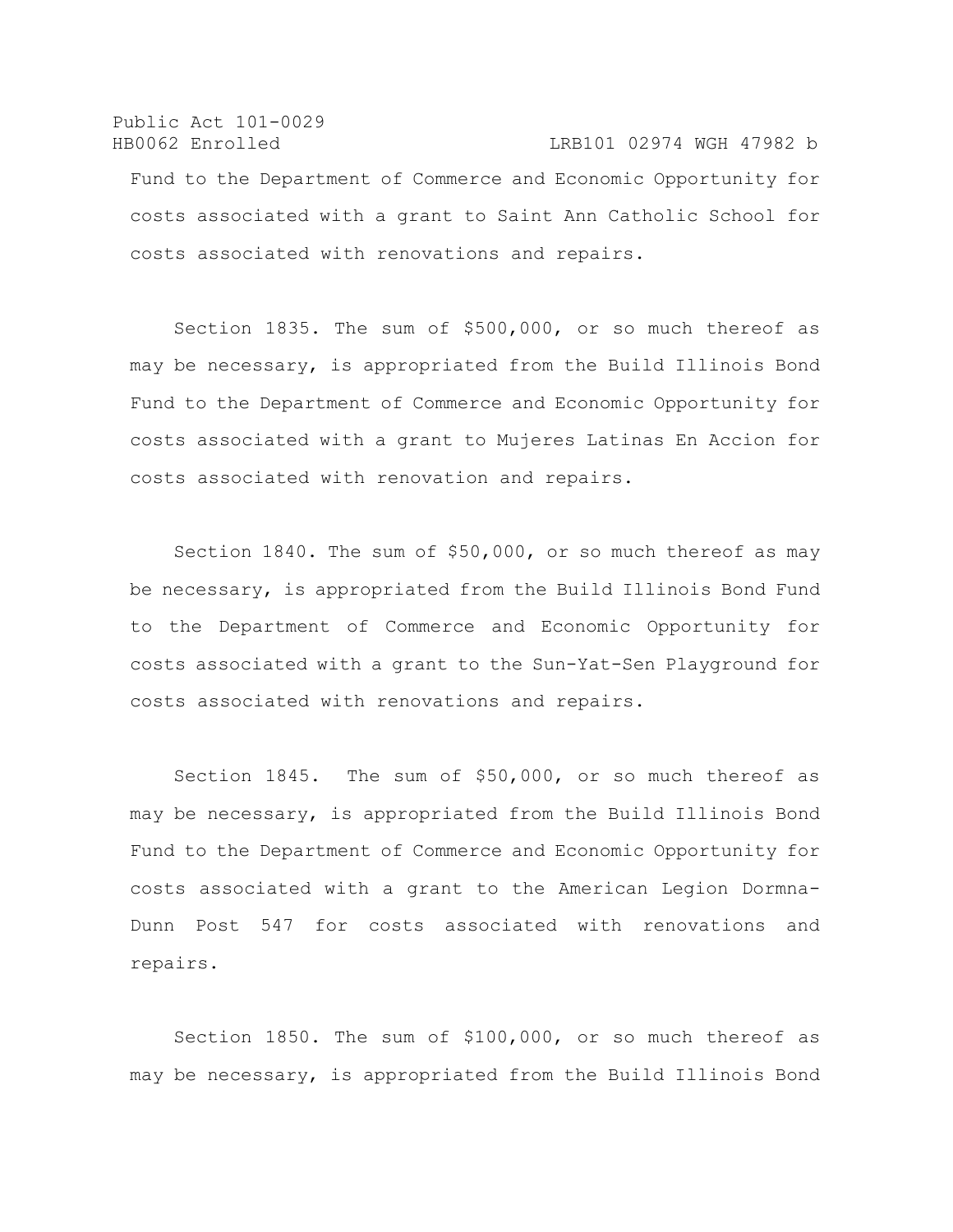Fund to the Department of Commerce and Economic Opportunity for costs associated with a grant to Saint Ann Catholic School for costs associated with renovations and repairs.

Section 1835. The sum of $500,000, or so much thereof as may be necessary, is appropriated from the Build Illinois Bond Fund to the Department of Commerce and Economic Opportunity for costs associated with a grant to Mujeres Latinas En Accion for costs associated with renovation and repairs.

Section 1840. The sum of $50,000, or so much thereof as may be necessary, is appropriated from the Build Illinois Bond Fund to the Department of Commerce and Economic Opportunity for costs associated with a grant to the Sun-Yat-Sen Playground for costs associated with renovations and repairs.

Section 1845. The sum of $50,000, or so much thereof as may be necessary, is appropriated from the Build Illinois Bond Fund to the Department of Commerce and Economic Opportunity for costs associated with a grant to the American Legion Dormna-Dunn Post 547 for costs associated with renovations and repairs.

Section 1850. The sum of $100,000, or so much thereof as may be necessary, is appropriated from the Build Illinois Bond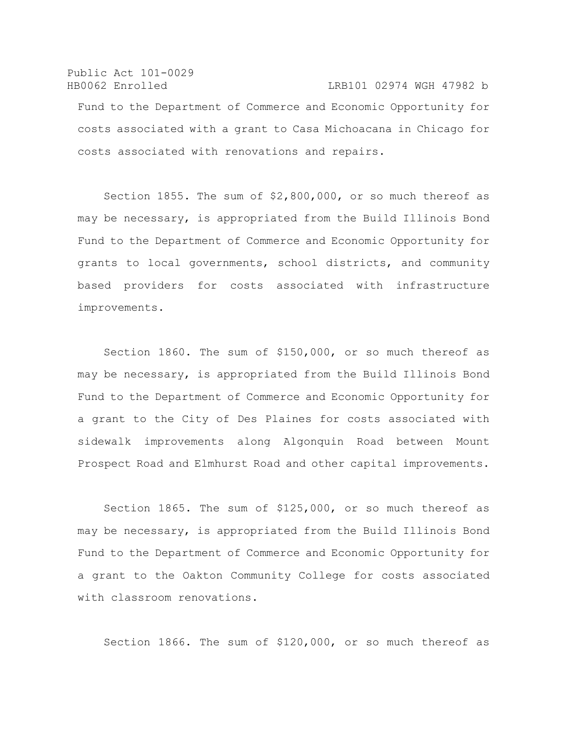Fund to the Department of Commerce and Economic Opportunity for costs associated with a grant to Casa Michoacana in Chicago for costs associated with renovations and repairs.

Section 1855. The sum of $2,800,000, or so much thereof as may be necessary, is appropriated from the Build Illinois Bond Fund to the Department of Commerce and Economic Opportunity for grants to local governments, school districts, and community based providers for costs associated with infrastructure improvements.

Section 1860. The sum of $150,000, or so much thereof as may be necessary, is appropriated from the Build Illinois Bond Fund to the Department of Commerce and Economic Opportunity for a grant to the City of Des Plaines for costs associated with sidewalk improvements along Algonquin Road between Mount Prospect Road and Elmhurst Road and other capital improvements.

Section 1865. The sum of $125,000, or so much thereof as may be necessary, is appropriated from the Build Illinois Bond Fund to the Department of Commerce and Economic Opportunity for a grant to the Oakton Community College for costs associated with classroom renovations.

Section 1866. The sum of $120,000, or so much thereof as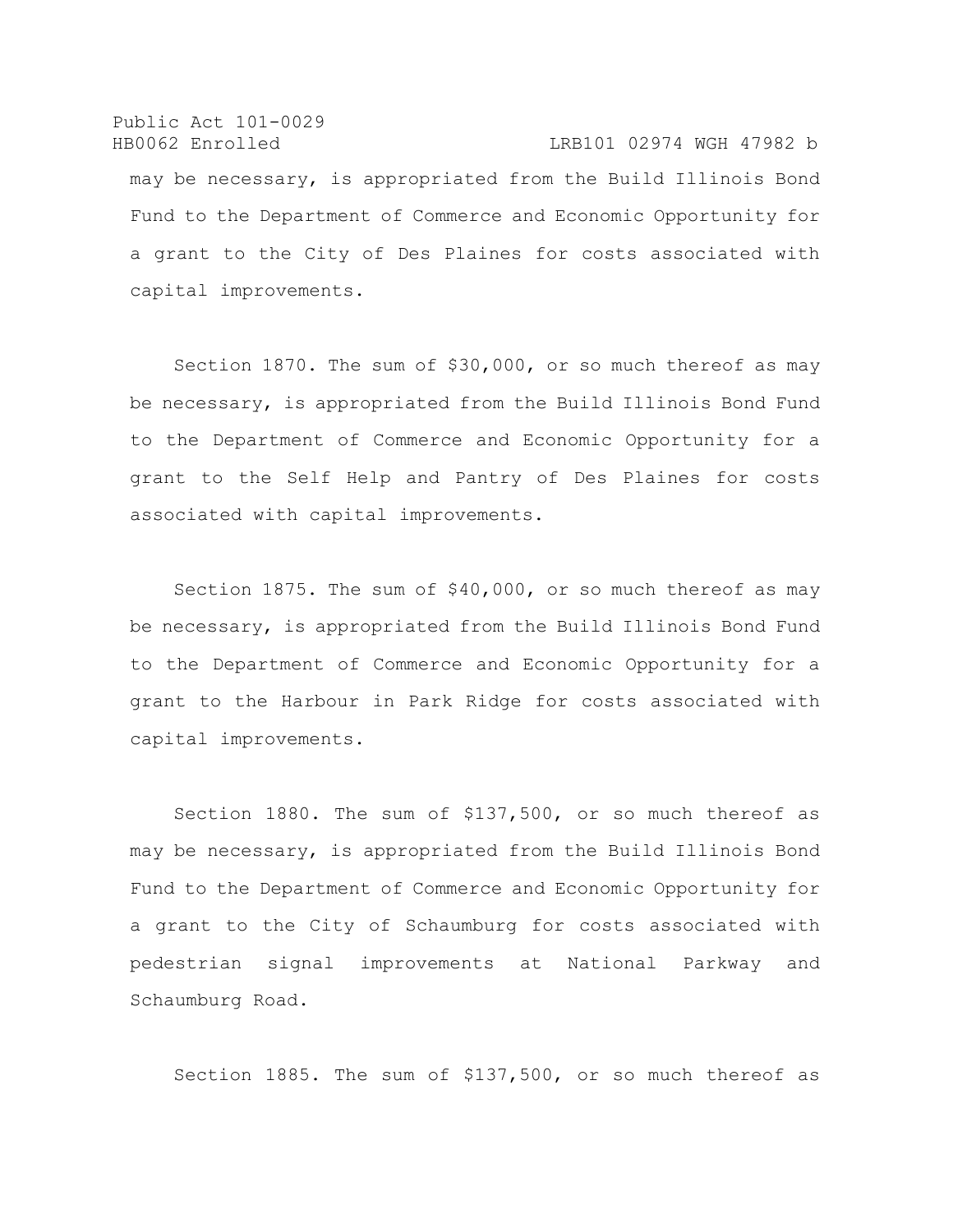may be necessary, is appropriated from the Build Illinois Bond Fund to the Department of Commerce and Economic Opportunity for a grant to the City of Des Plaines for costs associated with capital improvements.

Section 1870. The sum of $30,000, or so much thereof as may be necessary, is appropriated from the Build Illinois Bond Fund to the Department of Commerce and Economic Opportunity for a grant to the Self Help and Pantry of Des Plaines for costs associated with capital improvements.

Section 1875. The sum of $40,000, or so much thereof as may be necessary, is appropriated from the Build Illinois Bond Fund to the Department of Commerce and Economic Opportunity for a grant to the Harbour in Park Ridge for costs associated with capital improvements.

Section 1880. The sum of $137,500, or so much thereof as may be necessary, is appropriated from the Build Illinois Bond Fund to the Department of Commerce and Economic Opportunity for a grant to the City of Schaumburg for costs associated with pedestrian signal improvements at National Parkway and Schaumburg Road.

Section 1885. The sum of $137,500, or so much thereof as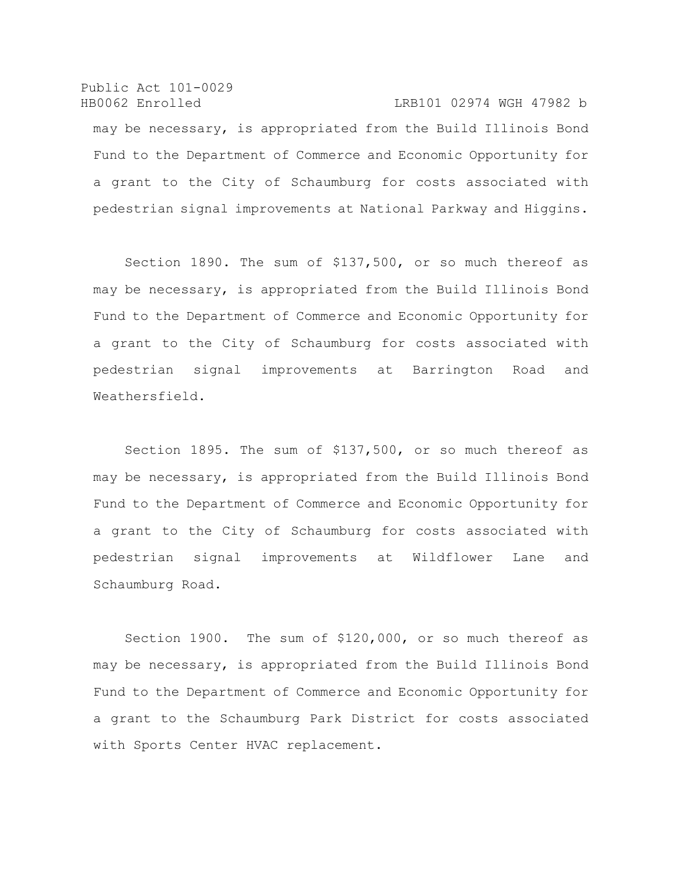may be necessary, is appropriated from the Build Illinois Bond Fund to the Department of Commerce and Economic Opportunity for a grant to the City of Schaumburg for costs associated with pedestrian signal improvements at National Parkway and Higgins.

Section 1890. The sum of $137,500, or so much thereof as may be necessary, is appropriated from the Build Illinois Bond Fund to the Department of Commerce and Economic Opportunity for a grant to the City of Schaumburg for costs associated with pedestrian signal improvements at Barrington Road and Weathersfield.

Section 1895. The sum of $137,500, or so much thereof as may be necessary, is appropriated from the Build Illinois Bond Fund to the Department of Commerce and Economic Opportunity for a grant to the City of Schaumburg for costs associated with pedestrian signal improvements at Wildflower Lane and Schaumburg Road.

Section 1900. The sum of $120,000, or so much thereof as may be necessary, is appropriated from the Build Illinois Bond Fund to the Department of Commerce and Economic Opportunity for a grant to the Schaumburg Park District for costs associated with Sports Center HVAC replacement.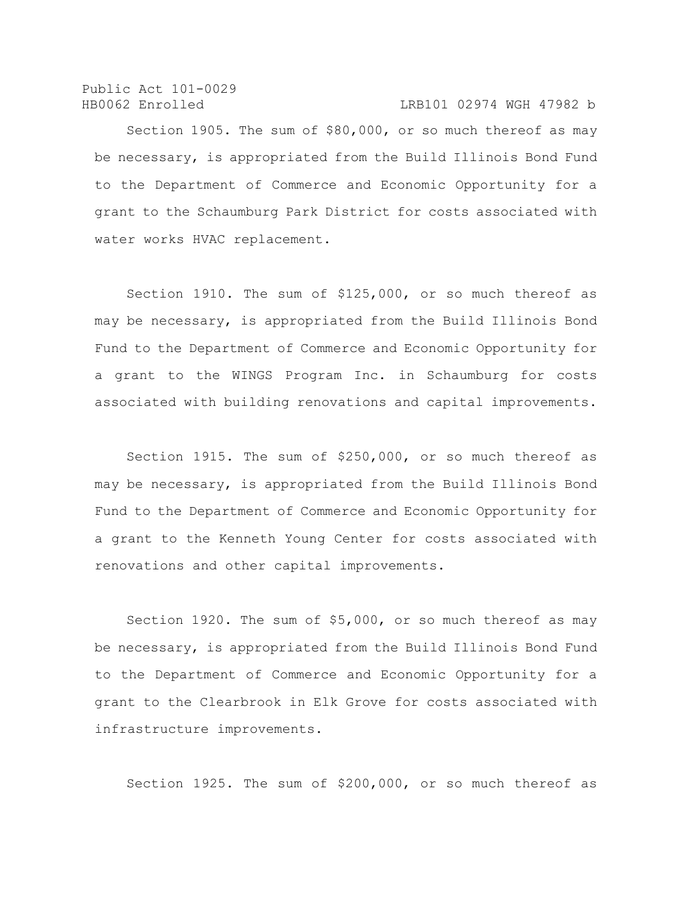Section 1905. The sum of $80,000, or so much thereof as may be necessary, is appropriated from the Build Illinois Bond Fund to the Department of Commerce and Economic Opportunity for a grant to the Schaumburg Park District for costs associated with water works HVAC replacement.

Section 1910. The sum of $125,000, or so much thereof as may be necessary, is appropriated from the Build Illinois Bond Fund to the Department of Commerce and Economic Opportunity for a grant to the WINGS Program Inc. in Schaumburg for costs associated with building renovations and capital improvements.

Section 1915. The sum of $250,000, or so much thereof as may be necessary, is appropriated from the Build Illinois Bond Fund to the Department of Commerce and Economic Opportunity for a grant to the Kenneth Young Center for costs associated with renovations and other capital improvements.

Section 1920. The sum of $5,000, or so much thereof as may be necessary, is appropriated from the Build Illinois Bond Fund to the Department of Commerce and Economic Opportunity for a grant to the Clearbrook in Elk Grove for costs associated with infrastructure improvements.

Section 1925. The sum of $200,000, or so much thereof as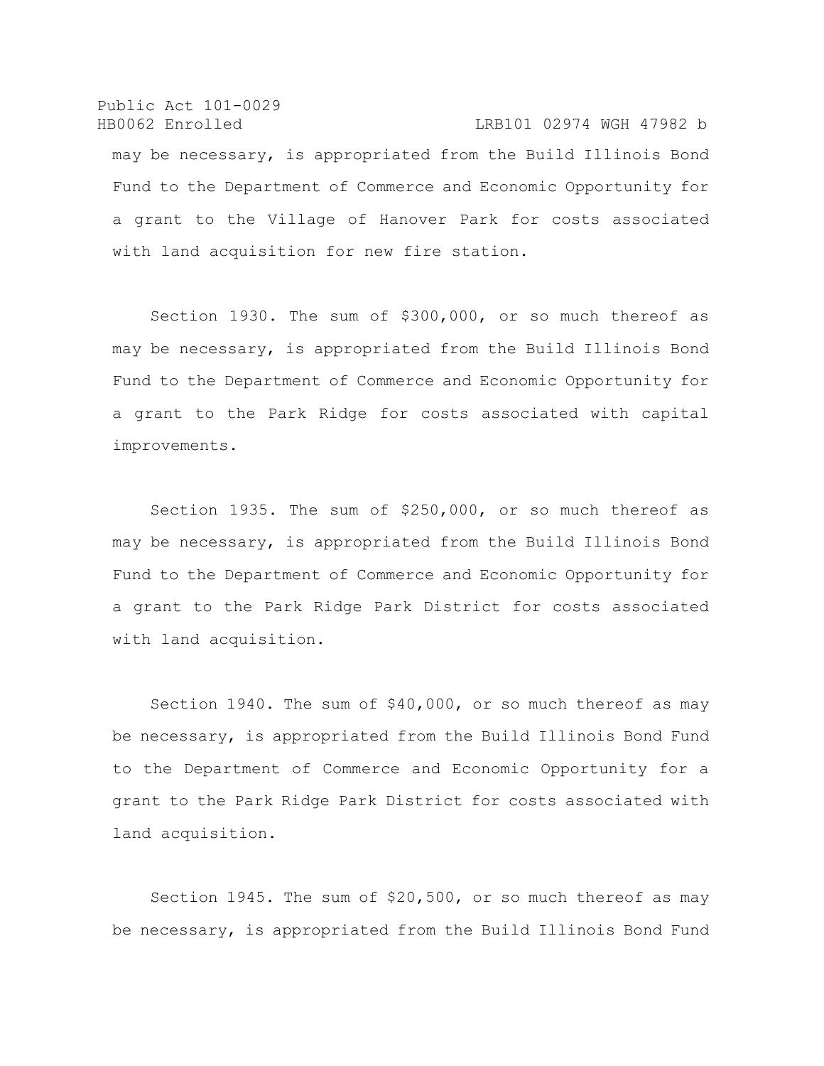may be necessary, is appropriated from the Build Illinois Bond Fund to the Department of Commerce and Economic Opportunity for a grant to the Village of Hanover Park for costs associated with land acquisition for new fire station.

Section 1930. The sum of $300,000, or so much thereof as may be necessary, is appropriated from the Build Illinois Bond Fund to the Department of Commerce and Economic Opportunity for a grant to the Park Ridge for costs associated with capital improvements.

Section 1935. The sum of $250,000, or so much thereof as may be necessary, is appropriated from the Build Illinois Bond Fund to the Department of Commerce and Economic Opportunity for a grant to the Park Ridge Park District for costs associated with land acquisition.

Section 1940. The sum of $40,000, or so much thereof as may be necessary, is appropriated from the Build Illinois Bond Fund to the Department of Commerce and Economic Opportunity for a grant to the Park Ridge Park District for costs associated with land acquisition.

Section 1945. The sum of $20,500, or so much thereof as may be necessary, is appropriated from the Build Illinois Bond Fund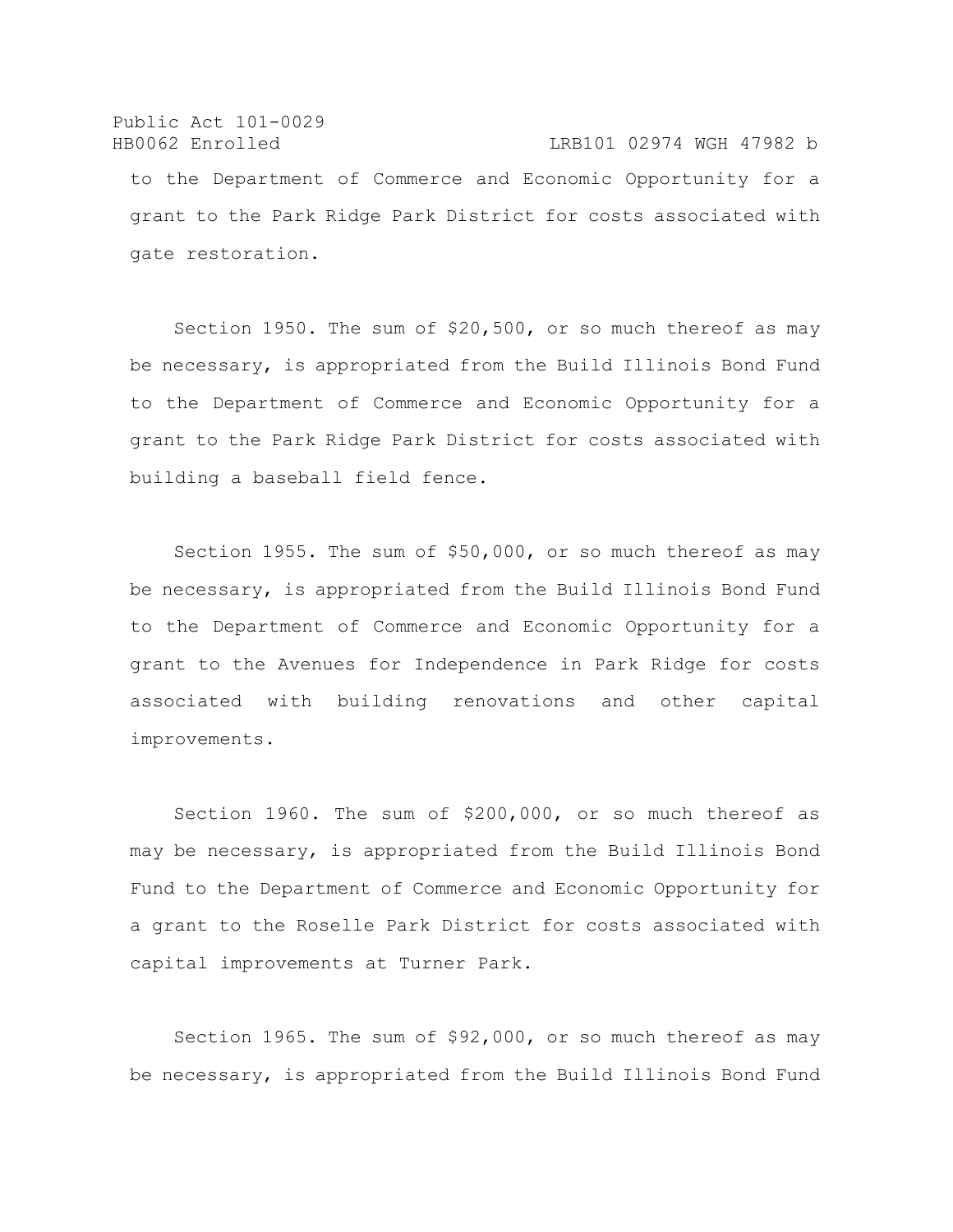to the Department of Commerce and Economic Opportunity for a grant to the Park Ridge Park District for costs associated with gate restoration.

Section 1950. The sum of $20,500, or so much thereof as may be necessary, is appropriated from the Build Illinois Bond Fund to the Department of Commerce and Economic Opportunity for a grant to the Park Ridge Park District for costs associated with building a baseball field fence.

Section 1955. The sum of $50,000, or so much thereof as may be necessary, is appropriated from the Build Illinois Bond Fund to the Department of Commerce and Economic Opportunity for a grant to the Avenues for Independence in Park Ridge for costs associated with building renovations and other capital improvements.

Section 1960. The sum of $200,000, or so much thereof as may be necessary, is appropriated from the Build Illinois Bond Fund to the Department of Commerce and Economic Opportunity for a grant to the Roselle Park District for costs associated with capital improvements at Turner Park.

Section 1965. The sum of $92,000, or so much thereof as may be necessary, is appropriated from the Build Illinois Bond Fund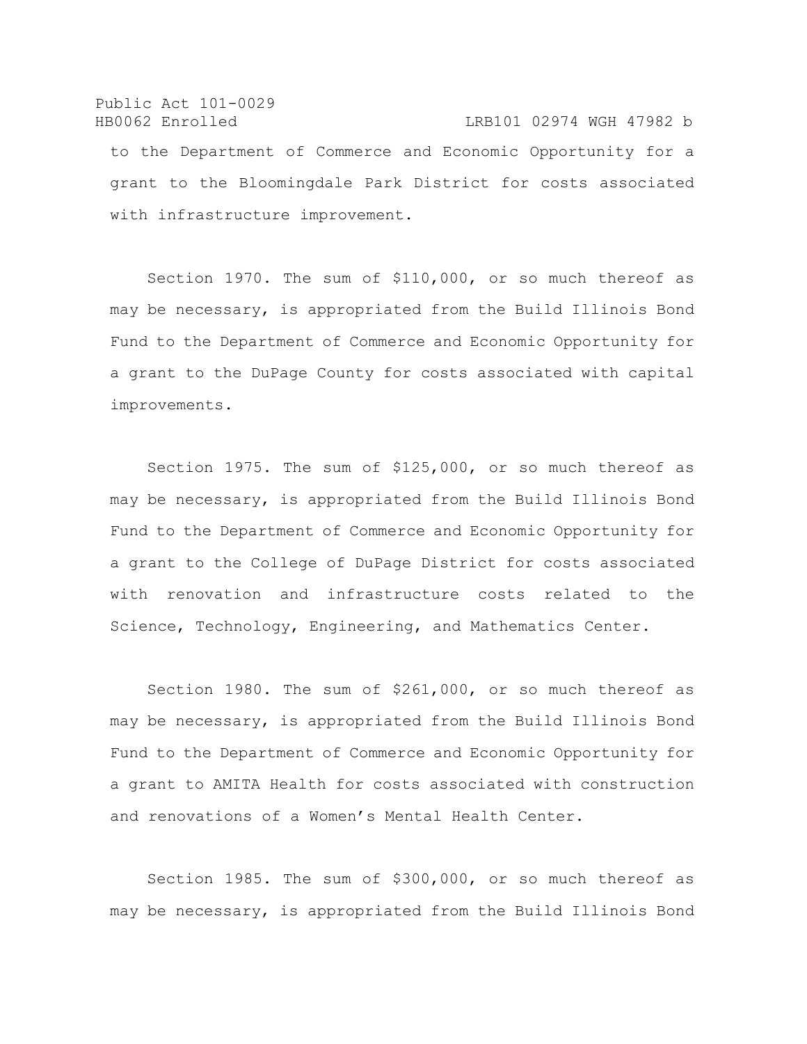to the Department of Commerce and Economic Opportunity for a grant to the Bloomingdale Park District for costs associated with infrastructure improvement.

Section 1970. The sum of $110,000, or so much thereof as may be necessary, is appropriated from the Build Illinois Bond Fund to the Department of Commerce and Economic Opportunity for a grant to the DuPage County for costs associated with capital improvements.

Section 1975. The sum of $125,000, or so much thereof as may be necessary, is appropriated from the Build Illinois Bond Fund to the Department of Commerce and Economic Opportunity for a grant to the College of DuPage District for costs associated with renovation and infrastructure costs related to the Science, Technology, Engineering, and Mathematics Center.

Section 1980. The sum of $261,000, or so much thereof as may be necessary, is appropriated from the Build Illinois Bond Fund to the Department of Commerce and Economic Opportunity for a grant to AMITA Health for costs associated with construction and renovations of a Women's Mental Health Center.

Section 1985. The sum of $300,000, or so much thereof as may be necessary, is appropriated from the Build Illinois Bond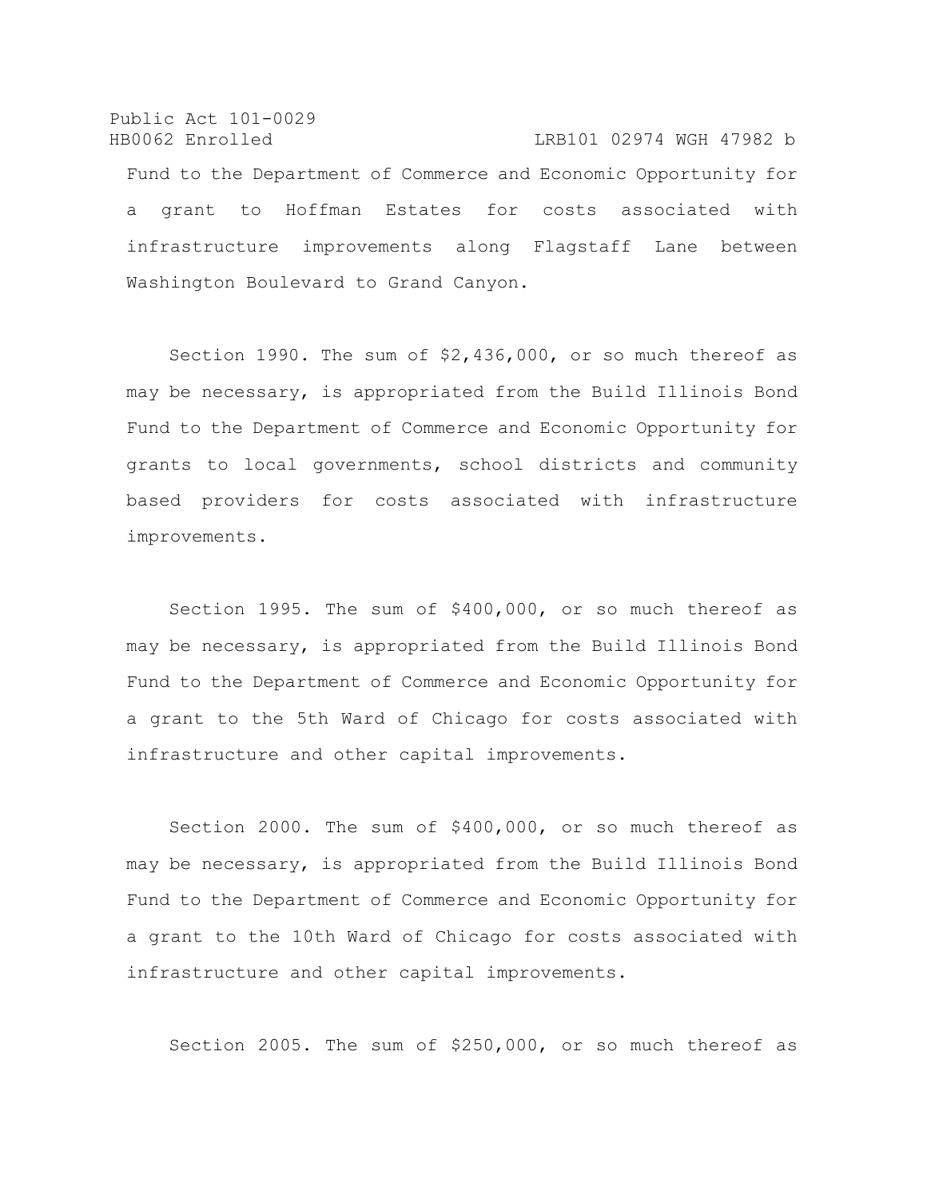Fund to the Department of Commerce and Economic Opportunity for a grant to Hoffman Estates for costs associated with infrastructure improvements along Flagstaff Lane between Washington Boulevard to Grand Canyon.

Section 1990. The sum of $2,436,000, or so much thereof as may be necessary, is appropriated from the Build Illinois Bond Fund to the Department of Commerce and Economic Opportunity for grants to local governments, school districts and community based providers for costs associated with infrastructure improvements.

Section 1995. The sum of $400,000, or so much thereof as may be necessary, is appropriated from the Build Illinois Bond Fund to the Department of Commerce and Economic Opportunity for a grant to the 5th Ward of Chicago for costs associated with infrastructure and other capital improvements.

Section 2000. The sum of $400,000, or so much thereof as may be necessary, is appropriated from the Build Illinois Bond Fund to the Department of Commerce and Economic Opportunity for a grant to the 10th Ward of Chicago for costs associated with infrastructure and other capital improvements.

Section 2005. The sum of $250,000, or so much thereof as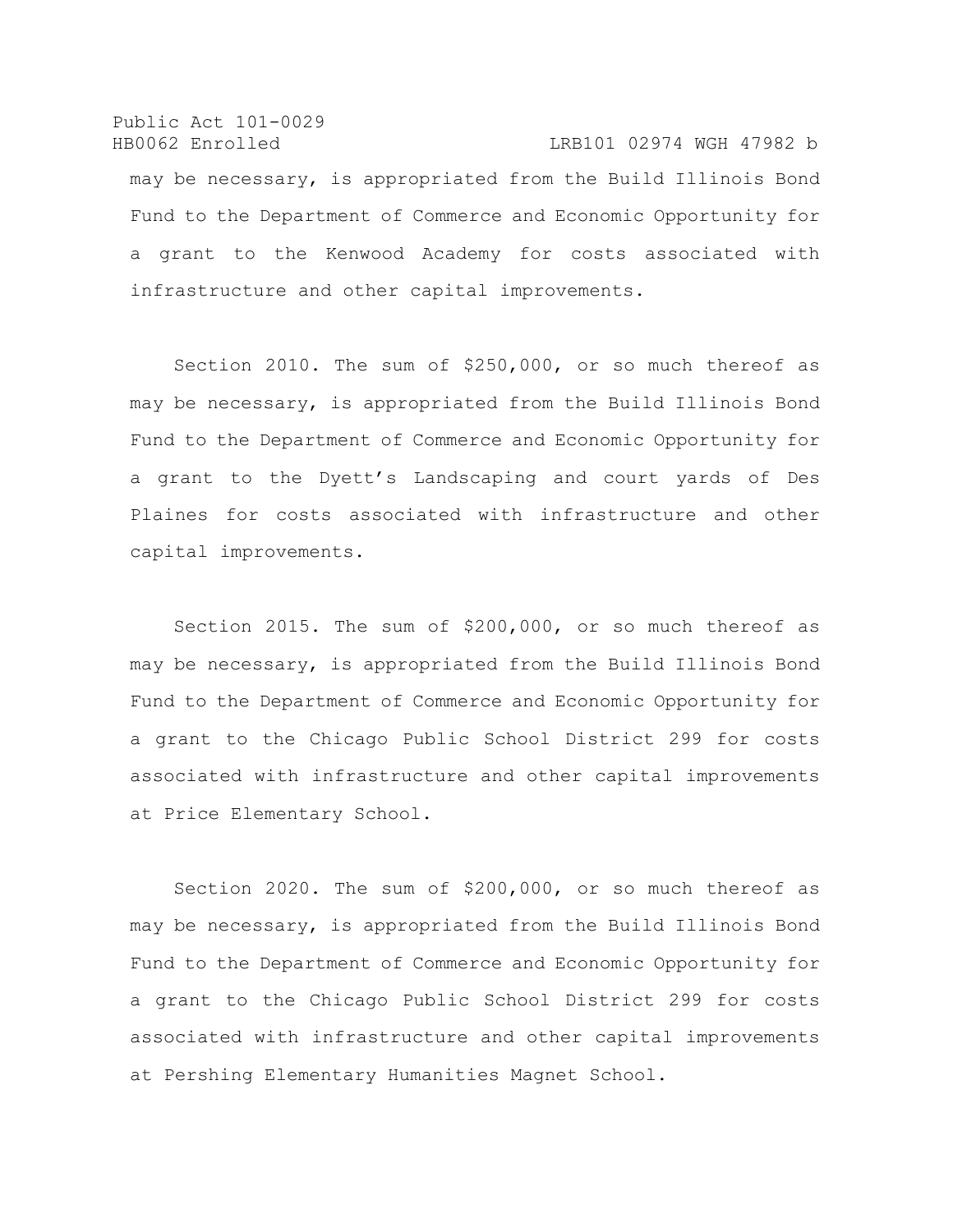may be necessary, is appropriated from the Build Illinois Bond Fund to the Department of Commerce and Economic Opportunity for a grant to the Kenwood Academy for costs associated with infrastructure and other capital improvements.

Section 2010. The sum of $250,000, or so much thereof as may be necessary, is appropriated from the Build Illinois Bond Fund to the Department of Commerce and Economic Opportunity for a grant to the Dyett's Landscaping and court yards of Des Plaines for costs associated with infrastructure and other capital improvements.

Section 2015. The sum of $200,000, or so much thereof as may be necessary, is appropriated from the Build Illinois Bond Fund to the Department of Commerce and Economic Opportunity for a grant to the Chicago Public School District 299 for costs associated with infrastructure and other capital improvements at Price Elementary School.

Section 2020. The sum of $200,000, or so much thereof as may be necessary, is appropriated from the Build Illinois Bond Fund to the Department of Commerce and Economic Opportunity for a grant to the Chicago Public School District 299 for costs associated with infrastructure and other capital improvements at Pershing Elementary Humanities Magnet School.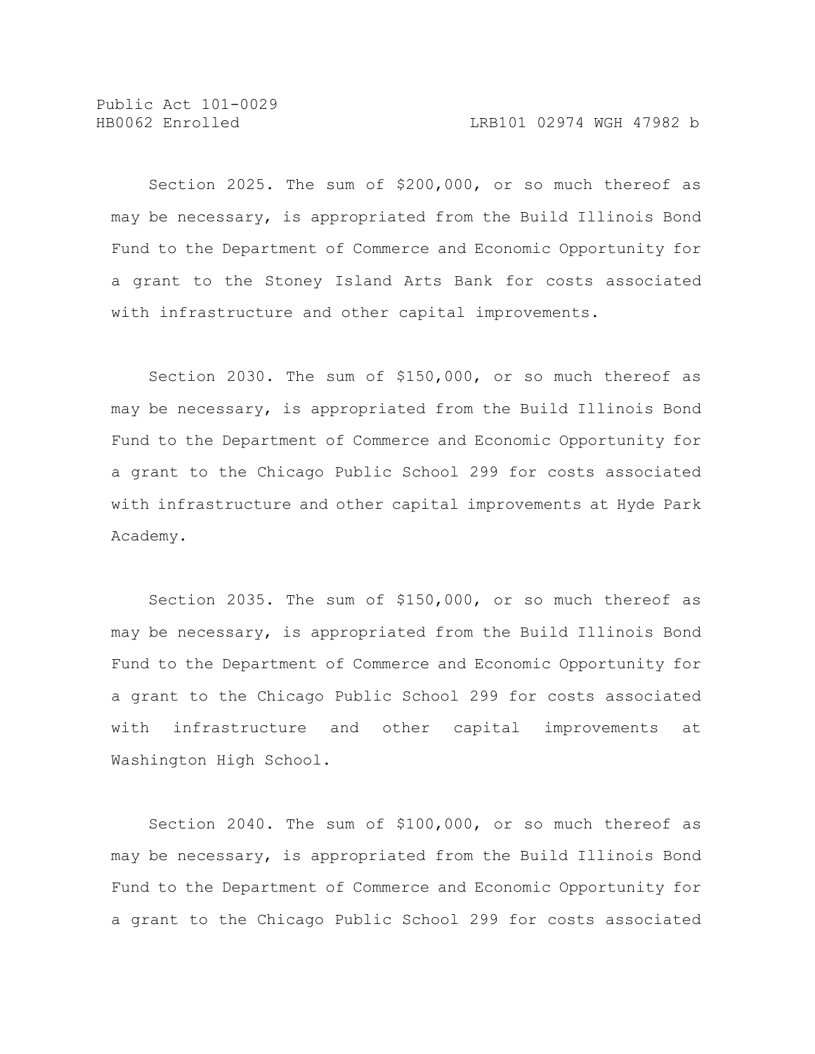Section 2025. The sum of $200,000, or so much thereof as may be necessary, is appropriated from the Build Illinois Bond Fund to the Department of Commerce and Economic Opportunity for a grant to the Stoney Island Arts Bank for costs associated with infrastructure and other capital improvements.

Section 2030. The sum of $150,000, or so much thereof as may be necessary, is appropriated from the Build Illinois Bond Fund to the Department of Commerce and Economic Opportunity for a grant to the Chicago Public School 299 for costs associated with infrastructure and other capital improvements at Hyde Park Academy.

Section 2035. The sum of $150,000, or so much thereof as may be necessary, is appropriated from the Build Illinois Bond Fund to the Department of Commerce and Economic Opportunity for a grant to the Chicago Public School 299 for costs associated with infrastructure and other capital improvements at Washington High School.

Section 2040. The sum of $100,000, or so much thereof as may be necessary, is appropriated from the Build Illinois Bond Fund to the Department of Commerce and Economic Opportunity for a grant to the Chicago Public School 299 for costs associated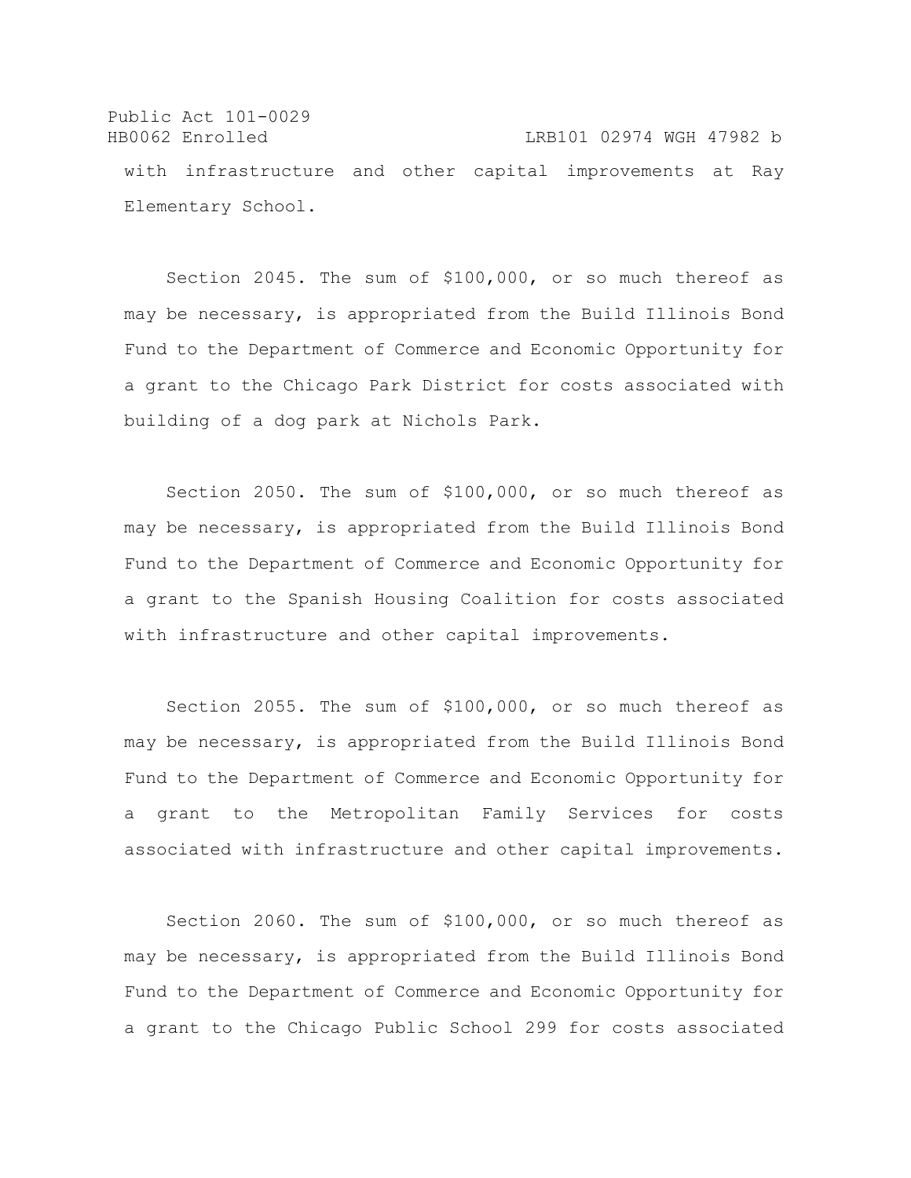with infrastructure and other capital improvements at Ray Elementary School.

Section 2045. The sum of $100,000, or so much thereof as may be necessary, is appropriated from the Build Illinois Bond Fund to the Department of Commerce and Economic Opportunity for a grant to the Chicago Park District for costs associated with building of a dog park at Nichols Park.

Section 2050. The sum of $100,000, or so much thereof as may be necessary, is appropriated from the Build Illinois Bond Fund to the Department of Commerce and Economic Opportunity for a grant to the Spanish Housing Coalition for costs associated with infrastructure and other capital improvements.

Section 2055. The sum of $100,000, or so much thereof as may be necessary, is appropriated from the Build Illinois Bond Fund to the Department of Commerce and Economic Opportunity for a grant to the Metropolitan Family Services for costs associated with infrastructure and other capital improvements.

Section 2060. The sum of $100,000, or so much thereof as may be necessary, is appropriated from the Build Illinois Bond Fund to the Department of Commerce and Economic Opportunity for a grant to the Chicago Public School 299 for costs associated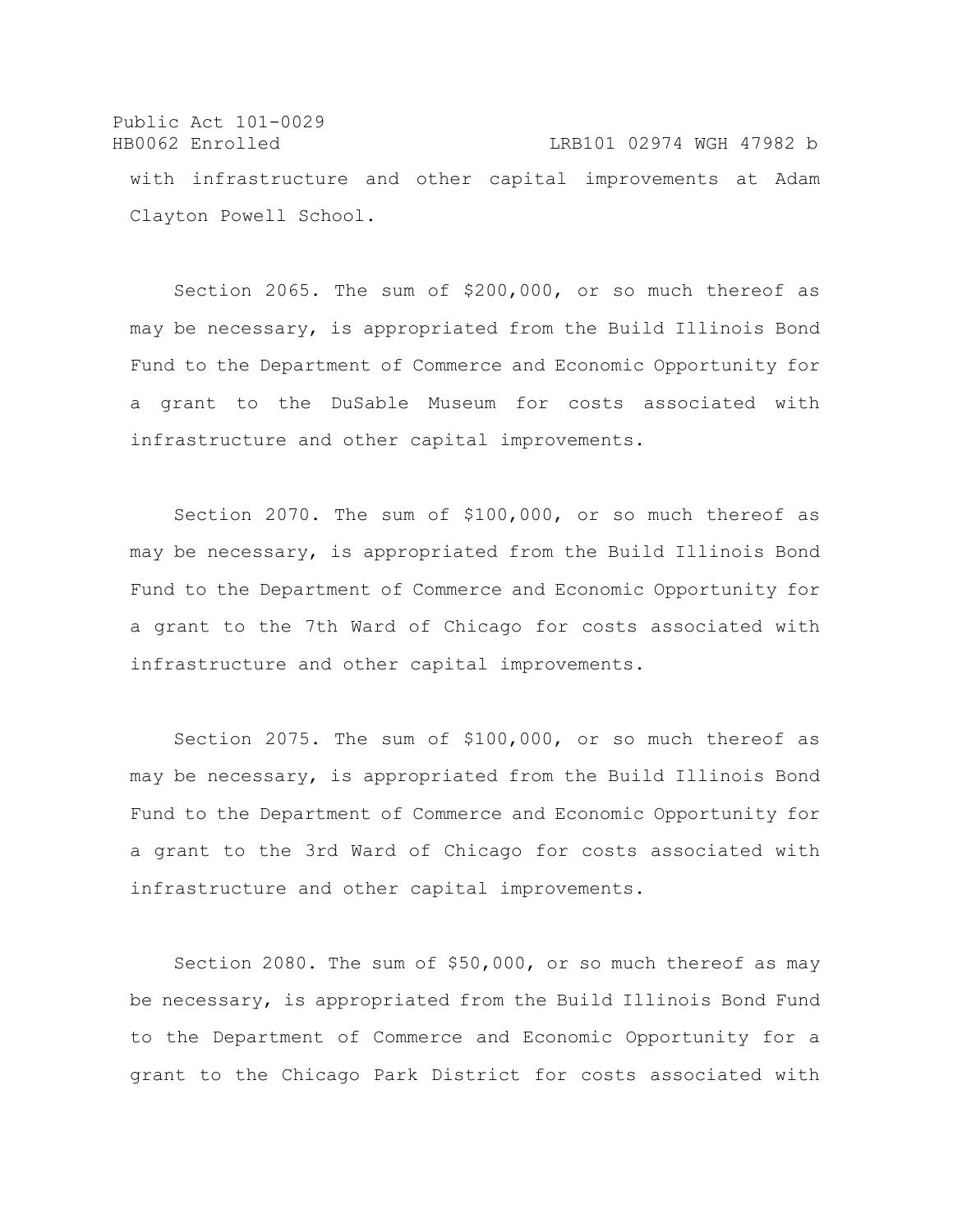with infrastructure and other capital improvements at Adam Clayton Powell School.

Section 2065. The sum of $200,000, or so much thereof as may be necessary, is appropriated from the Build Illinois Bond Fund to the Department of Commerce and Economic Opportunity for a grant to the DuSable Museum for costs associated with infrastructure and other capital improvements.

Section 2070. The sum of $100,000, or so much thereof as may be necessary, is appropriated from the Build Illinois Bond Fund to the Department of Commerce and Economic Opportunity for a grant to the 7th Ward of Chicago for costs associated with infrastructure and other capital improvements.

Section 2075. The sum of $100,000, or so much thereof as may be necessary, is appropriated from the Build Illinois Bond Fund to the Department of Commerce and Economic Opportunity for a grant to the 3rd Ward of Chicago for costs associated with infrastructure and other capital improvements.

Section 2080. The sum of $50,000, or so much thereof as may be necessary, is appropriated from the Build Illinois Bond Fund to the Department of Commerce and Economic Opportunity for a grant to the Chicago Park District for costs associated with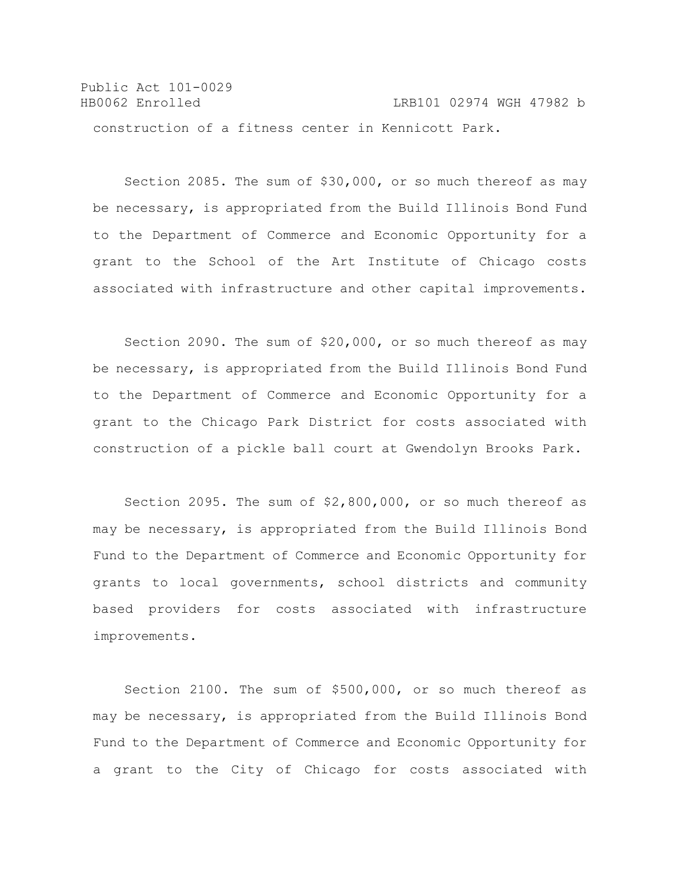construction of a fitness center in Kennicott Park.

Section 2085. The sum of $30,000, or so much thereof as may be necessary, is appropriated from the Build Illinois Bond Fund to the Department of Commerce and Economic Opportunity for a grant to the School of the Art Institute of Chicago costs associated with infrastructure and other capital improvements.

Section 2090. The sum of $20,000, or so much thereof as may be necessary, is appropriated from the Build Illinois Bond Fund to the Department of Commerce and Economic Opportunity for a grant to the Chicago Park District for costs associated with construction of a pickle ball court at Gwendolyn Brooks Park.

Section 2095. The sum of $2,800,000, or so much thereof as may be necessary, is appropriated from the Build Illinois Bond Fund to the Department of Commerce and Economic Opportunity for grants to local governments, school districts and community based providers for costs associated with infrastructure improvements.

Section 2100. The sum of $500,000, or so much thereof as may be necessary, is appropriated from the Build Illinois Bond Fund to the Department of Commerce and Economic Opportunity for a grant to the City of Chicago for costs associated with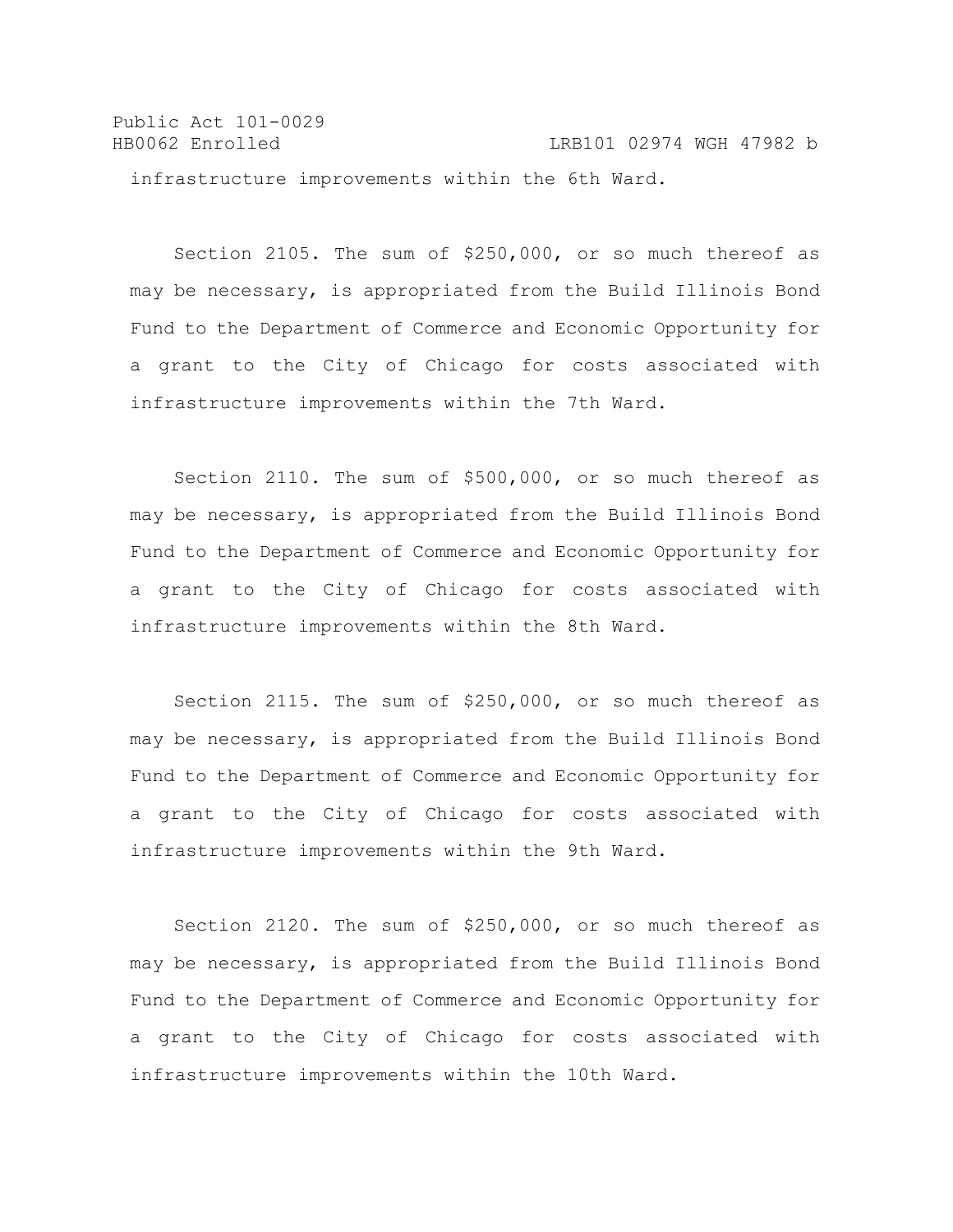infrastructure improvements within the 6th Ward.

Section 2105. The sum of $250,000, or so much thereof as may be necessary, is appropriated from the Build Illinois Bond Fund to the Department of Commerce and Economic Opportunity for a grant to the City of Chicago for costs associated with infrastructure improvements within the 7th Ward.

Section 2110. The sum of $500,000, or so much thereof as may be necessary, is appropriated from the Build Illinois Bond Fund to the Department of Commerce and Economic Opportunity for a grant to the City of Chicago for costs associated with infrastructure improvements within the 8th Ward.

Section 2115. The sum of $250,000, or so much thereof as may be necessary, is appropriated from the Build Illinois Bond Fund to the Department of Commerce and Economic Opportunity for a grant to the City of Chicago for costs associated with infrastructure improvements within the 9th Ward.

Section 2120. The sum of $250,000, or so much thereof as may be necessary, is appropriated from the Build Illinois Bond Fund to the Department of Commerce and Economic Opportunity for a grant to the City of Chicago for costs associated with infrastructure improvements within the 10th Ward.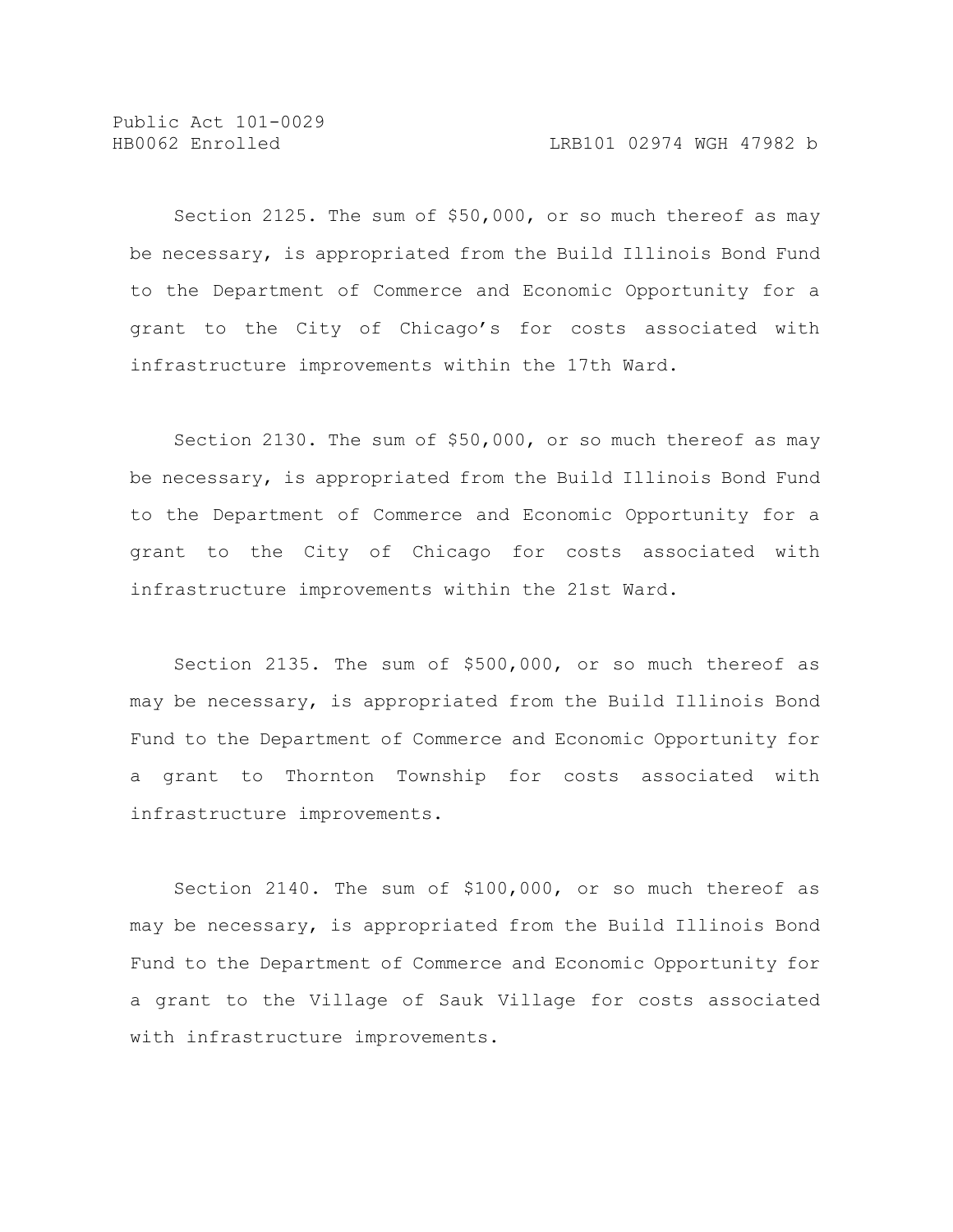Section 2125. The sum of $50,000, or so much thereof as may be necessary, is appropriated from the Build Illinois Bond Fund to the Department of Commerce and Economic Opportunity for a grant to the City of Chicago’s for costs associated with infrastructure improvements within the 17th Ward.

Section 2130. The sum of $50,000, or so much thereof as may be necessary, is appropriated from the Build Illinois Bond Fund to the Department of Commerce and Economic Opportunity for a grant to the City of Chicago for costs associated with infrastructure improvements within the 21st Ward.

Section 2135. The sum of $500,000, or so much thereof as may be necessary, is appropriated from the Build Illinois Bond Fund to the Department of Commerce and Economic Opportunity for a grant to Thornton Township for costs associated with infrastructure improvements.

Section 2140. The sum of $100,000, or so much thereof as may be necessary, is appropriated from the Build Illinois Bond Fund to the Department of Commerce and Economic Opportunity for a grant to the Village of Sauk Village for costs associated with infrastructure improvements.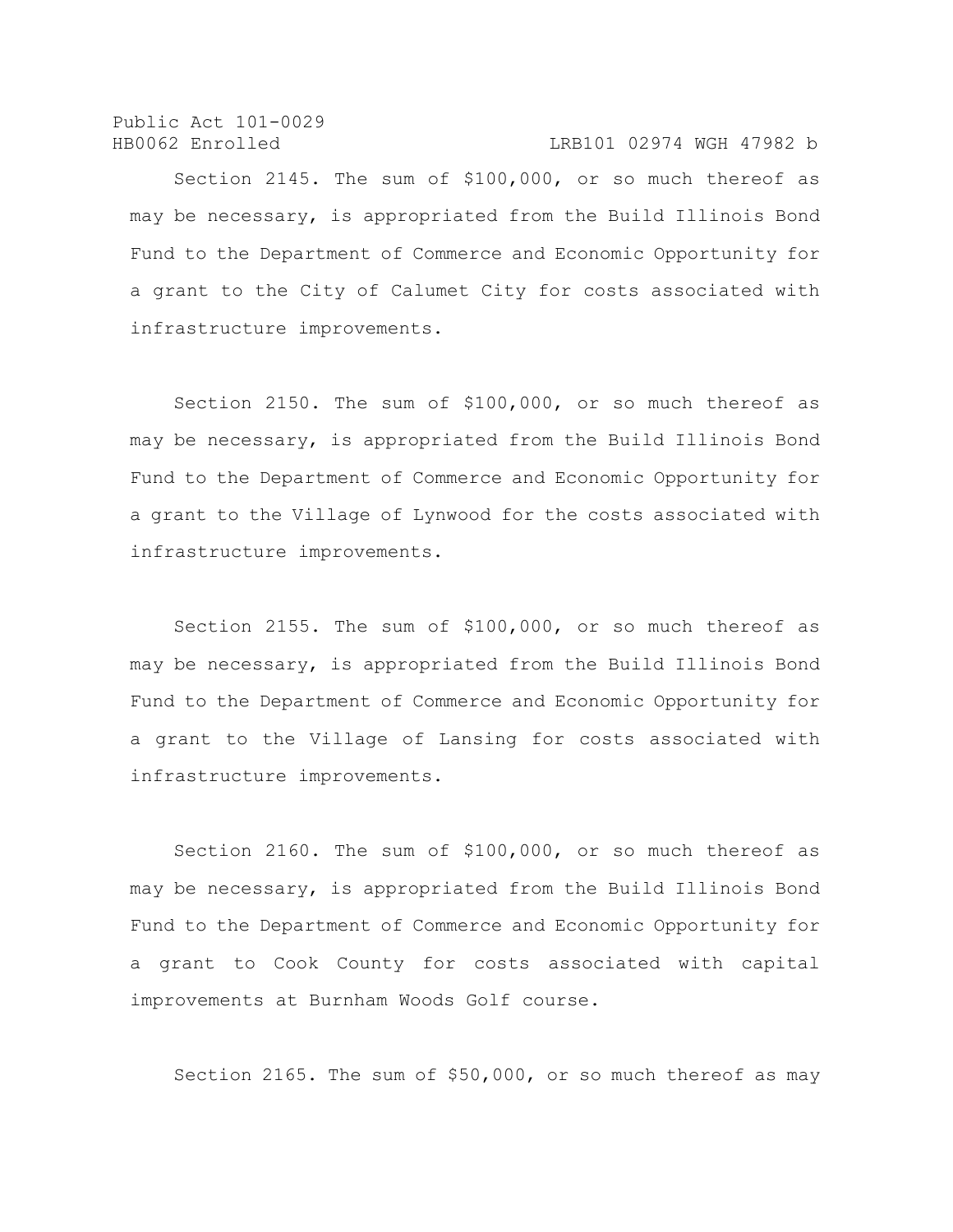Section 2145. The sum of $100,000, or so much thereof as may be necessary, is appropriated from the Build Illinois Bond Fund to the Department of Commerce and Economic Opportunity for a grant to the City of Calumet City for costs associated with infrastructure improvements.

Section 2150. The sum of $100,000, or so much thereof as may be necessary, is appropriated from the Build Illinois Bond Fund to the Department of Commerce and Economic Opportunity for a grant to the Village of Lynwood for the costs associated with infrastructure improvements.

Section 2155. The sum of $100,000, or so much thereof as may be necessary, is appropriated from the Build Illinois Bond Fund to the Department of Commerce and Economic Opportunity for a grant to the Village of Lansing for costs associated with infrastructure improvements.

Section 2160. The sum of $100,000, or so much thereof as may be necessary, is appropriated from the Build Illinois Bond Fund to the Department of Commerce and Economic Opportunity for a grant to Cook County for costs associated with capital improvements at Burnham Woods Golf course.

Section 2165. The sum of $50,000, or so much thereof as may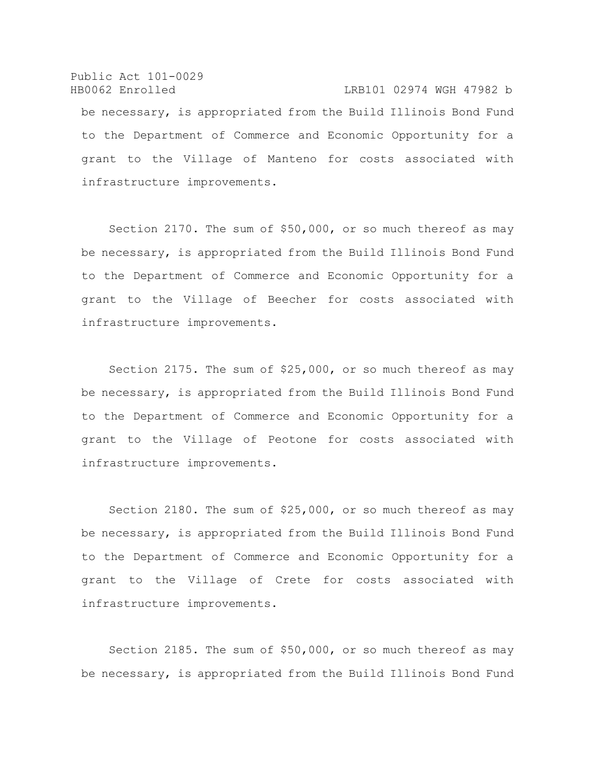be necessary, is appropriated from the Build Illinois Bond Fund to the Department of Commerce and Economic Opportunity for a grant to the Village of Manteno for costs associated with infrastructure improvements.

Section 2170. The sum of $50,000, or so much thereof as may be necessary, is appropriated from the Build Illinois Bond Fund to the Department of Commerce and Economic Opportunity for a grant to the Village of Beecher for costs associated with infrastructure improvements.

Section 2175. The sum of $25,000, or so much thereof as may be necessary, is appropriated from the Build Illinois Bond Fund to the Department of Commerce and Economic Opportunity for a grant to the Village of Peotone for costs associated with infrastructure improvements.

Section 2180. The sum of $25,000, or so much thereof as may be necessary, is appropriated from the Build Illinois Bond Fund to the Department of Commerce and Economic Opportunity for a grant to the Village of Crete for costs associated with infrastructure improvements.

Section 2185. The sum of $50,000, or so much thereof as may be necessary, is appropriated from the Build Illinois Bond Fund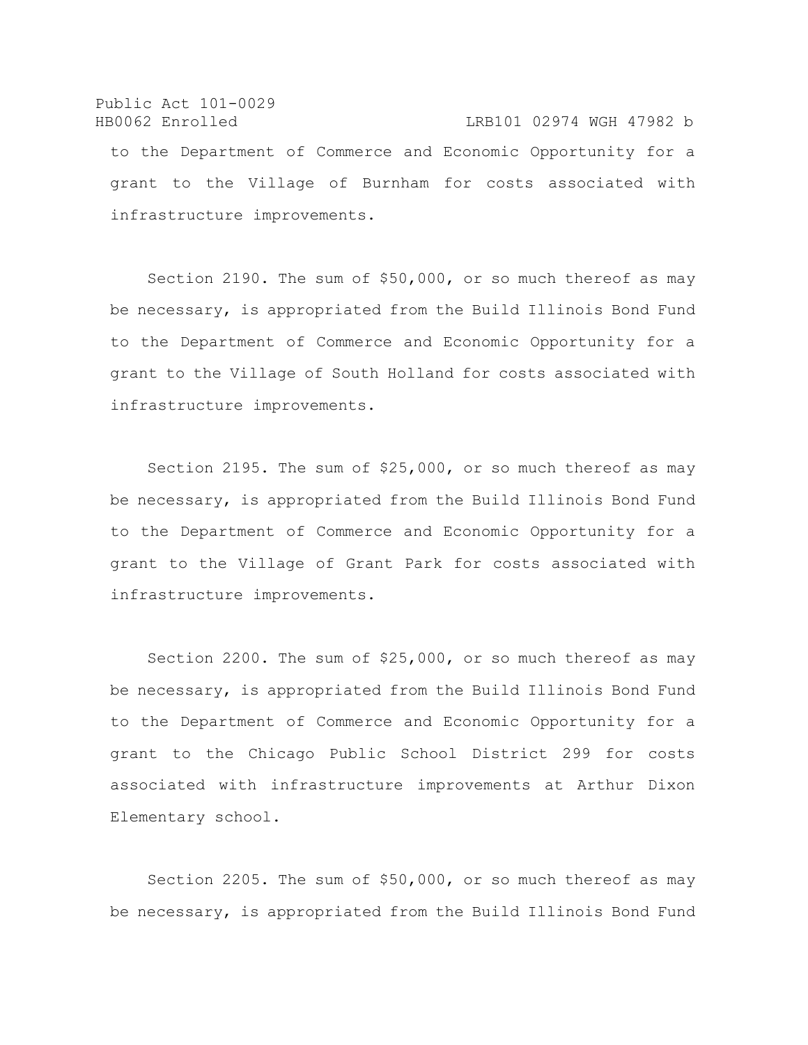to the Department of Commerce and Economic Opportunity for a grant to the Village of Burnham for costs associated with infrastructure improvements.

Section 2190. The sum of $50,000, or so much thereof as may be necessary, is appropriated from the Build Illinois Bond Fund to the Department of Commerce and Economic Opportunity for a grant to the Village of South Holland for costs associated with infrastructure improvements.

Section 2195. The sum of $25,000, or so much thereof as may be necessary, is appropriated from the Build Illinois Bond Fund to the Department of Commerce and Economic Opportunity for a grant to the Village of Grant Park for costs associated with infrastructure improvements.

Section 2200. The sum of $25,000, or so much thereof as may be necessary, is appropriated from the Build Illinois Bond Fund to the Department of Commerce and Economic Opportunity for a grant to the Chicago Public School District 299 for costs associated with infrastructure improvements at Arthur Dixon Elementary school.

Section 2205. The sum of $50,000, or so much thereof as may be necessary, is appropriated from the Build Illinois Bond Fund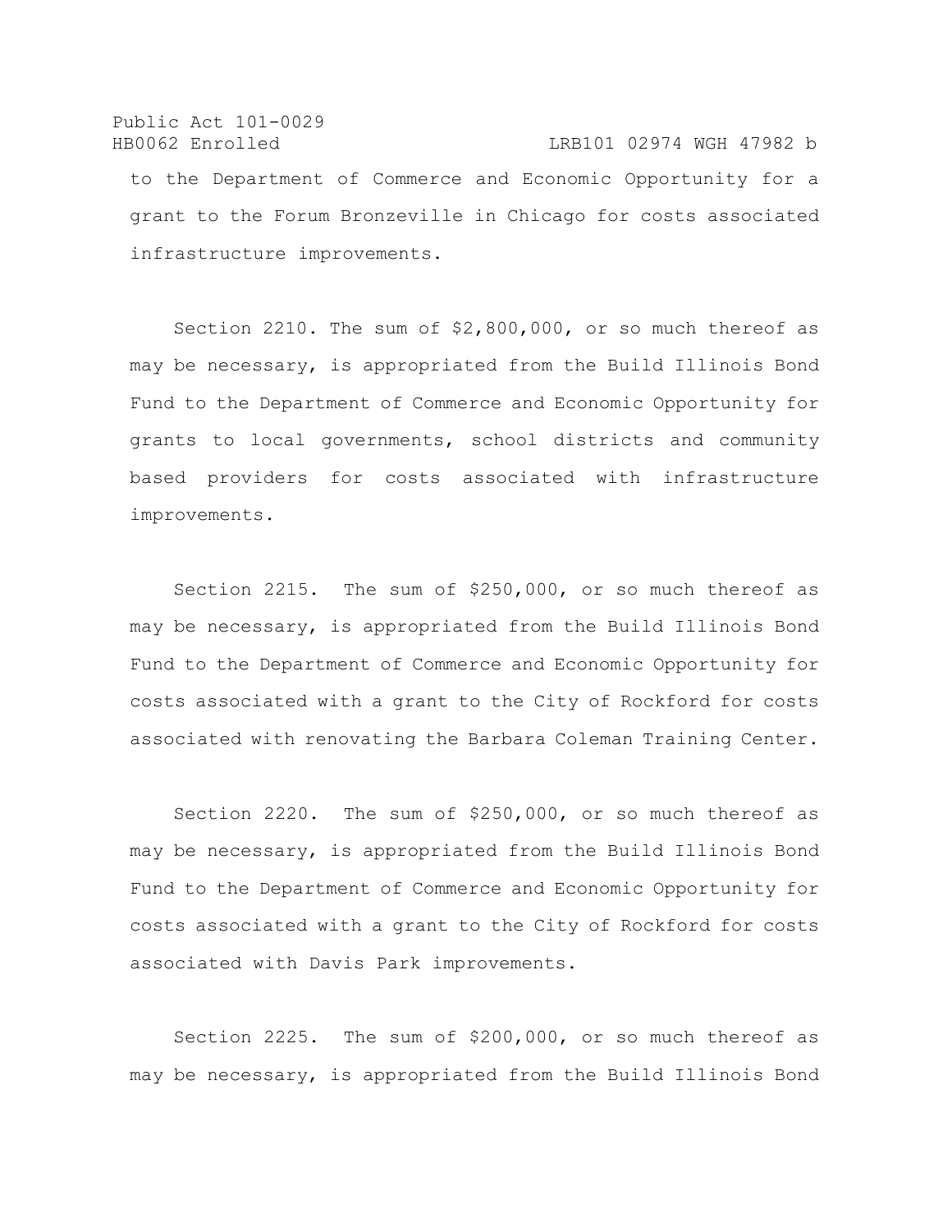to the Department of Commerce and Economic Opportunity for a grant to the Forum Bronzeville in Chicago for costs associated infrastructure improvements.

Section 2210. The sum of $2,800,000, or so much thereof as may be necessary, is appropriated from the Build Illinois Bond Fund to the Department of Commerce and Economic Opportunity for grants to local governments, school districts and community based providers for costs associated with infrastructure improvements.

Section 2215. The sum of $250,000, or so much thereof as may be necessary, is appropriated from the Build Illinois Bond Fund to the Department of Commerce and Economic Opportunity for costs associated with a grant to the City of Rockford for costs associated with renovating the Barbara Coleman Training Center.

Section 2220. The sum of $250,000, or so much thereof as may be necessary, is appropriated from the Build Illinois Bond Fund to the Department of Commerce and Economic Opportunity for costs associated with a grant to the City of Rockford for costs associated with Davis Park improvements.

Section 2225. The sum of $200,000, or so much thereof as may be necessary, is appropriated from the Build Illinois Bond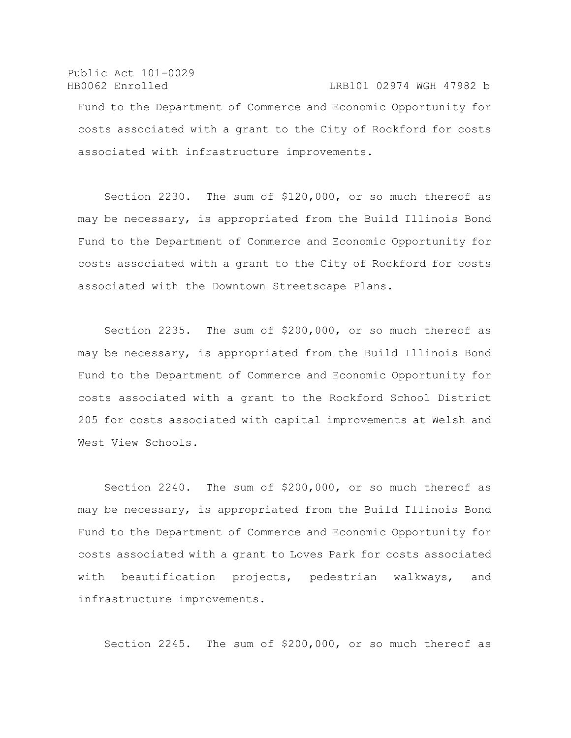Fund to the Department of Commerce and Economic Opportunity for costs associated with a grant to the City of Rockford for costs associated with infrastructure improvements.

Section 2230. The sum of $120,000, or so much thereof as may be necessary, is appropriated from the Build Illinois Bond Fund to the Department of Commerce and Economic Opportunity for costs associated with a grant to the City of Rockford for costs associated with the Downtown Streetscape Plans.

Section 2235. The sum of $200,000, or so much thereof as may be necessary, is appropriated from the Build Illinois Bond Fund to the Department of Commerce and Economic Opportunity for costs associated with a grant to the Rockford School District 205 for costs associated with capital improvements at Welsh and West View Schools.

Section 2240. The sum of $200,000, or so much thereof as may be necessary, is appropriated from the Build Illinois Bond Fund to the Department of Commerce and Economic Opportunity for costs associated with a grant to Loves Park for costs associated with beautification projects, pedestrian walkways, and infrastructure improvements.

Section 2245. The sum of $200,000, or so much thereof as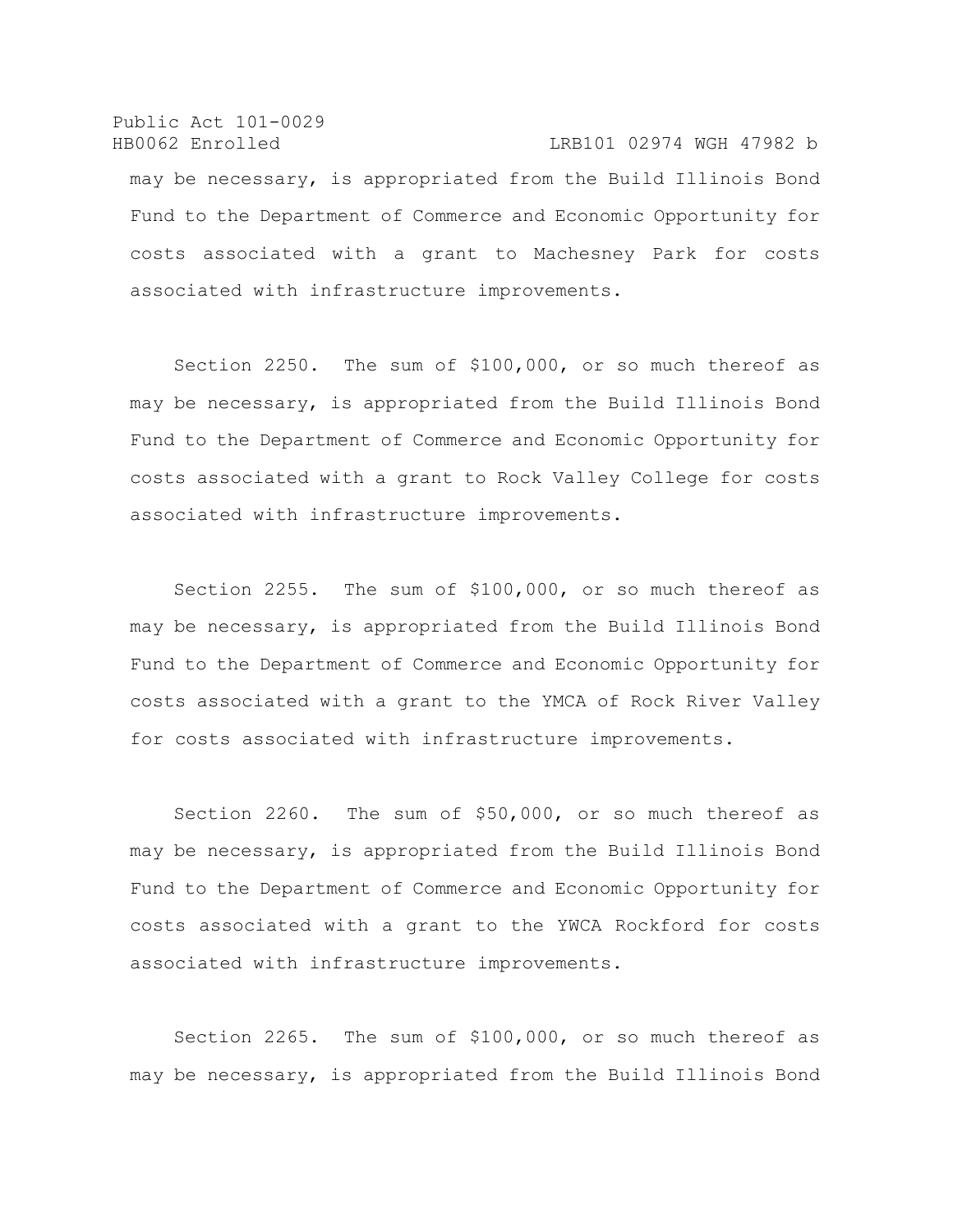may be necessary, is appropriated from the Build Illinois Bond Fund to the Department of Commerce and Economic Opportunity for costs associated with a grant to Machesney Park for costs associated with infrastructure improvements.

Section 2250. The sum of $100,000, or so much thereof as may be necessary, is appropriated from the Build Illinois Bond Fund to the Department of Commerce and Economic Opportunity for costs associated with a grant to Rock Valley College for costs associated with infrastructure improvements.

Section 2255. The sum of $100,000, or so much thereof as may be necessary, is appropriated from the Build Illinois Bond Fund to the Department of Commerce and Economic Opportunity for costs associated with a grant to the YMCA of Rock River Valley for costs associated with infrastructure improvements.

Section 2260. The sum of $50,000, or so much thereof as may be necessary, is appropriated from the Build Illinois Bond Fund to the Department of Commerce and Economic Opportunity for costs associated with a grant to the YWCA Rockford for costs associated with infrastructure improvements.

Section 2265. The sum of $100,000, or so much thereof as may be necessary, is appropriated from the Build Illinois Bond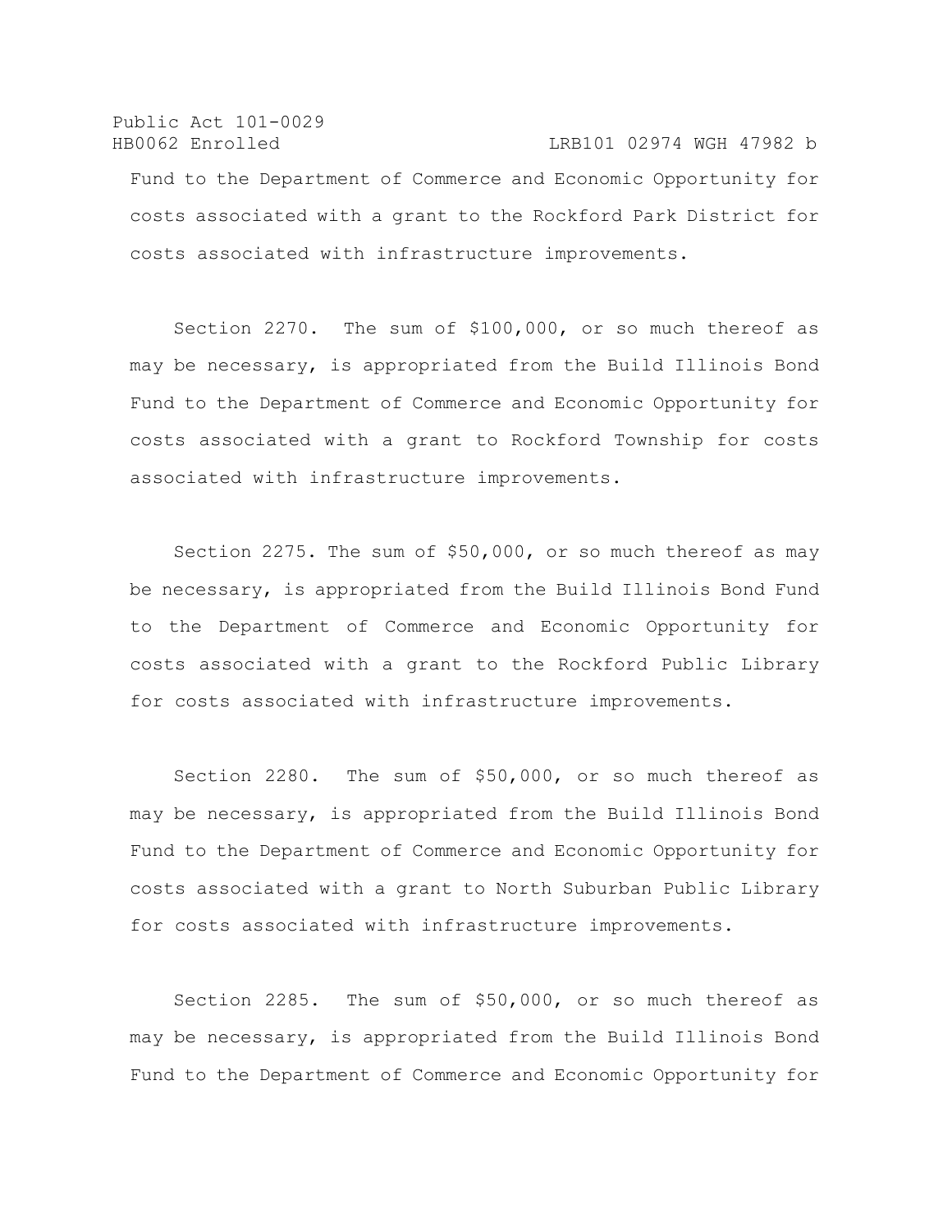Fund to the Department of Commerce and Economic Opportunity for costs associated with a grant to the Rockford Park District for costs associated with infrastructure improvements.

Section 2270. The sum of $100,000, or so much thereof as may be necessary, is appropriated from the Build Illinois Bond Fund to the Department of Commerce and Economic Opportunity for costs associated with a grant to Rockford Township for costs associated with infrastructure improvements.

Section 2275. The sum of $50,000, or so much thereof as may be necessary, is appropriated from the Build Illinois Bond Fund to the Department of Commerce and Economic Opportunity for costs associated with a grant to the Rockford Public Library for costs associated with infrastructure improvements.

Section 2280. The sum of $50,000, or so much thereof as may be necessary, is appropriated from the Build Illinois Bond Fund to the Department of Commerce and Economic Opportunity for costs associated with a grant to North Suburban Public Library for costs associated with infrastructure improvements.

Section 2285. The sum of $50,000, or so much thereof as may be necessary, is appropriated from the Build Illinois Bond Fund to the Department of Commerce and Economic Opportunity for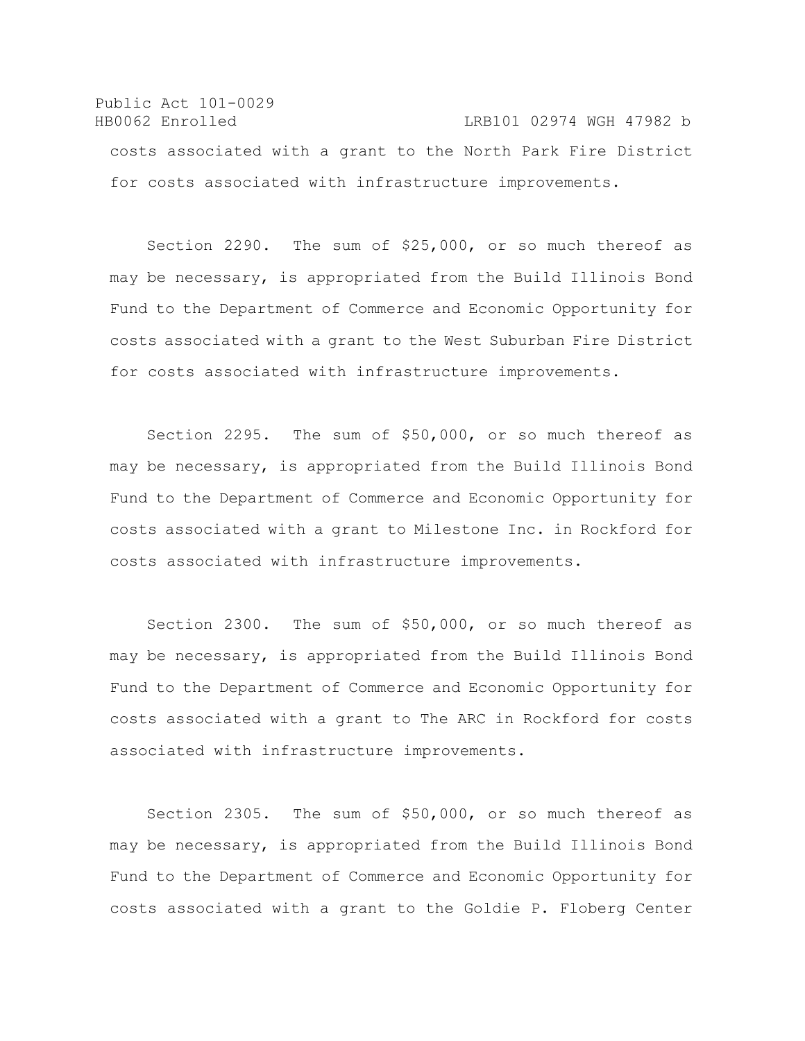costs associated with a grant to the North Park Fire District for costs associated with infrastructure improvements.

Section 2290. The sum of $25,000, or so much thereof as may be necessary, is appropriated from the Build Illinois Bond Fund to the Department of Commerce and Economic Opportunity for costs associated with a grant to the West Suburban Fire District for costs associated with infrastructure improvements.

Section 2295. The sum of $50,000, or so much thereof as may be necessary, is appropriated from the Build Illinois Bond Fund to the Department of Commerce and Economic Opportunity for costs associated with a grant to Milestone Inc. in Rockford for costs associated with infrastructure improvements.

Section 2300. The sum of $50,000, or so much thereof as may be necessary, is appropriated from the Build Illinois Bond Fund to the Department of Commerce and Economic Opportunity for costs associated with a grant to The ARC in Rockford for costs associated with infrastructure improvements.

Section 2305. The sum of $50,000, or so much thereof as may be necessary, is appropriated from the Build Illinois Bond Fund to the Department of Commerce and Economic Opportunity for costs associated with a grant to the Goldie P. Floberg Center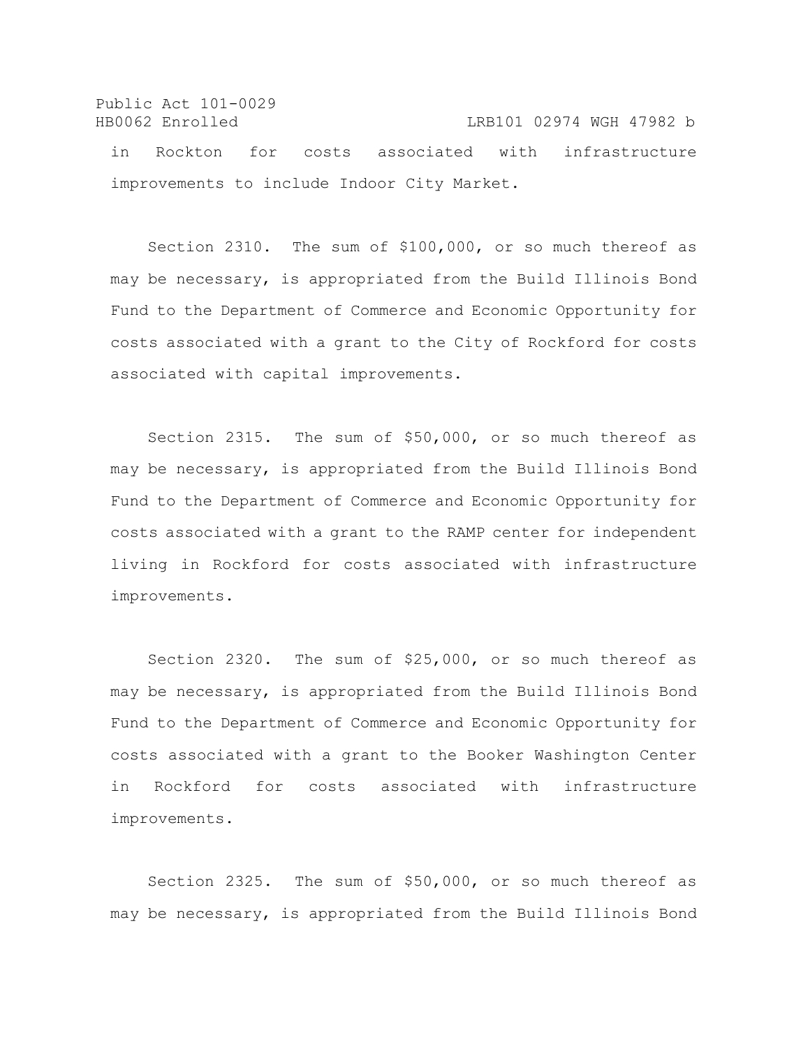in Rockton for costs associated with infrastructure improvements to include Indoor City Market.

Section 2310. The sum of $100,000, or so much thereof as may be necessary, is appropriated from the Build Illinois Bond Fund to the Department of Commerce and Economic Opportunity for costs associated with a grant to the City of Rockford for costs associated with capital improvements.

Section 2315. The sum of $50,000, or so much thereof as may be necessary, is appropriated from the Build Illinois Bond Fund to the Department of Commerce and Economic Opportunity for costs associated with a grant to the RAMP center for independent living in Rockford for costs associated with infrastructure improvements.

Section 2320. The sum of $25,000, or so much thereof as may be necessary, is appropriated from the Build Illinois Bond Fund to the Department of Commerce and Economic Opportunity for costs associated with a grant to the Booker Washington Center in Rockford for costs associated with infrastructure improvements.

Section 2325. The sum of $50,000, or so much thereof as may be necessary, is appropriated from the Build Illinois Bond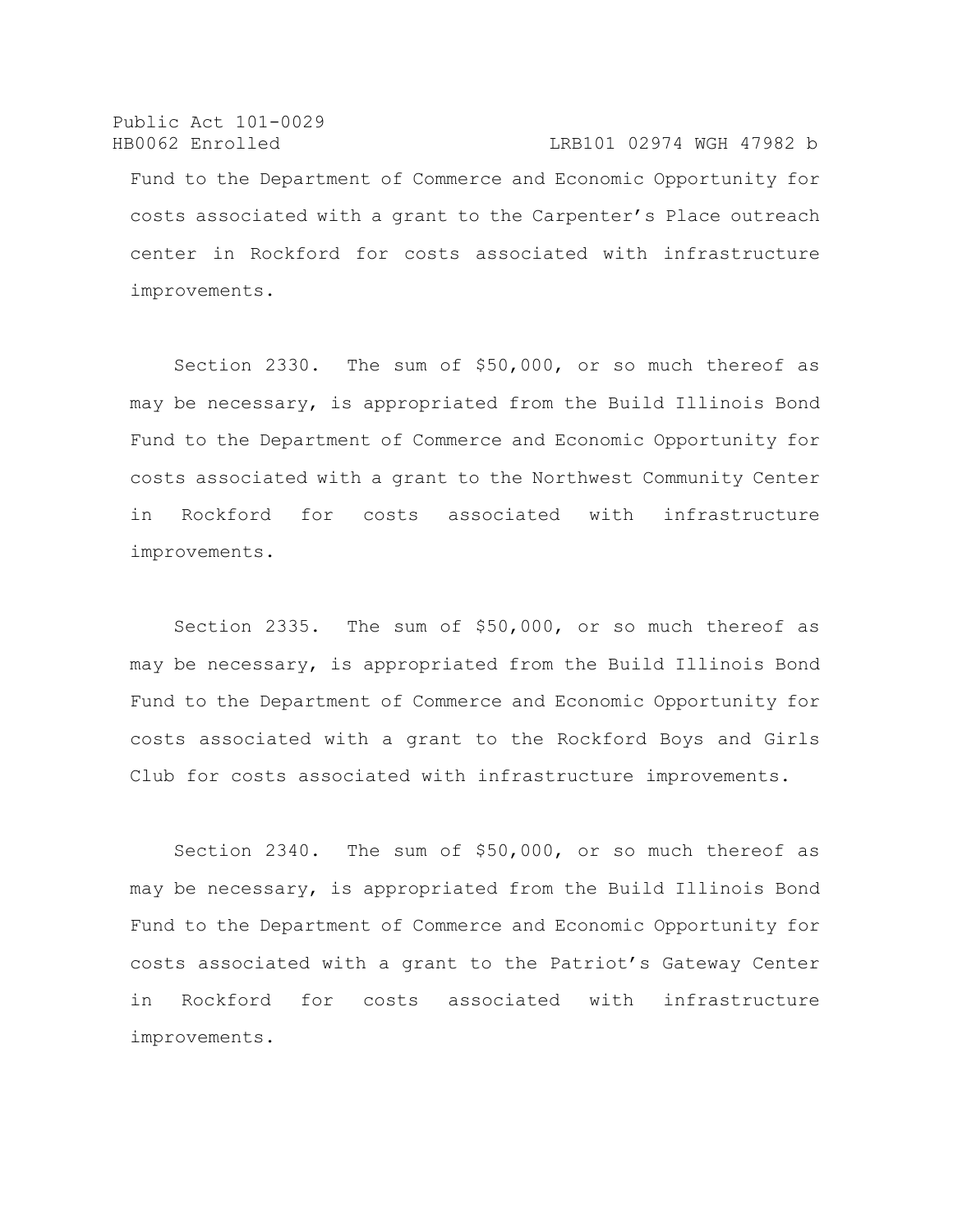Fund to the Department of Commerce and Economic Opportunity for costs associated with a grant to the Carpenter's Place outreach center in Rockford for costs associated with infrastructure improvements.

Section 2330. The sum of $50,000, or so much thereof as may be necessary, is appropriated from the Build Illinois Bond Fund to the Department of Commerce and Economic Opportunity for costs associated with a grant to the Northwest Community Center in Rockford for costs associated with infrastructure improvements.

Section 2335. The sum of $50,000, or so much thereof as may be necessary, is appropriated from the Build Illinois Bond Fund to the Department of Commerce and Economic Opportunity for costs associated with a grant to the Rockford Boys and Girls Club for costs associated with infrastructure improvements.

Section 2340. The sum of $50,000, or so much thereof as may be necessary, is appropriated from the Build Illinois Bond Fund to the Department of Commerce and Economic Opportunity for costs associated with a grant to the Patriot's Gateway Center in Rockford for costs associated with infrastructure improvements.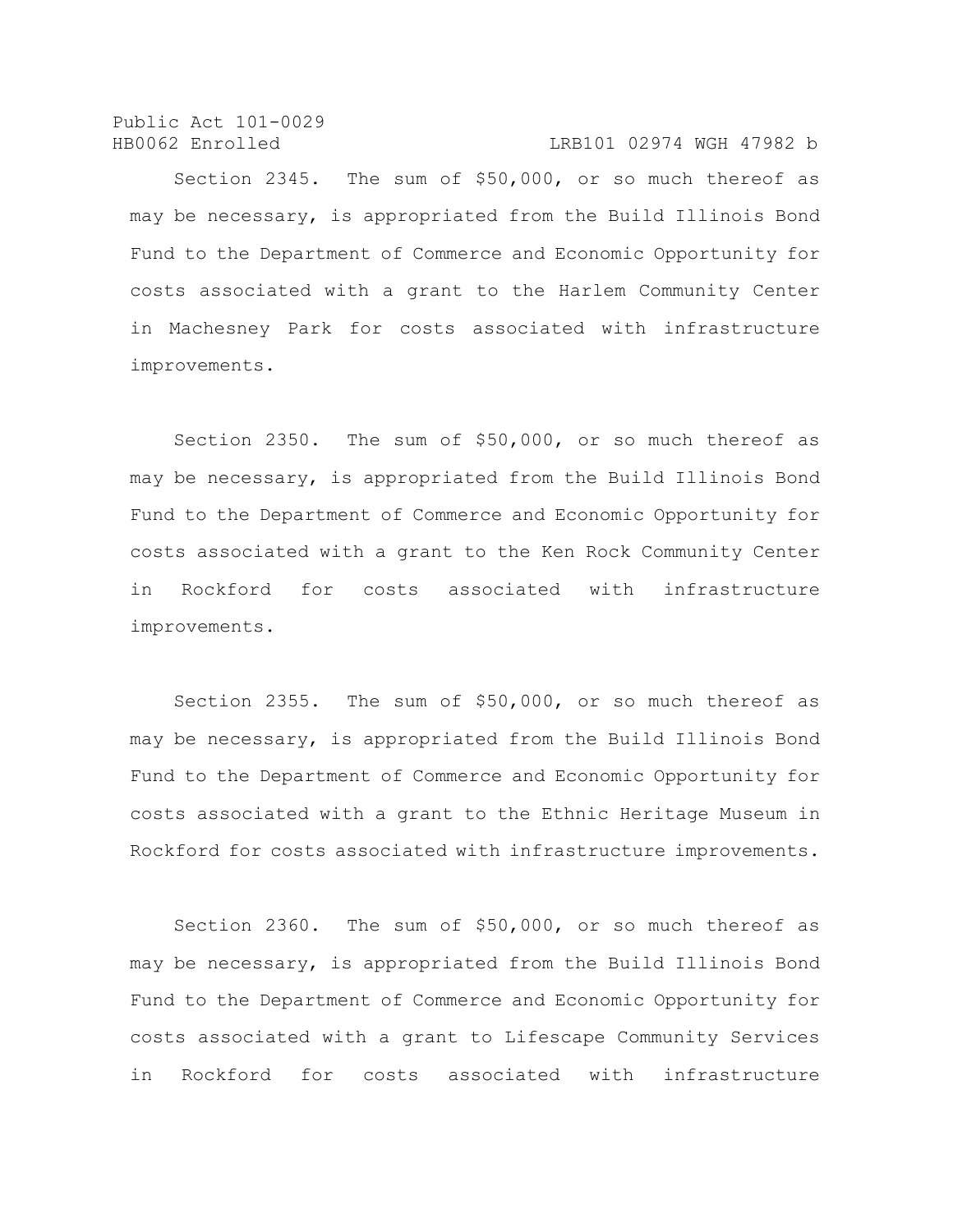Section 2345. The sum of $50,000, or so much thereof as may be necessary, is appropriated from the Build Illinois Bond Fund to the Department of Commerce and Economic Opportunity for costs associated with a grant to the Harlem Community Center in Machesney Park for costs associated with infrastructure improvements.

Section 2350. The sum of $50,000, or so much thereof as may be necessary, is appropriated from the Build Illinois Bond Fund to the Department of Commerce and Economic Opportunity for costs associated with a grant to the Ken Rock Community Center in Rockford for costs associated with infrastructure improvements.

Section 2355. The sum of $50,000, or so much thereof as may be necessary, is appropriated from the Build Illinois Bond Fund to the Department of Commerce and Economic Opportunity for costs associated with a grant to the Ethnic Heritage Museum in Rockford for costs associated with infrastructure improvements.

Section 2360. The sum of $50,000, or so much thereof as may be necessary, is appropriated from the Build Illinois Bond Fund to the Department of Commerce and Economic Opportunity for costs associated with a grant to Lifescape Community Services in Rockford for costs associated with infrastructure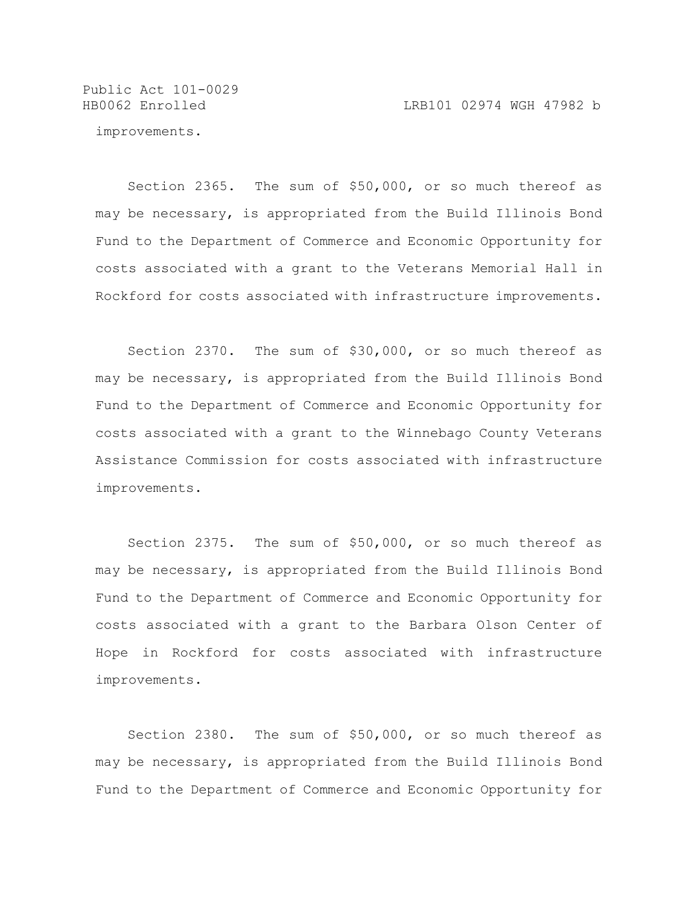improvements.

Section 2365. The sum of $50,000, or so much thereof as may be necessary, is appropriated from the Build Illinois Bond Fund to the Department of Commerce and Economic Opportunity for costs associated with a grant to the Veterans Memorial Hall in Rockford for costs associated with infrastructure improvements.

Section 2370. The sum of $30,000, or so much thereof as may be necessary, is appropriated from the Build Illinois Bond Fund to the Department of Commerce and Economic Opportunity for costs associated with a grant to the Winnebago County Veterans Assistance Commission for costs associated with infrastructure improvements.

Section 2375. The sum of $50,000, or so much thereof as may be necessary, is appropriated from the Build Illinois Bond Fund to the Department of Commerce and Economic Opportunity for costs associated with a grant to the Barbara Olson Center of Hope in Rockford for costs associated with infrastructure improvements.

Section 2380. The sum of $50,000, or so much thereof as may be necessary, is appropriated from the Build Illinois Bond Fund to the Department of Commerce and Economic Opportunity for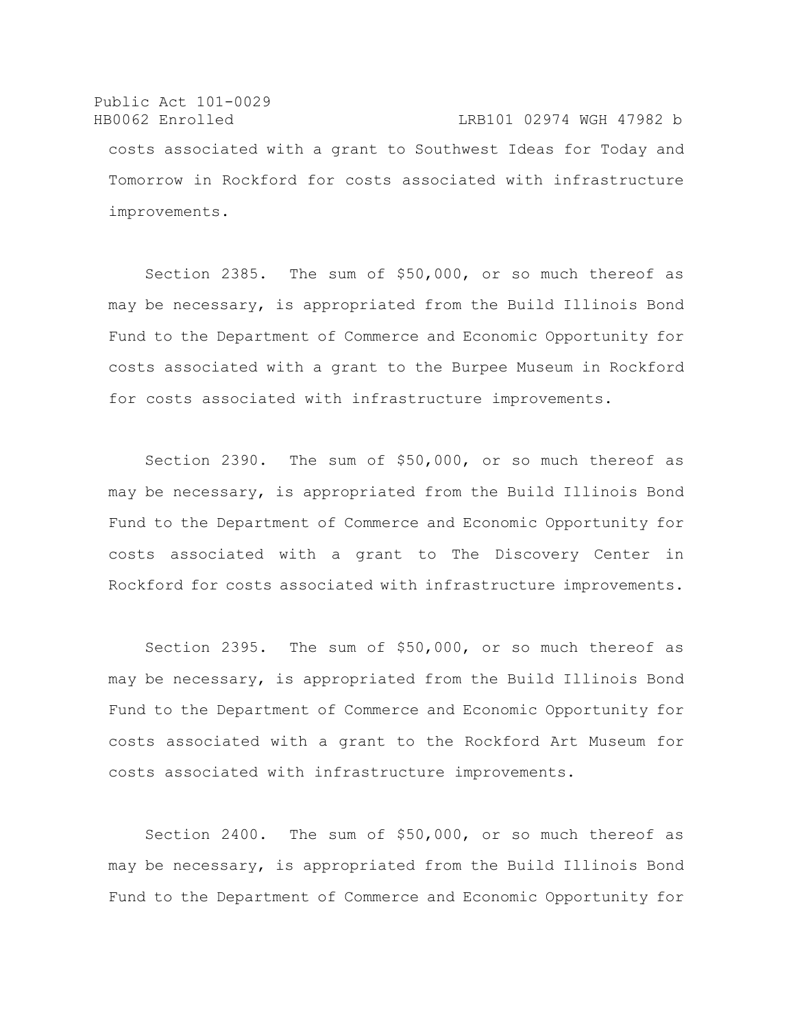costs associated with a grant to Southwest Ideas for Today and Tomorrow in Rockford for costs associated with infrastructure improvements.

Section 2385. The sum of $50,000, or so much thereof as may be necessary, is appropriated from the Build Illinois Bond Fund to the Department of Commerce and Economic Opportunity for costs associated with a grant to the Burpee Museum in Rockford for costs associated with infrastructure improvements.

Section 2390. The sum of $50,000, or so much thereof as may be necessary, is appropriated from the Build Illinois Bond Fund to the Department of Commerce and Economic Opportunity for costs associated with a grant to The Discovery Center in Rockford for costs associated with infrastructure improvements.

Section 2395. The sum of $50,000, or so much thereof as may be necessary, is appropriated from the Build Illinois Bond Fund to the Department of Commerce and Economic Opportunity for costs associated with a grant to the Rockford Art Museum for costs associated with infrastructure improvements.

Section 2400. The sum of $50,000, or so much thereof as may be necessary, is appropriated from the Build Illinois Bond Fund to the Department of Commerce and Economic Opportunity for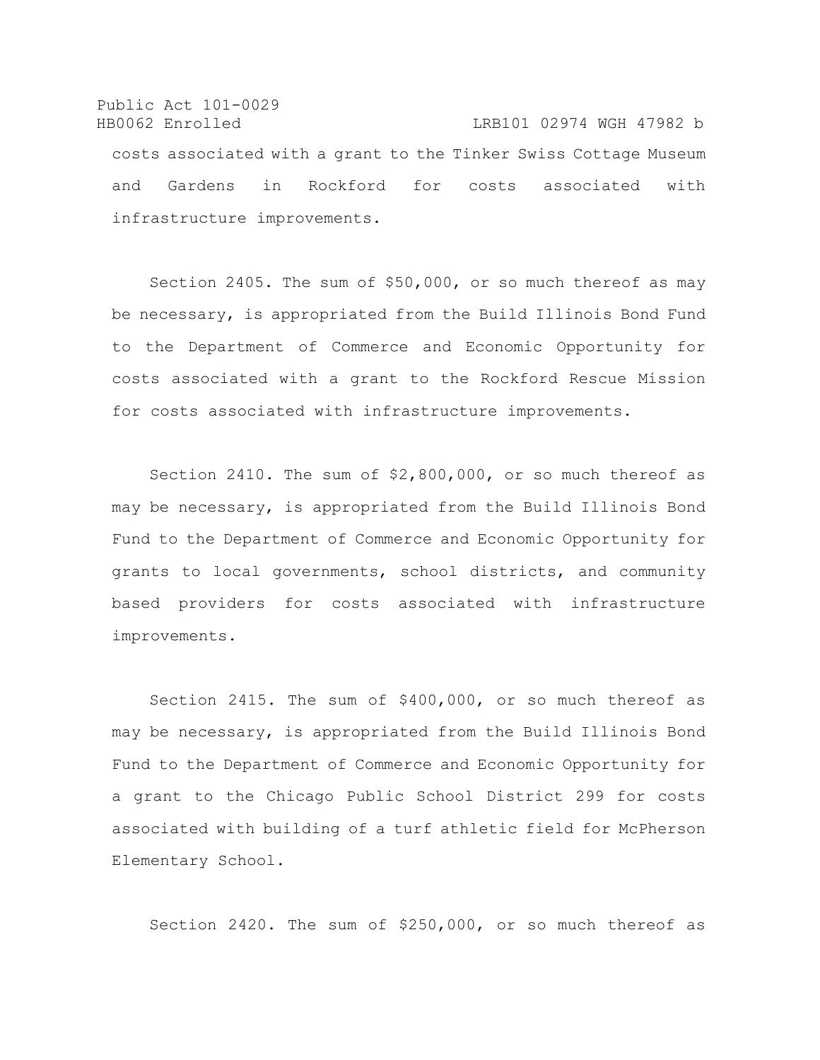costs associated with a grant to the Tinker Swiss Cottage Museum and Gardens in Rockford for costs associated with infrastructure improvements.

Section 2405. The sum of $50,000, or so much thereof as may be necessary, is appropriated from the Build Illinois Bond Fund to the Department of Commerce and Economic Opportunity for costs associated with a grant to the Rockford Rescue Mission for costs associated with infrastructure improvements.

Section 2410. The sum of $2,800,000, or so much thereof as may be necessary, is appropriated from the Build Illinois Bond Fund to the Department of Commerce and Economic Opportunity for grants to local governments, school districts, and community based providers for costs associated with infrastructure improvements.

Section 2415. The sum of $400,000, or so much thereof as may be necessary, is appropriated from the Build Illinois Bond Fund to the Department of Commerce and Economic Opportunity for a grant to the Chicago Public School District 299 for costs associated with building of a turf athletic field for McPherson Elementary School.

Section 2420. The sum of $250,000, or so much thereof as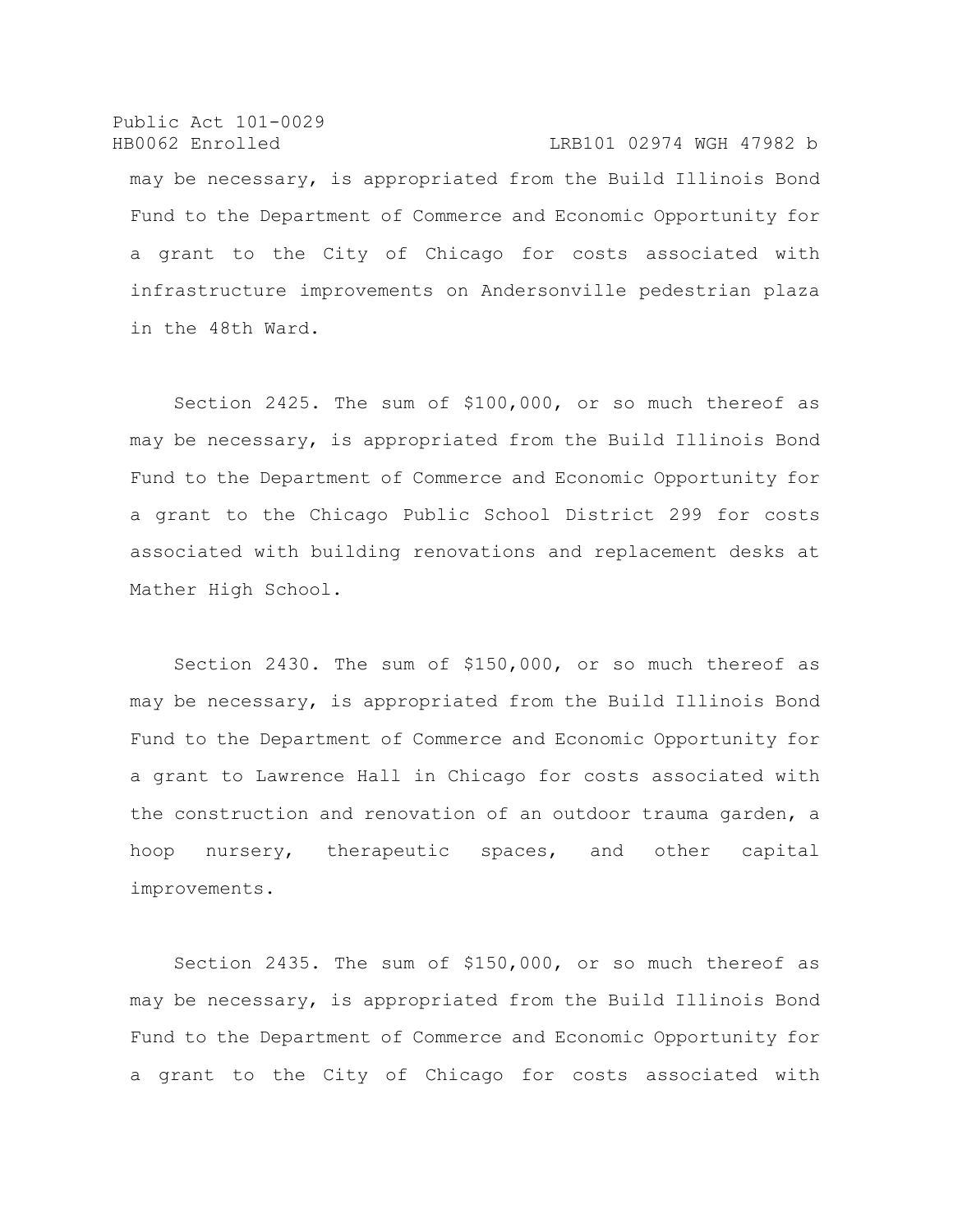may be necessary, is appropriated from the Build Illinois Bond Fund to the Department of Commerce and Economic Opportunity for a grant to the City of Chicago for costs associated with infrastructure improvements on Andersonville pedestrian plaza in the 48th Ward.

Section 2425. The sum of $100,000, or so much thereof as may be necessary, is appropriated from the Build Illinois Bond Fund to the Department of Commerce and Economic Opportunity for a grant to the Chicago Public School District 299 for costs associated with building renovations and replacement desks at Mather High School.

Section 2430. The sum of $150,000, or so much thereof as may be necessary, is appropriated from the Build Illinois Bond Fund to the Department of Commerce and Economic Opportunity for a grant to Lawrence Hall in Chicago for costs associated with the construction and renovation of an outdoor trauma garden, a hoop nursery, therapeutic spaces, and other capital improvements.

Section 2435. The sum of $150,000, or so much thereof as may be necessary, is appropriated from the Build Illinois Bond Fund to the Department of Commerce and Economic Opportunity for a grant to the City of Chicago for costs associated with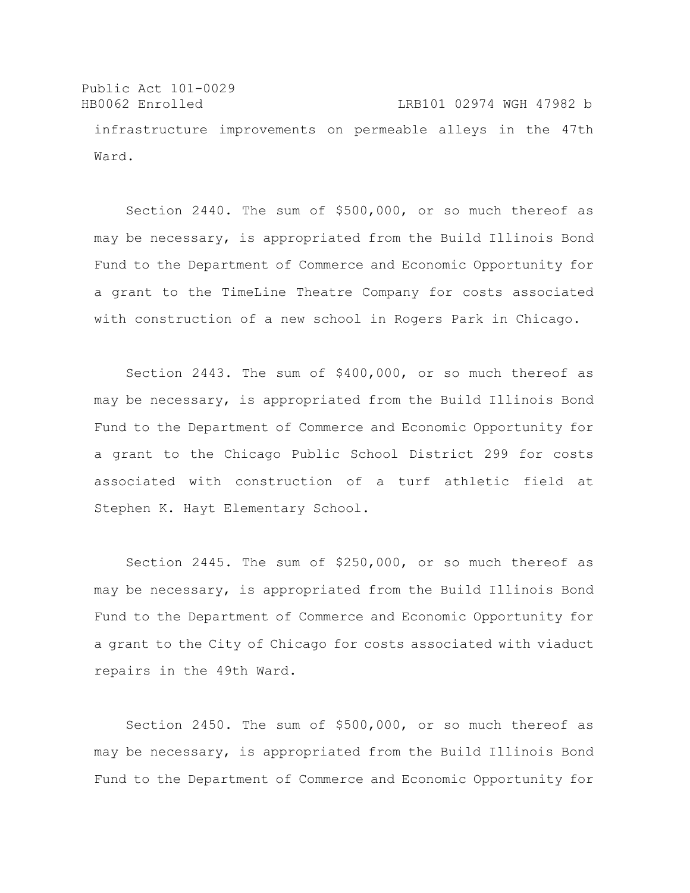infrastructure improvements on permeable alleys in the 47th Ward.

Section 2440. The sum of $500,000, or so much thereof as may be necessary, is appropriated from the Build Illinois Bond Fund to the Department of Commerce and Economic Opportunity for a grant to the TimeLine Theatre Company for costs associated with construction of a new school in Rogers Park in Chicago.

Section 2443. The sum of $400,000, or so much thereof as may be necessary, is appropriated from the Build Illinois Bond Fund to the Department of Commerce and Economic Opportunity for a grant to the Chicago Public School District 299 for costs associated with construction of a turf athletic field at Stephen K. Hayt Elementary School.

Section 2445. The sum of $250,000, or so much thereof as may be necessary, is appropriated from the Build Illinois Bond Fund to the Department of Commerce and Economic Opportunity for a grant to the City of Chicago for costs associated with viaduct repairs in the 49th Ward.

Section 2450. The sum of $500,000, or so much thereof as may be necessary, is appropriated from the Build Illinois Bond Fund to the Department of Commerce and Economic Opportunity for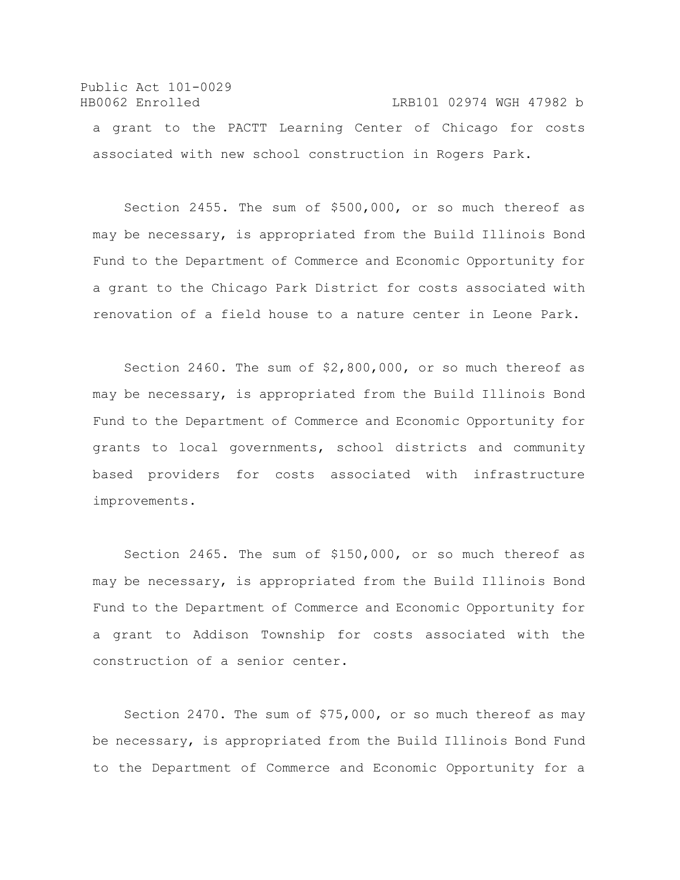a grant to the PACTT Learning Center of Chicago for costs associated with new school construction in Rogers Park.

Section 2455. The sum of $500,000, or so much thereof as may be necessary, is appropriated from the Build Illinois Bond Fund to the Department of Commerce and Economic Opportunity for a grant to the Chicago Park District for costs associated with renovation of a field house to a nature center in Leone Park.

Section 2460. The sum of $2,800,000, or so much thereof as may be necessary, is appropriated from the Build Illinois Bond Fund to the Department of Commerce and Economic Opportunity for grants to local governments, school districts and community based providers for costs associated with infrastructure improvements.

Section 2465. The sum of $150,000, or so much thereof as may be necessary, is appropriated from the Build Illinois Bond Fund to the Department of Commerce and Economic Opportunity for a grant to Addison Township for costs associated with the construction of a senior center.

Section 2470. The sum of $75,000, or so much thereof as may be necessary, is appropriated from the Build Illinois Bond Fund to the Department of Commerce and Economic Opportunity for a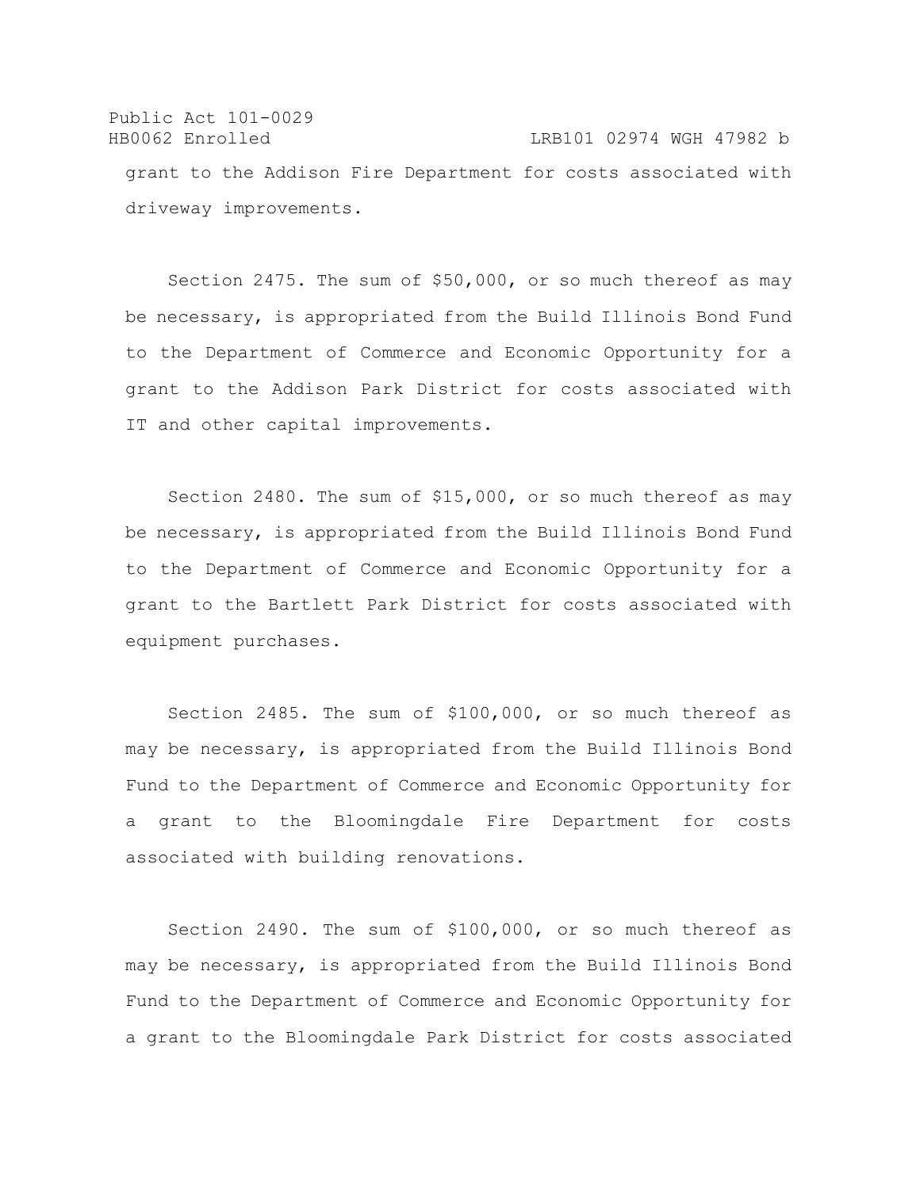grant to the Addison Fire Department for costs associated with driveway improvements.

Section 2475. The sum of $50,000, or so much thereof as may be necessary, is appropriated from the Build Illinois Bond Fund to the Department of Commerce and Economic Opportunity for a grant to the Addison Park District for costs associated with IT and other capital improvements.

Section 2480. The sum of $15,000, or so much thereof as may be necessary, is appropriated from the Build Illinois Bond Fund to the Department of Commerce and Economic Opportunity for a grant to the Bartlett Park District for costs associated with equipment purchases.

Section 2485. The sum of $100,000, or so much thereof as may be necessary, is appropriated from the Build Illinois Bond Fund to the Department of Commerce and Economic Opportunity for a grant to the Bloomingdale Fire Department for costs associated with building renovations.

Section 2490. The sum of $100,000, or so much thereof as may be necessary, is appropriated from the Build Illinois Bond Fund to the Department of Commerce and Economic Opportunity for a grant to the Bloomingdale Park District for costs associated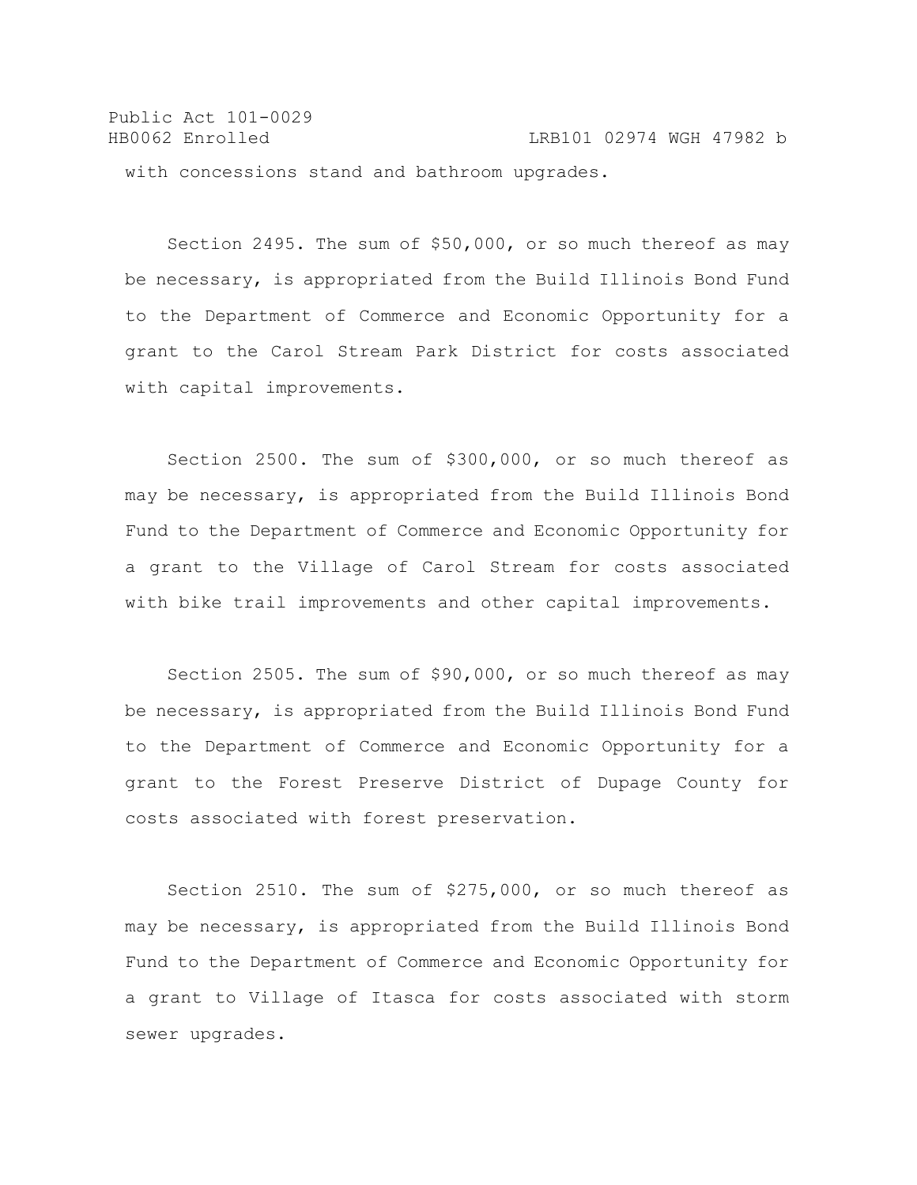with concessions stand and bathroom upgrades.

Section 2495. The sum of $50,000, or so much thereof as may be necessary, is appropriated from the Build Illinois Bond Fund to the Department of Commerce and Economic Opportunity for a grant to the Carol Stream Park District for costs associated with capital improvements.

Section 2500. The sum of $300,000, or so much thereof as may be necessary, is appropriated from the Build Illinois Bond Fund to the Department of Commerce and Economic Opportunity for a grant to the Village of Carol Stream for costs associated with bike trail improvements and other capital improvements.

Section 2505. The sum of $90,000, or so much thereof as may be necessary, is appropriated from the Build Illinois Bond Fund to the Department of Commerce and Economic Opportunity for a grant to the Forest Preserve District of Dupage County for costs associated with forest preservation.

Section 2510. The sum of $275,000, or so much thereof as may be necessary, is appropriated from the Build Illinois Bond Fund to the Department of Commerce and Economic Opportunity for a grant to Village of Itasca for costs associated with storm sewer upgrades.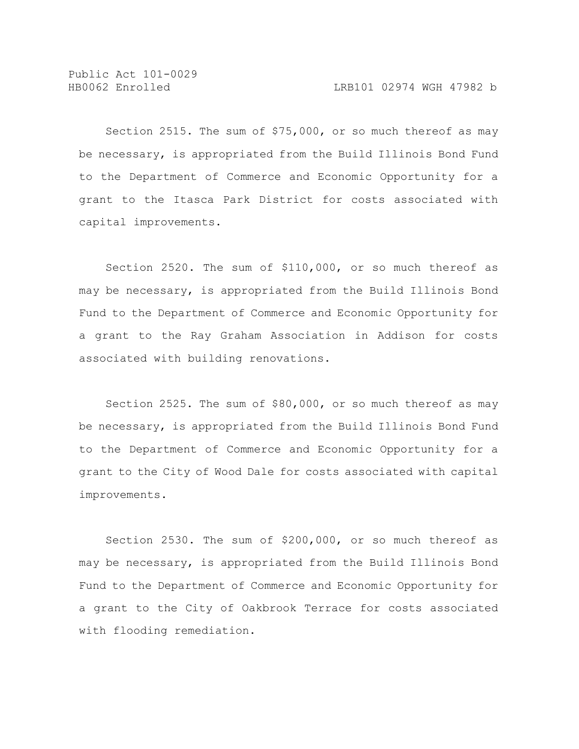Section 2515. The sum of $75,000, or so much thereof as may be necessary, is appropriated from the Build Illinois Bond Fund to the Department of Commerce and Economic Opportunity for a grant to the Itasca Park District for costs associated with capital improvements.

Section 2520. The sum of $110,000, or so much thereof as may be necessary, is appropriated from the Build Illinois Bond Fund to the Department of Commerce and Economic Opportunity for a grant to the Ray Graham Association in Addison for costs associated with building renovations.

Section 2525. The sum of $80,000, or so much thereof as may be necessary, is appropriated from the Build Illinois Bond Fund to the Department of Commerce and Economic Opportunity for a grant to the City of Wood Dale for costs associated with capital improvements.

Section 2530. The sum of $200,000, or so much thereof as may be necessary, is appropriated from the Build Illinois Bond Fund to the Department of Commerce and Economic Opportunity for a grant to the City of Oakbrook Terrace for costs associated with flooding remediation.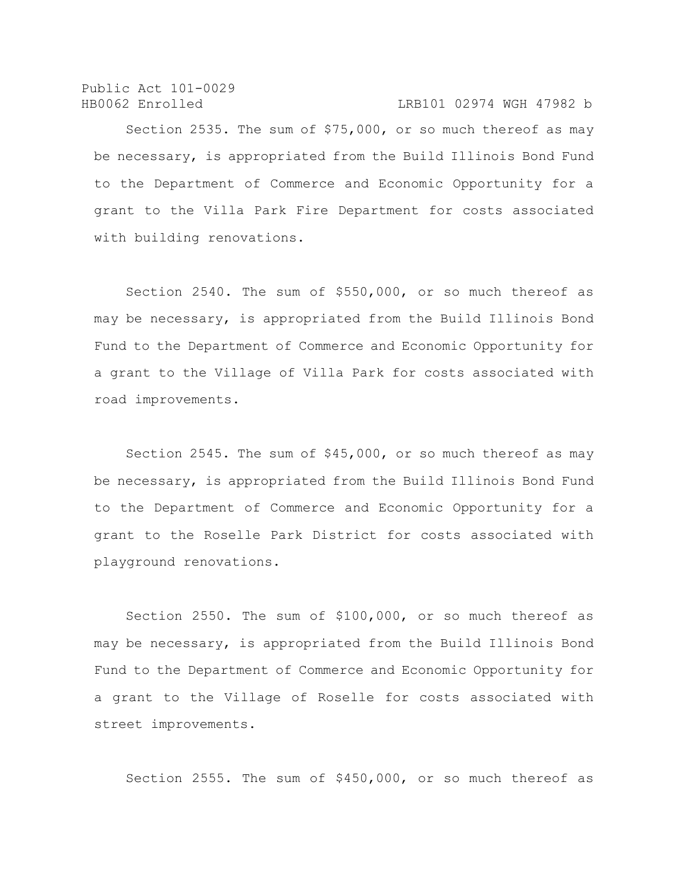Section 2535. The sum of $75,000, or so much thereof as may be necessary, is appropriated from the Build Illinois Bond Fund to the Department of Commerce and Economic Opportunity for a grant to the Villa Park Fire Department for costs associated with building renovations.

Section 2540. The sum of $550,000, or so much thereof as may be necessary, is appropriated from the Build Illinois Bond Fund to the Department of Commerce and Economic Opportunity for a grant to the Village of Villa Park for costs associated with road improvements.

Section 2545. The sum of $45,000, or so much thereof as may be necessary, is appropriated from the Build Illinois Bond Fund to the Department of Commerce and Economic Opportunity for a grant to the Roselle Park District for costs associated with playground renovations.

Section 2550. The sum of $100,000, or so much thereof as may be necessary, is appropriated from the Build Illinois Bond Fund to the Department of Commerce and Economic Opportunity for a grant to the Village of Roselle for costs associated with street improvements.

Section 2555. The sum of $450,000, or so much thereof as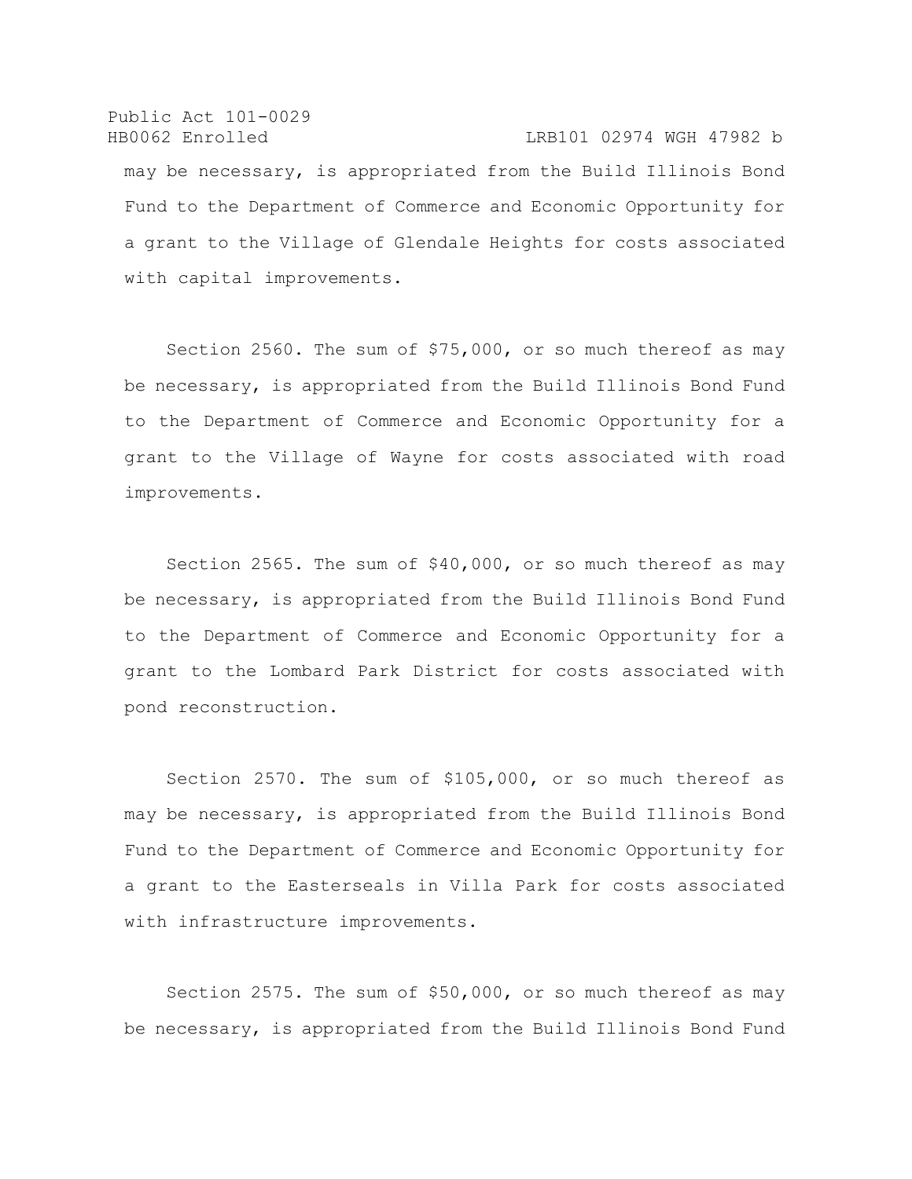may be necessary, is appropriated from the Build Illinois Bond Fund to the Department of Commerce and Economic Opportunity for a grant to the Village of Glendale Heights for costs associated with capital improvements.

Section 2560. The sum of $75,000, or so much thereof as may be necessary, is appropriated from the Build Illinois Bond Fund to the Department of Commerce and Economic Opportunity for a grant to the Village of Wayne for costs associated with road improvements.

Section 2565. The sum of $40,000, or so much thereof as may be necessary, is appropriated from the Build Illinois Bond Fund to the Department of Commerce and Economic Opportunity for a grant to the Lombard Park District for costs associated with pond reconstruction.

Section 2570. The sum of $105,000, or so much thereof as may be necessary, is appropriated from the Build Illinois Bond Fund to the Department of Commerce and Economic Opportunity for a grant to the Easterseals in Villa Park for costs associated with infrastructure improvements.

Section 2575. The sum of $50,000, or so much thereof as may be necessary, is appropriated from the Build Illinois Bond Fund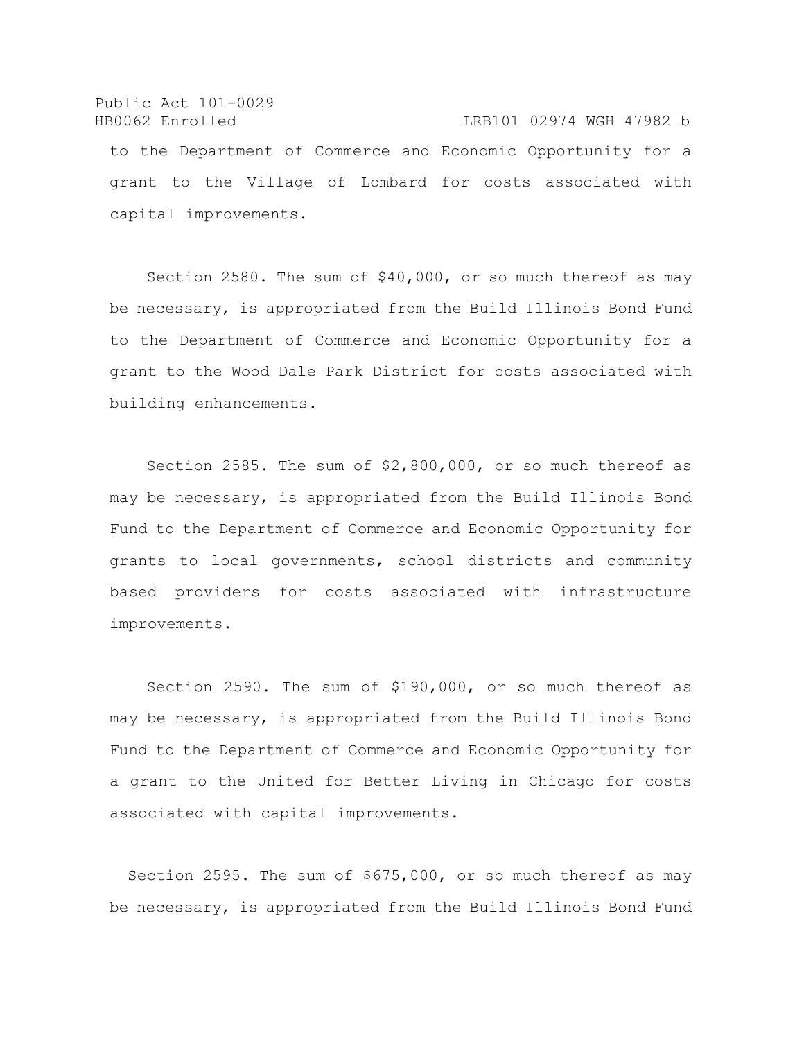to the Department of Commerce and Economic Opportunity for a grant to the Village of Lombard for costs associated with capital improvements.

Section 2580. The sum of $40,000, or so much thereof as may be necessary, is appropriated from the Build Illinois Bond Fund to the Department of Commerce and Economic Opportunity for a grant to the Wood Dale Park District for costs associated with building enhancements.

Section 2585. The sum of $2,800,000, or so much thereof as may be necessary, is appropriated from the Build Illinois Bond Fund to the Department of Commerce and Economic Opportunity for grants to local governments, school districts and community based providers for costs associated with infrastructure improvements.

Section 2590. The sum of $190,000, or so much thereof as may be necessary, is appropriated from the Build Illinois Bond Fund to the Department of Commerce and Economic Opportunity for a grant to the United for Better Living in Chicago for costs associated with capital improvements.

Section 2595. The sum of $675,000, or so much thereof as may be necessary, is appropriated from the Build Illinois Bond Fund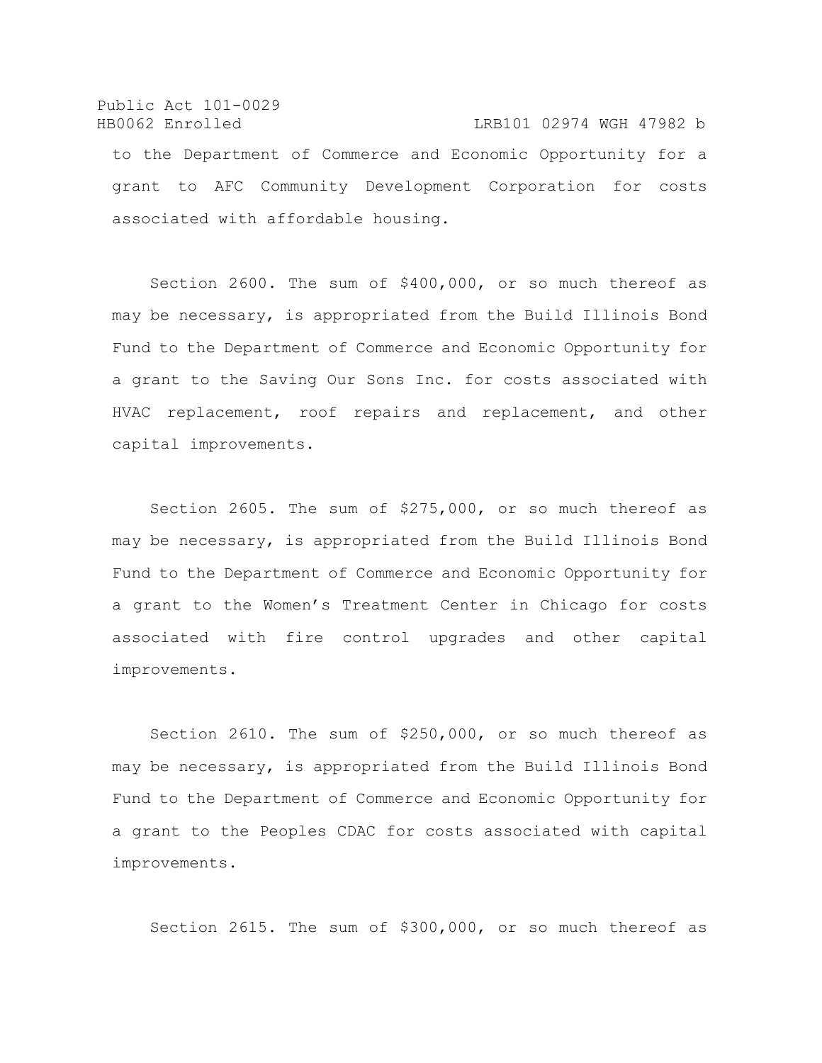to the Department of Commerce and Economic Opportunity for a grant to AFC Community Development Corporation for costs associated with affordable housing.

Section 2600. The sum of $400,000, or so much thereof as may be necessary, is appropriated from the Build Illinois Bond Fund to the Department of Commerce and Economic Opportunity for a grant to the Saving Our Sons Inc. for costs associated with HVAC replacement, roof repairs and replacement, and other capital improvements.

Section 2605. The sum of $275,000, or so much thereof as may be necessary, is appropriated from the Build Illinois Bond Fund to the Department of Commerce and Economic Opportunity for a grant to the Women's Treatment Center in Chicago for costs associated with fire control upgrades and other capital improvements.

Section 2610. The sum of $250,000, or so much thereof as may be necessary, is appropriated from the Build Illinois Bond Fund to the Department of Commerce and Economic Opportunity for a grant to the Peoples CDAC for costs associated with capital improvements.

Section 2615. The sum of $300,000, or so much thereof as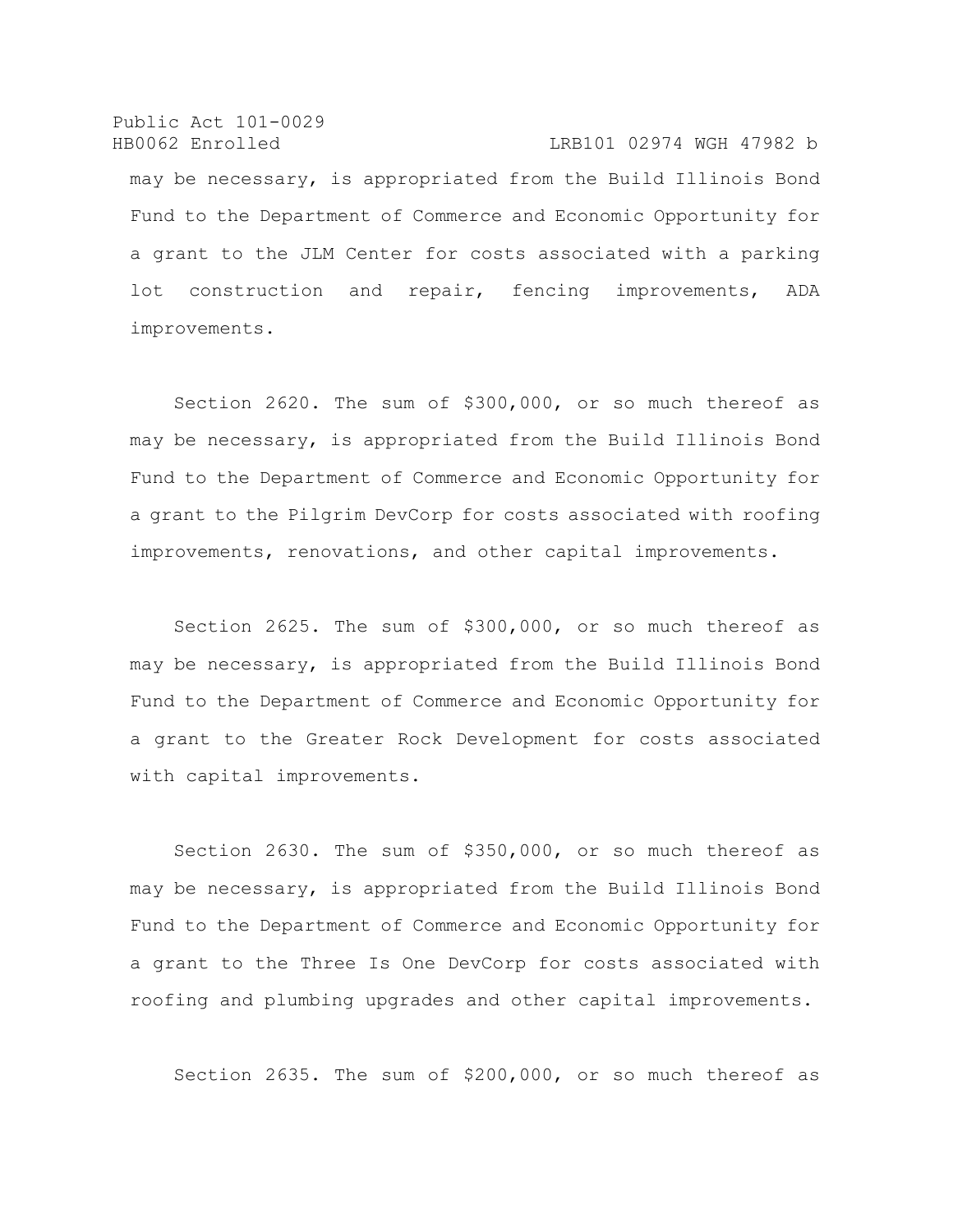may be necessary, is appropriated from the Build Illinois Bond Fund to the Department of Commerce and Economic Opportunity for a grant to the JLM Center for costs associated with a parking lot construction and repair, fencing improvements, ADA improvements.

Section 2620. The sum of $300,000, or so much thereof as may be necessary, is appropriated from the Build Illinois Bond Fund to the Department of Commerce and Economic Opportunity for a grant to the Pilgrim DevCorp for costs associated with roofing improvements, renovations, and other capital improvements.

Section 2625. The sum of $300,000, or so much thereof as may be necessary, is appropriated from the Build Illinois Bond Fund to the Department of Commerce and Economic Opportunity for a grant to the Greater Rock Development for costs associated with capital improvements.

Section 2630. The sum of $350,000, or so much thereof as may be necessary, is appropriated from the Build Illinois Bond Fund to the Department of Commerce and Economic Opportunity for a grant to the Three Is One DevCorp for costs associated with roofing and plumbing upgrades and other capital improvements.

Section 2635. The sum of $200,000, or so much thereof as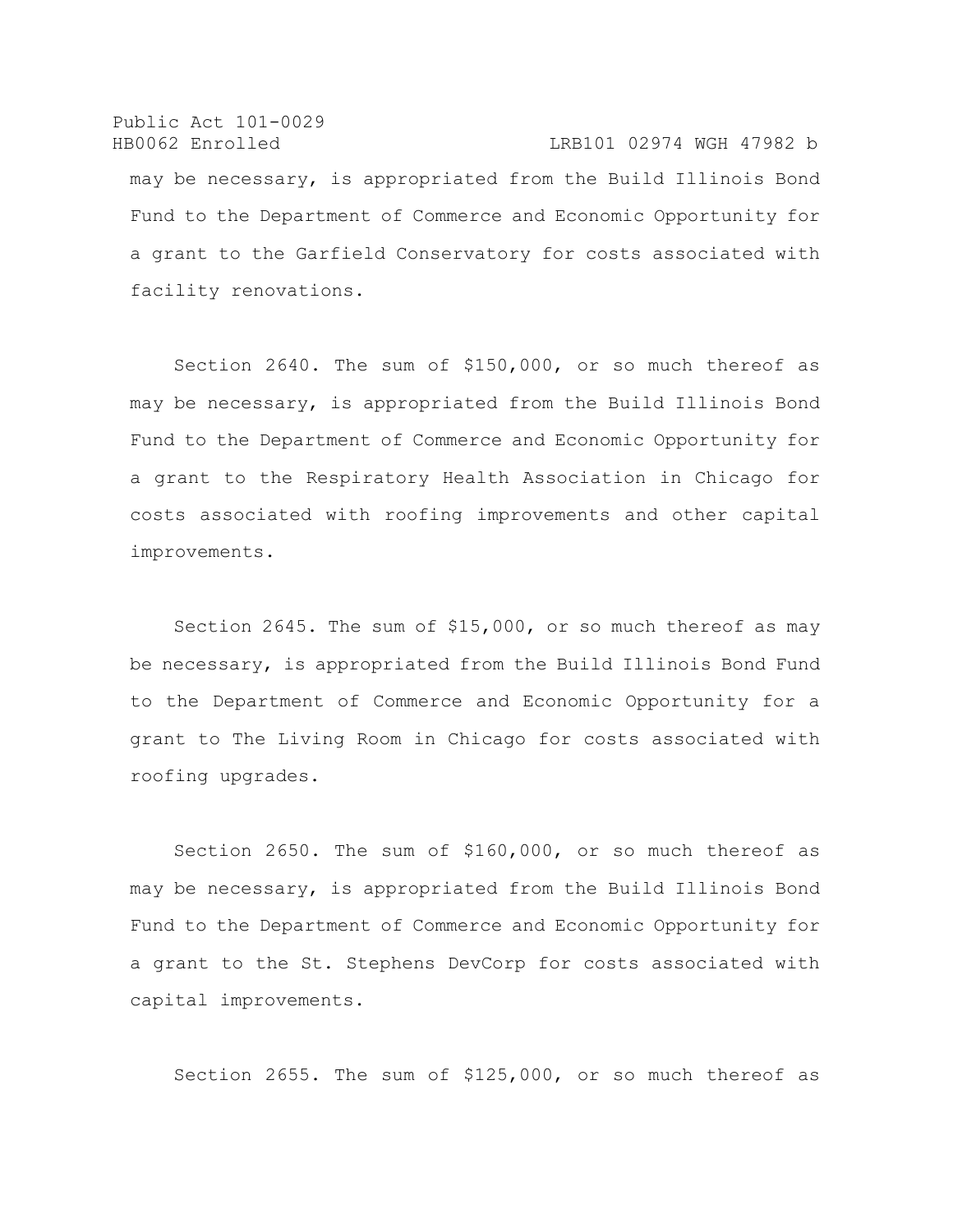may be necessary, is appropriated from the Build Illinois Bond Fund to the Department of Commerce and Economic Opportunity for a grant to the Garfield Conservatory for costs associated with facility renovations.

Section 2640. The sum of $150,000, or so much thereof as may be necessary, is appropriated from the Build Illinois Bond Fund to the Department of Commerce and Economic Opportunity for a grant to the Respiratory Health Association in Chicago for costs associated with roofing improvements and other capital improvements.

Section 2645. The sum of $15,000, or so much thereof as may be necessary, is appropriated from the Build Illinois Bond Fund to the Department of Commerce and Economic Opportunity for a grant to The Living Room in Chicago for costs associated with roofing upgrades.

Section 2650. The sum of $160,000, or so much thereof as may be necessary, is appropriated from the Build Illinois Bond Fund to the Department of Commerce and Economic Opportunity for a grant to the St. Stephens DevCorp for costs associated with capital improvements.

Section 2655. The sum of $125,000, or so much thereof as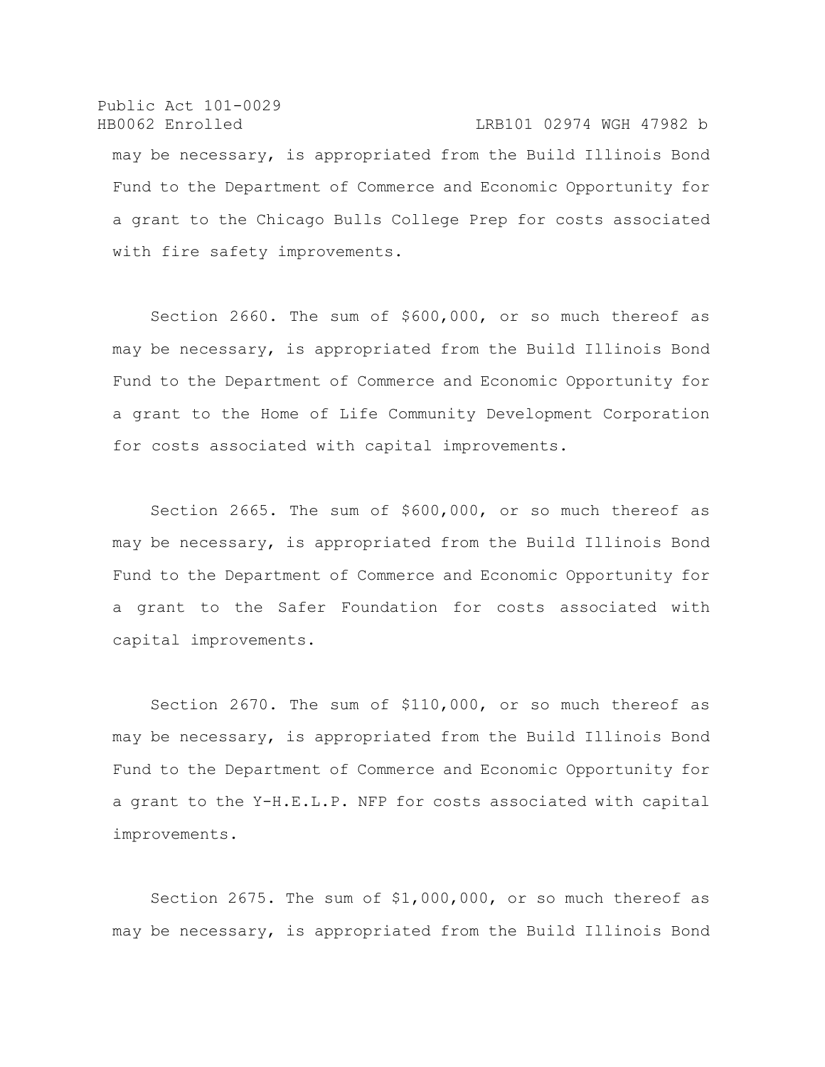may be necessary, is appropriated from the Build Illinois Bond Fund to the Department of Commerce and Economic Opportunity for a grant to the Chicago Bulls College Prep for costs associated with fire safety improvements.

Section 2660. The sum of $600,000, or so much thereof as may be necessary, is appropriated from the Build Illinois Bond Fund to the Department of Commerce and Economic Opportunity for a grant to the Home of Life Community Development Corporation for costs associated with capital improvements.

Section 2665. The sum of $600,000, or so much thereof as may be necessary, is appropriated from the Build Illinois Bond Fund to the Department of Commerce and Economic Opportunity for a grant to the Safer Foundation for costs associated with capital improvements.

Section 2670. The sum of $110,000, or so much thereof as may be necessary, is appropriated from the Build Illinois Bond Fund to the Department of Commerce and Economic Opportunity for a grant to the Y-H.E.L.P. NFP for costs associated with capital improvements.

Section 2675. The sum of $1,000,000, or so much thereof as may be necessary, is appropriated from the Build Illinois Bond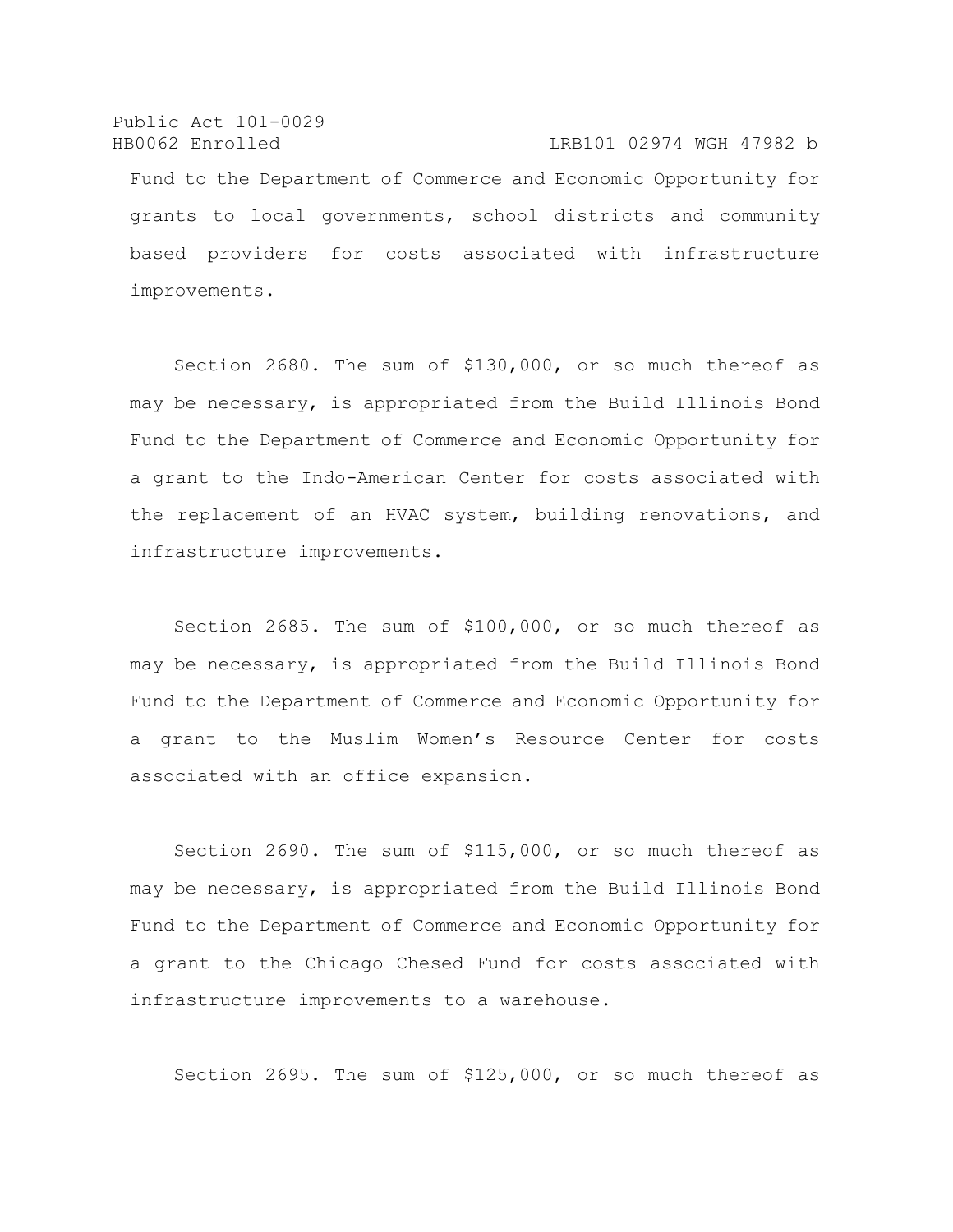Fund to the Department of Commerce and Economic Opportunity for grants to local governments, school districts and community based providers for costs associated with infrastructure improvements.

Section 2680. The sum of $130,000, or so much thereof as may be necessary, is appropriated from the Build Illinois Bond Fund to the Department of Commerce and Economic Opportunity for a grant to the Indo-American Center for costs associated with the replacement of an HVAC system, building renovations, and infrastructure improvements.

Section 2685. The sum of $100,000, or so much thereof as may be necessary, is appropriated from the Build Illinois Bond Fund to the Department of Commerce and Economic Opportunity for a grant to the Muslim Women's Resource Center for costs associated with an office expansion.

Section 2690. The sum of $115,000, or so much thereof as may be necessary, is appropriated from the Build Illinois Bond Fund to the Department of Commerce and Economic Opportunity for a grant to the Chicago Chesed Fund for costs associated with infrastructure improvements to a warehouse.

Section 2695. The sum of $125,000, or so much thereof as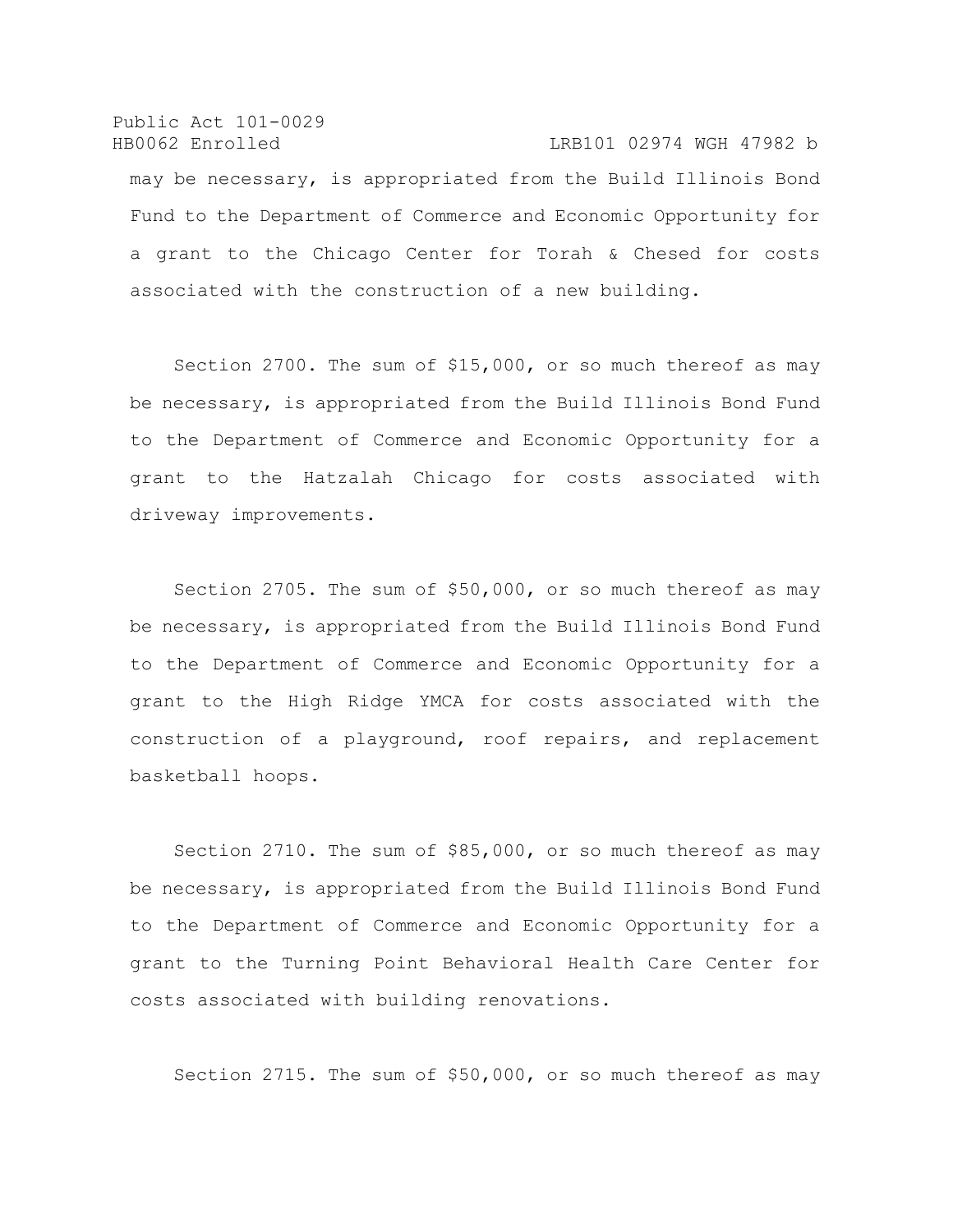may be necessary, is appropriated from the Build Illinois Bond Fund to the Department of Commerce and Economic Opportunity for a grant to the Chicago Center for Torah & Chesed for costs associated with the construction of a new building.

Section 2700. The sum of $15,000, or so much thereof as may be necessary, is appropriated from the Build Illinois Bond Fund to the Department of Commerce and Economic Opportunity for a grant to the Hatzalah Chicago for costs associated with driveway improvements.

Section 2705. The sum of $50,000, or so much thereof as may be necessary, is appropriated from the Build Illinois Bond Fund to the Department of Commerce and Economic Opportunity for a grant to the High Ridge YMCA for costs associated with the construction of a playground, roof repairs, and replacement basketball hoops.

Section 2710. The sum of $85,000, or so much thereof as may be necessary, is appropriated from the Build Illinois Bond Fund to the Department of Commerce and Economic Opportunity for a grant to the Turning Point Behavioral Health Care Center for costs associated with building renovations.

Section 2715. The sum of $50,000, or so much thereof as may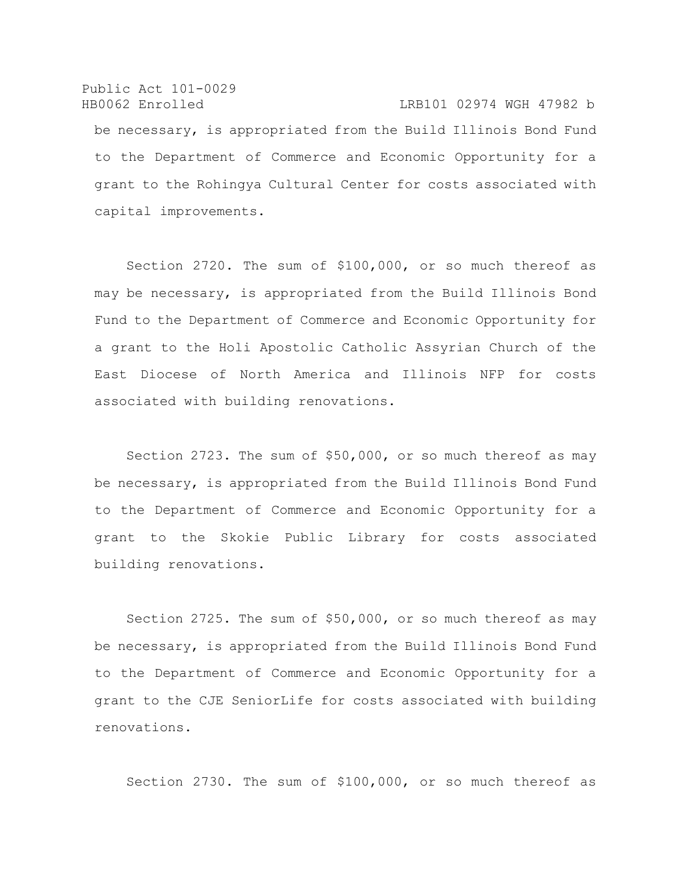be necessary, is appropriated from the Build Illinois Bond Fund to the Department of Commerce and Economic Opportunity for a grant to the Rohingya Cultural Center for costs associated with capital improvements.

Section 2720. The sum of $100,000, or so much thereof as may be necessary, is appropriated from the Build Illinois Bond Fund to the Department of Commerce and Economic Opportunity for a grant to the Holi Apostolic Catholic Assyrian Church of the East Diocese of North America and Illinois NFP for costs associated with building renovations.

Section 2723. The sum of $50,000, or so much thereof as may be necessary, is appropriated from the Build Illinois Bond Fund to the Department of Commerce and Economic Opportunity for a grant to the Skokie Public Library for costs associated building renovations.

Section 2725. The sum of $50,000, or so much thereof as may be necessary, is appropriated from the Build Illinois Bond Fund to the Department of Commerce and Economic Opportunity for a grant to the CJE SeniorLife for costs associated with building renovations.

Section 2730. The sum of $100,000, or so much thereof as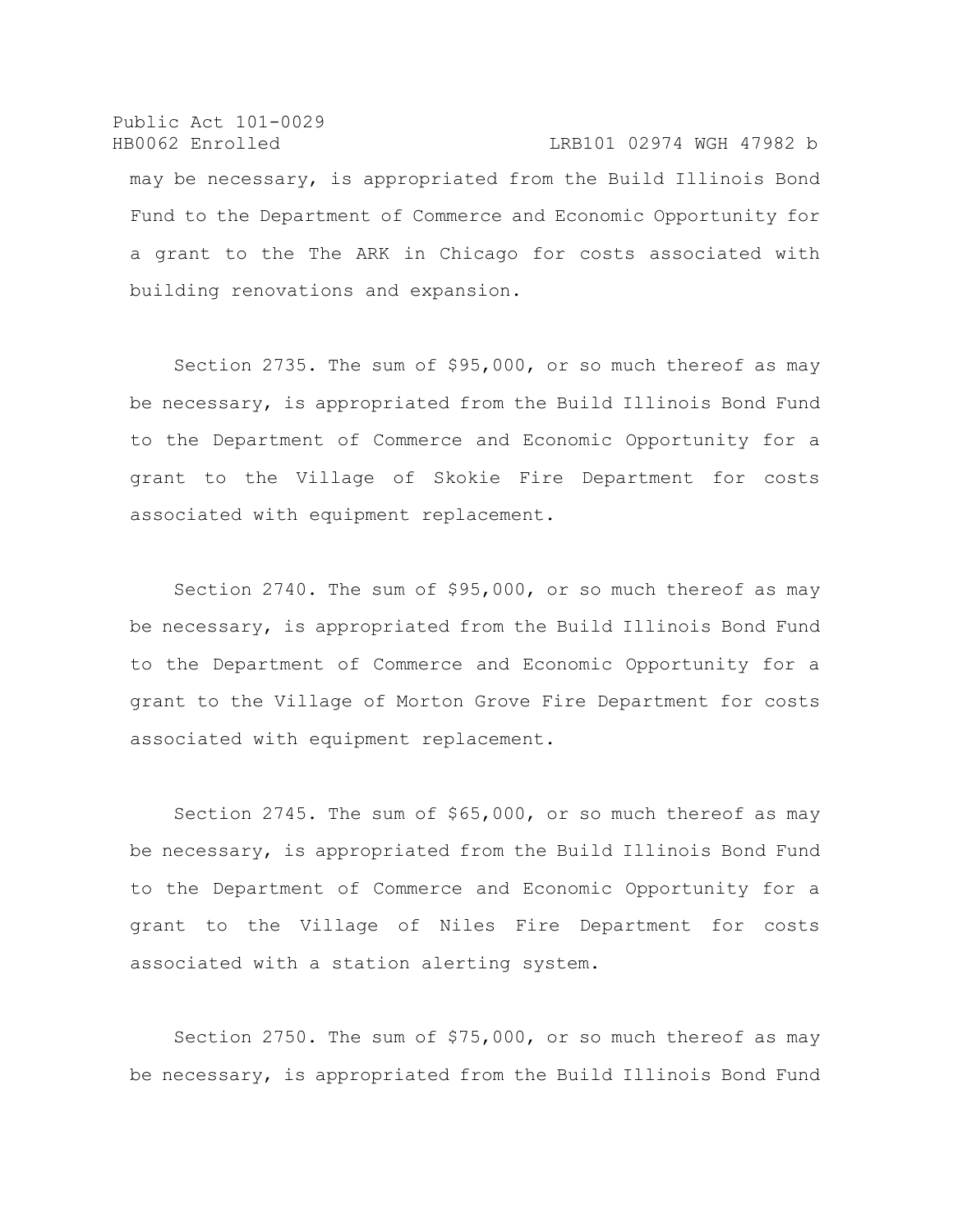may be necessary, is appropriated from the Build Illinois Bond Fund to the Department of Commerce and Economic Opportunity for a grant to the The ARK in Chicago for costs associated with building renovations and expansion.

Section 2735. The sum of $95,000, or so much thereof as may be necessary, is appropriated from the Build Illinois Bond Fund to the Department of Commerce and Economic Opportunity for a grant to the Village of Skokie Fire Department for costs associated with equipment replacement.

Section 2740. The sum of $95,000, or so much thereof as may be necessary, is appropriated from the Build Illinois Bond Fund to the Department of Commerce and Economic Opportunity for a grant to the Village of Morton Grove Fire Department for costs associated with equipment replacement.

Section 2745. The sum of $65,000, or so much thereof as may be necessary, is appropriated from the Build Illinois Bond Fund to the Department of Commerce and Economic Opportunity for a grant to the Village of Niles Fire Department for costs associated with a station alerting system.

Section 2750. The sum of $75,000, or so much thereof as may be necessary, is appropriated from the Build Illinois Bond Fund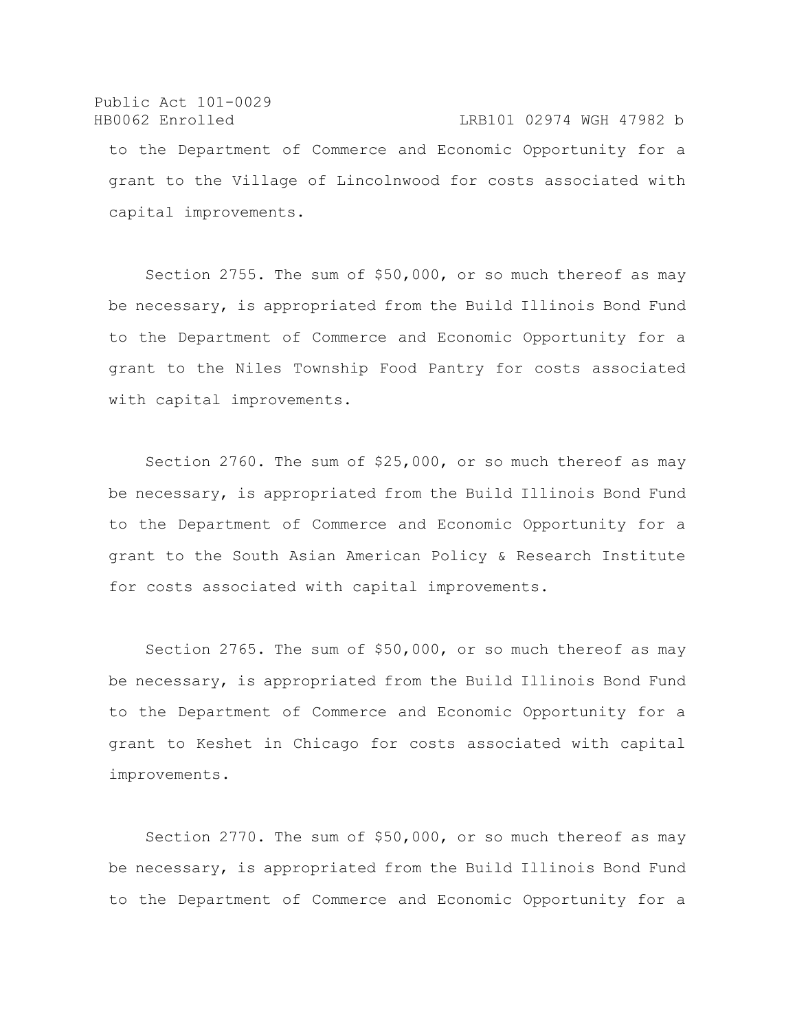to the Department of Commerce and Economic Opportunity for a grant to the Village of Lincolnwood for costs associated with capital improvements.

Section 2755. The sum of $50,000, or so much thereof as may be necessary, is appropriated from the Build Illinois Bond Fund to the Department of Commerce and Economic Opportunity for a grant to the Niles Township Food Pantry for costs associated with capital improvements.

Section 2760. The sum of $25,000, or so much thereof as may be necessary, is appropriated from the Build Illinois Bond Fund to the Department of Commerce and Economic Opportunity for a grant to the South Asian American Policy & Research Institute for costs associated with capital improvements.

Section 2765. The sum of $50,000, or so much thereof as may be necessary, is appropriated from the Build Illinois Bond Fund to the Department of Commerce and Economic Opportunity for a grant to Keshet in Chicago for costs associated with capital improvements.

Section 2770. The sum of $50,000, or so much thereof as may be necessary, is appropriated from the Build Illinois Bond Fund to the Department of Commerce and Economic Opportunity for a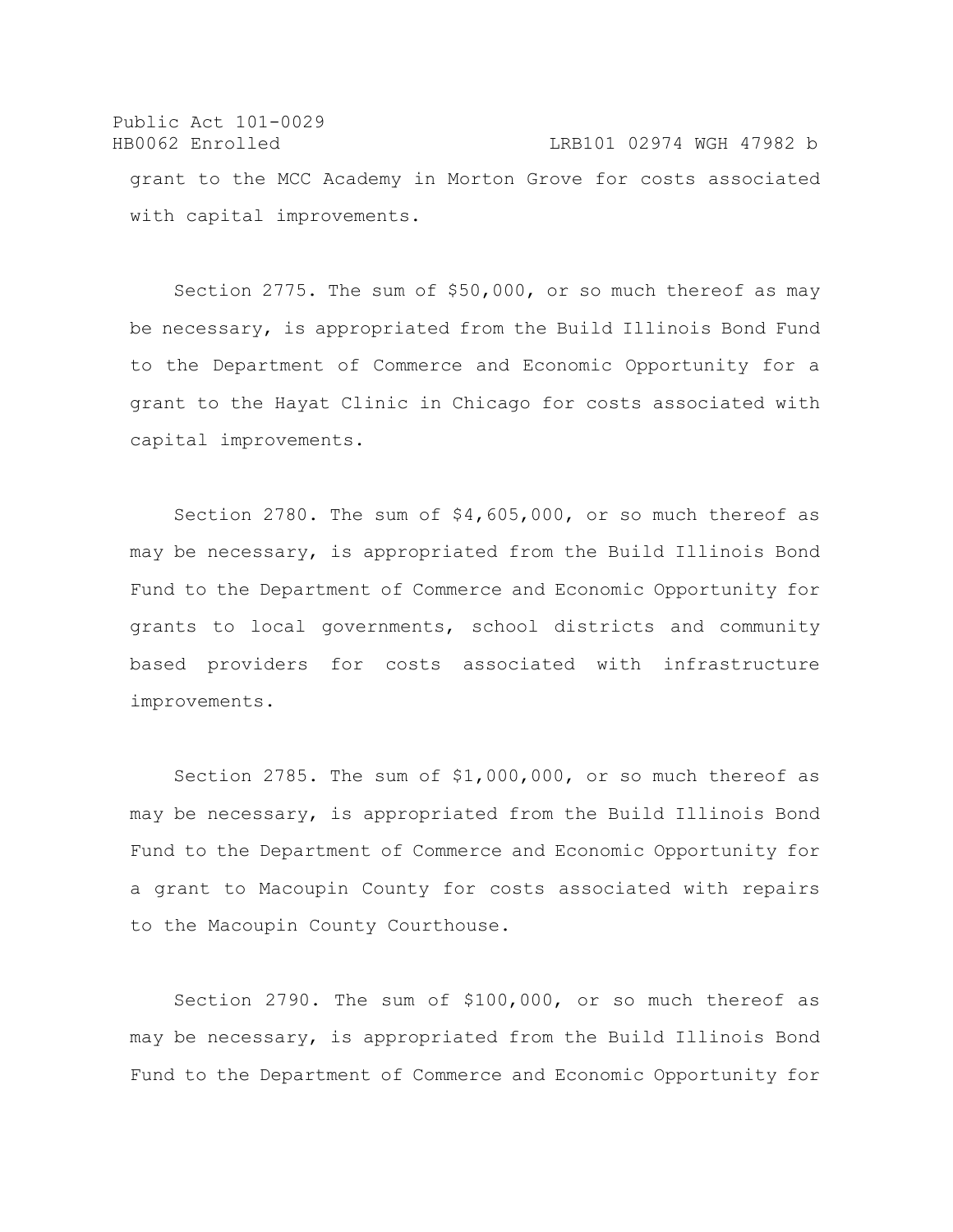grant to the MCC Academy in Morton Grove for costs associated with capital improvements.

Section 2775. The sum of $50,000, or so much thereof as may be necessary, is appropriated from the Build Illinois Bond Fund to the Department of Commerce and Economic Opportunity for a grant to the Hayat Clinic in Chicago for costs associated with capital improvements.

Section 2780. The sum of $4,605,000, or so much thereof as may be necessary, is appropriated from the Build Illinois Bond Fund to the Department of Commerce and Economic Opportunity for grants to local governments, school districts and community based providers for costs associated with infrastructure improvements.

Section 2785. The sum of $1,000,000, or so much thereof as may be necessary, is appropriated from the Build Illinois Bond Fund to the Department of Commerce and Economic Opportunity for a grant to Macoupin County for costs associated with repairs to the Macoupin County Courthouse.

Section 2790. The sum of $100,000, or so much thereof as may be necessary, is appropriated from the Build Illinois Bond Fund to the Department of Commerce and Economic Opportunity for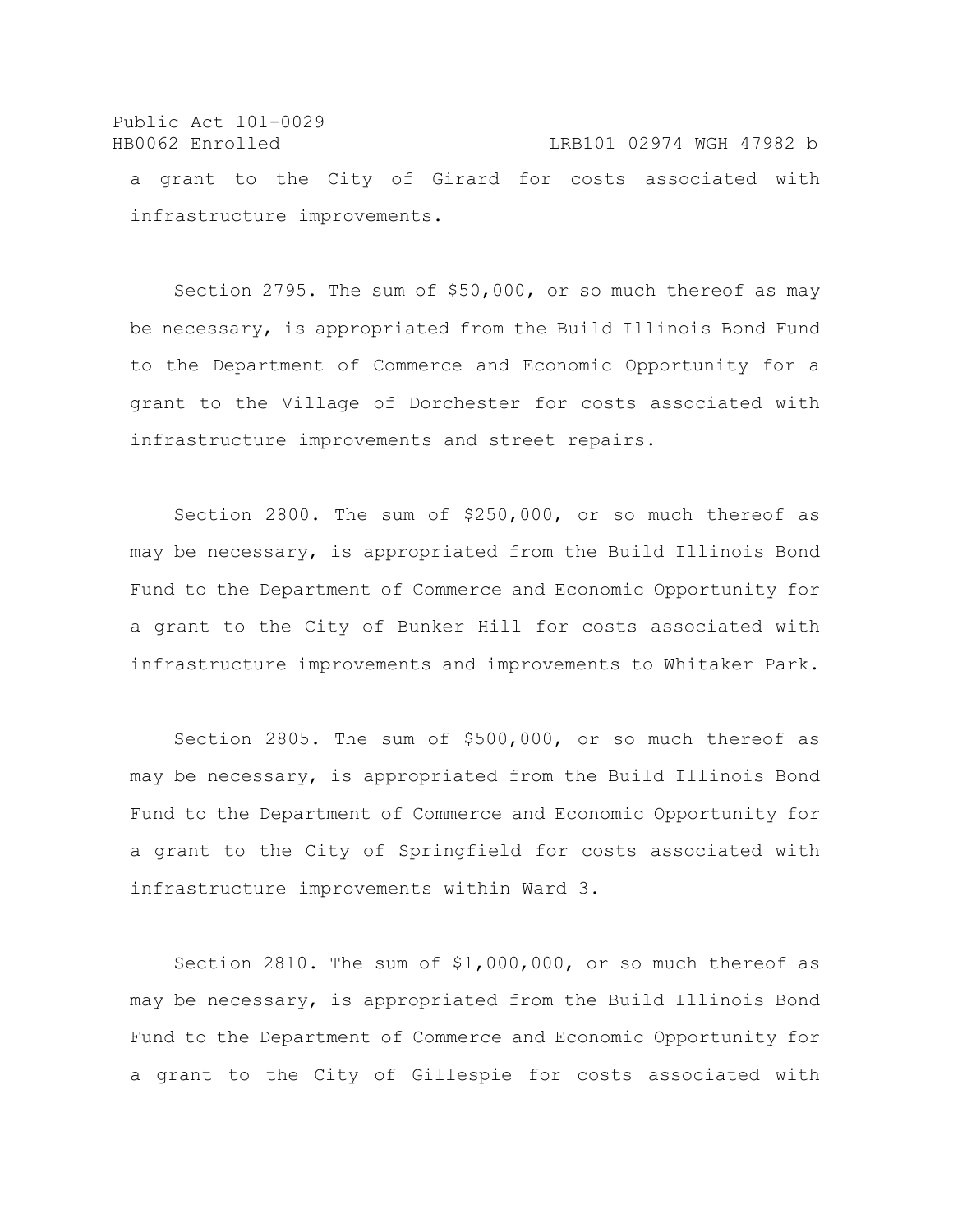a grant to the City of Girard for costs associated with infrastructure improvements.

Section 2795. The sum of $50,000, or so much thereof as may be necessary, is appropriated from the Build Illinois Bond Fund to the Department of Commerce and Economic Opportunity for a grant to the Village of Dorchester for costs associated with infrastructure improvements and street repairs.

Section 2800. The sum of $250,000, or so much thereof as may be necessary, is appropriated from the Build Illinois Bond Fund to the Department of Commerce and Economic Opportunity for a grant to the City of Bunker Hill for costs associated with infrastructure improvements and improvements to Whitaker Park.

Section 2805. The sum of $500,000, or so much thereof as may be necessary, is appropriated from the Build Illinois Bond Fund to the Department of Commerce and Economic Opportunity for a grant to the City of Springfield for costs associated with infrastructure improvements within Ward 3.

Section 2810. The sum of $1,000,000, or so much thereof as may be necessary, is appropriated from the Build Illinois Bond Fund to the Department of Commerce and Economic Opportunity for a grant to the City of Gillespie for costs associated with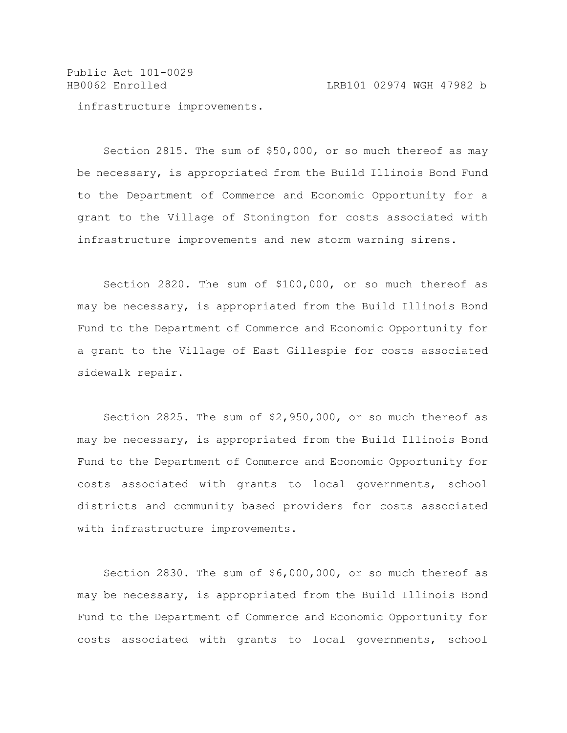infrastructure improvements.

Section 2815. The sum of $50,000, or so much thereof as may be necessary, is appropriated from the Build Illinois Bond Fund to the Department of Commerce and Economic Opportunity for a grant to the Village of Stonington for costs associated with infrastructure improvements and new storm warning sirens.

Section 2820. The sum of $100,000, or so much thereof as may be necessary, is appropriated from the Build Illinois Bond Fund to the Department of Commerce and Economic Opportunity for a grant to the Village of East Gillespie for costs associated sidewalk repair.

Section 2825. The sum of $2,950,000, or so much thereof as may be necessary, is appropriated from the Build Illinois Bond Fund to the Department of Commerce and Economic Opportunity for costs associated with grants to local governments, school districts and community based providers for costs associated with infrastructure improvements.

Section 2830. The sum of $6,000,000, or so much thereof as may be necessary, is appropriated from the Build Illinois Bond Fund to the Department of Commerce and Economic Opportunity for costs associated with grants to local governments, school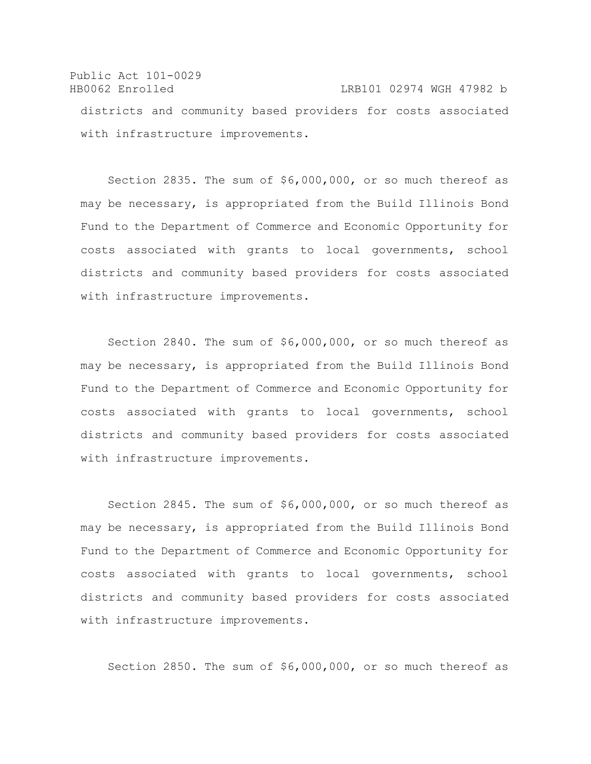districts and community based providers for costs associated with infrastructure improvements.

Section 2835. The sum of $6,000,000, or so much thereof as may be necessary, is appropriated from the Build Illinois Bond Fund to the Department of Commerce and Economic Opportunity for costs associated with grants to local governments, school districts and community based providers for costs associated with infrastructure improvements.

Section 2840. The sum of $6,000,000, or so much thereof as may be necessary, is appropriated from the Build Illinois Bond Fund to the Department of Commerce and Economic Opportunity for costs associated with grants to local governments, school districts and community based providers for costs associated with infrastructure improvements.

Section 2845. The sum of $6,000,000, or so much thereof as may be necessary, is appropriated from the Build Illinois Bond Fund to the Department of Commerce and Economic Opportunity for costs associated with grants to local governments, school districts and community based providers for costs associated with infrastructure improvements.

Section 2850. The sum of $6,000,000, or so much thereof as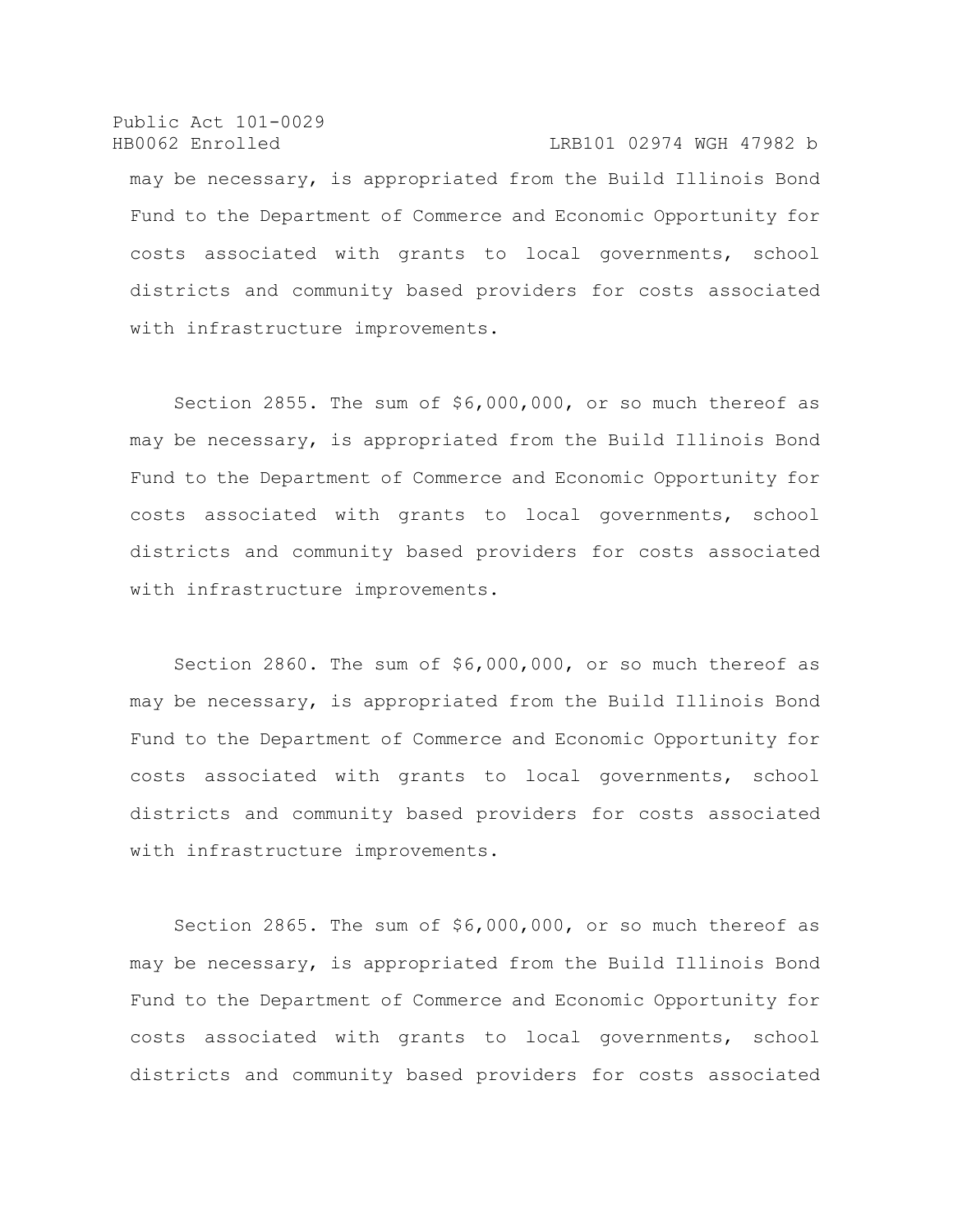may be necessary, is appropriated from the Build Illinois Bond Fund to the Department of Commerce and Economic Opportunity for costs associated with grants to local governments, school districts and community based providers for costs associated with infrastructure improvements.

Section 2855. The sum of $6,000,000, or so much thereof as may be necessary, is appropriated from the Build Illinois Bond Fund to the Department of Commerce and Economic Opportunity for costs associated with grants to local governments, school districts and community based providers for costs associated with infrastructure improvements.

Section 2860. The sum of $6,000,000, or so much thereof as may be necessary, is appropriated from the Build Illinois Bond Fund to the Department of Commerce and Economic Opportunity for costs associated with grants to local governments, school districts and community based providers for costs associated with infrastructure improvements.

Section 2865. The sum of $6,000,000, or so much thereof as may be necessary, is appropriated from the Build Illinois Bond Fund to the Department of Commerce and Economic Opportunity for costs associated with grants to local governments, school districts and community based providers for costs associated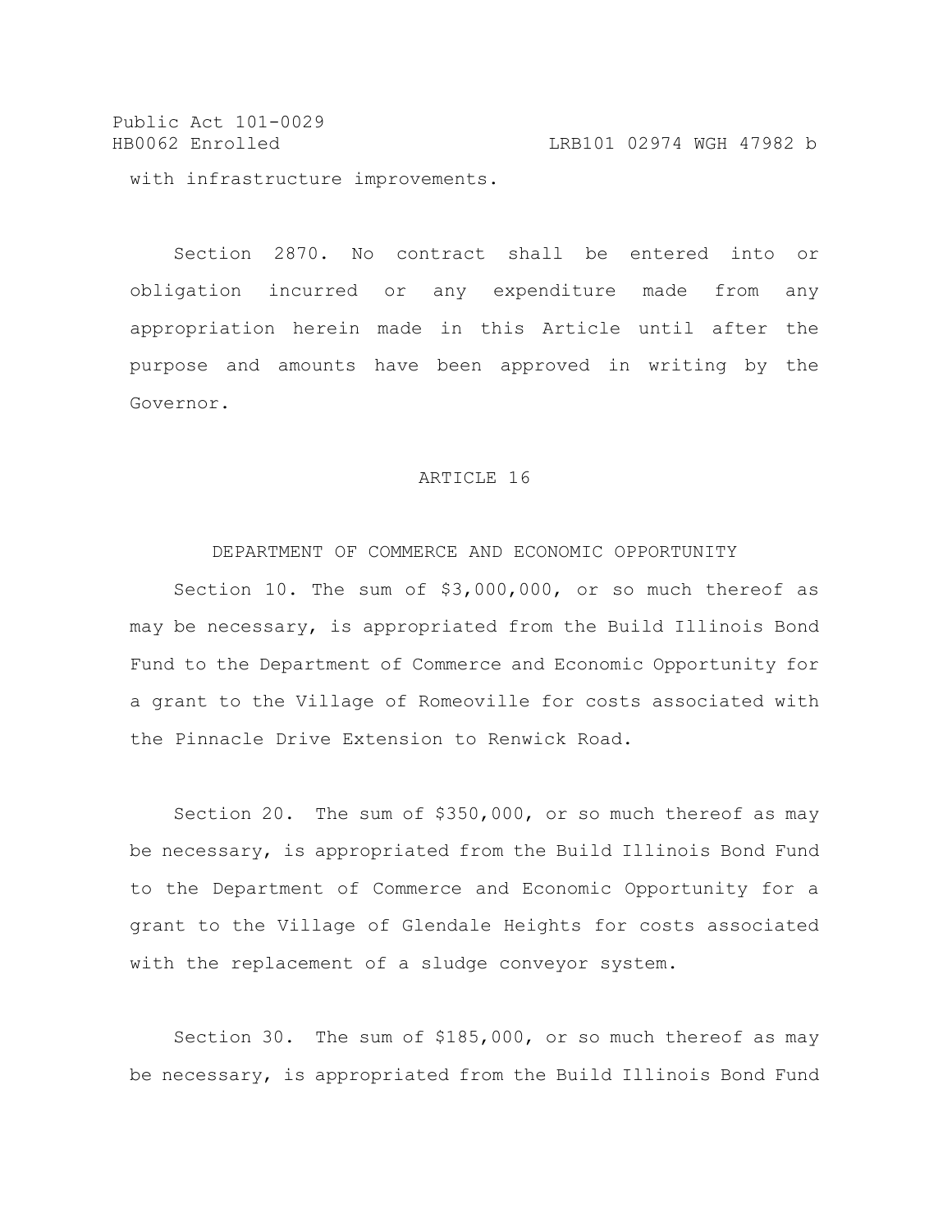with infrastructure improvements.

Section 2870. No contract shall be entered into or obligation incurred or any expenditure made from any appropriation herein made in this Article until after the purpose and amounts have been approved in writing by the Governor.

ARTICLE 16

DEPARTMENT OF COMMERCE AND ECONOMIC OPPORTUNITY

Section 10. The sum of $3,000,000, or so much thereof as may be necessary, is appropriated from the Build Illinois Bond Fund to the Department of Commerce and Economic Opportunity for a grant to the Village of Romeoville for costs associated with the Pinnacle Drive Extension to Renwick Road.

Section 20. The sum of $350,000, or so much thereof as may be necessary, is appropriated from the Build Illinois Bond Fund to the Department of Commerce and Economic Opportunity for a grant to the Village of Glendale Heights for costs associated with the replacement of a sludge conveyor system.

Section 30. The sum of $185,000, or so much thereof as may be necessary, is appropriated from the Build Illinois Bond Fund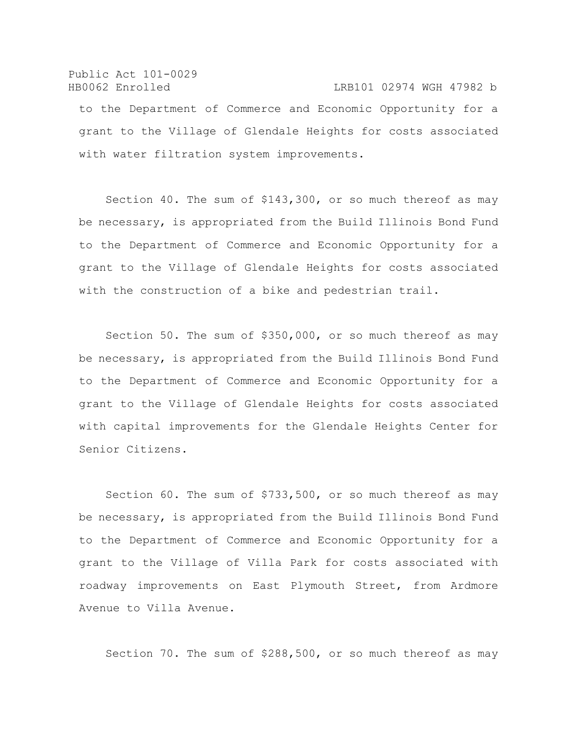to the Department of Commerce and Economic Opportunity for a grant to the Village of Glendale Heights for costs associated with water filtration system improvements.

Section 40. The sum of $143,300, or so much thereof as may be necessary, is appropriated from the Build Illinois Bond Fund to the Department of Commerce and Economic Opportunity for a grant to the Village of Glendale Heights for costs associated with the construction of a bike and pedestrian trail.

Section 50. The sum of $350,000, or so much thereof as may be necessary, is appropriated from the Build Illinois Bond Fund to the Department of Commerce and Economic Opportunity for a grant to the Village of Glendale Heights for costs associated with capital improvements for the Glendale Heights Center for Senior Citizens.

Section 60. The sum of $733,500, or so much thereof as may be necessary, is appropriated from the Build Illinois Bond Fund to the Department of Commerce and Economic Opportunity for a grant to the Village of Villa Park for costs associated with roadway improvements on East Plymouth Street, from Ardmore Avenue to Villa Avenue.

Section 70. The sum of $288,500, or so much thereof as may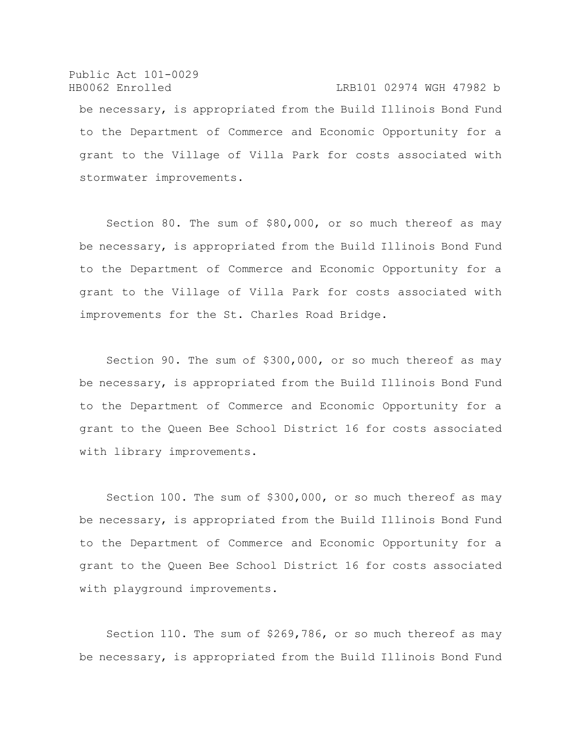be necessary, is appropriated from the Build Illinois Bond Fund to the Department of Commerce and Economic Opportunity for a grant to the Village of Villa Park for costs associated with stormwater improvements.

Section 80. The sum of $80,000, or so much thereof as may be necessary, is appropriated from the Build Illinois Bond Fund to the Department of Commerce and Economic Opportunity for a grant to the Village of Villa Park for costs associated with improvements for the St. Charles Road Bridge.

Section 90. The sum of $300,000, or so much thereof as may be necessary, is appropriated from the Build Illinois Bond Fund to the Department of Commerce and Economic Opportunity for a grant to the Queen Bee School District 16 for costs associated with library improvements.

Section 100. The sum of $300,000, or so much thereof as may be necessary, is appropriated from the Build Illinois Bond Fund to the Department of Commerce and Economic Opportunity for a grant to the Queen Bee School District 16 for costs associated with playground improvements.

Section 110. The sum of $269,786, or so much thereof as may be necessary, is appropriated from the Build Illinois Bond Fund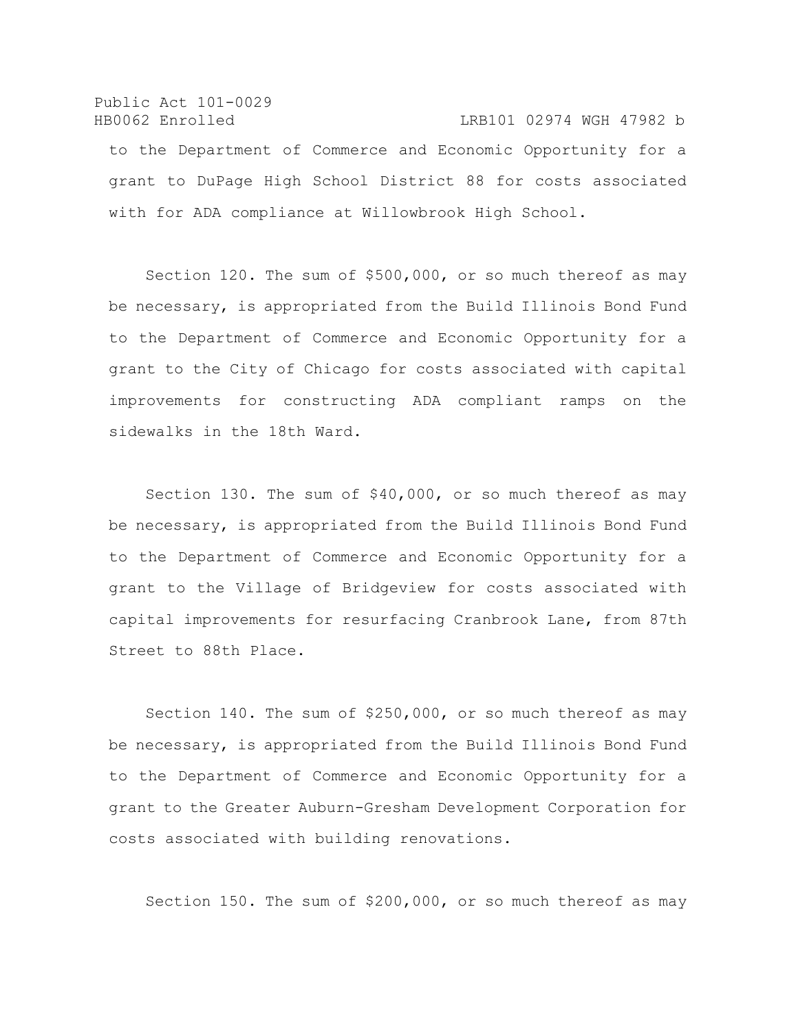to the Department of Commerce and Economic Opportunity for a grant to DuPage High School District 88 for costs associated with for ADA compliance at Willowbrook High School.

Section 120. The sum of $500,000, or so much thereof as may be necessary, is appropriated from the Build Illinois Bond Fund to the Department of Commerce and Economic Opportunity for a grant to the City of Chicago for costs associated with capital improvements for constructing ADA compliant ramps on the sidewalks in the 18th Ward.

Section 130. The sum of $40,000, or so much thereof as may be necessary, is appropriated from the Build Illinois Bond Fund to the Department of Commerce and Economic Opportunity for a grant to the Village of Bridgeview for costs associated with capital improvements for resurfacing Cranbrook Lane, from 87th Street to 88th Place.

Section 140. The sum of $250,000, or so much thereof as may be necessary, is appropriated from the Build Illinois Bond Fund to the Department of Commerce and Economic Opportunity for a grant to the Greater Auburn-Gresham Development Corporation for costs associated with building renovations.

Section 150. The sum of $200,000, or so much thereof as may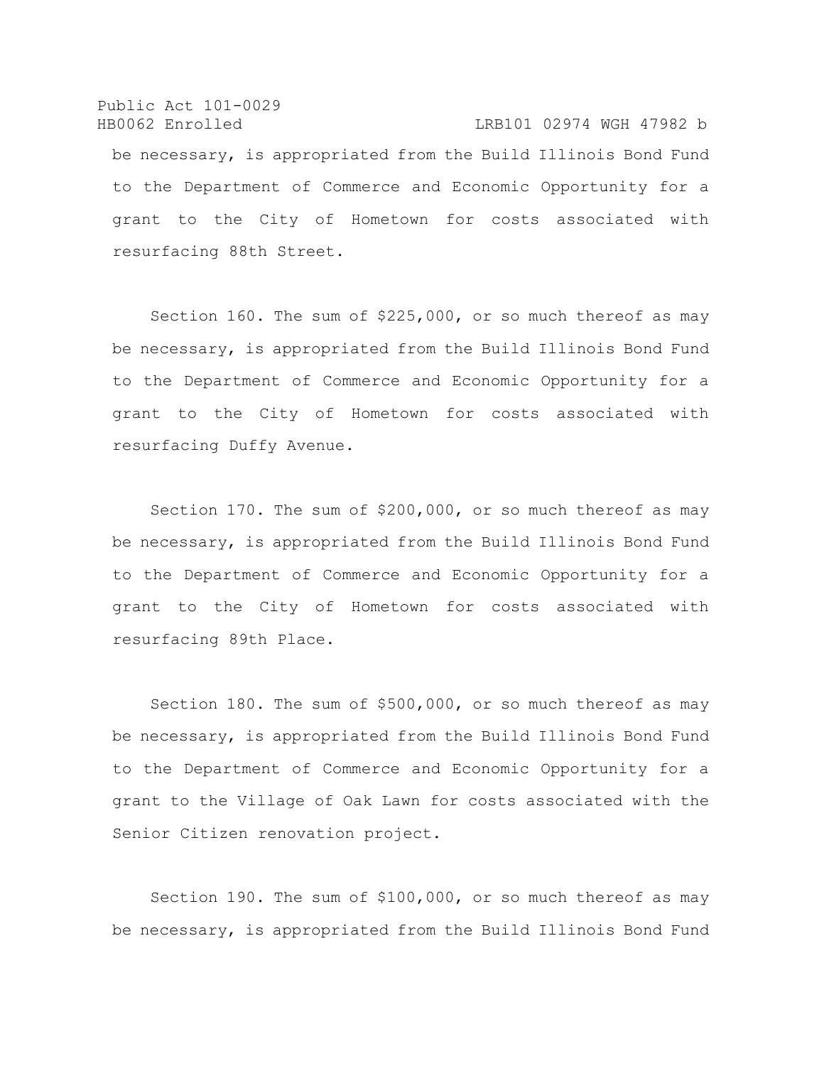be necessary, is appropriated from the Build Illinois Bond Fund to the Department of Commerce and Economic Opportunity for a grant to the City of Hometown for costs associated with resurfacing 88th Street.

Section 160. The sum of $225,000, or so much thereof as may be necessary, is appropriated from the Build Illinois Bond Fund to the Department of Commerce and Economic Opportunity for a grant to the City of Hometown for costs associated with resurfacing Duffy Avenue.

Section 170. The sum of $200,000, or so much thereof as may be necessary, is appropriated from the Build Illinois Bond Fund to the Department of Commerce and Economic Opportunity for a grant to the City of Hometown for costs associated with resurfacing 89th Place.

Section 180. The sum of $500,000, or so much thereof as may be necessary, is appropriated from the Build Illinois Bond Fund to the Department of Commerce and Economic Opportunity for a grant to the Village of Oak Lawn for costs associated with the Senior Citizen renovation project.

Section 190. The sum of $100,000, or so much thereof as may be necessary, is appropriated from the Build Illinois Bond Fund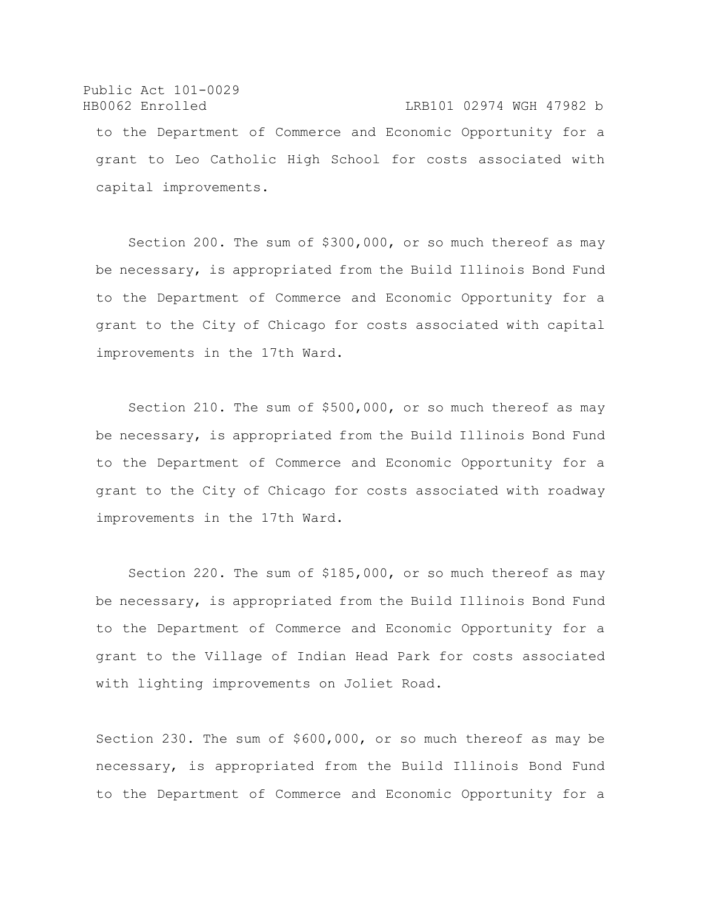to the Department of Commerce and Economic Opportunity for a grant to Leo Catholic High School for costs associated with capital improvements.

Section 200. The sum of $300,000, or so much thereof as may be necessary, is appropriated from the Build Illinois Bond Fund to the Department of Commerce and Economic Opportunity for a grant to the City of Chicago for costs associated with capital improvements in the 17th Ward.

Section 210. The sum of $500,000, or so much thereof as may be necessary, is appropriated from the Build Illinois Bond Fund to the Department of Commerce and Economic Opportunity for a grant to the City of Chicago for costs associated with roadway improvements in the 17th Ward.

Section 220. The sum of $185,000, or so much thereof as may be necessary, is appropriated from the Build Illinois Bond Fund to the Department of Commerce and Economic Opportunity for a grant to the Village of Indian Head Park for costs associated with lighting improvements on Joliet Road.

Section 230. The sum of $600,000, or so much thereof as may be necessary, is appropriated from the Build Illinois Bond Fund to the Department of Commerce and Economic Opportunity for a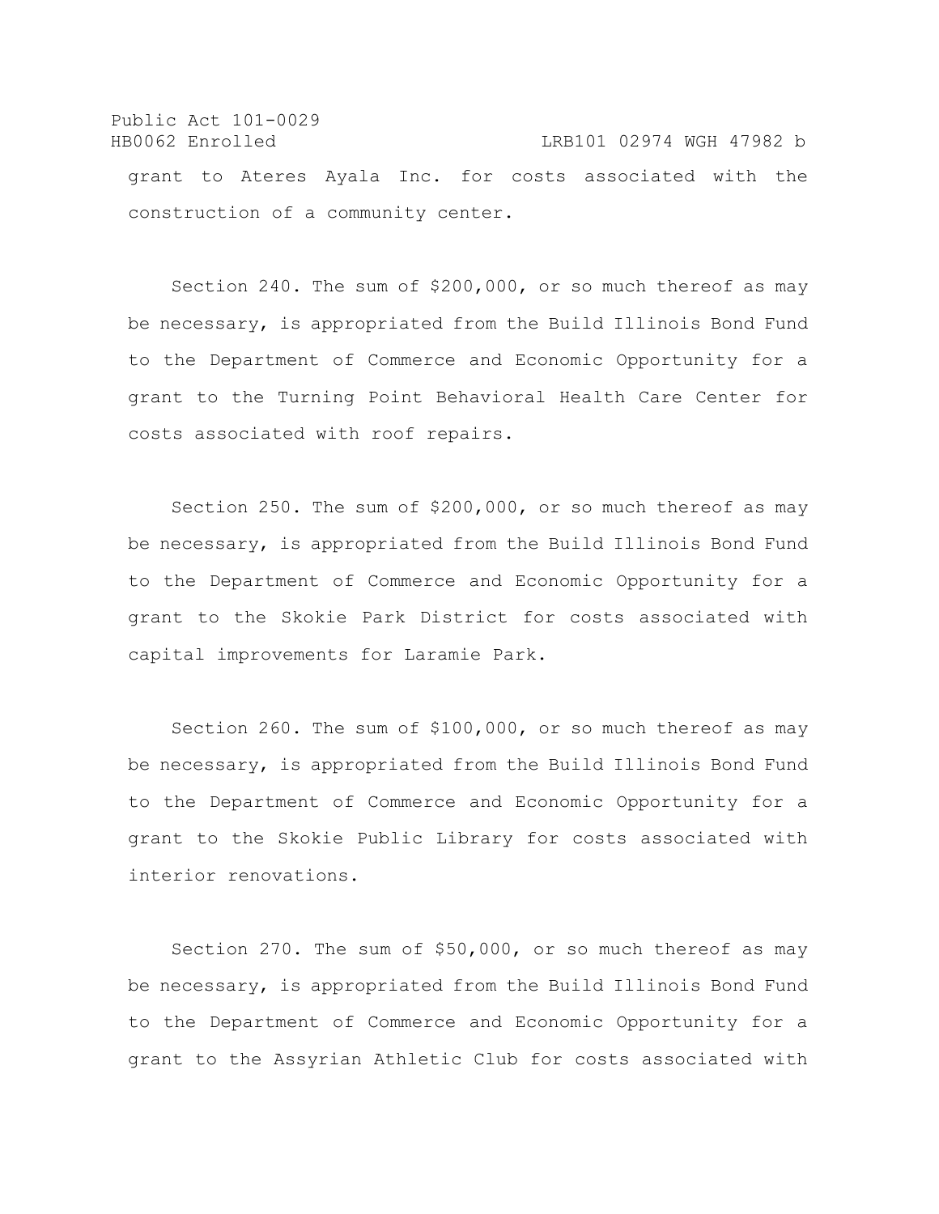grant to Ateres Ayala Inc. for costs associated with the construction of a community center.

Section 240. The sum of $200,000, or so much thereof as may be necessary, is appropriated from the Build Illinois Bond Fund to the Department of Commerce and Economic Opportunity for a grant to the Turning Point Behavioral Health Care Center for costs associated with roof repairs.

Section 250. The sum of $200,000, or so much thereof as may be necessary, is appropriated from the Build Illinois Bond Fund to the Department of Commerce and Economic Opportunity for a grant to the Skokie Park District for costs associated with capital improvements for Laramie Park.

Section 260. The sum of $100,000, or so much thereof as may be necessary, is appropriated from the Build Illinois Bond Fund to the Department of Commerce and Economic Opportunity for a grant to the Skokie Public Library for costs associated with interior renovations.

Section 270. The sum of $50,000, or so much thereof as may be necessary, is appropriated from the Build Illinois Bond Fund to the Department of Commerce and Economic Opportunity for a grant to the Assyrian Athletic Club for costs associated with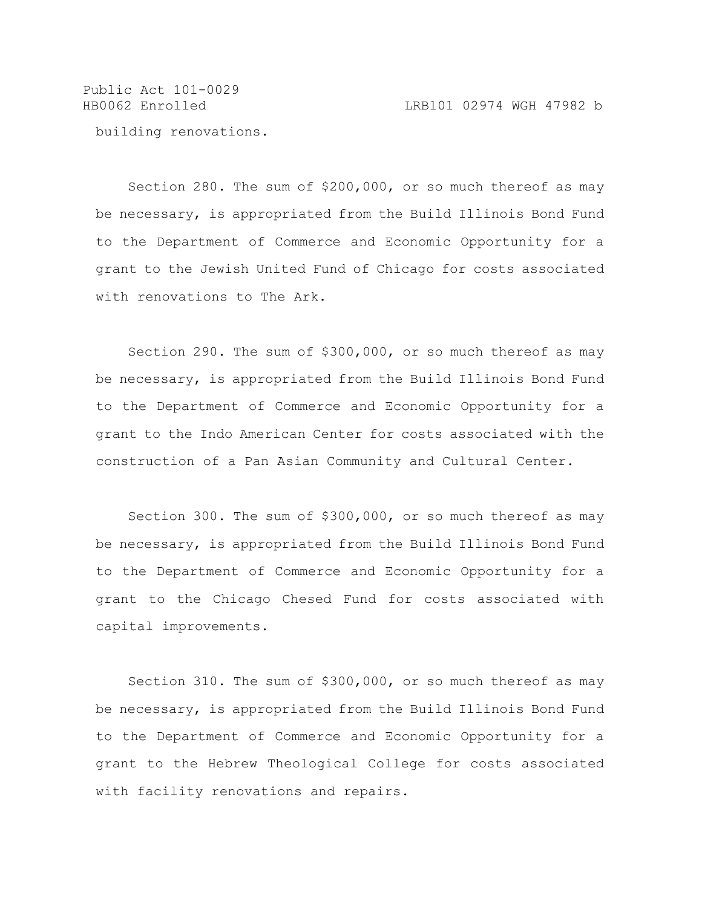building renovations.

Section 280. The sum of $200,000, or so much thereof as may be necessary, is appropriated from the Build Illinois Bond Fund to the Department of Commerce and Economic Opportunity for a grant to the Jewish United Fund of Chicago for costs associated with renovations to The Ark.

Section 290. The sum of $300,000, or so much thereof as may be necessary, is appropriated from the Build Illinois Bond Fund to the Department of Commerce and Economic Opportunity for a grant to the Indo American Center for costs associated with the construction of a Pan Asian Community and Cultural Center.

Section 300. The sum of $300,000, or so much thereof as may be necessary, is appropriated from the Build Illinois Bond Fund to the Department of Commerce and Economic Opportunity for a grant to the Chicago Chesed Fund for costs associated with capital improvements.

Section 310. The sum of $300,000, or so much thereof as may be necessary, is appropriated from the Build Illinois Bond Fund to the Department of Commerce and Economic Opportunity for a grant to the Hebrew Theological College for costs associated with facility renovations and repairs.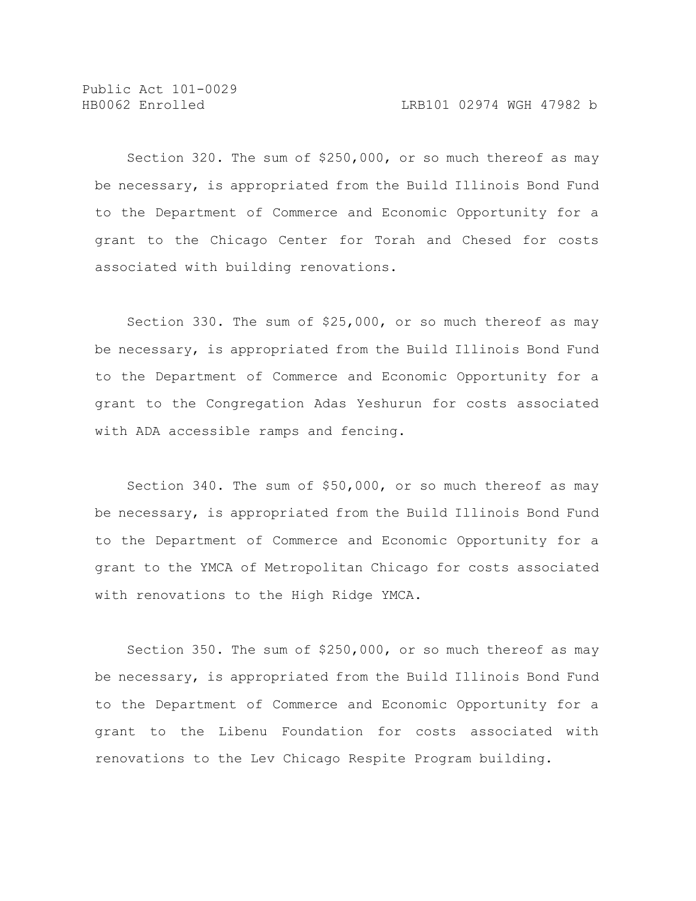Section 320. The sum of $250,000, or so much thereof as may be necessary, is appropriated from the Build Illinois Bond Fund to the Department of Commerce and Economic Opportunity for a grant to the Chicago Center for Torah and Chesed for costs associated with building renovations.

Section 330. The sum of $25,000, or so much thereof as may be necessary, is appropriated from the Build Illinois Bond Fund to the Department of Commerce and Economic Opportunity for a grant to the Congregation Adas Yeshurun for costs associated with ADA accessible ramps and fencing.

Section 340. The sum of $50,000, or so much thereof as may be necessary, is appropriated from the Build Illinois Bond Fund to the Department of Commerce and Economic Opportunity for a grant to the YMCA of Metropolitan Chicago for costs associated with renovations to the High Ridge YMCA.

Section 350. The sum of $250,000, or so much thereof as may be necessary, is appropriated from the Build Illinois Bond Fund to the Department of Commerce and Economic Opportunity for a grant to the Libenu Foundation for costs associated with renovations to the Lev Chicago Respite Program building.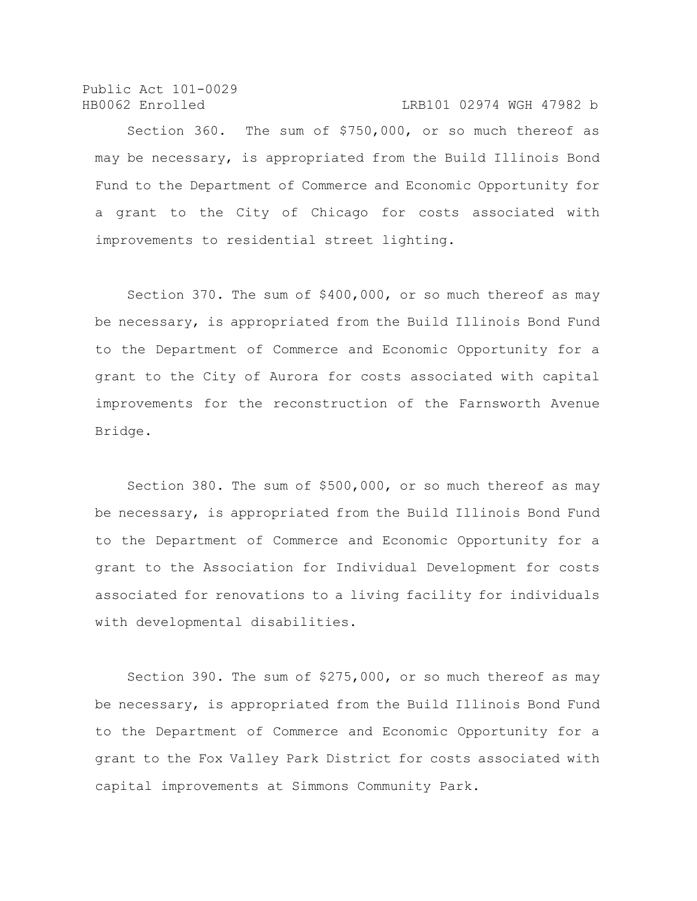Section 360. The sum of $750,000, or so much thereof as may be necessary, is appropriated from the Build Illinois Bond Fund to the Department of Commerce and Economic Opportunity for a grant to the City of Chicago for costs associated with improvements to residential street lighting.

Section 370. The sum of $400,000, or so much thereof as may be necessary, is appropriated from the Build Illinois Bond Fund to the Department of Commerce and Economic Opportunity for a grant to the City of Aurora for costs associated with capital improvements for the reconstruction of the Farnsworth Avenue Bridge.

Section 380. The sum of $500,000, or so much thereof as may be necessary, is appropriated from the Build Illinois Bond Fund to the Department of Commerce and Economic Opportunity for a grant to the Association for Individual Development for costs associated for renovations to a living facility for individuals with developmental disabilities.

Section 390. The sum of $275,000, or so much thereof as may be necessary, is appropriated from the Build Illinois Bond Fund to the Department of Commerce and Economic Opportunity for a grant to the Fox Valley Park District for costs associated with capital improvements at Simmons Community Park.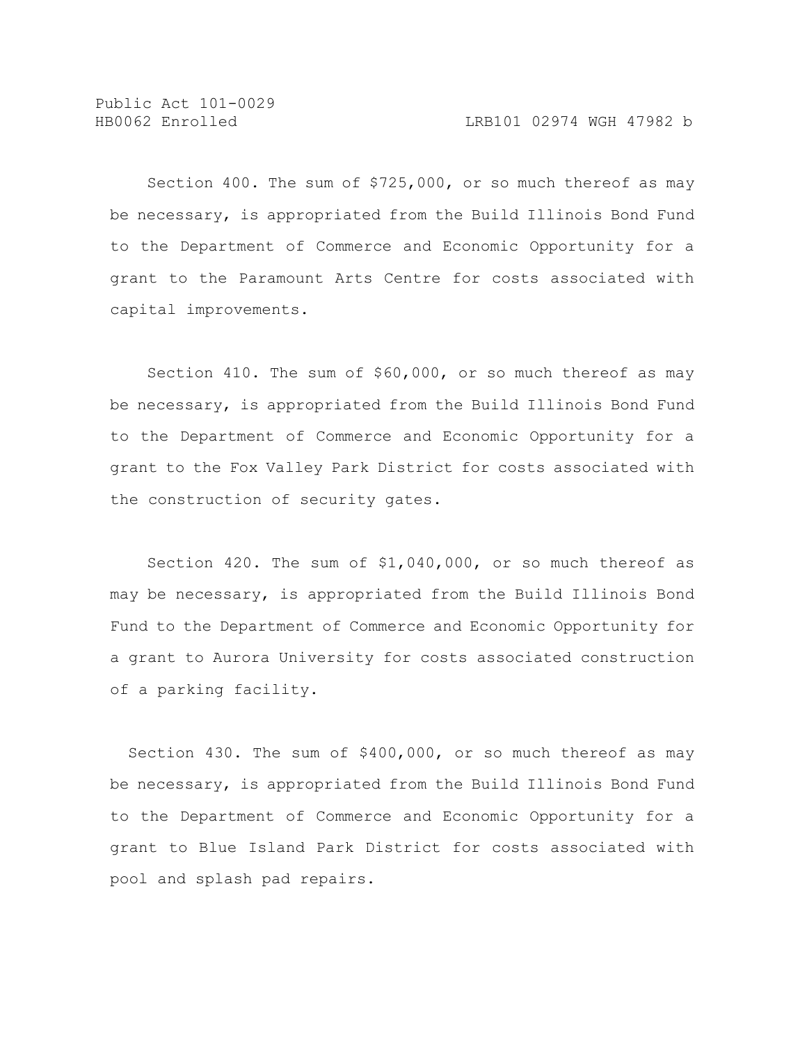Section 400. The sum of $725,000, or so much thereof as may be necessary, is appropriated from the Build Illinois Bond Fund to the Department of Commerce and Economic Opportunity for a grant to the Paramount Arts Centre for costs associated with capital improvements.

Section 410. The sum of $60,000, or so much thereof as may be necessary, is appropriated from the Build Illinois Bond Fund to the Department of Commerce and Economic Opportunity for a grant to the Fox Valley Park District for costs associated with the construction of security gates.

Section 420. The sum of $1,040,000, or so much thereof as may be necessary, is appropriated from the Build Illinois Bond Fund to the Department of Commerce and Economic Opportunity for a grant to Aurora University for costs associated construction of a parking facility.

Section 430. The sum of $400,000, or so much thereof as may be necessary, is appropriated from the Build Illinois Bond Fund to the Department of Commerce and Economic Opportunity for a grant to Blue Island Park District for costs associated with pool and splash pad repairs.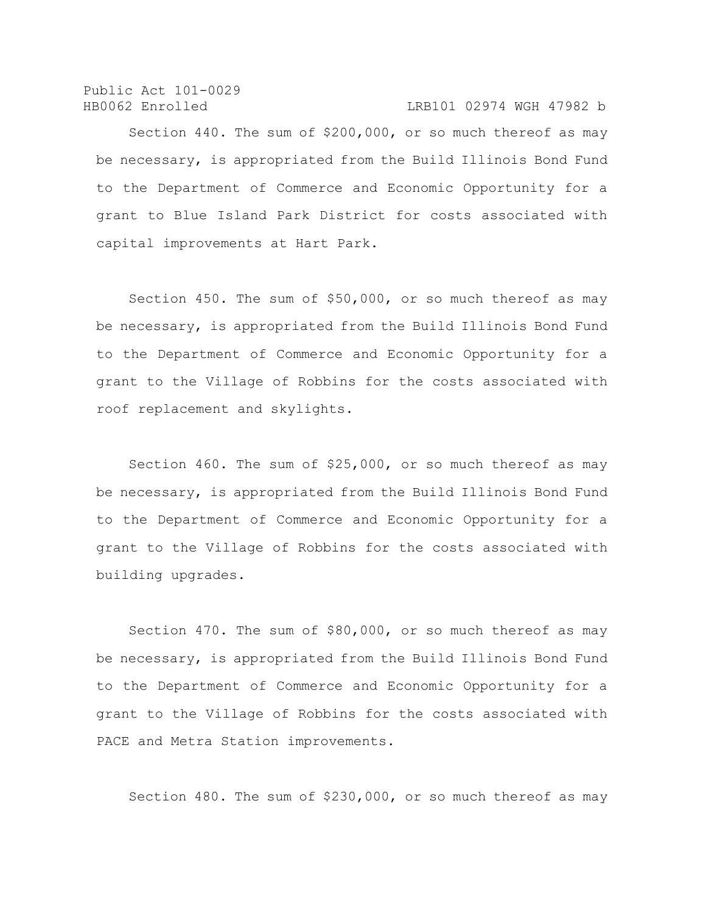Section 440. The sum of $200,000, or so much thereof as may be necessary, is appropriated from the Build Illinois Bond Fund to the Department of Commerce and Economic Opportunity for a grant to Blue Island Park District for costs associated with capital improvements at Hart Park.

Section 450. The sum of $50,000, or so much thereof as may be necessary, is appropriated from the Build Illinois Bond Fund to the Department of Commerce and Economic Opportunity for a grant to the Village of Robbins for the costs associated with roof replacement and skylights.

Section 460. The sum of $25,000, or so much thereof as may be necessary, is appropriated from the Build Illinois Bond Fund to the Department of Commerce and Economic Opportunity for a grant to the Village of Robbins for the costs associated with building upgrades.

Section 470. The sum of $80,000, or so much thereof as may be necessary, is appropriated from the Build Illinois Bond Fund to the Department of Commerce and Economic Opportunity for a grant to the Village of Robbins for the costs associated with PACE and Metra Station improvements.

Section 480. The sum of $230,000, or so much thereof as may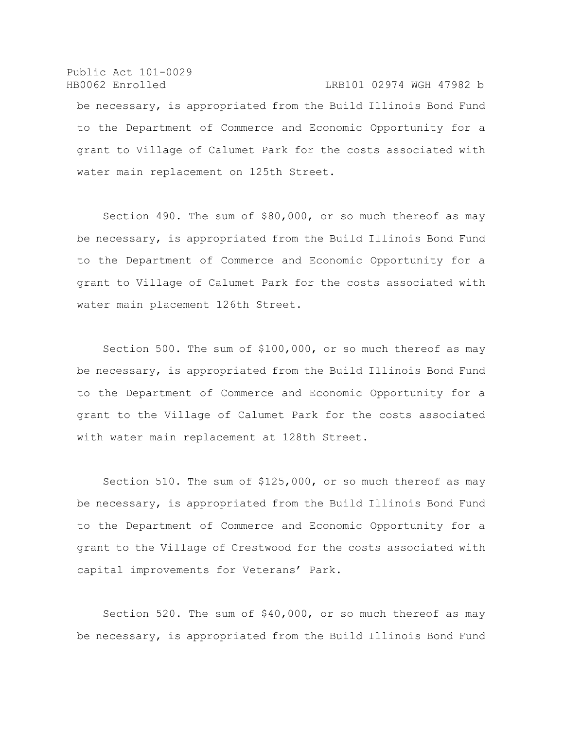be necessary, is appropriated from the Build Illinois Bond Fund to the Department of Commerce and Economic Opportunity for a grant to Village of Calumet Park for the costs associated with water main replacement on 125th Street.

Section 490. The sum of $80,000, or so much thereof as may be necessary, is appropriated from the Build Illinois Bond Fund to the Department of Commerce and Economic Opportunity for a grant to Village of Calumet Park for the costs associated with water main placement 126th Street.

Section 500. The sum of $100,000, or so much thereof as may be necessary, is appropriated from the Build Illinois Bond Fund to the Department of Commerce and Economic Opportunity for a grant to the Village of Calumet Park for the costs associated with water main replacement at 128th Street.

Section 510. The sum of $125,000, or so much thereof as may be necessary, is appropriated from the Build Illinois Bond Fund to the Department of Commerce and Economic Opportunity for a grant to the Village of Crestwood for the costs associated with capital improvements for Veterans' Park.

Section 520. The sum of $40,000, or so much thereof as may be necessary, is appropriated from the Build Illinois Bond Fund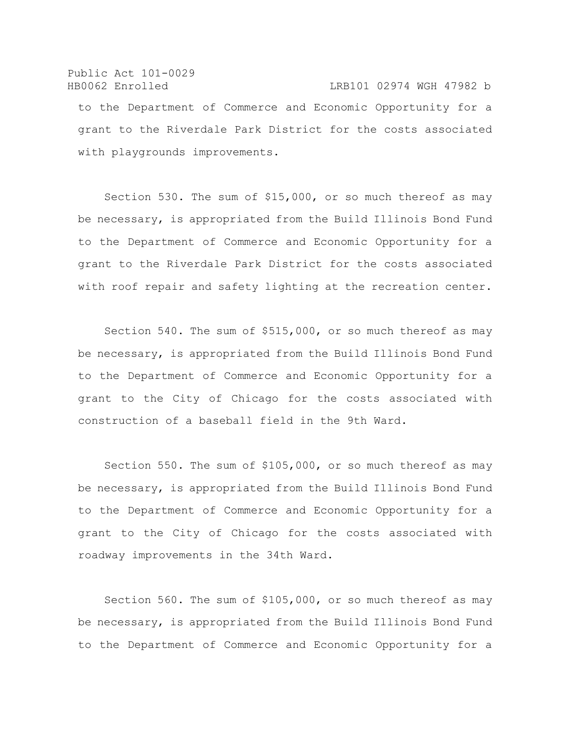to the Department of Commerce and Economic Opportunity for a grant to the Riverdale Park District for the costs associated with playgrounds improvements.

Section 530. The sum of $15,000, or so much thereof as may be necessary, is appropriated from the Build Illinois Bond Fund to the Department of Commerce and Economic Opportunity for a grant to the Riverdale Park District for the costs associated with roof repair and safety lighting at the recreation center.

Section 540. The sum of $515,000, or so much thereof as may be necessary, is appropriated from the Build Illinois Bond Fund to the Department of Commerce and Economic Opportunity for a grant to the City of Chicago for the costs associated with construction of a baseball field in the 9th Ward.

Section 550. The sum of $105,000, or so much thereof as may be necessary, is appropriated from the Build Illinois Bond Fund to the Department of Commerce and Economic Opportunity for a grant to the City of Chicago for the costs associated with roadway improvements in the 34th Ward.

Section 560. The sum of $105,000, or so much thereof as may be necessary, is appropriated from the Build Illinois Bond Fund to the Department of Commerce and Economic Opportunity for a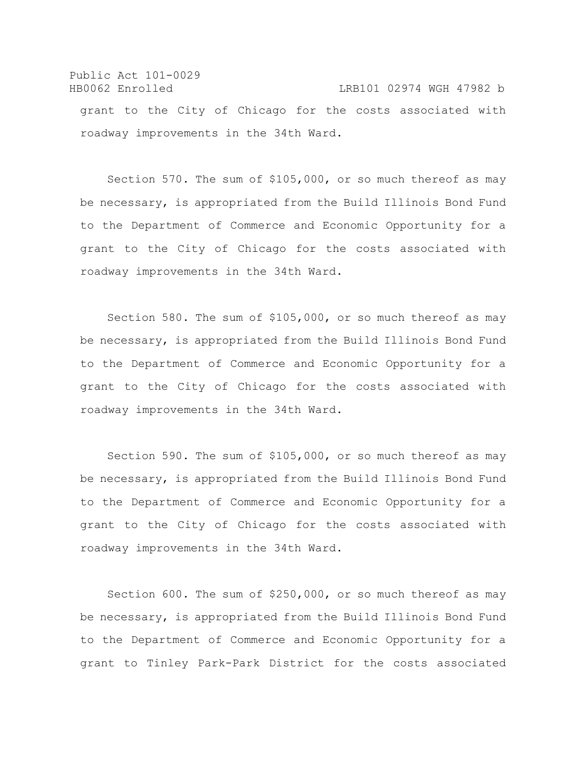grant to the City of Chicago for the costs associated with roadway improvements in the 34th Ward.

Section 570. The sum of $105,000, or so much thereof as may be necessary, is appropriated from the Build Illinois Bond Fund to the Department of Commerce and Economic Opportunity for a grant to the City of Chicago for the costs associated with roadway improvements in the 34th Ward.

Section 580. The sum of $105,000, or so much thereof as may be necessary, is appropriated from the Build Illinois Bond Fund to the Department of Commerce and Economic Opportunity for a grant to the City of Chicago for the costs associated with roadway improvements in the 34th Ward.

Section 590. The sum of $105,000, or so much thereof as may be necessary, is appropriated from the Build Illinois Bond Fund to the Department of Commerce and Economic Opportunity for a grant to the City of Chicago for the costs associated with roadway improvements in the 34th Ward.

Section 600. The sum of $250,000, or so much thereof as may be necessary, is appropriated from the Build Illinois Bond Fund to the Department of Commerce and Economic Opportunity for a grant to Tinley Park-Park District for the costs associated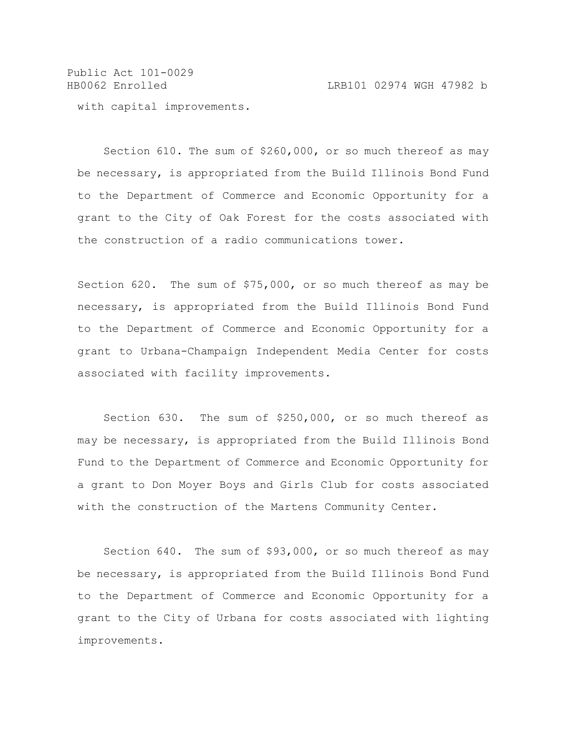with capital improvements.

Section 610. The sum of $260,000, or so much thereof as may be necessary, is appropriated from the Build Illinois Bond Fund to the Department of Commerce and Economic Opportunity for a grant to the City of Oak Forest for the costs associated with the construction of a radio communications tower.

Section 620. The sum of $75,000, or so much thereof as may be necessary, is appropriated from the Build Illinois Bond Fund to the Department of Commerce and Economic Opportunity for a grant to Urbana-Champaign Independent Media Center for costs associated with facility improvements.

Section 630. The sum of $250,000, or so much thereof as may be necessary, is appropriated from the Build Illinois Bond Fund to the Department of Commerce and Economic Opportunity for a grant to Don Moyer Boys and Girls Club for costs associated with the construction of the Martens Community Center.

Section 640. The sum of $93,000, or so much thereof as may be necessary, is appropriated from the Build Illinois Bond Fund to the Department of Commerce and Economic Opportunity for a grant to the City of Urbana for costs associated with lighting improvements.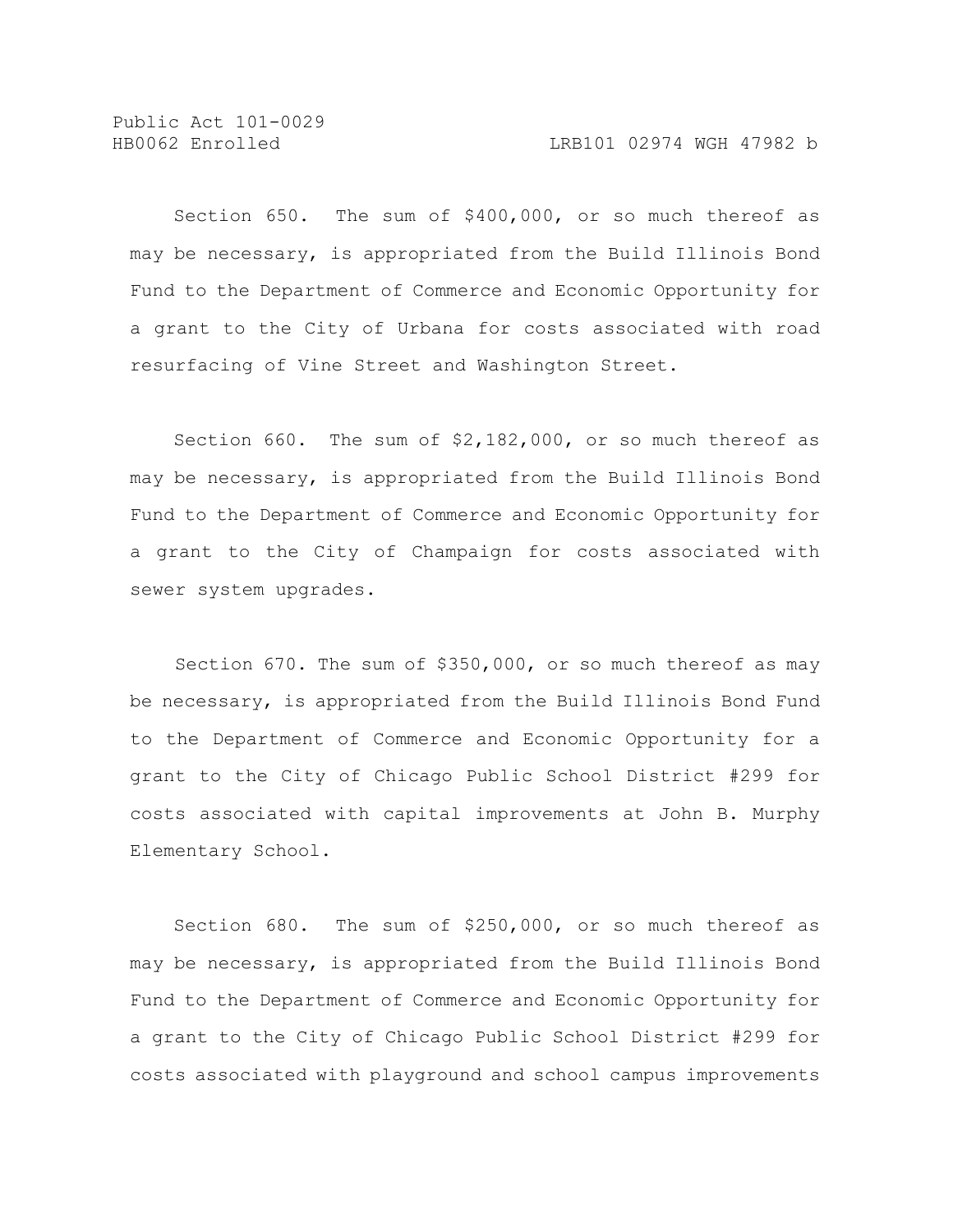Section 650. The sum of $400,000, or so much thereof as may be necessary, is appropriated from the Build Illinois Bond Fund to the Department of Commerce and Economic Opportunity for a grant to the City of Urbana for costs associated with road resurfacing of Vine Street and Washington Street.

Section 660. The sum of $2,182,000, or so much thereof as may be necessary, is appropriated from the Build Illinois Bond Fund to the Department of Commerce and Economic Opportunity for a grant to the City of Champaign for costs associated with sewer system upgrades.

Section 670. The sum of $350,000, or so much thereof as may be necessary, is appropriated from the Build Illinois Bond Fund to the Department of Commerce and Economic Opportunity for a grant to the City of Chicago Public School District #299 for costs associated with capital improvements at John B. Murphy Elementary School.

Section 680. The sum of $250,000, or so much thereof as may be necessary, is appropriated from the Build Illinois Bond Fund to the Department of Commerce and Economic Opportunity for a grant to the City of Chicago Public School District #299 for costs associated with playground and school campus improvements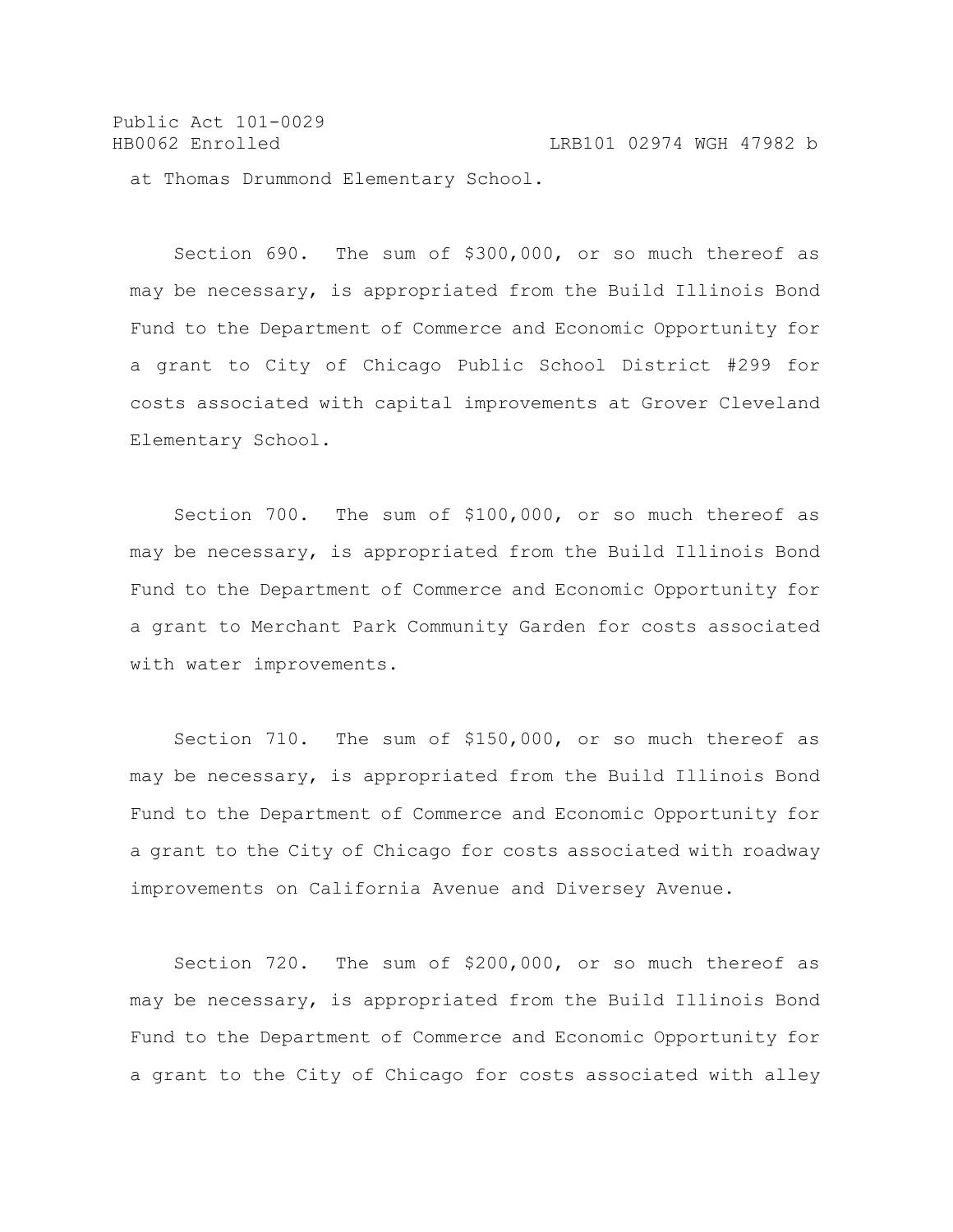at Thomas Drummond Elementary School.

Section 690. The sum of $300,000, or so much thereof as may be necessary, is appropriated from the Build Illinois Bond Fund to the Department of Commerce and Economic Opportunity for a grant to City of Chicago Public School District #299 for costs associated with capital improvements at Grover Cleveland Elementary School.

Section 700. The sum of $100,000, or so much thereof as may be necessary, is appropriated from the Build Illinois Bond Fund to the Department of Commerce and Economic Opportunity for a grant to Merchant Park Community Garden for costs associated with water improvements.

Section 710. The sum of $150,000, or so much thereof as may be necessary, is appropriated from the Build Illinois Bond Fund to the Department of Commerce and Economic Opportunity for a grant to the City of Chicago for costs associated with roadway improvements on California Avenue and Diversey Avenue.

Section 720. The sum of $200,000, or so much thereof as may be necessary, is appropriated from the Build Illinois Bond Fund to the Department of Commerce and Economic Opportunity for a grant to the City of Chicago for costs associated with alley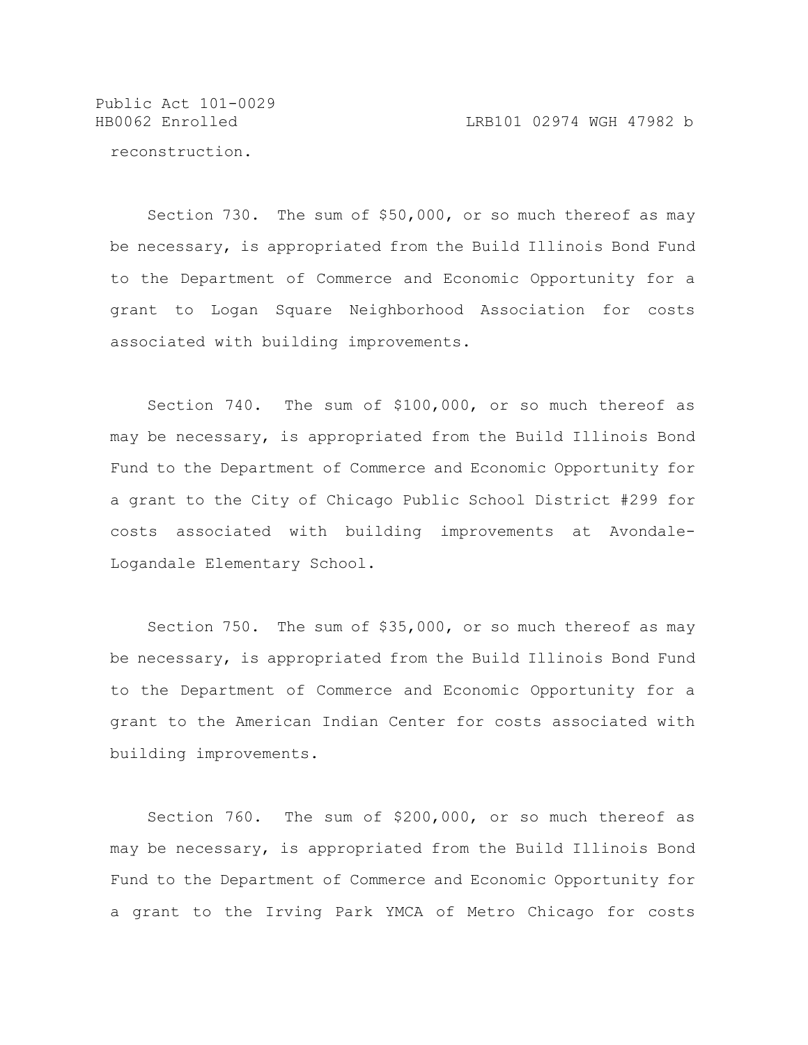reconstruction.

Section 730. The sum of $50,000, or so much thereof as may be necessary, is appropriated from the Build Illinois Bond Fund to the Department of Commerce and Economic Opportunity for a grant to Logan Square Neighborhood Association for costs associated with building improvements.

Section 740. The sum of $100,000, or so much thereof as may be necessary, is appropriated from the Build Illinois Bond Fund to the Department of Commerce and Economic Opportunity for a grant to the City of Chicago Public School District #299 for costs associated with building improvements at Avondale-Logandale Elementary School.

Section 750. The sum of $35,000, or so much thereof as may be necessary, is appropriated from the Build Illinois Bond Fund to the Department of Commerce and Economic Opportunity for a grant to the American Indian Center for costs associated with building improvements.

Section 760. The sum of $200,000, or so much thereof as may be necessary, is appropriated from the Build Illinois Bond Fund to the Department of Commerce and Economic Opportunity for a grant to the Irving Park YMCA of Metro Chicago for costs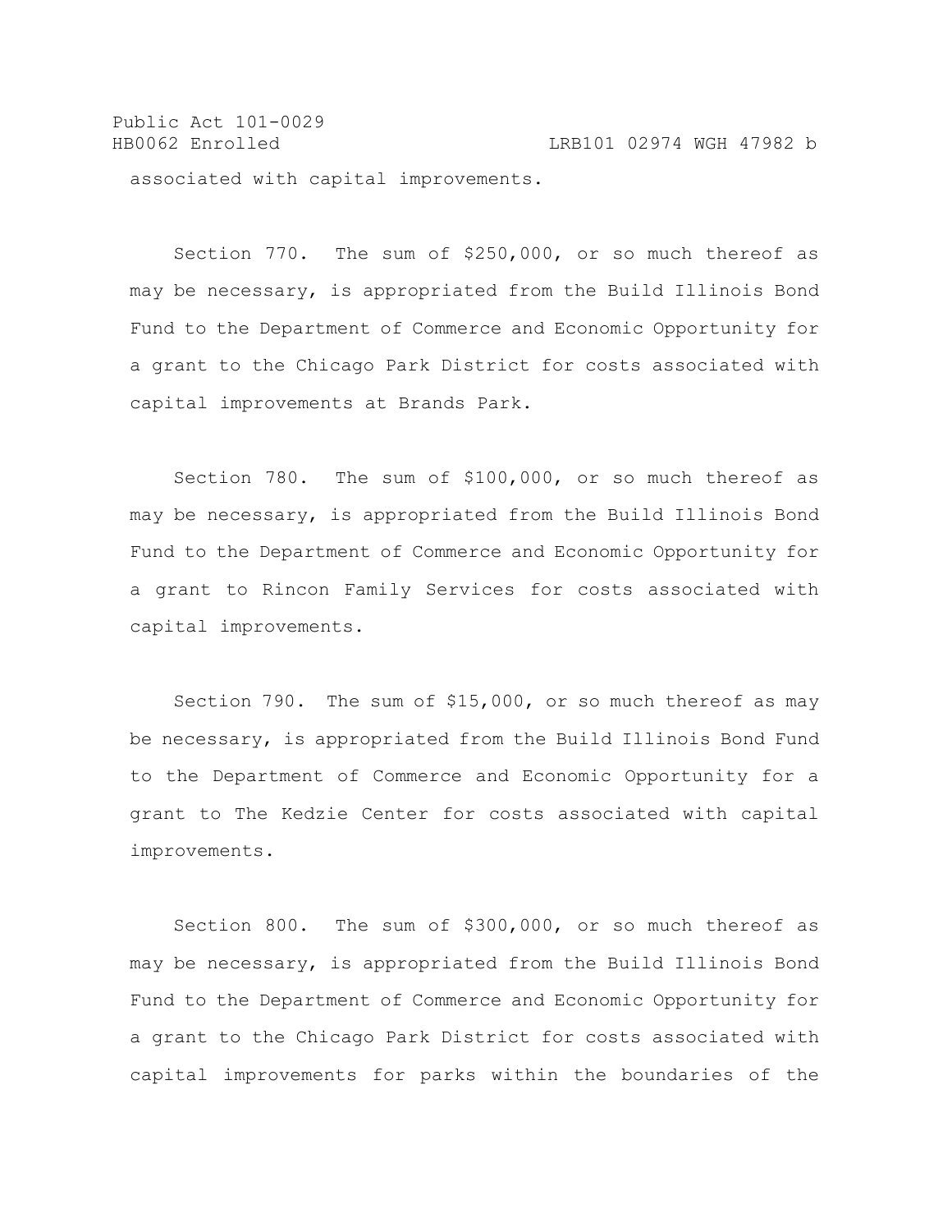associated with capital improvements.

Section 770. The sum of $250,000, or so much thereof as may be necessary, is appropriated from the Build Illinois Bond Fund to the Department of Commerce and Economic Opportunity for a grant to the Chicago Park District for costs associated with capital improvements at Brands Park.

Section 780. The sum of $100,000, or so much thereof as may be necessary, is appropriated from the Build Illinois Bond Fund to the Department of Commerce and Economic Opportunity for a grant to Rincon Family Services for costs associated with capital improvements.

Section 790. The sum of $15,000, or so much thereof as may be necessary, is appropriated from the Build Illinois Bond Fund to the Department of Commerce and Economic Opportunity for a grant to The Kedzie Center for costs associated with capital improvements.

Section 800. The sum of $300,000, or so much thereof as may be necessary, is appropriated from the Build Illinois Bond Fund to the Department of Commerce and Economic Opportunity for a grant to the Chicago Park District for costs associated with capital improvements for parks within the boundaries of the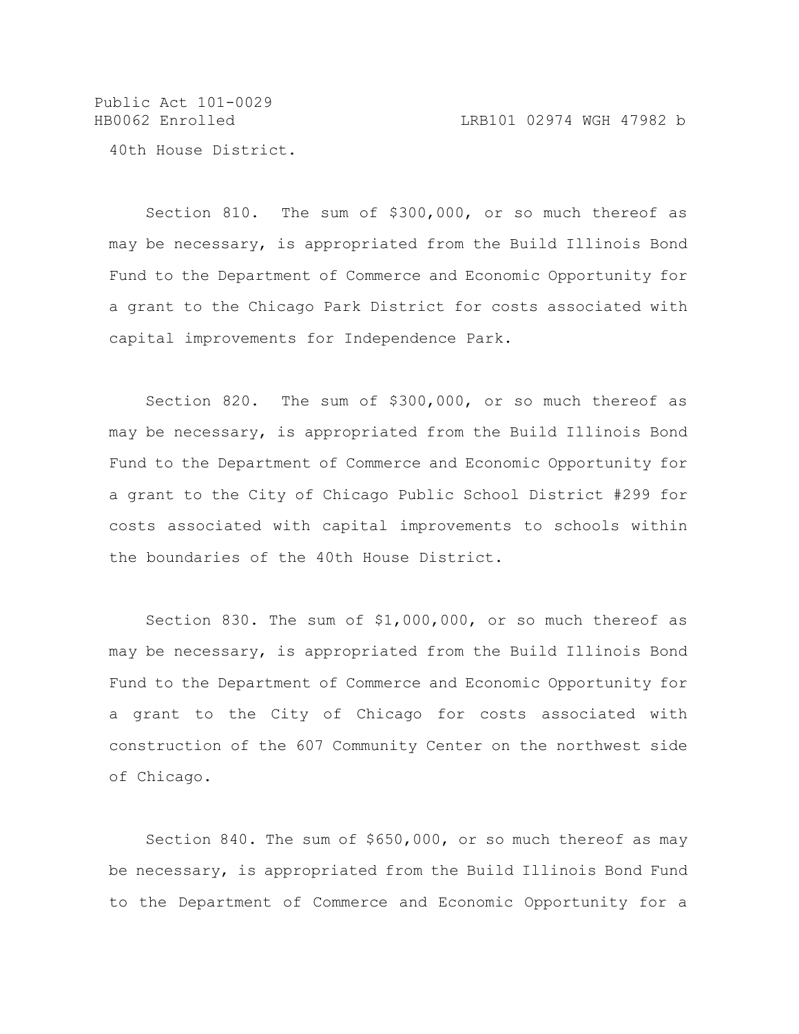40th House District.

Section 810. The sum of $300,000, or so much thereof as may be necessary, is appropriated from the Build Illinois Bond Fund to the Department of Commerce and Economic Opportunity for a grant to the Chicago Park District for costs associated with capital improvements for Independence Park.

Section 820. The sum of $300,000, or so much thereof as may be necessary, is appropriated from the Build Illinois Bond Fund to the Department of Commerce and Economic Opportunity for a grant to the City of Chicago Public School District #299 for costs associated with capital improvements to schools within the boundaries of the 40th House District.

Section 830. The sum of $1,000,000, or so much thereof as may be necessary, is appropriated from the Build Illinois Bond Fund to the Department of Commerce and Economic Opportunity for a grant to the City of Chicago for costs associated with construction of the 607 Community Center on the northwest side of Chicago.

Section 840. The sum of $650,000, or so much thereof as may be necessary, is appropriated from the Build Illinois Bond Fund to the Department of Commerce and Economic Opportunity for a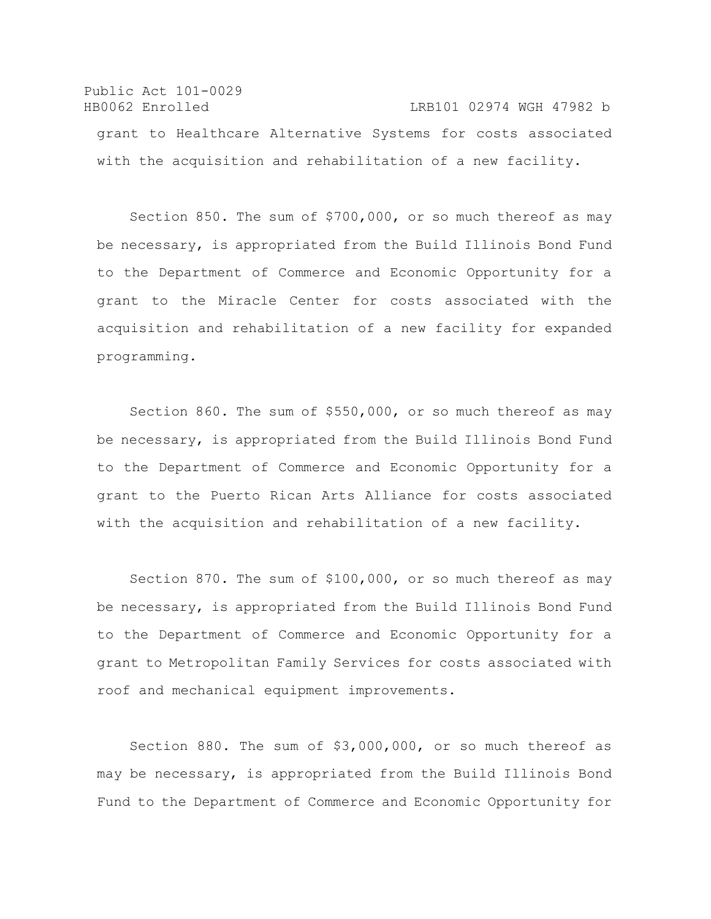grant to Healthcare Alternative Systems for costs associated with the acquisition and rehabilitation of a new facility.

Section 850. The sum of $700,000, or so much thereof as may be necessary, is appropriated from the Build Illinois Bond Fund to the Department of Commerce and Economic Opportunity for a grant to the Miracle Center for costs associated with the acquisition and rehabilitation of a new facility for expanded programming.

Section 860. The sum of $550,000, or so much thereof as may be necessary, is appropriated from the Build Illinois Bond Fund to the Department of Commerce and Economic Opportunity for a grant to the Puerto Rican Arts Alliance for costs associated with the acquisition and rehabilitation of a new facility.

Section 870. The sum of $100,000, or so much thereof as may be necessary, is appropriated from the Build Illinois Bond Fund to the Department of Commerce and Economic Opportunity for a grant to Metropolitan Family Services for costs associated with roof and mechanical equipment improvements.

Section 880. The sum of $3,000,000, or so much thereof as may be necessary, is appropriated from the Build Illinois Bond Fund to the Department of Commerce and Economic Opportunity for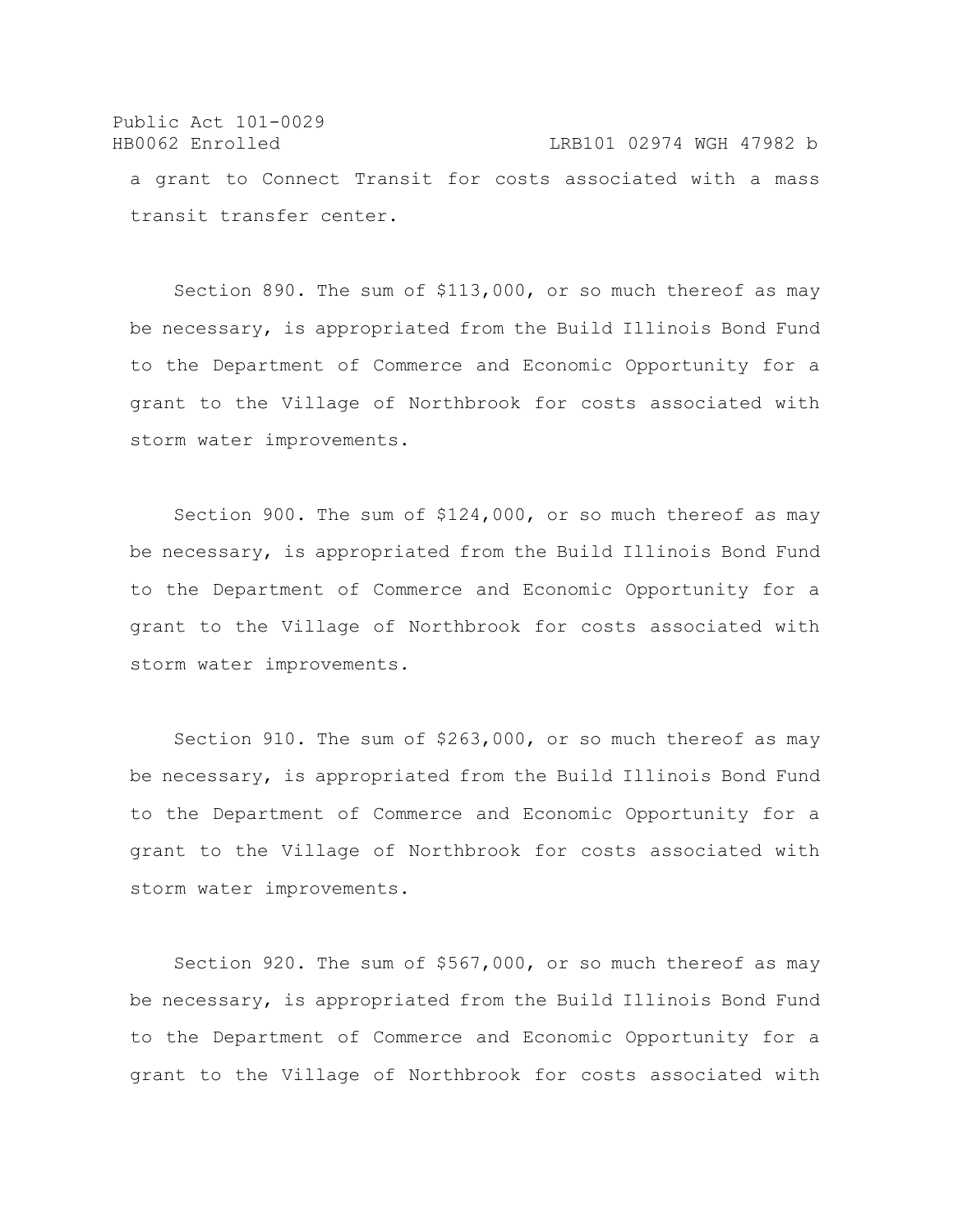a grant to Connect Transit for costs associated with a mass transit transfer center.

Section 890. The sum of $113,000, or so much thereof as may be necessary, is appropriated from the Build Illinois Bond Fund to the Department of Commerce and Economic Opportunity for a grant to the Village of Northbrook for costs associated with storm water improvements.

Section 900. The sum of $124,000, or so much thereof as may be necessary, is appropriated from the Build Illinois Bond Fund to the Department of Commerce and Economic Opportunity for a grant to the Village of Northbrook for costs associated with storm water improvements.

Section 910. The sum of $263,000, or so much thereof as may be necessary, is appropriated from the Build Illinois Bond Fund to the Department of Commerce and Economic Opportunity for a grant to the Village of Northbrook for costs associated with storm water improvements.

Section 920. The sum of $567,000, or so much thereof as may be necessary, is appropriated from the Build Illinois Bond Fund to the Department of Commerce and Economic Opportunity for a grant to the Village of Northbrook for costs associated with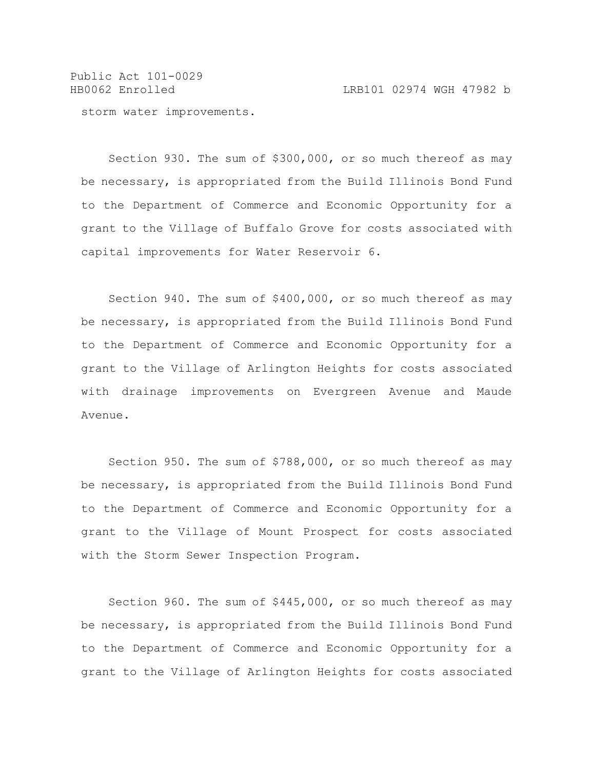storm water improvements.

Section 930. The sum of $300,000, or so much thereof as may be necessary, is appropriated from the Build Illinois Bond Fund to the Department of Commerce and Economic Opportunity for a grant to the Village of Buffalo Grove for costs associated with capital improvements for Water Reservoir 6.

Section 940. The sum of $400,000, or so much thereof as may be necessary, is appropriated from the Build Illinois Bond Fund to the Department of Commerce and Economic Opportunity for a grant to the Village of Arlington Heights for costs associated with drainage improvements on Evergreen Avenue and Maude Avenue.

Section 950. The sum of $788,000, or so much thereof as may be necessary, is appropriated from the Build Illinois Bond Fund to the Department of Commerce and Economic Opportunity for a grant to the Village of Mount Prospect for costs associated with the Storm Sewer Inspection Program.

Section 960. The sum of $445,000, or so much thereof as may be necessary, is appropriated from the Build Illinois Bond Fund to the Department of Commerce and Economic Opportunity for a grant to the Village of Arlington Heights for costs associated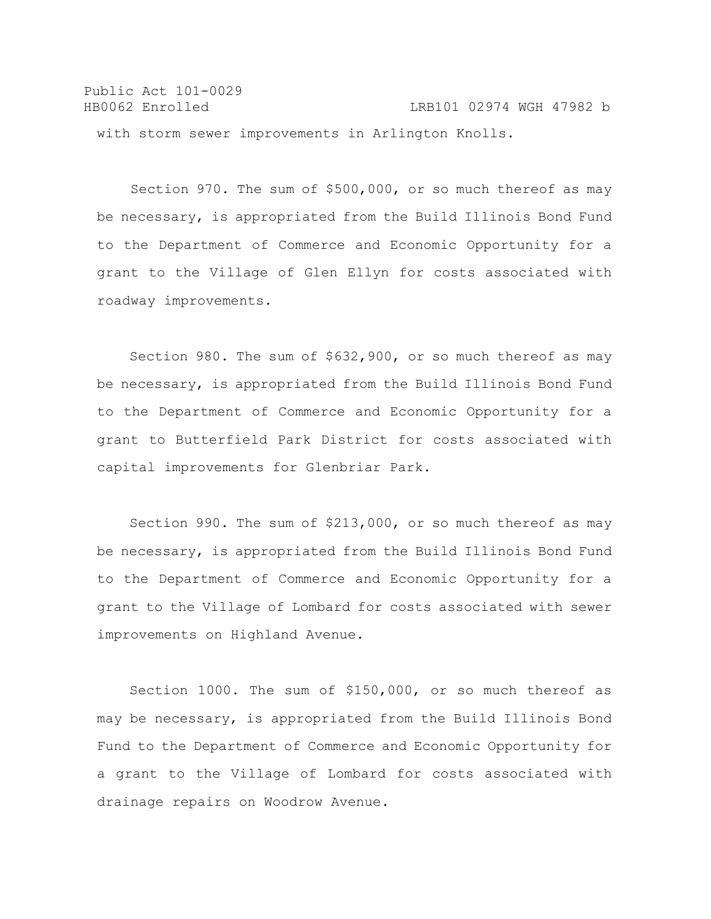with storm sewer improvements in Arlington Knolls.

Section 970. The sum of $500,000, or so much thereof as may be necessary, is appropriated from the Build Illinois Bond Fund to the Department of Commerce and Economic Opportunity for a grant to the Village of Glen Ellyn for costs associated with roadway improvements.

Section 980. The sum of $632,900, or so much thereof as may be necessary, is appropriated from the Build Illinois Bond Fund to the Department of Commerce and Economic Opportunity for a grant to Butterfield Park District for costs associated with capital improvements for Glenbriar Park.

Section 990. The sum of $213,000, or so much thereof as may be necessary, is appropriated from the Build Illinois Bond Fund to the Department of Commerce and Economic Opportunity for a grant to the Village of Lombard for costs associated with sewer improvements on Highland Avenue.

Section 1000. The sum of $150,000, or so much thereof as may be necessary, is appropriated from the Build Illinois Bond Fund to the Department of Commerce and Economic Opportunity for a grant to the Village of Lombard for costs associated with drainage repairs on Woodrow Avenue.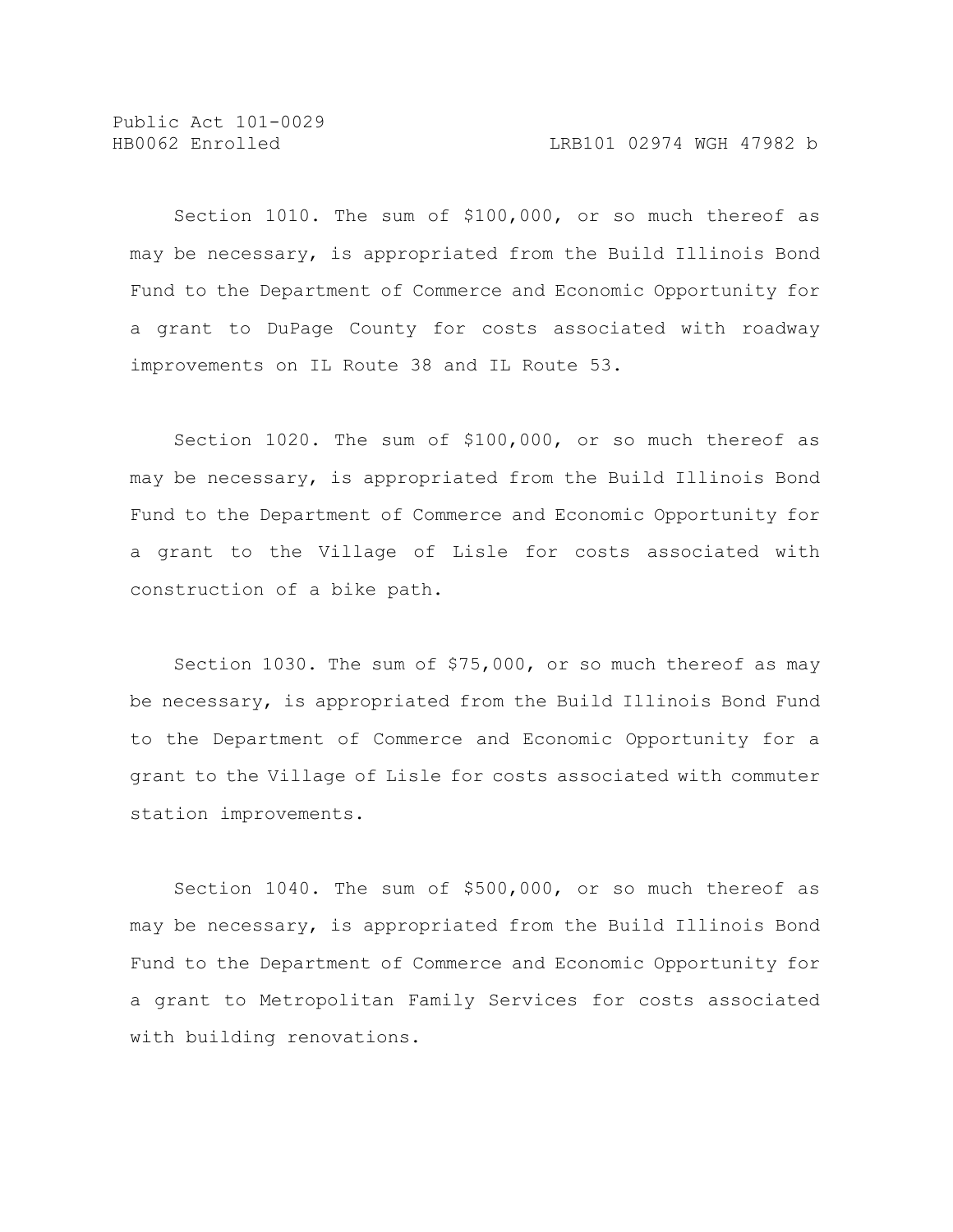Section 1010. The sum of $100,000, or so much thereof as may be necessary, is appropriated from the Build Illinois Bond Fund to the Department of Commerce and Economic Opportunity for a grant to DuPage County for costs associated with roadway improvements on IL Route 38 and IL Route 53.

Section 1020. The sum of $100,000, or so much thereof as may be necessary, is appropriated from the Build Illinois Bond Fund to the Department of Commerce and Economic Opportunity for a grant to the Village of Lisle for costs associated with construction of a bike path.

Section 1030. The sum of $75,000, or so much thereof as may be necessary, is appropriated from the Build Illinois Bond Fund to the Department of Commerce and Economic Opportunity for a grant to the Village of Lisle for costs associated with commuter station improvements.

Section 1040. The sum of $500,000, or so much thereof as may be necessary, is appropriated from the Build Illinois Bond Fund to the Department of Commerce and Economic Opportunity for a grant to Metropolitan Family Services for costs associated with building renovations.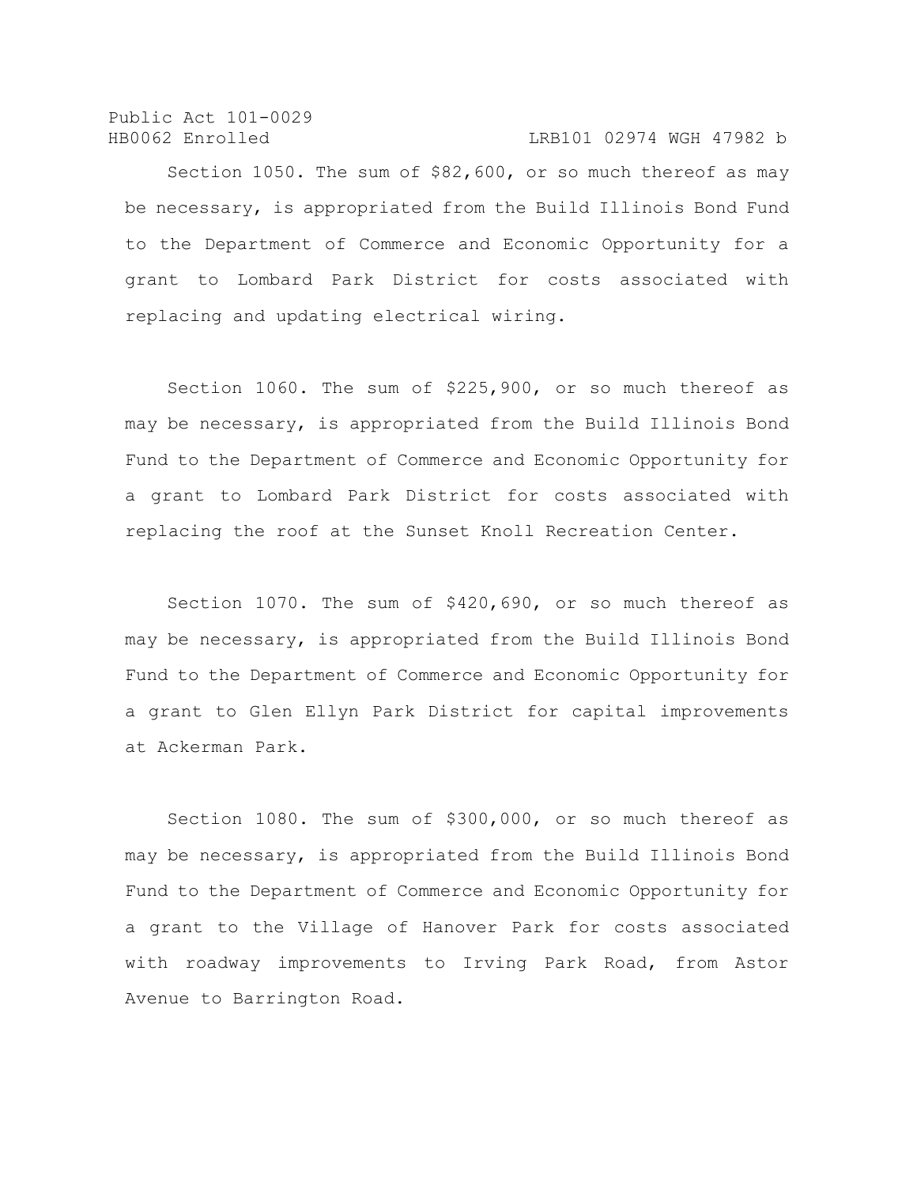Section 1050. The sum of $82,600, or so much thereof as may be necessary, is appropriated from the Build Illinois Bond Fund to the Department of Commerce and Economic Opportunity for a grant to Lombard Park District for costs associated with replacing and updating electrical wiring.

Section 1060. The sum of $225,900, or so much thereof as may be necessary, is appropriated from the Build Illinois Bond Fund to the Department of Commerce and Economic Opportunity for a grant to Lombard Park District for costs associated with replacing the roof at the Sunset Knoll Recreation Center.

Section 1070. The sum of $420,690, or so much thereof as may be necessary, is appropriated from the Build Illinois Bond Fund to the Department of Commerce and Economic Opportunity for a grant to Glen Ellyn Park District for capital improvements at Ackerman Park.

Section 1080. The sum of $300,000, or so much thereof as may be necessary, is appropriated from the Build Illinois Bond Fund to the Department of Commerce and Economic Opportunity for a grant to the Village of Hanover Park for costs associated with roadway improvements to Irving Park Road, from Astor Avenue to Barrington Road.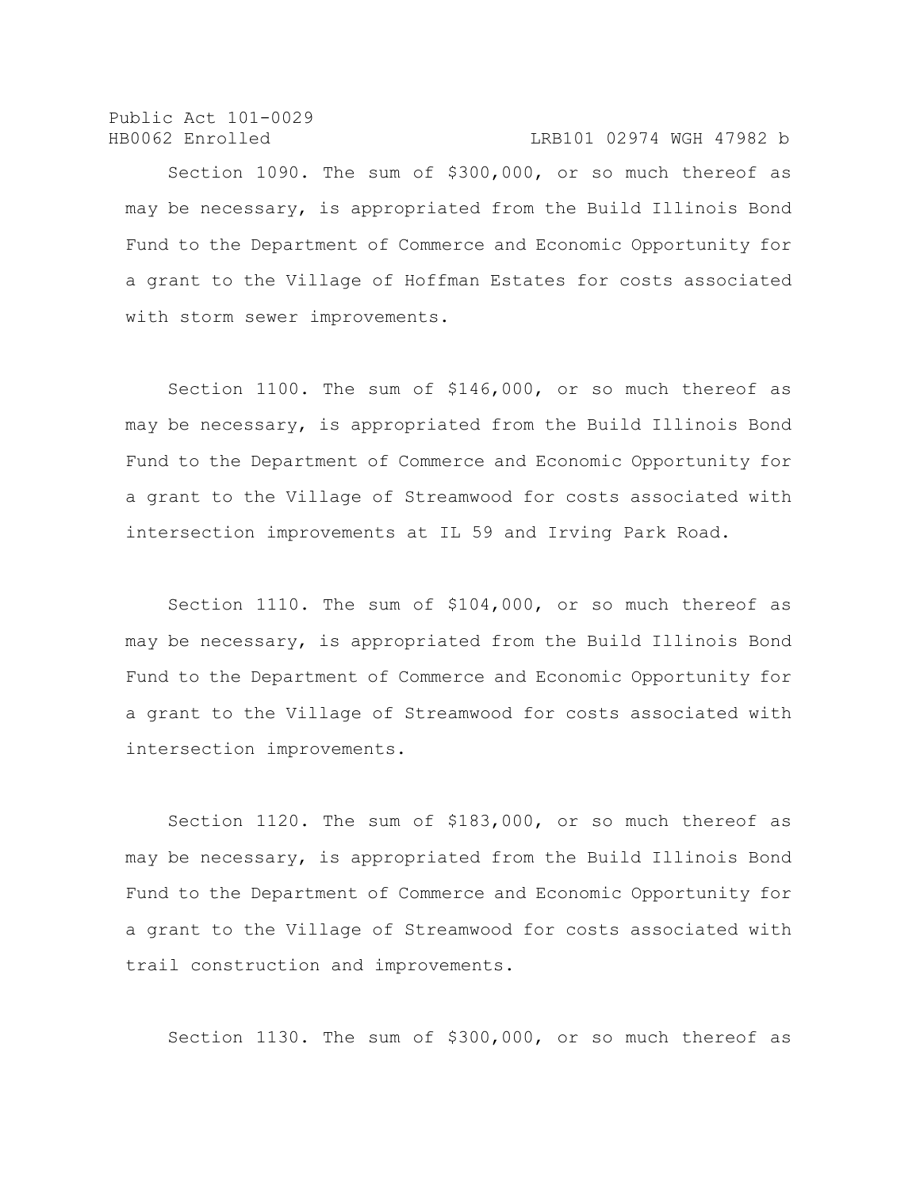Section 1090. The sum of $300,000, or so much thereof as may be necessary, is appropriated from the Build Illinois Bond Fund to the Department of Commerce and Economic Opportunity for a grant to the Village of Hoffman Estates for costs associated with storm sewer improvements.

Section 1100. The sum of $146,000, or so much thereof as may be necessary, is appropriated from the Build Illinois Bond Fund to the Department of Commerce and Economic Opportunity for a grant to the Village of Streamwood for costs associated with intersection improvements at IL 59 and Irving Park Road.

Section 1110. The sum of $104,000, or so much thereof as may be necessary, is appropriated from the Build Illinois Bond Fund to the Department of Commerce and Economic Opportunity for a grant to the Village of Streamwood for costs associated with intersection improvements.

Section 1120. The sum of $183,000, or so much thereof as may be necessary, is appropriated from the Build Illinois Bond Fund to the Department of Commerce and Economic Opportunity for a grant to the Village of Streamwood for costs associated with trail construction and improvements.

Section 1130. The sum of $300,000, or so much thereof as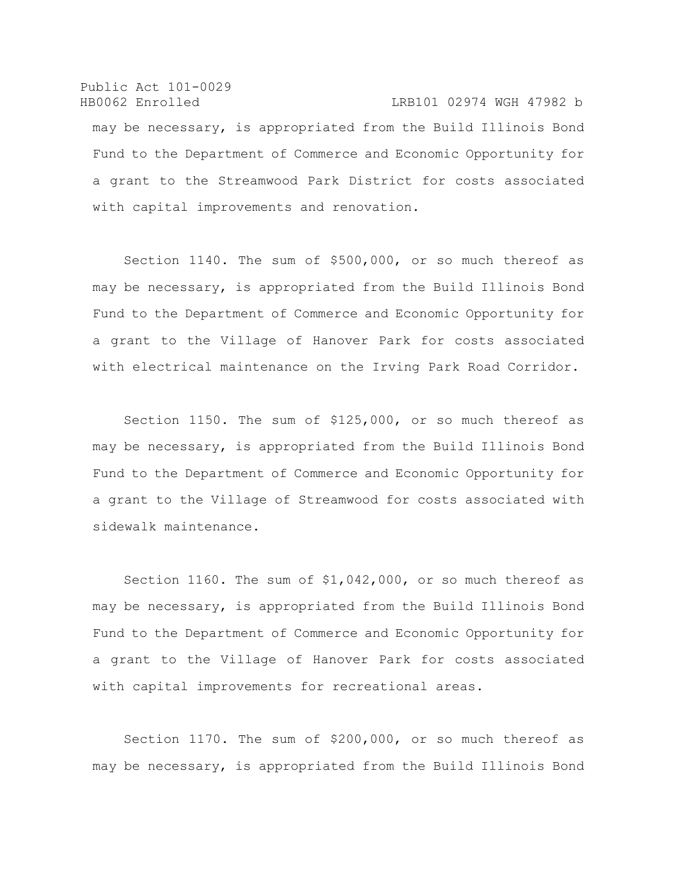may be necessary, is appropriated from the Build Illinois Bond Fund to the Department of Commerce and Economic Opportunity for a grant to the Streamwood Park District for costs associated with capital improvements and renovation.

Section 1140. The sum of $500,000, or so much thereof as may be necessary, is appropriated from the Build Illinois Bond Fund to the Department of Commerce and Economic Opportunity for a grant to the Village of Hanover Park for costs associated with electrical maintenance on the Irving Park Road Corridor.

Section 1150. The sum of $125,000, or so much thereof as may be necessary, is appropriated from the Build Illinois Bond Fund to the Department of Commerce and Economic Opportunity for a grant to the Village of Streamwood for costs associated with sidewalk maintenance.

Section 1160. The sum of $1,042,000, or so much thereof as may be necessary, is appropriated from the Build Illinois Bond Fund to the Department of Commerce and Economic Opportunity for a grant to the Village of Hanover Park for costs associated with capital improvements for recreational areas.

Section 1170. The sum of $200,000, or so much thereof as may be necessary, is appropriated from the Build Illinois Bond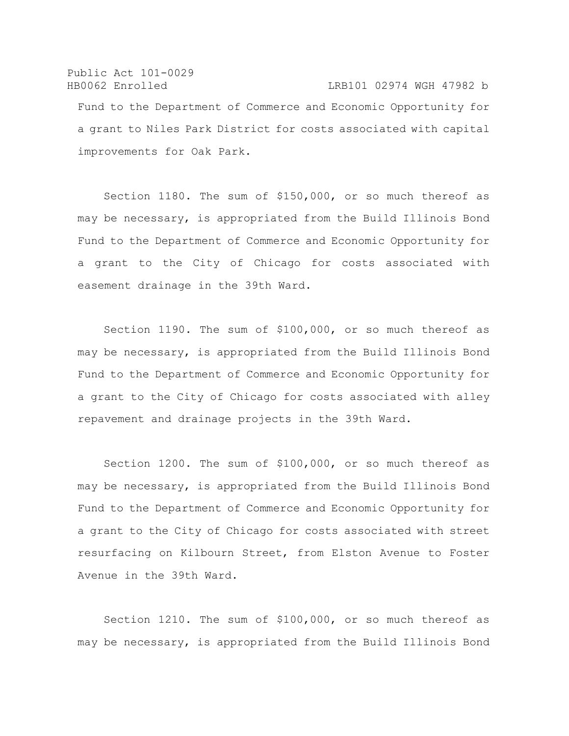Fund to the Department of Commerce and Economic Opportunity for a grant to Niles Park District for costs associated with capital improvements for Oak Park.

Section 1180. The sum of $150,000, or so much thereof as may be necessary, is appropriated from the Build Illinois Bond Fund to the Department of Commerce and Economic Opportunity for a grant to the City of Chicago for costs associated with easement drainage in the 39th Ward.

Section 1190. The sum of $100,000, or so much thereof as may be necessary, is appropriated from the Build Illinois Bond Fund to the Department of Commerce and Economic Opportunity for a grant to the City of Chicago for costs associated with alley repavement and drainage projects in the 39th Ward.

Section 1200. The sum of $100,000, or so much thereof as may be necessary, is appropriated from the Build Illinois Bond Fund to the Department of Commerce and Economic Opportunity for a grant to the City of Chicago for costs associated with street resurfacing on Kilbourn Street, from Elston Avenue to Foster Avenue in the 39th Ward.

Section 1210. The sum of $100,000, or so much thereof as may be necessary, is appropriated from the Build Illinois Bond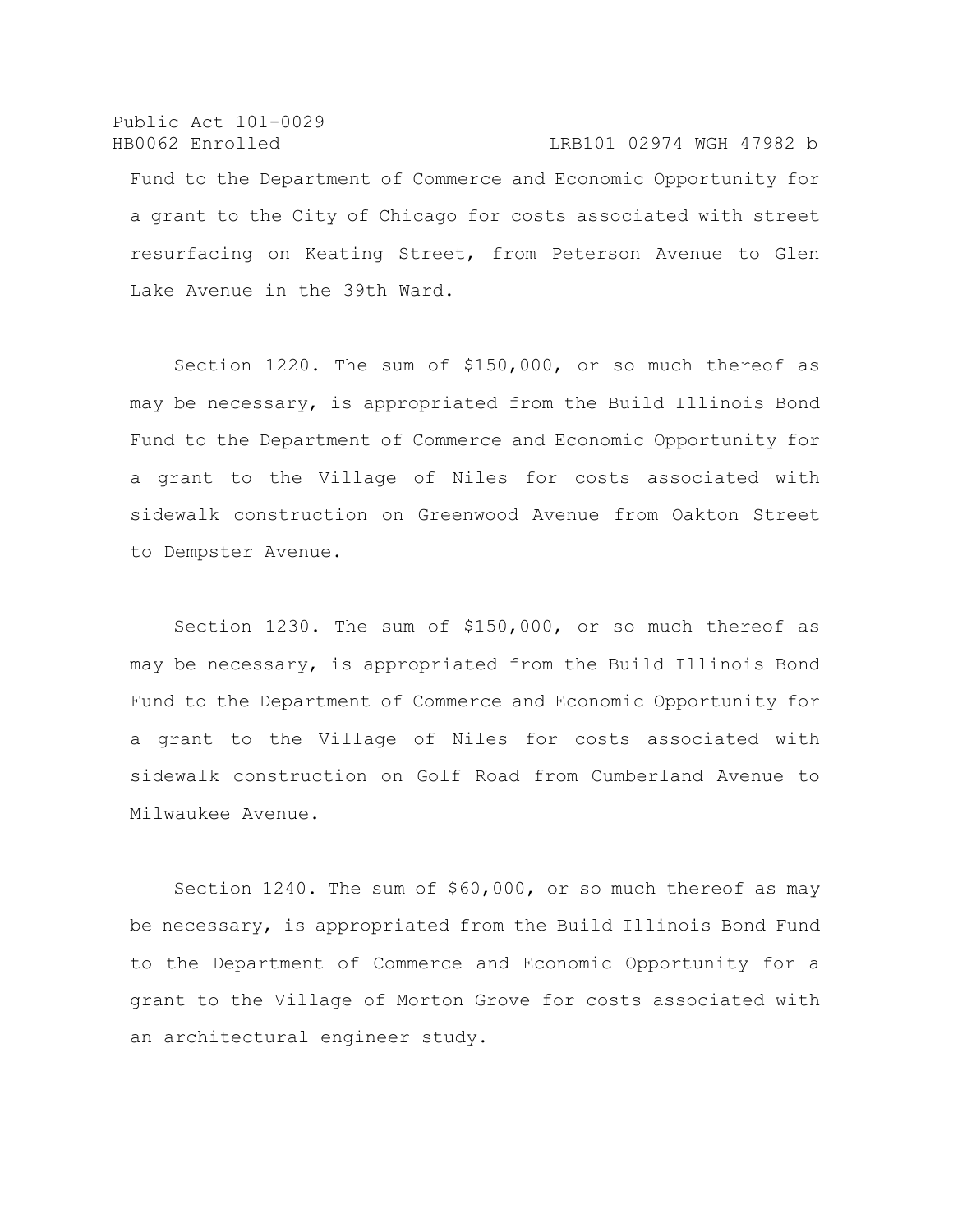Fund to the Department of Commerce and Economic Opportunity for a grant to the City of Chicago for costs associated with street resurfacing on Keating Street, from Peterson Avenue to Glen Lake Avenue in the 39th Ward.

Section 1220. The sum of $150,000, or so much thereof as may be necessary, is appropriated from the Build Illinois Bond Fund to the Department of Commerce and Economic Opportunity for a grant to the Village of Niles for costs associated with sidewalk construction on Greenwood Avenue from Oakton Street to Dempster Avenue.

Section 1230. The sum of $150,000, or so much thereof as may be necessary, is appropriated from the Build Illinois Bond Fund to the Department of Commerce and Economic Opportunity for a grant to the Village of Niles for costs associated with sidewalk construction on Golf Road from Cumberland Avenue to Milwaukee Avenue.

Section 1240. The sum of $60,000, or so much thereof as may be necessary, is appropriated from the Build Illinois Bond Fund to the Department of Commerce and Economic Opportunity for a grant to the Village of Morton Grove for costs associated with an architectural engineer study.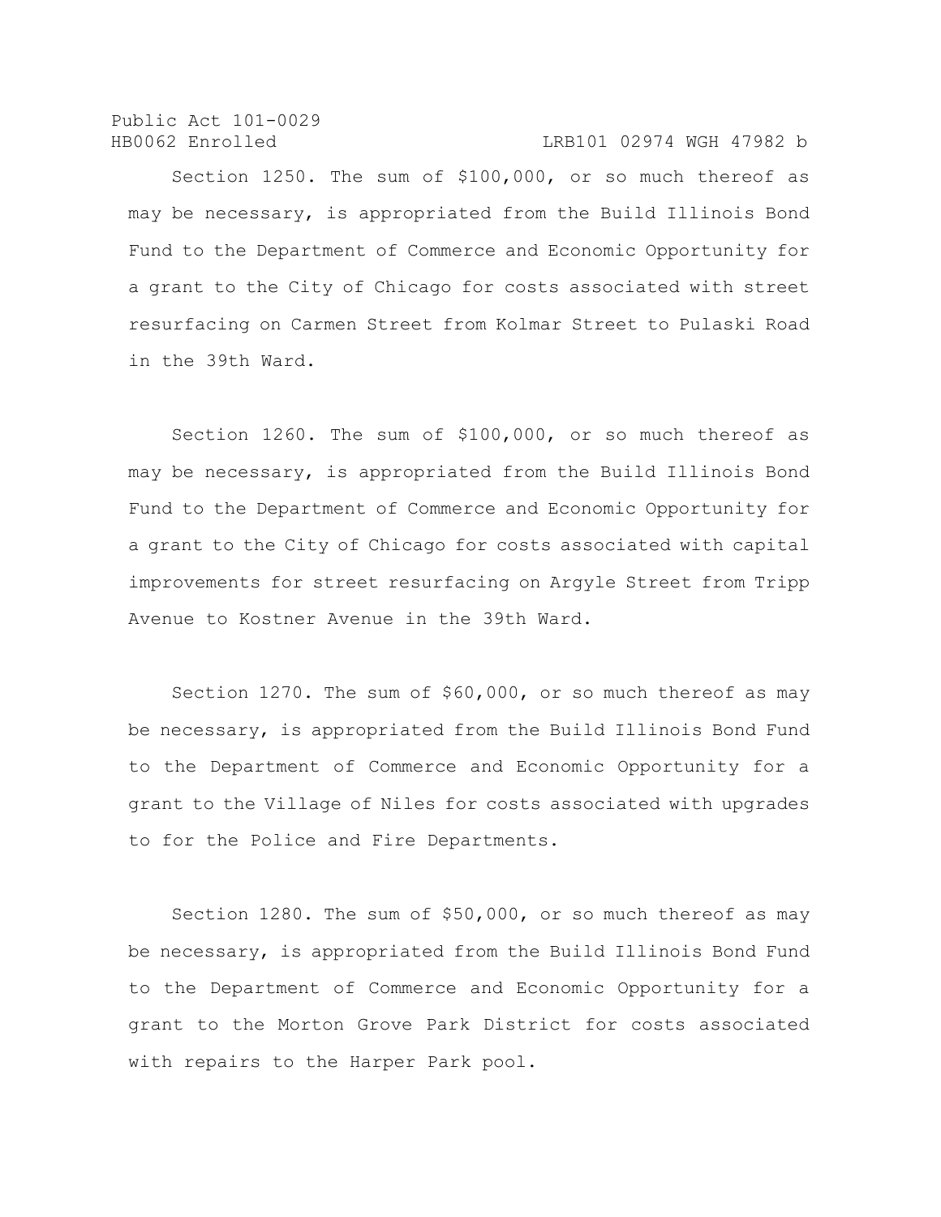Section 1250. The sum of $100,000, or so much thereof as may be necessary, is appropriated from the Build Illinois Bond Fund to the Department of Commerce and Economic Opportunity for a grant to the City of Chicago for costs associated with street resurfacing on Carmen Street from Kolmar Street to Pulaski Road in the 39th Ward.

Section 1260. The sum of $100,000, or so much thereof as may be necessary, is appropriated from the Build Illinois Bond Fund to the Department of Commerce and Economic Opportunity for a grant to the City of Chicago for costs associated with capital improvements for street resurfacing on Argyle Street from Tripp Avenue to Kostner Avenue in the 39th Ward.

Section 1270. The sum of $60,000, or so much thereof as may be necessary, is appropriated from the Build Illinois Bond Fund to the Department of Commerce and Economic Opportunity for a grant to the Village of Niles for costs associated with upgrades to for the Police and Fire Departments.

Section 1280. The sum of $50,000, or so much thereof as may be necessary, is appropriated from the Build Illinois Bond Fund to the Department of Commerce and Economic Opportunity for a grant to the Morton Grove Park District for costs associated with repairs to the Harper Park pool.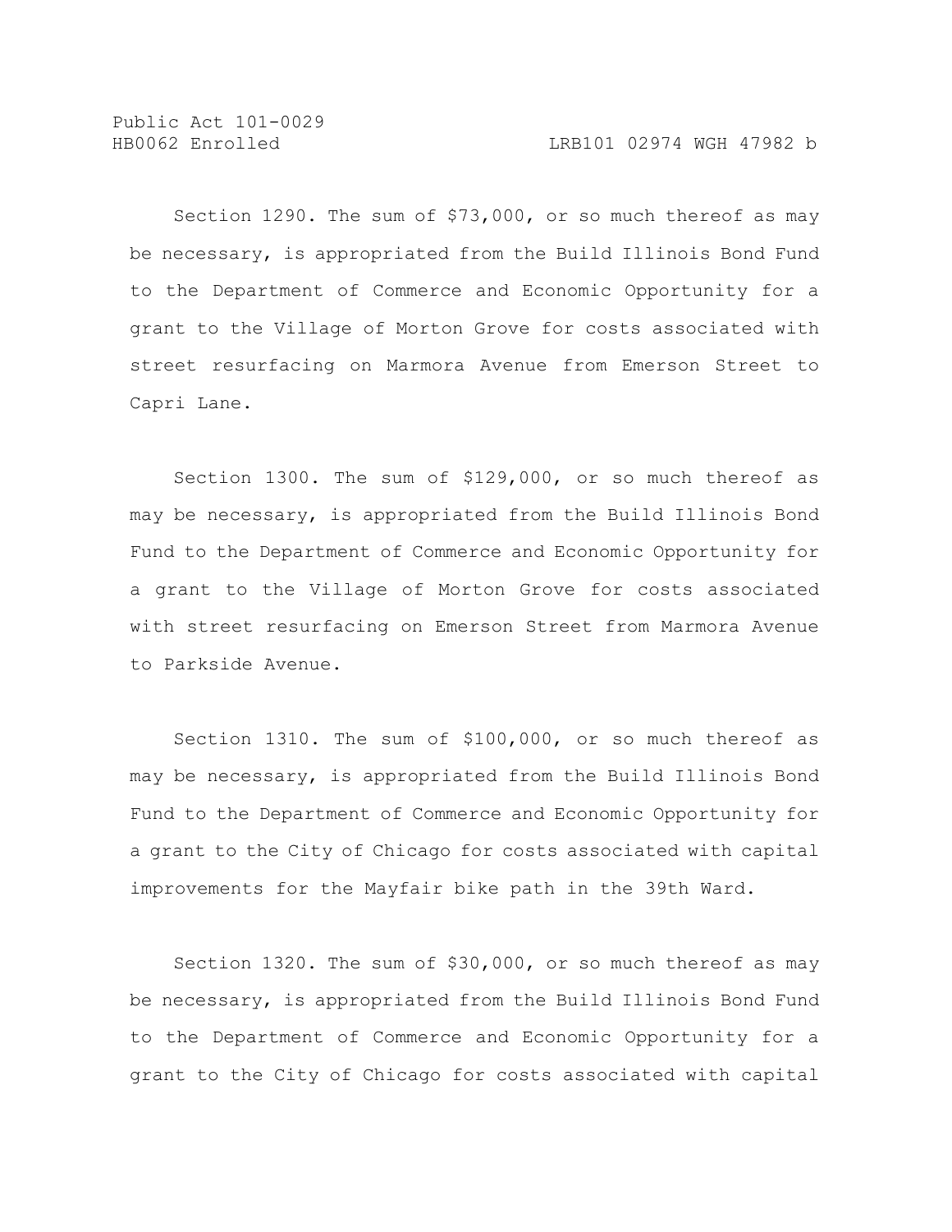Section 1290. The sum of $73,000, or so much thereof as may be necessary, is appropriated from the Build Illinois Bond Fund to the Department of Commerce and Economic Opportunity for a grant to the Village of Morton Grove for costs associated with street resurfacing on Marmora Avenue from Emerson Street to Capri Lane.

Section 1300. The sum of $129,000, or so much thereof as may be necessary, is appropriated from the Build Illinois Bond Fund to the Department of Commerce and Economic Opportunity for a grant to the Village of Morton Grove for costs associated with street resurfacing on Emerson Street from Marmora Avenue to Parkside Avenue.

Section 1310. The sum of $100,000, or so much thereof as may be necessary, is appropriated from the Build Illinois Bond Fund to the Department of Commerce and Economic Opportunity for a grant to the City of Chicago for costs associated with capital improvements for the Mayfair bike path in the 39th Ward.

Section 1320. The sum of $30,000, or so much thereof as may be necessary, is appropriated from the Build Illinois Bond Fund to the Department of Commerce and Economic Opportunity for a grant to the City of Chicago for costs associated with capital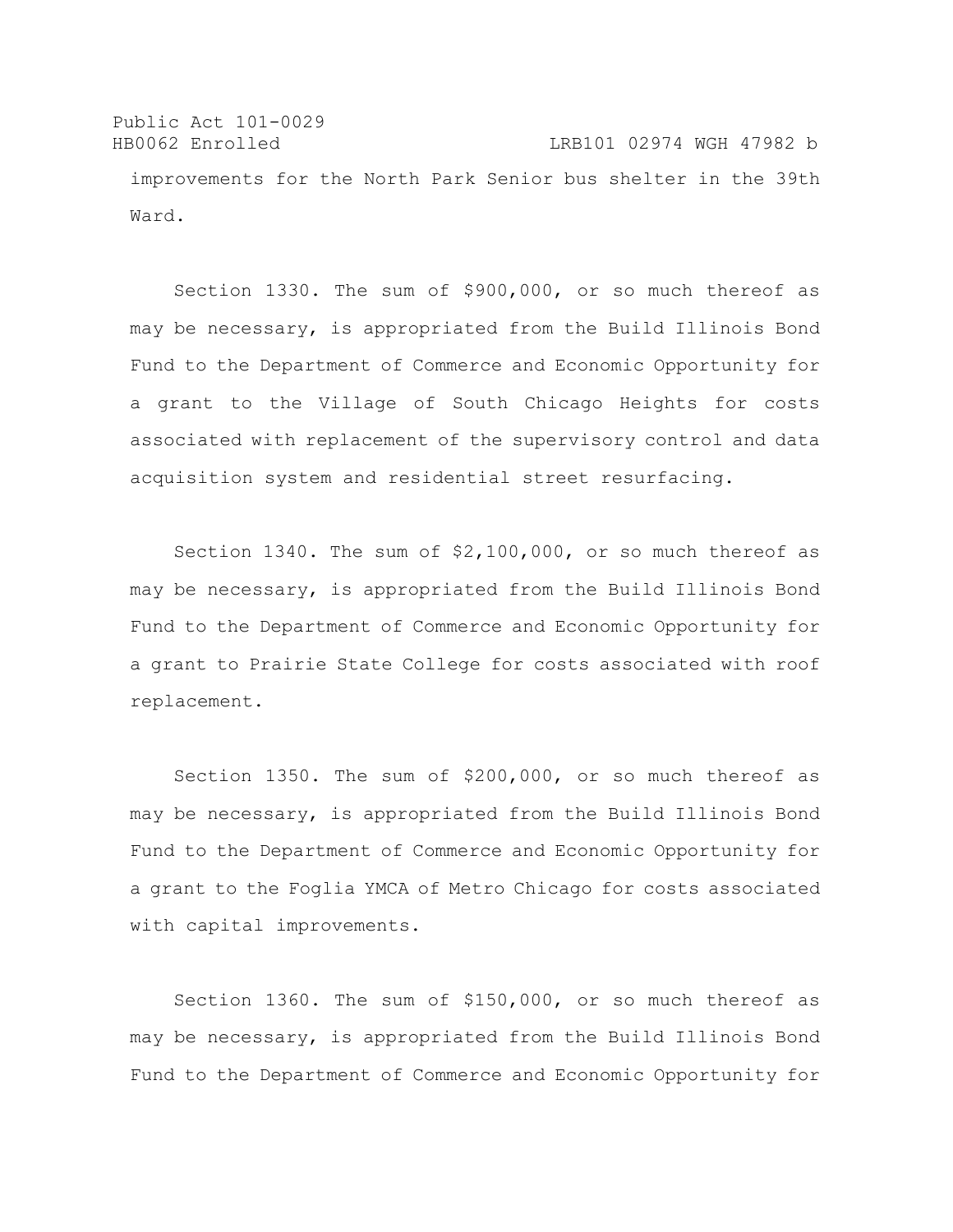improvements for the North Park Senior bus shelter in the 39th Ward.

Section 1330. The sum of $900,000, or so much thereof as may be necessary, is appropriated from the Build Illinois Bond Fund to the Department of Commerce and Economic Opportunity for a grant to the Village of South Chicago Heights for costs associated with replacement of the supervisory control and data acquisition system and residential street resurfacing.

Section 1340. The sum of $2,100,000, or so much thereof as may be necessary, is appropriated from the Build Illinois Bond Fund to the Department of Commerce and Economic Opportunity for a grant to Prairie State College for costs associated with roof replacement.

Section 1350. The sum of $200,000, or so much thereof as may be necessary, is appropriated from the Build Illinois Bond Fund to the Department of Commerce and Economic Opportunity for a grant to the Foglia YMCA of Metro Chicago for costs associated with capital improvements.

Section 1360. The sum of $150,000, or so much thereof as may be necessary, is appropriated from the Build Illinois Bond Fund to the Department of Commerce and Economic Opportunity for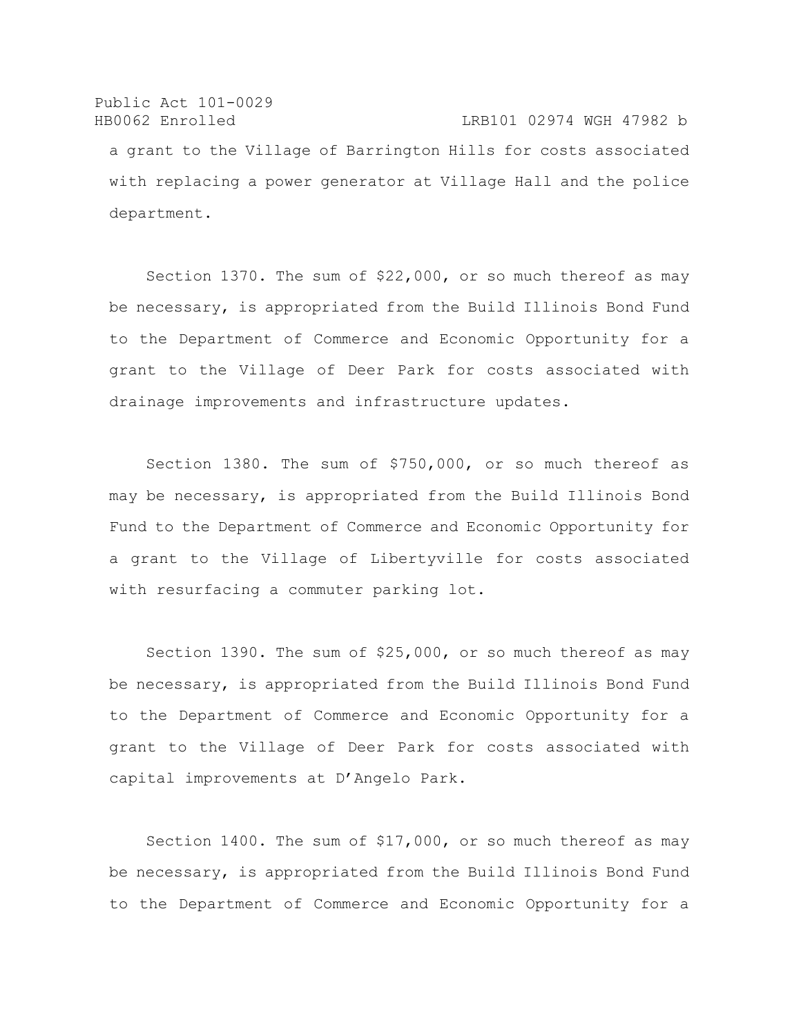a grant to the Village of Barrington Hills for costs associated with replacing a power generator at Village Hall and the police department.

Section 1370. The sum of $22,000, or so much thereof as may be necessary, is appropriated from the Build Illinois Bond Fund to the Department of Commerce and Economic Opportunity for a grant to the Village of Deer Park for costs associated with drainage improvements and infrastructure updates.

Section 1380. The sum of $750,000, or so much thereof as may be necessary, is appropriated from the Build Illinois Bond Fund to the Department of Commerce and Economic Opportunity for a grant to the Village of Libertyville for costs associated with resurfacing a commuter parking lot.

Section 1390. The sum of $25,000, or so much thereof as may be necessary, is appropriated from the Build Illinois Bond Fund to the Department of Commerce and Economic Opportunity for a grant to the Village of Deer Park for costs associated with capital improvements at D'Angelo Park.

Section 1400. The sum of $17,000, or so much thereof as may be necessary, is appropriated from the Build Illinois Bond Fund to the Department of Commerce and Economic Opportunity for a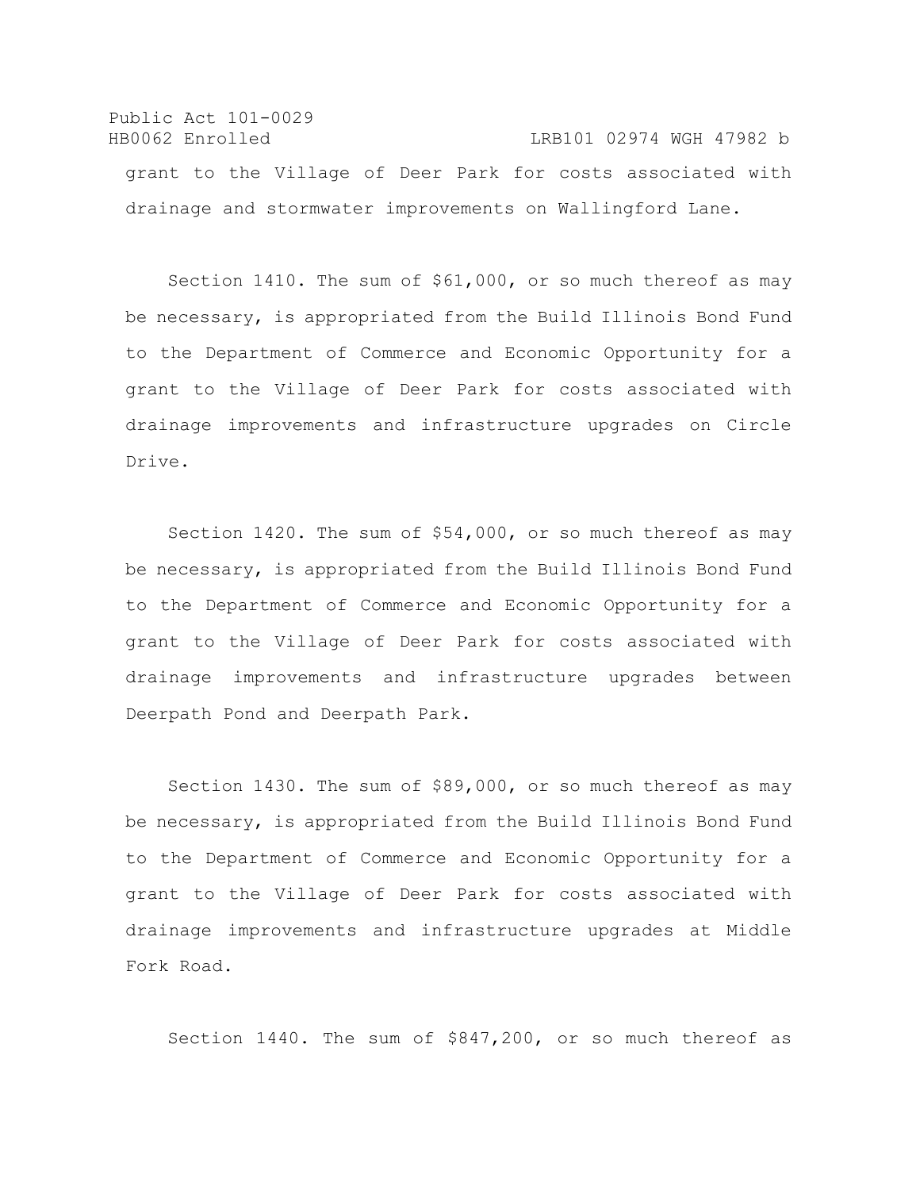grant to the Village of Deer Park for costs associated with drainage and stormwater improvements on Wallingford Lane.

Section 1410. The sum of $61,000, or so much thereof as may be necessary, is appropriated from the Build Illinois Bond Fund to the Department of Commerce and Economic Opportunity for a grant to the Village of Deer Park for costs associated with drainage improvements and infrastructure upgrades on Circle Drive.

Section 1420. The sum of $54,000, or so much thereof as may be necessary, is appropriated from the Build Illinois Bond Fund to the Department of Commerce and Economic Opportunity for a grant to the Village of Deer Park for costs associated with drainage improvements and infrastructure upgrades between Deerpath Pond and Deerpath Park.

Section 1430. The sum of $89,000, or so much thereof as may be necessary, is appropriated from the Build Illinois Bond Fund to the Department of Commerce and Economic Opportunity for a grant to the Village of Deer Park for costs associated with drainage improvements and infrastructure upgrades at Middle Fork Road.

Section 1440. The sum of $847,200, or so much thereof as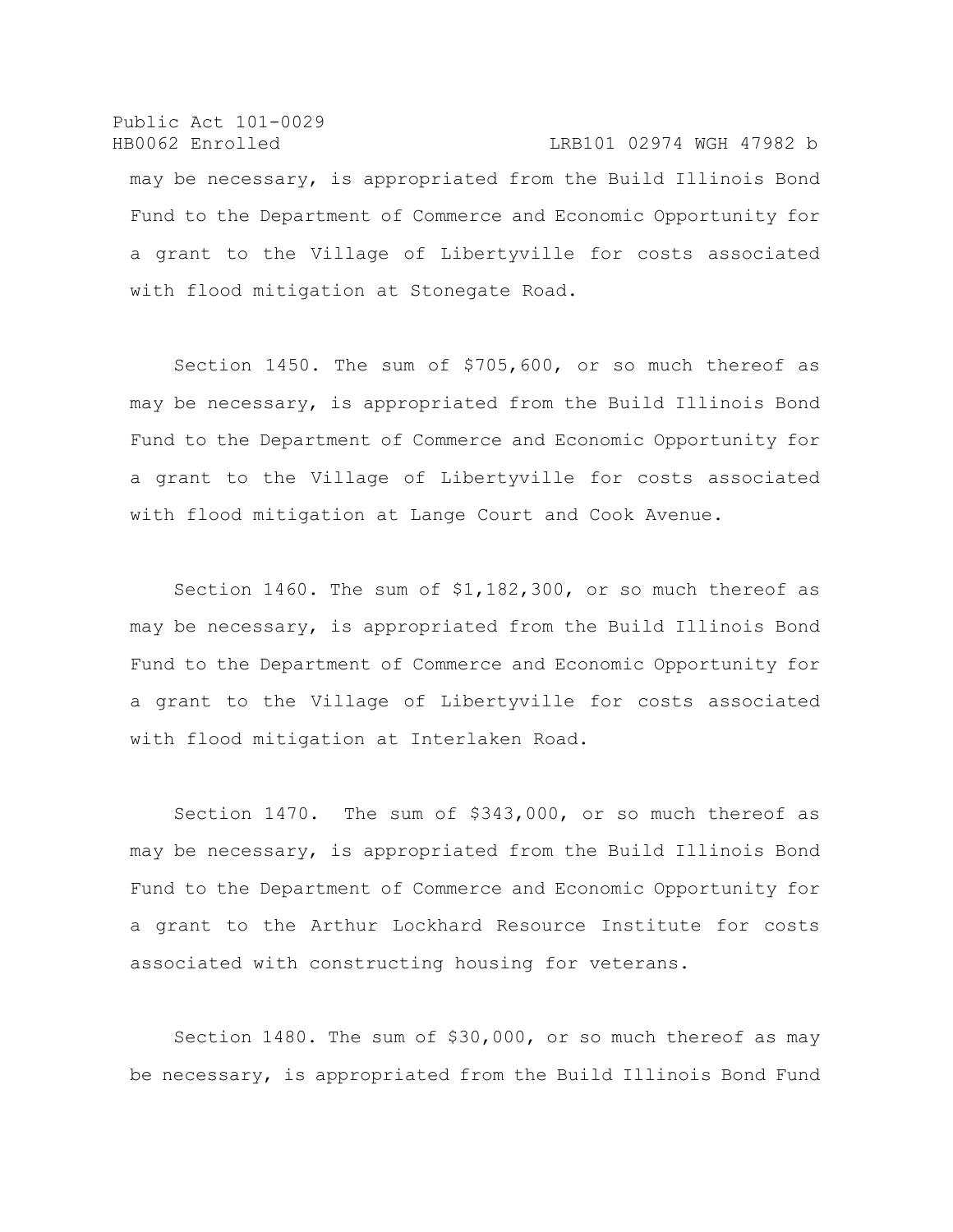may be necessary, is appropriated from the Build Illinois Bond Fund to the Department of Commerce and Economic Opportunity for a grant to the Village of Libertyville for costs associated with flood mitigation at Stonegate Road.

Section 1450. The sum of $705,600, or so much thereof as may be necessary, is appropriated from the Build Illinois Bond Fund to the Department of Commerce and Economic Opportunity for a grant to the Village of Libertyville for costs associated with flood mitigation at Lange Court and Cook Avenue.

Section 1460. The sum of $1,182,300, or so much thereof as may be necessary, is appropriated from the Build Illinois Bond Fund to the Department of Commerce and Economic Opportunity for a grant to the Village of Libertyville for costs associated with flood mitigation at Interlaken Road.

Section 1470. The sum of $343,000, or so much thereof as may be necessary, is appropriated from the Build Illinois Bond Fund to the Department of Commerce and Economic Opportunity for a grant to the Arthur Lockhard Resource Institute for costs associated with constructing housing for veterans.

Section 1480. The sum of $30,000, or so much thereof as may be necessary, is appropriated from the Build Illinois Bond Fund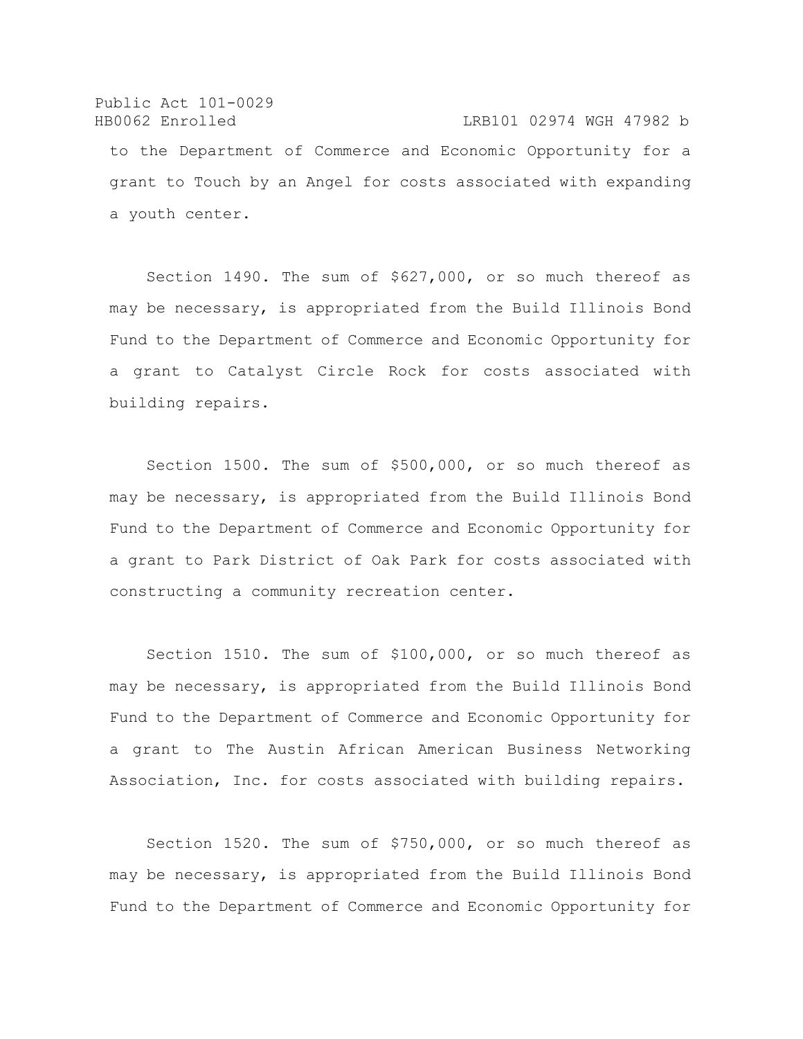to the Department of Commerce and Economic Opportunity for a grant to Touch by an Angel for costs associated with expanding a youth center.

Section 1490. The sum of $627,000, or so much thereof as may be necessary, is appropriated from the Build Illinois Bond Fund to the Department of Commerce and Economic Opportunity for a grant to Catalyst Circle Rock for costs associated with building repairs.

Section 1500. The sum of $500,000, or so much thereof as may be necessary, is appropriated from the Build Illinois Bond Fund to the Department of Commerce and Economic Opportunity for a grant to Park District of Oak Park for costs associated with constructing a community recreation center.

Section 1510. The sum of $100,000, or so much thereof as may be necessary, is appropriated from the Build Illinois Bond Fund to the Department of Commerce and Economic Opportunity for a grant to The Austin African American Business Networking Association, Inc. for costs associated with building repairs.

Section 1520. The sum of $750,000, or so much thereof as may be necessary, is appropriated from the Build Illinois Bond Fund to the Department of Commerce and Economic Opportunity for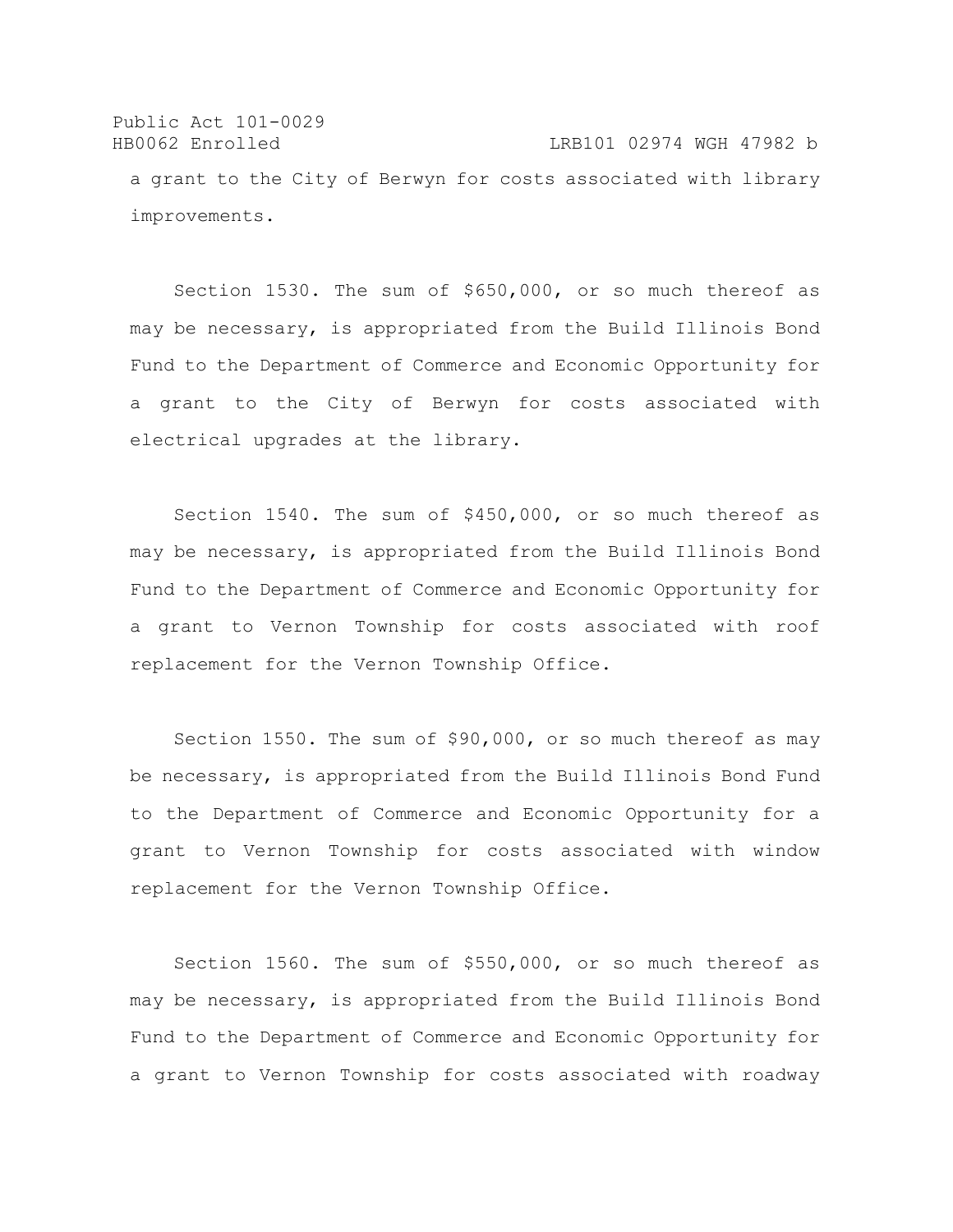a grant to the City of Berwyn for costs associated with library improvements.

Section 1530. The sum of $650,000, or so much thereof as may be necessary, is appropriated from the Build Illinois Bond Fund to the Department of Commerce and Economic Opportunity for a grant to the City of Berwyn for costs associated with electrical upgrades at the library.

Section 1540. The sum of $450,000, or so much thereof as may be necessary, is appropriated from the Build Illinois Bond Fund to the Department of Commerce and Economic Opportunity for a grant to Vernon Township for costs associated with roof replacement for the Vernon Township Office.

Section 1550. The sum of $90,000, or so much thereof as may be necessary, is appropriated from the Build Illinois Bond Fund to the Department of Commerce and Economic Opportunity for a grant to Vernon Township for costs associated with window replacement for the Vernon Township Office.

Section 1560. The sum of $550,000, or so much thereof as may be necessary, is appropriated from the Build Illinois Bond Fund to the Department of Commerce and Economic Opportunity for a grant to Vernon Township for costs associated with roadway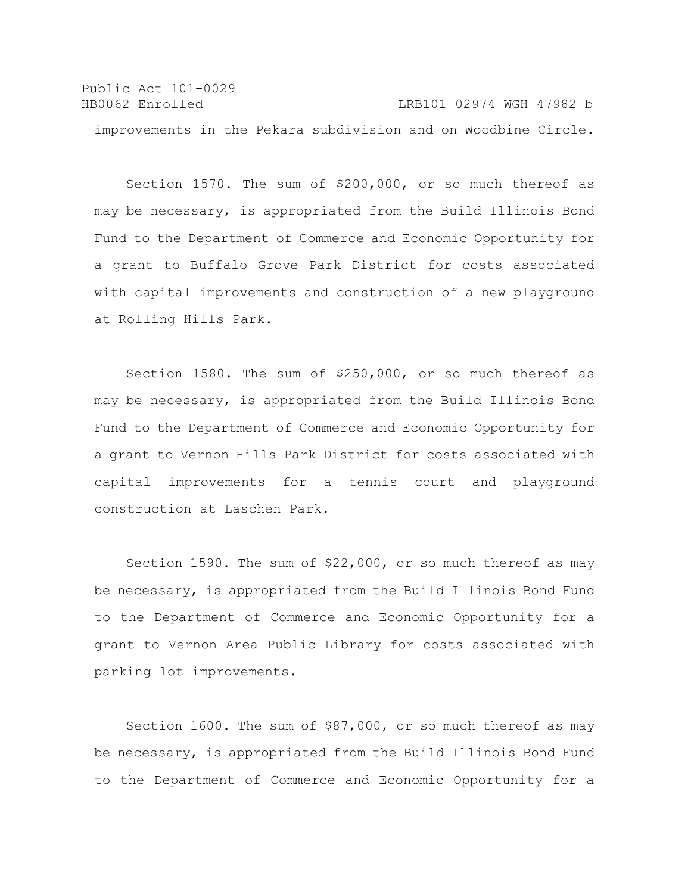improvements in the Pekara subdivision and on Woodbine Circle.

Section 1570. The sum of $200,000, or so much thereof as may be necessary, is appropriated from the Build Illinois Bond Fund to the Department of Commerce and Economic Opportunity for a grant to Buffalo Grove Park District for costs associated with capital improvements and construction of a new playground at Rolling Hills Park.

Section 1580. The sum of $250,000, or so much thereof as may be necessary, is appropriated from the Build Illinois Bond Fund to the Department of Commerce and Economic Opportunity for a grant to Vernon Hills Park District for costs associated with capital improvements for a tennis court and playground construction at Laschen Park.

Section 1590. The sum of $22,000, or so much thereof as may be necessary, is appropriated from the Build Illinois Bond Fund to the Department of Commerce and Economic Opportunity for a grant to Vernon Area Public Library for costs associated with parking lot improvements.

Section 1600. The sum of $87,000, or so much thereof as may be necessary, is appropriated from the Build Illinois Bond Fund to the Department of Commerce and Economic Opportunity for a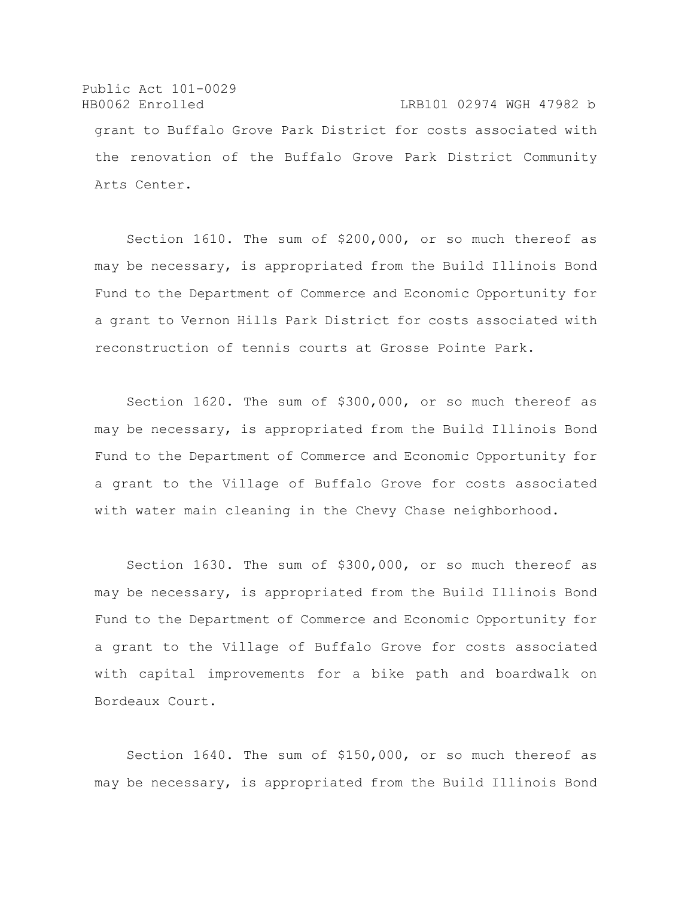grant to Buffalo Grove Park District for costs associated with the renovation of the Buffalo Grove Park District Community Arts Center.

Section 1610. The sum of $200,000, or so much thereof as may be necessary, is appropriated from the Build Illinois Bond Fund to the Department of Commerce and Economic Opportunity for a grant to Vernon Hills Park District for costs associated with reconstruction of tennis courts at Grosse Pointe Park.

Section 1620. The sum of $300,000, or so much thereof as may be necessary, is appropriated from the Build Illinois Bond Fund to the Department of Commerce and Economic Opportunity for a grant to the Village of Buffalo Grove for costs associated with water main cleaning in the Chevy Chase neighborhood.

Section 1630. The sum of $300,000, or so much thereof as may be necessary, is appropriated from the Build Illinois Bond Fund to the Department of Commerce and Economic Opportunity for a grant to the Village of Buffalo Grove for costs associated with capital improvements for a bike path and boardwalk on Bordeaux Court.

Section 1640. The sum of $150,000, or so much thereof as may be necessary, is appropriated from the Build Illinois Bond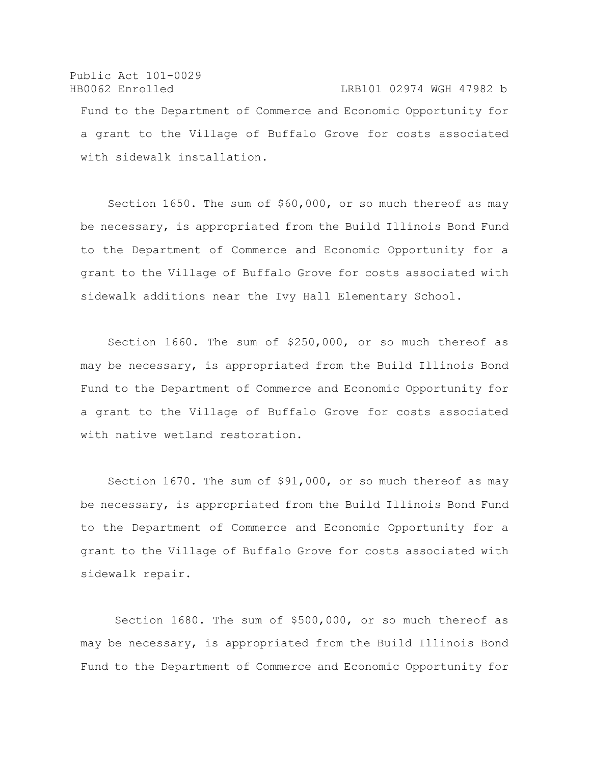Fund to the Department of Commerce and Economic Opportunity for a grant to the Village of Buffalo Grove for costs associated with sidewalk installation.

Section 1650. The sum of $60,000, or so much thereof as may be necessary, is appropriated from the Build Illinois Bond Fund to the Department of Commerce and Economic Opportunity for a grant to the Village of Buffalo Grove for costs associated with sidewalk additions near the Ivy Hall Elementary School.

Section 1660. The sum of $250,000, or so much thereof as may be necessary, is appropriated from the Build Illinois Bond Fund to the Department of Commerce and Economic Opportunity for a grant to the Village of Buffalo Grove for costs associated with native wetland restoration.

Section 1670. The sum of $91,000, or so much thereof as may be necessary, is appropriated from the Build Illinois Bond Fund to the Department of Commerce and Economic Opportunity for a grant to the Village of Buffalo Grove for costs associated with sidewalk repair.

Section 1680. The sum of $500,000, or so much thereof as may be necessary, is appropriated from the Build Illinois Bond Fund to the Department of Commerce and Economic Opportunity for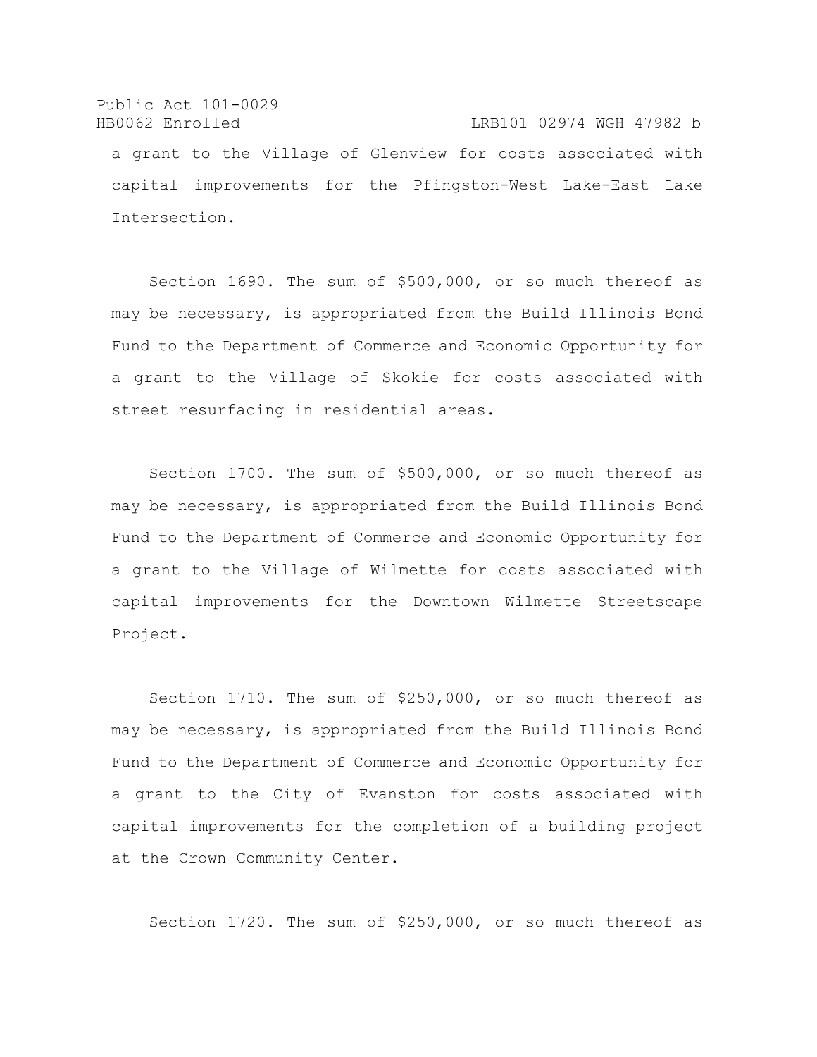a grant to the Village of Glenview for costs associated with capital improvements for the Pfingston-West Lake-East Lake Intersection.

Section 1690. The sum of $500,000, or so much thereof as may be necessary, is appropriated from the Build Illinois Bond Fund to the Department of Commerce and Economic Opportunity for a grant to the Village of Skokie for costs associated with street resurfacing in residential areas.

Section 1700. The sum of $500,000, or so much thereof as may be necessary, is appropriated from the Build Illinois Bond Fund to the Department of Commerce and Economic Opportunity for a grant to the Village of Wilmette for costs associated with capital improvements for the Downtown Wilmette Streetscape Project.

Section 1710. The sum of $250,000, or so much thereof as may be necessary, is appropriated from the Build Illinois Bond Fund to the Department of Commerce and Economic Opportunity for a grant to the City of Evanston for costs associated with capital improvements for the completion of a building project at the Crown Community Center.

Section 1720. The sum of $250,000, or so much thereof as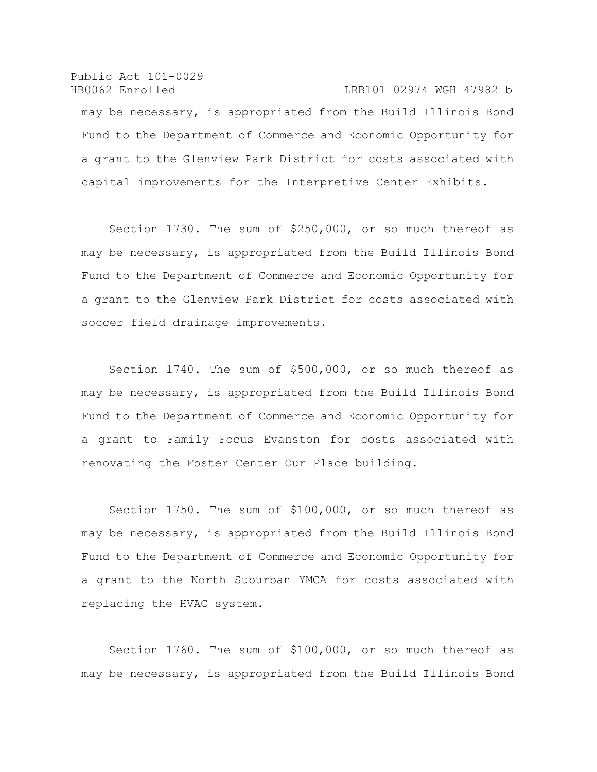may be necessary, is appropriated from the Build Illinois Bond Fund to the Department of Commerce and Economic Opportunity for a grant to the Glenview Park District for costs associated with capital improvements for the Interpretive Center Exhibits.

Section 1730. The sum of $250,000, or so much thereof as may be necessary, is appropriated from the Build Illinois Bond Fund to the Department of Commerce and Economic Opportunity for a grant to the Glenview Park District for costs associated with soccer field drainage improvements.

Section 1740. The sum of $500,000, or so much thereof as may be necessary, is appropriated from the Build Illinois Bond Fund to the Department of Commerce and Economic Opportunity for a grant to Family Focus Evanston for costs associated with renovating the Foster Center Our Place building.

Section 1750. The sum of $100,000, or so much thereof as may be necessary, is appropriated from the Build Illinois Bond Fund to the Department of Commerce and Economic Opportunity for a grant to the North Suburban YMCA for costs associated with replacing the HVAC system.

Section 1760. The sum of $100,000, or so much thereof as may be necessary, is appropriated from the Build Illinois Bond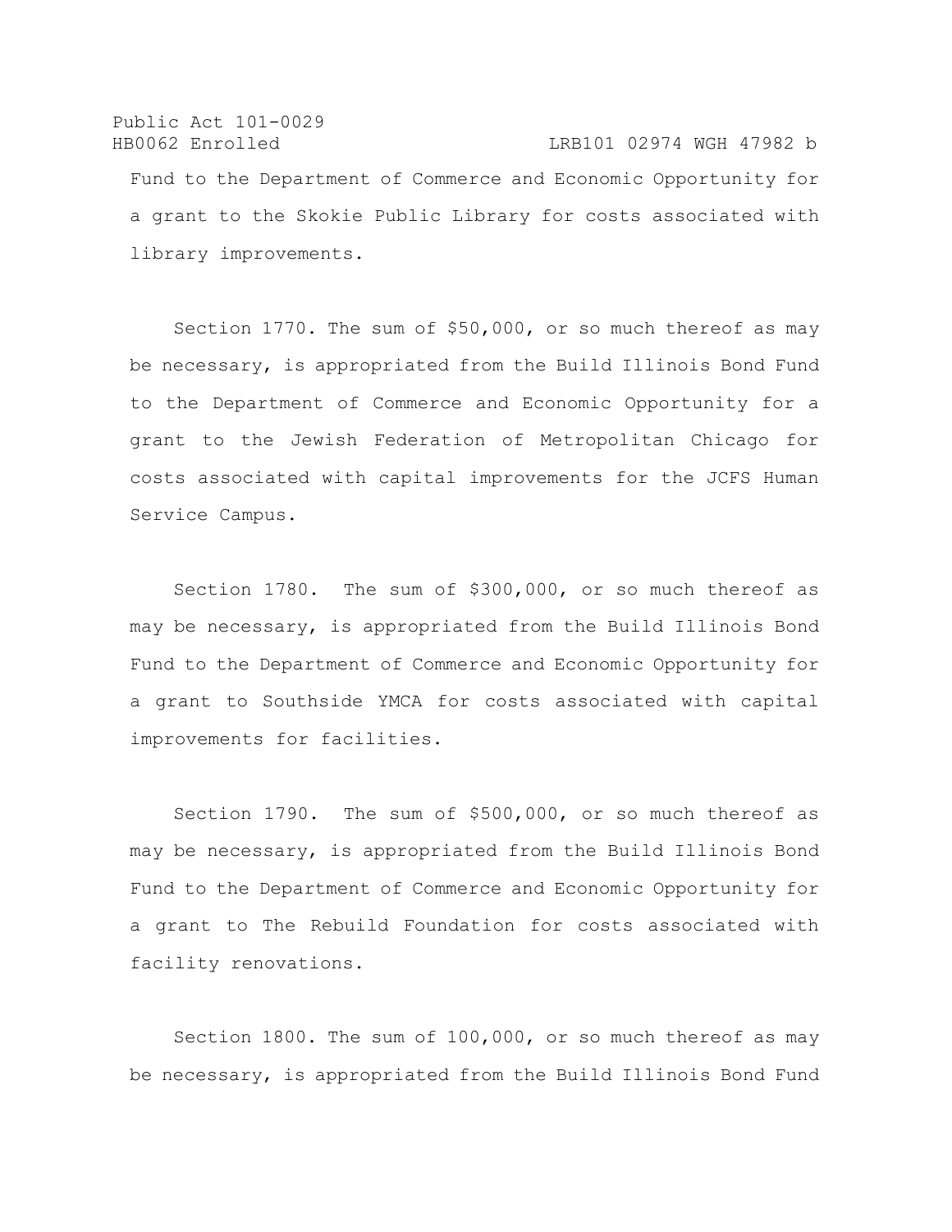Fund to the Department of Commerce and Economic Opportunity for a grant to the Skokie Public Library for costs associated with library improvements.

Section 1770. The sum of $50,000, or so much thereof as may be necessary, is appropriated from the Build Illinois Bond Fund to the Department of Commerce and Economic Opportunity for a grant to the Jewish Federation of Metropolitan Chicago for costs associated with capital improvements for the JCFS Human Service Campus.

Section 1780. The sum of $300,000, or so much thereof as may be necessary, is appropriated from the Build Illinois Bond Fund to the Department of Commerce and Economic Opportunity for a grant to Southside YMCA for costs associated with capital improvements for facilities.

Section 1790. The sum of $500,000, or so much thereof as may be necessary, is appropriated from the Build Illinois Bond Fund to the Department of Commerce and Economic Opportunity for a grant to The Rebuild Foundation for costs associated with facility renovations.

Section 1800. The sum of 100,000, or so much thereof as may be necessary, is appropriated from the Build Illinois Bond Fund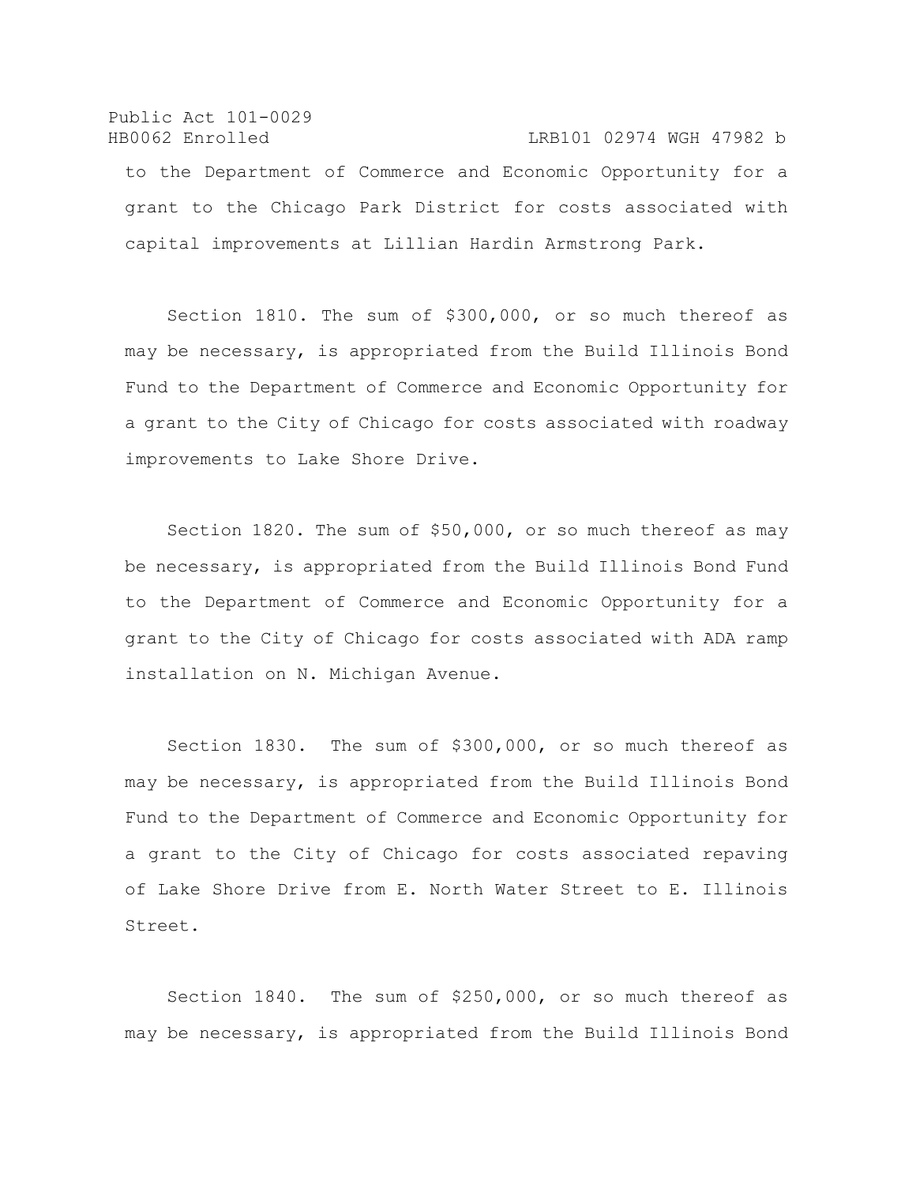to the Department of Commerce and Economic Opportunity for a grant to the Chicago Park District for costs associated with capital improvements at Lillian Hardin Armstrong Park.

Section 1810. The sum of $300,000, or so much thereof as may be necessary, is appropriated from the Build Illinois Bond Fund to the Department of Commerce and Economic Opportunity for a grant to the City of Chicago for costs associated with roadway improvements to Lake Shore Drive.

Section 1820. The sum of $50,000, or so much thereof as may be necessary, is appropriated from the Build Illinois Bond Fund to the Department of Commerce and Economic Opportunity for a grant to the City of Chicago for costs associated with ADA ramp installation on N. Michigan Avenue.

Section 1830. The sum of $300,000, or so much thereof as may be necessary, is appropriated from the Build Illinois Bond Fund to the Department of Commerce and Economic Opportunity for a grant to the City of Chicago for costs associated repaving of Lake Shore Drive from E. North Water Street to E. Illinois Street.

Section 1840. The sum of $250,000, or so much thereof as may be necessary, is appropriated from the Build Illinois Bond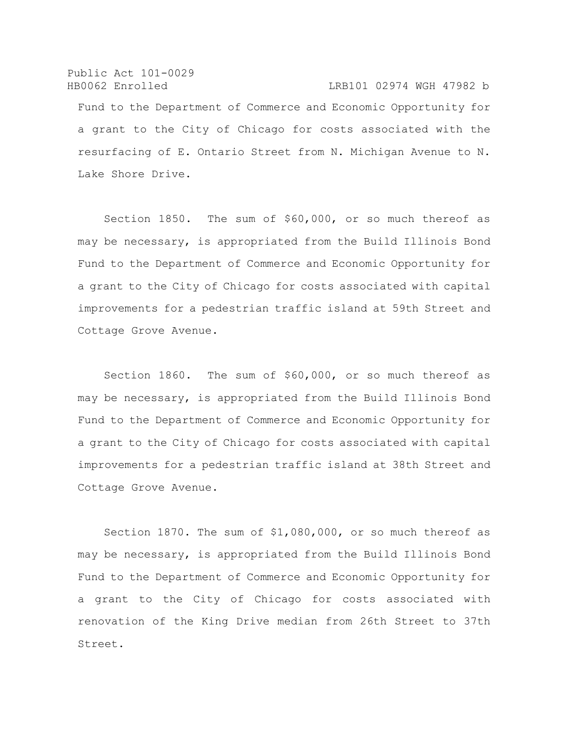Fund to the Department of Commerce and Economic Opportunity for a grant to the City of Chicago for costs associated with the resurfacing of E. Ontario Street from N. Michigan Avenue to N. Lake Shore Drive.

Section 1850. The sum of $60,000, or so much thereof as may be necessary, is appropriated from the Build Illinois Bond Fund to the Department of Commerce and Economic Opportunity for a grant to the City of Chicago for costs associated with capital improvements for a pedestrian traffic island at 59th Street and Cottage Grove Avenue.

Section 1860. The sum of $60,000, or so much thereof as may be necessary, is appropriated from the Build Illinois Bond Fund to the Department of Commerce and Economic Opportunity for a grant to the City of Chicago for costs associated with capital improvements for a pedestrian traffic island at 38th Street and Cottage Grove Avenue.

Section 1870. The sum of $1,080,000, or so much thereof as may be necessary, is appropriated from the Build Illinois Bond Fund to the Department of Commerce and Economic Opportunity for a grant to the City of Chicago for costs associated with renovation of the King Drive median from 26th Street to 37th Street.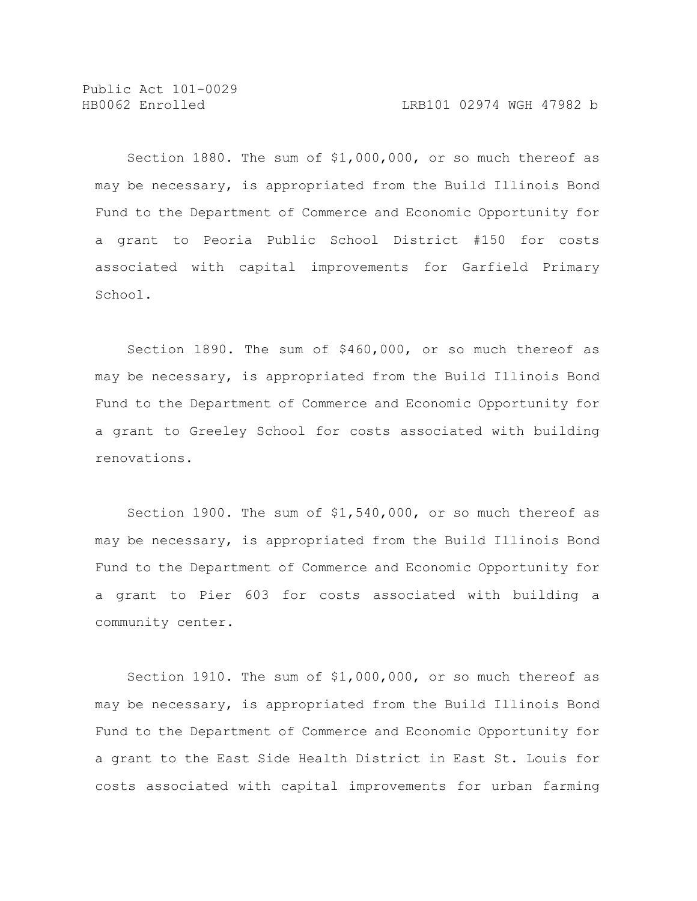Section 1880. The sum of $1,000,000, or so much thereof as may be necessary, is appropriated from the Build Illinois Bond Fund to the Department of Commerce and Economic Opportunity for a grant to Peoria Public School District #150 for costs associated with capital improvements for Garfield Primary School.

Section 1890. The sum of $460,000, or so much thereof as may be necessary, is appropriated from the Build Illinois Bond Fund to the Department of Commerce and Economic Opportunity for a grant to Greeley School for costs associated with building renovations.

Section 1900. The sum of $1,540,000, or so much thereof as may be necessary, is appropriated from the Build Illinois Bond Fund to the Department of Commerce and Economic Opportunity for a grant to Pier 603 for costs associated with building a community center.

Section 1910. The sum of $1,000,000, or so much thereof as may be necessary, is appropriated from the Build Illinois Bond Fund to the Department of Commerce and Economic Opportunity for a grant to the East Side Health District in East St. Louis for costs associated with capital improvements for urban farming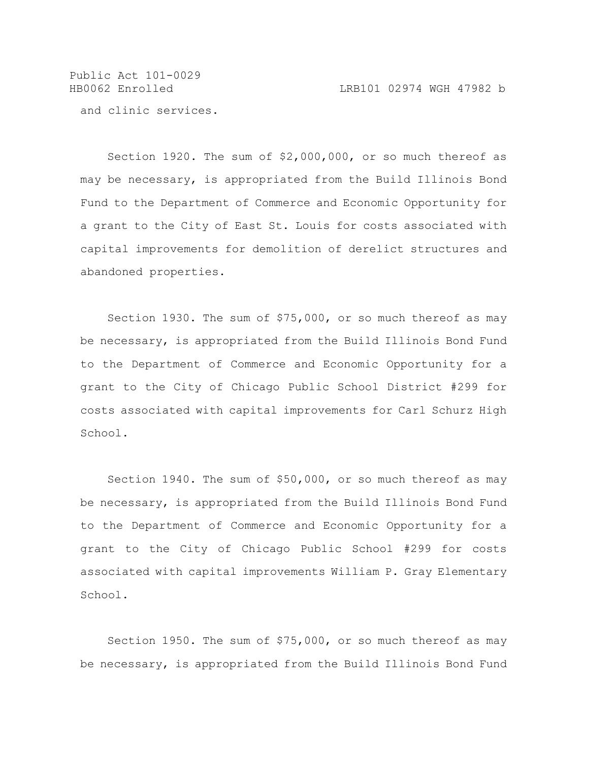and clinic services.

Section 1920. The sum of $2,000,000, or so much thereof as may be necessary, is appropriated from the Build Illinois Bond Fund to the Department of Commerce and Economic Opportunity for a grant to the City of East St. Louis for costs associated with capital improvements for demolition of derelict structures and abandoned properties.

Section 1930. The sum of $75,000, or so much thereof as may be necessary, is appropriated from the Build Illinois Bond Fund to the Department of Commerce and Economic Opportunity for a grant to the City of Chicago Public School District #299 for costs associated with capital improvements for Carl Schurz High School.

Section 1940. The sum of $50,000, or so much thereof as may be necessary, is appropriated from the Build Illinois Bond Fund to the Department of Commerce and Economic Opportunity for a grant to the City of Chicago Public School #299 for costs associated with capital improvements William P. Gray Elementary School.

Section 1950. The sum of $75,000, or so much thereof as may be necessary, is appropriated from the Build Illinois Bond Fund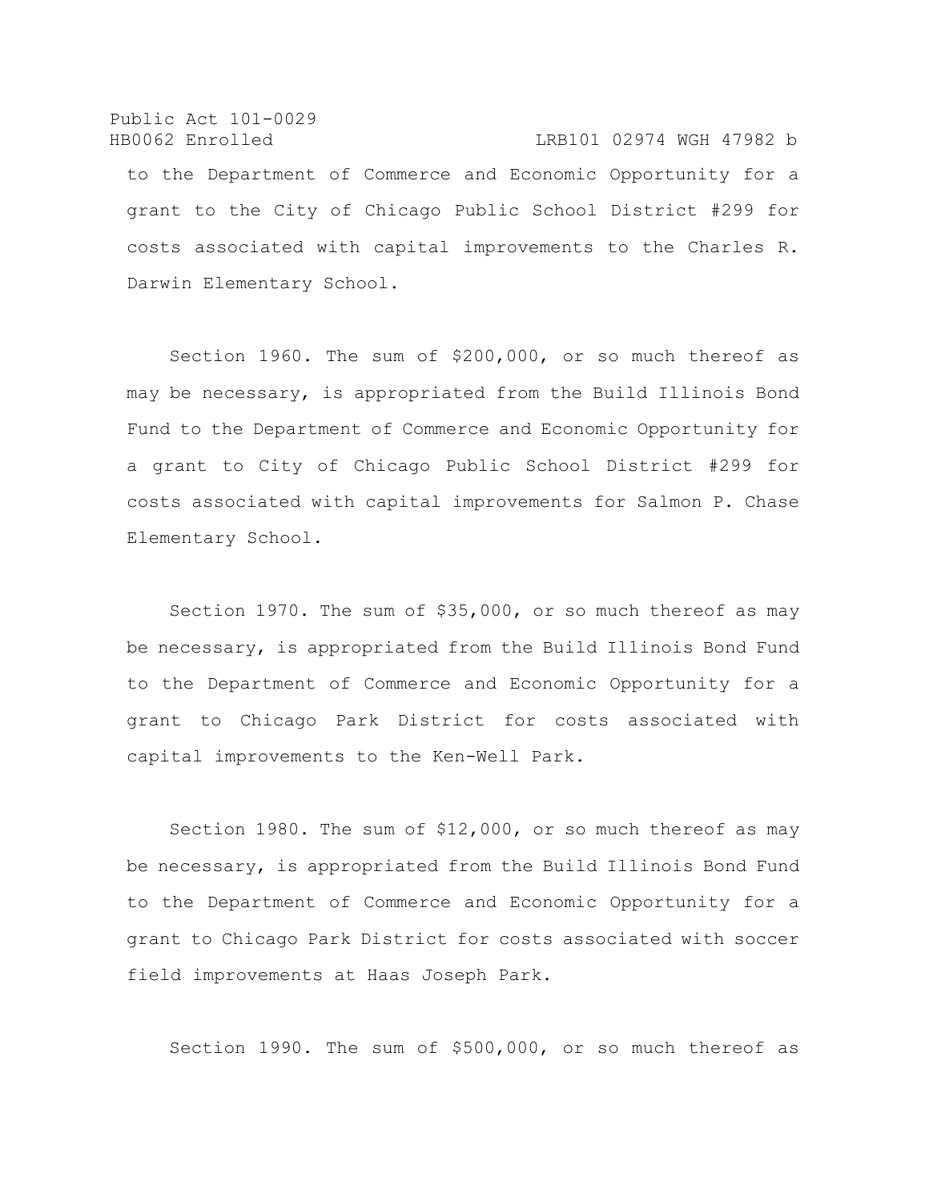to the Department of Commerce and Economic Opportunity for a grant to the City of Chicago Public School District #299 for costs associated with capital improvements to the Charles R. Darwin Elementary School.

Section 1960. The sum of $200,000, or so much thereof as may be necessary, is appropriated from the Build Illinois Bond Fund to the Department of Commerce and Economic Opportunity for a grant to City of Chicago Public School District #299 for costs associated with capital improvements for Salmon P. Chase Elementary School.

Section 1970. The sum of $35,000, or so much thereof as may be necessary, is appropriated from the Build Illinois Bond Fund to the Department of Commerce and Economic Opportunity for a grant to Chicago Park District for costs associated with capital improvements to the Ken-Well Park.

Section 1980. The sum of $12,000, or so much thereof as may be necessary, is appropriated from the Build Illinois Bond Fund to the Department of Commerce and Economic Opportunity for a grant to Chicago Park District for costs associated with soccer field improvements at Haas Joseph Park.

Section 1990. The sum of $500,000, or so much thereof as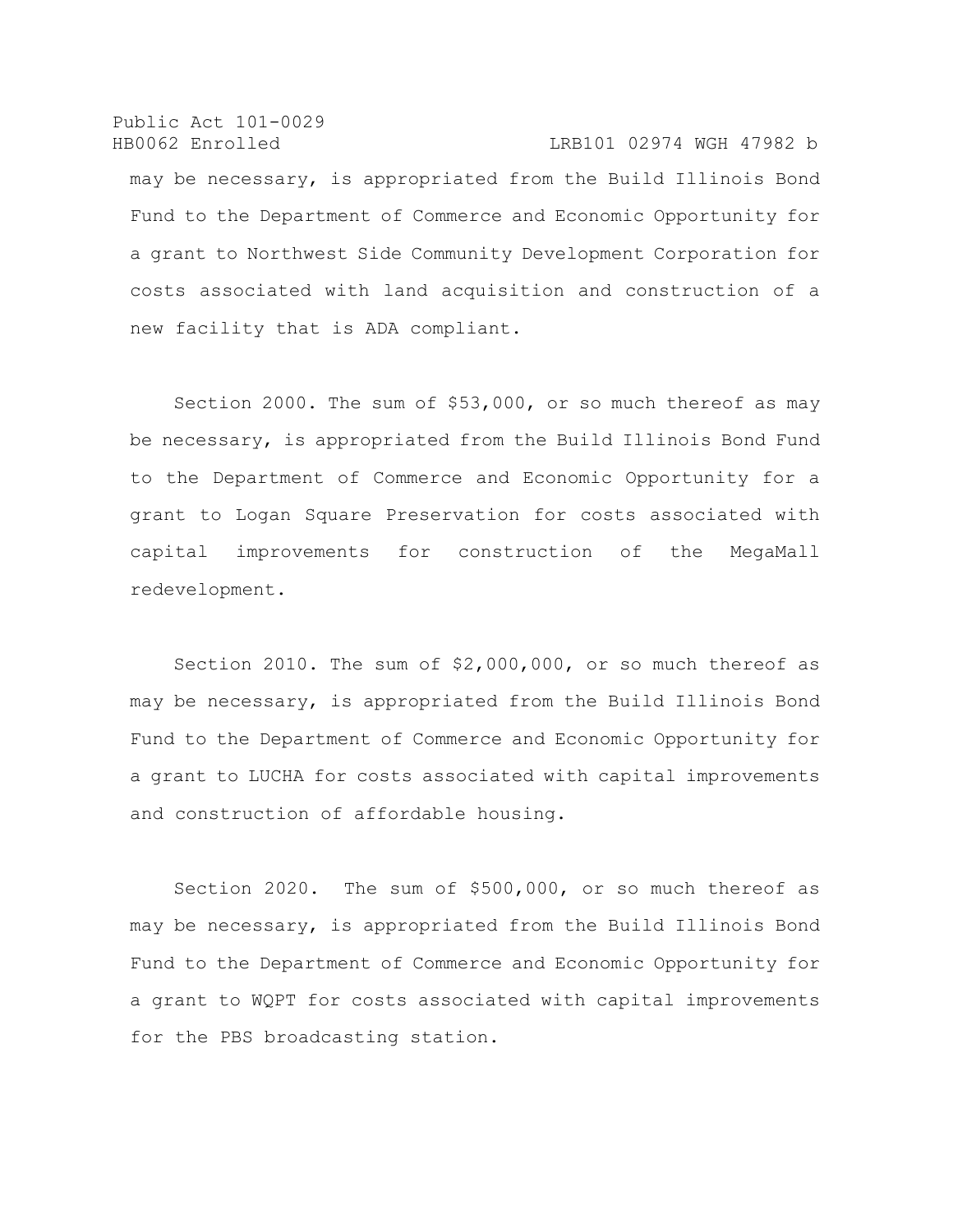may be necessary, is appropriated from the Build Illinois Bond Fund to the Department of Commerce and Economic Opportunity for a grant to Northwest Side Community Development Corporation for costs associated with land acquisition and construction of a new facility that is ADA compliant.

Section 2000. The sum of $53,000, or so much thereof as may be necessary, is appropriated from the Build Illinois Bond Fund to the Department of Commerce and Economic Opportunity for a grant to Logan Square Preservation for costs associated with capital improvements for construction of the MegaMall redevelopment.

Section 2010. The sum of $2,000,000, or so much thereof as may be necessary, is appropriated from the Build Illinois Bond Fund to the Department of Commerce and Economic Opportunity for a grant to LUCHA for costs associated with capital improvements and construction of affordable housing.

Section 2020. The sum of $500,000, or so much thereof as may be necessary, is appropriated from the Build Illinois Bond Fund to the Department of Commerce and Economic Opportunity for a grant to WQPT for costs associated with capital improvements for the PBS broadcasting station.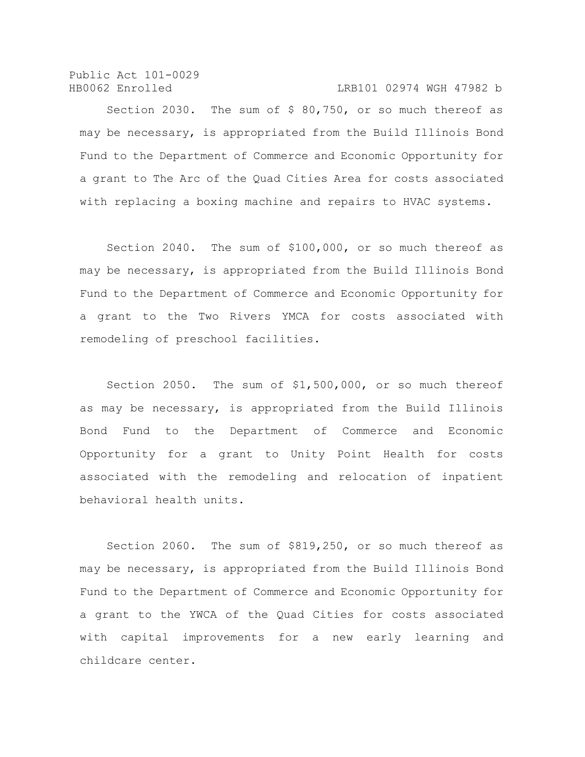Section 2030. The sum of $ 80,750, or so much thereof as may be necessary, is appropriated from the Build Illinois Bond Fund to the Department of Commerce and Economic Opportunity for a grant to The Arc of the Quad Cities Area for costs associated with replacing a boxing machine and repairs to HVAC systems.

Section 2040. The sum of $100,000, or so much thereof as may be necessary, is appropriated from the Build Illinois Bond Fund to the Department of Commerce and Economic Opportunity for a grant to the Two Rivers YMCA for costs associated with remodeling of preschool facilities.

Section 2050. The sum of $1,500,000, or so much thereof as may be necessary, is appropriated from the Build Illinois Bond Fund to the Department of Commerce and Economic Opportunity for a grant to Unity Point Health for costs associated with the remodeling and relocation of inpatient behavioral health units.

Section 2060. The sum of $819,250, or so much thereof as may be necessary, is appropriated from the Build Illinois Bond Fund to the Department of Commerce and Economic Opportunity for a grant to the YWCA of the Quad Cities for costs associated with capital improvements for a new early learning and childcare center.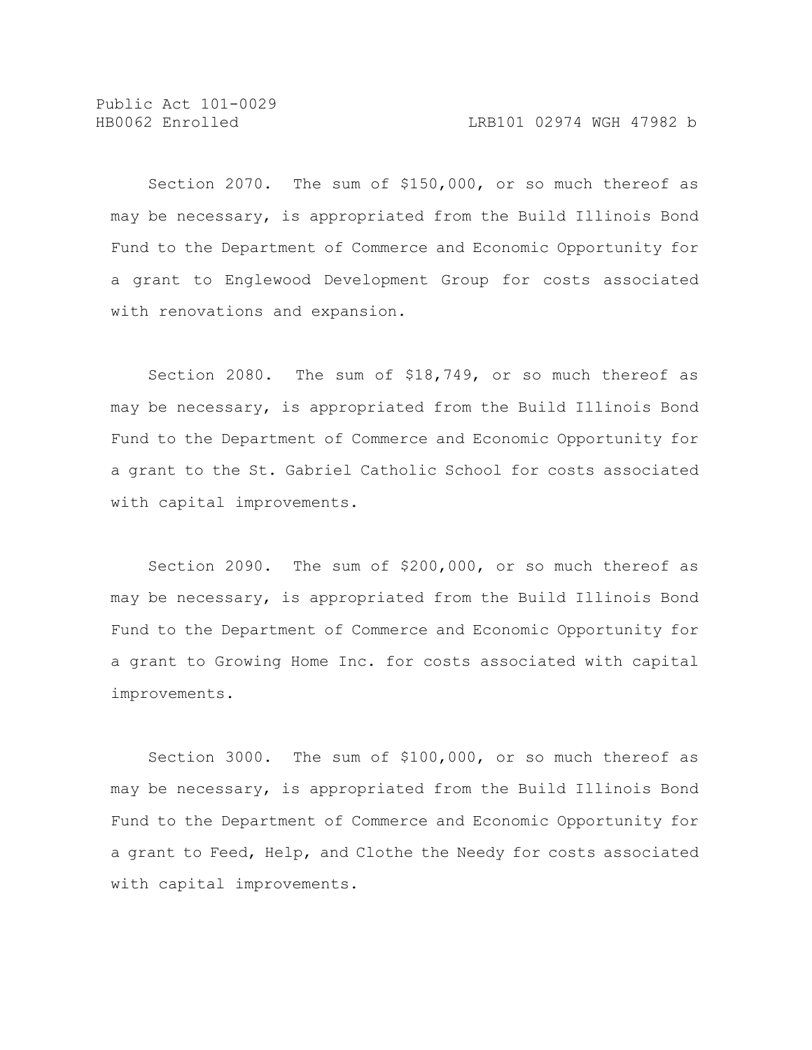Section 2070. The sum of $150,000, or so much thereof as may be necessary, is appropriated from the Build Illinois Bond Fund to the Department of Commerce and Economic Opportunity for a grant to Englewood Development Group for costs associated with renovations and expansion.

Section 2080. The sum of $18,749, or so much thereof as may be necessary, is appropriated from the Build Illinois Bond Fund to the Department of Commerce and Economic Opportunity for a grant to the St. Gabriel Catholic School for costs associated with capital improvements.

Section 2090. The sum of $200,000, or so much thereof as may be necessary, is appropriated from the Build Illinois Bond Fund to the Department of Commerce and Economic Opportunity for a grant to Growing Home Inc. for costs associated with capital improvements.

Section 3000. The sum of $100,000, or so much thereof as may be necessary, is appropriated from the Build Illinois Bond Fund to the Department of Commerce and Economic Opportunity for a grant to Feed, Help, and Clothe the Needy for costs associated with capital improvements.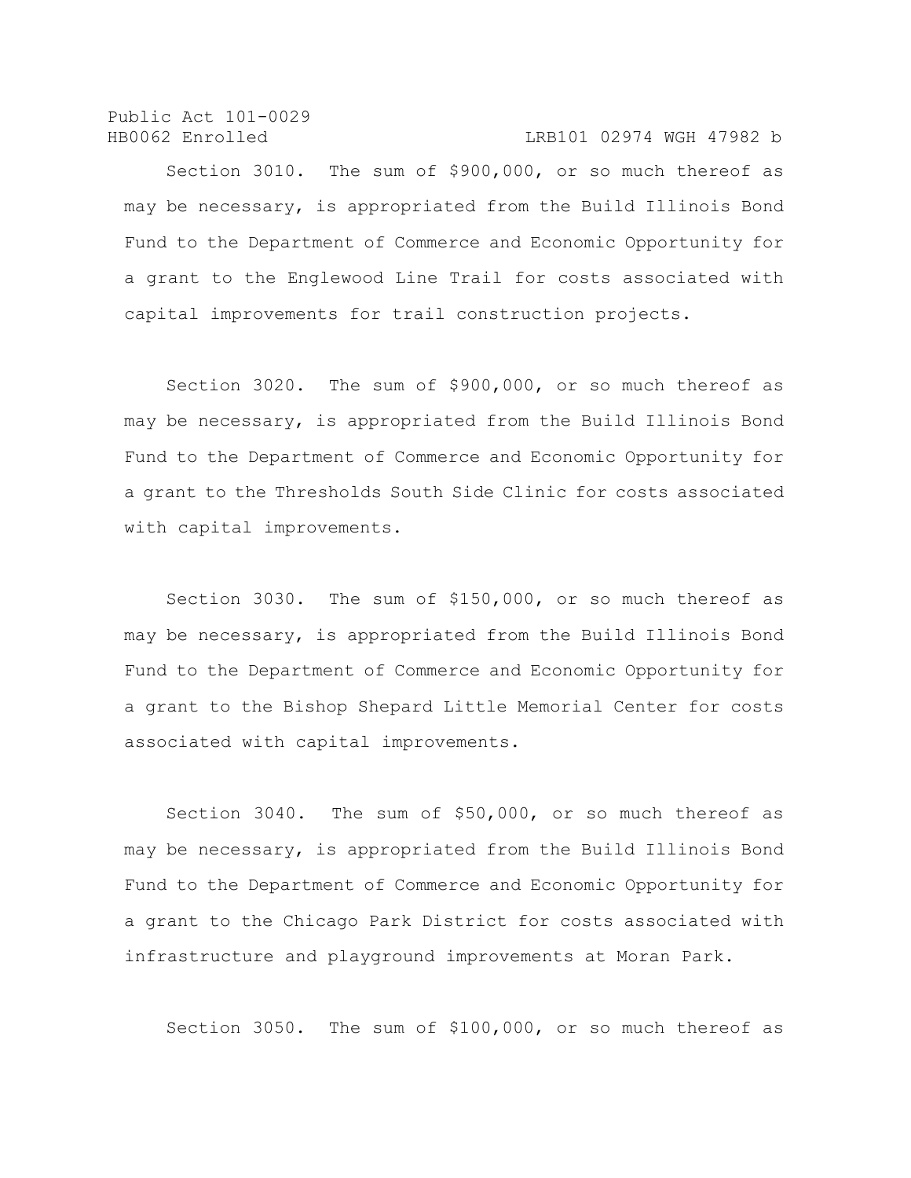Section 3010. The sum of $900,000, or so much thereof as may be necessary, is appropriated from the Build Illinois Bond Fund to the Department of Commerce and Economic Opportunity for a grant to the Englewood Line Trail for costs associated with capital improvements for trail construction projects.

Section 3020. The sum of $900,000, or so much thereof as may be necessary, is appropriated from the Build Illinois Bond Fund to the Department of Commerce and Economic Opportunity for a grant to the Thresholds South Side Clinic for costs associated with capital improvements.

Section 3030. The sum of $150,000, or so much thereof as may be necessary, is appropriated from the Build Illinois Bond Fund to the Department of Commerce and Economic Opportunity for a grant to the Bishop Shepard Little Memorial Center for costs associated with capital improvements.

Section 3040. The sum of $50,000, or so much thereof as may be necessary, is appropriated from the Build Illinois Bond Fund to the Department of Commerce and Economic Opportunity for a grant to the Chicago Park District for costs associated with infrastructure and playground improvements at Moran Park.

Section 3050. The sum of $100,000, or so much thereof as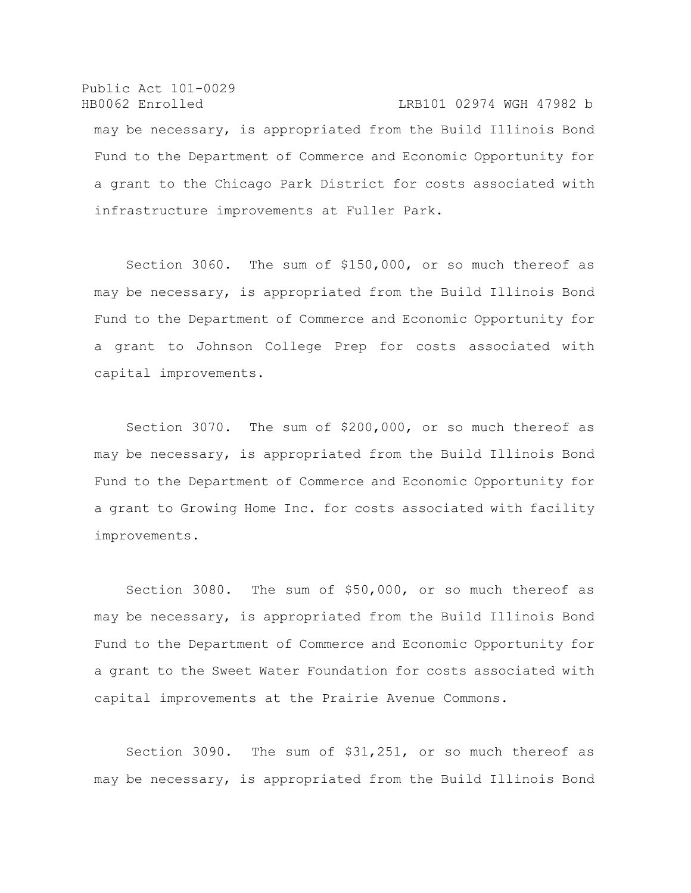may be necessary, is appropriated from the Build Illinois Bond Fund to the Department of Commerce and Economic Opportunity for a grant to the Chicago Park District for costs associated with infrastructure improvements at Fuller Park.

Section 3060. The sum of $150,000, or so much thereof as may be necessary, is appropriated from the Build Illinois Bond Fund to the Department of Commerce and Economic Opportunity for a grant to Johnson College Prep for costs associated with capital improvements.

Section 3070. The sum of $200,000, or so much thereof as may be necessary, is appropriated from the Build Illinois Bond Fund to the Department of Commerce and Economic Opportunity for a grant to Growing Home Inc. for costs associated with facility improvements.

Section 3080. The sum of $50,000, or so much thereof as may be necessary, is appropriated from the Build Illinois Bond Fund to the Department of Commerce and Economic Opportunity for a grant to the Sweet Water Foundation for costs associated with capital improvements at the Prairie Avenue Commons.

Section 3090. The sum of $31,251, or so much thereof as may be necessary, is appropriated from the Build Illinois Bond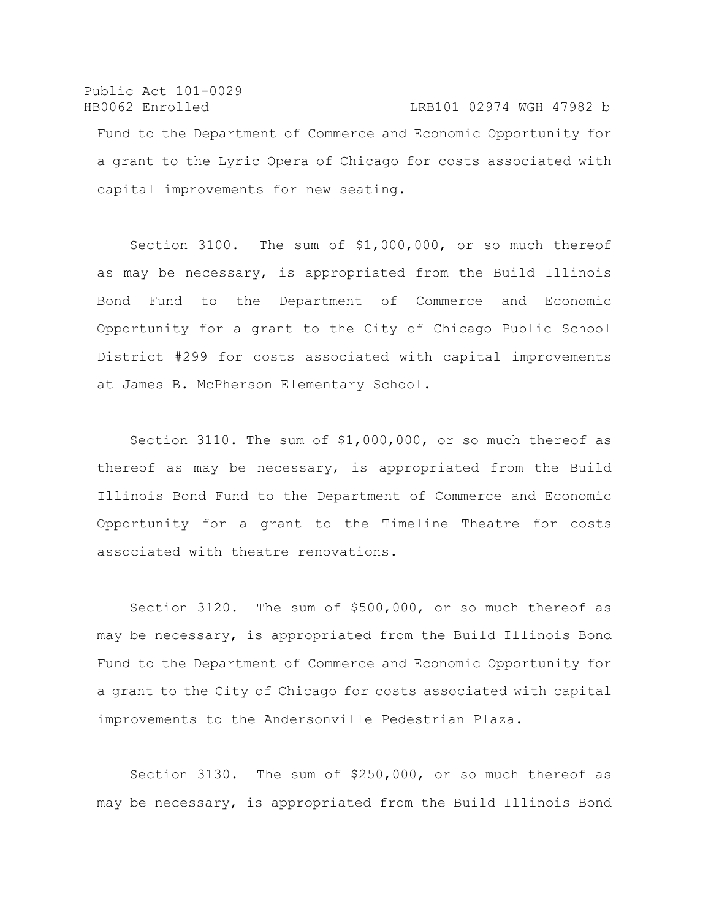Fund to the Department of Commerce and Economic Opportunity for a grant to the Lyric Opera of Chicago for costs associated with capital improvements for new seating.

Section 3100. The sum of $1,000,000, or so much thereof as may be necessary, is appropriated from the Build Illinois Bond Fund to the Department of Commerce and Economic Opportunity for a grant to the City of Chicago Public School District #299 for costs associated with capital improvements at James B. McPherson Elementary School.

Section 3110. The sum of $1,000,000, or so much thereof as thereof as may be necessary, is appropriated from the Build Illinois Bond Fund to the Department of Commerce and Economic Opportunity for a grant to the Timeline Theatre for costs associated with theatre renovations.

Section 3120. The sum of $500,000, or so much thereof as may be necessary, is appropriated from the Build Illinois Bond Fund to the Department of Commerce and Economic Opportunity for a grant to the City of Chicago for costs associated with capital improvements to the Andersonville Pedestrian Plaza.

Section 3130. The sum of $250,000, or so much thereof as may be necessary, is appropriated from the Build Illinois Bond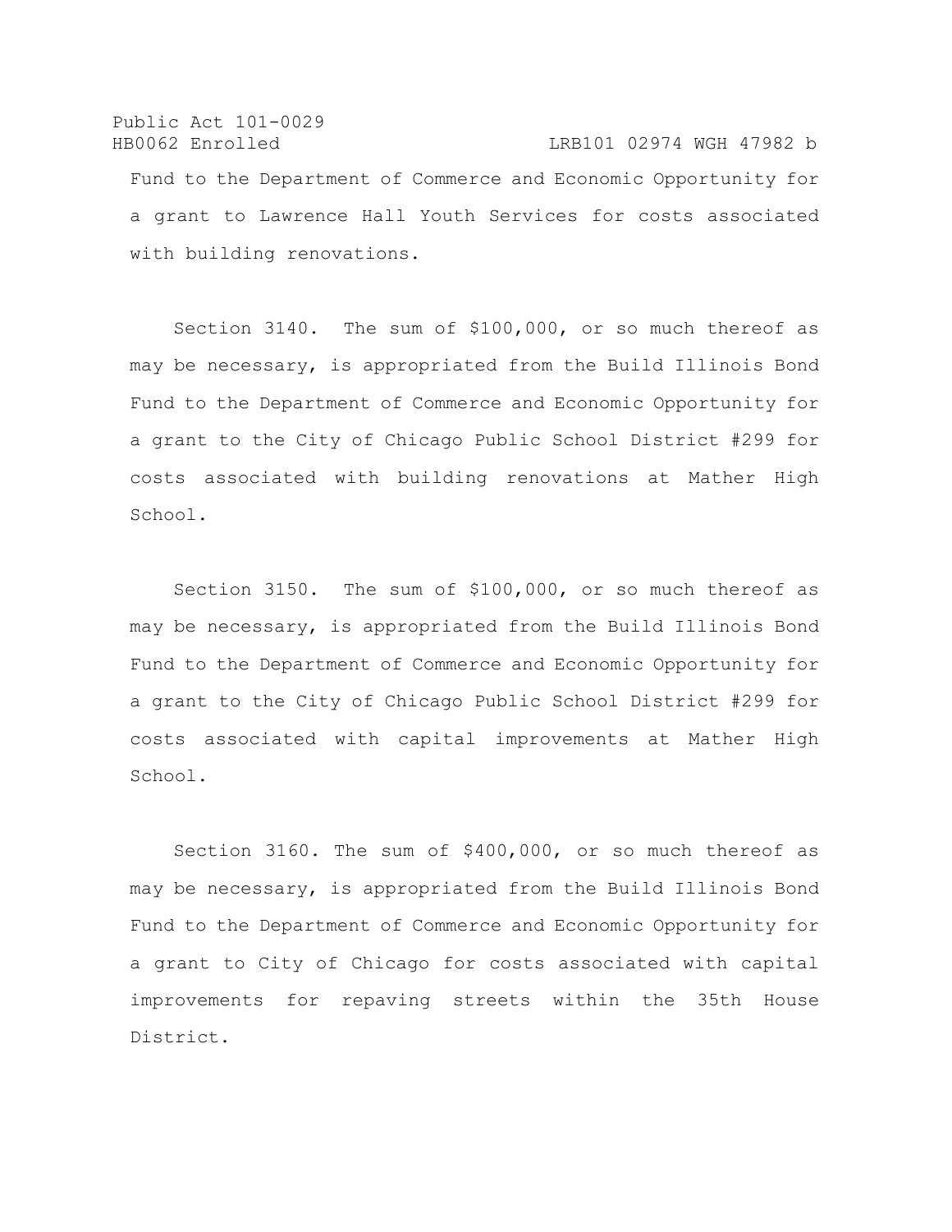Fund to the Department of Commerce and Economic Opportunity for a grant to Lawrence Hall Youth Services for costs associated with building renovations.

Section 3140. The sum of $100,000, or so much thereof as may be necessary, is appropriated from the Build Illinois Bond Fund to the Department of Commerce and Economic Opportunity for a grant to the City of Chicago Public School District #299 for costs associated with building renovations at Mather High School.

Section 3150. The sum of $100,000, or so much thereof as may be necessary, is appropriated from the Build Illinois Bond Fund to the Department of Commerce and Economic Opportunity for a grant to the City of Chicago Public School District #299 for costs associated with capital improvements at Mather High School.

Section 3160. The sum of $400,000, or so much thereof as may be necessary, is appropriated from the Build Illinois Bond Fund to the Department of Commerce and Economic Opportunity for a grant to City of Chicago for costs associated with capital improvements for repaving streets within the 35th House District.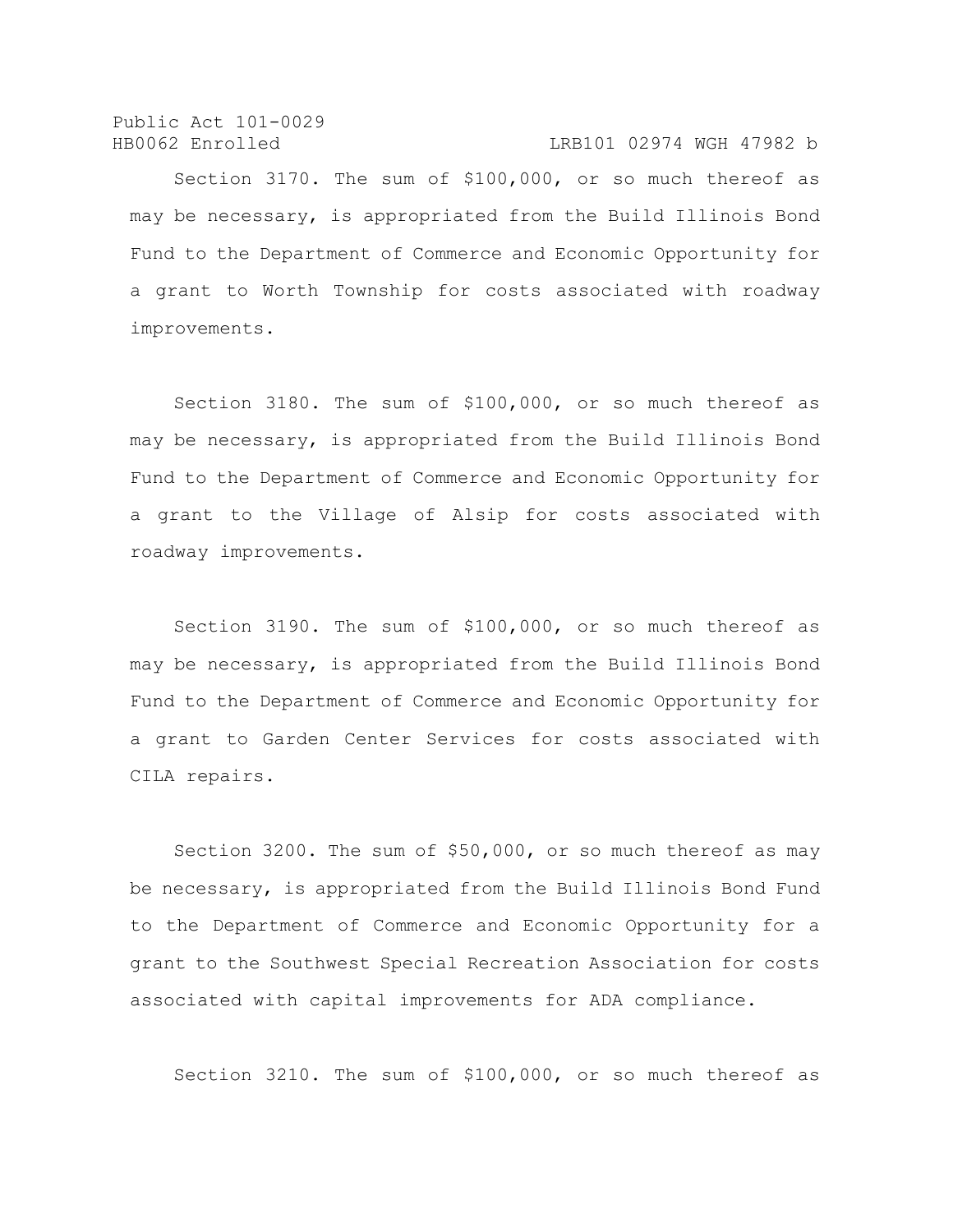Section 3170. The sum of $100,000, or so much thereof as may be necessary, is appropriated from the Build Illinois Bond Fund to the Department of Commerce and Economic Opportunity for a grant to Worth Township for costs associated with roadway improvements.

Section 3180. The sum of $100,000, or so much thereof as may be necessary, is appropriated from the Build Illinois Bond Fund to the Department of Commerce and Economic Opportunity for a grant to the Village of Alsip for costs associated with roadway improvements.

Section 3190. The sum of $100,000, or so much thereof as may be necessary, is appropriated from the Build Illinois Bond Fund to the Department of Commerce and Economic Opportunity for a grant to Garden Center Services for costs associated with CILA repairs.

Section 3200. The sum of $50,000, or so much thereof as may be necessary, is appropriated from the Build Illinois Bond Fund to the Department of Commerce and Economic Opportunity for a grant to the Southwest Special Recreation Association for costs associated with capital improvements for ADA compliance.

Section 3210. The sum of $100,000, or so much thereof as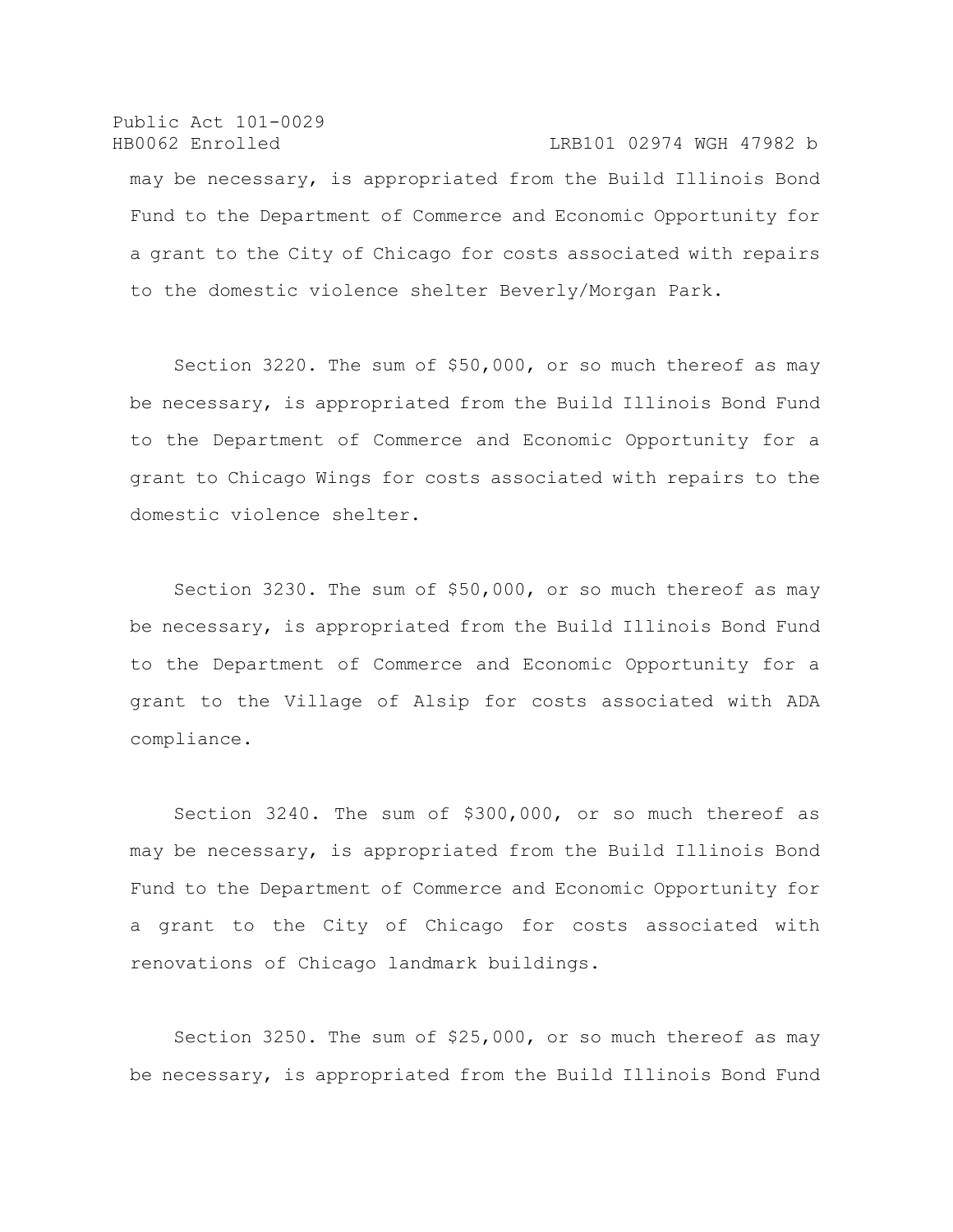may be necessary, is appropriated from the Build Illinois Bond Fund to the Department of Commerce and Economic Opportunity for a grant to the City of Chicago for costs associated with repairs to the domestic violence shelter Beverly/Morgan Park.

Section 3220. The sum of $50,000, or so much thereof as may be necessary, is appropriated from the Build Illinois Bond Fund to the Department of Commerce and Economic Opportunity for a grant to Chicago Wings for costs associated with repairs to the domestic violence shelter.

Section 3230. The sum of $50,000, or so much thereof as may be necessary, is appropriated from the Build Illinois Bond Fund to the Department of Commerce and Economic Opportunity for a grant to the Village of Alsip for costs associated with ADA compliance.

Section 3240. The sum of $300,000, or so much thereof as may be necessary, is appropriated from the Build Illinois Bond Fund to the Department of Commerce and Economic Opportunity for a grant to the City of Chicago for costs associated with renovations of Chicago landmark buildings.

Section 3250. The sum of $25,000, or so much thereof as may be necessary, is appropriated from the Build Illinois Bond Fund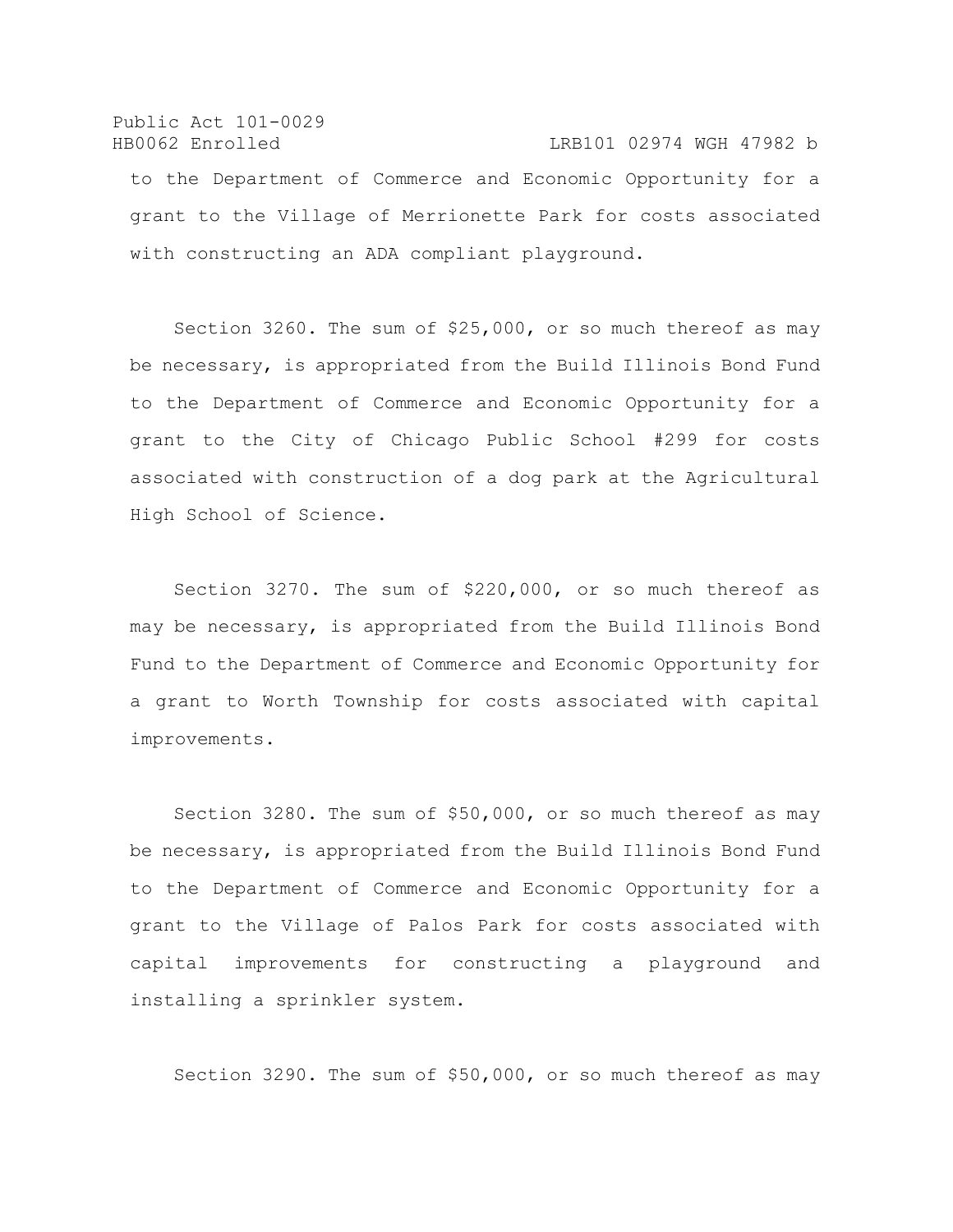to the Department of Commerce and Economic Opportunity for a grant to the Village of Merrionette Park for costs associated with constructing an ADA compliant playground.

Section 3260. The sum of $25,000, or so much thereof as may be necessary, is appropriated from the Build Illinois Bond Fund to the Department of Commerce and Economic Opportunity for a grant to the City of Chicago Public School #299 for costs associated with construction of a dog park at the Agricultural High School of Science.

Section 3270. The sum of $220,000, or so much thereof as may be necessary, is appropriated from the Build Illinois Bond Fund to the Department of Commerce and Economic Opportunity for a grant to Worth Township for costs associated with capital improvements.

Section 3280. The sum of $50,000, or so much thereof as may be necessary, is appropriated from the Build Illinois Bond Fund to the Department of Commerce and Economic Opportunity for a grant to the Village of Palos Park for costs associated with capital improvements for constructing a playground and installing a sprinkler system.

Section 3290. The sum of $50,000, or so much thereof as may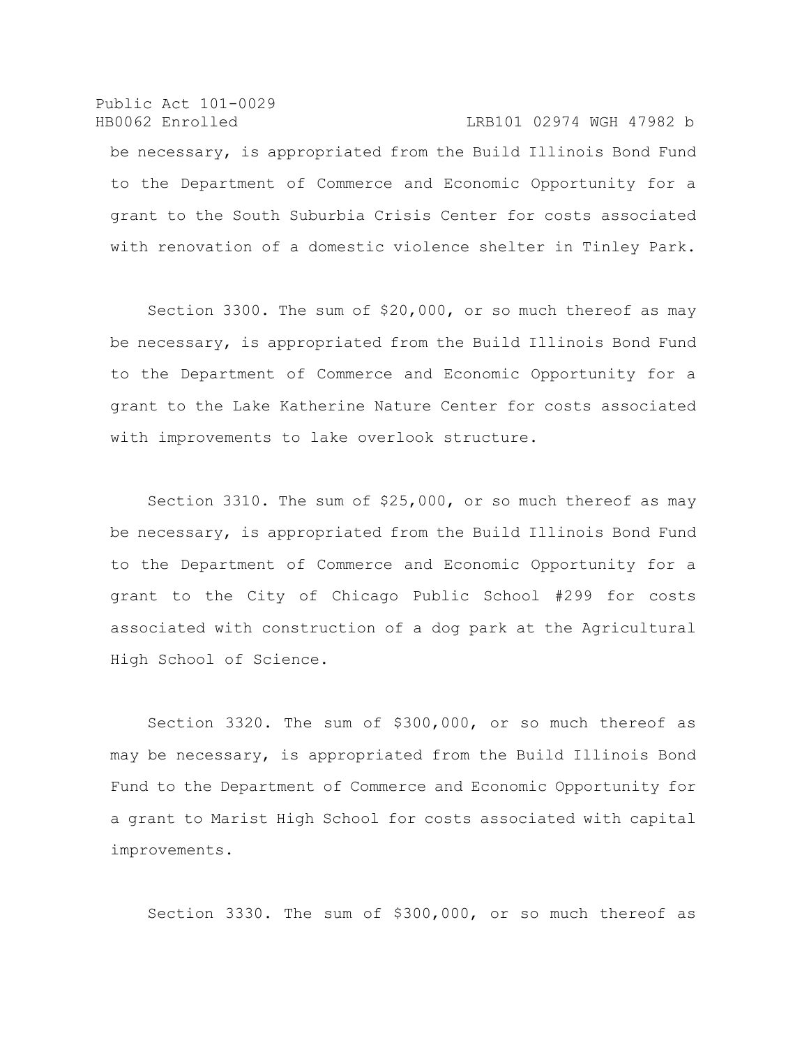be necessary, is appropriated from the Build Illinois Bond Fund to the Department of Commerce and Economic Opportunity for a grant to the South Suburbia Crisis Center for costs associated with renovation of a domestic violence shelter in Tinley Park.

Section 3300. The sum of $20,000, or so much thereof as may be necessary, is appropriated from the Build Illinois Bond Fund to the Department of Commerce and Economic Opportunity for a grant to the Lake Katherine Nature Center for costs associated with improvements to lake overlook structure.

Section 3310. The sum of $25,000, or so much thereof as may be necessary, is appropriated from the Build Illinois Bond Fund to the Department of Commerce and Economic Opportunity for a grant to the City of Chicago Public School #299 for costs associated with construction of a dog park at the Agricultural High School of Science.

Section 3320. The sum of $300,000, or so much thereof as may be necessary, is appropriated from the Build Illinois Bond Fund to the Department of Commerce and Economic Opportunity for a grant to Marist High School for costs associated with capital improvements.

Section 3330. The sum of $300,000, or so much thereof as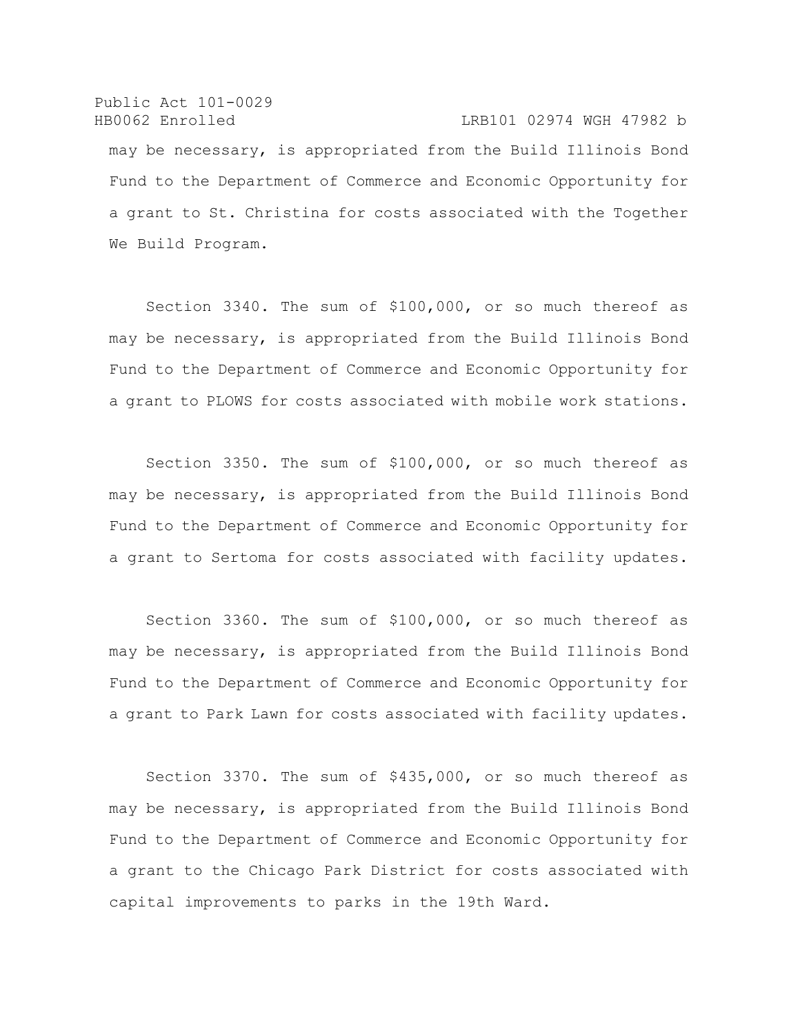may be necessary, is appropriated from the Build Illinois Bond Fund to the Department of Commerce and Economic Opportunity for a grant to St. Christina for costs associated with the Together We Build Program.

Section 3340. The sum of $100,000, or so much thereof as may be necessary, is appropriated from the Build Illinois Bond Fund to the Department of Commerce and Economic Opportunity for a grant to PLOWS for costs associated with mobile work stations.

Section 3350. The sum of $100,000, or so much thereof as may be necessary, is appropriated from the Build Illinois Bond Fund to the Department of Commerce and Economic Opportunity for a grant to Sertoma for costs associated with facility updates.

Section 3360. The sum of $100,000, or so much thereof as may be necessary, is appropriated from the Build Illinois Bond Fund to the Department of Commerce and Economic Opportunity for a grant to Park Lawn for costs associated with facility updates.

Section 3370. The sum of $435,000, or so much thereof as may be necessary, is appropriated from the Build Illinois Bond Fund to the Department of Commerce and Economic Opportunity for a grant to the Chicago Park District for costs associated with capital improvements to parks in the 19th Ward.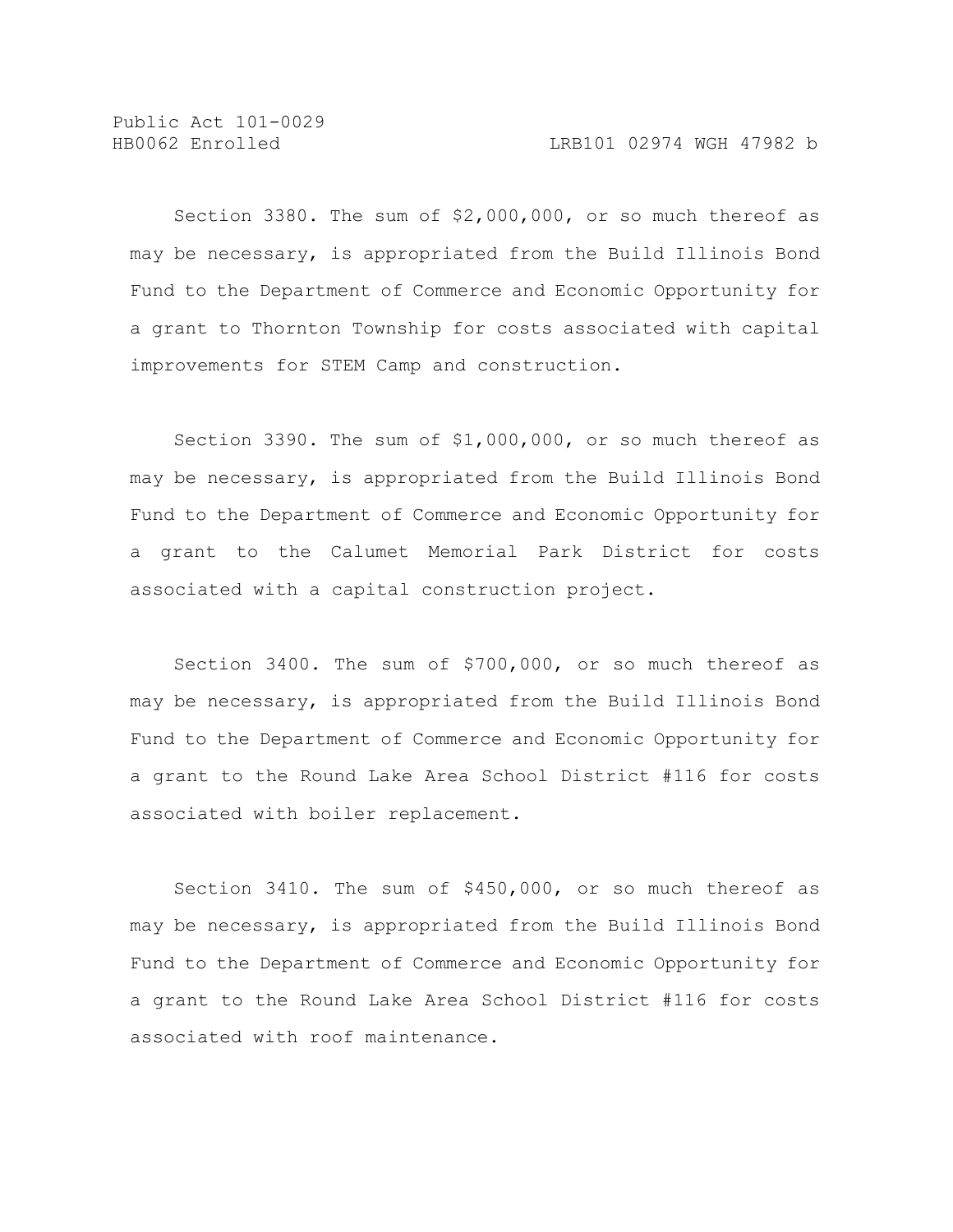Section 3380. The sum of $2,000,000, or so much thereof as may be necessary, is appropriated from the Build Illinois Bond Fund to the Department of Commerce and Economic Opportunity for a grant to Thornton Township for costs associated with capital improvements for STEM Camp and construction.

Section 3390. The sum of $1,000,000, or so much thereof as may be necessary, is appropriated from the Build Illinois Bond Fund to the Department of Commerce and Economic Opportunity for a grant to the Calumet Memorial Park District for costs associated with a capital construction project.

Section 3400. The sum of $700,000, or so much thereof as may be necessary, is appropriated from the Build Illinois Bond Fund to the Department of Commerce and Economic Opportunity for a grant to the Round Lake Area School District #116 for costs associated with boiler replacement.

Section 3410. The sum of $450,000, or so much thereof as may be necessary, is appropriated from the Build Illinois Bond Fund to the Department of Commerce and Economic Opportunity for a grant to the Round Lake Area School District #116 for costs associated with roof maintenance.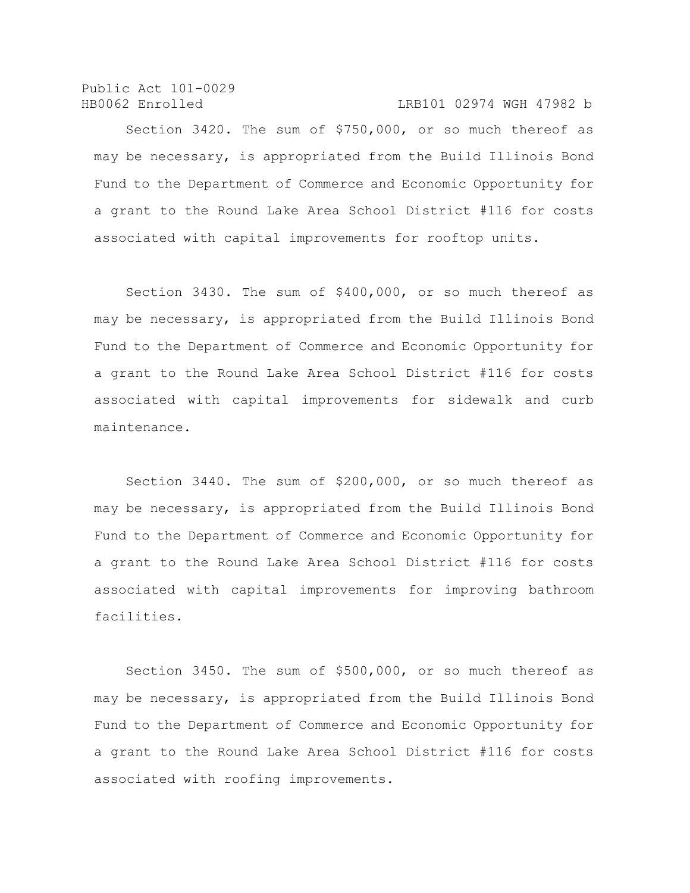Section 3420. The sum of $750,000, or so much thereof as may be necessary, is appropriated from the Build Illinois Bond Fund to the Department of Commerce and Economic Opportunity for a grant to the Round Lake Area School District #116 for costs associated with capital improvements for rooftop units.

Section 3430. The sum of $400,000, or so much thereof as may be necessary, is appropriated from the Build Illinois Bond Fund to the Department of Commerce and Economic Opportunity for a grant to the Round Lake Area School District #116 for costs associated with capital improvements for sidewalk and curb maintenance.

Section 3440. The sum of $200,000, or so much thereof as may be necessary, is appropriated from the Build Illinois Bond Fund to the Department of Commerce and Economic Opportunity for a grant to the Round Lake Area School District #116 for costs associated with capital improvements for improving bathroom facilities.

Section 3450. The sum of $500,000, or so much thereof as may be necessary, is appropriated from the Build Illinois Bond Fund to the Department of Commerce and Economic Opportunity for a grant to the Round Lake Area School District #116 for costs associated with roofing improvements.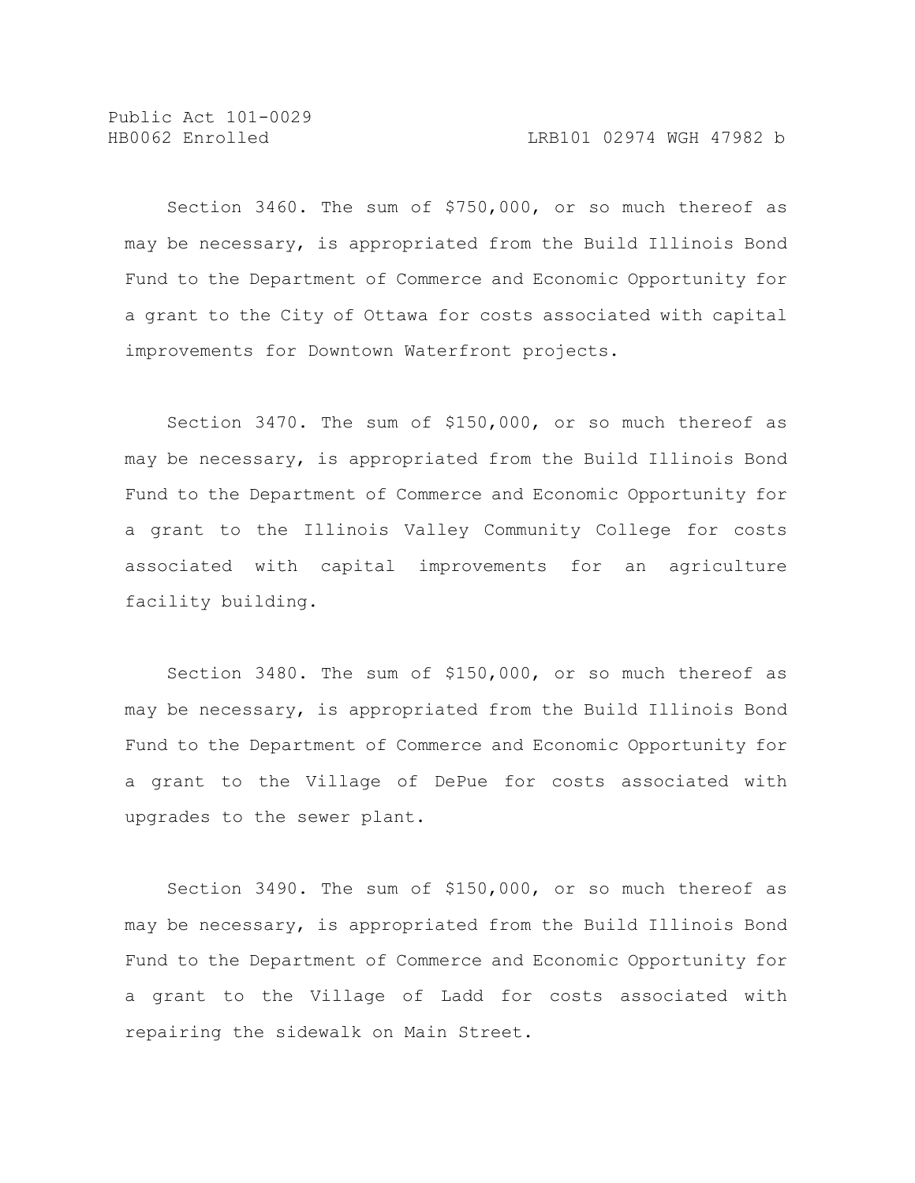Section 3460. The sum of $750,000, or so much thereof as may be necessary, is appropriated from the Build Illinois Bond Fund to the Department of Commerce and Economic Opportunity for a grant to the City of Ottawa for costs associated with capital improvements for Downtown Waterfront projects.

Section 3470. The sum of $150,000, or so much thereof as may be necessary, is appropriated from the Build Illinois Bond Fund to the Department of Commerce and Economic Opportunity for a grant to the Illinois Valley Community College for costs associated with capital improvements for an agriculture facility building.

Section 3480. The sum of $150,000, or so much thereof as may be necessary, is appropriated from the Build Illinois Bond Fund to the Department of Commerce and Economic Opportunity for a grant to the Village of DePue for costs associated with upgrades to the sewer plant.

Section 3490. The sum of $150,000, or so much thereof as may be necessary, is appropriated from the Build Illinois Bond Fund to the Department of Commerce and Economic Opportunity for a grant to the Village of Ladd for costs associated with repairing the sidewalk on Main Street.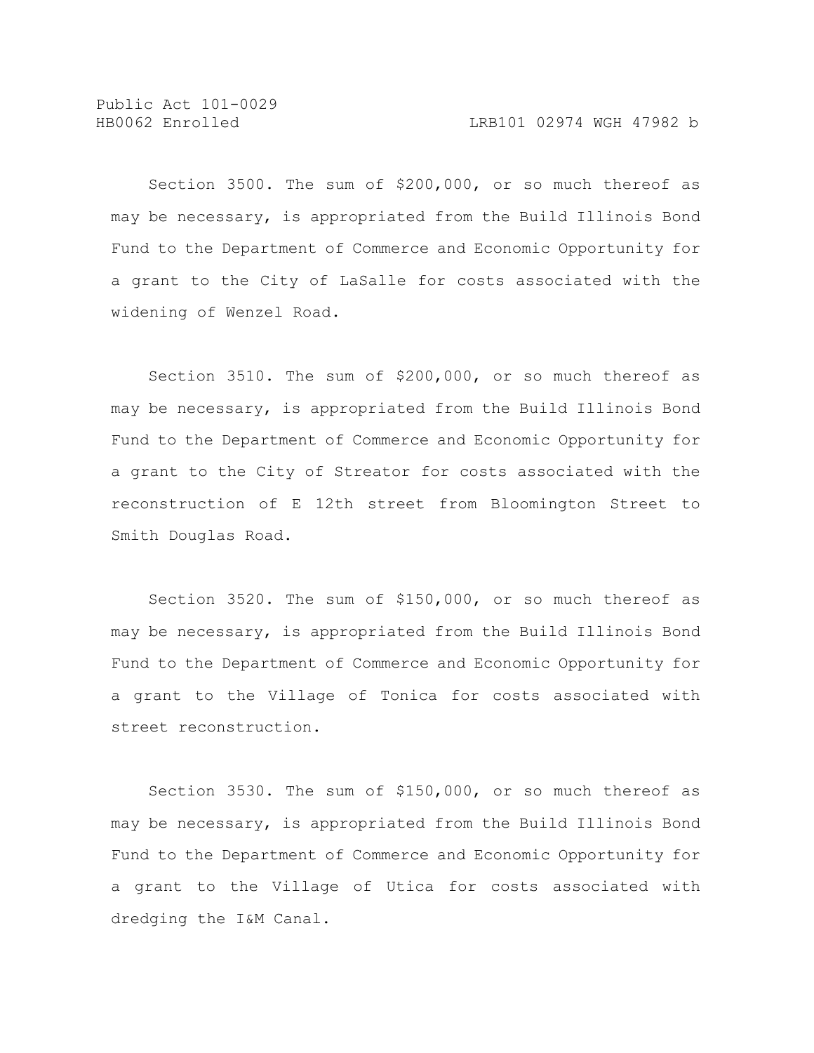Section 3500. The sum of $200,000, or so much thereof as may be necessary, is appropriated from the Build Illinois Bond Fund to the Department of Commerce and Economic Opportunity for a grant to the City of LaSalle for costs associated with the widening of Wenzel Road.

Section 3510. The sum of $200,000, or so much thereof as may be necessary, is appropriated from the Build Illinois Bond Fund to the Department of Commerce and Economic Opportunity for a grant to the City of Streator for costs associated with the reconstruction of E 12th street from Bloomington Street to Smith Douglas Road.

Section 3520. The sum of $150,000, or so much thereof as may be necessary, is appropriated from the Build Illinois Bond Fund to the Department of Commerce and Economic Opportunity for a grant to the Village of Tonica for costs associated with street reconstruction.

Section 3530. The sum of $150,000, or so much thereof as may be necessary, is appropriated from the Build Illinois Bond Fund to the Department of Commerce and Economic Opportunity for a grant to the Village of Utica for costs associated with dredging the I&M Canal.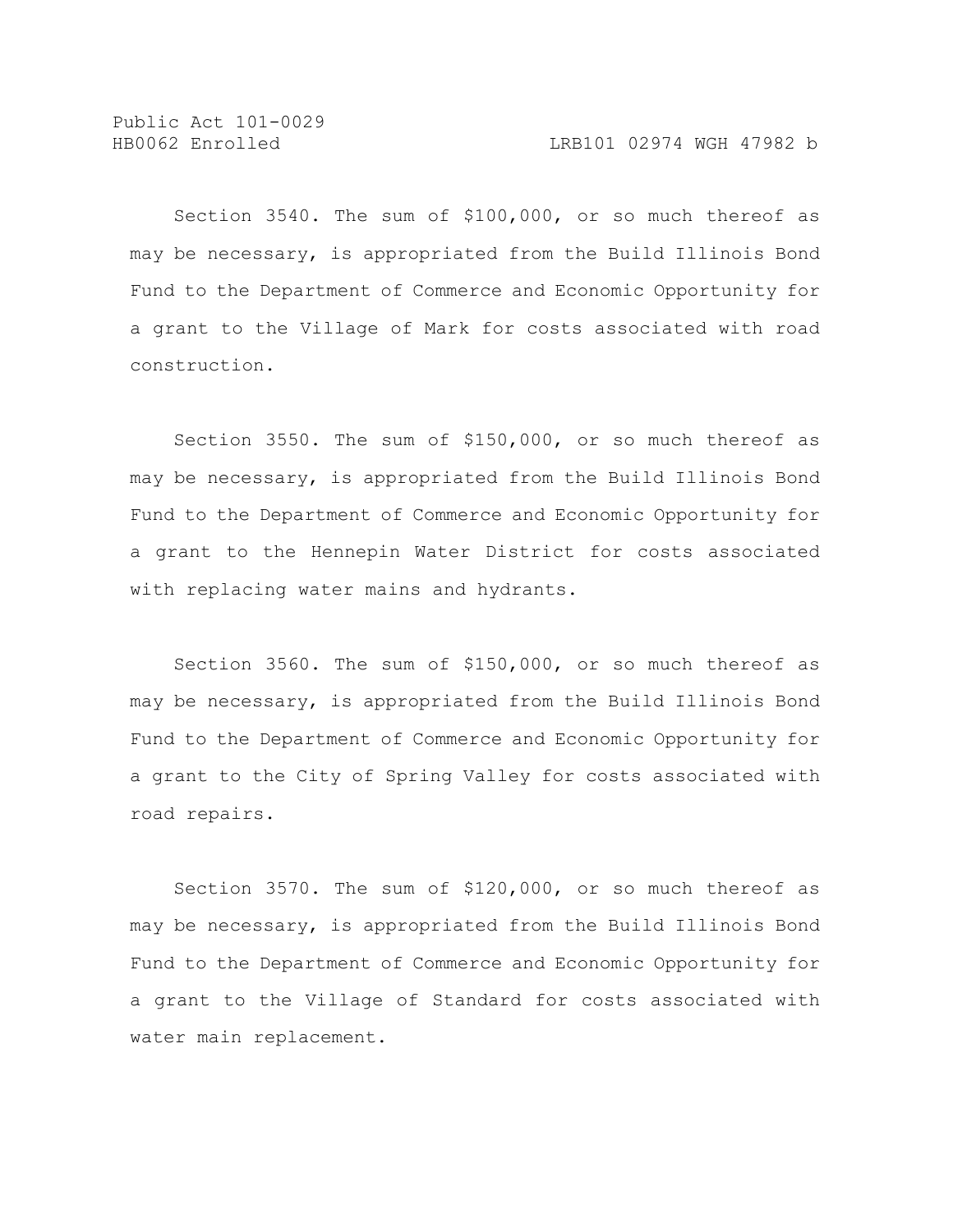Section 3540. The sum of $100,000, or so much thereof as may be necessary, is appropriated from the Build Illinois Bond Fund to the Department of Commerce and Economic Opportunity for a grant to the Village of Mark for costs associated with road construction.

Section 3550. The sum of $150,000, or so much thereof as may be necessary, is appropriated from the Build Illinois Bond Fund to the Department of Commerce and Economic Opportunity for a grant to the Hennepin Water District for costs associated with replacing water mains and hydrants.

Section 3560. The sum of $150,000, or so much thereof as may be necessary, is appropriated from the Build Illinois Bond Fund to the Department of Commerce and Economic Opportunity for a grant to the City of Spring Valley for costs associated with road repairs.

Section 3570. The sum of $120,000, or so much thereof as may be necessary, is appropriated from the Build Illinois Bond Fund to the Department of Commerce and Economic Opportunity for a grant to the Village of Standard for costs associated with water main replacement.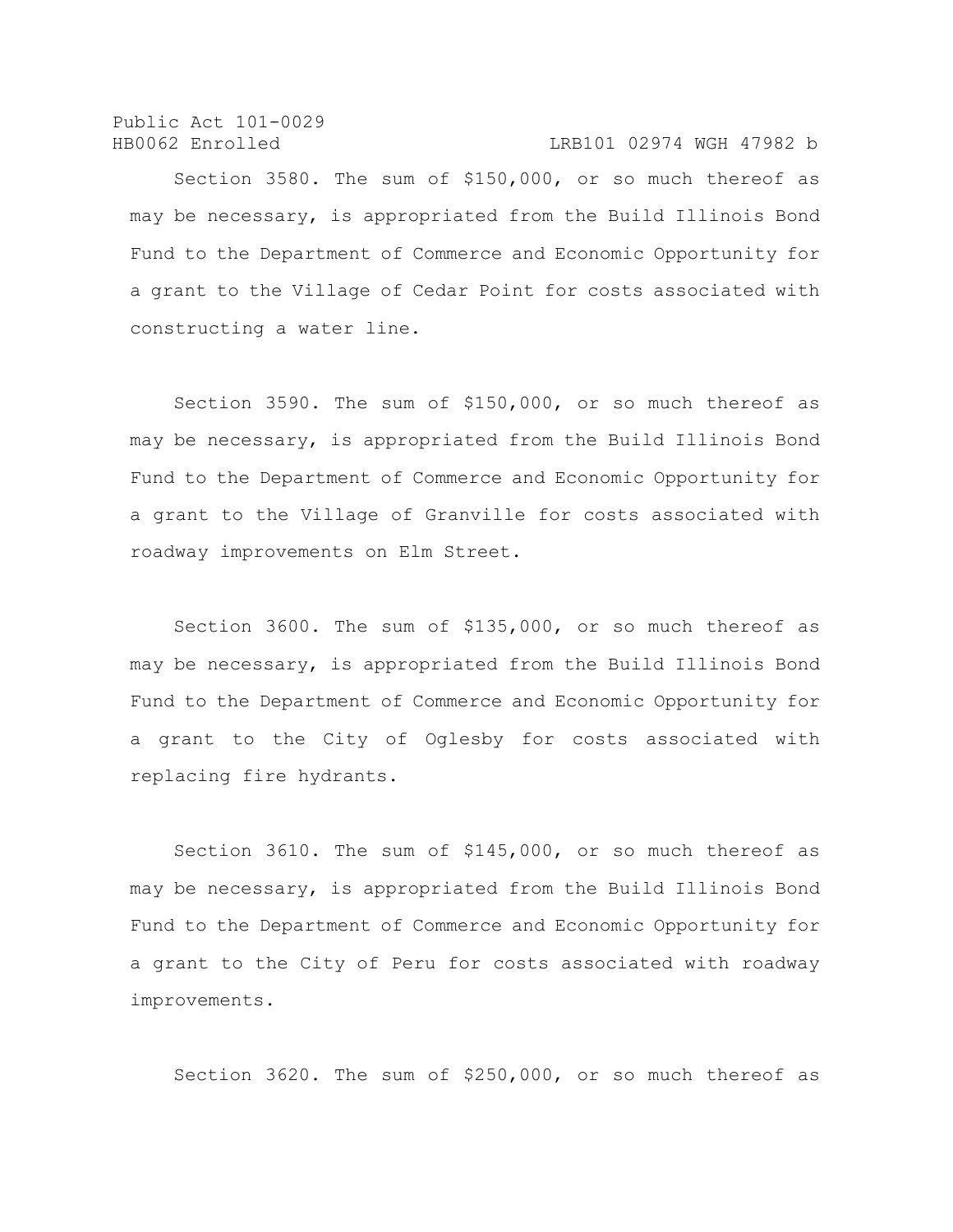Section 3580. The sum of $150,000, or so much thereof as may be necessary, is appropriated from the Build Illinois Bond Fund to the Department of Commerce and Economic Opportunity for a grant to the Village of Cedar Point for costs associated with constructing a water line.

Section 3590. The sum of $150,000, or so much thereof as may be necessary, is appropriated from the Build Illinois Bond Fund to the Department of Commerce and Economic Opportunity for a grant to the Village of Granville for costs associated with roadway improvements on Elm Street.

Section 3600. The sum of $135,000, or so much thereof as may be necessary, is appropriated from the Build Illinois Bond Fund to the Department of Commerce and Economic Opportunity for a grant to the City of Oglesby for costs associated with replacing fire hydrants.

Section 3610. The sum of $145,000, or so much thereof as may be necessary, is appropriated from the Build Illinois Bond Fund to the Department of Commerce and Economic Opportunity for a grant to the City of Peru for costs associated with roadway improvements.

Section 3620. The sum of $250,000, or so much thereof as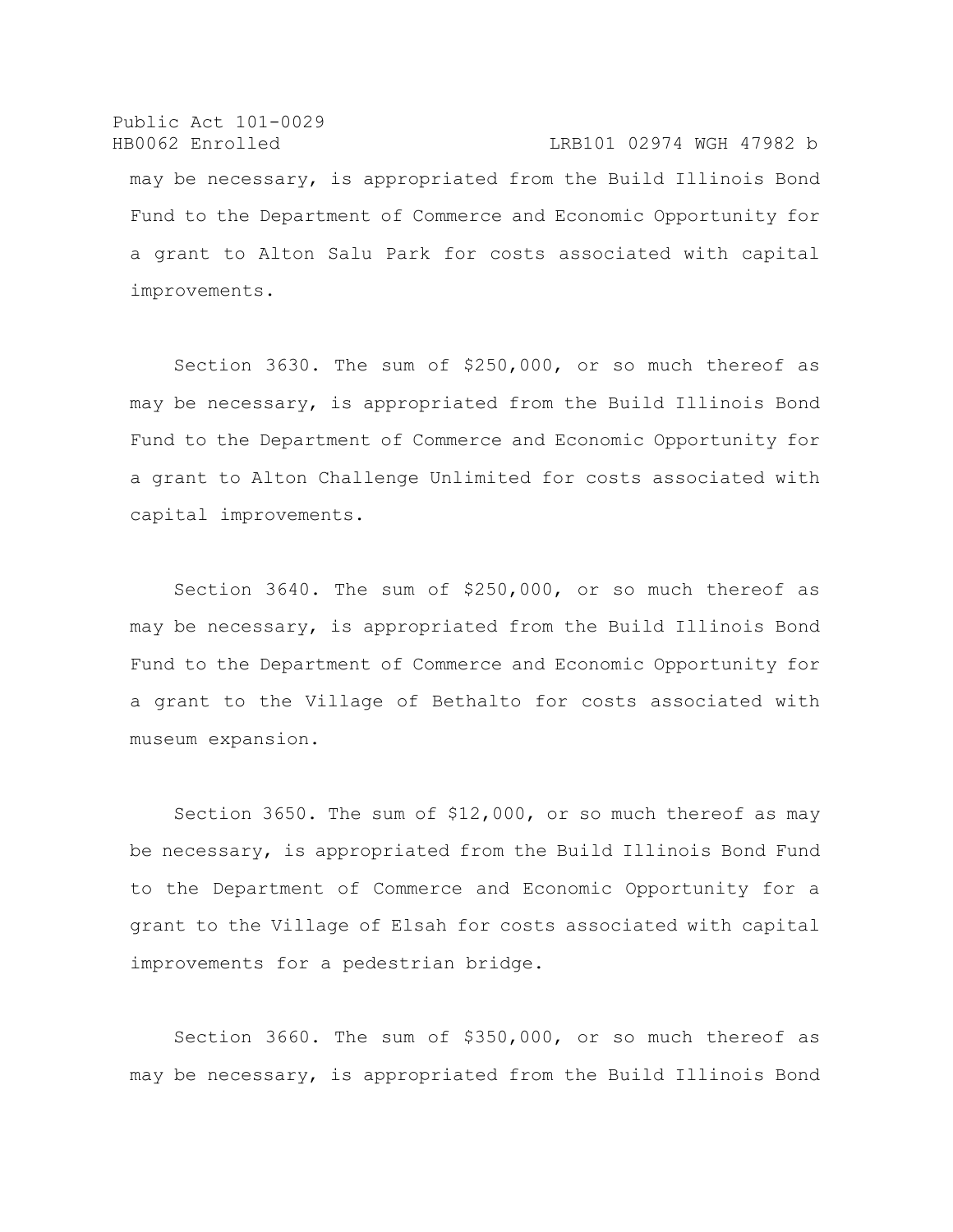may be necessary, is appropriated from the Build Illinois Bond Fund to the Department of Commerce and Economic Opportunity for a grant to Alton Salu Park for costs associated with capital improvements.

Section 3630. The sum of $250,000, or so much thereof as may be necessary, is appropriated from the Build Illinois Bond Fund to the Department of Commerce and Economic Opportunity for a grant to Alton Challenge Unlimited for costs associated with capital improvements.

Section 3640. The sum of $250,000, or so much thereof as may be necessary, is appropriated from the Build Illinois Bond Fund to the Department of Commerce and Economic Opportunity for a grant to the Village of Bethalto for costs associated with museum expansion.

Section 3650. The sum of $12,000, or so much thereof as may be necessary, is appropriated from the Build Illinois Bond Fund to the Department of Commerce and Economic Opportunity for a grant to the Village of Elsah for costs associated with capital improvements for a pedestrian bridge.

Section 3660. The sum of $350,000, or so much thereof as may be necessary, is appropriated from the Build Illinois Bond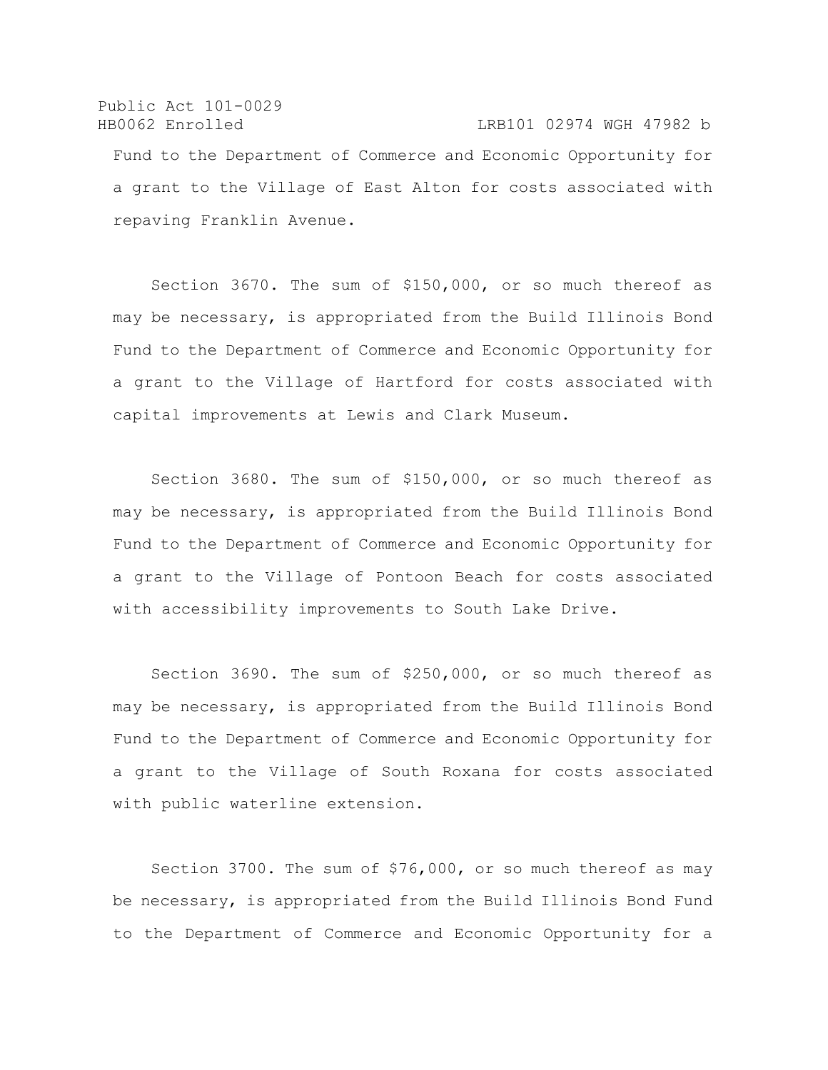Fund to the Department of Commerce and Economic Opportunity for a grant to the Village of East Alton for costs associated with repaving Franklin Avenue.

Section 3670. The sum of $150,000, or so much thereof as may be necessary, is appropriated from the Build Illinois Bond Fund to the Department of Commerce and Economic Opportunity for a grant to the Village of Hartford for costs associated with capital improvements at Lewis and Clark Museum.

Section 3680. The sum of $150,000, or so much thereof as may be necessary, is appropriated from the Build Illinois Bond Fund to the Department of Commerce and Economic Opportunity for a grant to the Village of Pontoon Beach for costs associated with accessibility improvements to South Lake Drive.

Section 3690. The sum of $250,000, or so much thereof as may be necessary, is appropriated from the Build Illinois Bond Fund to the Department of Commerce and Economic Opportunity for a grant to the Village of South Roxana for costs associated with public waterline extension.

Section 3700. The sum of $76,000, or so much thereof as may be necessary, is appropriated from the Build Illinois Bond Fund to the Department of Commerce and Economic Opportunity for a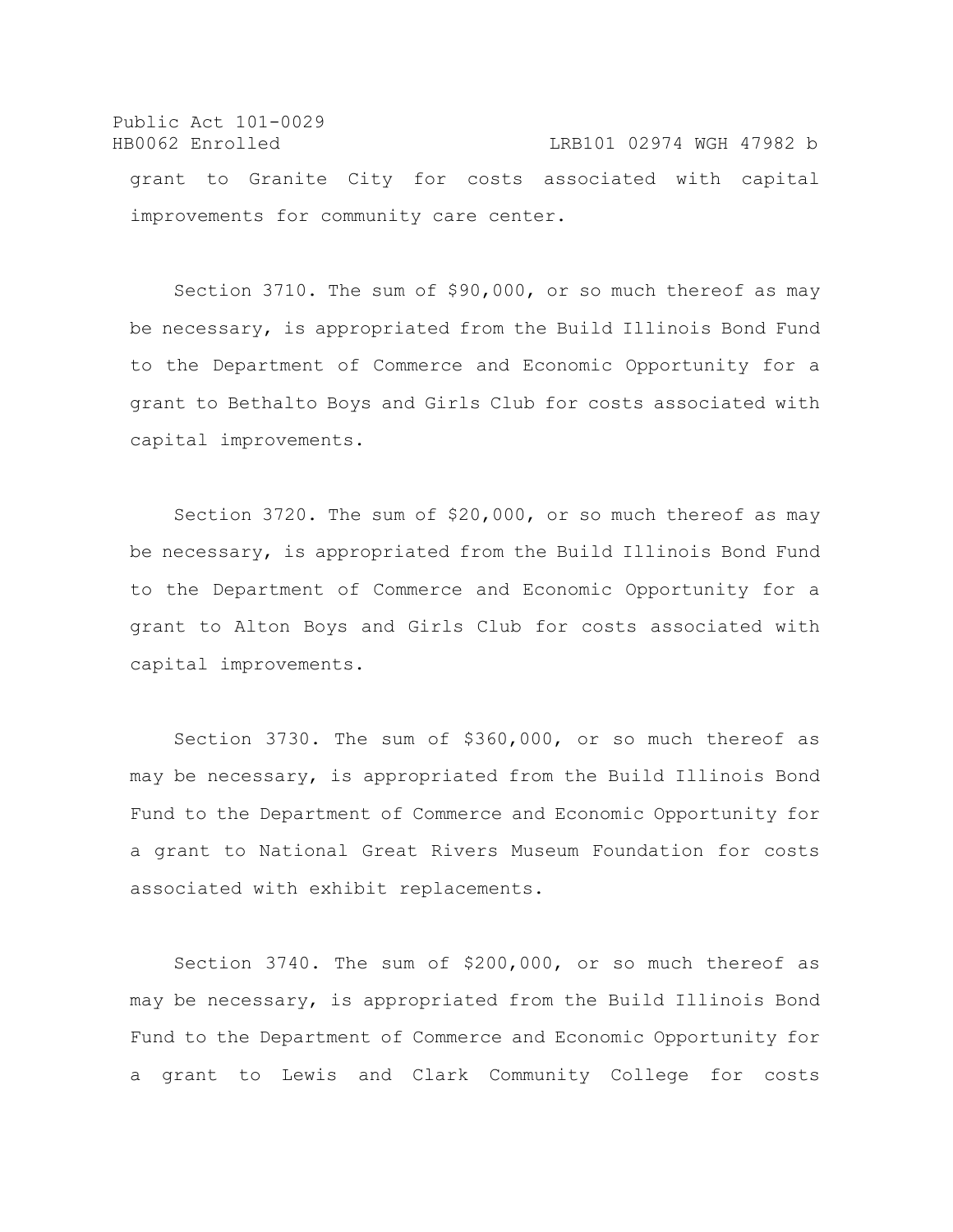grant to Granite City for costs associated with capital improvements for community care center.

Section 3710. The sum of $90,000, or so much thereof as may be necessary, is appropriated from the Build Illinois Bond Fund to the Department of Commerce and Economic Opportunity for a grant to Bethalto Boys and Girls Club for costs associated with capital improvements.

Section 3720. The sum of $20,000, or so much thereof as may be necessary, is appropriated from the Build Illinois Bond Fund to the Department of Commerce and Economic Opportunity for a grant to Alton Boys and Girls Club for costs associated with capital improvements.

Section 3730. The sum of $360,000, or so much thereof as may be necessary, is appropriated from the Build Illinois Bond Fund to the Department of Commerce and Economic Opportunity for a grant to National Great Rivers Museum Foundation for costs associated with exhibit replacements.

Section 3740. The sum of $200,000, or so much thereof as may be necessary, is appropriated from the Build Illinois Bond Fund to the Department of Commerce and Economic Opportunity for a grant to Lewis and Clark Community College for costs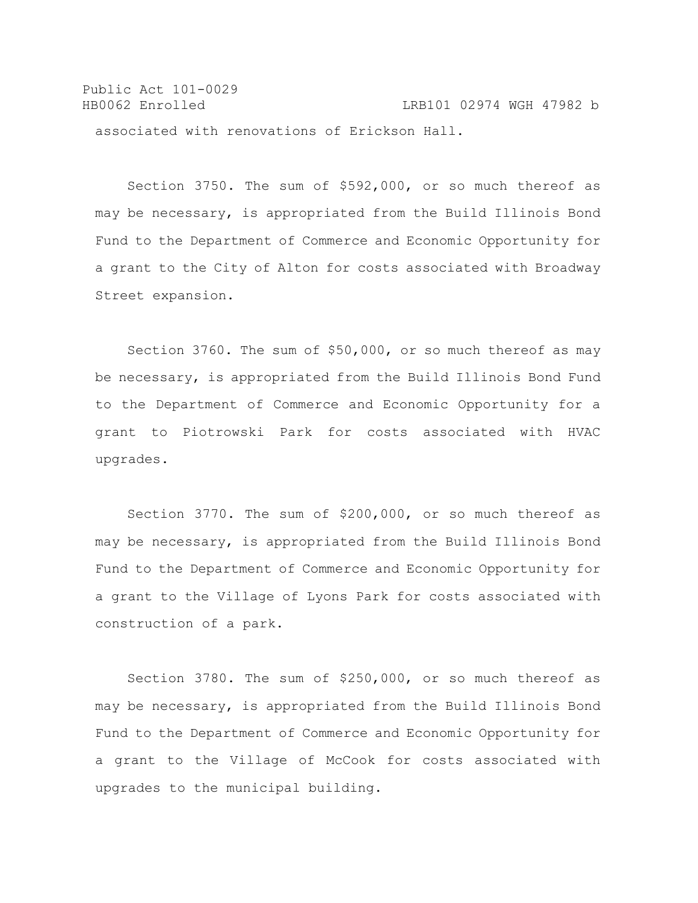associated with renovations of Erickson Hall.

Section 3750. The sum of $592,000, or so much thereof as may be necessary, is appropriated from the Build Illinois Bond Fund to the Department of Commerce and Economic Opportunity for a grant to the City of Alton for costs associated with Broadway Street expansion.

Section 3760. The sum of $50,000, or so much thereof as may be necessary, is appropriated from the Build Illinois Bond Fund to the Department of Commerce and Economic Opportunity for a grant to Piotrowski Park for costs associated with HVAC upgrades.

Section 3770. The sum of $200,000, or so much thereof as may be necessary, is appropriated from the Build Illinois Bond Fund to the Department of Commerce and Economic Opportunity for a grant to the Village of Lyons Park for costs associated with construction of a park.

Section 3780. The sum of $250,000, or so much thereof as may be necessary, is appropriated from the Build Illinois Bond Fund to the Department of Commerce and Economic Opportunity for a grant to the Village of McCook for costs associated with upgrades to the municipal building.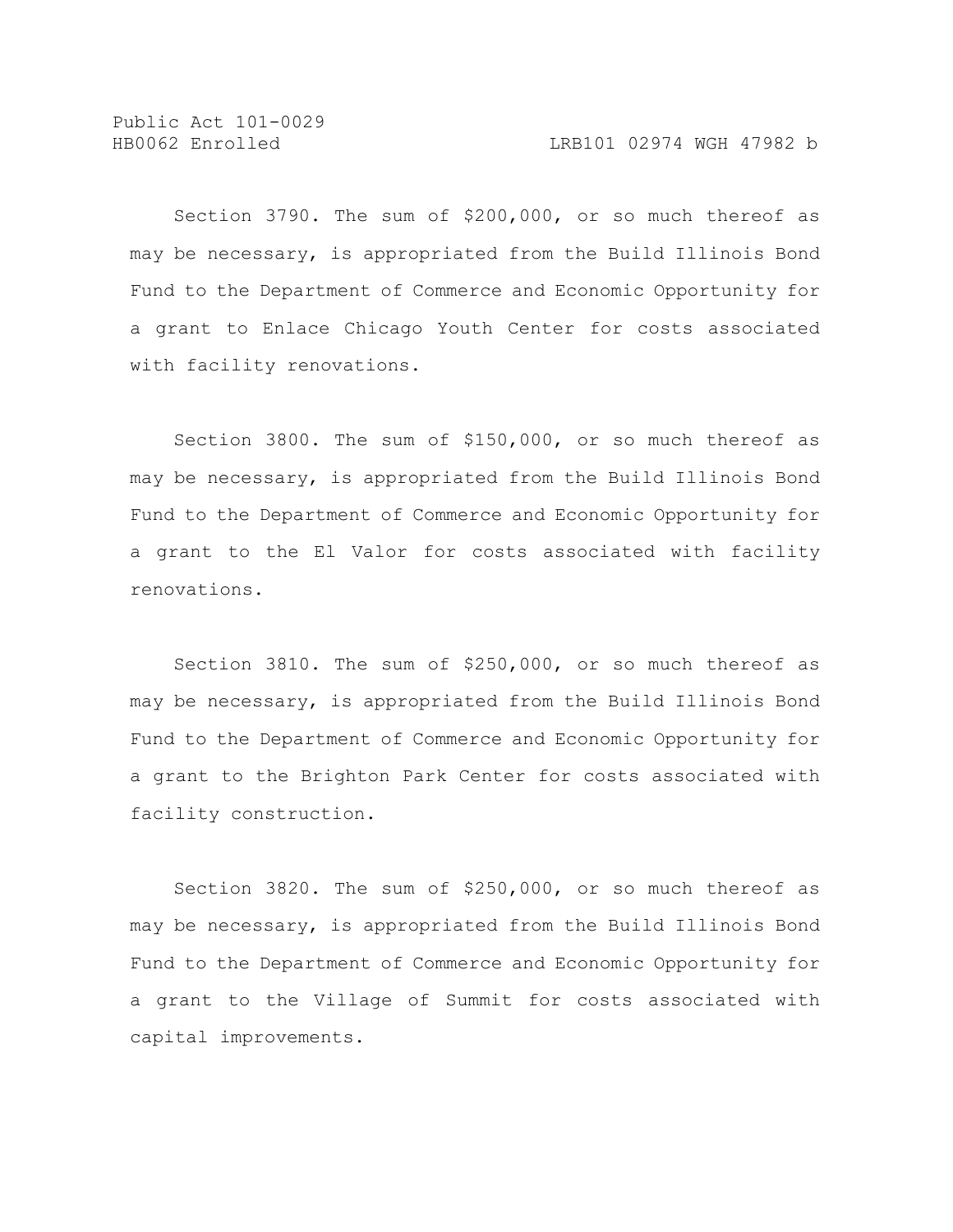Section 3790. The sum of $200,000, or so much thereof as may be necessary, is appropriated from the Build Illinois Bond Fund to the Department of Commerce and Economic Opportunity for a grant to Enlace Chicago Youth Center for costs associated with facility renovations.

Section 3800. The sum of $150,000, or so much thereof as may be necessary, is appropriated from the Build Illinois Bond Fund to the Department of Commerce and Economic Opportunity for a grant to the El Valor for costs associated with facility renovations.

Section 3810. The sum of $250,000, or so much thereof as may be necessary, is appropriated from the Build Illinois Bond Fund to the Department of Commerce and Economic Opportunity for a grant to the Brighton Park Center for costs associated with facility construction.

Section 3820. The sum of $250,000, or so much thereof as may be necessary, is appropriated from the Build Illinois Bond Fund to the Department of Commerce and Economic Opportunity for a grant to the Village of Summit for costs associated with capital improvements.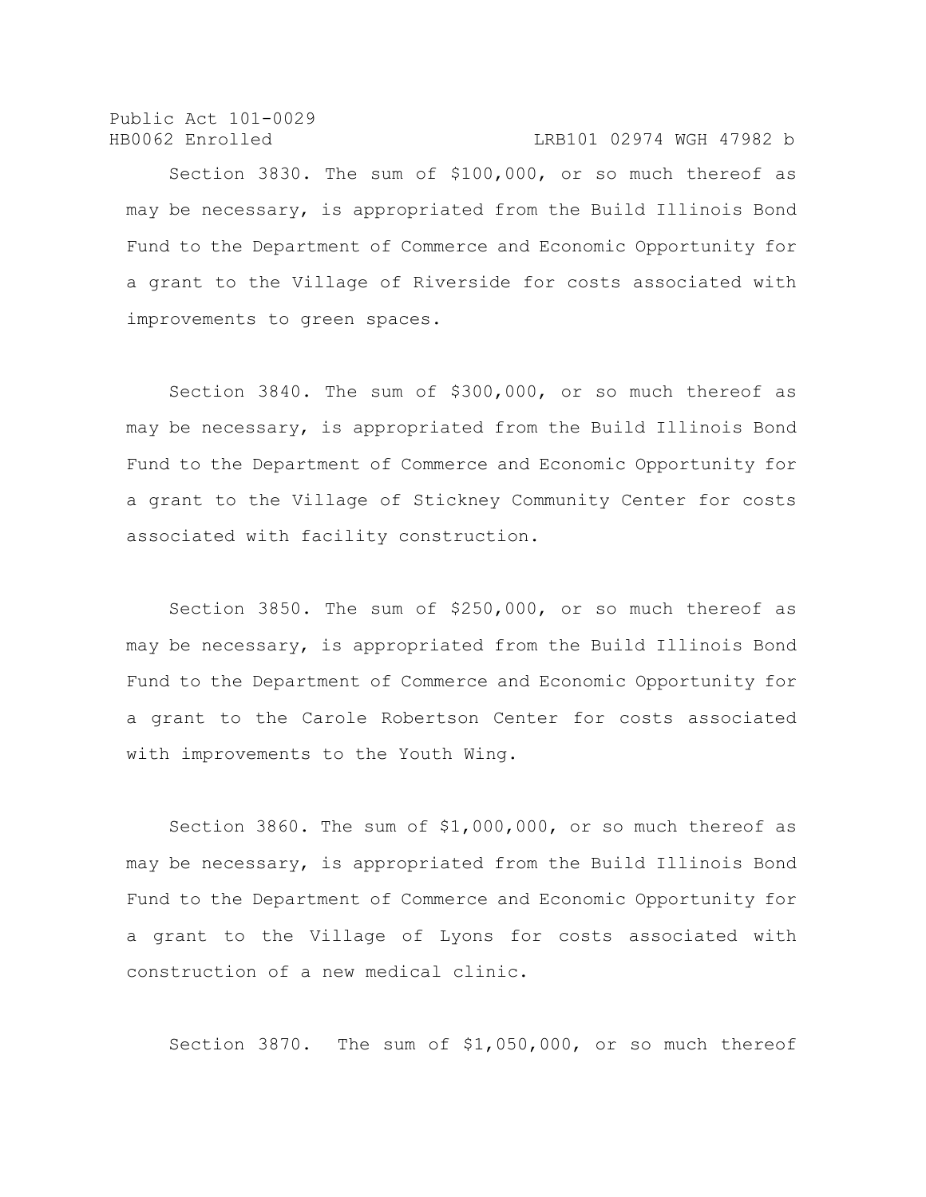Section 3830. The sum of $100,000, or so much thereof as may be necessary, is appropriated from the Build Illinois Bond Fund to the Department of Commerce and Economic Opportunity for a grant to the Village of Riverside for costs associated with improvements to green spaces.

Section 3840. The sum of $300,000, or so much thereof as may be necessary, is appropriated from the Build Illinois Bond Fund to the Department of Commerce and Economic Opportunity for a grant to the Village of Stickney Community Center for costs associated with facility construction.

Section 3850. The sum of $250,000, or so much thereof as may be necessary, is appropriated from the Build Illinois Bond Fund to the Department of Commerce and Economic Opportunity for a grant to the Carole Robertson Center for costs associated with improvements to the Youth Wing.

Section 3860. The sum of $1,000,000, or so much thereof as may be necessary, is appropriated from the Build Illinois Bond Fund to the Department of Commerce and Economic Opportunity for a grant to the Village of Lyons for costs associated with construction of a new medical clinic.

Section 3870. The sum of $1,050,000, or so much thereof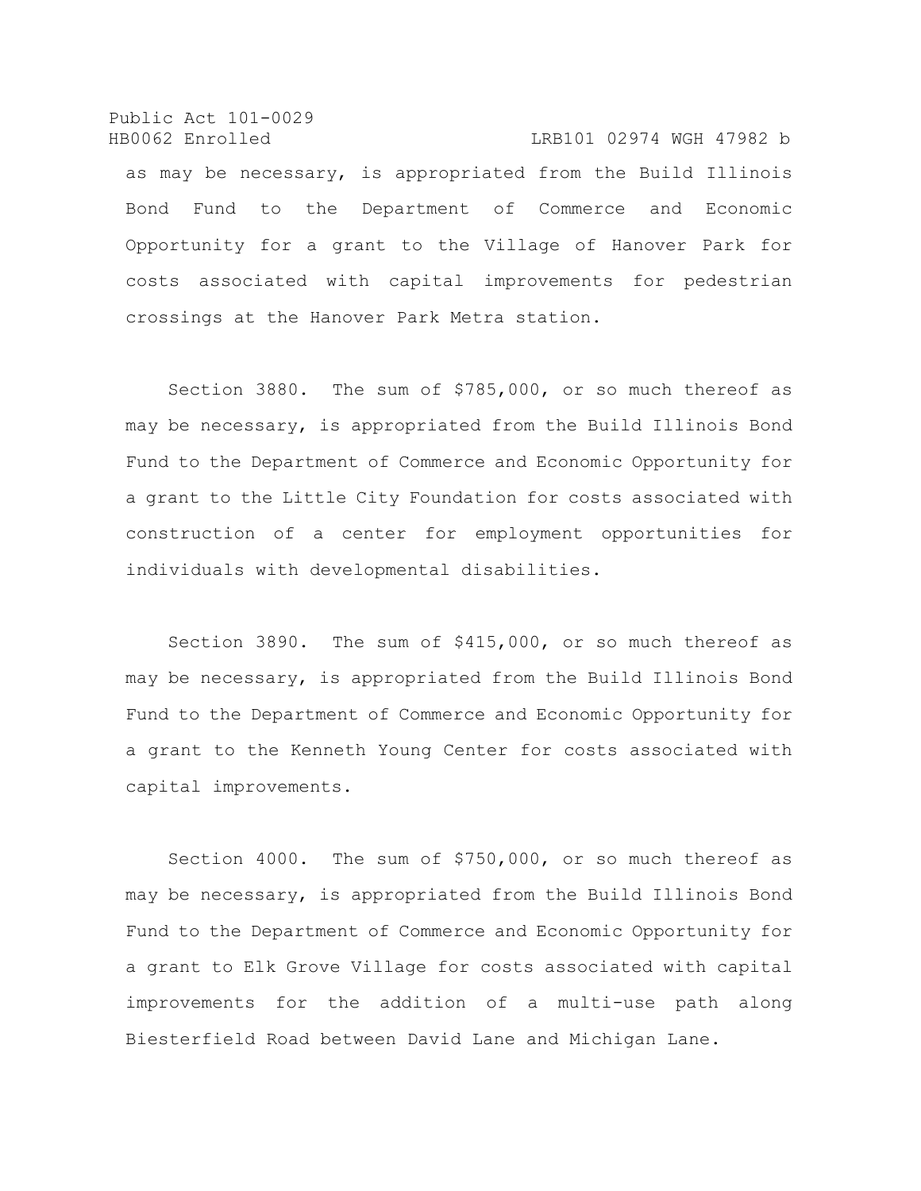as may be necessary, is appropriated from the Build Illinois Bond Fund to the Department of Commerce and Economic Opportunity for a grant to the Village of Hanover Park for costs associated with capital improvements for pedestrian crossings at the Hanover Park Metra station.

Section 3880. The sum of $785,000, or so much thereof as may be necessary, is appropriated from the Build Illinois Bond Fund to the Department of Commerce and Economic Opportunity for a grant to the Little City Foundation for costs associated with construction of a center for employment opportunities for individuals with developmental disabilities.

Section 3890. The sum of $415,000, or so much thereof as may be necessary, is appropriated from the Build Illinois Bond Fund to the Department of Commerce and Economic Opportunity for a grant to the Kenneth Young Center for costs associated with capital improvements.

Section 4000. The sum of $750,000, or so much thereof as may be necessary, is appropriated from the Build Illinois Bond Fund to the Department of Commerce and Economic Opportunity for a grant to Elk Grove Village for costs associated with capital improvements for the addition of a multi-use path along Biesterfield Road between David Lane and Michigan Lane.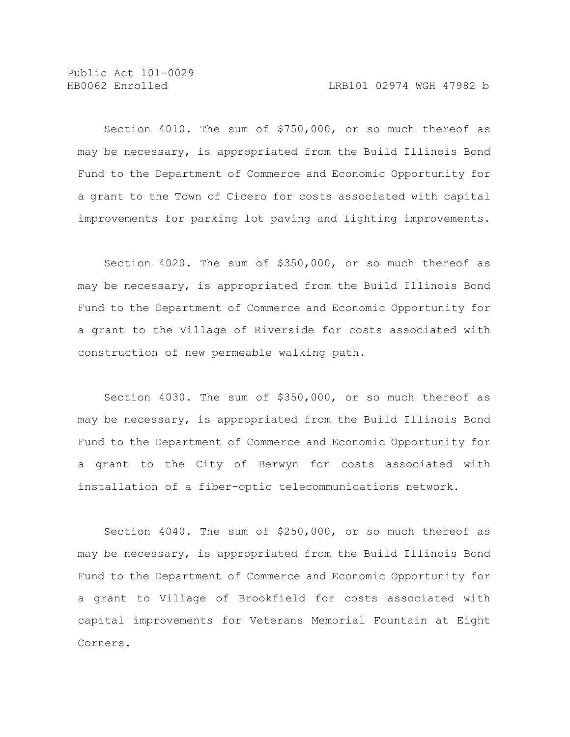Section 4010. The sum of $750,000, or so much thereof as may be necessary, is appropriated from the Build Illinois Bond Fund to the Department of Commerce and Economic Opportunity for a grant to the Town of Cicero for costs associated with capital improvements for parking lot paving and lighting improvements.

Section 4020. The sum of $350,000, or so much thereof as may be necessary, is appropriated from the Build Illinois Bond Fund to the Department of Commerce and Economic Opportunity for a grant to the Village of Riverside for costs associated with construction of new permeable walking path.

Section 4030. The sum of $350,000, or so much thereof as may be necessary, is appropriated from the Build Illinois Bond Fund to the Department of Commerce and Economic Opportunity for a grant to the City of Berwyn for costs associated with installation of a fiber-optic telecommunications network.

Section 4040. The sum of $250,000, or so much thereof as may be necessary, is appropriated from the Build Illinois Bond Fund to the Department of Commerce and Economic Opportunity for a grant to Village of Brookfield for costs associated with capital improvements for Veterans Memorial Fountain at Eight Corners.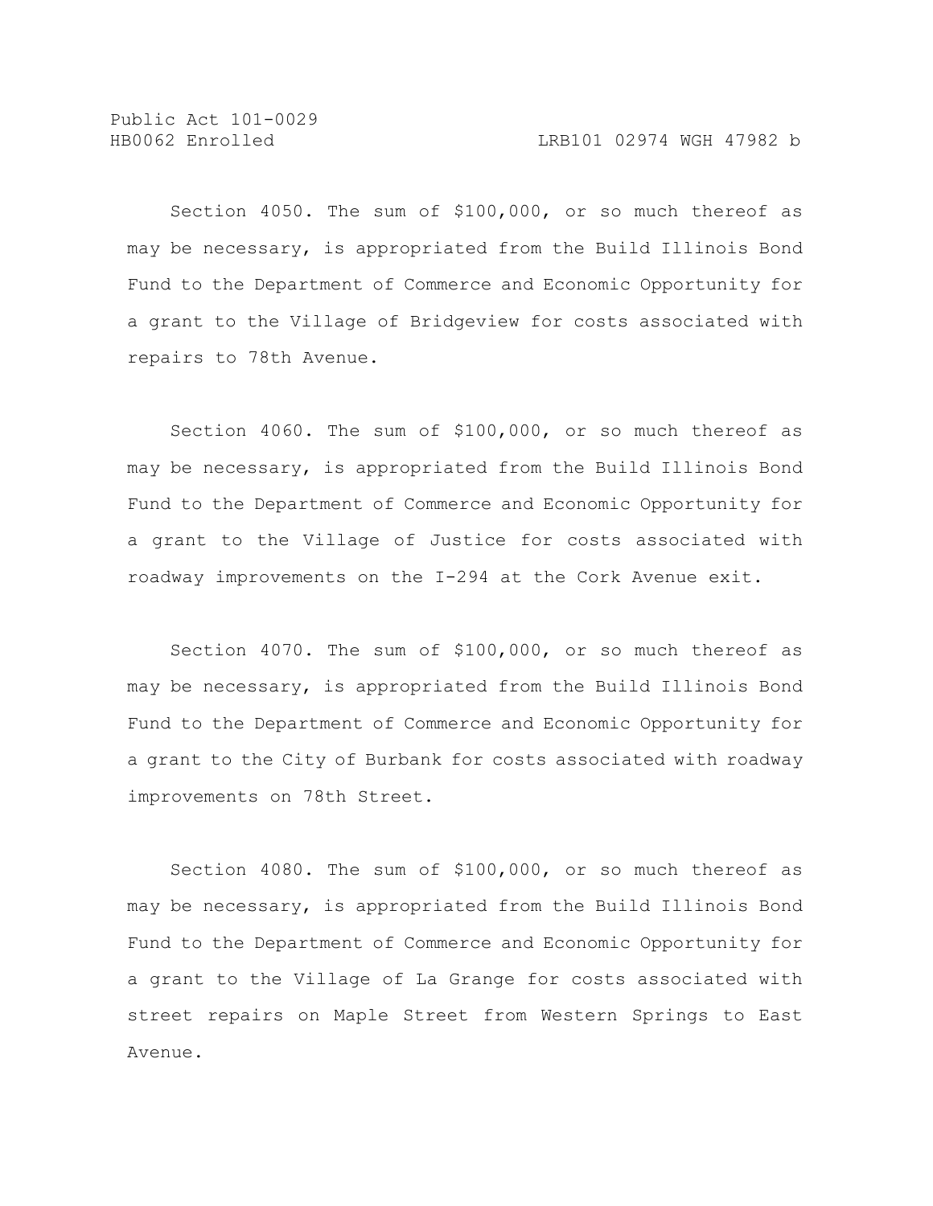Section 4050. The sum of $100,000, or so much thereof as may be necessary, is appropriated from the Build Illinois Bond Fund to the Department of Commerce and Economic Opportunity for a grant to the Village of Bridgeview for costs associated with repairs to 78th Avenue.

Section 4060. The sum of $100,000, or so much thereof as may be necessary, is appropriated from the Build Illinois Bond Fund to the Department of Commerce and Economic Opportunity for a grant to the Village of Justice for costs associated with roadway improvements on the I-294 at the Cork Avenue exit.

Section 4070. The sum of $100,000, or so much thereof as may be necessary, is appropriated from the Build Illinois Bond Fund to the Department of Commerce and Economic Opportunity for a grant to the City of Burbank for costs associated with roadway improvements on 78th Street.

Section 4080. The sum of $100,000, or so much thereof as may be necessary, is appropriated from the Build Illinois Bond Fund to the Department of Commerce and Economic Opportunity for a grant to the Village of La Grange for costs associated with street repairs on Maple Street from Western Springs to East Avenue.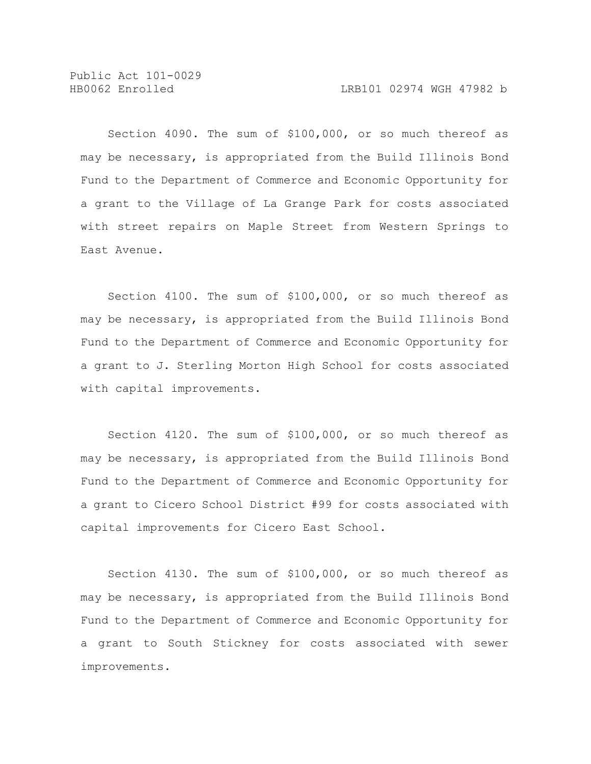Section 4090. The sum of $100,000, or so much thereof as may be necessary, is appropriated from the Build Illinois Bond Fund to the Department of Commerce and Economic Opportunity for a grant to the Village of La Grange Park for costs associated with street repairs on Maple Street from Western Springs to East Avenue.

Section 4100. The sum of $100,000, or so much thereof as may be necessary, is appropriated from the Build Illinois Bond Fund to the Department of Commerce and Economic Opportunity for a grant to J. Sterling Morton High School for costs associated with capital improvements.

Section 4120. The sum of $100,000, or so much thereof as may be necessary, is appropriated from the Build Illinois Bond Fund to the Department of Commerce and Economic Opportunity for a grant to Cicero School District #99 for costs associated with capital improvements for Cicero East School.

Section 4130. The sum of $100,000, or so much thereof as may be necessary, is appropriated from the Build Illinois Bond Fund to the Department of Commerce and Economic Opportunity for a grant to South Stickney for costs associated with sewer improvements.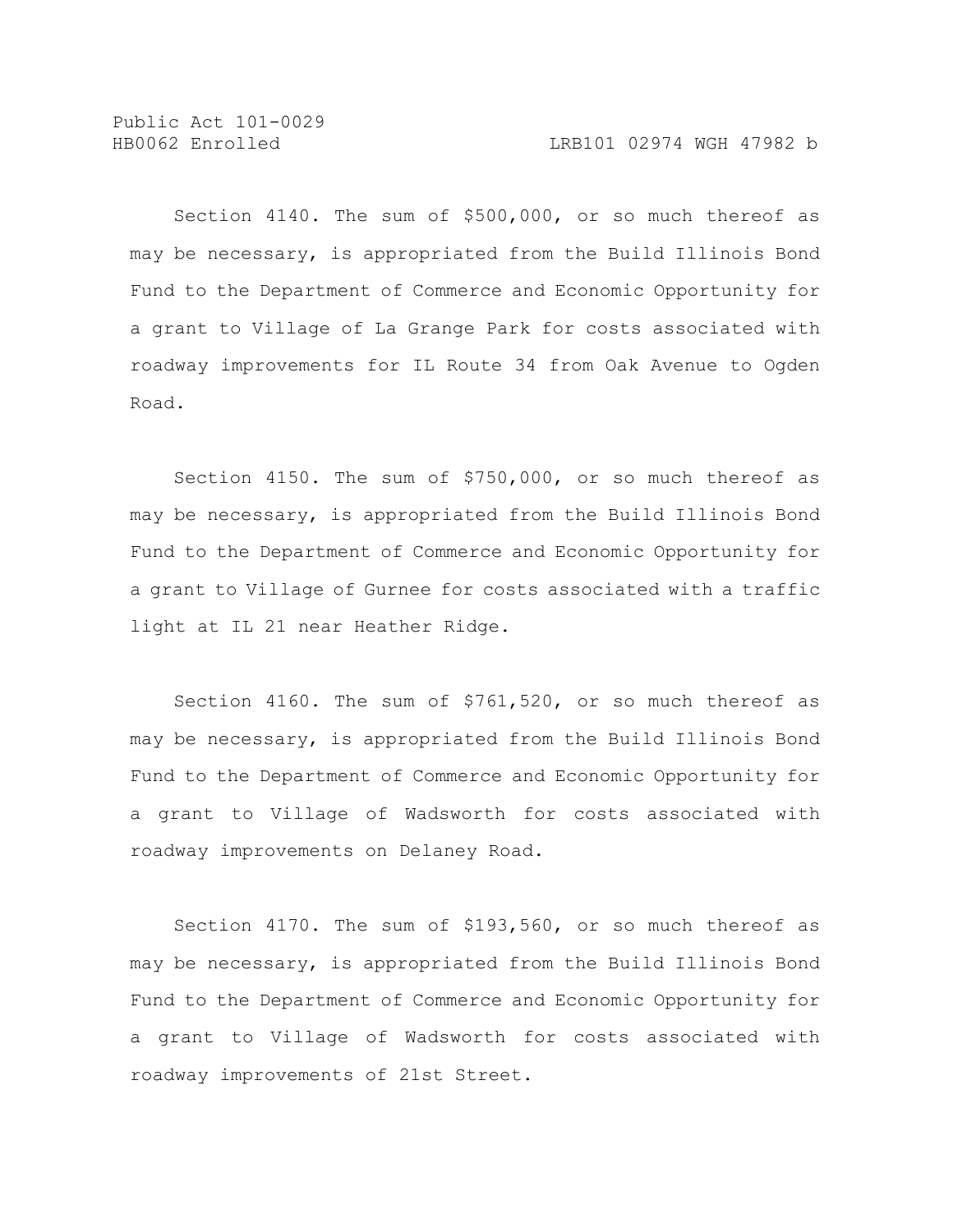Section 4140. The sum of $500,000, or so much thereof as may be necessary, is appropriated from the Build Illinois Bond Fund to the Department of Commerce and Economic Opportunity for a grant to Village of La Grange Park for costs associated with roadway improvements for IL Route 34 from Oak Avenue to Ogden Road.

Section 4150. The sum of $750,000, or so much thereof as may be necessary, is appropriated from the Build Illinois Bond Fund to the Department of Commerce and Economic Opportunity for a grant to Village of Gurnee for costs associated with a traffic light at IL 21 near Heather Ridge.

Section 4160. The sum of $761,520, or so much thereof as may be necessary, is appropriated from the Build Illinois Bond Fund to the Department of Commerce and Economic Opportunity for a grant to Village of Wadsworth for costs associated with roadway improvements on Delaney Road.

Section 4170. The sum of $193,560, or so much thereof as may be necessary, is appropriated from the Build Illinois Bond Fund to the Department of Commerce and Economic Opportunity for a grant to Village of Wadsworth for costs associated with roadway improvements of 21st Street.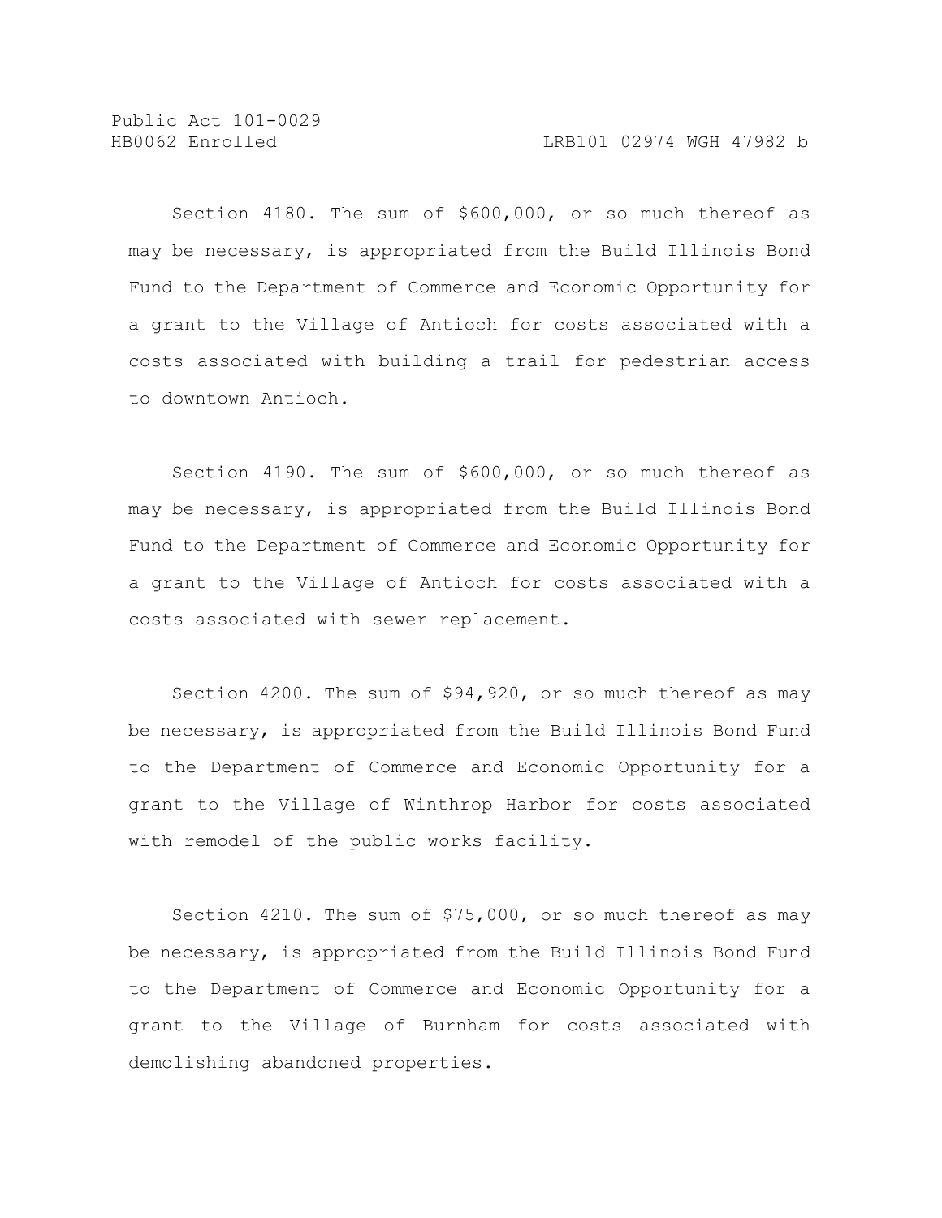Section 4180. The sum of $600,000, or so much thereof as may be necessary, is appropriated from the Build Illinois Bond Fund to the Department of Commerce and Economic Opportunity for a grant to the Village of Antioch for costs associated with a costs associated with building a trail for pedestrian access to downtown Antioch.

Section 4190. The sum of $600,000, or so much thereof as may be necessary, is appropriated from the Build Illinois Bond Fund to the Department of Commerce and Economic Opportunity for a grant to the Village of Antioch for costs associated with a costs associated with sewer replacement.

Section 4200. The sum of $94,920, or so much thereof as may be necessary, is appropriated from the Build Illinois Bond Fund to the Department of Commerce and Economic Opportunity for a grant to the Village of Winthrop Harbor for costs associated with remodel of the public works facility.

Section 4210. The sum of $75,000, or so much thereof as may be necessary, is appropriated from the Build Illinois Bond Fund to the Department of Commerce and Economic Opportunity for a grant to the Village of Burnham for costs associated with demolishing abandoned properties.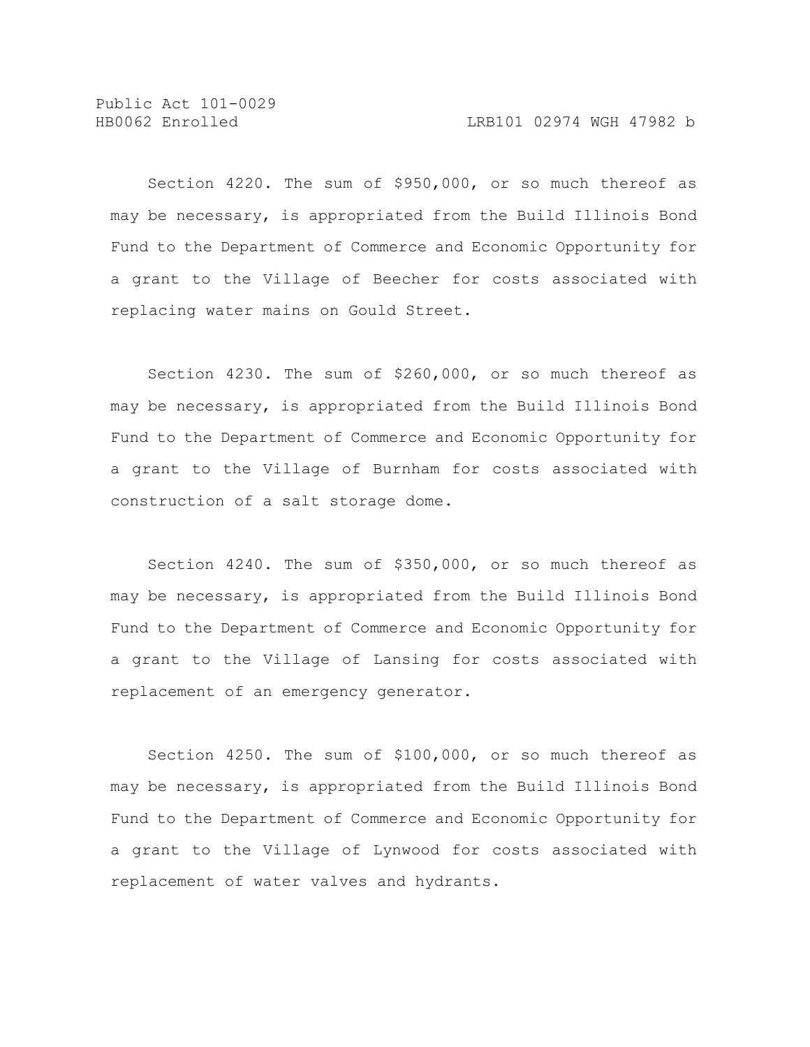Section 4220. The sum of $950,000, or so much thereof as may be necessary, is appropriated from the Build Illinois Bond Fund to the Department of Commerce and Economic Opportunity for a grant to the Village of Beecher for costs associated with replacing water mains on Gould Street.

Section 4230. The sum of $260,000, or so much thereof as may be necessary, is appropriated from the Build Illinois Bond Fund to the Department of Commerce and Economic Opportunity for a grant to the Village of Burnham for costs associated with construction of a salt storage dome.

Section 4240. The sum of $350,000, or so much thereof as may be necessary, is appropriated from the Build Illinois Bond Fund to the Department of Commerce and Economic Opportunity for a grant to the Village of Lansing for costs associated with replacement of an emergency generator.

Section 4250. The sum of $100,000, or so much thereof as may be necessary, is appropriated from the Build Illinois Bond Fund to the Department of Commerce and Economic Opportunity for a grant to the Village of Lynwood for costs associated with replacement of water valves and hydrants.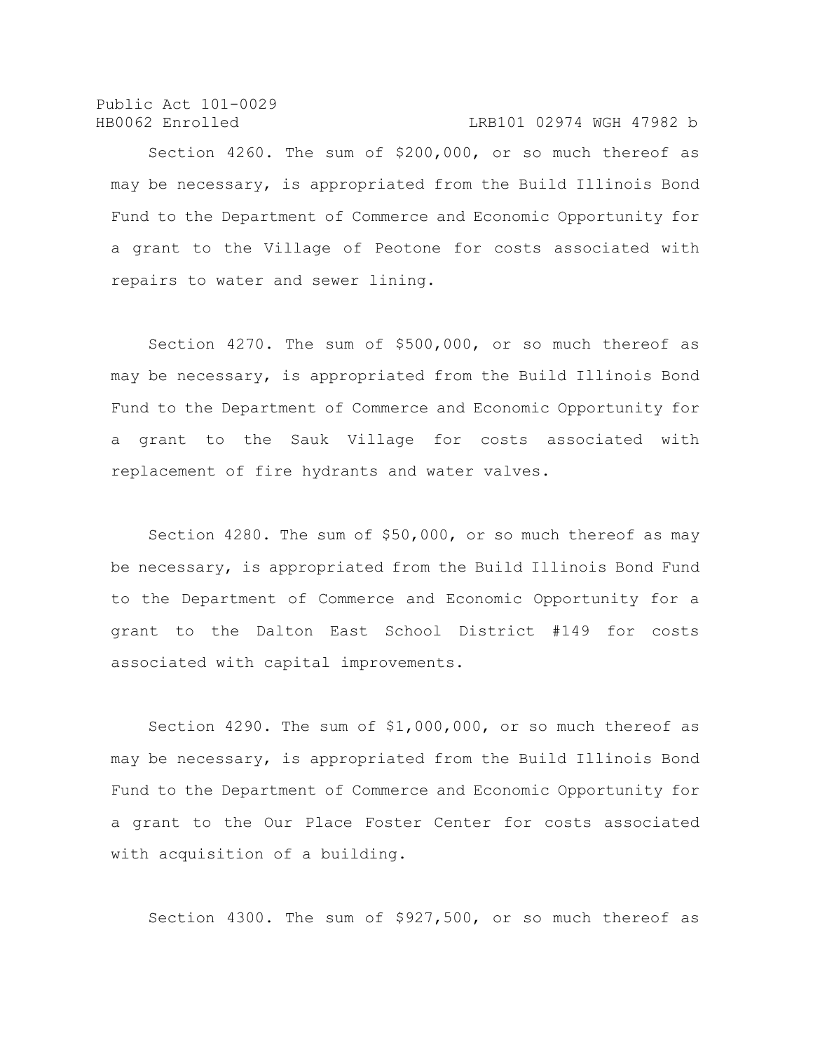Section 4260. The sum of $200,000, or so much thereof as may be necessary, is appropriated from the Build Illinois Bond Fund to the Department of Commerce and Economic Opportunity for a grant to the Village of Peotone for costs associated with repairs to water and sewer lining.

Section 4270. The sum of $500,000, or so much thereof as may be necessary, is appropriated from the Build Illinois Bond Fund to the Department of Commerce and Economic Opportunity for a grant to the Sauk Village for costs associated with replacement of fire hydrants and water valves.

Section 4280. The sum of $50,000, or so much thereof as may be necessary, is appropriated from the Build Illinois Bond Fund to the Department of Commerce and Economic Opportunity for a grant to the Dalton East School District #149 for costs associated with capital improvements.

Section 4290. The sum of $1,000,000, or so much thereof as may be necessary, is appropriated from the Build Illinois Bond Fund to the Department of Commerce and Economic Opportunity for a grant to the Our Place Foster Center for costs associated with acquisition of a building.

Section 4300. The sum of $927,500, or so much thereof as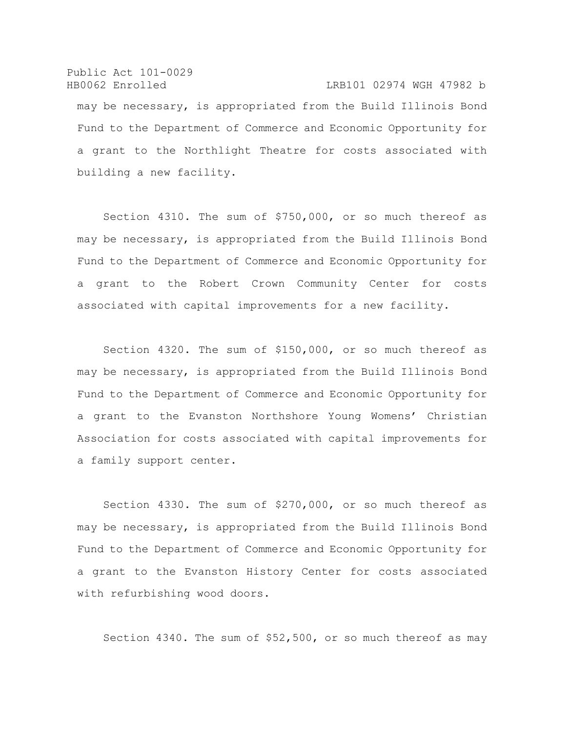may be necessary, is appropriated from the Build Illinois Bond Fund to the Department of Commerce and Economic Opportunity for a grant to the Northlight Theatre for costs associated with building a new facility.

Section 4310. The sum of $750,000, or so much thereof as may be necessary, is appropriated from the Build Illinois Bond Fund to the Department of Commerce and Economic Opportunity for a grant to the Robert Crown Community Center for costs associated with capital improvements for a new facility.

Section 4320. The sum of $150,000, or so much thereof as may be necessary, is appropriated from the Build Illinois Bond Fund to the Department of Commerce and Economic Opportunity for a grant to the Evanston Northshore Young Womens' Christian Association for costs associated with capital improvements for a family support center.

Section 4330. The sum of $270,000, or so much thereof as may be necessary, is appropriated from the Build Illinois Bond Fund to the Department of Commerce and Economic Opportunity for a grant to the Evanston History Center for costs associated with refurbishing wood doors.

Section 4340. The sum of $52,500, or so much thereof as may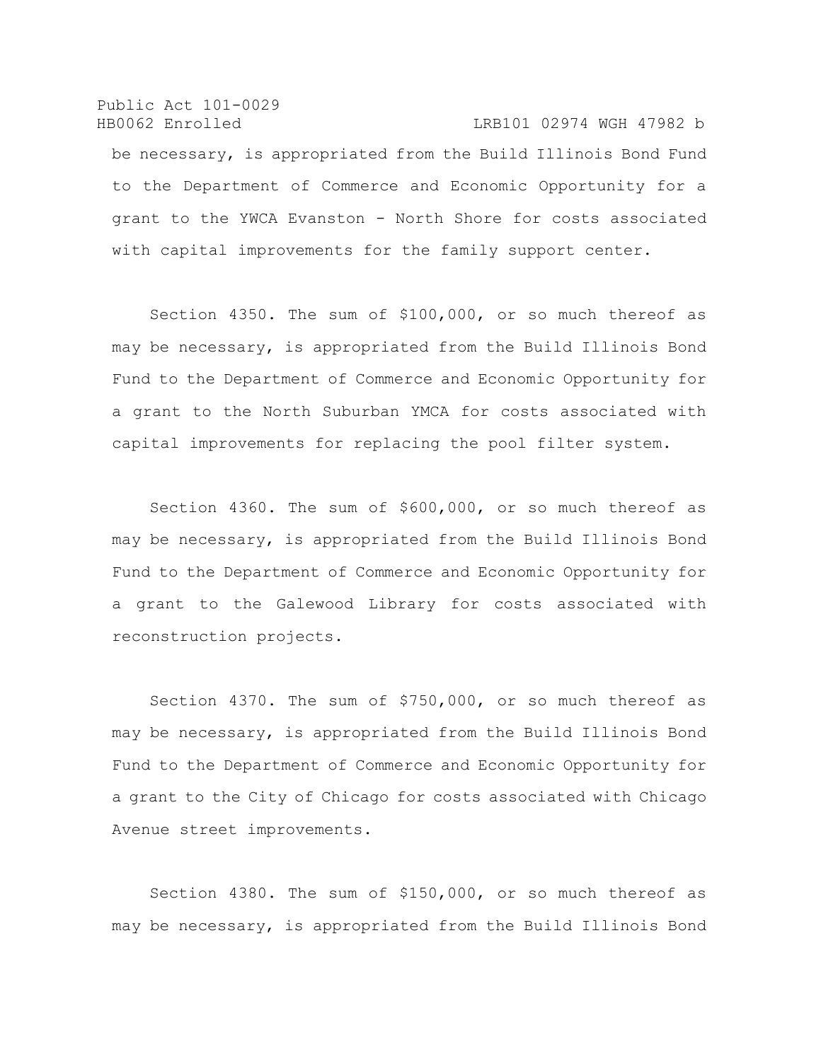be necessary, is appropriated from the Build Illinois Bond Fund to the Department of Commerce and Economic Opportunity for a grant to the YWCA Evanston - North Shore for costs associated with capital improvements for the family support center.

Section 4350. The sum of $100,000, or so much thereof as may be necessary, is appropriated from the Build Illinois Bond Fund to the Department of Commerce and Economic Opportunity for a grant to the North Suburban YMCA for costs associated with capital improvements for replacing the pool filter system.

Section 4360. The sum of $600,000, or so much thereof as may be necessary, is appropriated from the Build Illinois Bond Fund to the Department of Commerce and Economic Opportunity for a grant to the Galewood Library for costs associated with reconstruction projects.

Section 4370. The sum of $750,000, or so much thereof as may be necessary, is appropriated from the Build Illinois Bond Fund to the Department of Commerce and Economic Opportunity for a grant to the City of Chicago for costs associated with Chicago Avenue street improvements.

Section 4380. The sum of $150,000, or so much thereof as may be necessary, is appropriated from the Build Illinois Bond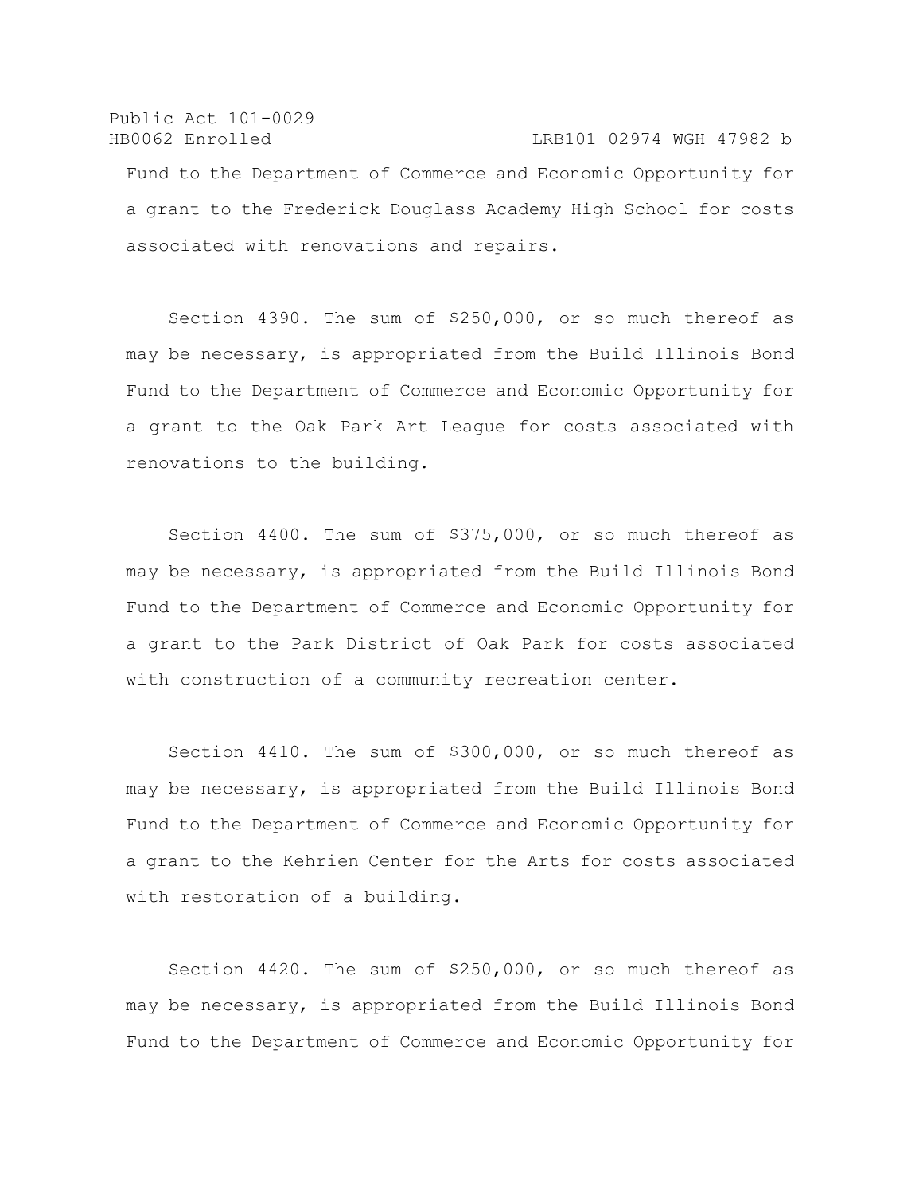Fund to the Department of Commerce and Economic Opportunity for a grant to the Frederick Douglass Academy High School for costs associated with renovations and repairs.

Section 4390. The sum of $250,000, or so much thereof as may be necessary, is appropriated from the Build Illinois Bond Fund to the Department of Commerce and Economic Opportunity for a grant to the Oak Park Art League for costs associated with renovations to the building.

Section 4400. The sum of $375,000, or so much thereof as may be necessary, is appropriated from the Build Illinois Bond Fund to the Department of Commerce and Economic Opportunity for a grant to the Park District of Oak Park for costs associated with construction of a community recreation center.

Section 4410. The sum of $300,000, or so much thereof as may be necessary, is appropriated from the Build Illinois Bond Fund to the Department of Commerce and Economic Opportunity for a grant to the Kehrien Center for the Arts for costs associated with restoration of a building.

Section 4420. The sum of $250,000, or so much thereof as may be necessary, is appropriated from the Build Illinois Bond Fund to the Department of Commerce and Economic Opportunity for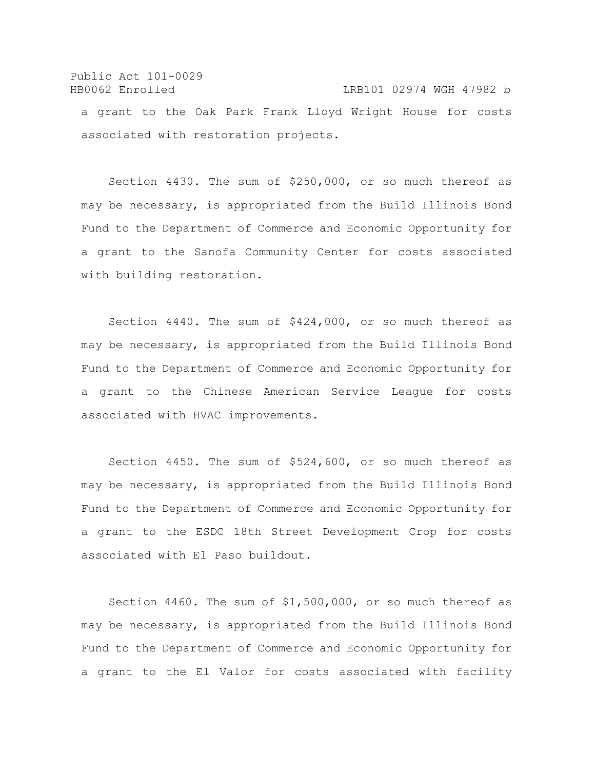a grant to the Oak Park Frank Lloyd Wright House for costs associated with restoration projects.

Section 4430. The sum of $250,000, or so much thereof as may be necessary, is appropriated from the Build Illinois Bond Fund to the Department of Commerce and Economic Opportunity for a grant to the Sanofa Community Center for costs associated with building restoration.

Section 4440. The sum of $424,000, or so much thereof as may be necessary, is appropriated from the Build Illinois Bond Fund to the Department of Commerce and Economic Opportunity for a grant to the Chinese American Service League for costs associated with HVAC improvements.

Section 4450. The sum of $524,600, or so much thereof as may be necessary, is appropriated from the Build Illinois Bond Fund to the Department of Commerce and Economic Opportunity for a grant to the ESDC 18th Street Development Crop for costs associated with El Paso buildout.

Section 4460. The sum of $1,500,000, or so much thereof as may be necessary, is appropriated from the Build Illinois Bond Fund to the Department of Commerce and Economic Opportunity for a grant to the El Valor for costs associated with facility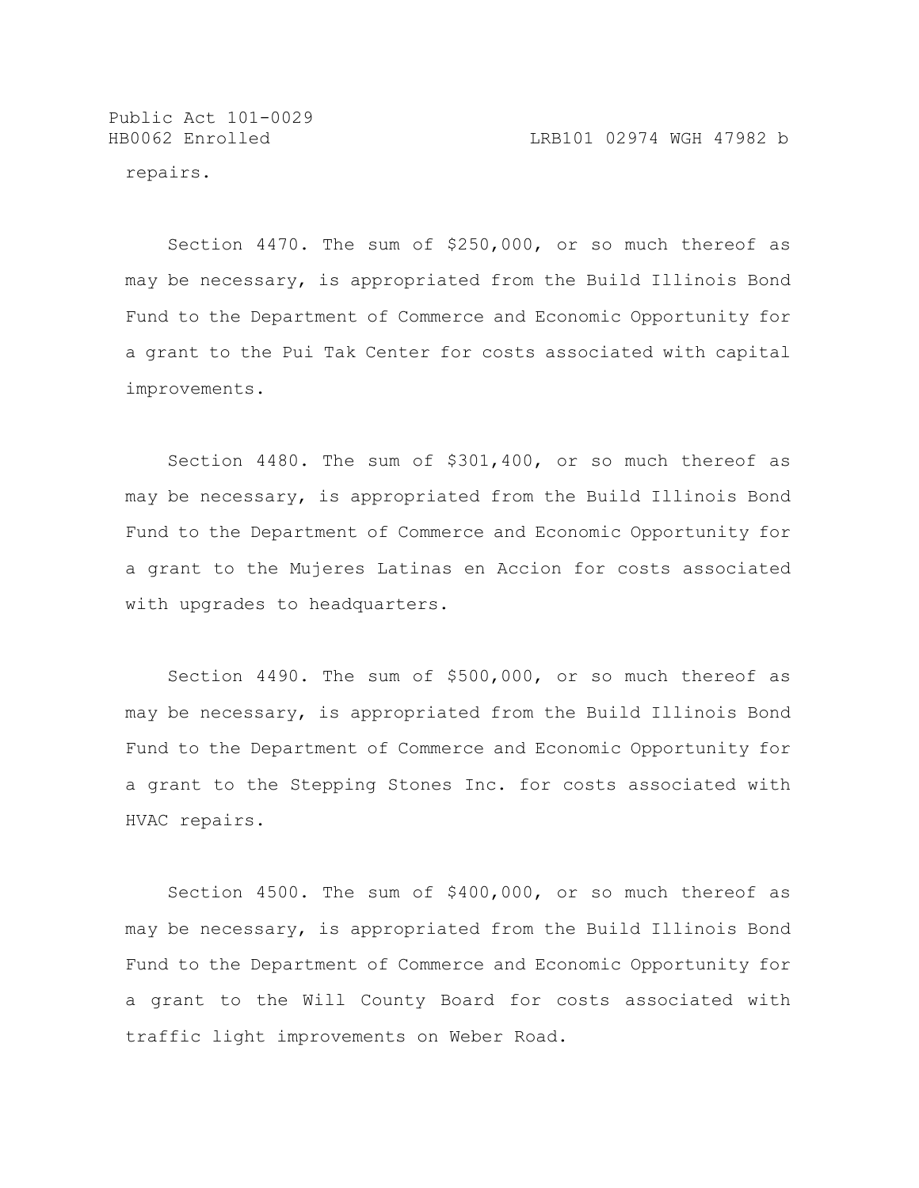repairs.

Section 4470. The sum of $250,000, or so much thereof as may be necessary, is appropriated from the Build Illinois Bond Fund to the Department of Commerce and Economic Opportunity for a grant to the Pui Tak Center for costs associated with capital improvements.

Section 4480. The sum of $301,400, or so much thereof as may be necessary, is appropriated from the Build Illinois Bond Fund to the Department of Commerce and Economic Opportunity for a grant to the Mujeres Latinas en Accion for costs associated with upgrades to headquarters.

Section 4490. The sum of $500,000, or so much thereof as may be necessary, is appropriated from the Build Illinois Bond Fund to the Department of Commerce and Economic Opportunity for a grant to the Stepping Stones Inc. for costs associated with HVAC repairs.

Section 4500. The sum of $400,000, or so much thereof as may be necessary, is appropriated from the Build Illinois Bond Fund to the Department of Commerce and Economic Opportunity for a grant to the Will County Board for costs associated with traffic light improvements on Weber Road.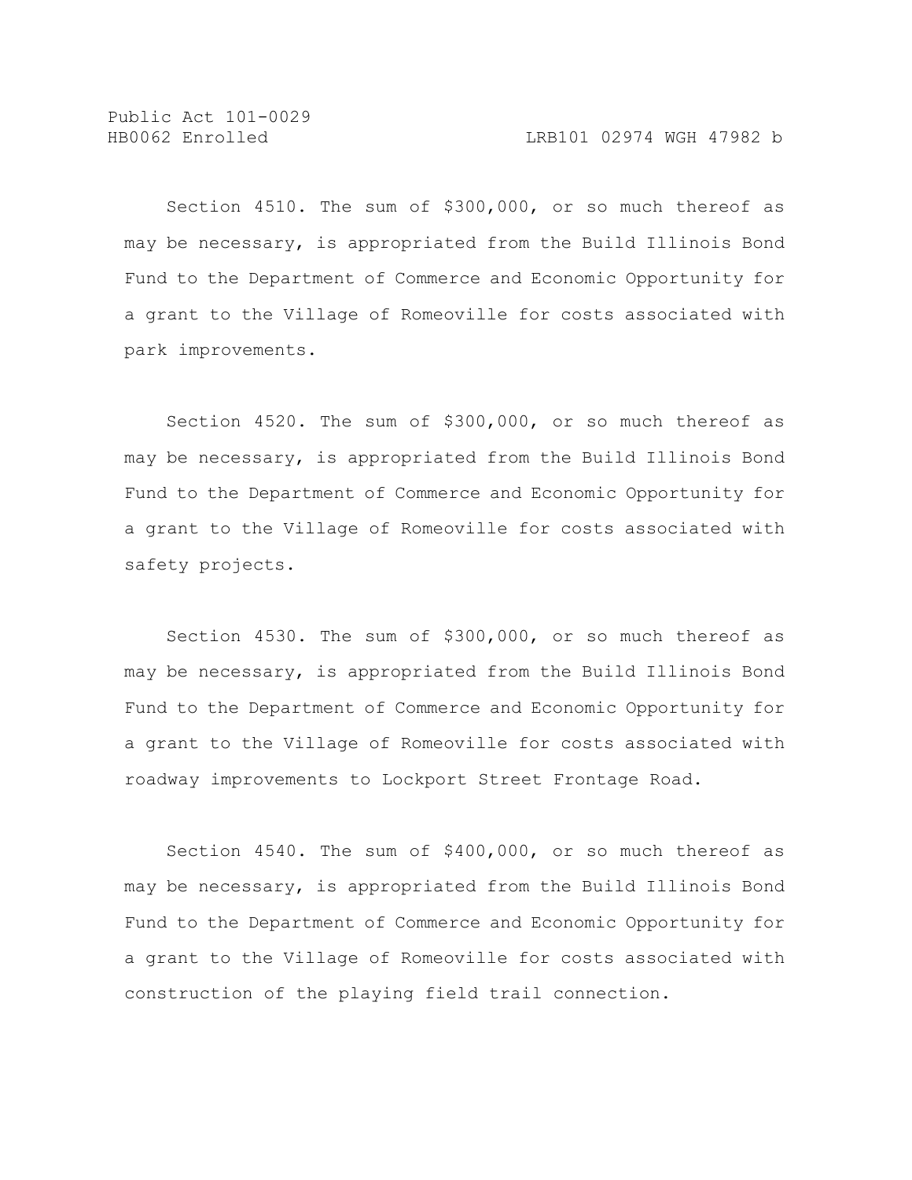Section 4510. The sum of $300,000, or so much thereof as may be necessary, is appropriated from the Build Illinois Bond Fund to the Department of Commerce and Economic Opportunity for a grant to the Village of Romeoville for costs associated with park improvements.

Section 4520. The sum of $300,000, or so much thereof as may be necessary, is appropriated from the Build Illinois Bond Fund to the Department of Commerce and Economic Opportunity for a grant to the Village of Romeoville for costs associated with safety projects.

Section 4530. The sum of $300,000, or so much thereof as may be necessary, is appropriated from the Build Illinois Bond Fund to the Department of Commerce and Economic Opportunity for a grant to the Village of Romeoville for costs associated with roadway improvements to Lockport Street Frontage Road.

Section 4540. The sum of $400,000, or so much thereof as may be necessary, is appropriated from the Build Illinois Bond Fund to the Department of Commerce and Economic Opportunity for a grant to the Village of Romeoville for costs associated with construction of the playing field trail connection.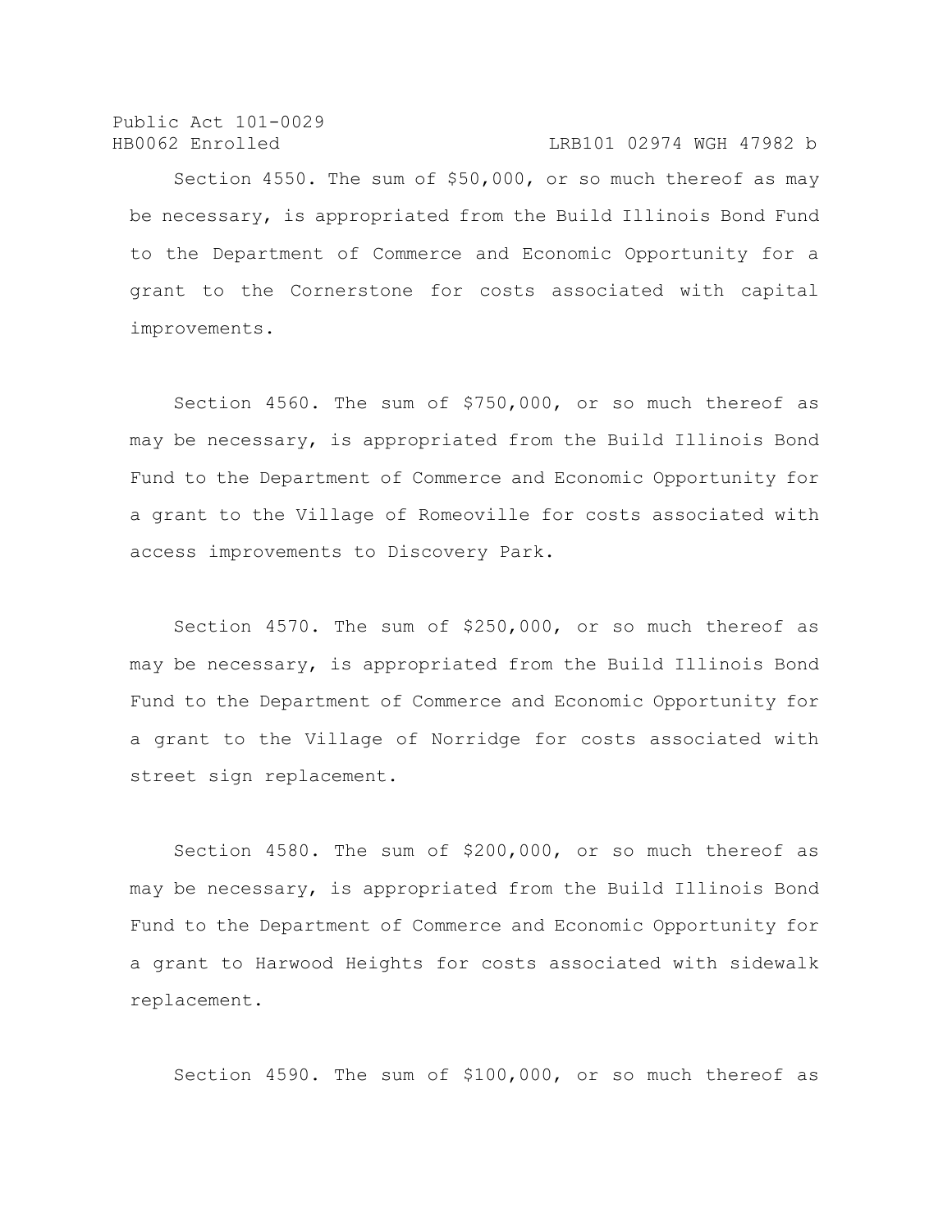Section 4550. The sum of $50,000, or so much thereof as may be necessary, is appropriated from the Build Illinois Bond Fund to the Department of Commerce and Economic Opportunity for a grant to the Cornerstone for costs associated with capital improvements.

Section 4560. The sum of $750,000, or so much thereof as may be necessary, is appropriated from the Build Illinois Bond Fund to the Department of Commerce and Economic Opportunity for a grant to the Village of Romeoville for costs associated with access improvements to Discovery Park.

Section 4570. The sum of $250,000, or so much thereof as may be necessary, is appropriated from the Build Illinois Bond Fund to the Department of Commerce and Economic Opportunity for a grant to the Village of Norridge for costs associated with street sign replacement.

Section 4580. The sum of $200,000, or so much thereof as may be necessary, is appropriated from the Build Illinois Bond Fund to the Department of Commerce and Economic Opportunity for a grant to Harwood Heights for costs associated with sidewalk replacement.

Section 4590. The sum of $100,000, or so much thereof as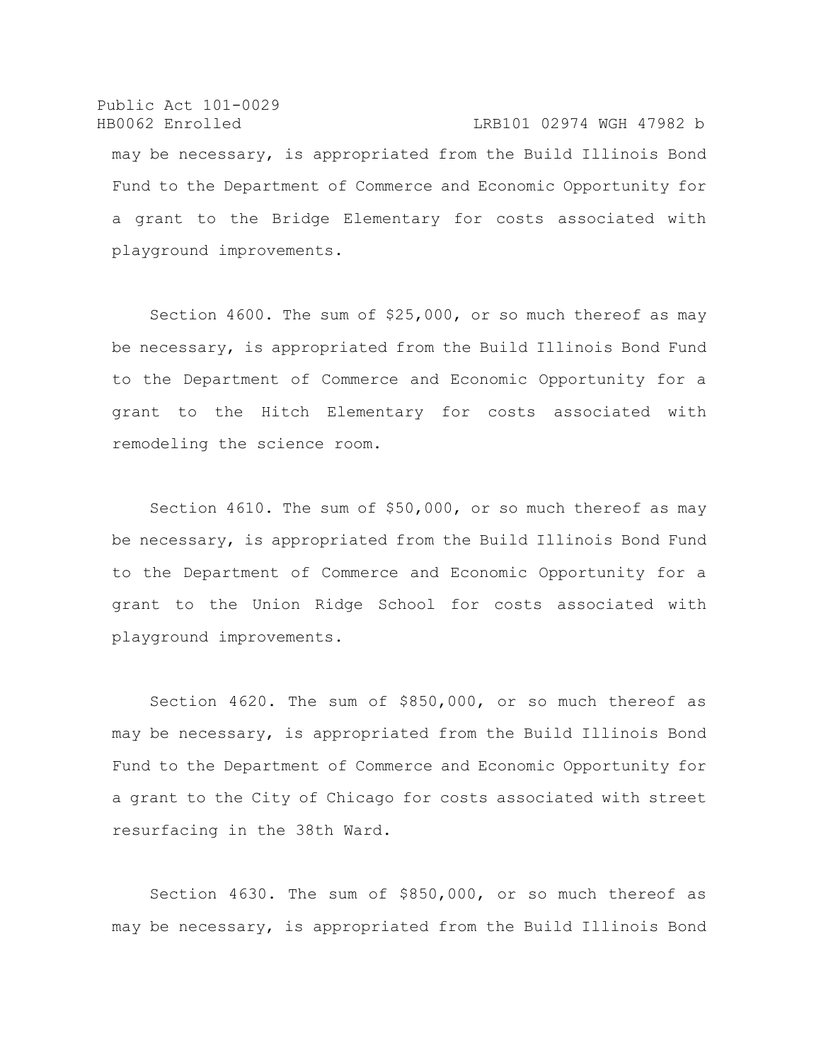may be necessary, is appropriated from the Build Illinois Bond Fund to the Department of Commerce and Economic Opportunity for a grant to the Bridge Elementary for costs associated with playground improvements.

Section 4600. The sum of $25,000, or so much thereof as may be necessary, is appropriated from the Build Illinois Bond Fund to the Department of Commerce and Economic Opportunity for a grant to the Hitch Elementary for costs associated with remodeling the science room.

Section 4610. The sum of $50,000, or so much thereof as may be necessary, is appropriated from the Build Illinois Bond Fund to the Department of Commerce and Economic Opportunity for a grant to the Union Ridge School for costs associated with playground improvements.

Section 4620. The sum of $850,000, or so much thereof as may be necessary, is appropriated from the Build Illinois Bond Fund to the Department of Commerce and Economic Opportunity for a grant to the City of Chicago for costs associated with street resurfacing in the 38th Ward.

Section 4630. The sum of $850,000, or so much thereof as may be necessary, is appropriated from the Build Illinois Bond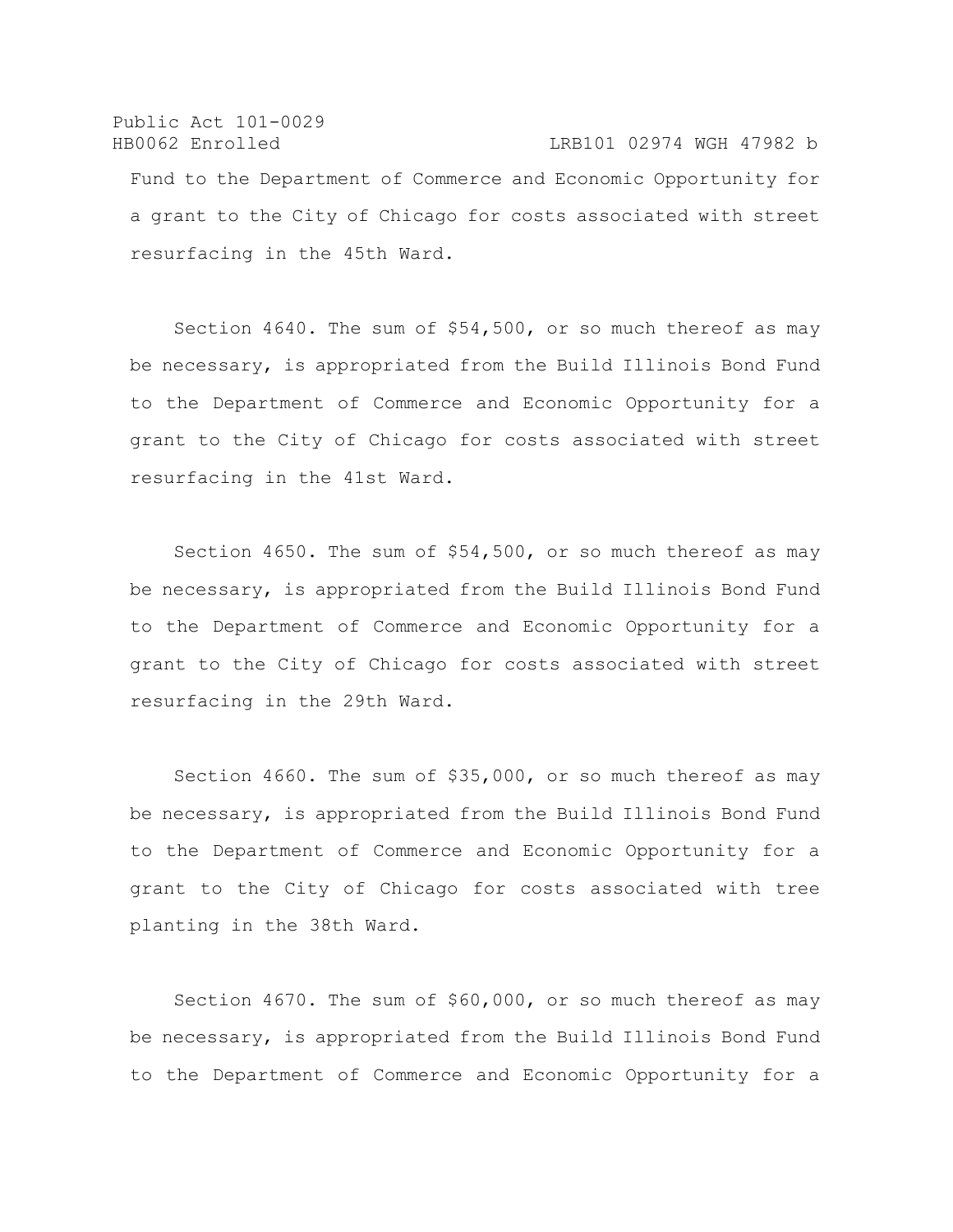Fund to the Department of Commerce and Economic Opportunity for a grant to the City of Chicago for costs associated with street resurfacing in the 45th Ward.

Section 4640. The sum of $54,500, or so much thereof as may be necessary, is appropriated from the Build Illinois Bond Fund to the Department of Commerce and Economic Opportunity for a grant to the City of Chicago for costs associated with street resurfacing in the 41st Ward.

Section 4650. The sum of $54,500, or so much thereof as may be necessary, is appropriated from the Build Illinois Bond Fund to the Department of Commerce and Economic Opportunity for a grant to the City of Chicago for costs associated with street resurfacing in the 29th Ward.

Section 4660. The sum of $35,000, or so much thereof as may be necessary, is appropriated from the Build Illinois Bond Fund to the Department of Commerce and Economic Opportunity for a grant to the City of Chicago for costs associated with tree planting in the 38th Ward.

Section 4670. The sum of $60,000, or so much thereof as may be necessary, is appropriated from the Build Illinois Bond Fund to the Department of Commerce and Economic Opportunity for a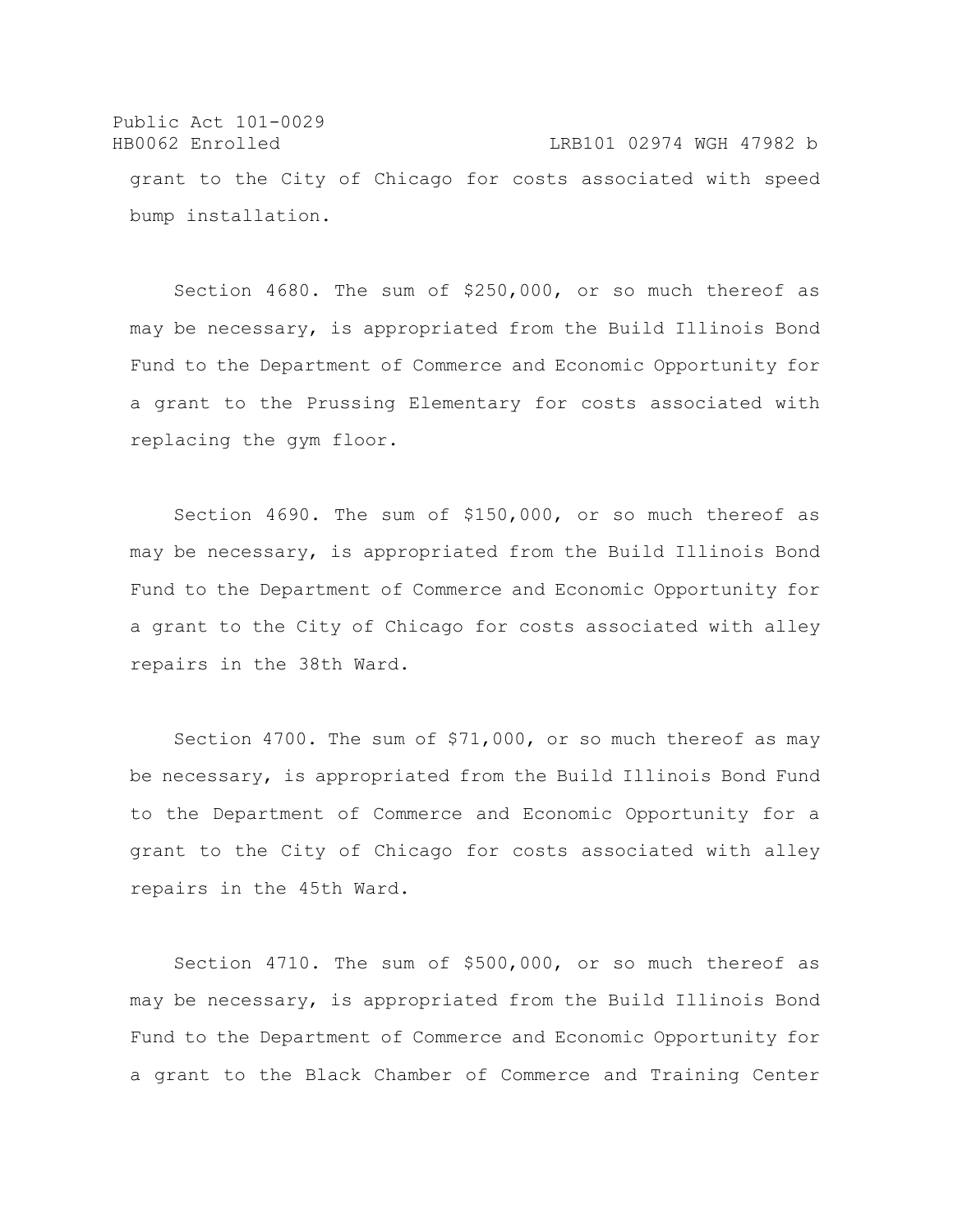grant to the City of Chicago for costs associated with speed bump installation.

Section 4680. The sum of $250,000, or so much thereof as may be necessary, is appropriated from the Build Illinois Bond Fund to the Department of Commerce and Economic Opportunity for a grant to the Prussing Elementary for costs associated with replacing the gym floor.

Section 4690. The sum of $150,000, or so much thereof as may be necessary, is appropriated from the Build Illinois Bond Fund to the Department of Commerce and Economic Opportunity for a grant to the City of Chicago for costs associated with alley repairs in the 38th Ward.

Section 4700. The sum of $71,000, or so much thereof as may be necessary, is appropriated from the Build Illinois Bond Fund to the Department of Commerce and Economic Opportunity for a grant to the City of Chicago for costs associated with alley repairs in the 45th Ward.

Section 4710. The sum of $500,000, or so much thereof as may be necessary, is appropriated from the Build Illinois Bond Fund to the Department of Commerce and Economic Opportunity for a grant to the Black Chamber of Commerce and Training Center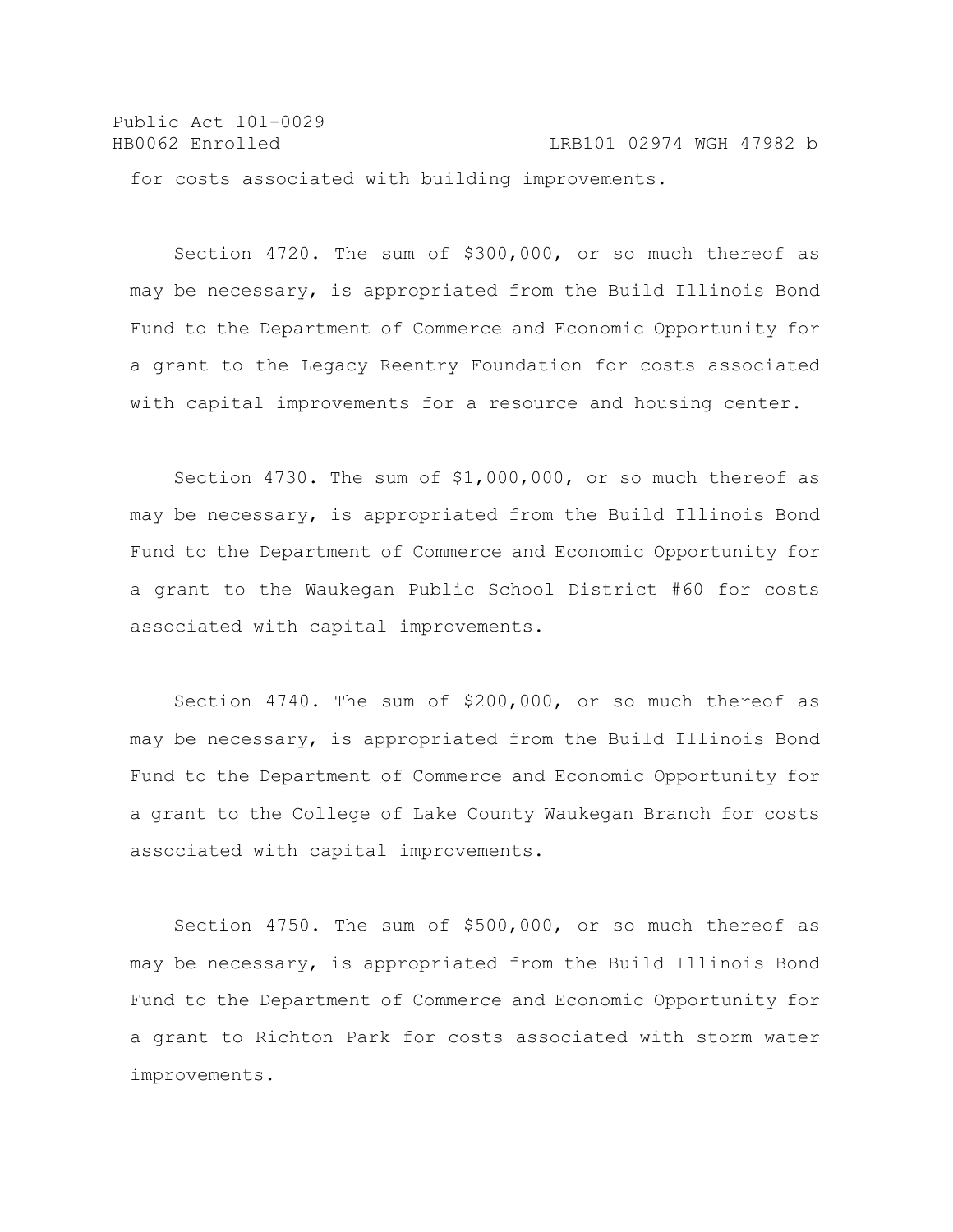for costs associated with building improvements.

Section 4720. The sum of $300,000, or so much thereof as may be necessary, is appropriated from the Build Illinois Bond Fund to the Department of Commerce and Economic Opportunity for a grant to the Legacy Reentry Foundation for costs associated with capital improvements for a resource and housing center.

Section 4730. The sum of $1,000,000, or so much thereof as may be necessary, is appropriated from the Build Illinois Bond Fund to the Department of Commerce and Economic Opportunity for a grant to the Waukegan Public School District #60 for costs associated with capital improvements.

Section 4740. The sum of $200,000, or so much thereof as may be necessary, is appropriated from the Build Illinois Bond Fund to the Department of Commerce and Economic Opportunity for a grant to the College of Lake County Waukegan Branch for costs associated with capital improvements.

Section 4750. The sum of $500,000, or so much thereof as may be necessary, is appropriated from the Build Illinois Bond Fund to the Department of Commerce and Economic Opportunity for a grant to Richton Park for costs associated with storm water improvements.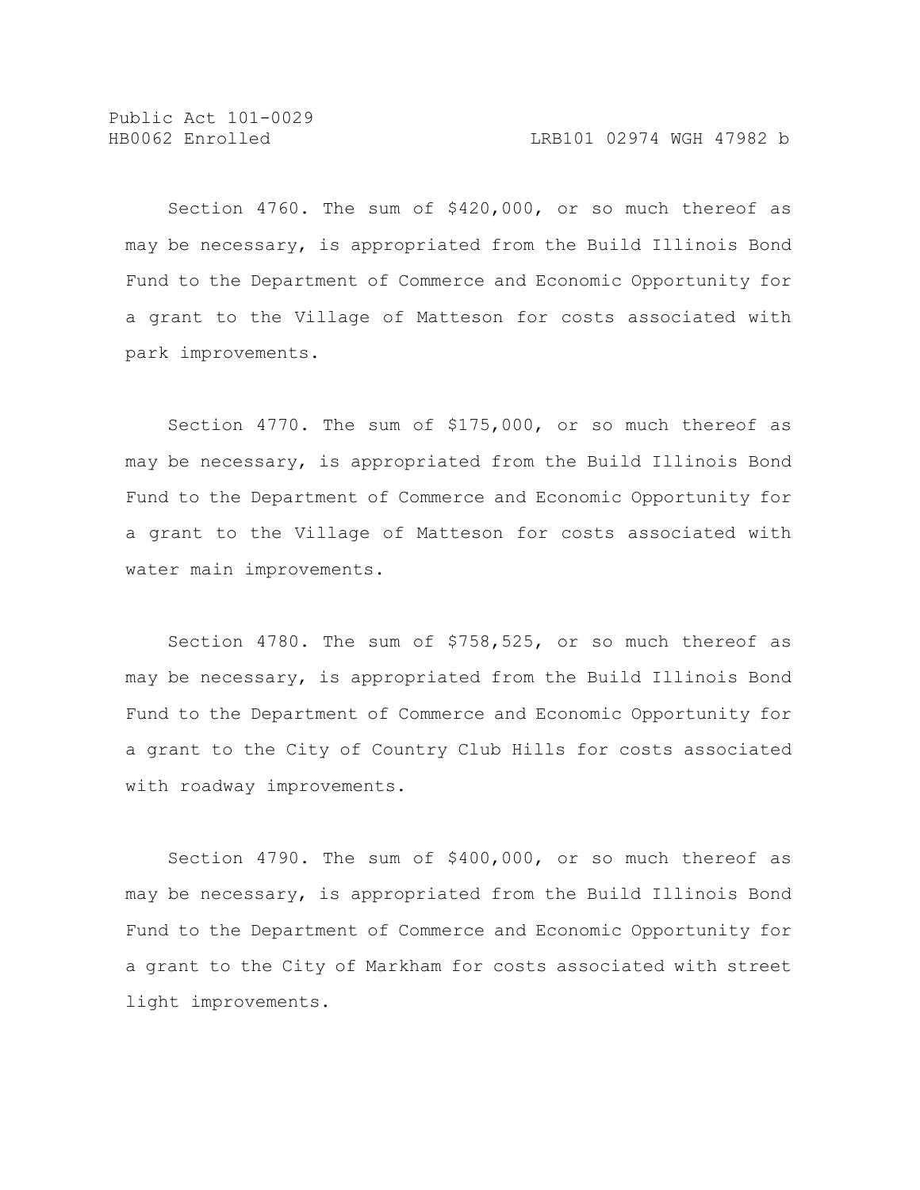Section 4760. The sum of $420,000, or so much thereof as may be necessary, is appropriated from the Build Illinois Bond Fund to the Department of Commerce and Economic Opportunity for a grant to the Village of Matteson for costs associated with park improvements.

Section 4770. The sum of $175,000, or so much thereof as may be necessary, is appropriated from the Build Illinois Bond Fund to the Department of Commerce and Economic Opportunity for a grant to the Village of Matteson for costs associated with water main improvements.

Section 4780. The sum of $758,525, or so much thereof as may be necessary, is appropriated from the Build Illinois Bond Fund to the Department of Commerce and Economic Opportunity for a grant to the City of Country Club Hills for costs associated with roadway improvements.

Section 4790. The sum of $400,000, or so much thereof as may be necessary, is appropriated from the Build Illinois Bond Fund to the Department of Commerce and Economic Opportunity for a grant to the City of Markham for costs associated with street light improvements.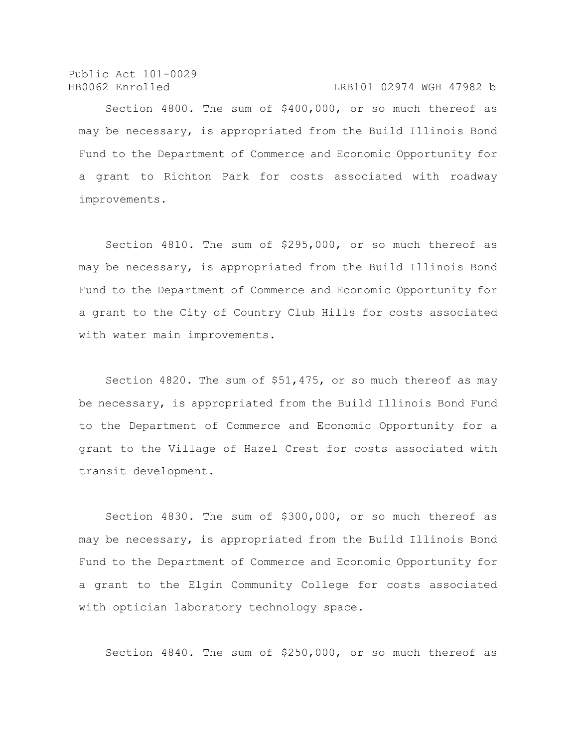Section 4800. The sum of $400,000, or so much thereof as may be necessary, is appropriated from the Build Illinois Bond Fund to the Department of Commerce and Economic Opportunity for a grant to Richton Park for costs associated with roadway improvements.

Section 4810. The sum of $295,000, or so much thereof as may be necessary, is appropriated from the Build Illinois Bond Fund to the Department of Commerce and Economic Opportunity for a grant to the City of Country Club Hills for costs associated with water main improvements.

Section 4820. The sum of $51,475, or so much thereof as may be necessary, is appropriated from the Build Illinois Bond Fund to the Department of Commerce and Economic Opportunity for a grant to the Village of Hazel Crest for costs associated with transit development.

Section 4830. The sum of $300,000, or so much thereof as may be necessary, is appropriated from the Build Illinois Bond Fund to the Department of Commerce and Economic Opportunity for a grant to the Elgin Community College for costs associated with optician laboratory technology space.

Section 4840. The sum of $250,000, or so much thereof as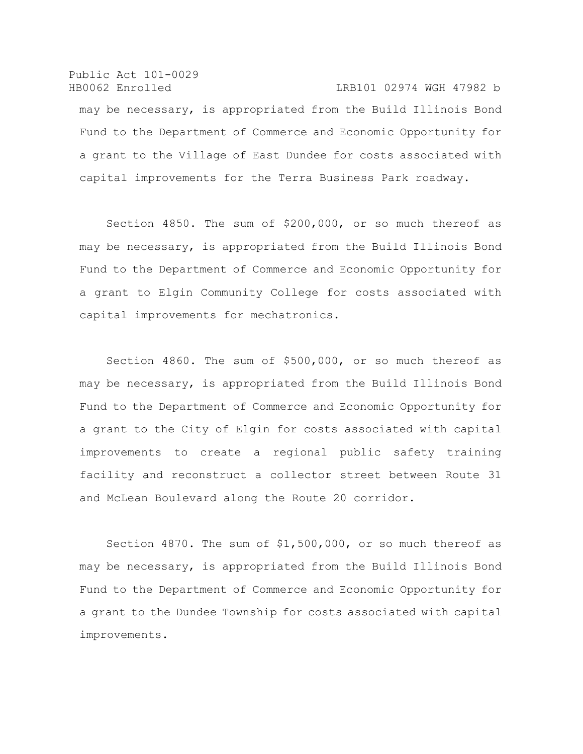may be necessary, is appropriated from the Build Illinois Bond Fund to the Department of Commerce and Economic Opportunity for a grant to the Village of East Dundee for costs associated with capital improvements for the Terra Business Park roadway.

Section 4850. The sum of $200,000, or so much thereof as may be necessary, is appropriated from the Build Illinois Bond Fund to the Department of Commerce and Economic Opportunity for a grant to Elgin Community College for costs associated with capital improvements for mechatronics.

Section 4860. The sum of $500,000, or so much thereof as may be necessary, is appropriated from the Build Illinois Bond Fund to the Department of Commerce and Economic Opportunity for a grant to the City of Elgin for costs associated with capital improvements to create a regional public safety training facility and reconstruct a collector street between Route 31 and McLean Boulevard along the Route 20 corridor.

Section 4870. The sum of $1,500,000, or so much thereof as may be necessary, is appropriated from the Build Illinois Bond Fund to the Department of Commerce and Economic Opportunity for a grant to the Dundee Township for costs associated with capital improvements.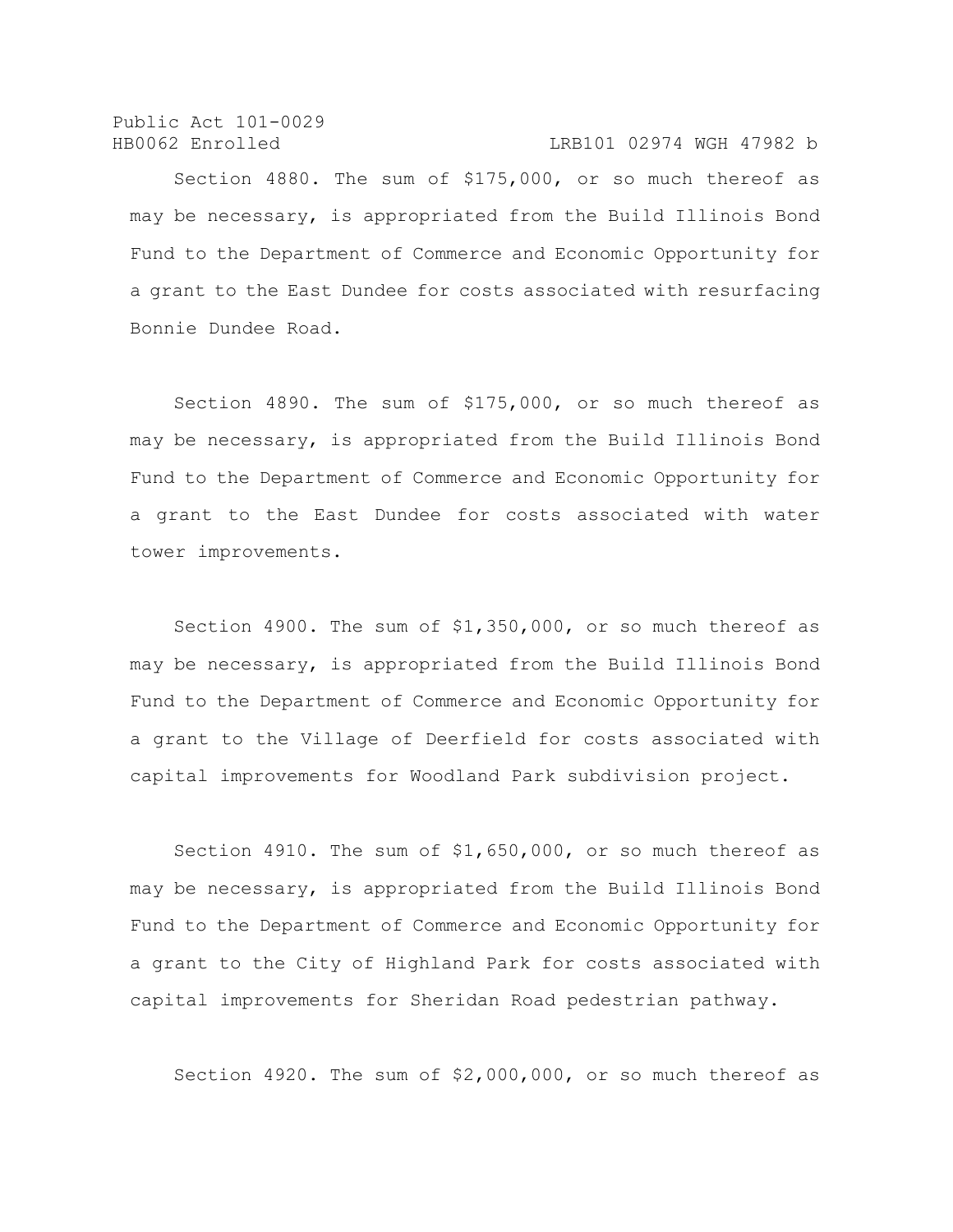Section 4880. The sum of $175,000, or so much thereof as may be necessary, is appropriated from the Build Illinois Bond Fund to the Department of Commerce and Economic Opportunity for a grant to the East Dundee for costs associated with resurfacing Bonnie Dundee Road.

Section 4890. The sum of $175,000, or so much thereof as may be necessary, is appropriated from the Build Illinois Bond Fund to the Department of Commerce and Economic Opportunity for a grant to the East Dundee for costs associated with water tower improvements.

Section 4900. The sum of $1,350,000, or so much thereof as may be necessary, is appropriated from the Build Illinois Bond Fund to the Department of Commerce and Economic Opportunity for a grant to the Village of Deerfield for costs associated with capital improvements for Woodland Park subdivision project.

Section 4910. The sum of $1,650,000, or so much thereof as may be necessary, is appropriated from the Build Illinois Bond Fund to the Department of Commerce and Economic Opportunity for a grant to the City of Highland Park for costs associated with capital improvements for Sheridan Road pedestrian pathway.

Section 4920. The sum of $2,000,000, or so much thereof as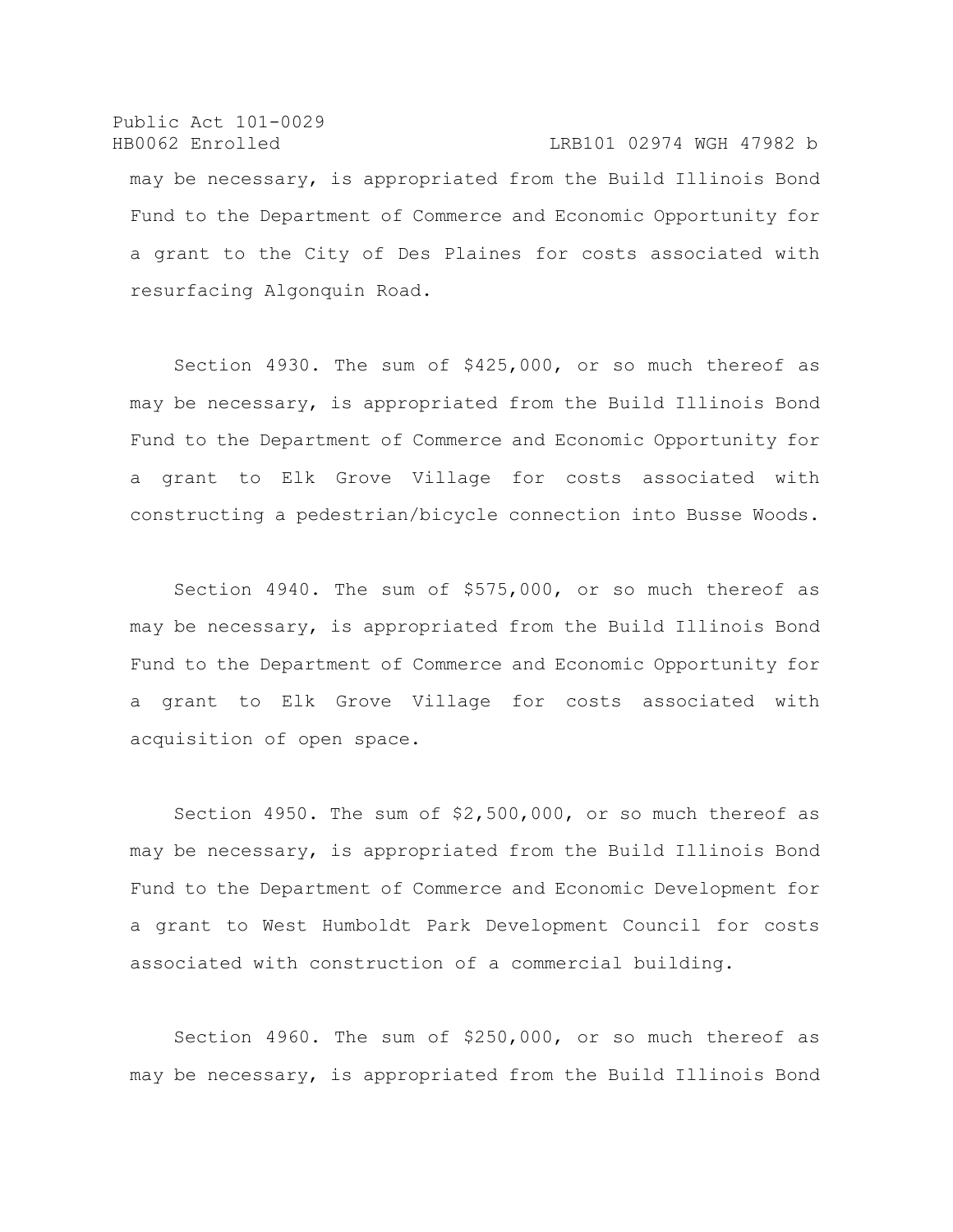may be necessary, is appropriated from the Build Illinois Bond Fund to the Department of Commerce and Economic Opportunity for a grant to the City of Des Plaines for costs associated with resurfacing Algonquin Road.

Section 4930. The sum of $425,000, or so much thereof as may be necessary, is appropriated from the Build Illinois Bond Fund to the Department of Commerce and Economic Opportunity for a grant to Elk Grove Village for costs associated with constructing a pedestrian/bicycle connection into Busse Woods.

Section 4940. The sum of $575,000, or so much thereof as may be necessary, is appropriated from the Build Illinois Bond Fund to the Department of Commerce and Economic Opportunity for a grant to Elk Grove Village for costs associated with acquisition of open space.

Section 4950. The sum of $2,500,000, or so much thereof as may be necessary, is appropriated from the Build Illinois Bond Fund to the Department of Commerce and Economic Development for a grant to West Humboldt Park Development Council for costs associated with construction of a commercial building.

Section 4960. The sum of $250,000, or so much thereof as may be necessary, is appropriated from the Build Illinois Bond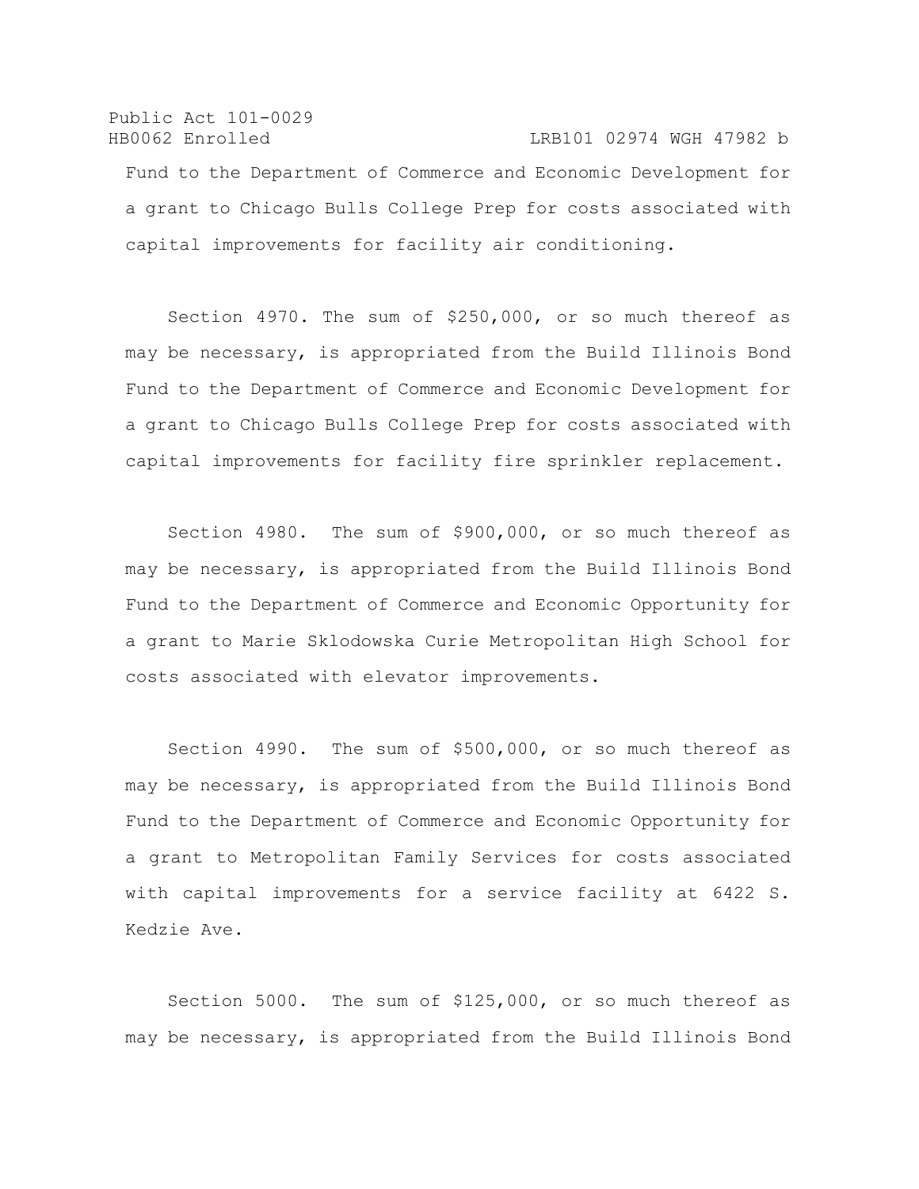Fund to the Department of Commerce and Economic Development for a grant to Chicago Bulls College Prep for costs associated with capital improvements for facility air conditioning.

Section 4970. The sum of $250,000, or so much thereof as may be necessary, is appropriated from the Build Illinois Bond Fund to the Department of Commerce and Economic Development for a grant to Chicago Bulls College Prep for costs associated with capital improvements for facility fire sprinkler replacement.

Section 4980. The sum of $900,000, or so much thereof as may be necessary, is appropriated from the Build Illinois Bond Fund to the Department of Commerce and Economic Opportunity for a grant to Marie Sklodowska Curie Metropolitan High School for costs associated with elevator improvements.

Section 4990. The sum of $500,000, or so much thereof as may be necessary, is appropriated from the Build Illinois Bond Fund to the Department of Commerce and Economic Opportunity for a grant to Metropolitan Family Services for costs associated with capital improvements for a service facility at 6422 S. Kedzie Ave.

Section 5000. The sum of $125,000, or so much thereof as may be necessary, is appropriated from the Build Illinois Bond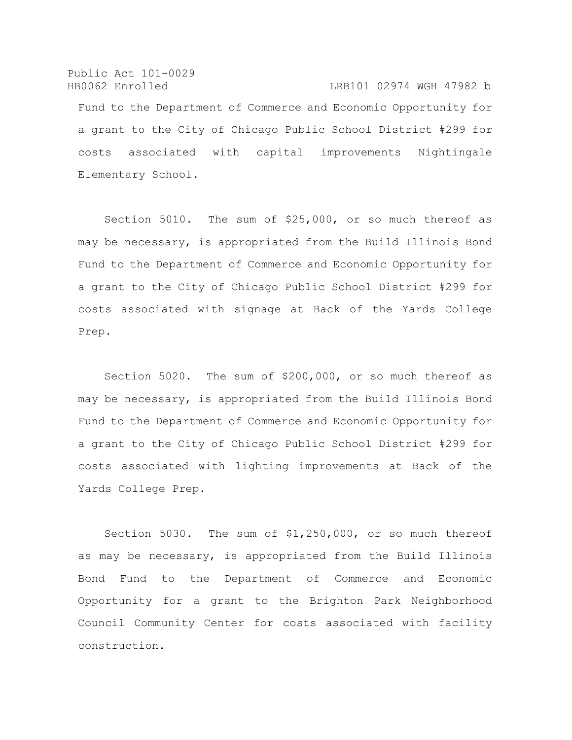Fund to the Department of Commerce and Economic Opportunity for a grant to the City of Chicago Public School District #299 for costs associated with capital improvements Nightingale Elementary School.

Section 5010. The sum of $25,000, or so much thereof as may be necessary, is appropriated from the Build Illinois Bond Fund to the Department of Commerce and Economic Opportunity for a grant to the City of Chicago Public School District #299 for costs associated with signage at Back of the Yards College Prep.

Section 5020. The sum of $200,000, or so much thereof as may be necessary, is appropriated from the Build Illinois Bond Fund to the Department of Commerce and Economic Opportunity for a grant to the City of Chicago Public School District #299 for costs associated with lighting improvements at Back of the Yards College Prep.

Section 5030. The sum of $1,250,000, or so much thereof as may be necessary, is appropriated from the Build Illinois Bond Fund to the Department of Commerce and Economic Opportunity for a grant to the Brighton Park Neighborhood Council Community Center for costs associated with facility construction.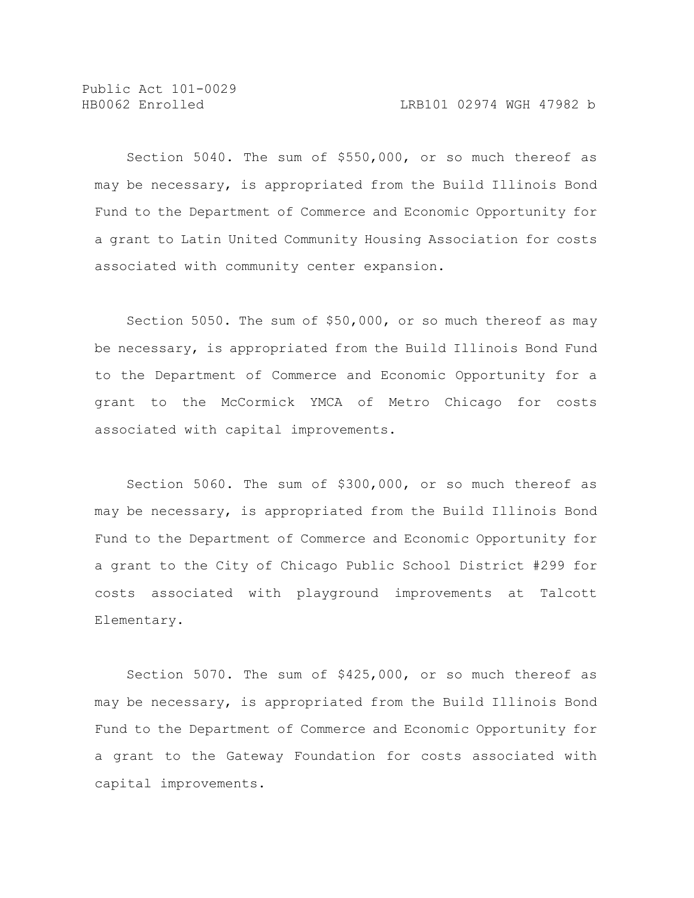Section 5040. The sum of $550,000, or so much thereof as may be necessary, is appropriated from the Build Illinois Bond Fund to the Department of Commerce and Economic Opportunity for a grant to Latin United Community Housing Association for costs associated with community center expansion.

Section 5050. The sum of $50,000, or so much thereof as may be necessary, is appropriated from the Build Illinois Bond Fund to the Department of Commerce and Economic Opportunity for a grant to the McCormick YMCA of Metro Chicago for costs associated with capital improvements.

Section 5060. The sum of $300,000, or so much thereof as may be necessary, is appropriated from the Build Illinois Bond Fund to the Department of Commerce and Economic Opportunity for a grant to the City of Chicago Public School District #299 for costs associated with playground improvements at Talcott Elementary.

Section 5070. The sum of $425,000, or so much thereof as may be necessary, is appropriated from the Build Illinois Bond Fund to the Department of Commerce and Economic Opportunity for a grant to the Gateway Foundation for costs associated with capital improvements.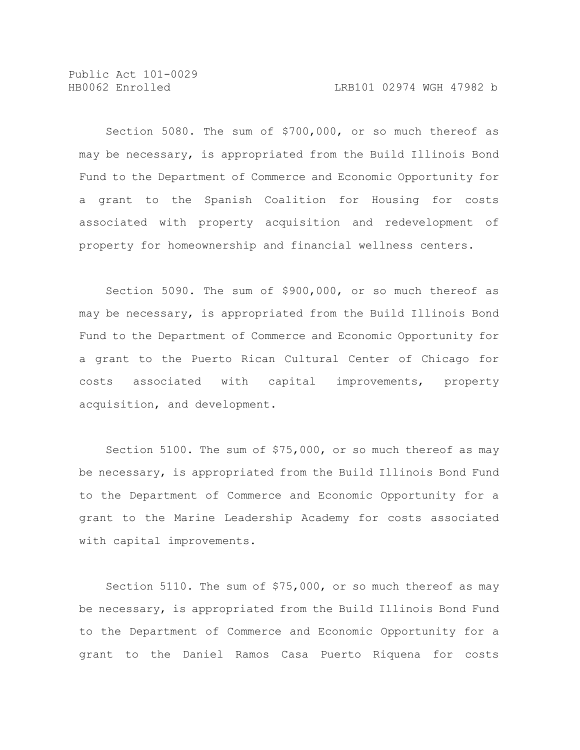Section 5080. The sum of $700,000, or so much thereof as may be necessary, is appropriated from the Build Illinois Bond Fund to the Department of Commerce and Economic Opportunity for a grant to the Spanish Coalition for Housing for costs associated with property acquisition and redevelopment of property for homeownership and financial wellness centers.

Section 5090. The sum of $900,000, or so much thereof as may be necessary, is appropriated from the Build Illinois Bond Fund to the Department of Commerce and Economic Opportunity for a grant to the Puerto Rican Cultural Center of Chicago for costs associated with capital improvements, property acquisition, and development.

Section 5100. The sum of $75,000, or so much thereof as may be necessary, is appropriated from the Build Illinois Bond Fund to the Department of Commerce and Economic Opportunity for a grant to the Marine Leadership Academy for costs associated with capital improvements.

Section 5110. The sum of $75,000, or so much thereof as may be necessary, is appropriated from the Build Illinois Bond Fund to the Department of Commerce and Economic Opportunity for a grant to the Daniel Ramos Casa Puerto Riquena for costs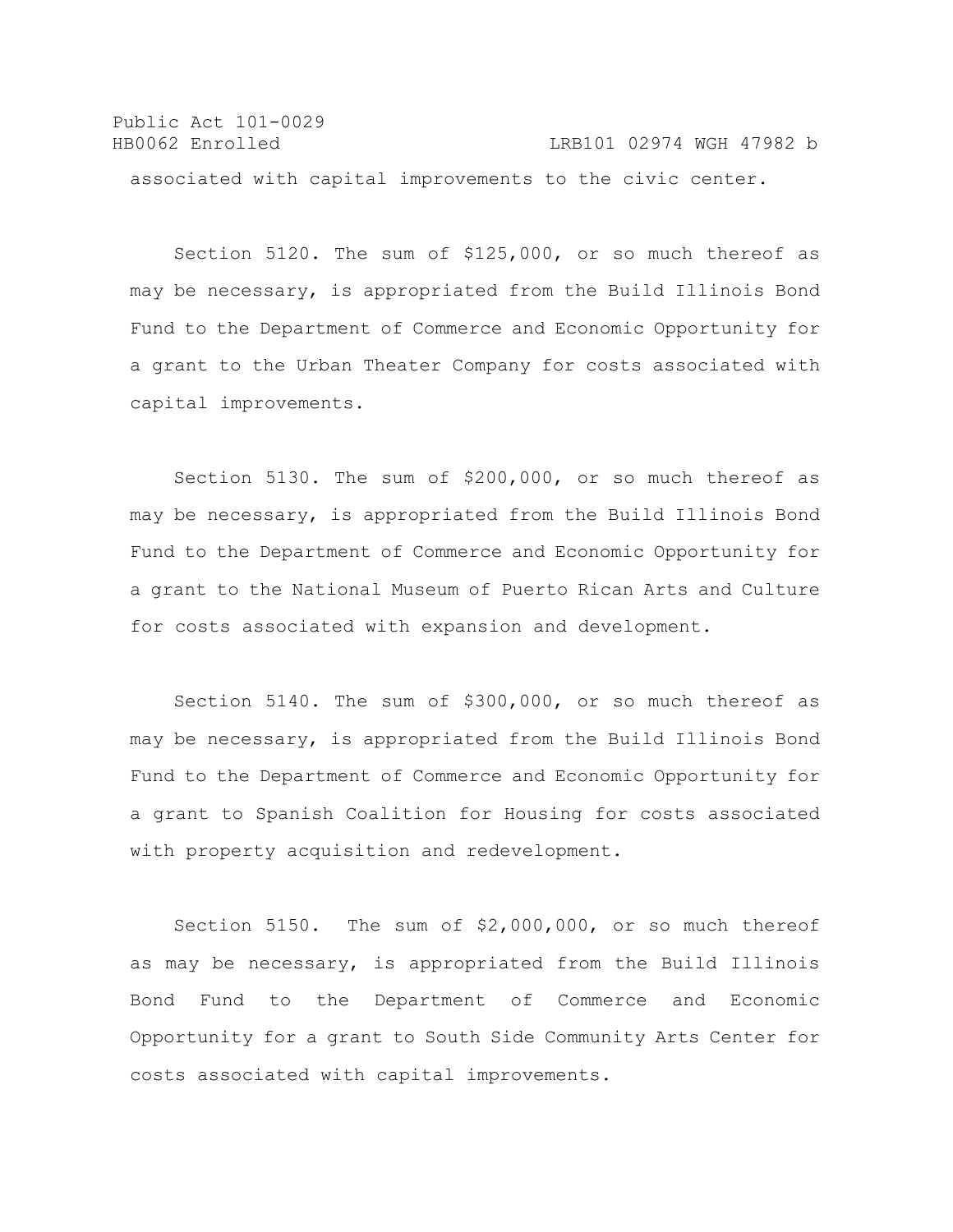associated with capital improvements to the civic center.

Section 5120. The sum of $125,000, or so much thereof as may be necessary, is appropriated from the Build Illinois Bond Fund to the Department of Commerce and Economic Opportunity for a grant to the Urban Theater Company for costs associated with capital improvements.

Section 5130. The sum of $200,000, or so much thereof as may be necessary, is appropriated from the Build Illinois Bond Fund to the Department of Commerce and Economic Opportunity for a grant to the National Museum of Puerto Rican Arts and Culture for costs associated with expansion and development.

Section 5140. The sum of $300,000, or so much thereof as may be necessary, is appropriated from the Build Illinois Bond Fund to the Department of Commerce and Economic Opportunity for a grant to Spanish Coalition for Housing for costs associated with property acquisition and redevelopment.

Section 5150. The sum of $2,000,000, or so much thereof as may be necessary, is appropriated from the Build Illinois Bond Fund to the Department of Commerce and Economic Opportunity for a grant to South Side Community Arts Center for costs associated with capital improvements.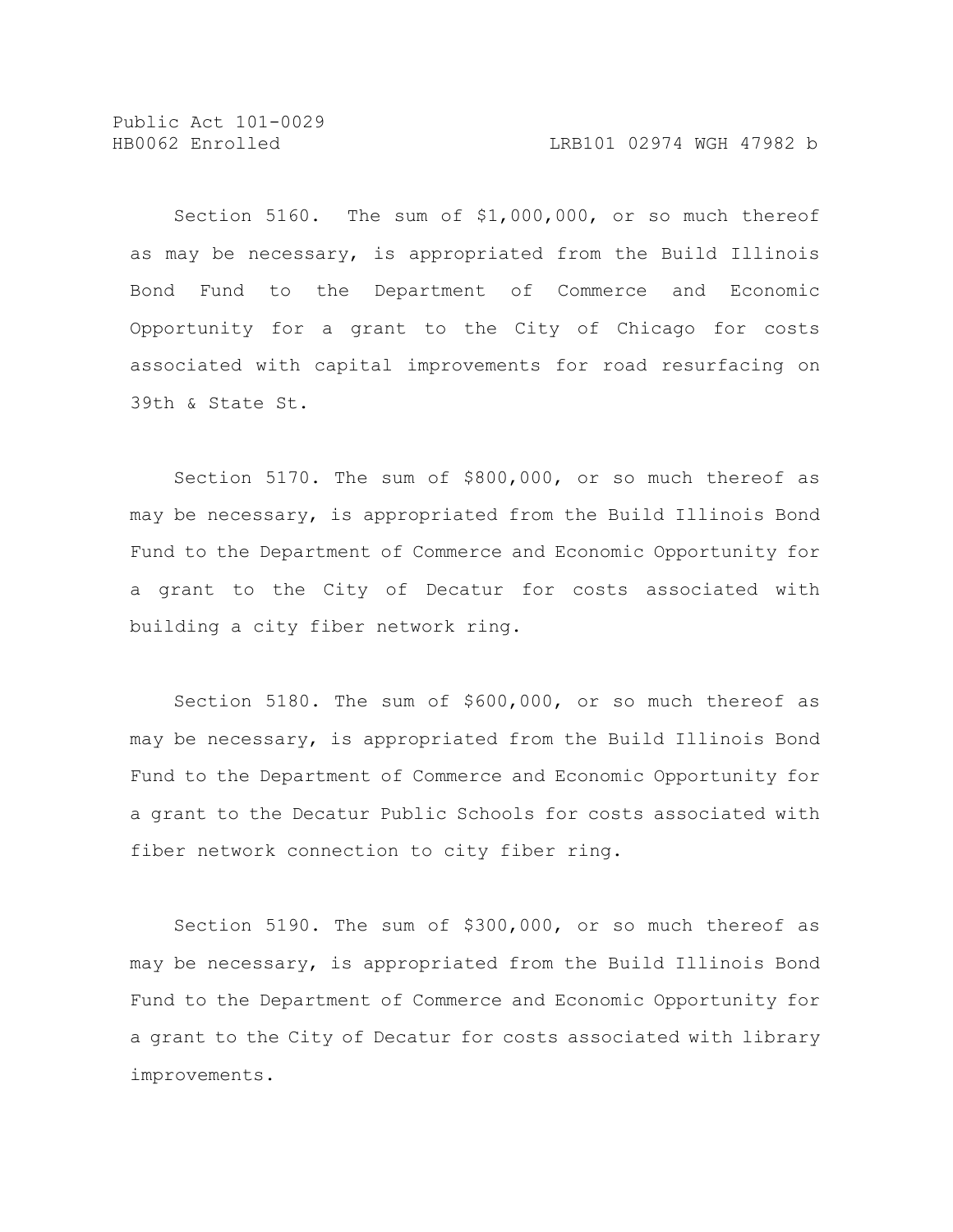Section 5160. The sum of $1,000,000, or so much thereof as may be necessary, is appropriated from the Build Illinois Bond Fund to the Department of Commerce and Economic Opportunity for a grant to the City of Chicago for costs associated with capital improvements for road resurfacing on 39th & State St.

Section 5170. The sum of $800,000, or so much thereof as may be necessary, is appropriated from the Build Illinois Bond Fund to the Department of Commerce and Economic Opportunity for a grant to the City of Decatur for costs associated with building a city fiber network ring.

Section 5180. The sum of $600,000, or so much thereof as may be necessary, is appropriated from the Build Illinois Bond Fund to the Department of Commerce and Economic Opportunity for a grant to the Decatur Public Schools for costs associated with fiber network connection to city fiber ring.

Section 5190. The sum of $300,000, or so much thereof as may be necessary, is appropriated from the Build Illinois Bond Fund to the Department of Commerce and Economic Opportunity for a grant to the City of Decatur for costs associated with library improvements.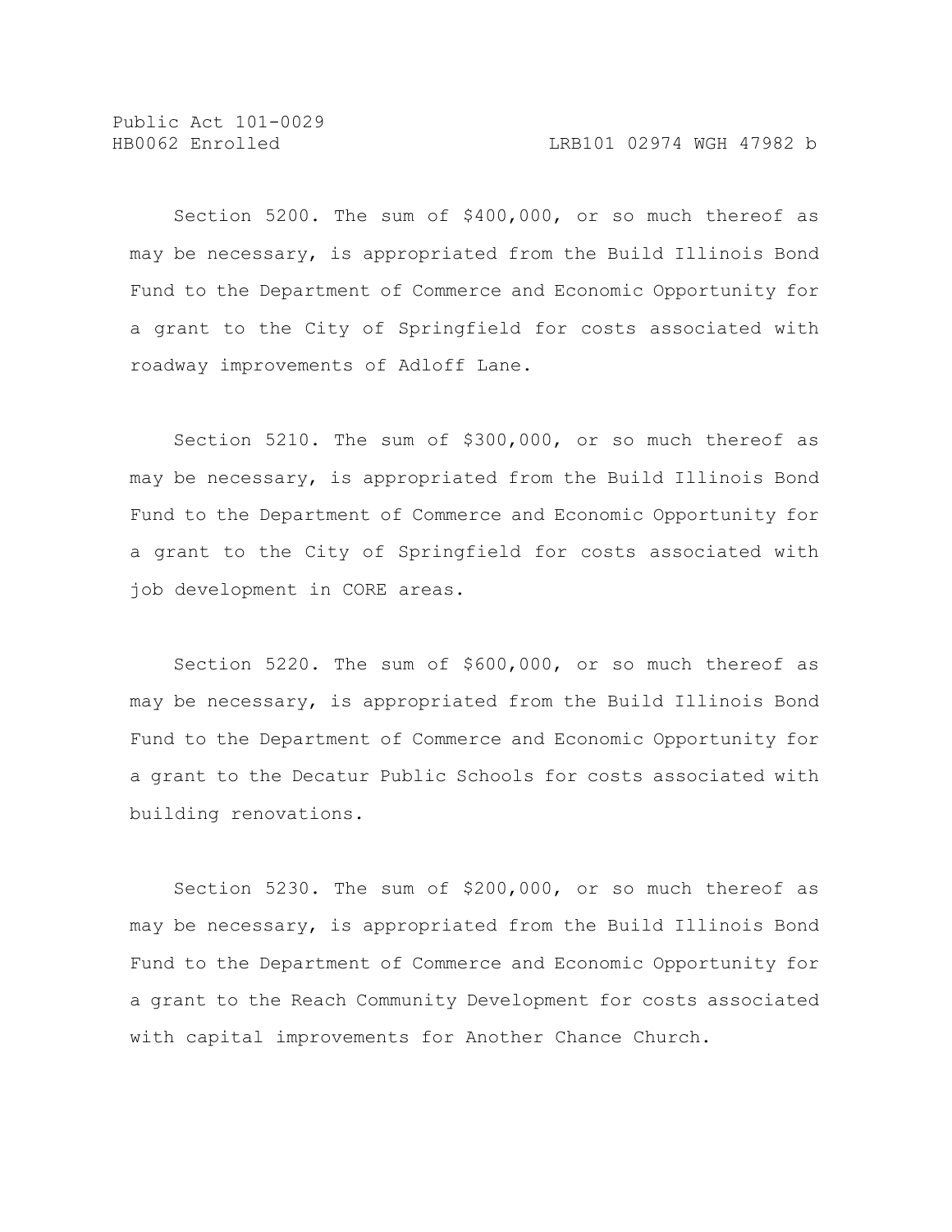Section 5200. The sum of $400,000, or so much thereof as may be necessary, is appropriated from the Build Illinois Bond Fund to the Department of Commerce and Economic Opportunity for a grant to the City of Springfield for costs associated with roadway improvements of Adloff Lane.

Section 5210. The sum of $300,000, or so much thereof as may be necessary, is appropriated from the Build Illinois Bond Fund to the Department of Commerce and Economic Opportunity for a grant to the City of Springfield for costs associated with job development in CORE areas.

Section 5220. The sum of $600,000, or so much thereof as may be necessary, is appropriated from the Build Illinois Bond Fund to the Department of Commerce and Economic Opportunity for a grant to the Decatur Public Schools for costs associated with building renovations.

Section 5230. The sum of $200,000, or so much thereof as may be necessary, is appropriated from the Build Illinois Bond Fund to the Department of Commerce and Economic Opportunity for a grant to the Reach Community Development for costs associated with capital improvements for Another Chance Church.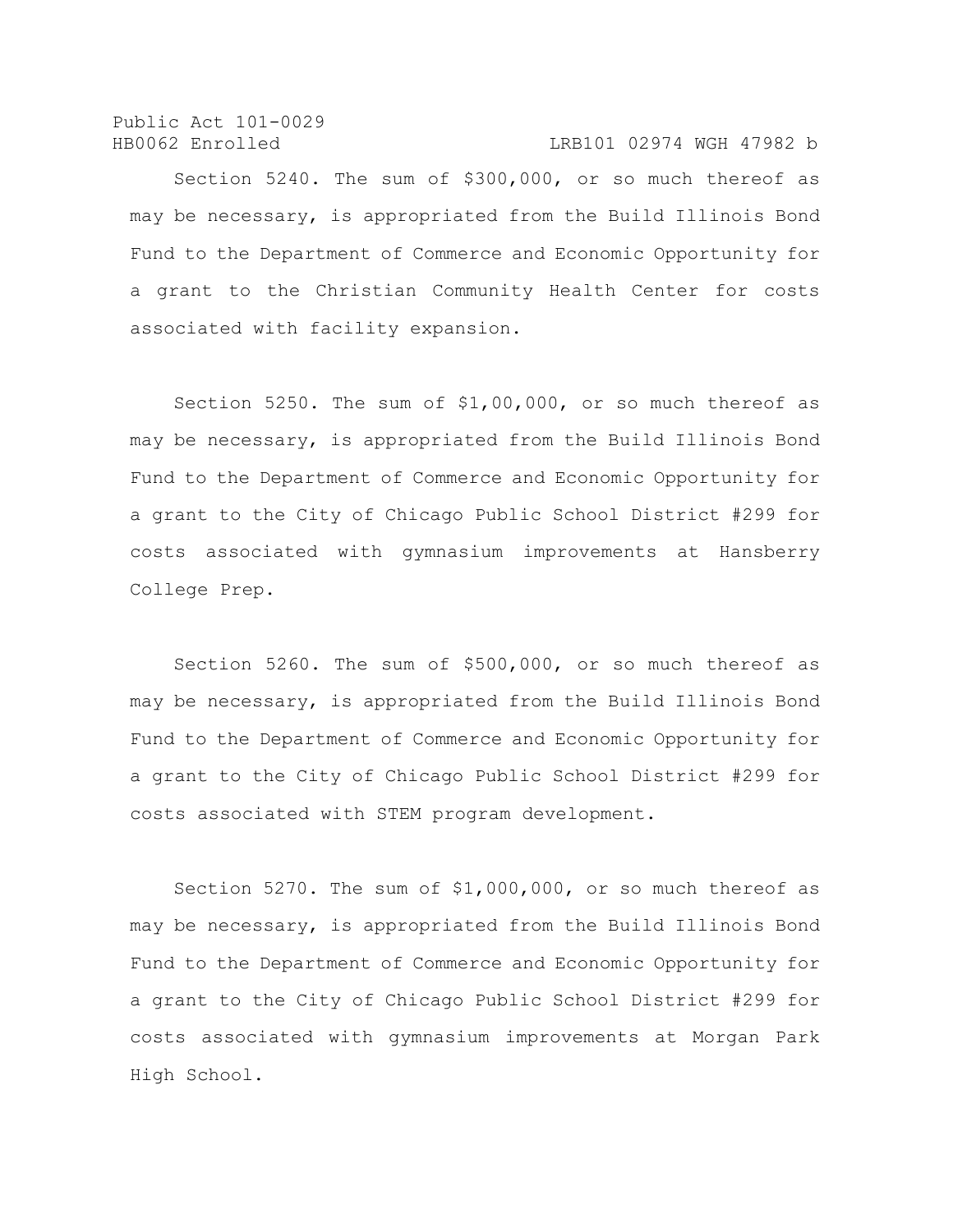Section 5240. The sum of $300,000, or so much thereof as may be necessary, is appropriated from the Build Illinois Bond Fund to the Department of Commerce and Economic Opportunity for a grant to the Christian Community Health Center for costs associated with facility expansion.

Section 5250. The sum of $1,00,000, or so much thereof as may be necessary, is appropriated from the Build Illinois Bond Fund to the Department of Commerce and Economic Opportunity for a grant to the City of Chicago Public School District #299 for costs associated with gymnasium improvements at Hansberry College Prep.

Section 5260. The sum of $500,000, or so much thereof as may be necessary, is appropriated from the Build Illinois Bond Fund to the Department of Commerce and Economic Opportunity for a grant to the City of Chicago Public School District #299 for costs associated with STEM program development.

Section 5270. The sum of $1,000,000, or so much thereof as may be necessary, is appropriated from the Build Illinois Bond Fund to the Department of Commerce and Economic Opportunity for a grant to the City of Chicago Public School District #299 for costs associated with gymnasium improvements at Morgan Park High School.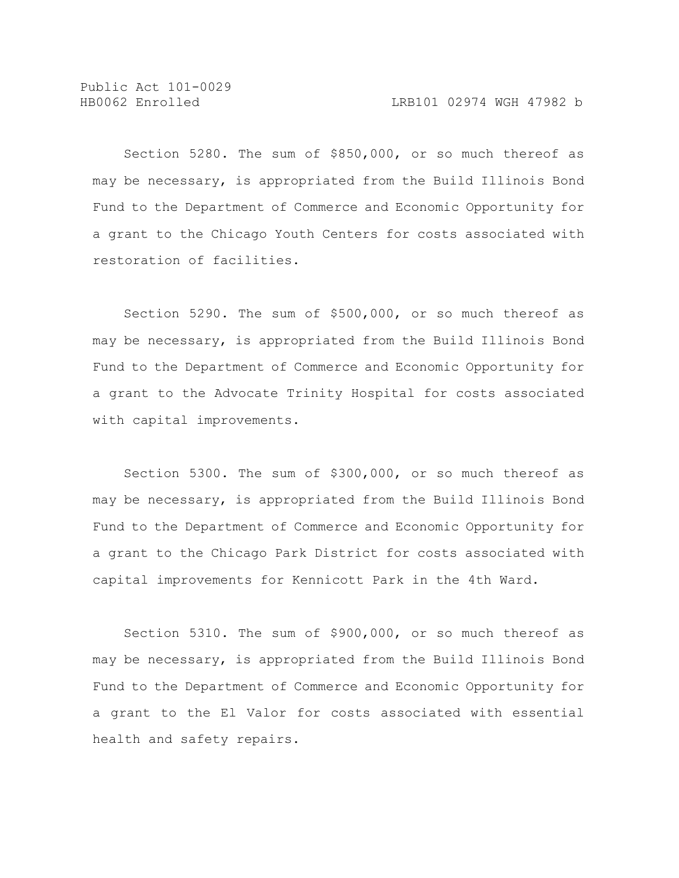Section 5280. The sum of $850,000, or so much thereof as may be necessary, is appropriated from the Build Illinois Bond Fund to the Department of Commerce and Economic Opportunity for a grant to the Chicago Youth Centers for costs associated with restoration of facilities.

Section 5290. The sum of $500,000, or so much thereof as may be necessary, is appropriated from the Build Illinois Bond Fund to the Department of Commerce and Economic Opportunity for a grant to the Advocate Trinity Hospital for costs associated with capital improvements.

Section 5300. The sum of $300,000, or so much thereof as may be necessary, is appropriated from the Build Illinois Bond Fund to the Department of Commerce and Economic Opportunity for a grant to the Chicago Park District for costs associated with capital improvements for Kennicott Park in the 4th Ward.

Section 5310. The sum of $900,000, or so much thereof as may be necessary, is appropriated from the Build Illinois Bond Fund to the Department of Commerce and Economic Opportunity for a grant to the El Valor for costs associated with essential health and safety repairs.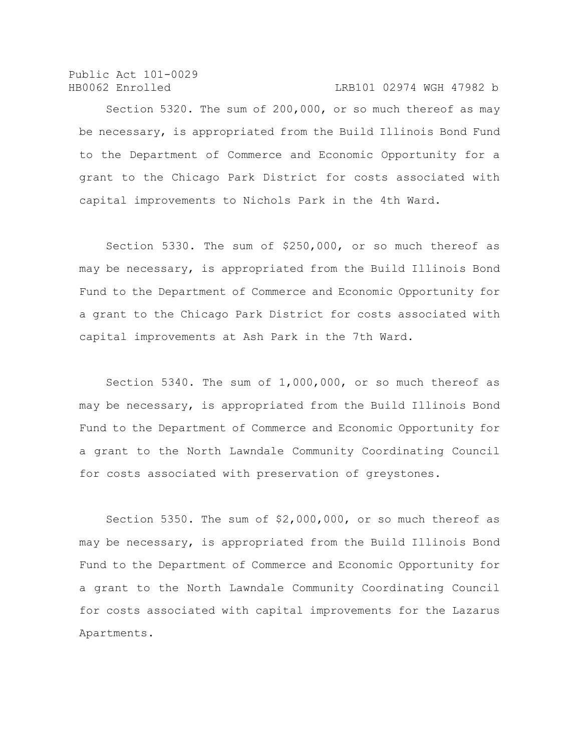Section 5320. The sum of 200,000, or so much thereof as may be necessary, is appropriated from the Build Illinois Bond Fund to the Department of Commerce and Economic Opportunity for a grant to the Chicago Park District for costs associated with capital improvements to Nichols Park in the 4th Ward.

Section 5330. The sum of $250,000, or so much thereof as may be necessary, is appropriated from the Build Illinois Bond Fund to the Department of Commerce and Economic Opportunity for a grant to the Chicago Park District for costs associated with capital improvements at Ash Park in the 7th Ward.

Section 5340. The sum of 1,000,000, or so much thereof as may be necessary, is appropriated from the Build Illinois Bond Fund to the Department of Commerce and Economic Opportunity for a grant to the North Lawndale Community Coordinating Council for costs associated with preservation of greystones.

Section 5350. The sum of $2,000,000, or so much thereof as may be necessary, is appropriated from the Build Illinois Bond Fund to the Department of Commerce and Economic Opportunity for a grant to the North Lawndale Community Coordinating Council for costs associated with capital improvements for the Lazarus Apartments.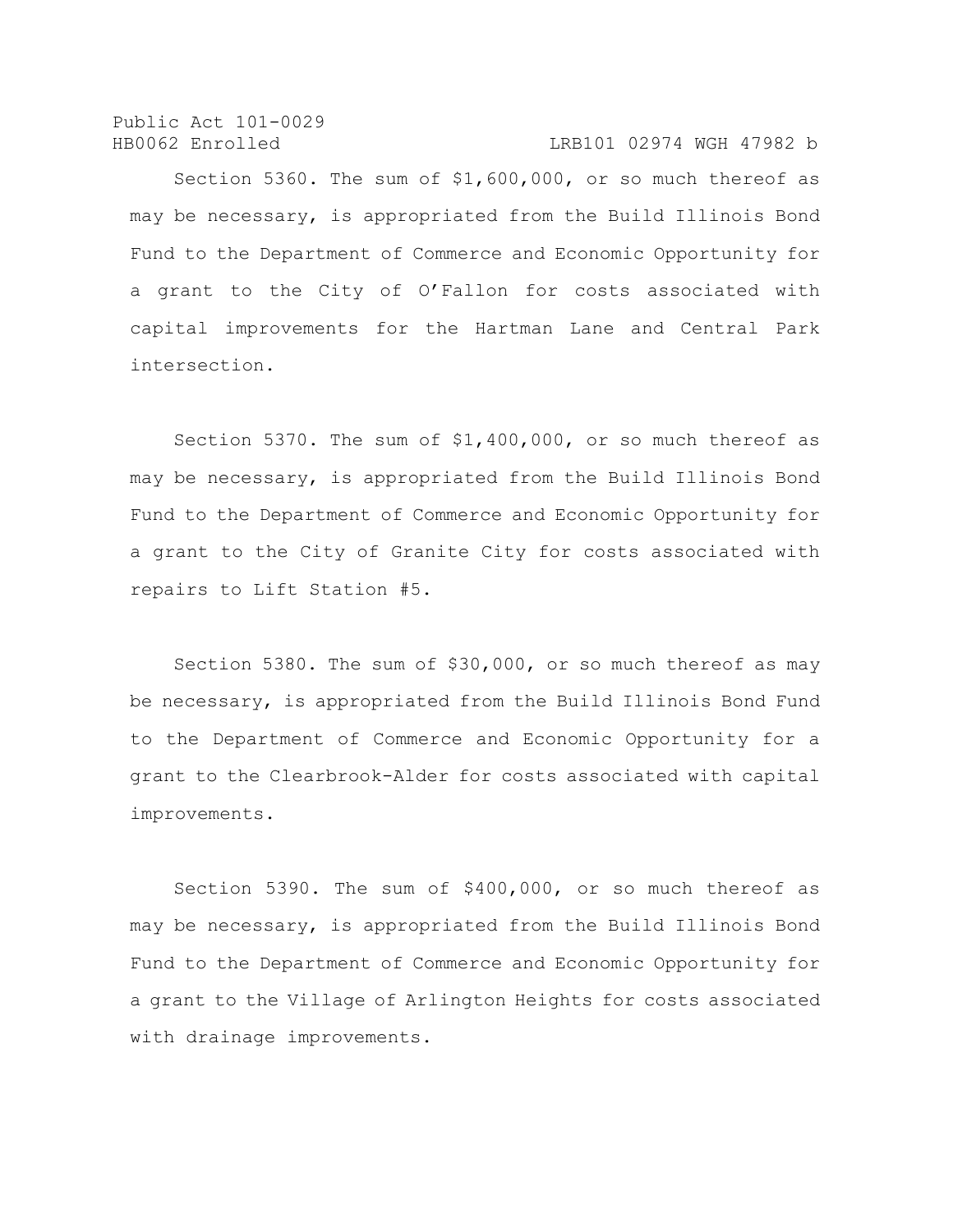Section 5360. The sum of $1,600,000, or so much thereof as may be necessary, is appropriated from the Build Illinois Bond Fund to the Department of Commerce and Economic Opportunity for a grant to the City of O'Fallon for costs associated with capital improvements for the Hartman Lane and Central Park intersection.

Section 5370. The sum of $1,400,000, or so much thereof as may be necessary, is appropriated from the Build Illinois Bond Fund to the Department of Commerce and Economic Opportunity for a grant to the City of Granite City for costs associated with repairs to Lift Station #5.

Section 5380. The sum of $30,000, or so much thereof as may be necessary, is appropriated from the Build Illinois Bond Fund to the Department of Commerce and Economic Opportunity for a grant to the Clearbrook-Alder for costs associated with capital improvements.

Section 5390. The sum of $400,000, or so much thereof as may be necessary, is appropriated from the Build Illinois Bond Fund to the Department of Commerce and Economic Opportunity for a grant to the Village of Arlington Heights for costs associated with drainage improvements.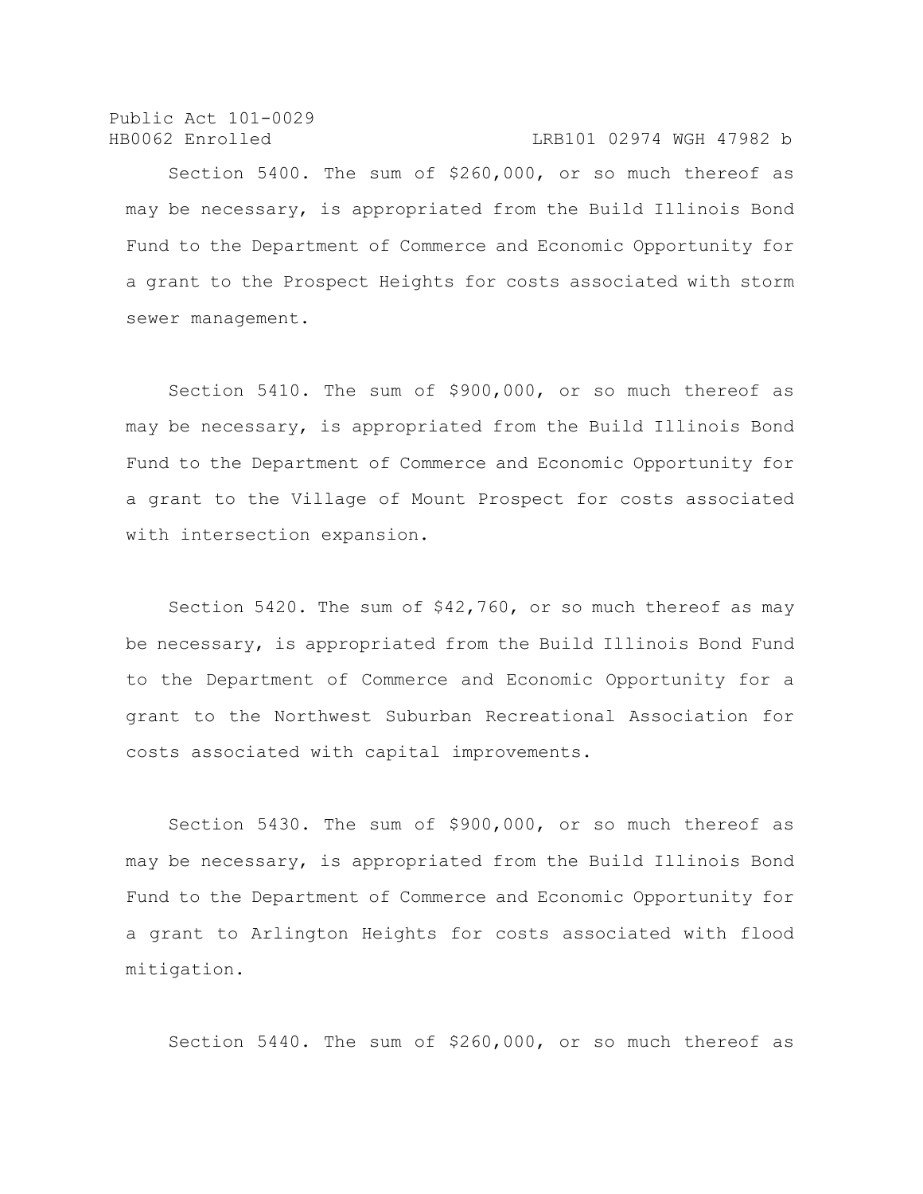Section 5400. The sum of $260,000, or so much thereof as may be necessary, is appropriated from the Build Illinois Bond Fund to the Department of Commerce and Economic Opportunity for a grant to the Prospect Heights for costs associated with storm sewer management.

Section 5410. The sum of $900,000, or so much thereof as may be necessary, is appropriated from the Build Illinois Bond Fund to the Department of Commerce and Economic Opportunity for a grant to the Village of Mount Prospect for costs associated with intersection expansion.

Section 5420. The sum of $42,760, or so much thereof as may be necessary, is appropriated from the Build Illinois Bond Fund to the Department of Commerce and Economic Opportunity for a grant to the Northwest Suburban Recreational Association for costs associated with capital improvements.

Section 5430. The sum of $900,000, or so much thereof as may be necessary, is appropriated from the Build Illinois Bond Fund to the Department of Commerce and Economic Opportunity for a grant to Arlington Heights for costs associated with flood mitigation.

Section 5440. The sum of $260,000, or so much thereof as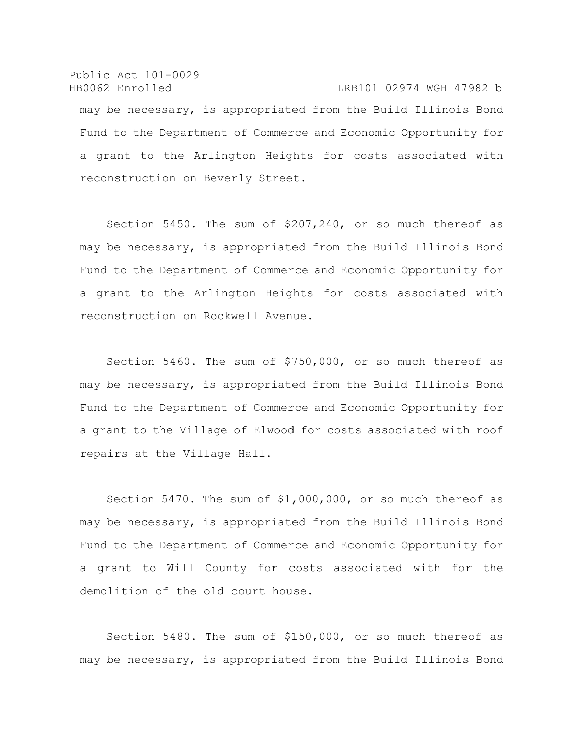may be necessary, is appropriated from the Build Illinois Bond Fund to the Department of Commerce and Economic Opportunity for a grant to the Arlington Heights for costs associated with reconstruction on Beverly Street.

Section 5450. The sum of $207,240, or so much thereof as may be necessary, is appropriated from the Build Illinois Bond Fund to the Department of Commerce and Economic Opportunity for a grant to the Arlington Heights for costs associated with reconstruction on Rockwell Avenue.

Section 5460. The sum of $750,000, or so much thereof as may be necessary, is appropriated from the Build Illinois Bond Fund to the Department of Commerce and Economic Opportunity for a grant to the Village of Elwood for costs associated with roof repairs at the Village Hall.

Section 5470. The sum of $1,000,000, or so much thereof as may be necessary, is appropriated from the Build Illinois Bond Fund to the Department of Commerce and Economic Opportunity for a grant to Will County for costs associated with for the demolition of the old court house.

Section 5480. The sum of $150,000, or so much thereof as may be necessary, is appropriated from the Build Illinois Bond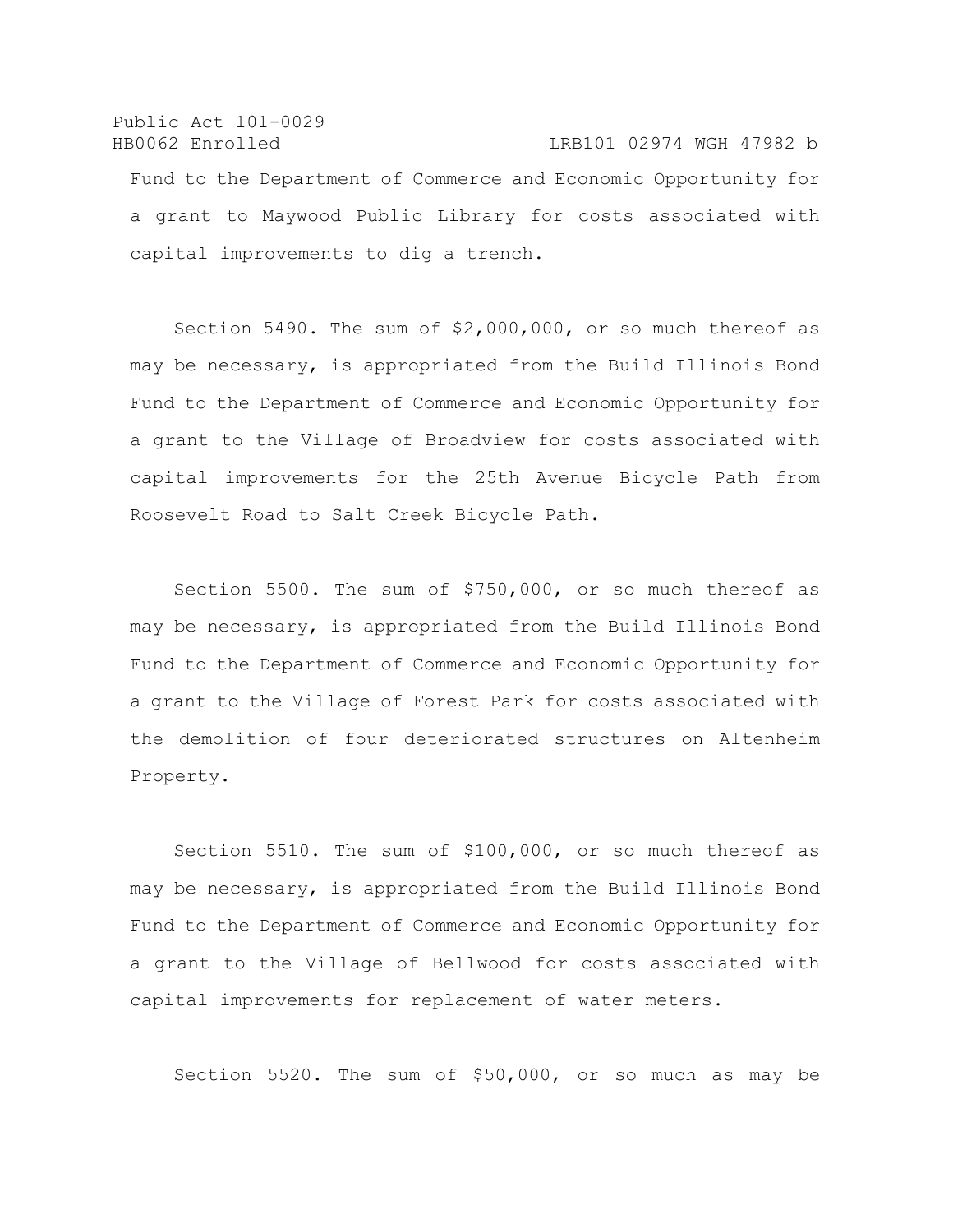Fund to the Department of Commerce and Economic Opportunity for a grant to Maywood Public Library for costs associated with capital improvements to dig a trench.

Section 5490. The sum of $2,000,000, or so much thereof as may be necessary, is appropriated from the Build Illinois Bond Fund to the Department of Commerce and Economic Opportunity for a grant to the Village of Broadview for costs associated with capital improvements for the 25th Avenue Bicycle Path from Roosevelt Road to Salt Creek Bicycle Path.

Section 5500. The sum of $750,000, or so much thereof as may be necessary, is appropriated from the Build Illinois Bond Fund to the Department of Commerce and Economic Opportunity for a grant to the Village of Forest Park for costs associated with the demolition of four deteriorated structures on Altenheim Property.

Section 5510. The sum of $100,000, or so much thereof as may be necessary, is appropriated from the Build Illinois Bond Fund to the Department of Commerce and Economic Opportunity for a grant to the Village of Bellwood for costs associated with capital improvements for replacement of water meters.

Section 5520. The sum of $50,000, or so much as may be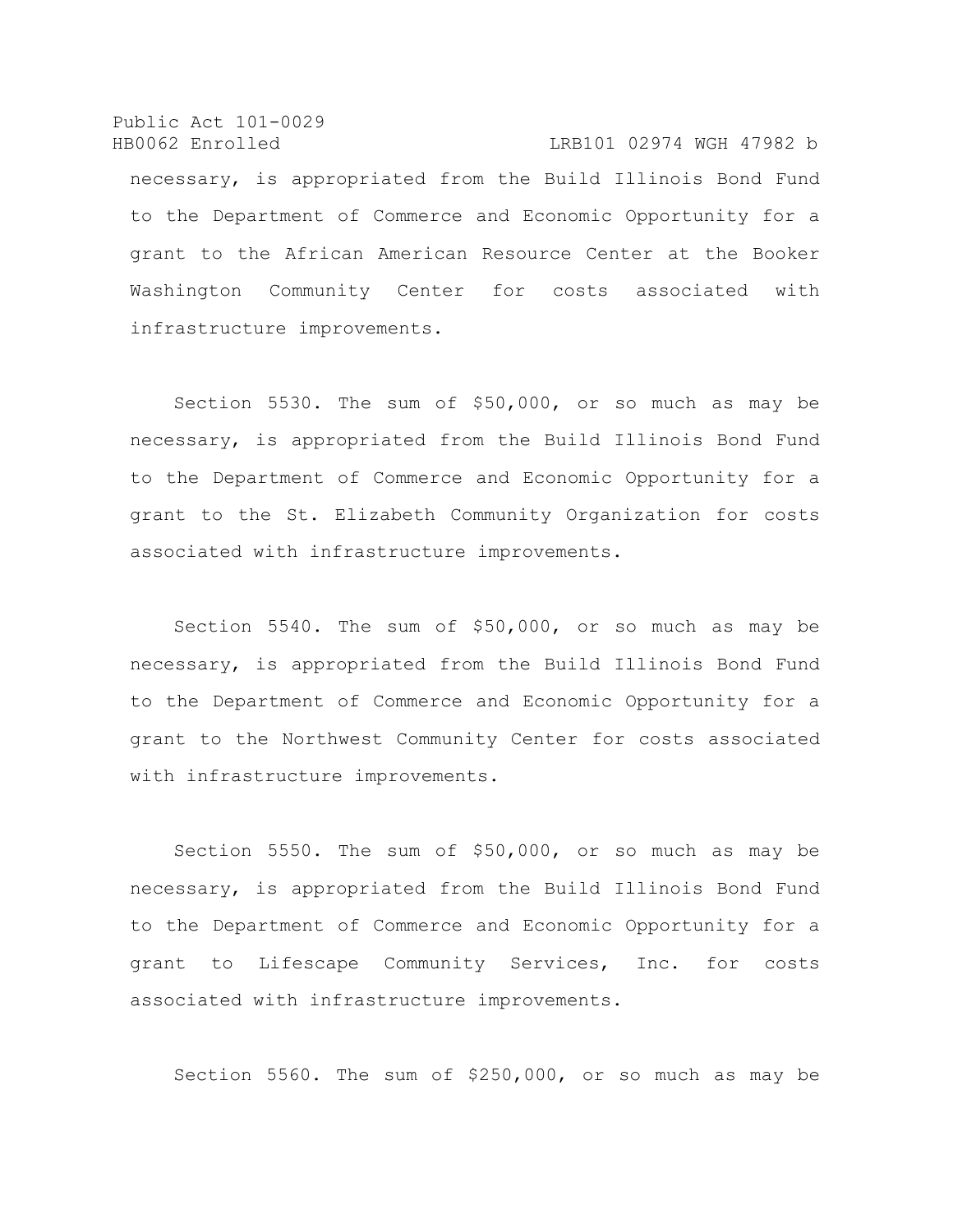necessary, is appropriated from the Build Illinois Bond Fund to the Department of Commerce and Economic Opportunity for a grant to the African American Resource Center at the Booker Washington Community Center for costs associated with infrastructure improvements.

Section 5530. The sum of $50,000, or so much as may be necessary, is appropriated from the Build Illinois Bond Fund to the Department of Commerce and Economic Opportunity for a grant to the St. Elizabeth Community Organization for costs associated with infrastructure improvements.

Section 5540. The sum of $50,000, or so much as may be necessary, is appropriated from the Build Illinois Bond Fund to the Department of Commerce and Economic Opportunity for a grant to the Northwest Community Center for costs associated with infrastructure improvements.

Section 5550. The sum of $50,000, or so much as may be necessary, is appropriated from the Build Illinois Bond Fund to the Department of Commerce and Economic Opportunity for a grant to Lifescape Community Services, Inc. for costs associated with infrastructure improvements.

Section 5560. The sum of $250,000, or so much as may be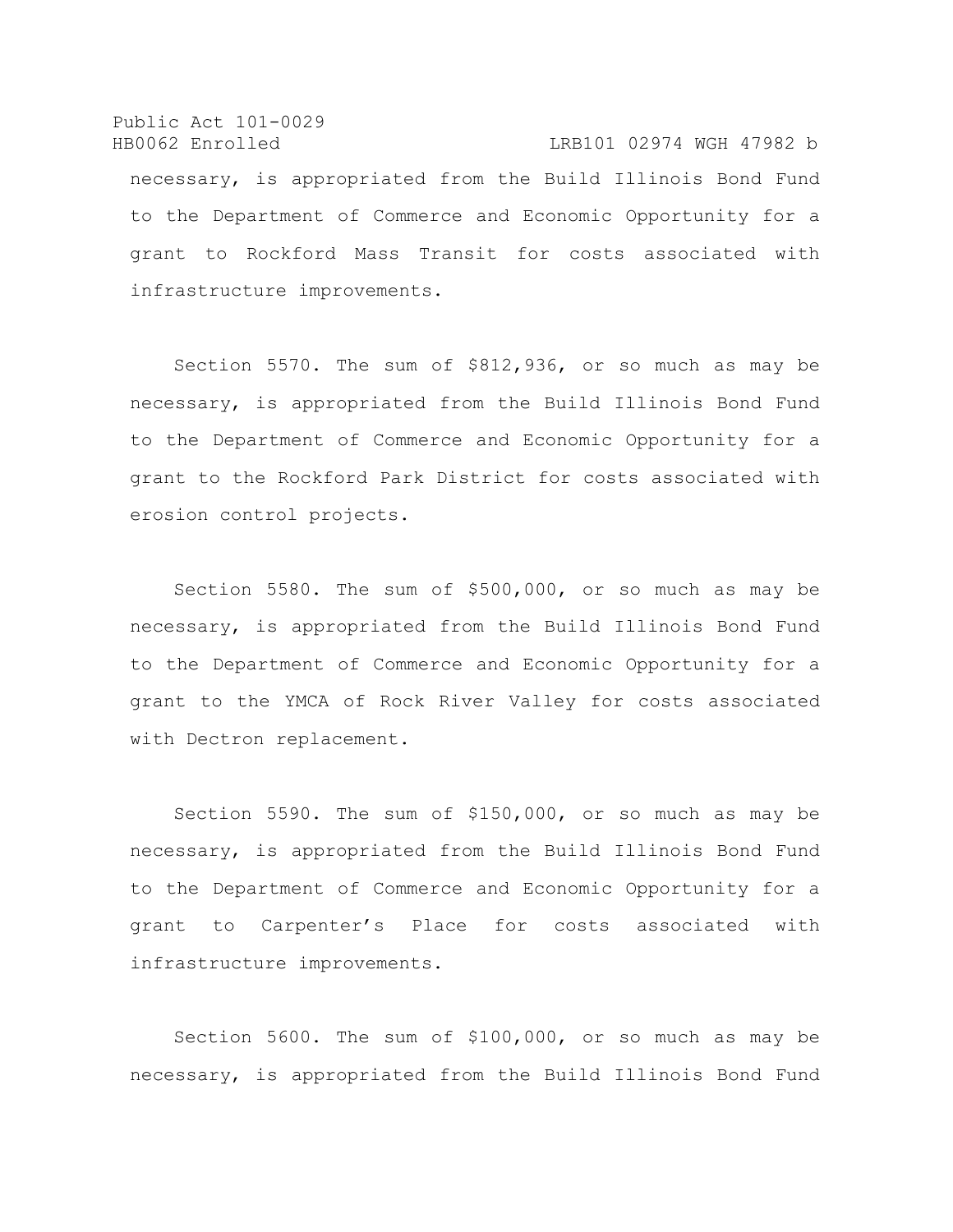necessary, is appropriated from the Build Illinois Bond Fund to the Department of Commerce and Economic Opportunity for a grant to Rockford Mass Transit for costs associated with infrastructure improvements.

Section 5570. The sum of $812,936, or so much as may be necessary, is appropriated from the Build Illinois Bond Fund to the Department of Commerce and Economic Opportunity for a grant to the Rockford Park District for costs associated with erosion control projects.

Section 5580. The sum of $500,000, or so much as may be necessary, is appropriated from the Build Illinois Bond Fund to the Department of Commerce and Economic Opportunity for a grant to the YMCA of Rock River Valley for costs associated with Dectron replacement.

Section 5590. The sum of $150,000, or so much as may be necessary, is appropriated from the Build Illinois Bond Fund to the Department of Commerce and Economic Opportunity for a grant to Carpenter's Place for costs associated with infrastructure improvements.

Section 5600. The sum of $100,000, or so much as may be necessary, is appropriated from the Build Illinois Bond Fund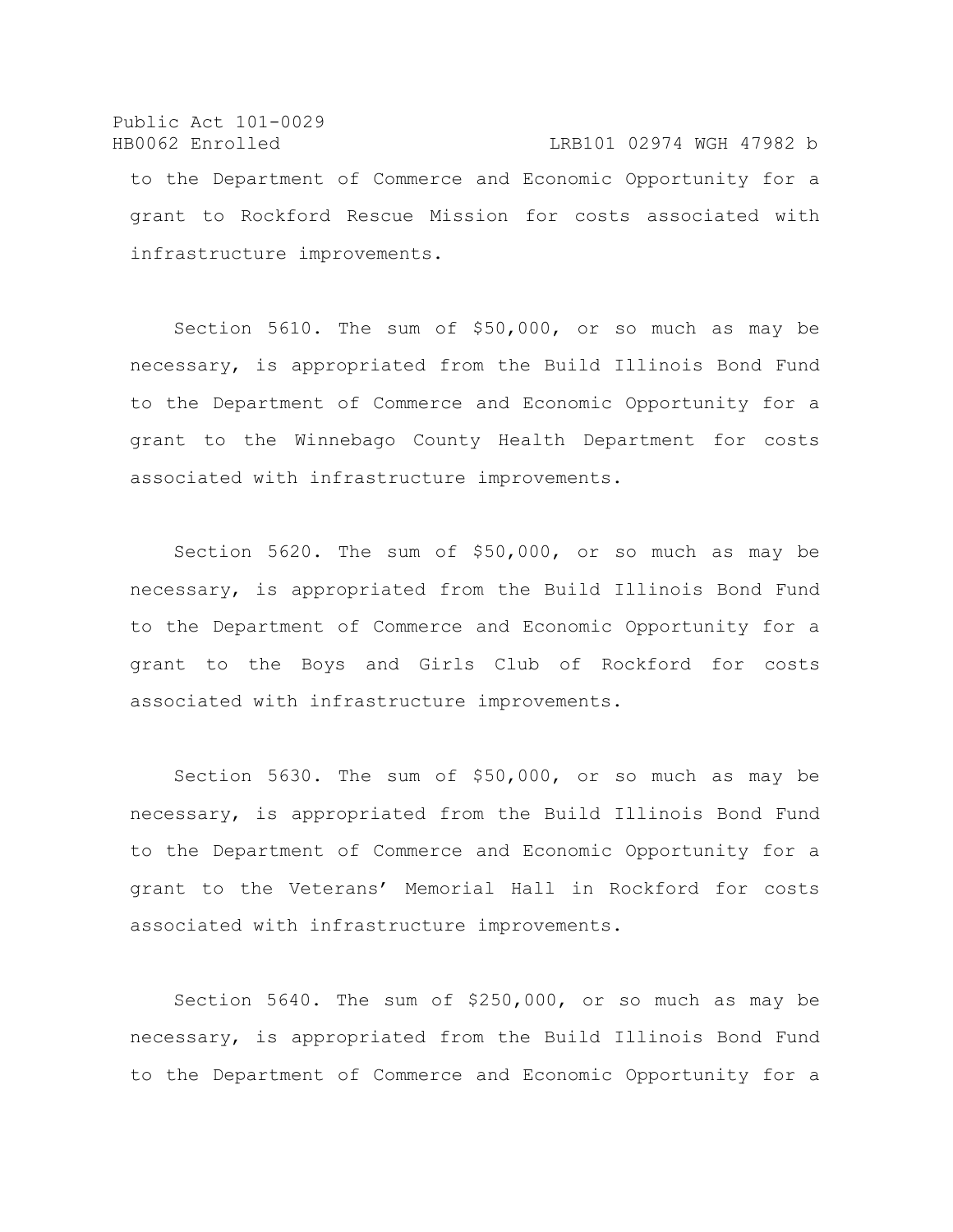to the Department of Commerce and Economic Opportunity for a grant to Rockford Rescue Mission for costs associated with infrastructure improvements.

Section 5610. The sum of $50,000, or so much as may be necessary, is appropriated from the Build Illinois Bond Fund to the Department of Commerce and Economic Opportunity for a grant to the Winnebago County Health Department for costs associated with infrastructure improvements.

Section 5620. The sum of $50,000, or so much as may be necessary, is appropriated from the Build Illinois Bond Fund to the Department of Commerce and Economic Opportunity for a grant to the Boys and Girls Club of Rockford for costs associated with infrastructure improvements.

Section 5630. The sum of $50,000, or so much as may be necessary, is appropriated from the Build Illinois Bond Fund to the Department of Commerce and Economic Opportunity for a grant to the Veterans' Memorial Hall in Rockford for costs associated with infrastructure improvements.

Section 5640. The sum of $250,000, or so much as may be necessary, is appropriated from the Build Illinois Bond Fund to the Department of Commerce and Economic Opportunity for a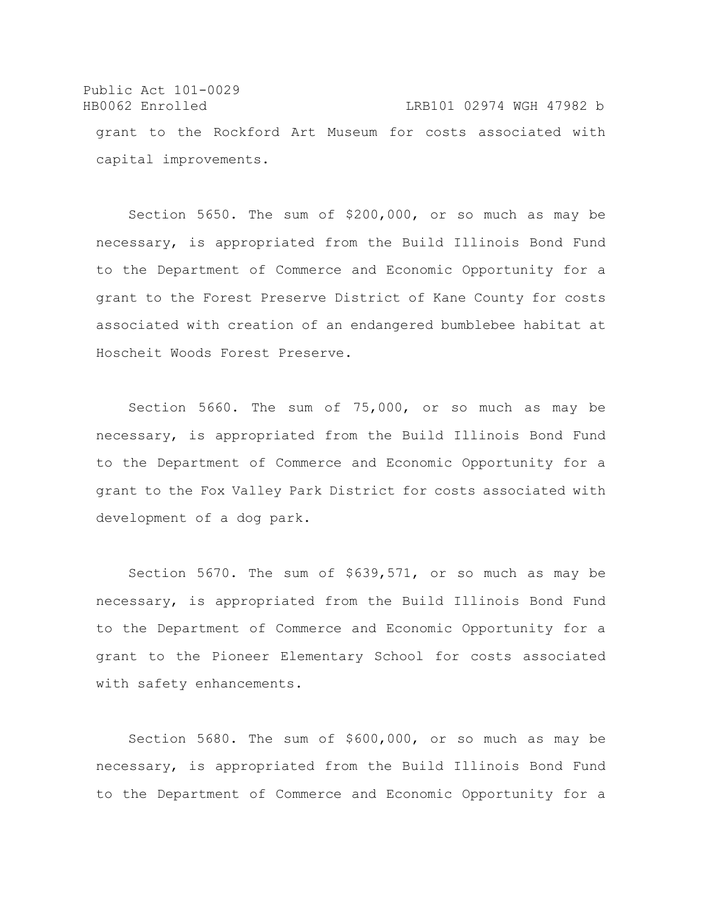grant to the Rockford Art Museum for costs associated with capital improvements.

Section 5650. The sum of $200,000, or so much as may be necessary, is appropriated from the Build Illinois Bond Fund to the Department of Commerce and Economic Opportunity for a grant to the Forest Preserve District of Kane County for costs associated with creation of an endangered bumblebee habitat at Hoscheit Woods Forest Preserve.

Section 5660. The sum of 75,000, or so much as may be necessary, is appropriated from the Build Illinois Bond Fund to the Department of Commerce and Economic Opportunity for a grant to the Fox Valley Park District for costs associated with development of a dog park.

Section 5670. The sum of $639,571, or so much as may be necessary, is appropriated from the Build Illinois Bond Fund to the Department of Commerce and Economic Opportunity for a grant to the Pioneer Elementary School for costs associated with safety enhancements.

Section 5680. The sum of $600,000, or so much as may be necessary, is appropriated from the Build Illinois Bond Fund to the Department of Commerce and Economic Opportunity for a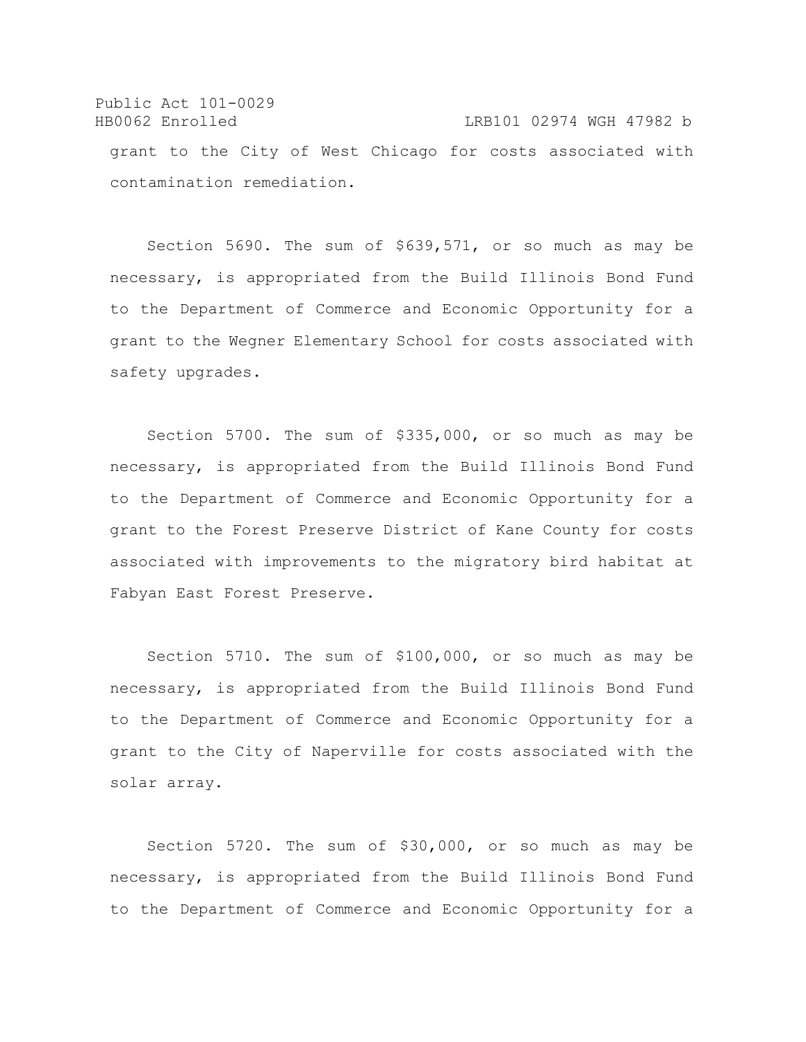grant to the City of West Chicago for costs associated with contamination remediation.

Section 5690. The sum of $639,571, or so much as may be necessary, is appropriated from the Build Illinois Bond Fund to the Department of Commerce and Economic Opportunity for a grant to the Wegner Elementary School for costs associated with safety upgrades.

Section 5700. The sum of $335,000, or so much as may be necessary, is appropriated from the Build Illinois Bond Fund to the Department of Commerce and Economic Opportunity for a grant to the Forest Preserve District of Kane County for costs associated with improvements to the migratory bird habitat at Fabyan East Forest Preserve.

Section 5710. The sum of $100,000, or so much as may be necessary, is appropriated from the Build Illinois Bond Fund to the Department of Commerce and Economic Opportunity for a grant to the City of Naperville for costs associated with the solar array.

Section 5720. The sum of $30,000, or so much as may be necessary, is appropriated from the Build Illinois Bond Fund to the Department of Commerce and Economic Opportunity for a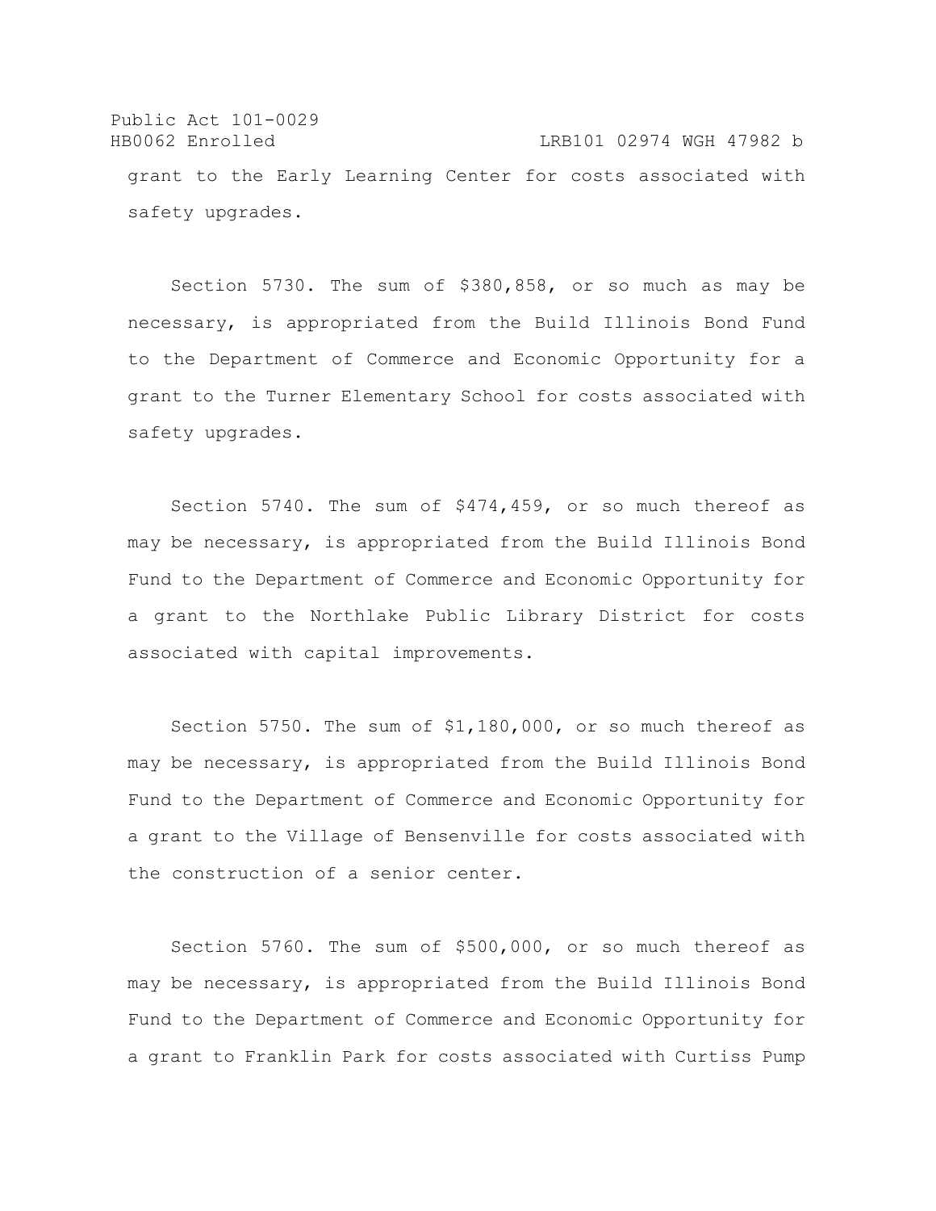grant to the Early Learning Center for costs associated with safety upgrades.

Section 5730. The sum of $380,858, or so much as may be necessary, is appropriated from the Build Illinois Bond Fund to the Department of Commerce and Economic Opportunity for a grant to the Turner Elementary School for costs associated with safety upgrades.

Section 5740. The sum of $474,459, or so much thereof as may be necessary, is appropriated from the Build Illinois Bond Fund to the Department of Commerce and Economic Opportunity for a grant to the Northlake Public Library District for costs associated with capital improvements.

Section 5750. The sum of $1,180,000, or so much thereof as may be necessary, is appropriated from the Build Illinois Bond Fund to the Department of Commerce and Economic Opportunity for a grant to the Village of Bensenville for costs associated with the construction of a senior center.

Section 5760. The sum of $500,000, or so much thereof as may be necessary, is appropriated from the Build Illinois Bond Fund to the Department of Commerce and Economic Opportunity for a grant to Franklin Park for costs associated with Curtiss Pump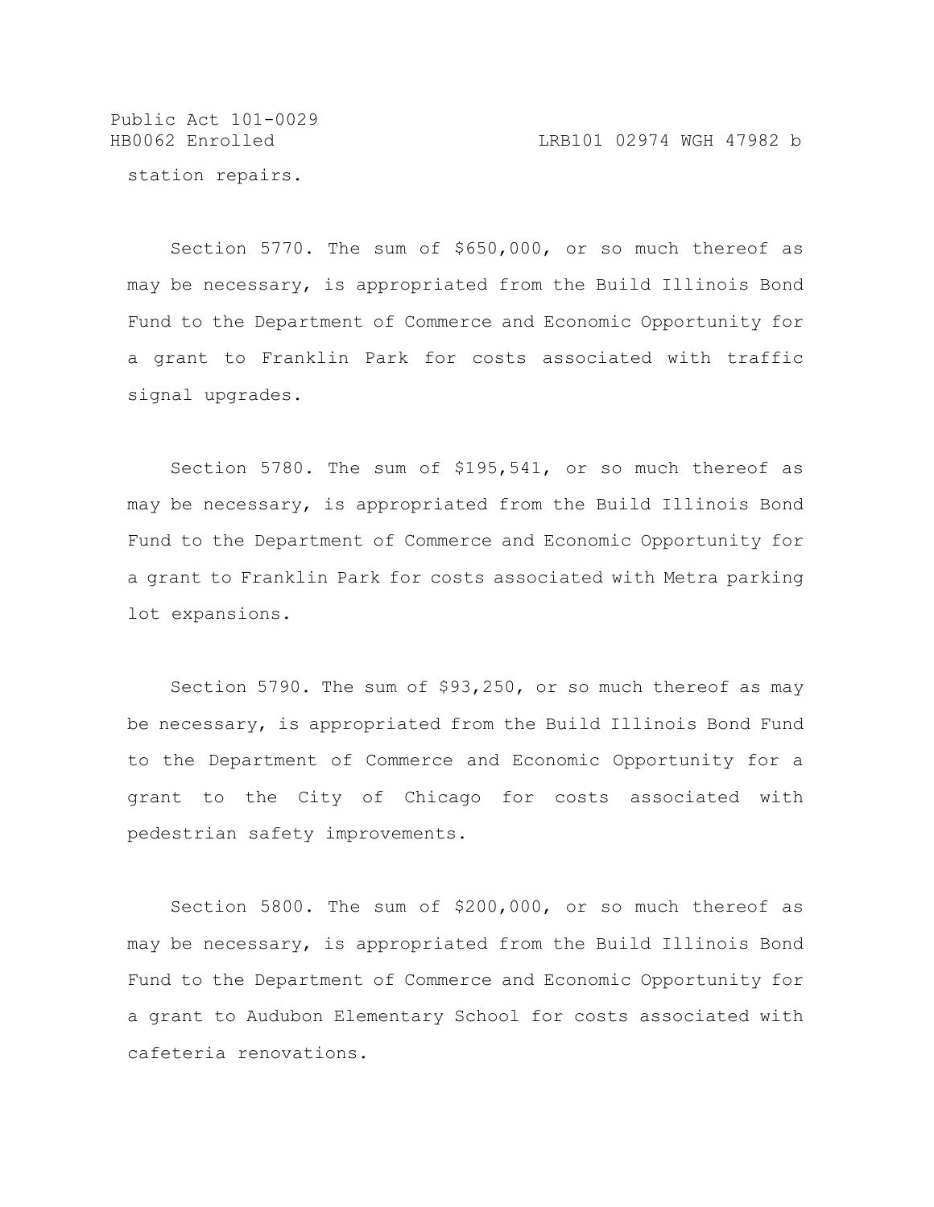station repairs.

Section 5770. The sum of $650,000, or so much thereof as may be necessary, is appropriated from the Build Illinois Bond Fund to the Department of Commerce and Economic Opportunity for a grant to Franklin Park for costs associated with traffic signal upgrades.

Section 5780. The sum of $195,541, or so much thereof as may be necessary, is appropriated from the Build Illinois Bond Fund to the Department of Commerce and Economic Opportunity for a grant to Franklin Park for costs associated with Metra parking lot expansions.

Section 5790. The sum of $93,250, or so much thereof as may be necessary, is appropriated from the Build Illinois Bond Fund to the Department of Commerce and Economic Opportunity for a grant to the City of Chicago for costs associated with pedestrian safety improvements.

Section 5800. The sum of $200,000, or so much thereof as may be necessary, is appropriated from the Build Illinois Bond Fund to the Department of Commerce and Economic Opportunity for a grant to Audubon Elementary School for costs associated with cafeteria renovations.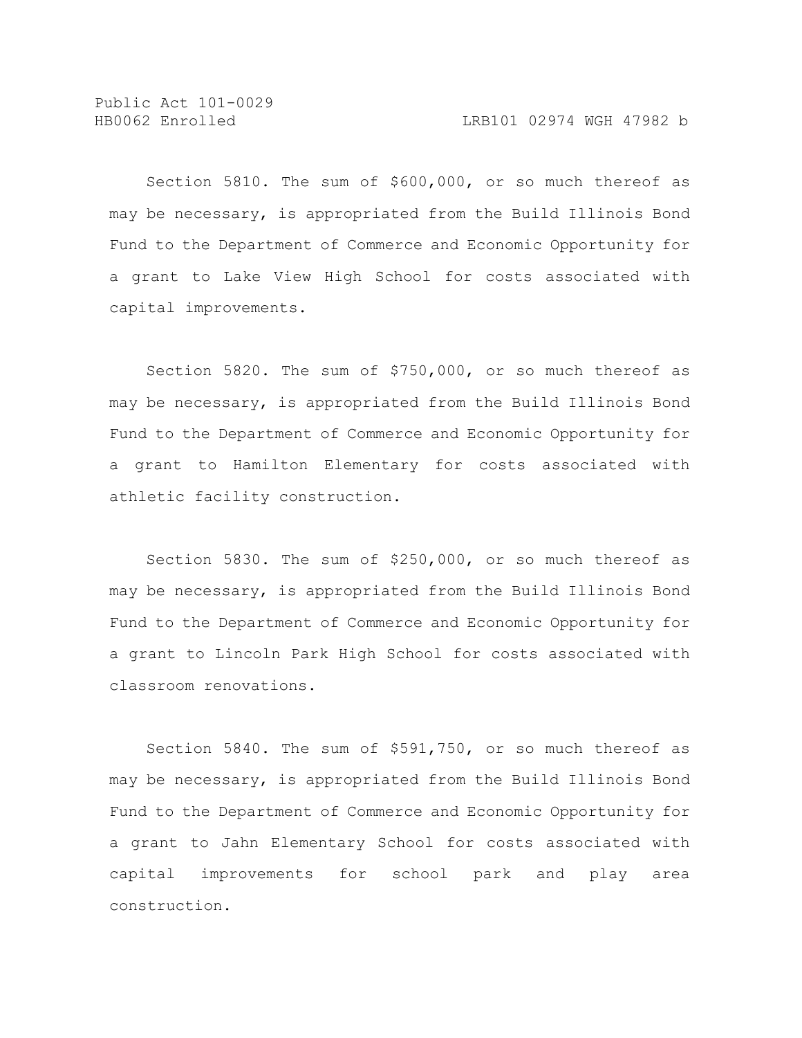Section 5810. The sum of $600,000, or so much thereof as may be necessary, is appropriated from the Build Illinois Bond Fund to the Department of Commerce and Economic Opportunity for a grant to Lake View High School for costs associated with capital improvements.

Section 5820. The sum of $750,000, or so much thereof as may be necessary, is appropriated from the Build Illinois Bond Fund to the Department of Commerce and Economic Opportunity for a grant to Hamilton Elementary for costs associated with athletic facility construction.

Section 5830. The sum of $250,000, or so much thereof as may be necessary, is appropriated from the Build Illinois Bond Fund to the Department of Commerce and Economic Opportunity for a grant to Lincoln Park High School for costs associated with classroom renovations.

Section 5840. The sum of $591,750, or so much thereof as may be necessary, is appropriated from the Build Illinois Bond Fund to the Department of Commerce and Economic Opportunity for a grant to Jahn Elementary School for costs associated with capital improvements for school park and play area construction.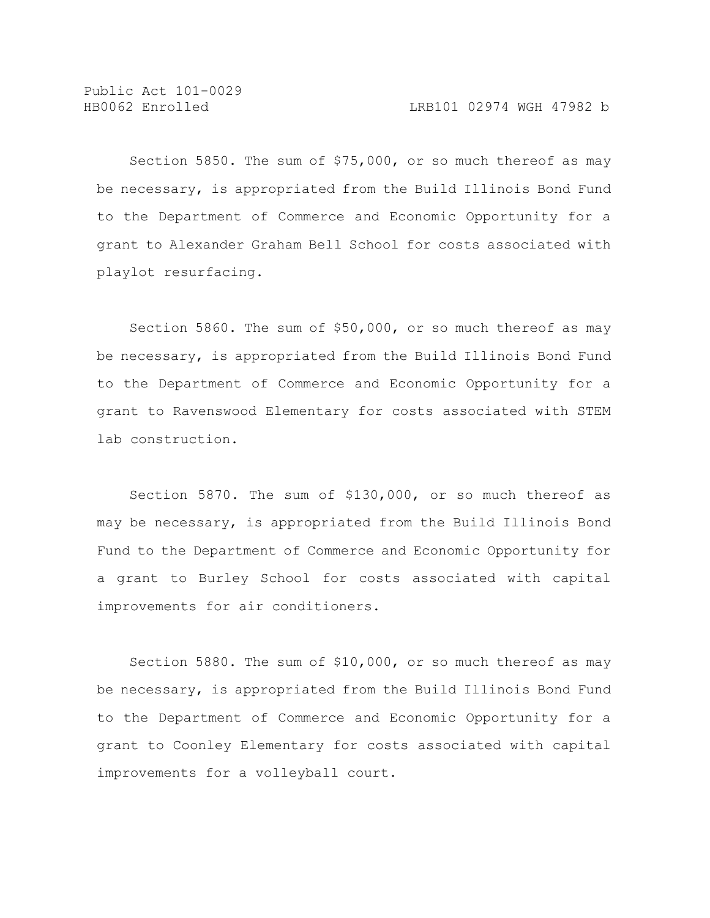Section 5850. The sum of $75,000, or so much thereof as may be necessary, is appropriated from the Build Illinois Bond Fund to the Department of Commerce and Economic Opportunity for a grant to Alexander Graham Bell School for costs associated with playlot resurfacing.

Section 5860. The sum of $50,000, or so much thereof as may be necessary, is appropriated from the Build Illinois Bond Fund to the Department of Commerce and Economic Opportunity for a grant to Ravenswood Elementary for costs associated with STEM lab construction.

Section 5870. The sum of $130,000, or so much thereof as may be necessary, is appropriated from the Build Illinois Bond Fund to the Department of Commerce and Economic Opportunity for a grant to Burley School for costs associated with capital improvements for air conditioners.

Section 5880. The sum of $10,000, or so much thereof as may be necessary, is appropriated from the Build Illinois Bond Fund to the Department of Commerce and Economic Opportunity for a grant to Coonley Elementary for costs associated with capital improvements for a volleyball court.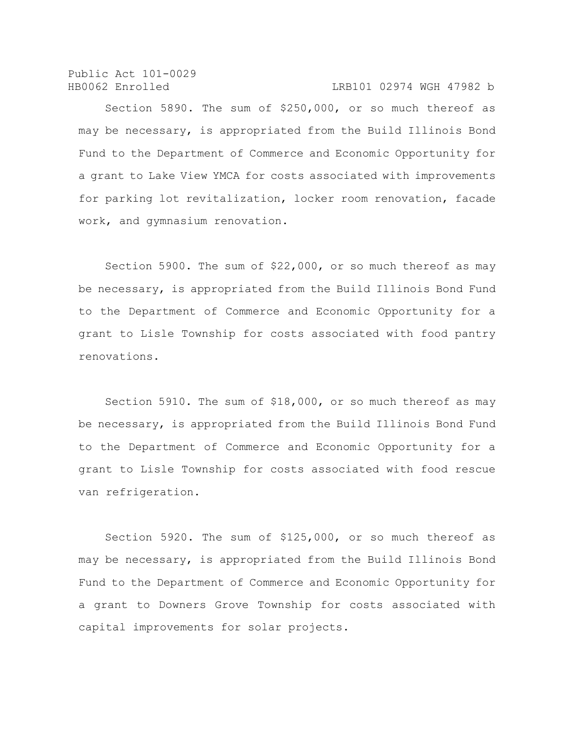Section 5890. The sum of $250,000, or so much thereof as may be necessary, is appropriated from the Build Illinois Bond Fund to the Department of Commerce and Economic Opportunity for a grant to Lake View YMCA for costs associated with improvements for parking lot revitalization, locker room renovation, facade work, and gymnasium renovation.

Section 5900. The sum of $22,000, or so much thereof as may be necessary, is appropriated from the Build Illinois Bond Fund to the Department of Commerce and Economic Opportunity for a grant to Lisle Township for costs associated with food pantry renovations.

Section 5910. The sum of $18,000, or so much thereof as may be necessary, is appropriated from the Build Illinois Bond Fund to the Department of Commerce and Economic Opportunity for a grant to Lisle Township for costs associated with food rescue van refrigeration.

Section 5920. The sum of $125,000, or so much thereof as may be necessary, is appropriated from the Build Illinois Bond Fund to the Department of Commerce and Economic Opportunity for a grant to Downers Grove Township for costs associated with capital improvements for solar projects.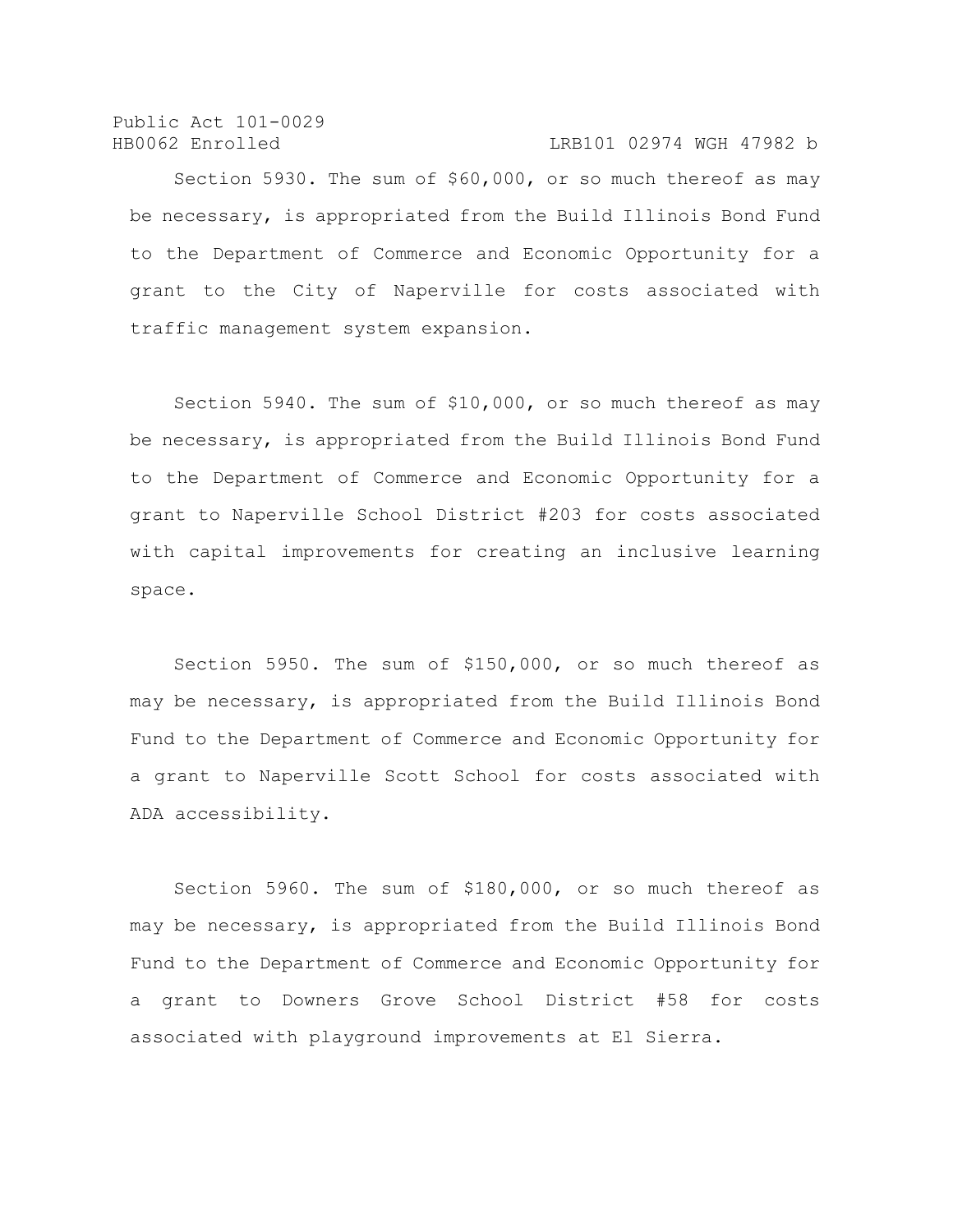Section 5930. The sum of $60,000, or so much thereof as may be necessary, is appropriated from the Build Illinois Bond Fund to the Department of Commerce and Economic Opportunity for a grant to the City of Naperville for costs associated with traffic management system expansion.

Section 5940. The sum of $10,000, or so much thereof as may be necessary, is appropriated from the Build Illinois Bond Fund to the Department of Commerce and Economic Opportunity for a grant to Naperville School District #203 for costs associated with capital improvements for creating an inclusive learning space.

Section 5950. The sum of $150,000, or so much thereof as may be necessary, is appropriated from the Build Illinois Bond Fund to the Department of Commerce and Economic Opportunity for a grant to Naperville Scott School for costs associated with ADA accessibility.

Section 5960. The sum of $180,000, or so much thereof as may be necessary, is appropriated from the Build Illinois Bond Fund to the Department of Commerce and Economic Opportunity for a grant to Downers Grove School District #58 for costs associated with playground improvements at El Sierra.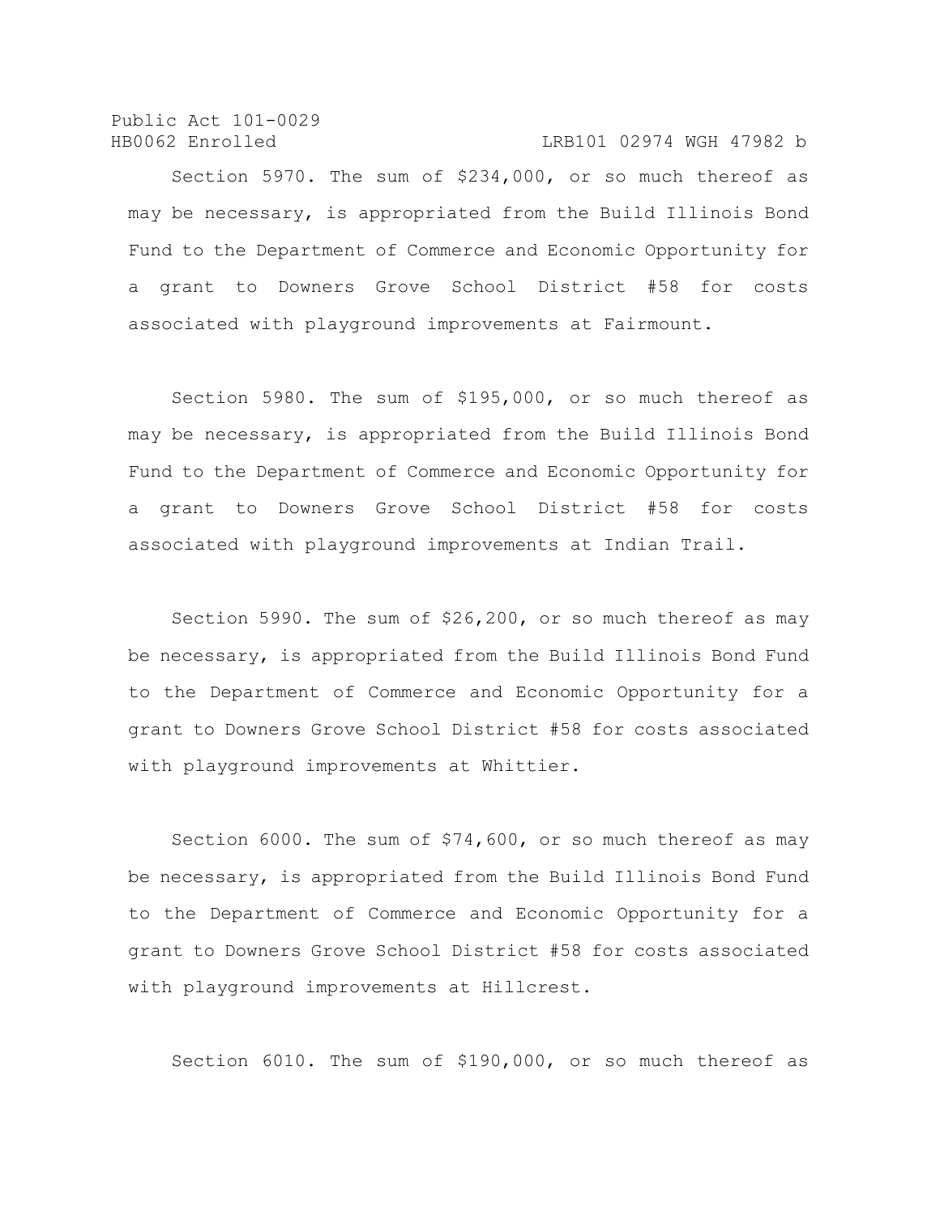Section 5970. The sum of $234,000, or so much thereof as may be necessary, is appropriated from the Build Illinois Bond Fund to the Department of Commerce and Economic Opportunity for a grant to Downers Grove School District #58 for costs associated with playground improvements at Fairmount.

Section 5980. The sum of $195,000, or so much thereof as may be necessary, is appropriated from the Build Illinois Bond Fund to the Department of Commerce and Economic Opportunity for a grant to Downers Grove School District #58 for costs associated with playground improvements at Indian Trail.

Section 5990. The sum of $26,200, or so much thereof as may be necessary, is appropriated from the Build Illinois Bond Fund to the Department of Commerce and Economic Opportunity for a grant to Downers Grove School District #58 for costs associated with playground improvements at Whittier.

Section 6000. The sum of $74,600, or so much thereof as may be necessary, is appropriated from the Build Illinois Bond Fund to the Department of Commerce and Economic Opportunity for a grant to Downers Grove School District #58 for costs associated with playground improvements at Hillcrest.

Section 6010. The sum of $190,000, or so much thereof as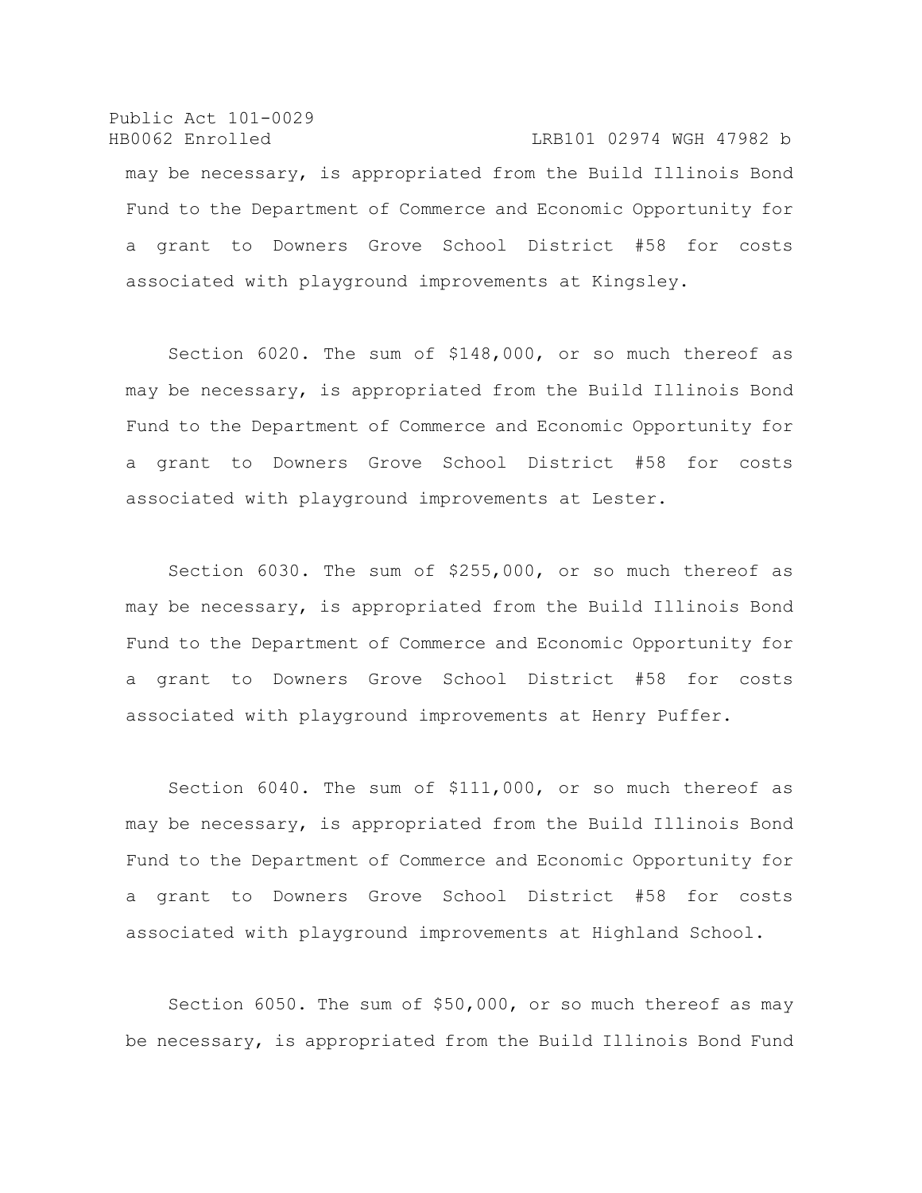may be necessary, is appropriated from the Build Illinois Bond Fund to the Department of Commerce and Economic Opportunity for a grant to Downers Grove School District #58 for costs associated with playground improvements at Kingsley.

Section 6020. The sum of $148,000, or so much thereof as may be necessary, is appropriated from the Build Illinois Bond Fund to the Department of Commerce and Economic Opportunity for a grant to Downers Grove School District #58 for costs associated with playground improvements at Lester.

Section 6030. The sum of $255,000, or so much thereof as may be necessary, is appropriated from the Build Illinois Bond Fund to the Department of Commerce and Economic Opportunity for a grant to Downers Grove School District #58 for costs associated with playground improvements at Henry Puffer.

Section 6040. The sum of $111,000, or so much thereof as may be necessary, is appropriated from the Build Illinois Bond Fund to the Department of Commerce and Economic Opportunity for a grant to Downers Grove School District #58 for costs associated with playground improvements at Highland School.

Section 6050. The sum of $50,000, or so much thereof as may be necessary, is appropriated from the Build Illinois Bond Fund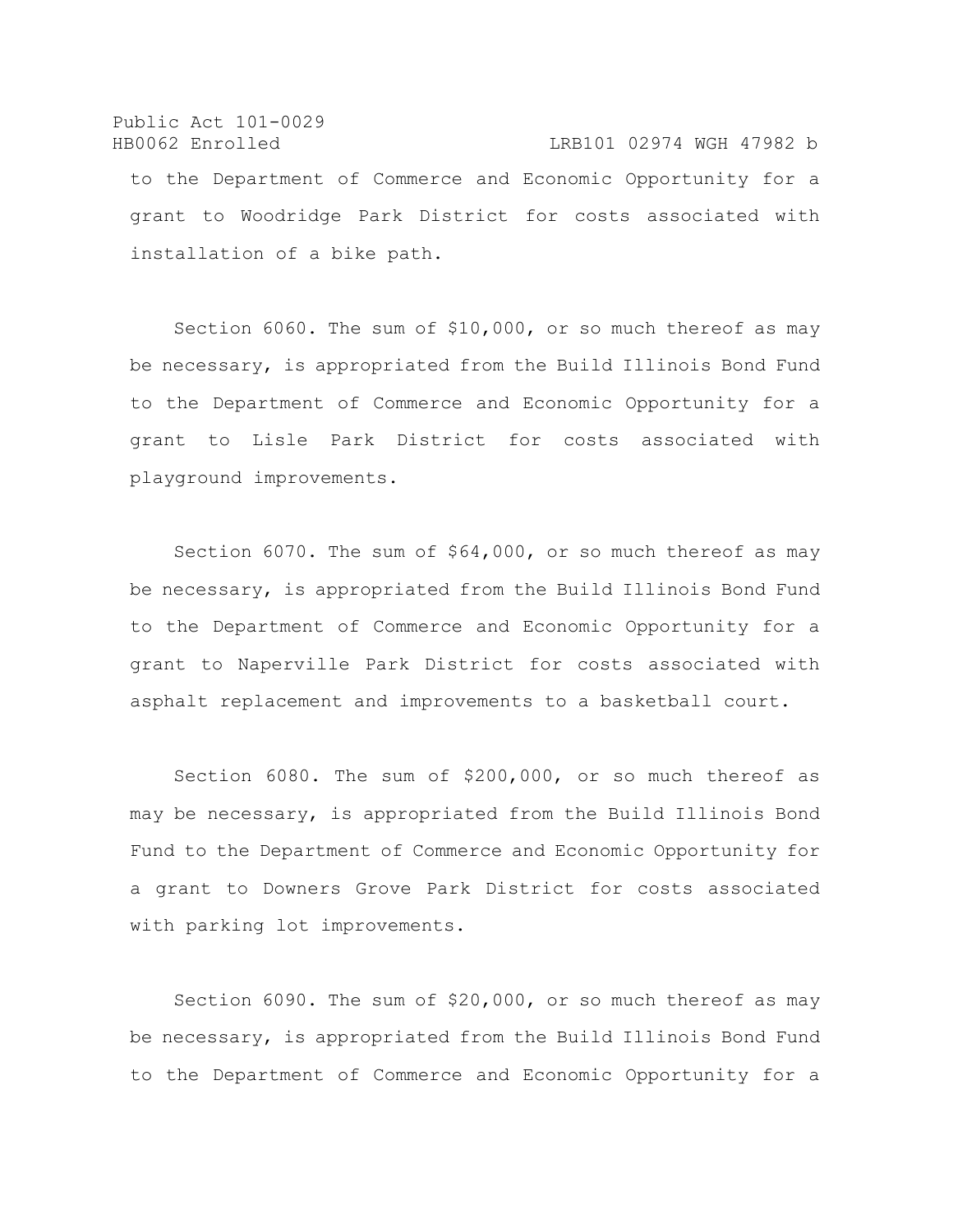to the Department of Commerce and Economic Opportunity for a grant to Woodridge Park District for costs associated with installation of a bike path.

Section 6060. The sum of $10,000, or so much thereof as may be necessary, is appropriated from the Build Illinois Bond Fund to the Department of Commerce and Economic Opportunity for a grant to Lisle Park District for costs associated with playground improvements.

Section 6070. The sum of $64,000, or so much thereof as may be necessary, is appropriated from the Build Illinois Bond Fund to the Department of Commerce and Economic Opportunity for a grant to Naperville Park District for costs associated with asphalt replacement and improvements to a basketball court.

Section 6080. The sum of $200,000, or so much thereof as may be necessary, is appropriated from the Build Illinois Bond Fund to the Department of Commerce and Economic Opportunity for a grant to Downers Grove Park District for costs associated with parking lot improvements.

Section 6090. The sum of $20,000, or so much thereof as may be necessary, is appropriated from the Build Illinois Bond Fund to the Department of Commerce and Economic Opportunity for a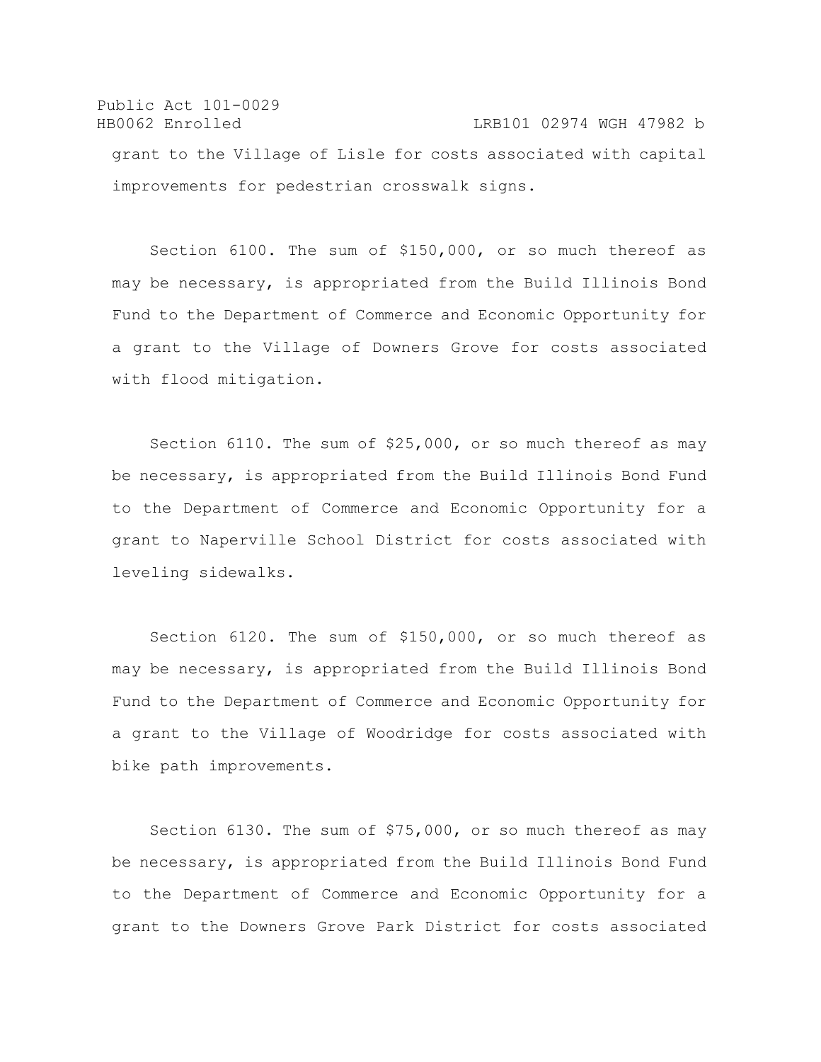grant to the Village of Lisle for costs associated with capital improvements for pedestrian crosswalk signs.

Section 6100. The sum of $150,000, or so much thereof as may be necessary, is appropriated from the Build Illinois Bond Fund to the Department of Commerce and Economic Opportunity for a grant to the Village of Downers Grove for costs associated with flood mitigation.

Section 6110. The sum of $25,000, or so much thereof as may be necessary, is appropriated from the Build Illinois Bond Fund to the Department of Commerce and Economic Opportunity for a grant to Naperville School District for costs associated with leveling sidewalks.

Section 6120. The sum of $150,000, or so much thereof as may be necessary, is appropriated from the Build Illinois Bond Fund to the Department of Commerce and Economic Opportunity for a grant to the Village of Woodridge for costs associated with bike path improvements.

Section 6130. The sum of $75,000, or so much thereof as may be necessary, is appropriated from the Build Illinois Bond Fund to the Department of Commerce and Economic Opportunity for a grant to the Downers Grove Park District for costs associated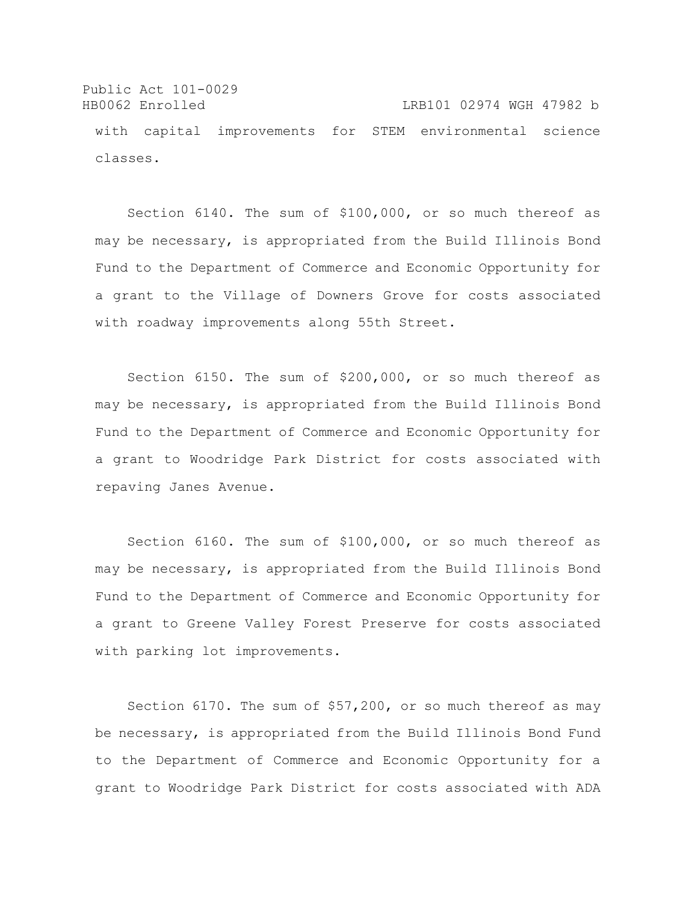with capital improvements for STEM environmental science classes.

Section 6140. The sum of $100,000, or so much thereof as may be necessary, is appropriated from the Build Illinois Bond Fund to the Department of Commerce and Economic Opportunity for a grant to the Village of Downers Grove for costs associated with roadway improvements along 55th Street.

Section 6150. The sum of $200,000, or so much thereof as may be necessary, is appropriated from the Build Illinois Bond Fund to the Department of Commerce and Economic Opportunity for a grant to Woodridge Park District for costs associated with repaving Janes Avenue.

Section 6160. The sum of $100,000, or so much thereof as may be necessary, is appropriated from the Build Illinois Bond Fund to the Department of Commerce and Economic Opportunity for a grant to Greene Valley Forest Preserve for costs associated with parking lot improvements.

Section 6170. The sum of $57,200, or so much thereof as may be necessary, is appropriated from the Build Illinois Bond Fund to the Department of Commerce and Economic Opportunity for a grant to Woodridge Park District for costs associated with ADA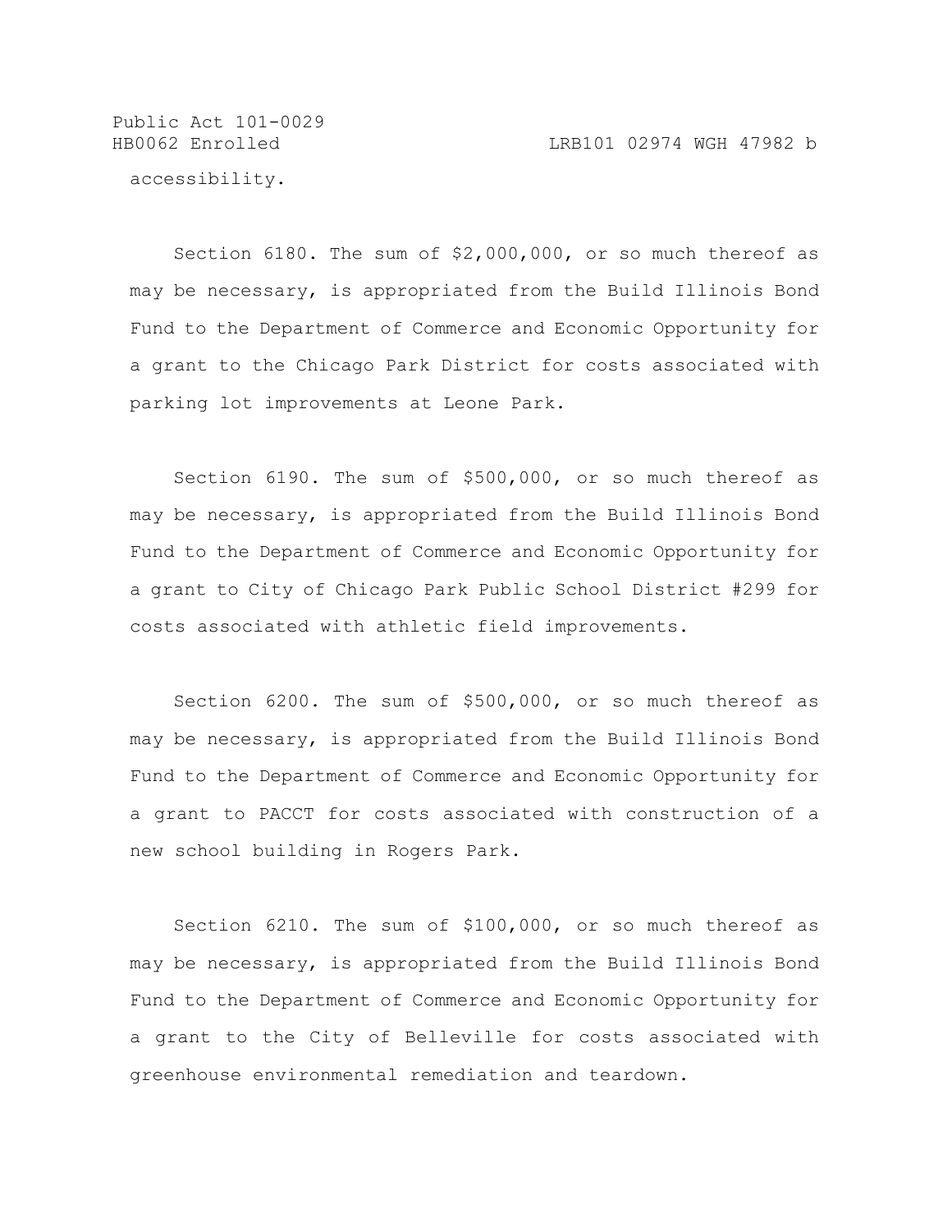accessibility.

Section 6180. The sum of $2,000,000, or so much thereof as may be necessary, is appropriated from the Build Illinois Bond Fund to the Department of Commerce and Economic Opportunity for a grant to the Chicago Park District for costs associated with parking lot improvements at Leone Park.

Section 6190. The sum of $500,000, or so much thereof as may be necessary, is appropriated from the Build Illinois Bond Fund to the Department of Commerce and Economic Opportunity for a grant to City of Chicago Park Public School District #299 for costs associated with athletic field improvements.

Section 6200. The sum of $500,000, or so much thereof as may be necessary, is appropriated from the Build Illinois Bond Fund to the Department of Commerce and Economic Opportunity for a grant to PACCT for costs associated with construction of a new school building in Rogers Park.

Section 6210. The sum of $100,000, or so much thereof as may be necessary, is appropriated from the Build Illinois Bond Fund to the Department of Commerce and Economic Opportunity for a grant to the City of Belleville for costs associated with greenhouse environmental remediation and teardown.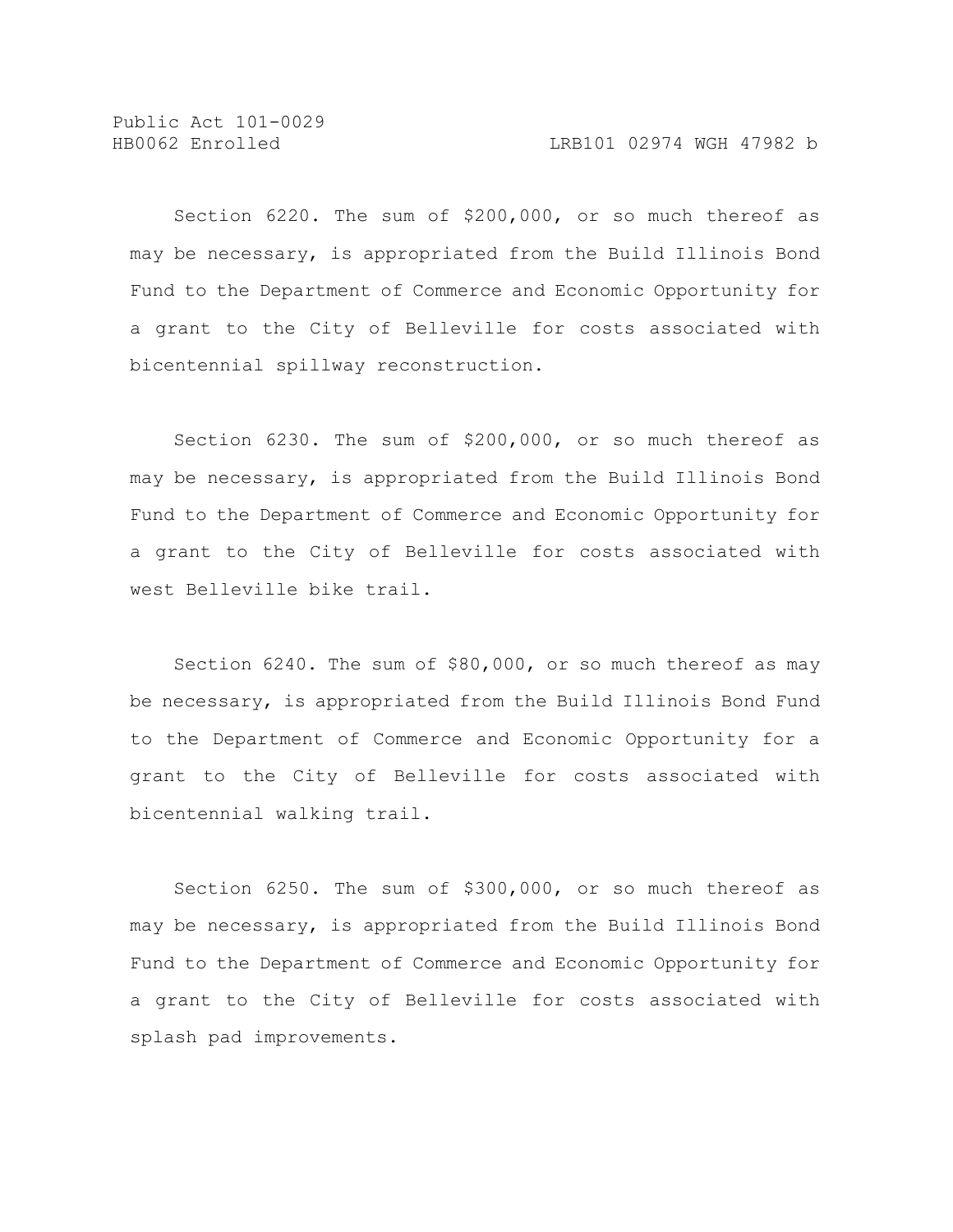Section 6220. The sum of $200,000, or so much thereof as may be necessary, is appropriated from the Build Illinois Bond Fund to the Department of Commerce and Economic Opportunity for a grant to the City of Belleville for costs associated with bicentennial spillway reconstruction.

Section 6230. The sum of $200,000, or so much thereof as may be necessary, is appropriated from the Build Illinois Bond Fund to the Department of Commerce and Economic Opportunity for a grant to the City of Belleville for costs associated with west Belleville bike trail.

Section 6240. The sum of $80,000, or so much thereof as may be necessary, is appropriated from the Build Illinois Bond Fund to the Department of Commerce and Economic Opportunity for a grant to the City of Belleville for costs associated with bicentennial walking trail.

Section 6250. The sum of $300,000, or so much thereof as may be necessary, is appropriated from the Build Illinois Bond Fund to the Department of Commerce and Economic Opportunity for a grant to the City of Belleville for costs associated with splash pad improvements.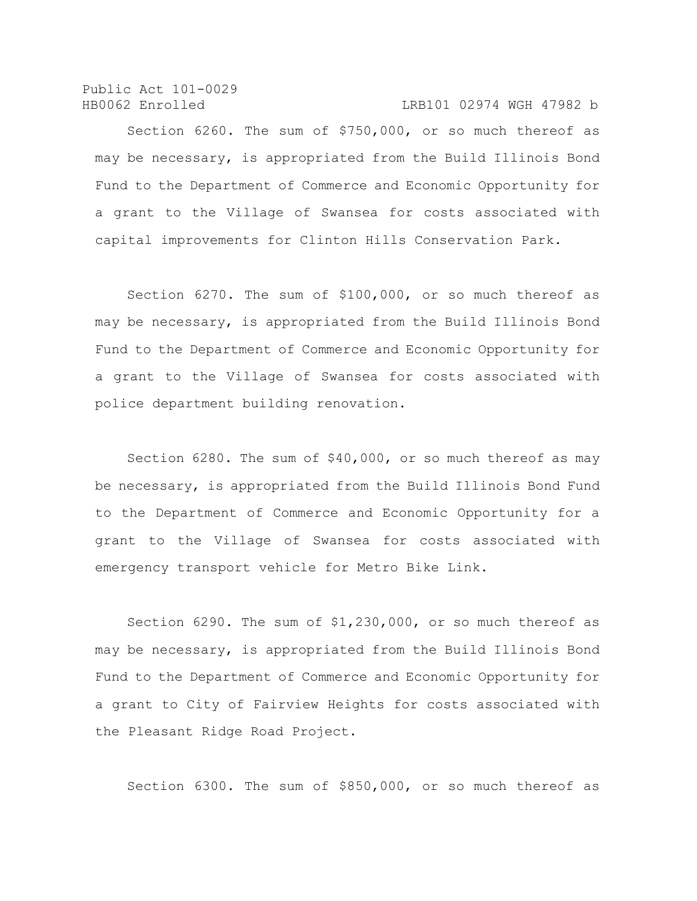Section 6260. The sum of $750,000, or so much thereof as may be necessary, is appropriated from the Build Illinois Bond Fund to the Department of Commerce and Economic Opportunity for a grant to the Village of Swansea for costs associated with capital improvements for Clinton Hills Conservation Park.

Section 6270. The sum of $100,000, or so much thereof as may be necessary, is appropriated from the Build Illinois Bond Fund to the Department of Commerce and Economic Opportunity for a grant to the Village of Swansea for costs associated with police department building renovation.

Section 6280. The sum of $40,000, or so much thereof as may be necessary, is appropriated from the Build Illinois Bond Fund to the Department of Commerce and Economic Opportunity for a grant to the Village of Swansea for costs associated with emergency transport vehicle for Metro Bike Link.

Section 6290. The sum of $1,230,000, or so much thereof as may be necessary, is appropriated from the Build Illinois Bond Fund to the Department of Commerce and Economic Opportunity for a grant to City of Fairview Heights for costs associated with the Pleasant Ridge Road Project.

Section 6300. The sum of $850,000, or so much thereof as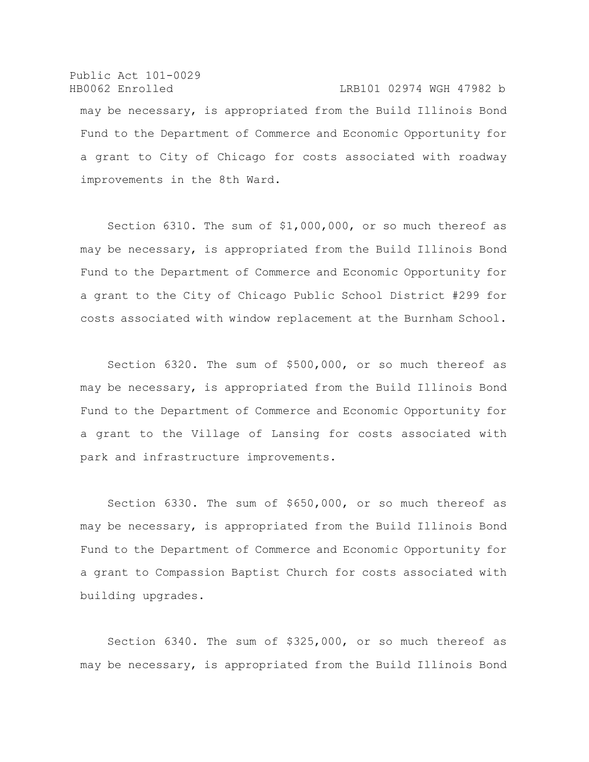may be necessary, is appropriated from the Build Illinois Bond Fund to the Department of Commerce and Economic Opportunity for a grant to City of Chicago for costs associated with roadway improvements in the 8th Ward.

Section 6310. The sum of $1,000,000, or so much thereof as may be necessary, is appropriated from the Build Illinois Bond Fund to the Department of Commerce and Economic Opportunity for a grant to the City of Chicago Public School District #299 for costs associated with window replacement at the Burnham School.

Section 6320. The sum of $500,000, or so much thereof as may be necessary, is appropriated from the Build Illinois Bond Fund to the Department of Commerce and Economic Opportunity for a grant to the Village of Lansing for costs associated with park and infrastructure improvements.

Section 6330. The sum of $650,000, or so much thereof as may be necessary, is appropriated from the Build Illinois Bond Fund to the Department of Commerce and Economic Opportunity for a grant to Compassion Baptist Church for costs associated with building upgrades.

Section 6340. The sum of $325,000, or so much thereof as may be necessary, is appropriated from the Build Illinois Bond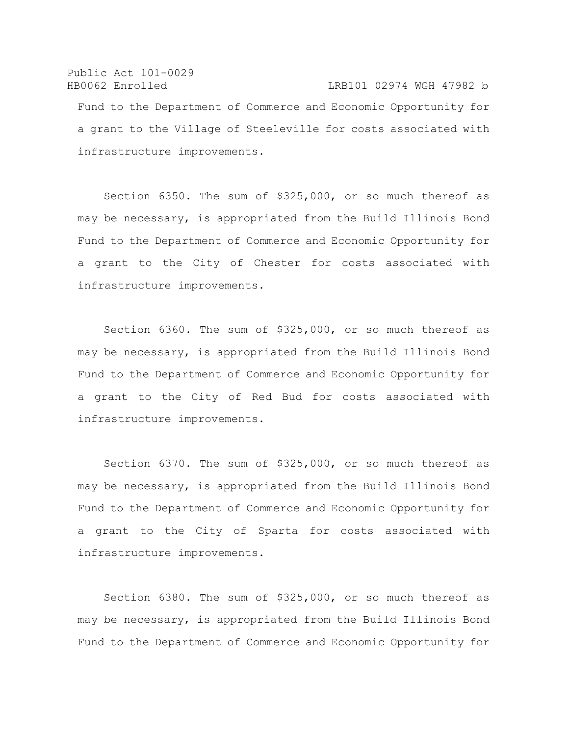Fund to the Department of Commerce and Economic Opportunity for a grant to the Village of Steeleville for costs associated with infrastructure improvements.

Section 6350. The sum of $325,000, or so much thereof as may be necessary, is appropriated from the Build Illinois Bond Fund to the Department of Commerce and Economic Opportunity for a grant to the City of Chester for costs associated with infrastructure improvements.

Section 6360. The sum of $325,000, or so much thereof as may be necessary, is appropriated from the Build Illinois Bond Fund to the Department of Commerce and Economic Opportunity for a grant to the City of Red Bud for costs associated with infrastructure improvements.

Section 6370. The sum of $325,000, or so much thereof as may be necessary, is appropriated from the Build Illinois Bond Fund to the Department of Commerce and Economic Opportunity for a grant to the City of Sparta for costs associated with infrastructure improvements.

Section 6380. The sum of $325,000, or so much thereof as may be necessary, is appropriated from the Build Illinois Bond Fund to the Department of Commerce and Economic Opportunity for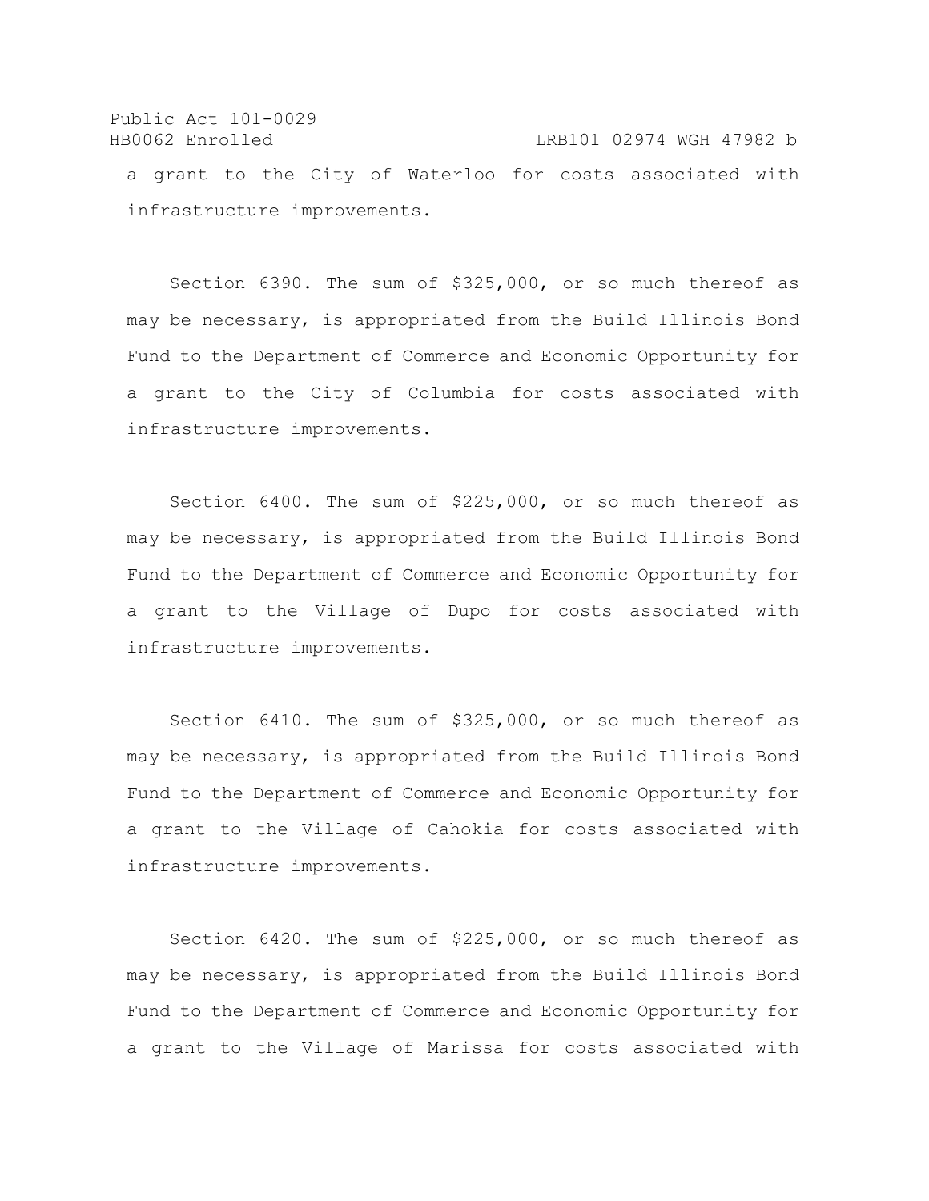a grant to the City of Waterloo for costs associated with infrastructure improvements.

Section 6390. The sum of $325,000, or so much thereof as may be necessary, is appropriated from the Build Illinois Bond Fund to the Department of Commerce and Economic Opportunity for a grant to the City of Columbia for costs associated with infrastructure improvements.

Section 6400. The sum of $225,000, or so much thereof as may be necessary, is appropriated from the Build Illinois Bond Fund to the Department of Commerce and Economic Opportunity for a grant to the Village of Dupo for costs associated with infrastructure improvements.

Section 6410. The sum of $325,000, or so much thereof as may be necessary, is appropriated from the Build Illinois Bond Fund to the Department of Commerce and Economic Opportunity for a grant to the Village of Cahokia for costs associated with infrastructure improvements.

Section 6420. The sum of $225,000, or so much thereof as may be necessary, is appropriated from the Build Illinois Bond Fund to the Department of Commerce and Economic Opportunity for a grant to the Village of Marissa for costs associated with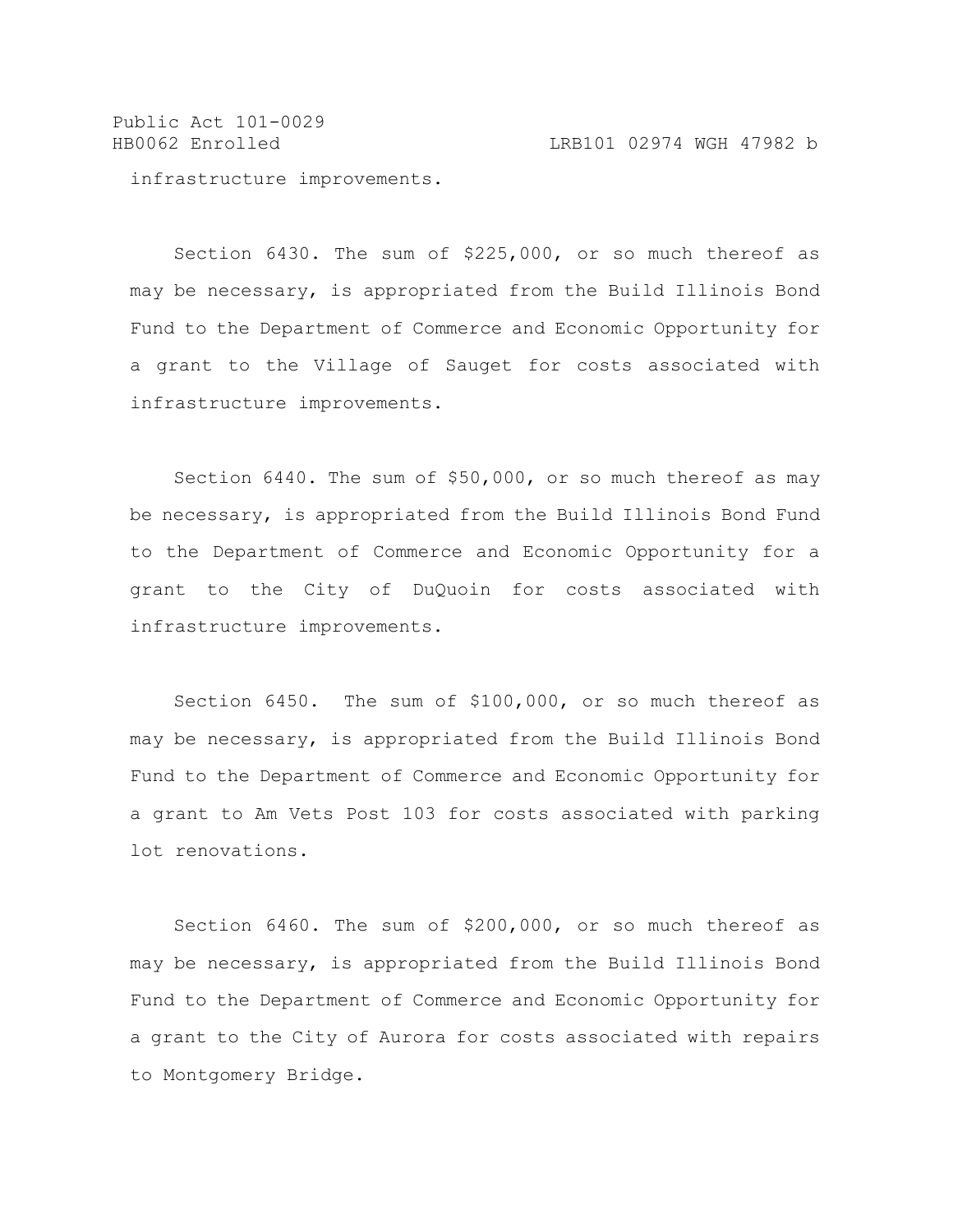infrastructure improvements.

Section 6430. The sum of $225,000, or so much thereof as may be necessary, is appropriated from the Build Illinois Bond Fund to the Department of Commerce and Economic Opportunity for a grant to the Village of Sauget for costs associated with infrastructure improvements.

Section 6440. The sum of $50,000, or so much thereof as may be necessary, is appropriated from the Build Illinois Bond Fund to the Department of Commerce and Economic Opportunity for a grant to the City of DuQuoin for costs associated with infrastructure improvements.

Section 6450. The sum of $100,000, or so much thereof as may be necessary, is appropriated from the Build Illinois Bond Fund to the Department of Commerce and Economic Opportunity for a grant to Am Vets Post 103 for costs associated with parking lot renovations.

Section 6460. The sum of $200,000, or so much thereof as may be necessary, is appropriated from the Build Illinois Bond Fund to the Department of Commerce and Economic Opportunity for a grant to the City of Aurora for costs associated with repairs to Montgomery Bridge.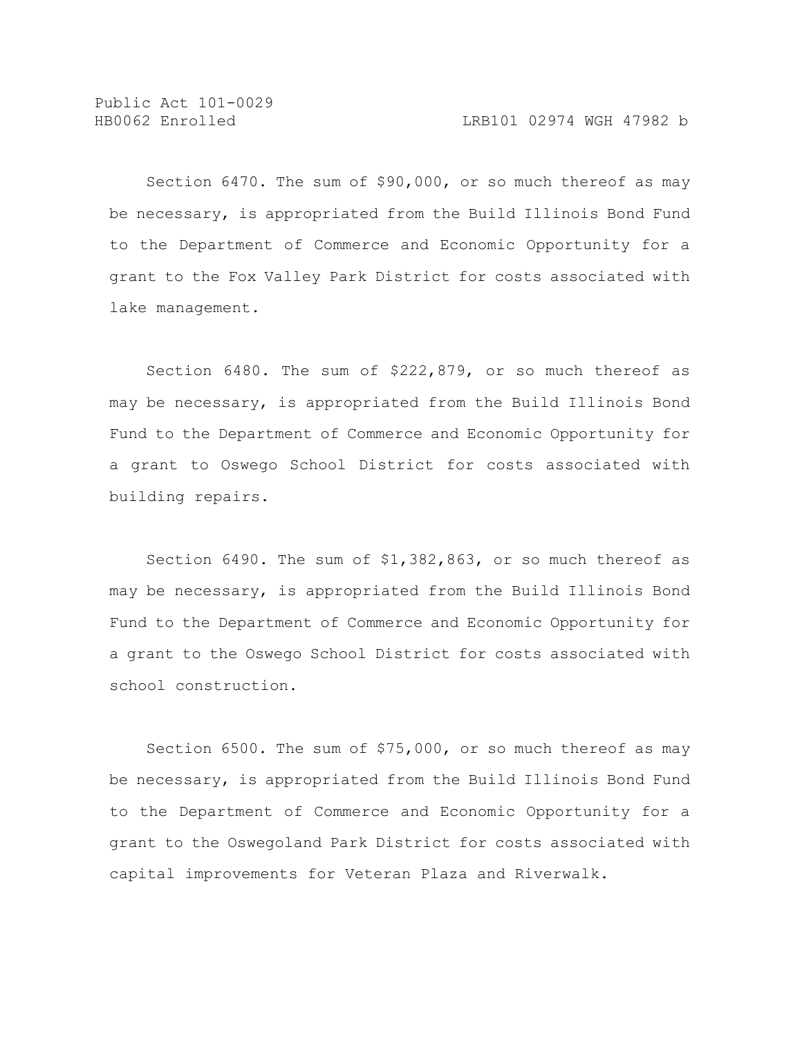Section 6470. The sum of $90,000, or so much thereof as may be necessary, is appropriated from the Build Illinois Bond Fund to the Department of Commerce and Economic Opportunity for a grant to the Fox Valley Park District for costs associated with lake management.

Section 6480. The sum of $222,879, or so much thereof as may be necessary, is appropriated from the Build Illinois Bond Fund to the Department of Commerce and Economic Opportunity for a grant to Oswego School District for costs associated with building repairs.

Section 6490. The sum of $1,382,863, or so much thereof as may be necessary, is appropriated from the Build Illinois Bond Fund to the Department of Commerce and Economic Opportunity for a grant to the Oswego School District for costs associated with school construction.

Section 6500. The sum of $75,000, or so much thereof as may be necessary, is appropriated from the Build Illinois Bond Fund to the Department of Commerce and Economic Opportunity for a grant to the Oswegoland Park District for costs associated with capital improvements for Veteran Plaza and Riverwalk.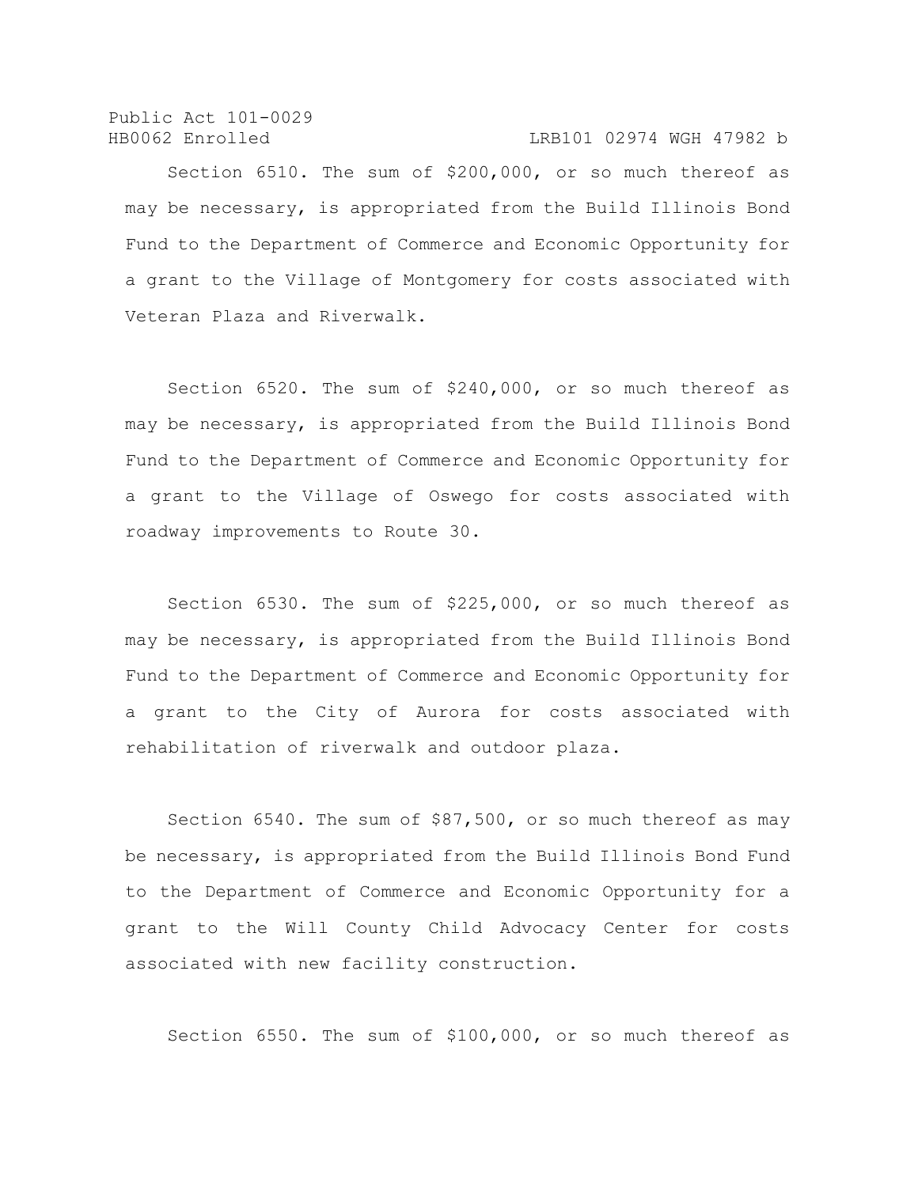Section 6510. The sum of $200,000, or so much thereof as may be necessary, is appropriated from the Build Illinois Bond Fund to the Department of Commerce and Economic Opportunity for a grant to the Village of Montgomery for costs associated with Veteran Plaza and Riverwalk.

Section 6520. The sum of $240,000, or so much thereof as may be necessary, is appropriated from the Build Illinois Bond Fund to the Department of Commerce and Economic Opportunity for a grant to the Village of Oswego for costs associated with roadway improvements to Route 30.

Section 6530. The sum of $225,000, or so much thereof as may be necessary, is appropriated from the Build Illinois Bond Fund to the Department of Commerce and Economic Opportunity for a grant to the City of Aurora for costs associated with rehabilitation of riverwalk and outdoor plaza.

Section 6540. The sum of $87,500, or so much thereof as may be necessary, is appropriated from the Build Illinois Bond Fund to the Department of Commerce and Economic Opportunity for a grant to the Will County Child Advocacy Center for costs associated with new facility construction.

Section 6550. The sum of $100,000, or so much thereof as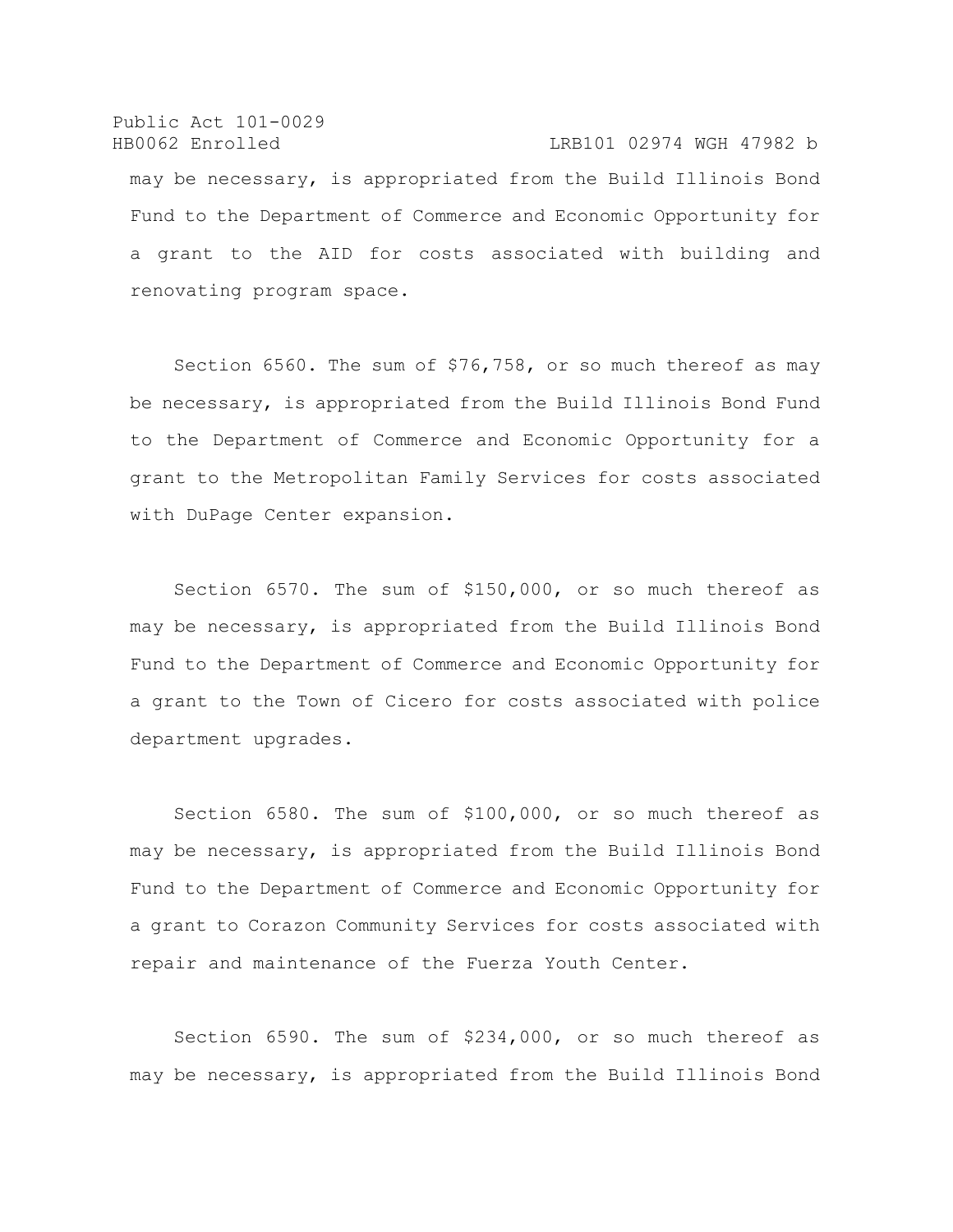may be necessary, is appropriated from the Build Illinois Bond Fund to the Department of Commerce and Economic Opportunity for a grant to the AID for costs associated with building and renovating program space.

Section 6560. The sum of $76,758, or so much thereof as may be necessary, is appropriated from the Build Illinois Bond Fund to the Department of Commerce and Economic Opportunity for a grant to the Metropolitan Family Services for costs associated with DuPage Center expansion.

Section 6570. The sum of $150,000, or so much thereof as may be necessary, is appropriated from the Build Illinois Bond Fund to the Department of Commerce and Economic Opportunity for a grant to the Town of Cicero for costs associated with police department upgrades.

Section 6580. The sum of $100,000, or so much thereof as may be necessary, is appropriated from the Build Illinois Bond Fund to the Department of Commerce and Economic Opportunity for a grant to Corazon Community Services for costs associated with repair and maintenance of the Fuerza Youth Center.

Section 6590. The sum of $234,000, or so much thereof as may be necessary, is appropriated from the Build Illinois Bond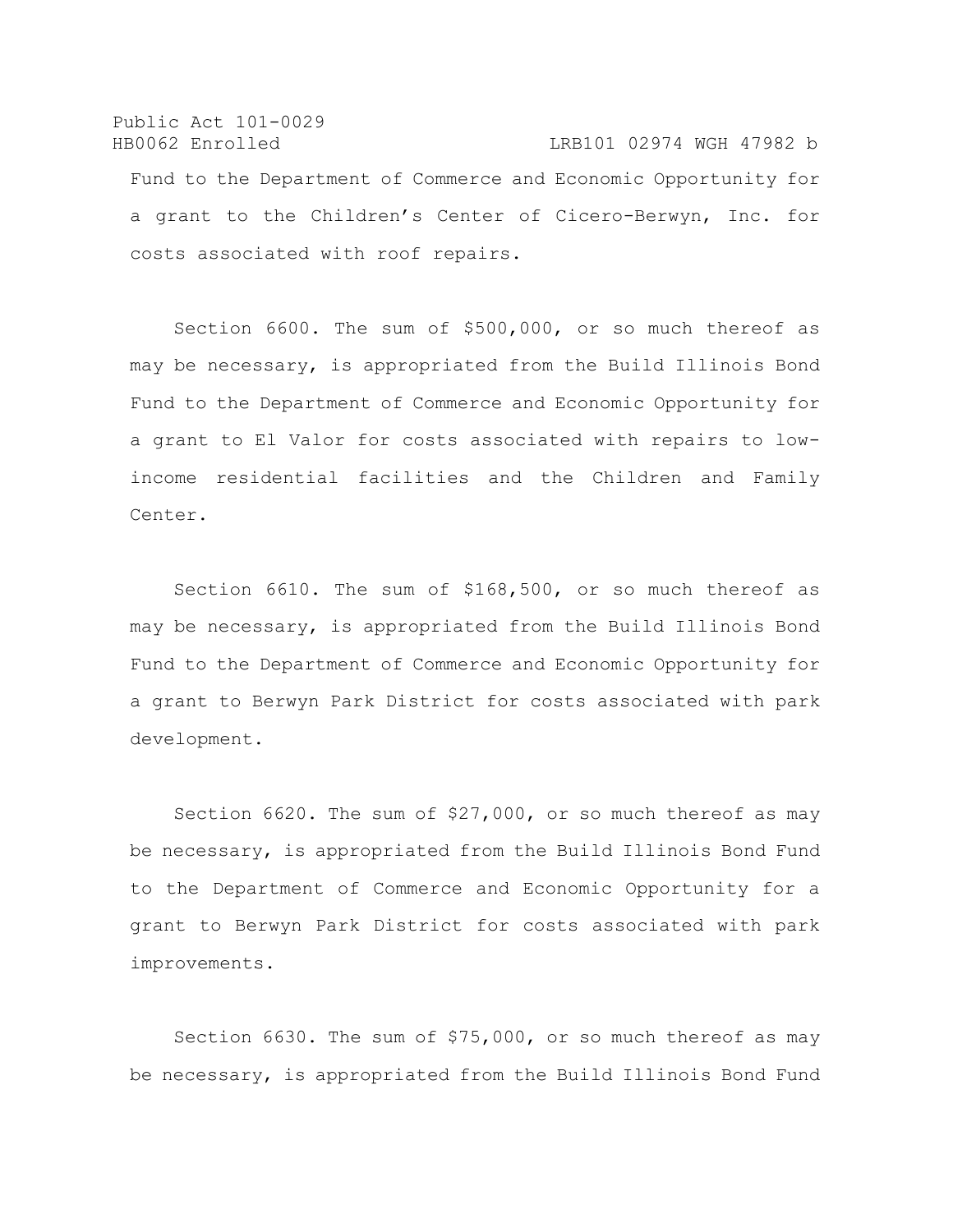Fund to the Department of Commerce and Economic Opportunity for a grant to the Children's Center of Cicero-Berwyn, Inc. for costs associated with roof repairs.

Section 6600. The sum of $500,000, or so much thereof as may be necessary, is appropriated from the Build Illinois Bond Fund to the Department of Commerce and Economic Opportunity for a grant to El Valor for costs associated with repairs to low-income residential facilities and the Children and Family Center.

Section 6610. The sum of $168,500, or so much thereof as may be necessary, is appropriated from the Build Illinois Bond Fund to the Department of Commerce and Economic Opportunity for a grant to Berwyn Park District for costs associated with park development.

Section 6620. The sum of $27,000, or so much thereof as may be necessary, is appropriated from the Build Illinois Bond Fund to the Department of Commerce and Economic Opportunity for a grant to Berwyn Park District for costs associated with park improvements.

Section 6630. The sum of $75,000, or so much thereof as may be necessary, is appropriated from the Build Illinois Bond Fund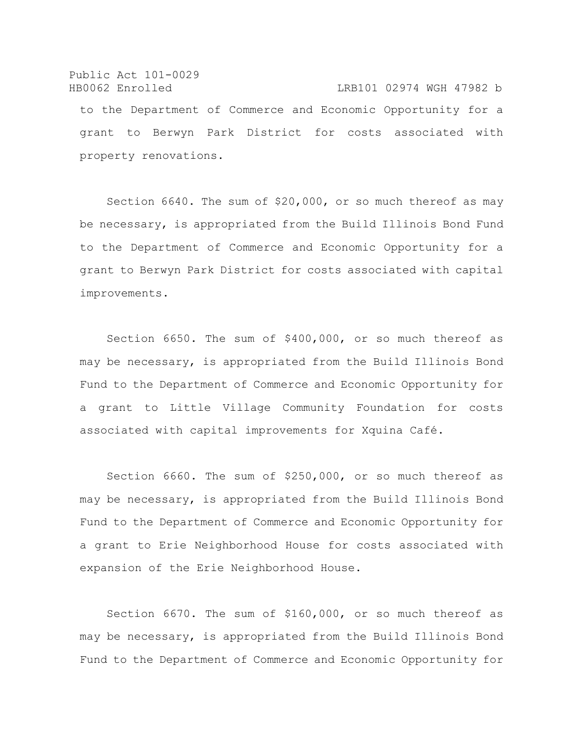to the Department of Commerce and Economic Opportunity for a grant to Berwyn Park District for costs associated with property renovations.

Section 6640. The sum of $20,000, or so much thereof as may be necessary, is appropriated from the Build Illinois Bond Fund to the Department of Commerce and Economic Opportunity for a grant to Berwyn Park District for costs associated with capital improvements.

Section 6650. The sum of $400,000, or so much thereof as may be necessary, is appropriated from the Build Illinois Bond Fund to the Department of Commerce and Economic Opportunity for a grant to Little Village Community Foundation for costs associated with capital improvements for Xquina Café.

Section 6660. The sum of $250,000, or so much thereof as may be necessary, is appropriated from the Build Illinois Bond Fund to the Department of Commerce and Economic Opportunity for a grant to Erie Neighborhood House for costs associated with expansion of the Erie Neighborhood House.

Section 6670. The sum of $160,000, or so much thereof as may be necessary, is appropriated from the Build Illinois Bond Fund to the Department of Commerce and Economic Opportunity for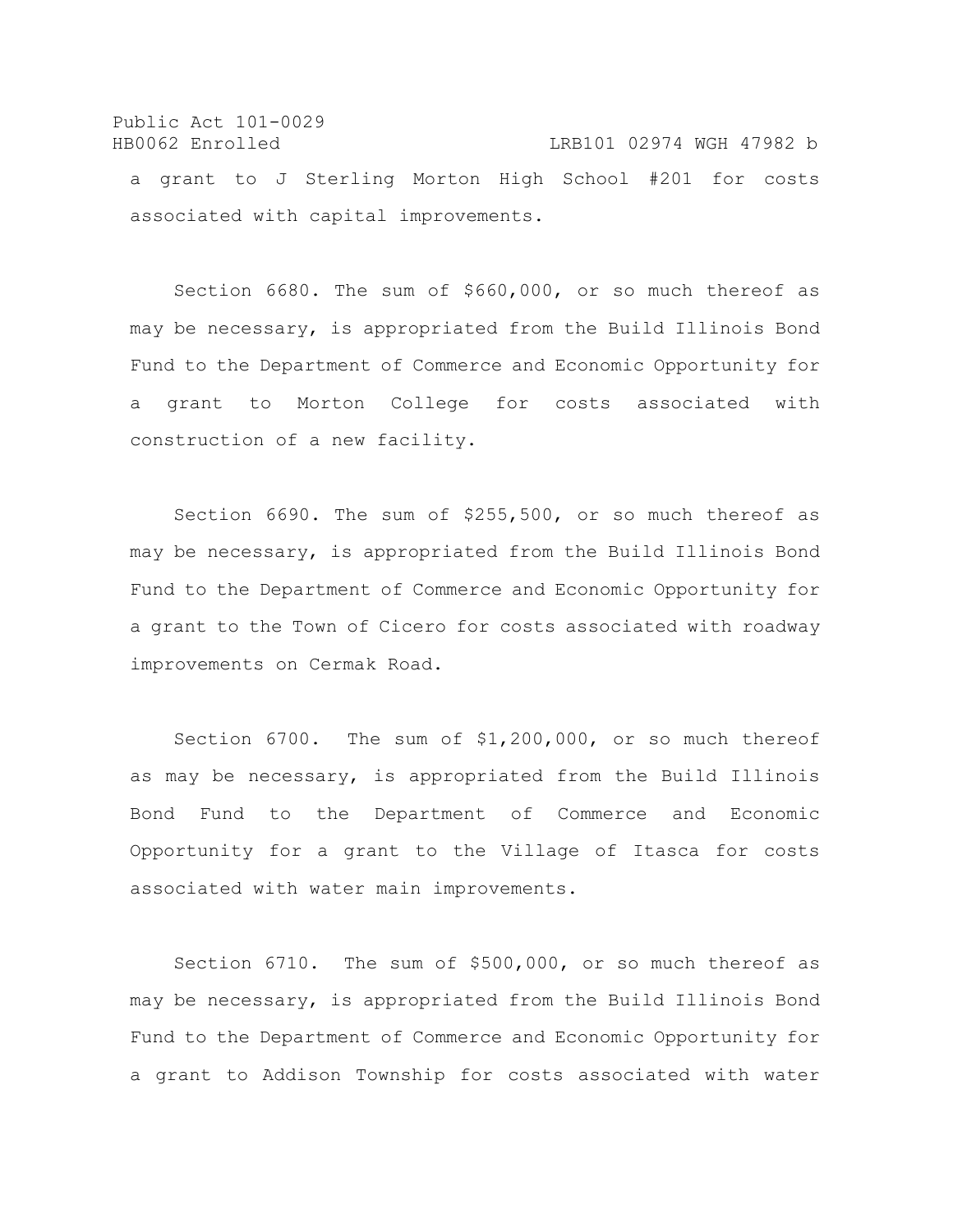a grant to J Sterling Morton High School #201 for costs associated with capital improvements.

Section 6680. The sum of $660,000, or so much thereof as may be necessary, is appropriated from the Build Illinois Bond Fund to the Department of Commerce and Economic Opportunity for a grant to Morton College for costs associated with construction of a new facility.

Section 6690. The sum of $255,500, or so much thereof as may be necessary, is appropriated from the Build Illinois Bond Fund to the Department of Commerce and Economic Opportunity for a grant to the Town of Cicero for costs associated with roadway improvements on Cermak Road.

Section 6700. The sum of $1,200,000, or so much thereof as may be necessary, is appropriated from the Build Illinois Bond Fund to the Department of Commerce and Economic Opportunity for a grant to the Village of Itasca for costs associated with water main improvements.

Section 6710. The sum of $500,000, or so much thereof as may be necessary, is appropriated from the Build Illinois Bond Fund to the Department of Commerce and Economic Opportunity for a grant to Addison Township for costs associated with water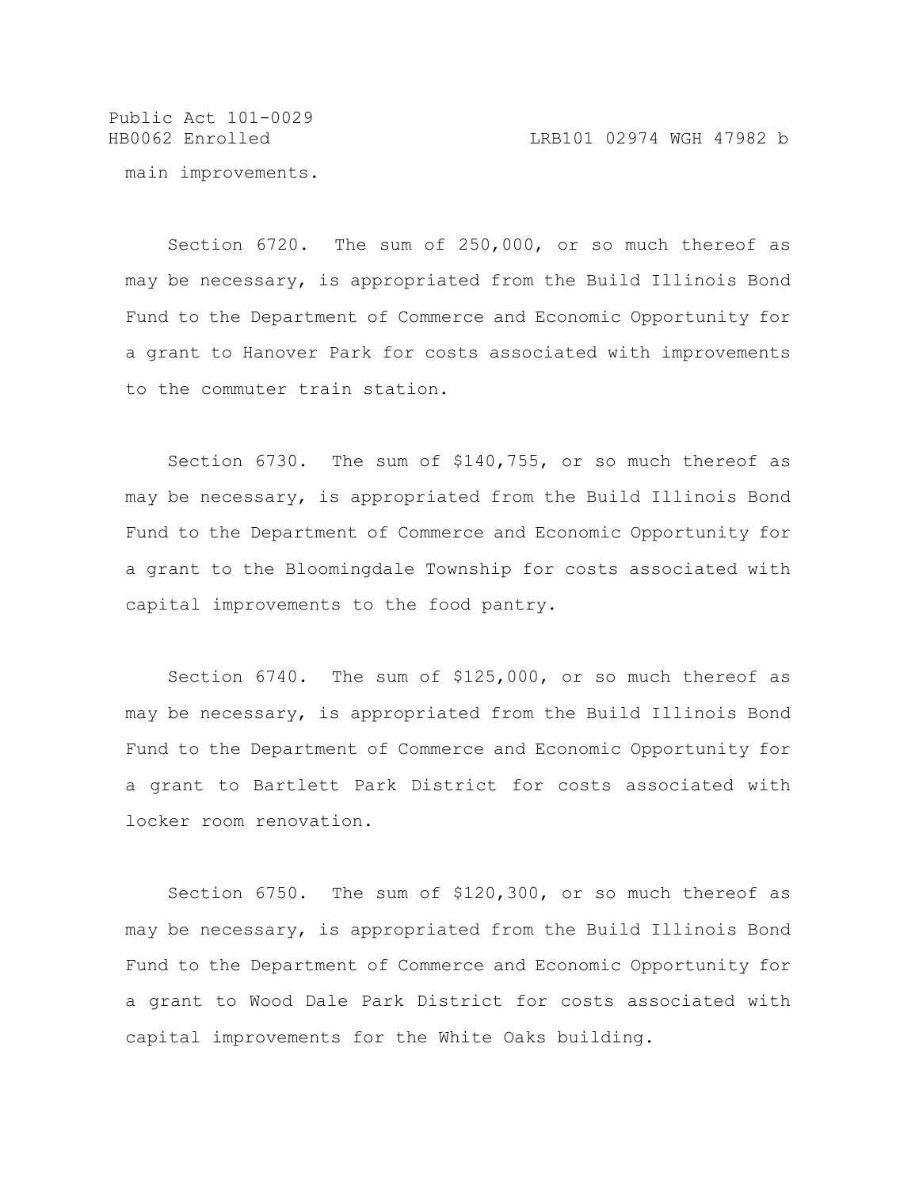main improvements.

Section 6720. The sum of 250,000, or so much thereof as may be necessary, is appropriated from the Build Illinois Bond Fund to the Department of Commerce and Economic Opportunity for a grant to Hanover Park for costs associated with improvements to the commuter train station.

Section 6730. The sum of $140,755, or so much thereof as may be necessary, is appropriated from the Build Illinois Bond Fund to the Department of Commerce and Economic Opportunity for a grant to the Bloomingdale Township for costs associated with capital improvements to the food pantry.

Section 6740. The sum of $125,000, or so much thereof as may be necessary, is appropriated from the Build Illinois Bond Fund to the Department of Commerce and Economic Opportunity for a grant to Bartlett Park District for costs associated with locker room renovation.

Section 6750. The sum of $120,300, or so much thereof as may be necessary, is appropriated from the Build Illinois Bond Fund to the Department of Commerce and Economic Opportunity for a grant to Wood Dale Park District for costs associated with capital improvements for the White Oaks building.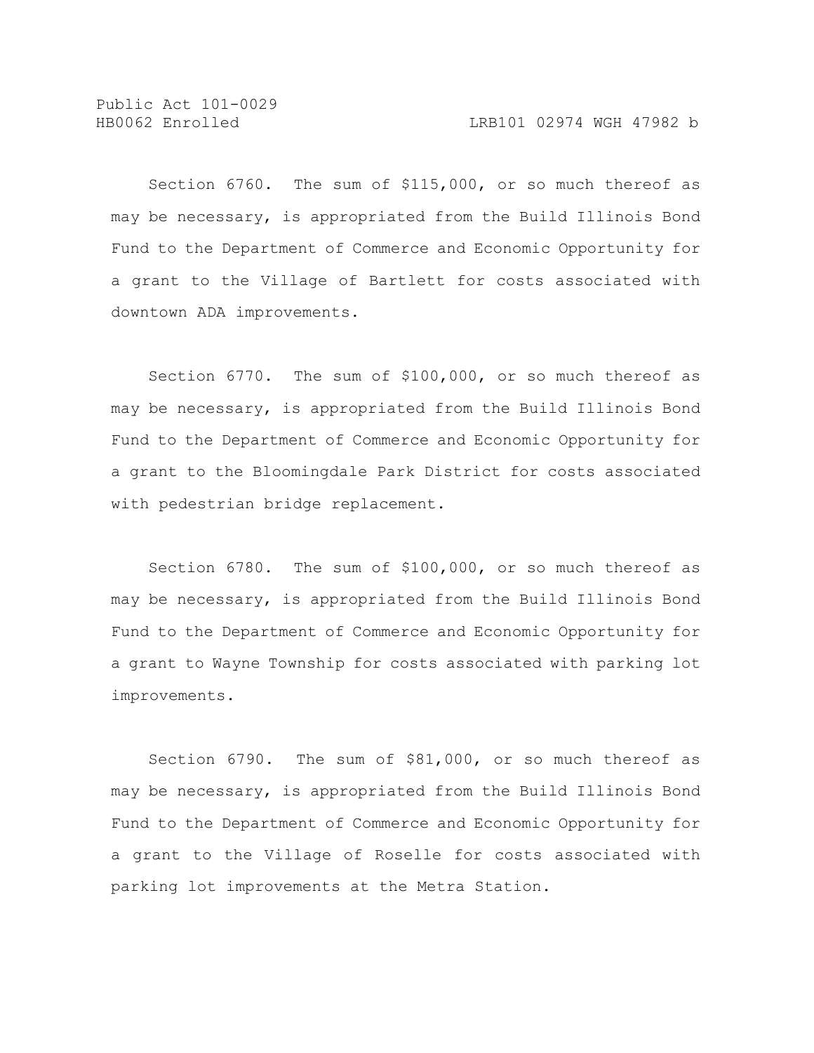Section 6760. The sum of $115,000, or so much thereof as may be necessary, is appropriated from the Build Illinois Bond Fund to the Department of Commerce and Economic Opportunity for a grant to the Village of Bartlett for costs associated with downtown ADA improvements.

Section 6770. The sum of $100,000, or so much thereof as may be necessary, is appropriated from the Build Illinois Bond Fund to the Department of Commerce and Economic Opportunity for a grant to the Bloomingdale Park District for costs associated with pedestrian bridge replacement.

Section 6780. The sum of $100,000, or so much thereof as may be necessary, is appropriated from the Build Illinois Bond Fund to the Department of Commerce and Economic Opportunity for a grant to Wayne Township for costs associated with parking lot improvements.

Section 6790. The sum of $81,000, or so much thereof as may be necessary, is appropriated from the Build Illinois Bond Fund to the Department of Commerce and Economic Opportunity for a grant to the Village of Roselle for costs associated with parking lot improvements at the Metra Station.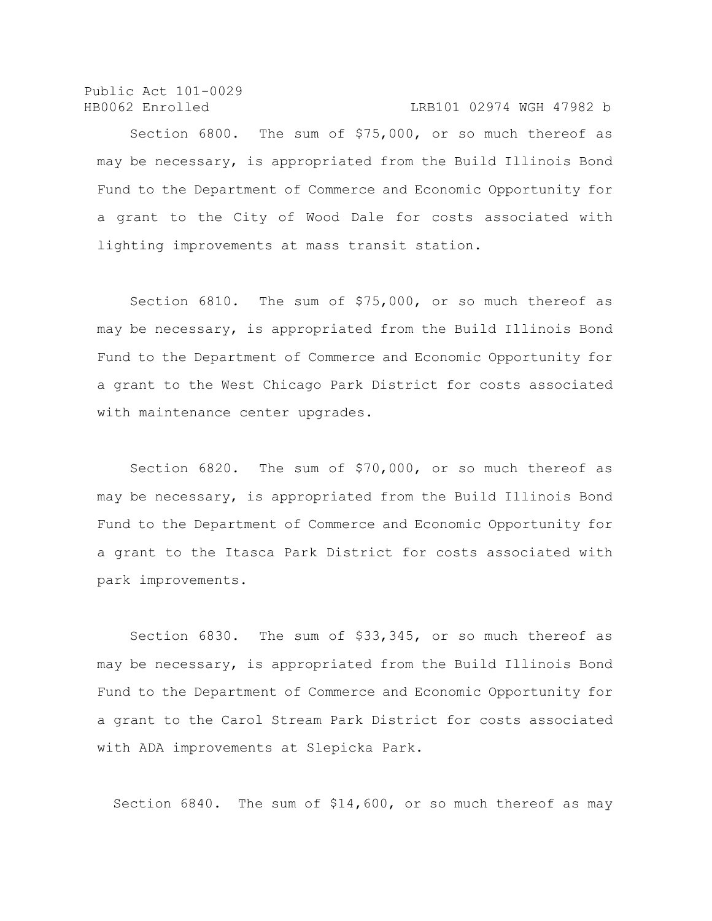Section 6800. The sum of $75,000, or so much thereof as may be necessary, is appropriated from the Build Illinois Bond Fund to the Department of Commerce and Economic Opportunity for a grant to the City of Wood Dale for costs associated with lighting improvements at mass transit station.

Section 6810. The sum of $75,000, or so much thereof as may be necessary, is appropriated from the Build Illinois Bond Fund to the Department of Commerce and Economic Opportunity for a grant to the West Chicago Park District for costs associated with maintenance center upgrades.

Section 6820. The sum of $70,000, or so much thereof as may be necessary, is appropriated from the Build Illinois Bond Fund to the Department of Commerce and Economic Opportunity for a grant to the Itasca Park District for costs associated with park improvements.

Section 6830. The sum of $33,345, or so much thereof as may be necessary, is appropriated from the Build Illinois Bond Fund to the Department of Commerce and Economic Opportunity for a grant to the Carol Stream Park District for costs associated with ADA improvements at Slepicka Park.

Section 6840. The sum of $14,600, or so much thereof as may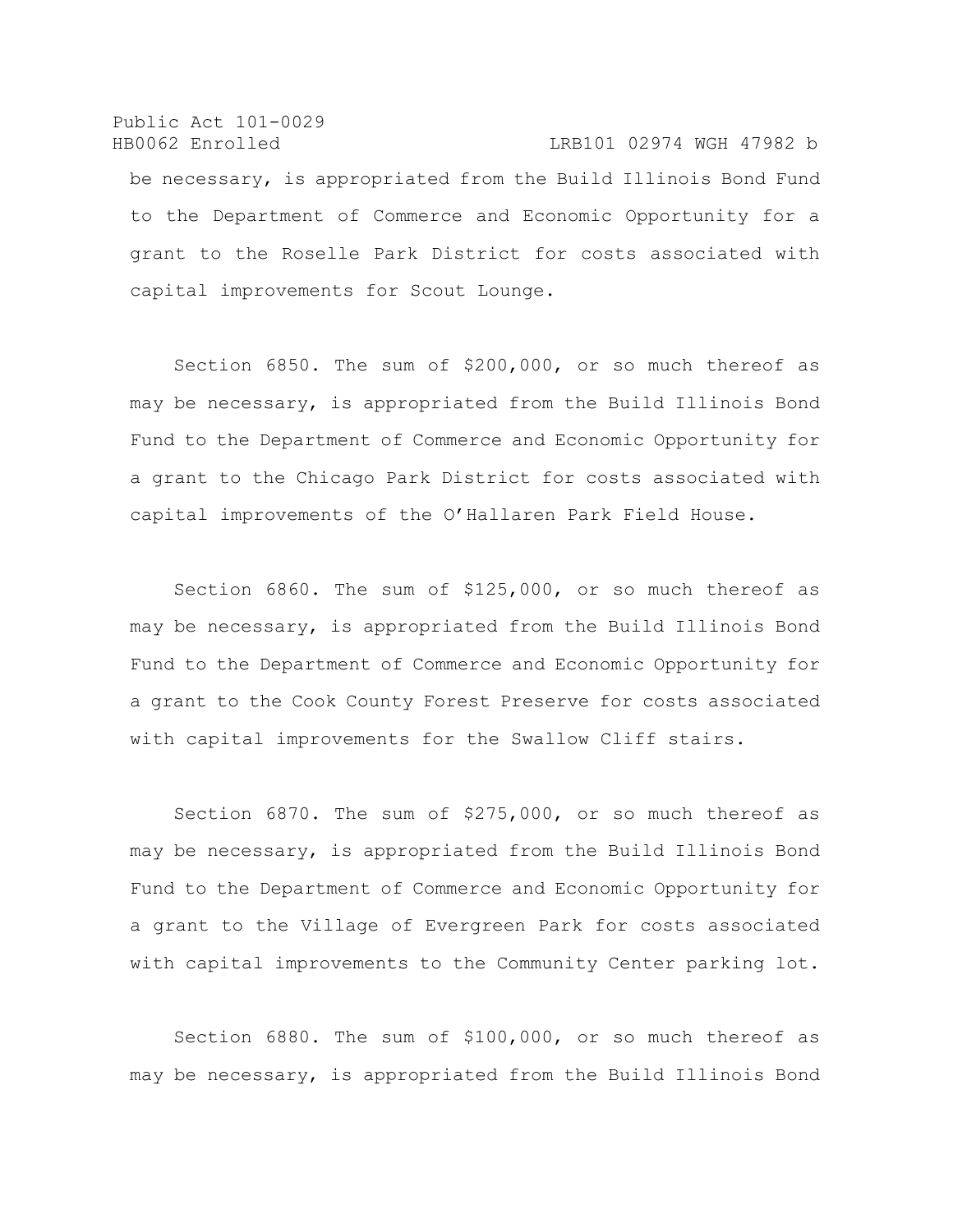be necessary, is appropriated from the Build Illinois Bond Fund to the Department of Commerce and Economic Opportunity for a grant to the Roselle Park District for costs associated with capital improvements for Scout Lounge.

Section 6850. The sum of $200,000, or so much thereof as may be necessary, is appropriated from the Build Illinois Bond Fund to the Department of Commerce and Economic Opportunity for a grant to the Chicago Park District for costs associated with capital improvements of the O'Hallaren Park Field House.

Section 6860. The sum of $125,000, or so much thereof as may be necessary, is appropriated from the Build Illinois Bond Fund to the Department of Commerce and Economic Opportunity for a grant to the Cook County Forest Preserve for costs associated with capital improvements for the Swallow Cliff stairs.

Section 6870. The sum of $275,000, or so much thereof as may be necessary, is appropriated from the Build Illinois Bond Fund to the Department of Commerce and Economic Opportunity for a grant to the Village of Evergreen Park for costs associated with capital improvements to the Community Center parking lot.

Section 6880. The sum of $100,000, or so much thereof as may be necessary, is appropriated from the Build Illinois Bond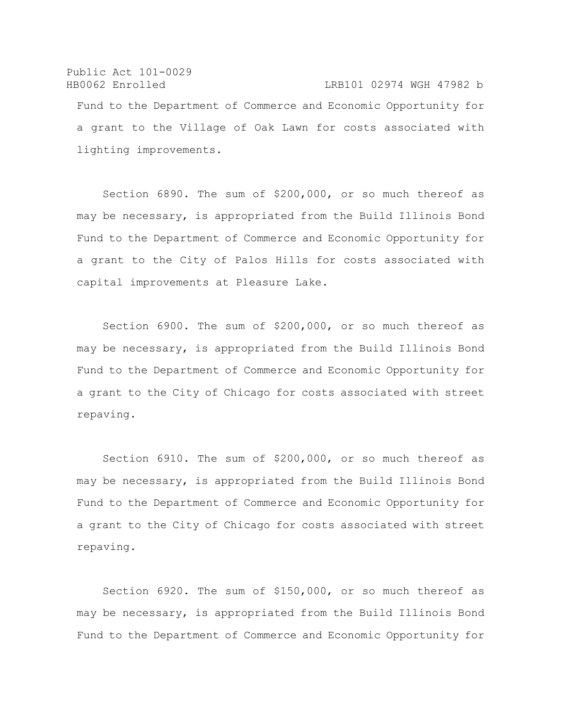Fund to the Department of Commerce and Economic Opportunity for a grant to the Village of Oak Lawn for costs associated with lighting improvements.

Section 6890. The sum of $200,000, or so much thereof as may be necessary, is appropriated from the Build Illinois Bond Fund to the Department of Commerce and Economic Opportunity for a grant to the City of Palos Hills for costs associated with capital improvements at Pleasure Lake.

Section 6900. The sum of $200,000, or so much thereof as may be necessary, is appropriated from the Build Illinois Bond Fund to the Department of Commerce and Economic Opportunity for a grant to the City of Chicago for costs associated with street repaving.

Section 6910. The sum of $200,000, or so much thereof as may be necessary, is appropriated from the Build Illinois Bond Fund to the Department of Commerce and Economic Opportunity for a grant to the City of Chicago for costs associated with street repaving.

Section 6920. The sum of $150,000, or so much thereof as may be necessary, is appropriated from the Build Illinois Bond Fund to the Department of Commerce and Economic Opportunity for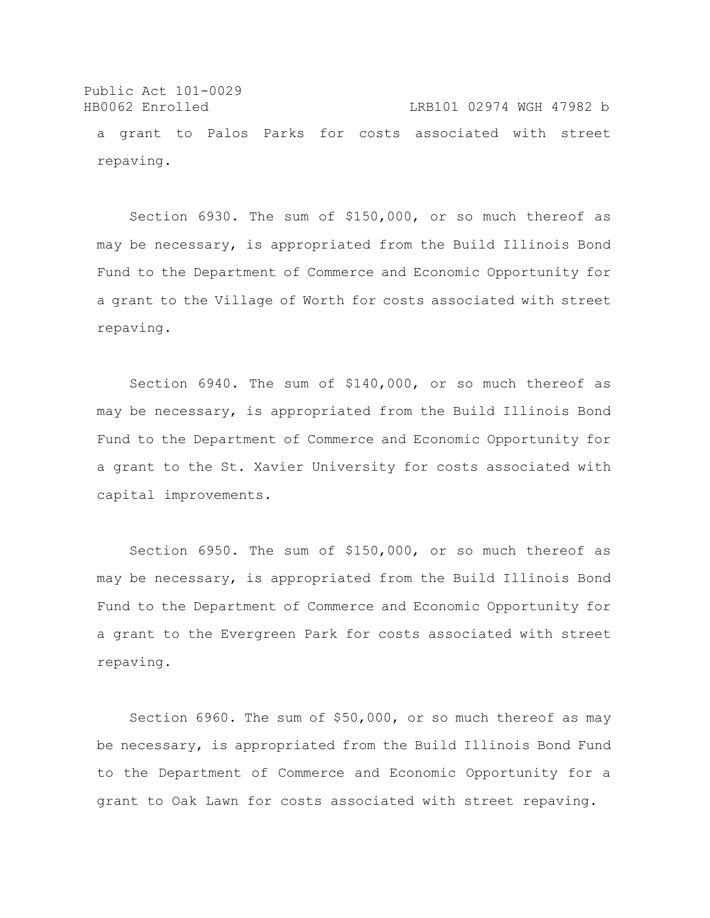a grant to Palos Parks for costs associated with street repaving.

Section 6930. The sum of $150,000, or so much thereof as may be necessary, is appropriated from the Build Illinois Bond Fund to the Department of Commerce and Economic Opportunity for a grant to the Village of Worth for costs associated with street repaving.

Section 6940. The sum of $140,000, or so much thereof as may be necessary, is appropriated from the Build Illinois Bond Fund to the Department of Commerce and Economic Opportunity for a grant to the St. Xavier University for costs associated with capital improvements.

Section 6950. The sum of $150,000, or so much thereof as may be necessary, is appropriated from the Build Illinois Bond Fund to the Department of Commerce and Economic Opportunity for a grant to the Evergreen Park for costs associated with street repaving.

Section 6960. The sum of $50,000, or so much thereof as may be necessary, is appropriated from the Build Illinois Bond Fund to the Department of Commerce and Economic Opportunity for a grant to Oak Lawn for costs associated with street repaving.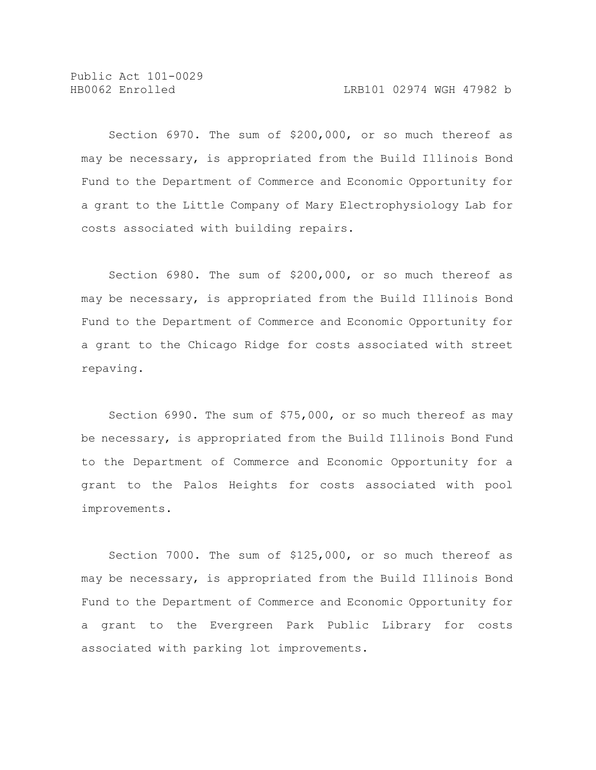Section 6970. The sum of $200,000, or so much thereof as may be necessary, is appropriated from the Build Illinois Bond Fund to the Department of Commerce and Economic Opportunity for a grant to the Little Company of Mary Electrophysiology Lab for costs associated with building repairs.

Section 6980. The sum of $200,000, or so much thereof as may be necessary, is appropriated from the Build Illinois Bond Fund to the Department of Commerce and Economic Opportunity for a grant to the Chicago Ridge for costs associated with street repaving.

Section 6990. The sum of $75,000, or so much thereof as may be necessary, is appropriated from the Build Illinois Bond Fund to the Department of Commerce and Economic Opportunity for a grant to the Palos Heights for costs associated with pool improvements.

Section 7000. The sum of $125,000, or so much thereof as may be necessary, is appropriated from the Build Illinois Bond Fund to the Department of Commerce and Economic Opportunity for a grant to the Evergreen Park Public Library for costs associated with parking lot improvements.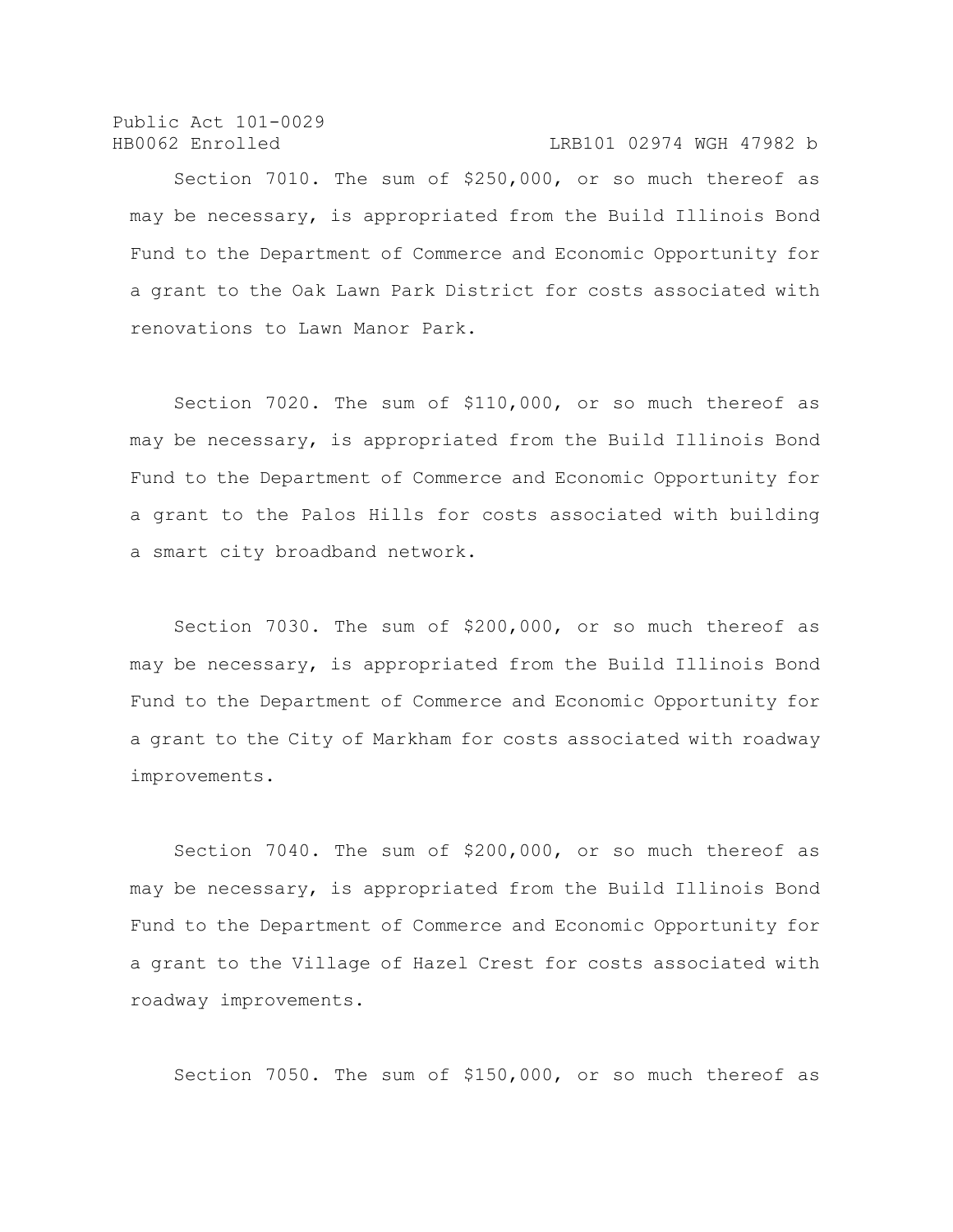Section 7010. The sum of $250,000, or so much thereof as may be necessary, is appropriated from the Build Illinois Bond Fund to the Department of Commerce and Economic Opportunity for a grant to the Oak Lawn Park District for costs associated with renovations to Lawn Manor Park.

Section 7020. The sum of $110,000, or so much thereof as may be necessary, is appropriated from the Build Illinois Bond Fund to the Department of Commerce and Economic Opportunity for a grant to the Palos Hills for costs associated with building a smart city broadband network.

Section 7030. The sum of $200,000, or so much thereof as may be necessary, is appropriated from the Build Illinois Bond Fund to the Department of Commerce and Economic Opportunity for a grant to the City of Markham for costs associated with roadway improvements.

Section 7040. The sum of $200,000, or so much thereof as may be necessary, is appropriated from the Build Illinois Bond Fund to the Department of Commerce and Economic Opportunity for a grant to the Village of Hazel Crest for costs associated with roadway improvements.

Section 7050. The sum of $150,000, or so much thereof as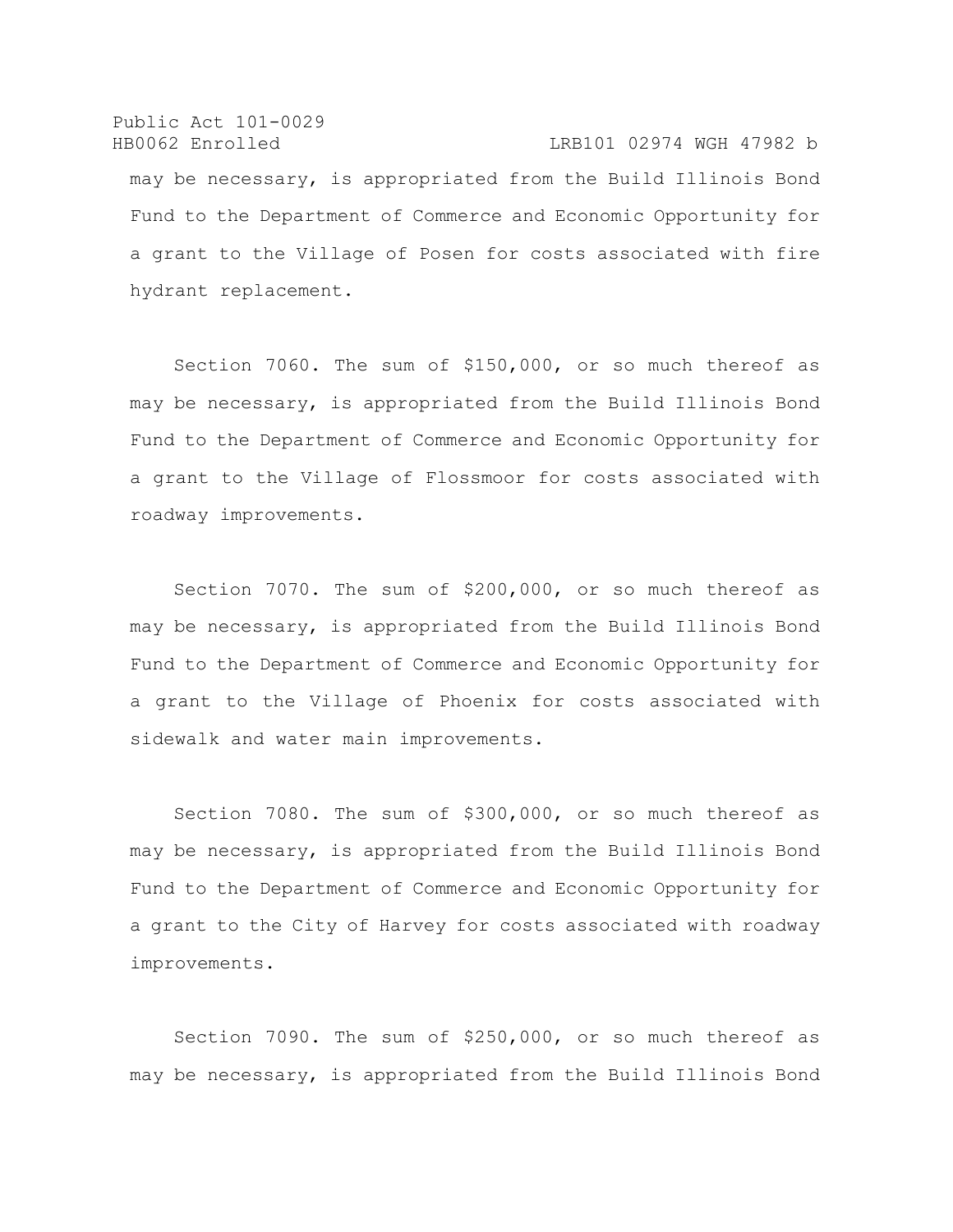may be necessary, is appropriated from the Build Illinois Bond Fund to the Department of Commerce and Economic Opportunity for a grant to the Village of Posen for costs associated with fire hydrant replacement.

Section 7060. The sum of $150,000, or so much thereof as may be necessary, is appropriated from the Build Illinois Bond Fund to the Department of Commerce and Economic Opportunity for a grant to the Village of Flossmoor for costs associated with roadway improvements.

Section 7070. The sum of $200,000, or so much thereof as may be necessary, is appropriated from the Build Illinois Bond Fund to the Department of Commerce and Economic Opportunity for a grant to the Village of Phoenix for costs associated with sidewalk and water main improvements.

Section 7080. The sum of $300,000, or so much thereof as may be necessary, is appropriated from the Build Illinois Bond Fund to the Department of Commerce and Economic Opportunity for a grant to the City of Harvey for costs associated with roadway improvements.

Section 7090. The sum of $250,000, or so much thereof as may be necessary, is appropriated from the Build Illinois Bond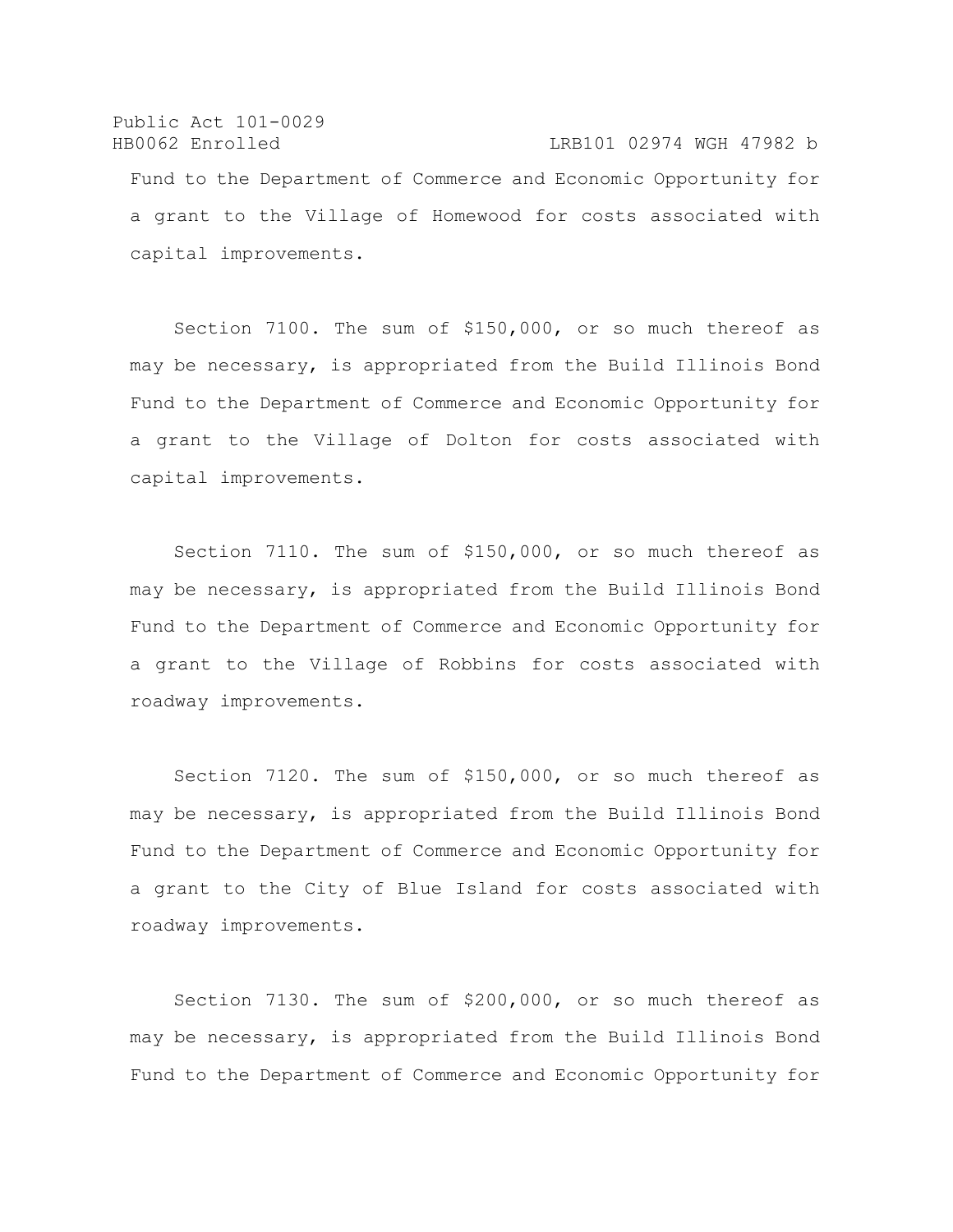Fund to the Department of Commerce and Economic Opportunity for a grant to the Village of Homewood for costs associated with capital improvements.

Section 7100. The sum of $150,000, or so much thereof as may be necessary, is appropriated from the Build Illinois Bond Fund to the Department of Commerce and Economic Opportunity for a grant to the Village of Dolton for costs associated with capital improvements.

Section 7110. The sum of $150,000, or so much thereof as may be necessary, is appropriated from the Build Illinois Bond Fund to the Department of Commerce and Economic Opportunity for a grant to the Village of Robbins for costs associated with roadway improvements.

Section 7120. The sum of $150,000, or so much thereof as may be necessary, is appropriated from the Build Illinois Bond Fund to the Department of Commerce and Economic Opportunity for a grant to the City of Blue Island for costs associated with roadway improvements.

Section 7130. The sum of $200,000, or so much thereof as may be necessary, is appropriated from the Build Illinois Bond Fund to the Department of Commerce and Economic Opportunity for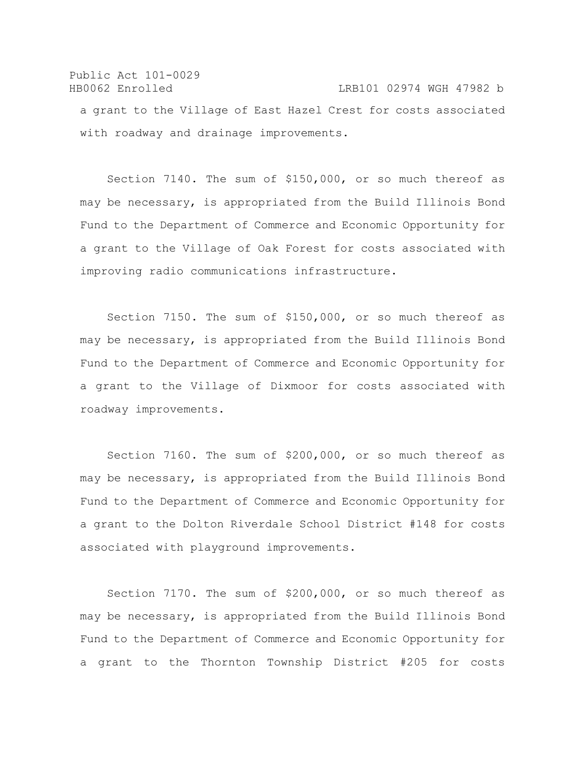a grant to the Village of East Hazel Crest for costs associated with roadway and drainage improvements.

Section 7140. The sum of $150,000, or so much thereof as may be necessary, is appropriated from the Build Illinois Bond Fund to the Department of Commerce and Economic Opportunity for a grant to the Village of Oak Forest for costs associated with improving radio communications infrastructure.

Section 7150. The sum of $150,000, or so much thereof as may be necessary, is appropriated from the Build Illinois Bond Fund to the Department of Commerce and Economic Opportunity for a grant to the Village of Dixmoor for costs associated with roadway improvements.

Section 7160. The sum of $200,000, or so much thereof as may be necessary, is appropriated from the Build Illinois Bond Fund to the Department of Commerce and Economic Opportunity for a grant to the Dolton Riverdale School District #148 for costs associated with playground improvements.

Section 7170. The sum of $200,000, or so much thereof as may be necessary, is appropriated from the Build Illinois Bond Fund to the Department of Commerce and Economic Opportunity for a grant to the Thornton Township District #205 for costs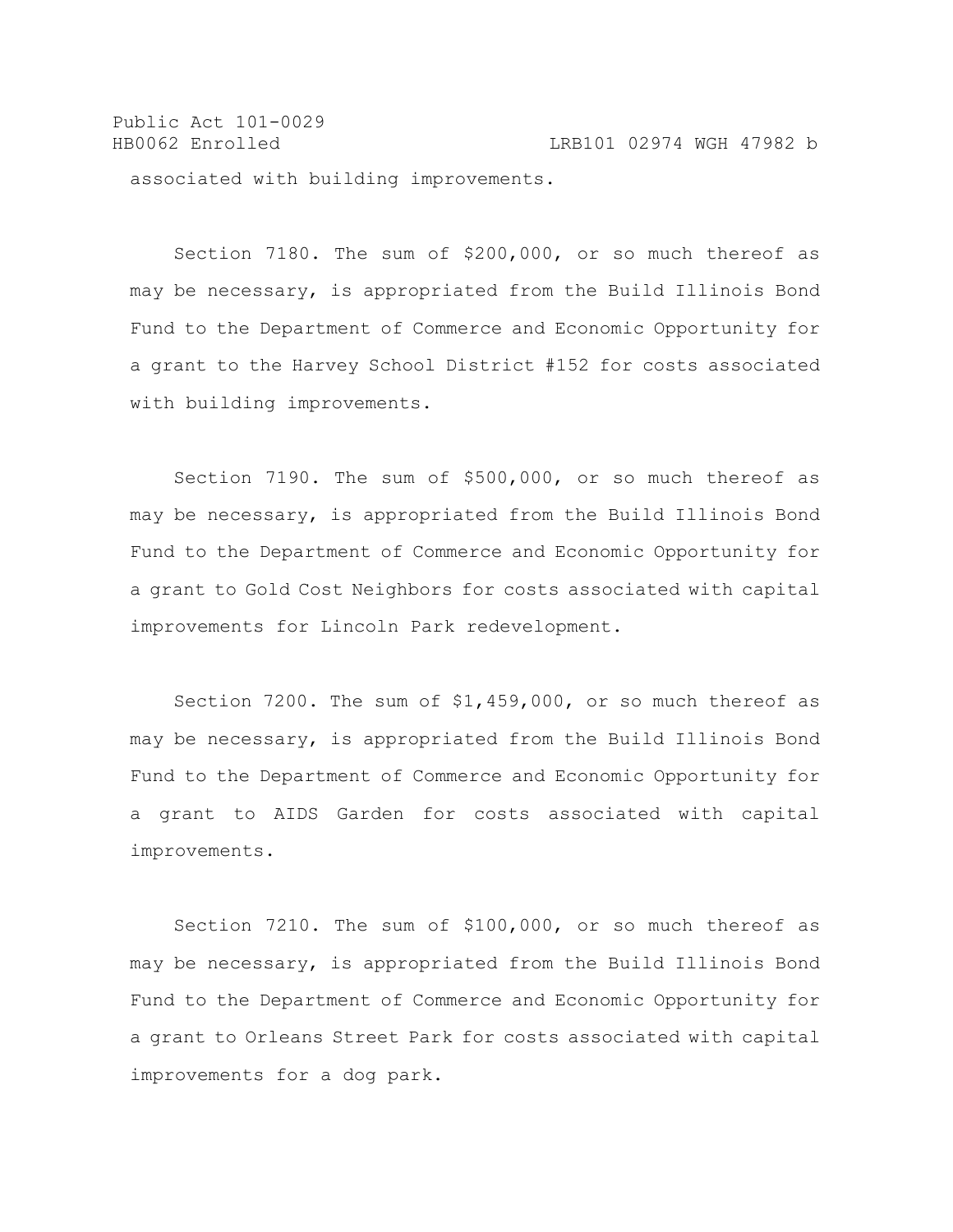associated with building improvements.

Section 7180. The sum of $200,000, or so much thereof as may be necessary, is appropriated from the Build Illinois Bond Fund to the Department of Commerce and Economic Opportunity for a grant to the Harvey School District #152 for costs associated with building improvements.

Section 7190. The sum of $500,000, or so much thereof as may be necessary, is appropriated from the Build Illinois Bond Fund to the Department of Commerce and Economic Opportunity for a grant to Gold Cost Neighbors for costs associated with capital improvements for Lincoln Park redevelopment.

Section 7200. The sum of $1,459,000, or so much thereof as may be necessary, is appropriated from the Build Illinois Bond Fund to the Department of Commerce and Economic Opportunity for a grant to AIDS Garden for costs associated with capital improvements.

Section 7210. The sum of $100,000, or so much thereof as may be necessary, is appropriated from the Build Illinois Bond Fund to the Department of Commerce and Economic Opportunity for a grant to Orleans Street Park for costs associated with capital improvements for a dog park.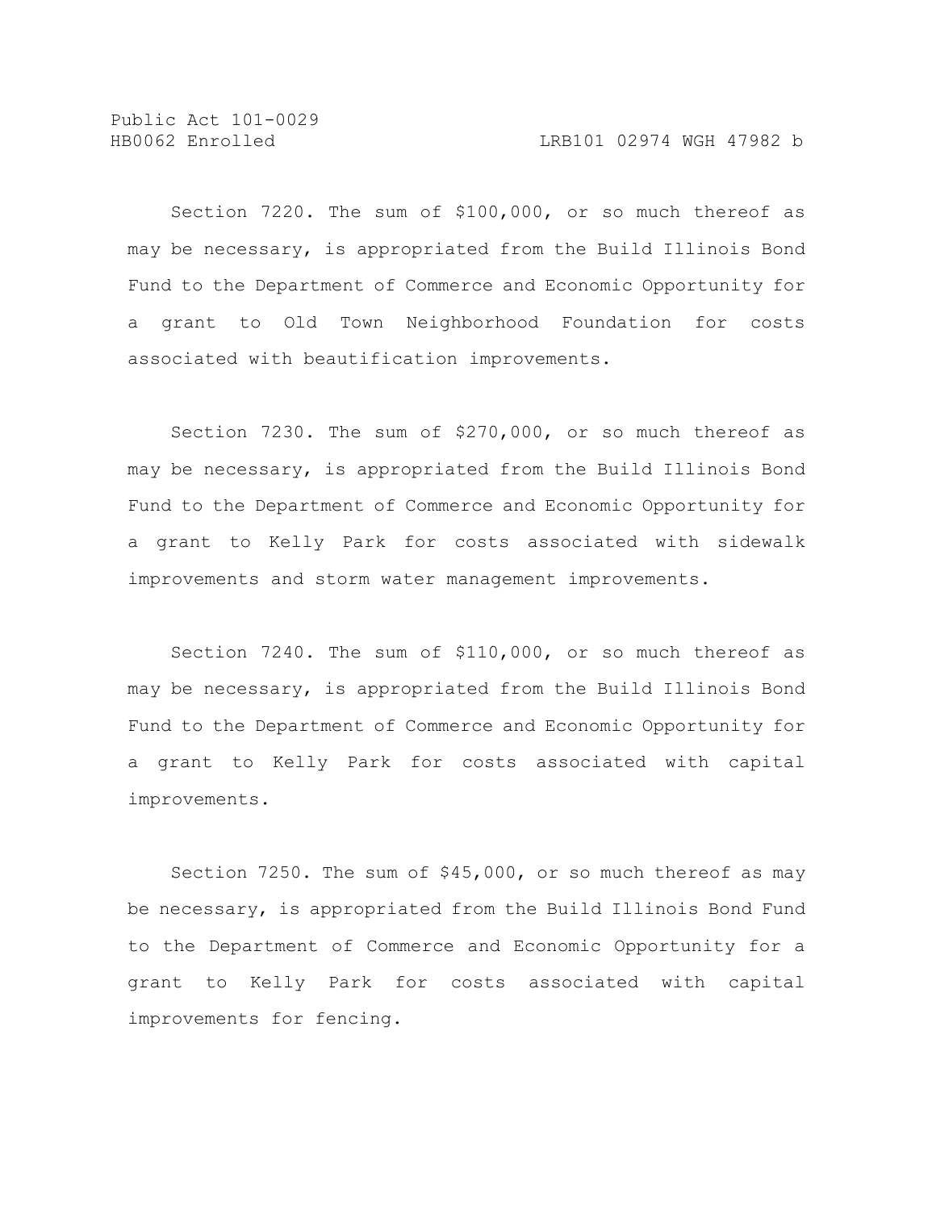Section 7220. The sum of $100,000, or so much thereof as may be necessary, is appropriated from the Build Illinois Bond Fund to the Department of Commerce and Economic Opportunity for a grant to Old Town Neighborhood Foundation for costs associated with beautification improvements.

Section 7230. The sum of $270,000, or so much thereof as may be necessary, is appropriated from the Build Illinois Bond Fund to the Department of Commerce and Economic Opportunity for a grant to Kelly Park for costs associated with sidewalk improvements and storm water management improvements.

Section 7240. The sum of $110,000, or so much thereof as may be necessary, is appropriated from the Build Illinois Bond Fund to the Department of Commerce and Economic Opportunity for a grant to Kelly Park for costs associated with capital improvements.

Section 7250. The sum of $45,000, or so much thereof as may be necessary, is appropriated from the Build Illinois Bond Fund to the Department of Commerce and Economic Opportunity for a grant to Kelly Park for costs associated with capital improvements for fencing.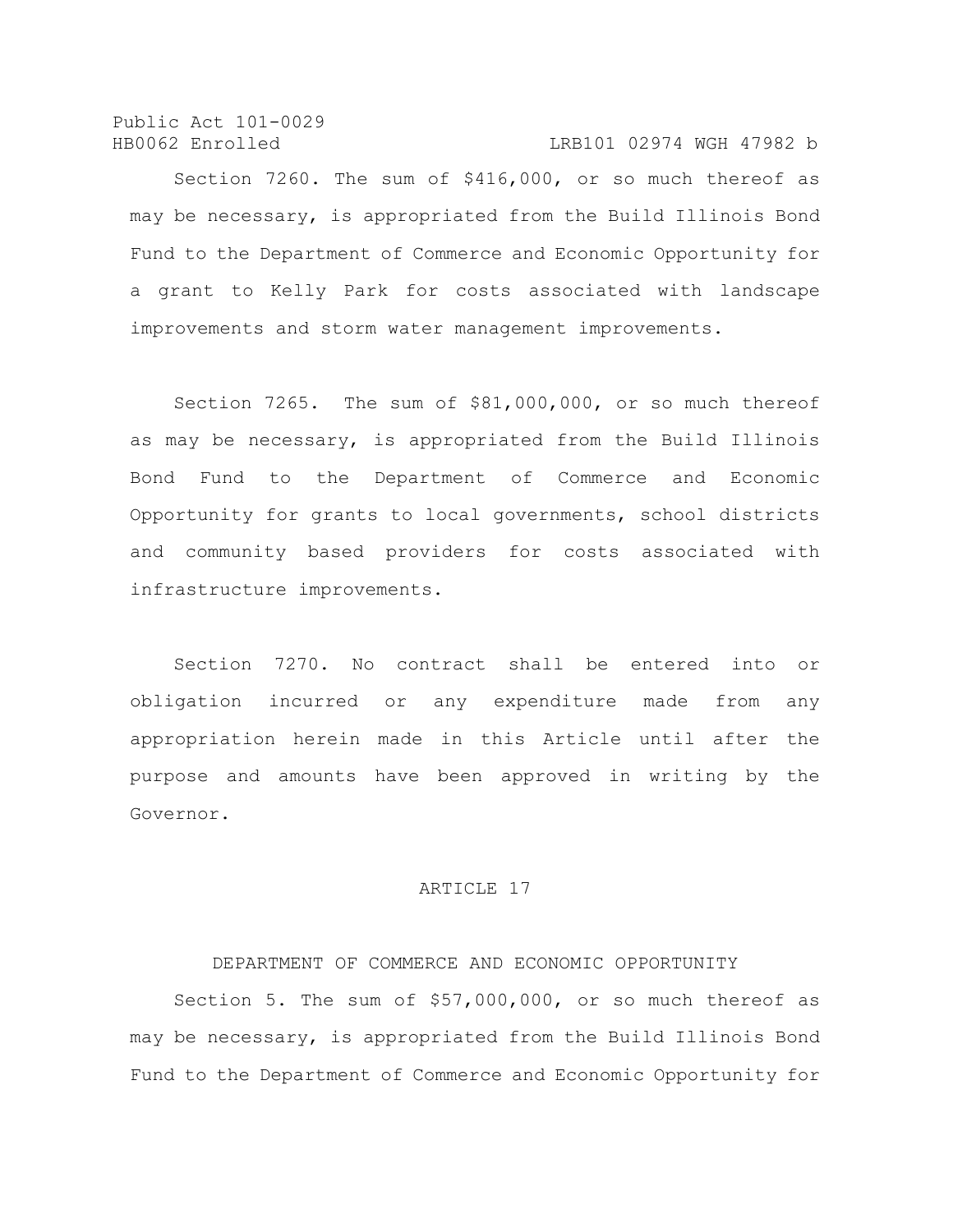Section 7260. The sum of $416,000, or so much thereof as may be necessary, is appropriated from the Build Illinois Bond Fund to the Department of Commerce and Economic Opportunity for a grant to Kelly Park for costs associated with landscape improvements and storm water management improvements.

Section 7265. The sum of $81,000,000, or so much thereof as may be necessary, is appropriated from the Build Illinois Bond Fund to the Department of Commerce and Economic Opportunity for grants to local governments, school districts and community based providers for costs associated with infrastructure improvements.

Section 7270. No contract shall be entered into or obligation incurred or any expenditure made from any appropriation herein made in this Article until after the purpose and amounts have been approved in writing by the Governor.

## ARTICLE 17

### DEPARTMENT OF COMMERCE AND ECONOMIC OPPORTUNITY

Section 5. The sum of $57,000,000, or so much thereof as may be necessary, is appropriated from the Build Illinois Bond Fund to the Department of Commerce and Economic Opportunity for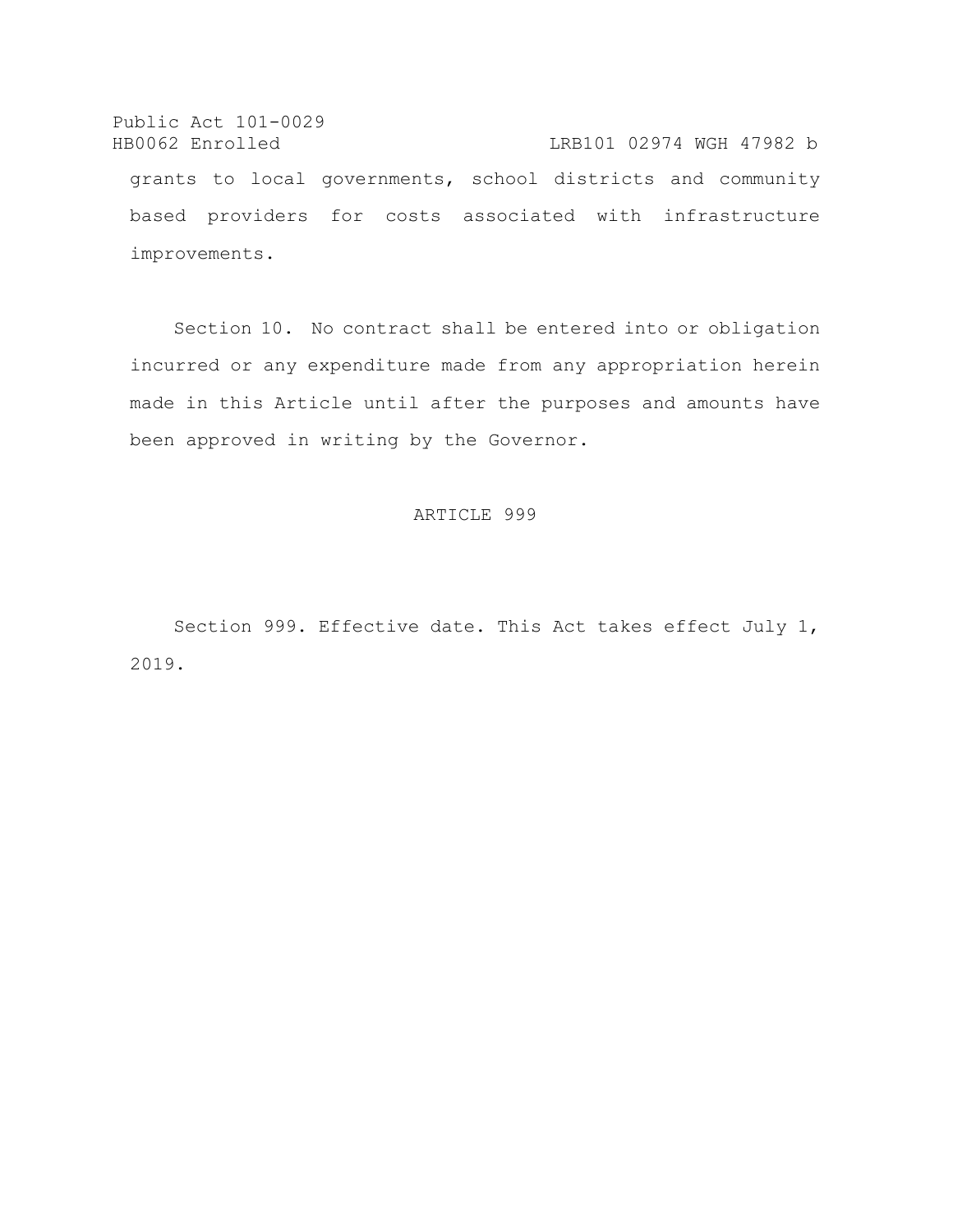grants to local governments, school districts and community based providers for costs associated with infrastructure improvements.

Section 10. No contract shall be entered into or obligation incurred or any expenditure made from any appropriation herein made in this Article until after the purposes and amounts have been approved in writing by the Governor.

ARTICLE 999

Section 999. Effective date. This Act takes effect July 1, 2019.